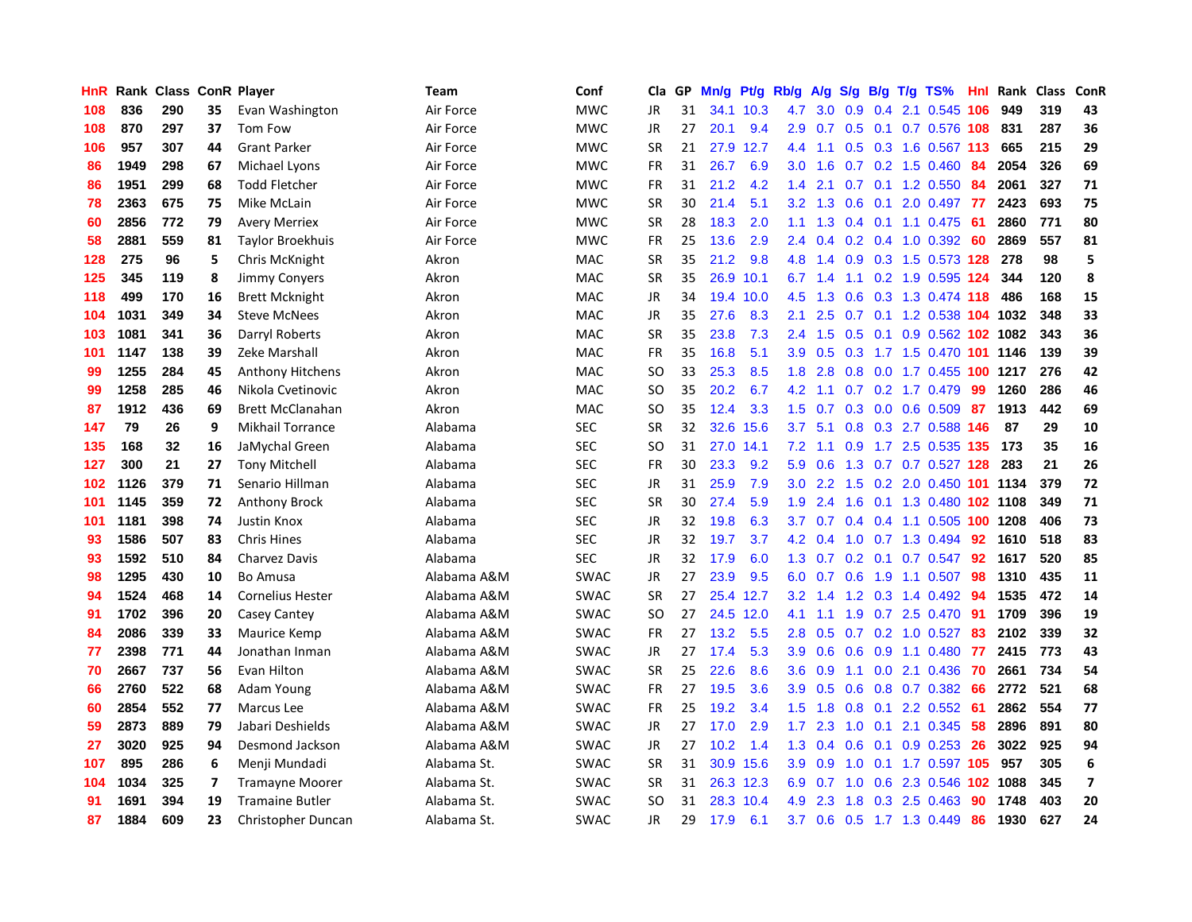| HnR | Rank | Class | ConR | Player | Team | Conf | Cla | GP | Mn/g | Pt/g | Rb/g | A/g | S/g | B/g | T/g | TS% | Hnl | Rank | Class | ConR |
|---|---|---|---|---|---|---|---|---|---|---|---|---|---|---|---|---|---|---|---|---|
| 108 | 836 | 290 | 35 | Evan Washington | Air Force | MWC | JR | 31 | 34.1 | 10.3 | 4.7 | 3.0 | 0.9 | 0.4 | 2.1 | 0.545 | 106 | 949 | 319 | 43 |
| 108 | 870 | 297 | 37 | Tom Fow | Air Force | MWC | JR | 27 | 20.1 | 9.4 | 2.9 | 0.7 | 0.5 | 0.1 | 0.7 | 0.576 | 108 | 831 | 287 | 36 |
| 106 | 957 | 307 | 44 | Grant Parker | Air Force | MWC | SR | 21 | 27.9 | 12.7 | 4.4 | 1.1 | 0.5 | 0.3 | 1.6 | 0.567 | 113 | 665 | 215 | 29 |
| 86 | 1949 | 298 | 67 | Michael Lyons | Air Force | MWC | FR | 31 | 26.7 | 6.9 | 3.0 | 1.6 | 0.7 | 0.2 | 1.5 | 0.460 | 84 | 2054 | 326 | 69 |
| 86 | 1951 | 299 | 68 | Todd Fletcher | Air Force | MWC | FR | 31 | 21.2 | 4.2 | 1.4 | 2.1 | 0.7 | 0.1 | 1.2 | 0.550 | 84 | 2061 | 327 | 71 |
| 78 | 2363 | 675 | 75 | Mike McLain | Air Force | MWC | SR | 30 | 21.4 | 5.1 | 3.2 | 1.3 | 0.6 | 0.1 | 2.0 | 0.497 | 77 | 2423 | 693 | 75 |
| 60 | 2856 | 772 | 79 | Avery Merriex | Air Force | MWC | SR | 28 | 18.3 | 2.0 | 1.1 | 1.3 | 0.4 | 0.1 | 1.1 | 0.475 | 61 | 2860 | 771 | 80 |
| 58 | 2881 | 559 | 81 | Taylor Broekhuis | Air Force | MWC | FR | 25 | 13.6 | 2.9 | 2.4 | 0.4 | 0.2 | 0.4 | 1.0 | 0.392 | 60 | 2869 | 557 | 81 |
| 128 | 275 | 96 | 5 | Chris McKnight | Akron | MAC | SR | 35 | 21.2 | 9.8 | 4.8 | 1.4 | 0.9 | 0.3 | 1.5 | 0.573 | 128 | 278 | 98 | 5 |
| 125 | 345 | 119 | 8 | Jimmy Conyers | Akron | MAC | SR | 35 | 26.9 | 10.1 | 6.7 | 1.4 | 1.1 | 0.2 | 1.9 | 0.595 | 124 | 344 | 120 | 8 |
| 118 | 499 | 170 | 16 | Brett Mcknight | Akron | MAC | JR | 34 | 19.4 | 10.0 | 4.5 | 1.3 | 0.6 | 0.3 | 1.3 | 0.474 | 118 | 486 | 168 | 15 |
| 104 | 1031 | 349 | 34 | Steve McNees | Akron | MAC | JR | 35 | 27.6 | 8.3 | 2.1 | 2.5 | 0.7 | 0.1 | 1.2 | 0.538 | 104 | 1032 | 348 | 33 |
| 103 | 1081 | 341 | 36 | Darryl Roberts | Akron | MAC | SR | 35 | 23.8 | 7.3 | 2.4 | 1.5 | 0.5 | 0.1 | 0.9 | 0.562 | 102 | 1082 | 343 | 36 |
| 101 | 1147 | 138 | 39 | Zeke Marshall | Akron | MAC | FR | 35 | 16.8 | 5.1 | 3.9 | 0.5 | 0.3 | 1.7 | 1.5 | 0.470 | 101 | 1146 | 139 | 39 |
| 99 | 1255 | 284 | 45 | Anthony Hitchens | Akron | MAC | SO | 33 | 25.3 | 8.5 | 1.8 | 2.8 | 0.8 | 0.0 | 1.7 | 0.455 | 100 | 1217 | 276 | 42 |
| 99 | 1258 | 285 | 46 | Nikola Cvetinovic | Akron | MAC | SO | 35 | 20.2 | 6.7 | 4.2 | 1.1 | 0.7 | 0.2 | 1.7 | 0.479 | 99 | 1260 | 286 | 46 |
| 87 | 1912 | 436 | 69 | Brett McClanahan | Akron | MAC | SO | 35 | 12.4 | 3.3 | 1.5 | 0.7 | 0.3 | 0.0 | 0.6 | 0.509 | 87 | 1913 | 442 | 69 |
| 147 | 79 | 26 | 9 | Mikhail Torrance | Alabama | SEC | SR | 32 | 32.6 | 15.6 | 3.7 | 5.1 | 0.8 | 0.3 | 2.7 | 0.588 | 146 | 87 | 29 | 10 |
| 135 | 168 | 32 | 16 | JaMychal Green | Alabama | SEC | SO | 31 | 27.0 | 14.1 | 7.2 | 1.1 | 0.9 | 1.7 | 2.5 | 0.535 | 135 | 173 | 35 | 16 |
| 127 | 300 | 21 | 27 | Tony Mitchell | Alabama | SEC | FR | 30 | 23.3 | 9.2 | 5.9 | 0.6 | 1.3 | 0.7 | 0.7 | 0.527 | 128 | 283 | 21 | 26 |
| 102 | 1126 | 379 | 71 | Senario Hillman | Alabama | SEC | JR | 31 | 25.9 | 7.9 | 3.0 | 2.2 | 1.5 | 0.2 | 2.0 | 0.450 | 101 | 1134 | 379 | 72 |
| 101 | 1145 | 359 | 72 | Anthony Brock | Alabama | SEC | SR | 30 | 27.4 | 5.9 | 1.9 | 2.4 | 1.6 | 0.1 | 1.3 | 0.480 | 102 | 1108 | 349 | 71 |
| 101 | 1181 | 398 | 74 | Justin Knox | Alabama | SEC | JR | 32 | 19.8 | 6.3 | 3.7 | 0.7 | 0.4 | 0.4 | 1.1 | 0.505 | 100 | 1208 | 406 | 73 |
| 93 | 1586 | 507 | 83 | Chris Hines | Alabama | SEC | JR | 32 | 19.7 | 3.7 | 4.2 | 0.4 | 1.0 | 0.7 | 1.3 | 0.494 | 92 | 1610 | 518 | 83 |
| 93 | 1592 | 510 | 84 | Charvez Davis | Alabama | SEC | JR | 32 | 17.9 | 6.0 | 1.3 | 0.7 | 0.2 | 0.1 | 0.7 | 0.547 | 92 | 1617 | 520 | 85 |
| 98 | 1295 | 430 | 10 | Bo Amusa | Alabama A&M | SWAC | JR | 27 | 23.9 | 9.5 | 6.0 | 0.7 | 0.6 | 1.9 | 1.1 | 0.507 | 98 | 1310 | 435 | 11 |
| 94 | 1524 | 468 | 14 | Cornelius Hester | Alabama A&M | SWAC | SR | 27 | 25.4 | 12.7 | 3.2 | 1.4 | 1.2 | 0.3 | 1.4 | 0.492 | 94 | 1535 | 472 | 14 |
| 91 | 1702 | 396 | 20 | Casey Cantey | Alabama A&M | SWAC | SO | 27 | 24.5 | 12.0 | 4.1 | 1.1 | 1.9 | 0.7 | 2.5 | 0.470 | 91 | 1709 | 396 | 19 |
| 84 | 2086 | 339 | 33 | Maurice Kemp | Alabama A&M | SWAC | FR | 27 | 13.2 | 5.5 | 2.8 | 0.5 | 0.7 | 0.2 | 1.0 | 0.527 | 83 | 2102 | 339 | 32 |
| 77 | 2398 | 771 | 44 | Jonathan Inman | Alabama A&M | SWAC | JR | 27 | 17.4 | 5.3 | 3.9 | 0.6 | 0.6 | 0.9 | 1.1 | 0.480 | 77 | 2415 | 773 | 43 |
| 70 | 2667 | 737 | 56 | Evan Hilton | Alabama A&M | SWAC | SR | 25 | 22.6 | 8.6 | 3.6 | 0.9 | 1.1 | 0.0 | 2.1 | 0.436 | 70 | 2661 | 734 | 54 |
| 66 | 2760 | 522 | 68 | Adam Young | Alabama A&M | SWAC | FR | 27 | 19.5 | 3.6 | 3.9 | 0.5 | 0.6 | 0.8 | 0.7 | 0.382 | 66 | 2772 | 521 | 68 |
| 60 | 2854 | 552 | 77 | Marcus Lee | Alabama A&M | SWAC | FR | 25 | 19.2 | 3.4 | 1.5 | 1.8 | 0.8 | 0.1 | 2.2 | 0.552 | 61 | 2862 | 554 | 77 |
| 59 | 2873 | 889 | 79 | Jabari Deshields | Alabama A&M | SWAC | JR | 27 | 17.0 | 2.9 | 1.7 | 2.3 | 1.0 | 0.1 | 2.1 | 0.345 | 58 | 2896 | 891 | 80 |
| 27 | 3020 | 925 | 94 | Desmond Jackson | Alabama A&M | SWAC | JR | 27 | 10.2 | 1.4 | 1.3 | 0.4 | 0.6 | 0.1 | 0.9 | 0.253 | 26 | 3022 | 925 | 94 |
| 107 | 895 | 286 | 6 | Menji Mundadi | Alabama St. | SWAC | SR | 31 | 30.9 | 15.6 | 3.9 | 0.9 | 1.0 | 0.1 | 1.7 | 0.597 | 105 | 957 | 305 | 6 |
| 104 | 1034 | 325 | 7 | Tramayne Moorer | Alabama St. | SWAC | SR | 31 | 26.3 | 12.3 | 6.9 | 0.7 | 1.0 | 0.6 | 2.3 | 0.546 | 102 | 1088 | 345 | 7 |
| 91 | 1691 | 394 | 19 | Tramaine Butler | Alabama St. | SWAC | SO | 31 | 28.3 | 10.4 | 4.9 | 2.3 | 1.8 | 0.3 | 2.5 | 0.463 | 90 | 1748 | 403 | 20 |
| 87 | 1884 | 609 | 23 | Christopher Duncan | Alabama St. | SWAC | JR | 29 | 17.9 | 6.1 | 3.7 | 0.6 | 0.5 | 1.7 | 1.3 | 0.449 | 86 | 1930 | 627 | 24 |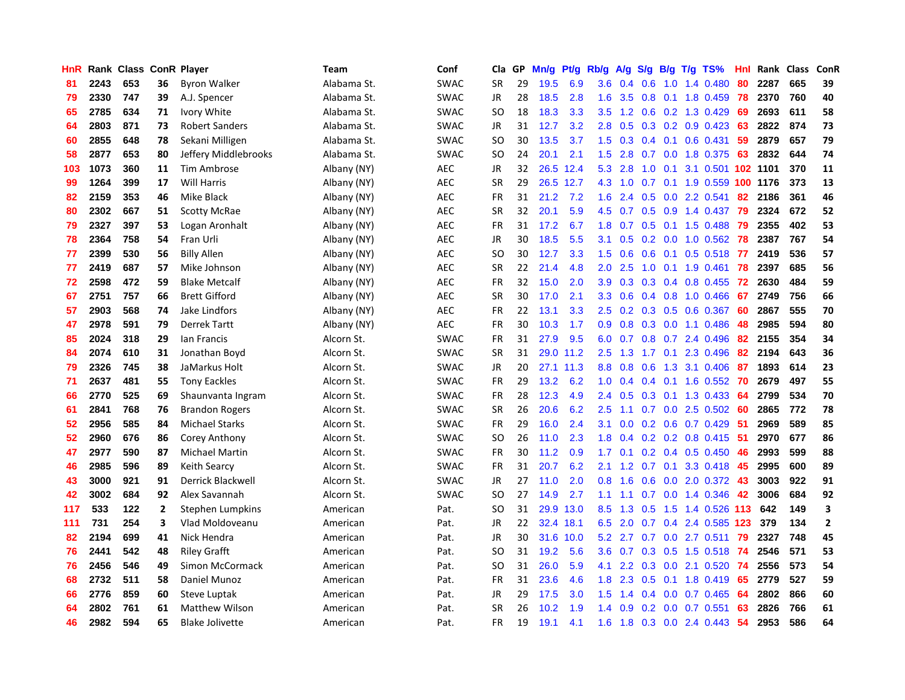| HnR | Rank | Class | ConR | Player | Team | Conf | Cla | GP | Mn/g | Pt/g | Rb/g | A/g | S/g | B/g | T/g | TS% | HnI | Rank | Class | ConR |
|---|---|---|---|---|---|---|---|---|---|---|---|---|---|---|---|---|---|---|---|---|
| 81 | 2243 | 653 | 36 | Byron Walker | Alabama St. | SWAC | SR | 29 | 19.5 | 6.9 | 3.6 | 0.4 | 0.6 | 1.0 | 1.4 | 0.480 | 80 | 2287 | 665 | 39 |
| 79 | 2330 | 747 | 39 | A.J. Spencer | Alabama St. | SWAC | JR | 28 | 18.5 | 2.8 | 1.6 | 3.5 | 0.8 | 0.1 | 1.8 | 0.459 | 78 | 2370 | 760 | 40 |
| 65 | 2785 | 634 | 71 | Ivory White | Alabama St. | SWAC | SO | 18 | 18.3 | 3.3 | 3.5 | 1.2 | 0.6 | 0.2 | 1.3 | 0.429 | 69 | 2693 | 611 | 58 |
| 64 | 2803 | 871 | 73 | Robert Sanders | Alabama St. | SWAC | JR | 31 | 12.7 | 3.2 | 2.8 | 0.5 | 0.3 | 0.2 | 0.9 | 0.423 | 63 | 2822 | 874 | 73 |
| 60 | 2855 | 648 | 78 | Sekani Milligen | Alabama St. | SWAC | SO | 30 | 13.5 | 3.7 | 1.5 | 0.3 | 0.4 | 0.1 | 0.6 | 0.431 | 59 | 2879 | 657 | 79 |
| 58 | 2877 | 653 | 80 | Jeffery Middlebrooks | Alabama St. | SWAC | SO | 24 | 20.1 | 2.1 | 1.5 | 2.8 | 0.7 | 0.0 | 1.8 | 0.375 | 63 | 2832 | 644 | 74 |
| 103 | 1073 | 360 | 11 | Tim Ambrose | Albany (NY) | AEC | JR | 32 | 26.5 | 12.4 | 5.3 | 2.8 | 1.0 | 0.1 | 3.1 | 0.501 | 102 | 1101 | 370 | 11 |
| 99 | 1264 | 399 | 17 | Will Harris | Albany (NY) | AEC | SR | 29 | 26.5 | 12.7 | 4.3 | 1.0 | 0.7 | 0.1 | 1.9 | 0.559 | 100 | 1176 | 373 | 13 |
| 82 | 2159 | 353 | 46 | Mike Black | Albany (NY) | AEC | FR | 31 | 21.2 | 7.2 | 1.6 | 2.4 | 0.5 | 0.0 | 2.2 | 0.541 | 82 | 2186 | 361 | 46 |
| 80 | 2302 | 667 | 51 | Scotty McRae | Albany (NY) | AEC | SR | 32 | 20.1 | 5.9 | 4.5 | 0.7 | 0.5 | 0.9 | 1.4 | 0.437 | 79 | 2324 | 672 | 52 |
| 79 | 2327 | 397 | 53 | Logan Aronhalt | Albany (NY) | AEC | FR | 31 | 17.2 | 6.7 | 1.8 | 0.7 | 0.5 | 0.1 | 1.5 | 0.488 | 79 | 2355 | 402 | 53 |
| 78 | 2364 | 758 | 54 | Fran Urli | Albany (NY) | AEC | JR | 30 | 18.5 | 5.5 | 3.1 | 0.5 | 0.2 | 0.0 | 1.0 | 0.562 | 78 | 2387 | 767 | 54 |
| 77 | 2399 | 530 | 56 | Billy Allen | Albany (NY) | AEC | SO | 30 | 12.7 | 3.3 | 1.5 | 0.6 | 0.6 | 0.1 | 0.5 | 0.518 | 77 | 2419 | 536 | 57 |
| 77 | 2419 | 687 | 57 | Mike Johnson | Albany (NY) | AEC | SR | 22 | 21.4 | 4.8 | 2.0 | 2.5 | 1.0 | 0.1 | 1.9 | 0.461 | 78 | 2397 | 685 | 56 |
| 72 | 2598 | 472 | 59 | Blake Metcalf | Albany (NY) | AEC | FR | 32 | 15.0 | 2.0 | 3.9 | 0.3 | 0.3 | 0.4 | 0.8 | 0.455 | 72 | 2630 | 484 | 59 |
| 67 | 2751 | 757 | 66 | Brett Gifford | Albany (NY) | AEC | SR | 30 | 17.0 | 2.1 | 3.3 | 0.6 | 0.4 | 0.8 | 1.0 | 0.466 | 67 | 2749 | 756 | 66 |
| 57 | 2903 | 568 | 74 | Jake Lindfors | Albany (NY) | AEC | FR | 22 | 13.1 | 3.3 | 2.5 | 0.2 | 0.3 | 0.5 | 0.6 | 0.367 | 60 | 2867 | 555 | 70 |
| 47 | 2978 | 591 | 79 | Derrek Tartt | Albany (NY) | AEC | FR | 30 | 10.3 | 1.7 | 0.9 | 0.8 | 0.3 | 0.0 | 1.1 | 0.486 | 48 | 2985 | 594 | 80 |
| 85 | 2024 | 318 | 29 | Ian Francis | Alcorn St. | SWAC | FR | 31 | 27.9 | 9.5 | 6.0 | 0.7 | 0.8 | 0.7 | 2.4 | 0.496 | 82 | 2155 | 354 | 34 |
| 84 | 2074 | 610 | 31 | Jonathan Boyd | Alcorn St. | SWAC | SR | 31 | 29.0 | 11.2 | 2.5 | 1.3 | 1.7 | 0.1 | 2.3 | 0.496 | 82 | 2194 | 643 | 36 |
| 79 | 2326 | 745 | 38 | JaMarkus Holt | Alcorn St. | SWAC | JR | 20 | 27.1 | 11.3 | 8.8 | 0.8 | 0.6 | 1.3 | 3.1 | 0.406 | 87 | 1893 | 614 | 23 |
| 71 | 2637 | 481 | 55 | Tony Eackles | Alcorn St. | SWAC | FR | 29 | 13.2 | 6.2 | 1.0 | 0.4 | 0.4 | 0.1 | 1.6 | 0.552 | 70 | 2679 | 497 | 55 |
| 66 | 2770 | 525 | 69 | Shaunvanta Ingram | Alcorn St. | SWAC | FR | 28 | 12.3 | 4.9 | 2.4 | 0.5 | 0.3 | 0.1 | 1.3 | 0.433 | 64 | 2799 | 534 | 70 |
| 61 | 2841 | 768 | 76 | Brandon Rogers | Alcorn St. | SWAC | SR | 26 | 20.6 | 6.2 | 2.5 | 1.1 | 0.7 | 0.0 | 2.5 | 0.502 | 60 | 2865 | 772 | 78 |
| 52 | 2956 | 585 | 84 | Michael Starks | Alcorn St. | SWAC | FR | 29 | 16.0 | 2.4 | 3.1 | 0.0 | 0.2 | 0.6 | 0.7 | 0.429 | 51 | 2969 | 589 | 85 |
| 52 | 2960 | 676 | 86 | Corey Anthony | Alcorn St. | SWAC | SO | 26 | 11.0 | 2.3 | 1.8 | 0.4 | 0.2 | 0.2 | 0.8 | 0.415 | 51 | 2970 | 677 | 86 |
| 47 | 2977 | 590 | 87 | Michael Martin | Alcorn St. | SWAC | FR | 30 | 11.2 | 0.9 | 1.7 | 0.1 | 0.2 | 0.4 | 0.5 | 0.450 | 46 | 2993 | 599 | 88 |
| 46 | 2985 | 596 | 89 | Keith Searcy | Alcorn St. | SWAC | FR | 31 | 20.7 | 6.2 | 2.1 | 1.2 | 0.7 | 0.1 | 3.3 | 0.418 | 45 | 2995 | 600 | 89 |
| 43 | 3000 | 921 | 91 | Derrick Blackwell | Alcorn St. | SWAC | JR | 27 | 11.0 | 2.0 | 0.8 | 1.6 | 0.6 | 0.0 | 2.0 | 0.372 | 43 | 3003 | 922 | 91 |
| 42 | 3002 | 684 | 92 | Alex Savannah | Alcorn St. | SWAC | SO | 27 | 14.9 | 2.7 | 1.1 | 1.1 | 0.7 | 0.0 | 1.4 | 0.346 | 42 | 3006 | 684 | 92 |
| 117 | 533 | 122 | 2 | Stephen Lumpkins | American | Pat. | SO | 31 | 29.9 | 13.0 | 8.5 | 1.3 | 0.5 | 1.5 | 1.4 | 0.526 | 113 | 642 | 149 | 3 |
| 111 | 731 | 254 | 3 | Vlad Moldoveanu | American | Pat. | JR | 22 | 32.4 | 18.1 | 6.5 | 2.0 | 0.7 | 0.4 | 2.4 | 0.585 | 123 | 379 | 134 | 2 |
| 82 | 2194 | 699 | 41 | Nick Hendra | American | Pat. | JR | 30 | 31.6 | 10.0 | 5.2 | 2.7 | 0.7 | 0.0 | 2.7 | 0.511 | 79 | 2327 | 748 | 45 |
| 76 | 2441 | 542 | 48 | Riley Grafft | American | Pat. | SO | 31 | 19.2 | 5.6 | 3.6 | 0.7 | 0.3 | 0.5 | 1.5 | 0.518 | 74 | 2546 | 571 | 53 |
| 76 | 2456 | 546 | 49 | Simon McCormack | American | Pat. | SO | 31 | 26.0 | 5.9 | 4.1 | 2.2 | 0.3 | 0.0 | 2.1 | 0.520 | 74 | 2556 | 573 | 54 |
| 68 | 2732 | 511 | 58 | Daniel Munoz | American | Pat. | FR | 31 | 23.6 | 4.6 | 1.8 | 2.3 | 0.5 | 0.1 | 1.8 | 0.419 | 65 | 2779 | 527 | 59 |
| 66 | 2776 | 859 | 60 | Steve Luptak | American | Pat. | JR | 29 | 17.5 | 3.0 | 1.5 | 1.4 | 0.4 | 0.0 | 0.7 | 0.465 | 64 | 2802 | 866 | 60 |
| 64 | 2802 | 761 | 61 | Matthew Wilson | American | Pat. | SR | 26 | 10.2 | 1.9 | 1.4 | 0.9 | 0.2 | 0.0 | 0.7 | 0.551 | 63 | 2826 | 766 | 61 |
| 46 | 2982 | 594 | 65 | Blake Jolivette | American | Pat. | FR | 19 | 19.1 | 4.1 | 1.6 | 1.8 | 0.3 | 0.0 | 2.4 | 0.443 | 54 | 2953 | 586 | 64 |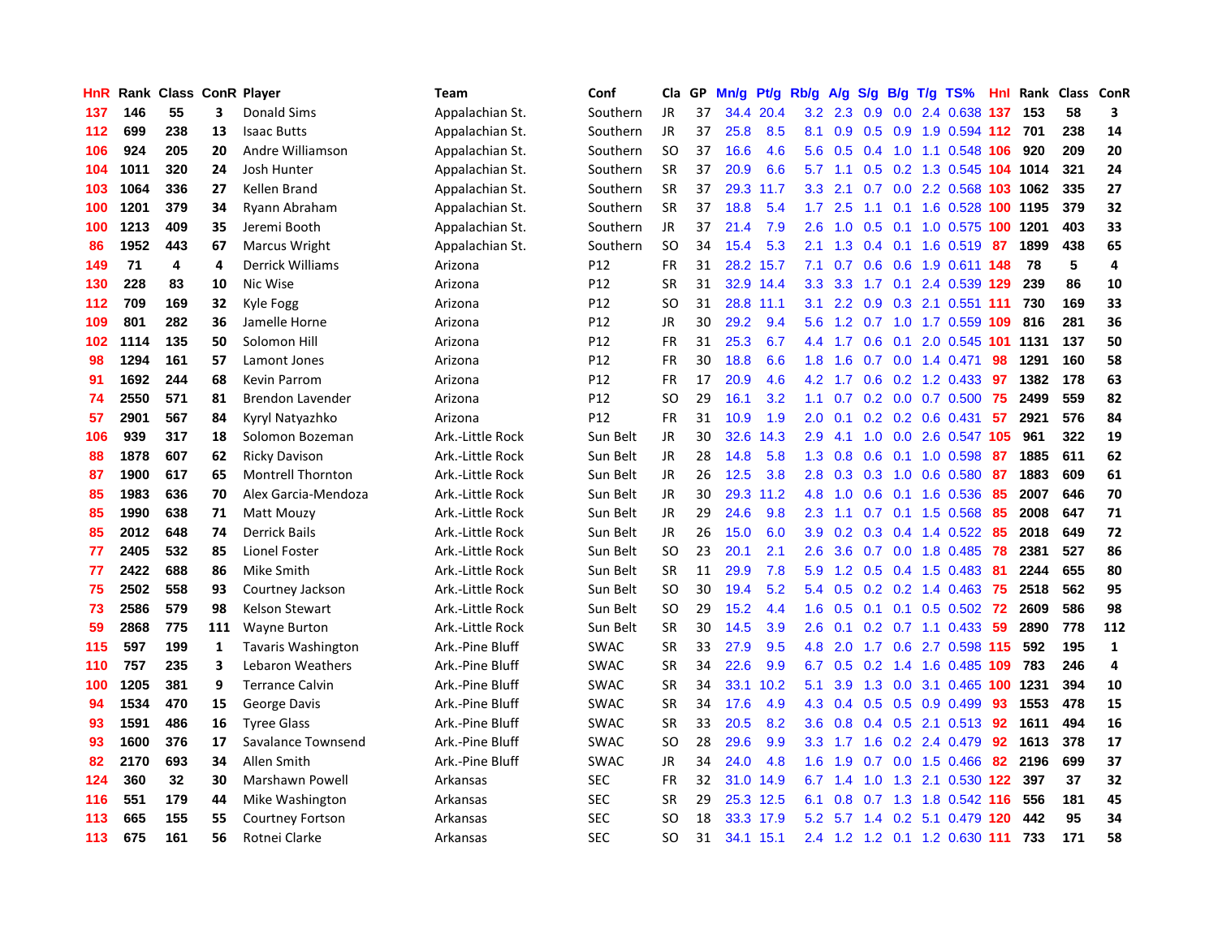| HnR | Rank | Class | ConR | Player | Team | Conf | Cla | GP | Mn/g | Pt/g | Rb/g | A/g | S/g | B/g | T/g | TS% | HnI | Rank | Class | ConR |
|---|---|---|---|---|---|---|---|---|---|---|---|---|---|---|---|---|---|---|---|---|
| 137 | 146 | 55 | 3 | Donald Sims | Appalachian St. | Southern | JR | 37 | 34.4 | 20.4 | 3.2 | 2.3 | 0.9 | 0.0 | 2.4 | 0.638 | 137 | 153 | 58 | 3 |
| 112 | 699 | 238 | 13 | Isaac Butts | Appalachian St. | Southern | JR | 37 | 25.8 | 8.5 | 8.1 | 0.9 | 0.5 | 0.9 | 1.9 | 0.594 | 112 | 701 | 238 | 14 |
| 106 | 924 | 205 | 20 | Andre Williamson | Appalachian St. | Southern | SO | 37 | 16.6 | 4.6 | 5.6 | 0.5 | 0.4 | 1.0 | 1.1 | 0.548 | 106 | 920 | 209 | 20 |
| 104 | 1011 | 320 | 24 | Josh Hunter | Appalachian St. | Southern | SR | 37 | 20.9 | 6.6 | 5.7 | 1.1 | 0.5 | 0.2 | 1.3 | 0.545 | 104 | 1014 | 321 | 24 |
| 103 | 1064 | 336 | 27 | Kellen Brand | Appalachian St. | Southern | SR | 37 | 29.3 | 11.7 | 3.3 | 2.1 | 0.7 | 0.0 | 2.2 | 0.568 | 103 | 1062 | 335 | 27 |
| 100 | 1201 | 379 | 34 | Ryann Abraham | Appalachian St. | Southern | SR | 37 | 18.8 | 5.4 | 1.7 | 2.5 | 1.1 | 0.1 | 1.6 | 0.528 | 100 | 1195 | 379 | 32 |
| 100 | 1213 | 409 | 35 | Jeremi Booth | Appalachian St. | Southern | JR | 37 | 21.4 | 7.9 | 2.6 | 1.0 | 0.5 | 0.1 | 1.0 | 0.575 | 100 | 1201 | 403 | 33 |
| 86 | 1952 | 443 | 67 | Marcus Wright | Appalachian St. | Southern | SO | 34 | 15.4 | 5.3 | 2.1 | 1.3 | 0.4 | 0.1 | 1.6 | 0.519 | 87 | 1899 | 438 | 65 |
| 149 | 71 | 4 | 4 | Derrick Williams | Arizona | P12 | FR | 31 | 28.2 | 15.7 | 7.1 | 0.7 | 0.6 | 0.6 | 1.9 | 0.611 | 148 | 78 | 5 | 4 |
| 130 | 228 | 83 | 10 | Nic Wise | Arizona | P12 | SR | 31 | 32.9 | 14.4 | 3.3 | 3.3 | 1.7 | 0.1 | 2.4 | 0.539 | 129 | 239 | 86 | 10 |
| 112 | 709 | 169 | 32 | Kyle Fogg | Arizona | P12 | SO | 31 | 28.8 | 11.1 | 3.1 | 2.2 | 0.9 | 0.3 | 2.1 | 0.551 | 111 | 730 | 169 | 33 |
| 109 | 801 | 282 | 36 | Jamelle Horne | Arizona | P12 | JR | 30 | 29.2 | 9.4 | 5.6 | 1.2 | 0.7 | 1.0 | 1.7 | 0.559 | 109 | 816 | 281 | 36 |
| 102 | 1114 | 135 | 50 | Solomon Hill | Arizona | P12 | FR | 31 | 25.3 | 6.7 | 4.4 | 1.7 | 0.6 | 0.1 | 2.0 | 0.545 | 101 | 1131 | 137 | 50 |
| 98 | 1294 | 161 | 57 | Lamont Jones | Arizona | P12 | FR | 30 | 18.8 | 6.6 | 1.8 | 1.6 | 0.7 | 0.0 | 1.4 | 0.471 | 98 | 1291 | 160 | 58 |
| 91 | 1692 | 244 | 68 | Kevin Parrom | Arizona | P12 | FR | 17 | 20.9 | 4.6 | 4.2 | 1.7 | 0.6 | 0.2 | 1.2 | 0.433 | 97 | 1382 | 178 | 63 |
| 74 | 2550 | 571 | 81 | Brendon Lavender | Arizona | P12 | SO | 29 | 16.1 | 3.2 | 1.1 | 0.7 | 0.2 | 0.0 | 0.7 | 0.500 | 75 | 2499 | 559 | 82 |
| 57 | 2901 | 567 | 84 | Kyryl Natyazhko | Arizona | P12 | FR | 31 | 10.9 | 1.9 | 2.0 | 0.1 | 0.2 | 0.2 | 0.6 | 0.431 | 57 | 2921 | 576 | 84 |
| 106 | 939 | 317 | 18 | Solomon Bozeman | Ark.-Little Rock | Sun Belt | JR | 30 | 32.6 | 14.3 | 2.9 | 4.1 | 1.0 | 0.0 | 2.6 | 0.547 | 105 | 961 | 322 | 19 |
| 88 | 1878 | 607 | 62 | Ricky Davison | Ark.-Little Rock | Sun Belt | JR | 28 | 14.8 | 5.8 | 1.3 | 0.8 | 0.6 | 0.1 | 1.0 | 0.598 | 87 | 1885 | 611 | 62 |
| 87 | 1900 | 617 | 65 | Montrell Thornton | Ark.-Little Rock | Sun Belt | JR | 26 | 12.5 | 3.8 | 2.8 | 0.3 | 0.3 | 1.0 | 0.6 | 0.580 | 87 | 1883 | 609 | 61 |
| 85 | 1983 | 636 | 70 | Alex Garcia-Mendoza | Ark.-Little Rock | Sun Belt | JR | 30 | 29.3 | 11.2 | 4.8 | 1.0 | 0.6 | 0.1 | 1.6 | 0.536 | 85 | 2007 | 646 | 70 |
| 85 | 1990 | 638 | 71 | Matt Mouzy | Ark.-Little Rock | Sun Belt | JR | 29 | 24.6 | 9.8 | 2.3 | 1.1 | 0.7 | 0.1 | 1.5 | 0.568 | 85 | 2008 | 647 | 71 |
| 85 | 2012 | 648 | 74 | Derrick Bails | Ark.-Little Rock | Sun Belt | JR | 26 | 15.0 | 6.0 | 3.9 | 0.2 | 0.3 | 0.4 | 1.4 | 0.522 | 85 | 2018 | 649 | 72 |
| 77 | 2405 | 532 | 85 | Lionel Foster | Ark.-Little Rock | Sun Belt | SO | 23 | 20.1 | 2.1 | 2.6 | 3.6 | 0.7 | 0.0 | 1.8 | 0.485 | 78 | 2381 | 527 | 86 |
| 77 | 2422 | 688 | 86 | Mike Smith | Ark.-Little Rock | Sun Belt | SR | 11 | 29.9 | 7.8 | 5.9 | 1.2 | 0.5 | 0.4 | 1.5 | 0.483 | 81 | 2244 | 655 | 80 |
| 75 | 2502 | 558 | 93 | Courtney Jackson | Ark.-Little Rock | Sun Belt | SO | 30 | 19.4 | 5.2 | 5.4 | 0.5 | 0.2 | 0.2 | 1.4 | 0.463 | 75 | 2518 | 562 | 95 |
| 73 | 2586 | 579 | 98 | Kelson Stewart | Ark.-Little Rock | Sun Belt | SO | 29 | 15.2 | 4.4 | 1.6 | 0.5 | 0.1 | 0.1 | 0.5 | 0.502 | 72 | 2609 | 586 | 98 |
| 59 | 2868 | 775 | 111 | Wayne Burton | Ark.-Little Rock | Sun Belt | SR | 30 | 14.5 | 3.9 | 2.6 | 0.1 | 0.2 | 0.7 | 1.1 | 0.433 | 59 | 2890 | 778 | 112 |
| 115 | 597 | 199 | 1 | Tavaris Washington | Ark.-Pine Bluff | SWAC | SR | 33 | 27.9 | 9.5 | 4.8 | 2.0 | 1.7 | 0.6 | 2.7 | 0.598 | 115 | 592 | 195 | 1 |
| 110 | 757 | 235 | 3 | Lebaron Weathers | Ark.-Pine Bluff | SWAC | SR | 34 | 22.6 | 9.9 | 6.7 | 0.5 | 0.2 | 1.4 | 1.6 | 0.485 | 109 | 783 | 246 | 4 |
| 100 | 1205 | 381 | 9 | Terrance Calvin | Ark.-Pine Bluff | SWAC | SR | 34 | 33.1 | 10.2 | 5.1 | 3.9 | 1.3 | 0.0 | 3.1 | 0.465 | 100 | 1231 | 394 | 10 |
| 94 | 1534 | 470 | 15 | George Davis | Ark.-Pine Bluff | SWAC | SR | 34 | 17.6 | 4.9 | 4.3 | 0.4 | 0.5 | 0.5 | 0.9 | 0.499 | 93 | 1553 | 478 | 15 |
| 93 | 1591 | 486 | 16 | Tyree Glass | Ark.-Pine Bluff | SWAC | SR | 33 | 20.5 | 8.2 | 3.6 | 0.8 | 0.4 | 0.5 | 2.1 | 0.513 | 92 | 1611 | 494 | 16 |
| 93 | 1600 | 376 | 17 | Savalance Townsend | Ark.-Pine Bluff | SWAC | SO | 28 | 29.6 | 9.9 | 3.3 | 1.7 | 1.6 | 0.2 | 2.4 | 0.479 | 92 | 1613 | 378 | 17 |
| 82 | 2170 | 693 | 34 | Allen Smith | Ark.-Pine Bluff | SWAC | JR | 34 | 24.0 | 4.8 | 1.6 | 1.9 | 0.7 | 0.0 | 1.5 | 0.466 | 82 | 2196 | 699 | 37 |
| 124 | 360 | 32 | 30 | Marshawn Powell | Arkansas | SEC | FR | 32 | 31.0 | 14.9 | 6.7 | 1.4 | 1.0 | 1.3 | 2.1 | 0.530 | 122 | 397 | 37 | 32 |
| 116 | 551 | 179 | 44 | Mike Washington | Arkansas | SEC | SR | 29 | 25.3 | 12.5 | 6.1 | 0.8 | 0.7 | 1.3 | 1.8 | 0.542 | 116 | 556 | 181 | 45 |
| 113 | 665 | 155 | 55 | Courtney Fortson | Arkansas | SEC | SO | 18 | 33.3 | 17.9 | 5.2 | 5.7 | 1.4 | 0.2 | 5.1 | 0.479 | 120 | 442 | 95 | 34 |
| 113 | 675 | 161 | 56 | Rotnei Clarke | Arkansas | SEC | SO | 31 | 34.1 | 15.1 | 2.4 | 1.2 | 1.2 | 0.1 | 1.2 | 0.630 | 111 | 733 | 171 | 58 |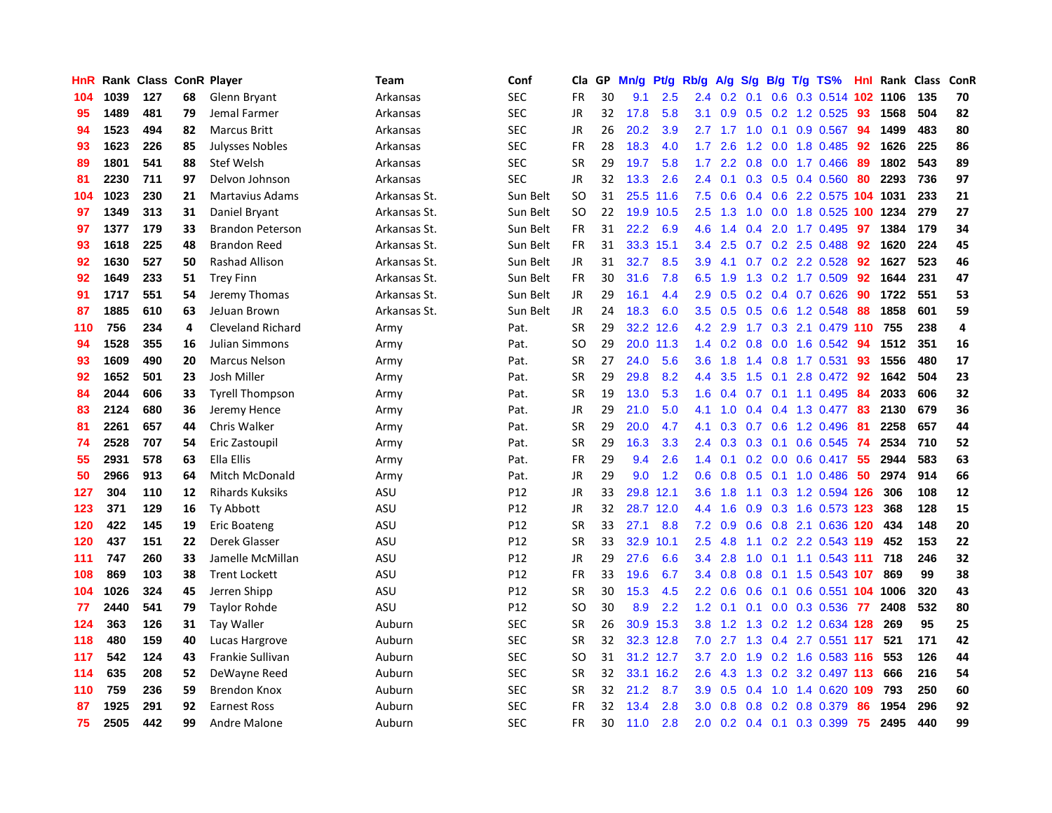| HnR | Rank | Class | ConR | Player | Team | Conf | Cla | GP | Mn/g | Pt/g | Rb/g | A/g | S/g | B/g | T/g | TS% | HnI | Rank | Class | ConR |
|---|---|---|---|---|---|---|---|---|---|---|---|---|---|---|---|---|---|---|---|---|
| 104 | 1039 | 127 | 68 | Glenn Bryant | Arkansas | SEC | FR | 30 | 9.1 | 2.5 | 2.4 | 0.2 | 0.1 | 0.6 | 0.3 | 0.514 | 102 | 1106 | 135 | 70 |
| 95 | 1489 | 481 | 79 | Jemal Farmer | Arkansas | SEC | JR | 32 | 17.8 | 5.8 | 3.1 | 0.9 | 0.5 | 0.2 | 1.2 | 0.525 | 93 | 1568 | 504 | 82 |
| 94 | 1523 | 494 | 82 | Marcus Britt | Arkansas | SEC | JR | 26 | 20.2 | 3.9 | 2.7 | 1.7 | 1.0 | 0.1 | 0.9 | 0.567 | 94 | 1499 | 483 | 80 |
| 93 | 1623 | 226 | 85 | Julysses Nobles | Arkansas | SEC | FR | 28 | 18.3 | 4.0 | 1.7 | 2.6 | 1.2 | 0.0 | 1.8 | 0.485 | 92 | 1626 | 225 | 86 |
| 89 | 1801 | 541 | 88 | Stef Welsh | Arkansas | SEC | SR | 29 | 19.7 | 5.8 | 1.7 | 2.2 | 0.8 | 0.0 | 1.7 | 0.466 | 89 | 1802 | 543 | 89 |
| 81 | 2230 | 711 | 97 | Delvon Johnson | Arkansas | SEC | JR | 32 | 13.3 | 2.6 | 2.4 | 0.1 | 0.3 | 0.5 | 0.4 | 0.560 | 80 | 2293 | 736 | 97 |
| 104 | 1023 | 230 | 21 | Martavius Adams | Arkansas St. | Sun Belt | SO | 31 | 25.5 | 11.6 | 7.5 | 0.6 | 0.4 | 0.6 | 2.2 | 0.575 | 104 | 1031 | 233 | 21 |
| 97 | 1349 | 313 | 31 | Daniel Bryant | Arkansas St. | Sun Belt | SO | 22 | 19.9 | 10.5 | 2.5 | 1.3 | 1.0 | 0.0 | 1.8 | 0.525 | 100 | 1234 | 279 | 27 |
| 97 | 1377 | 179 | 33 | Brandon Peterson | Arkansas St. | Sun Belt | FR | 31 | 22.2 | 6.9 | 4.6 | 1.4 | 0.4 | 2.0 | 1.7 | 0.495 | 97 | 1384 | 179 | 34 |
| 93 | 1618 | 225 | 48 | Brandon Reed | Arkansas St. | Sun Belt | FR | 31 | 33.3 | 15.1 | 3.4 | 2.5 | 0.7 | 0.2 | 2.5 | 0.488 | 92 | 1620 | 224 | 45 |
| 92 | 1630 | 527 | 50 | Rashad Allison | Arkansas St. | Sun Belt | JR | 31 | 32.7 | 8.5 | 3.9 | 4.1 | 0.7 | 0.2 | 2.2 | 0.528 | 92 | 1627 | 523 | 46 |
| 92 | 1649 | 233 | 51 | Trey Finn | Arkansas St. | Sun Belt | FR | 30 | 31.6 | 7.8 | 6.5 | 1.9 | 1.3 | 0.2 | 1.7 | 0.509 | 92 | 1644 | 231 | 47 |
| 91 | 1717 | 551 | 54 | Jeremy Thomas | Arkansas St. | Sun Belt | JR | 29 | 16.1 | 4.4 | 2.9 | 0.5 | 0.2 | 0.4 | 0.7 | 0.626 | 90 | 1722 | 551 | 53 |
| 87 | 1885 | 610 | 63 | JeJuan Brown | Arkansas St. | Sun Belt | JR | 24 | 18.3 | 6.0 | 3.5 | 0.5 | 0.5 | 0.6 | 1.2 | 0.548 | 88 | 1858 | 601 | 59 |
| 110 | 756 | 234 | 4 | Cleveland Richard | Army | Pat. | SR | 29 | 32.2 | 12.6 | 4.2 | 2.9 | 1.7 | 0.3 | 2.1 | 0.479 | 110 | 755 | 238 | 4 |
| 94 | 1528 | 355 | 16 | Julian Simmons | Army | Pat. | SO | 29 | 20.0 | 11.3 | 1.4 | 0.2 | 0.8 | 0.0 | 1.6 | 0.542 | 94 | 1512 | 351 | 16 |
| 93 | 1609 | 490 | 20 | Marcus Nelson | Army | Pat. | SR | 27 | 24.0 | 5.6 | 3.6 | 1.8 | 1.4 | 0.8 | 1.7 | 0.531 | 93 | 1556 | 480 | 17 |
| 92 | 1652 | 501 | 23 | Josh Miller | Army | Pat. | SR | 29 | 29.8 | 8.2 | 4.4 | 3.5 | 1.5 | 0.1 | 2.8 | 0.472 | 92 | 1642 | 504 | 23 |
| 84 | 2044 | 606 | 33 | Tyrell Thompson | Army | Pat. | SR | 19 | 13.0 | 5.3 | 1.6 | 0.4 | 0.7 | 0.1 | 1.1 | 0.495 | 84 | 2033 | 606 | 32 |
| 83 | 2124 | 680 | 36 | Jeremy Hence | Army | Pat. | JR | 29 | 21.0 | 5.0 | 4.1 | 1.0 | 0.4 | 0.4 | 1.3 | 0.477 | 83 | 2130 | 679 | 36 |
| 81 | 2261 | 657 | 44 | Chris Walker | Army | Pat. | SR | 29 | 20.0 | 4.7 | 4.1 | 0.3 | 0.7 | 0.6 | 1.2 | 0.496 | 81 | 2258 | 657 | 44 |
| 74 | 2528 | 707 | 54 | Eric Zastoupil | Army | Pat. | SR | 29 | 16.3 | 3.3 | 2.4 | 0.3 | 0.3 | 0.1 | 0.6 | 0.545 | 74 | 2534 | 710 | 52 |
| 55 | 2931 | 578 | 63 | Ella Ellis | Army | Pat. | FR | 29 | 9.4 | 2.6 | 1.4 | 0.1 | 0.2 | 0.0 | 0.6 | 0.417 | 55 | 2944 | 583 | 63 |
| 50 | 2966 | 913 | 64 | Mitch McDonald | Army | Pat. | JR | 29 | 9.0 | 1.2 | 0.6 | 0.8 | 0.5 | 0.1 | 1.0 | 0.486 | 50 | 2974 | 914 | 66 |
| 127 | 304 | 110 | 12 | Rihards Kuksiks | ASU | P12 | JR | 33 | 29.8 | 12.1 | 3.6 | 1.8 | 1.1 | 0.3 | 1.2 | 0.594 | 126 | 306 | 108 | 12 |
| 123 | 371 | 129 | 16 | Ty Abbott | ASU | P12 | JR | 32 | 28.7 | 12.0 | 4.4 | 1.6 | 0.9 | 0.3 | 1.6 | 0.573 | 123 | 368 | 128 | 15 |
| 120 | 422 | 145 | 19 | Eric Boateng | ASU | P12 | SR | 33 | 27.1 | 8.8 | 7.2 | 0.9 | 0.6 | 0.8 | 2.1 | 0.636 | 120 | 434 | 148 | 20 |
| 120 | 437 | 151 | 22 | Derek Glasser | ASU | P12 | SR | 33 | 32.9 | 10.1 | 2.5 | 4.8 | 1.1 | 0.2 | 2.2 | 0.543 | 119 | 452 | 153 | 22 |
| 111 | 747 | 260 | 33 | Jamelle McMillan | ASU | P12 | JR | 29 | 27.6 | 6.6 | 3.4 | 2.8 | 1.0 | 0.1 | 1.1 | 0.543 | 111 | 718 | 246 | 32 |
| 108 | 869 | 103 | 38 | Trent Lockett | ASU | P12 | FR | 33 | 19.6 | 6.7 | 3.4 | 0.8 | 0.8 | 0.1 | 1.5 | 0.543 | 107 | 869 | 99 | 38 |
| 104 | 1026 | 324 | 45 | Jerren Shipp | ASU | P12 | SR | 30 | 15.3 | 4.5 | 2.2 | 0.6 | 0.6 | 0.1 | 0.6 | 0.551 | 104 | 1006 | 320 | 43 |
| 77 | 2440 | 541 | 79 | Taylor Rohde | ASU | P12 | SO | 30 | 8.9 | 2.2 | 1.2 | 0.1 | 0.1 | 0.0 | 0.3 | 0.536 | 77 | 2408 | 532 | 80 |
| 124 | 363 | 126 | 31 | Tay Waller | Auburn | SEC | SR | 26 | 30.9 | 15.3 | 3.8 | 1.2 | 1.3 | 0.2 | 1.2 | 0.634 | 128 | 269 | 95 | 25 |
| 118 | 480 | 159 | 40 | Lucas Hargrove | Auburn | SEC | SR | 32 | 32.3 | 12.8 | 7.0 | 2.7 | 1.3 | 0.4 | 2.7 | 0.551 | 117 | 521 | 171 | 42 |
| 117 | 542 | 124 | 43 | Frankie Sullivan | Auburn | SEC | SO | 31 | 31.2 | 12.7 | 3.7 | 2.0 | 1.9 | 0.2 | 1.6 | 0.583 | 116 | 553 | 126 | 44 |
| 114 | 635 | 208 | 52 | DeWayne Reed | Auburn | SEC | SR | 32 | 33.1 | 16.2 | 2.6 | 4.3 | 1.3 | 0.2 | 3.2 | 0.497 | 113 | 666 | 216 | 54 |
| 110 | 759 | 236 | 59 | Brendon Knox | Auburn | SEC | SR | 32 | 21.2 | 8.7 | 3.9 | 0.5 | 0.4 | 1.0 | 1.4 | 0.620 | 109 | 793 | 250 | 60 |
| 87 | 1925 | 291 | 92 | Earnest Ross | Auburn | SEC | FR | 32 | 13.4 | 2.8 | 3.0 | 0.8 | 0.8 | 0.2 | 0.8 | 0.379 | 86 | 1954 | 296 | 92 |
| 75 | 2505 | 442 | 99 | Andre Malone | Auburn | SEC | FR | 30 | 11.0 | 2.8 | 2.0 | 0.2 | 0.4 | 0.1 | 0.3 | 0.399 | 75 | 2495 | 440 | 99 |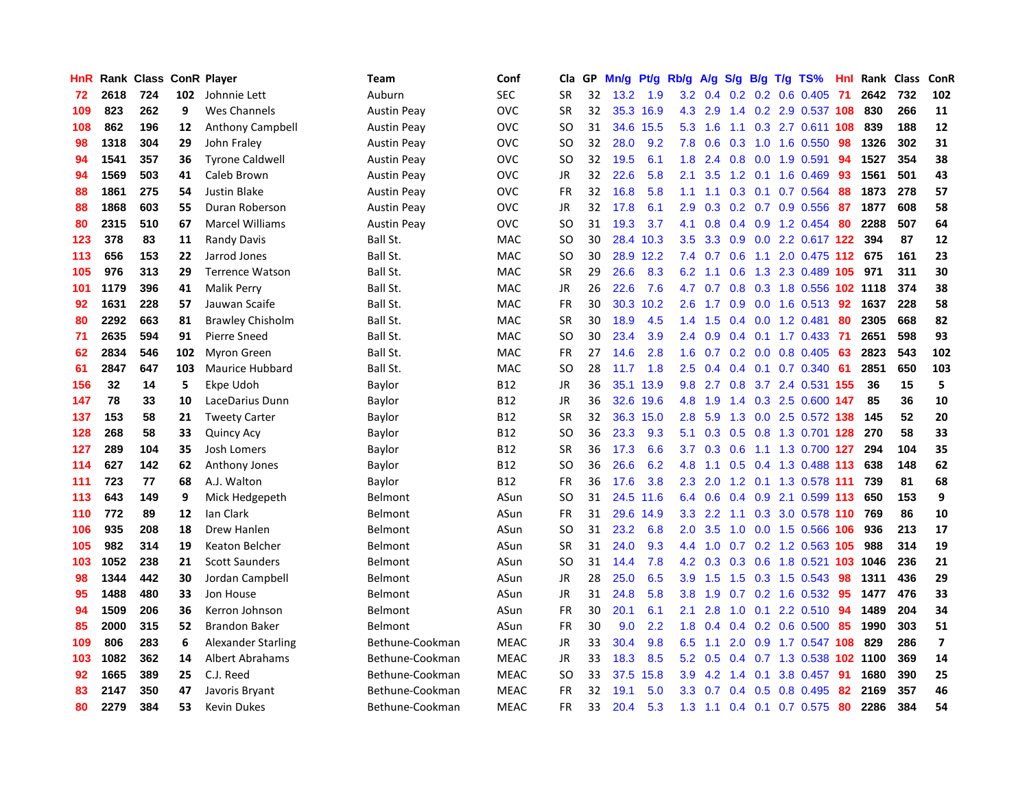| HnR | Rank | Class | ConR | Player | Team | Conf | Cla | GP | Mn/g | Pt/g | Rb/g | A/g | S/g | B/g | T/g | TS% | HnI | Rank | Class | ConR |
|---|---|---|---|---|---|---|---|---|---|---|---|---|---|---|---|---|---|---|---|---|
| 72 | 2618 | 724 | 102 | Johnnie Lett | Auburn | SEC | SR | 32 | 13.2 | 1.9 | 3.2 | 0.4 | 0.2 | 0.2 | 0.6 | 0.405 | 71 | 2642 | 732 | 102 |
| 109 | 823 | 262 | 9 | Wes Channels | Austin Peay | OVC | SR | 32 | 35.3 | 16.9 | 4.3 | 2.9 | 1.4 | 0.2 | 2.9 | 0.537 | 108 | 830 | 266 | 11 |
| 108 | 862 | 196 | 12 | Anthony Campbell | Austin Peay | OVC | SO | 31 | 34.6 | 15.5 | 5.3 | 1.6 | 1.1 | 0.3 | 2.7 | 0.611 | 108 | 839 | 188 | 12 |
| 98 | 1318 | 304 | 29 | John Fraley | Austin Peay | OVC | SO | 32 | 28.0 | 9.2 | 7.8 | 0.6 | 0.3 | 1.0 | 1.6 | 0.550 | 98 | 1326 | 302 | 31 |
| 94 | 1541 | 357 | 36 | Tyrone Caldwell | Austin Peay | OVC | SO | 32 | 19.5 | 6.1 | 1.8 | 2.4 | 0.8 | 0.0 | 1.9 | 0.591 | 94 | 1527 | 354 | 38 |
| 94 | 1569 | 503 | 41 | Caleb Brown | Austin Peay | OVC | JR | 32 | 22.6 | 5.8 | 2.1 | 3.5 | 1.2 | 0.1 | 1.6 | 0.469 | 93 | 1561 | 501 | 43 |
| 88 | 1861 | 275 | 54 | Justin Blake | Austin Peay | OVC | FR | 32 | 16.8 | 5.8 | 1.1 | 1.1 | 0.3 | 0.1 | 0.7 | 0.564 | 88 | 1873 | 278 | 57 |
| 88 | 1868 | 603 | 55 | Duran Roberson | Austin Peay | OVC | JR | 32 | 17.8 | 6.1 | 2.9 | 0.3 | 0.2 | 0.7 | 0.9 | 0.556 | 87 | 1877 | 608 | 58 |
| 80 | 2315 | 510 | 67 | Marcel Williams | Austin Peay | OVC | SO | 31 | 19.3 | 3.7 | 4.1 | 0.8 | 0.4 | 0.9 | 1.2 | 0.454 | 80 | 2288 | 507 | 64 |
| 123 | 378 | 83 | 11 | Randy Davis | Ball St. | MAC | SO | 30 | 28.4 | 10.3 | 3.5 | 3.3 | 0.9 | 0.0 | 2.2 | 0.617 | 122 | 394 | 87 | 12 |
| 113 | 656 | 153 | 22 | Jarrod Jones | Ball St. | MAC | SO | 30 | 28.9 | 12.2 | 7.4 | 0.7 | 0.6 | 1.1 | 2.0 | 0.475 | 112 | 675 | 161 | 23 |
| 105 | 976 | 313 | 29 | Terrence Watson | Ball St. | MAC | SR | 29 | 26.6 | 8.3 | 6.2 | 1.1 | 0.6 | 1.3 | 2.3 | 0.489 | 105 | 971 | 311 | 30 |
| 101 | 1179 | 396 | 41 | Malik Perry | Ball St. | MAC | JR | 26 | 22.6 | 7.6 | 4.7 | 0.7 | 0.8 | 0.3 | 1.8 | 0.556 | 102 | 1118 | 374 | 38 |
| 92 | 1631 | 228 | 57 | Jauwan Scaife | Ball St. | MAC | FR | 30 | 30.3 | 10.2 | 2.6 | 1.7 | 0.9 | 0.0 | 1.6 | 0.513 | 92 | 1637 | 228 | 58 |
| 80 | 2292 | 663 | 81 | Brawley Chisholm | Ball St. | MAC | SR | 30 | 18.9 | 4.5 | 1.4 | 1.5 | 0.4 | 0.0 | 1.2 | 0.481 | 80 | 2305 | 668 | 82 |
| 71 | 2635 | 594 | 91 | Pierre Sneed | Ball St. | MAC | SO | 30 | 23.4 | 3.9 | 2.4 | 0.9 | 0.4 | 0.1 | 1.7 | 0.433 | 71 | 2651 | 598 | 93 |
| 62 | 2834 | 546 | 102 | Myron Green | Ball St. | MAC | FR | 27 | 14.6 | 2.8 | 1.6 | 0.7 | 0.2 | 0.0 | 0.8 | 0.405 | 63 | 2823 | 543 | 102 |
| 61 | 2847 | 647 | 103 | Maurice Hubbard | Ball St. | MAC | SO | 28 | 11.7 | 1.8 | 2.5 | 0.4 | 0.4 | 0.1 | 0.7 | 0.340 | 61 | 2851 | 650 | 103 |
| 156 | 32 | 14 | 5 | Ekpe Udoh | Baylor | B12 | JR | 36 | 35.1 | 13.9 | 9.8 | 2.7 | 0.8 | 3.7 | 2.4 | 0.531 | 155 | 36 | 15 | 5 |
| 147 | 78 | 33 | 10 | LaceDarius Dunn | Baylor | B12 | JR | 36 | 32.6 | 19.6 | 4.8 | 1.9 | 1.4 | 0.3 | 2.5 | 0.600 | 147 | 85 | 36 | 10 |
| 137 | 153 | 58 | 21 | Tweety Carter | Baylor | B12 | SR | 32 | 36.3 | 15.0 | 2.8 | 5.9 | 1.3 | 0.0 | 2.5 | 0.572 | 138 | 145 | 52 | 20 |
| 128 | 268 | 58 | 33 | Quincy Acy | Baylor | B12 | SO | 36 | 23.3 | 9.3 | 5.1 | 0.3 | 0.5 | 0.8 | 1.3 | 0.701 | 128 | 270 | 58 | 33 |
| 127 | 289 | 104 | 35 | Josh Lomers | Baylor | B12 | SR | 36 | 17.3 | 6.6 | 3.7 | 0.3 | 0.6 | 1.1 | 1.3 | 0.700 | 127 | 294 | 104 | 35 |
| 114 | 627 | 142 | 62 | Anthony Jones | Baylor | B12 | SO | 36 | 26.6 | 6.2 | 4.8 | 1.1 | 0.5 | 0.4 | 1.3 | 0.488 | 113 | 638 | 148 | 62 |
| 111 | 723 | 77 | 68 | A.J. Walton | Baylor | B12 | FR | 36 | 17.6 | 3.8 | 2.3 | 2.0 | 1.2 | 0.1 | 1.3 | 0.578 | 111 | 739 | 81 | 68 |
| 113 | 643 | 149 | 9 | Mick Hedgepeth | Belmont | ASun | SO | 31 | 24.5 | 11.6 | 6.4 | 0.6 | 0.4 | 0.9 | 2.1 | 0.599 | 113 | 650 | 153 | 9 |
| 110 | 772 | 89 | 12 | Ian Clark | Belmont | ASun | FR | 31 | 29.6 | 14.9 | 3.3 | 2.2 | 1.1 | 0.3 | 3.0 | 0.578 | 110 | 769 | 86 | 10 |
| 106 | 935 | 208 | 18 | Drew Hanlen | Belmont | ASun | SO | 31 | 23.2 | 6.8 | 2.0 | 3.5 | 1.0 | 0.0 | 1.5 | 0.566 | 106 | 936 | 213 | 17 |
| 105 | 982 | 314 | 19 | Keaton Belcher | Belmont | ASun | SR | 31 | 24.0 | 9.3 | 4.4 | 1.0 | 0.7 | 0.2 | 1.2 | 0.563 | 105 | 988 | 314 | 19 |
| 103 | 1052 | 238 | 21 | Scott Saunders | Belmont | ASun | SO | 31 | 14.4 | 7.8 | 4.2 | 0.3 | 0.3 | 0.6 | 1.8 | 0.521 | 103 | 1046 | 236 | 21 |
| 98 | 1344 | 442 | 30 | Jordan Campbell | Belmont | ASun | JR | 28 | 25.0 | 6.5 | 3.9 | 1.5 | 1.5 | 0.3 | 1.5 | 0.543 | 98 | 1311 | 436 | 29 |
| 95 | 1488 | 480 | 33 | Jon House | Belmont | ASun | JR | 31 | 24.8 | 5.8 | 3.8 | 1.9 | 0.7 | 0.2 | 1.6 | 0.532 | 95 | 1477 | 476 | 33 |
| 94 | 1509 | 206 | 36 | Kerron Johnson | Belmont | ASun | FR | 30 | 20.1 | 6.1 | 2.1 | 2.8 | 1.0 | 0.1 | 2.2 | 0.510 | 94 | 1489 | 204 | 34 |
| 85 | 2000 | 315 | 52 | Brandon Baker | Belmont | ASun | FR | 30 | 9.0 | 2.2 | 1.8 | 0.4 | 0.4 | 0.2 | 0.6 | 0.500 | 85 | 1990 | 303 | 51 |
| 109 | 806 | 283 | 6 | Alexander Starling | Bethune-Cookman | MEAC | JR | 33 | 30.4 | 9.8 | 6.5 | 1.1 | 2.0 | 0.9 | 1.7 | 0.547 | 108 | 829 | 286 | 7 |
| 103 | 1082 | 362 | 14 | Albert Abrahams | Bethune-Cookman | MEAC | JR | 33 | 18.3 | 8.5 | 5.2 | 0.5 | 0.4 | 0.7 | 1.3 | 0.538 | 102 | 1100 | 369 | 14 |
| 92 | 1665 | 389 | 25 | C.J. Reed | Bethune-Cookman | MEAC | SO | 33 | 37.5 | 15.8 | 3.9 | 4.2 | 1.4 | 0.1 | 3.8 | 0.457 | 91 | 1680 | 390 | 25 |
| 83 | 2147 | 350 | 47 | Javoris Bryant | Bethune-Cookman | MEAC | FR | 32 | 19.1 | 5.0 | 3.3 | 0.7 | 0.4 | 0.5 | 0.8 | 0.495 | 82 | 2169 | 357 | 46 |
| 80 | 2279 | 384 | 53 | Kevin Dukes | Bethune-Cookman | MEAC | FR | 33 | 20.4 | 5.3 | 1.3 | 1.1 | 0.4 | 0.1 | 0.7 | 0.575 | 80 | 2286 | 384 | 54 |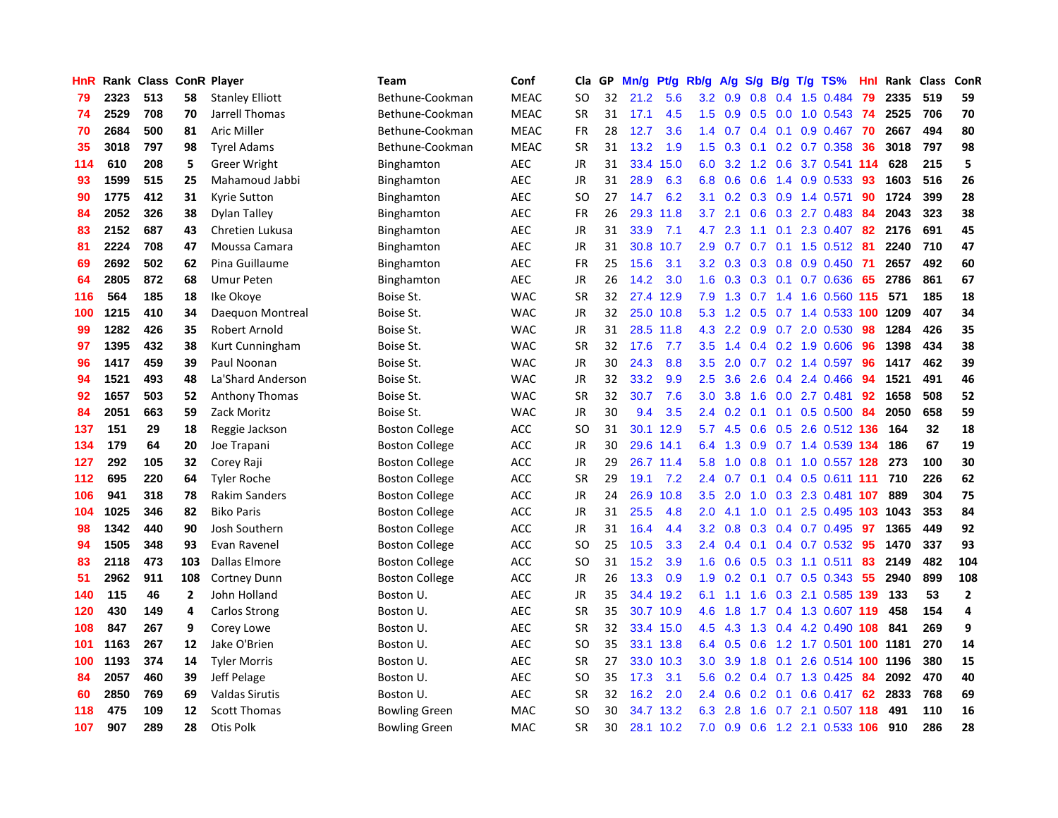| HnR | Rank | Class | ConR | Player | Team | Conf | Cla | GP | Mn/g | Pt/g | Rb/g | A/g | S/g | B/g | T/g | TS% | HnI | Rank | Class | ConR |
|---|---|---|---|---|---|---|---|---|---|---|---|---|---|---|---|---|---|---|---|---|
| 79 | 2323 | 513 | 58 | Stanley Elliott | Bethune-Cookman | MEAC | SO | 32 | 21.2 | 5.6 | 3.2 | 0.9 | 0.8 | 0.4 | 1.5 | 0.484 | 79 | 2335 | 519 | 59 |
| 74 | 2529 | 708 | 70 | Jarrell Thomas | Bethune-Cookman | MEAC | SR | 31 | 17.1 | 4.5 | 1.5 | 0.9 | 0.5 | 0.0 | 1.0 | 0.543 | 74 | 2525 | 706 | 70 |
| 70 | 2684 | 500 | 81 | Aric Miller | Bethune-Cookman | MEAC | FR | 28 | 12.7 | 3.6 | 1.4 | 0.7 | 0.4 | 0.1 | 0.9 | 0.467 | 70 | 2667 | 494 | 80 |
| 35 | 3018 | 797 | 98 | Tyrel Adams | Bethune-Cookman | MEAC | SR | 31 | 13.2 | 1.9 | 1.5 | 0.3 | 0.1 | 0.2 | 0.7 | 0.358 | 36 | 3018 | 797 | 98 |
| 114 | 610 | 208 | 5 | Greer Wright | Binghamton | AEC | JR | 31 | 33.4 | 15.0 | 6.0 | 3.2 | 1.2 | 0.6 | 3.7 | 0.541 | 114 | 628 | 215 | 5 |
| 93 | 1599 | 515 | 25 | Mahamoud Jabbi | Binghamton | AEC | JR | 31 | 28.9 | 6.3 | 6.8 | 0.6 | 0.6 | 1.4 | 0.9 | 0.533 | 93 | 1603 | 516 | 26 |
| 90 | 1775 | 412 | 31 | Kyrie Sutton | Binghamton | AEC | SO | 27 | 14.7 | 6.2 | 3.1 | 0.2 | 0.3 | 0.9 | 1.4 | 0.571 | 90 | 1724 | 399 | 28 |
| 84 | 2052 | 326 | 38 | Dylan Talley | Binghamton | AEC | FR | 26 | 29.3 | 11.8 | 3.7 | 2.1 | 0.6 | 0.3 | 2.7 | 0.483 | 84 | 2043 | 323 | 38 |
| 83 | 2152 | 687 | 43 | Chretien Lukusa | Binghamton | AEC | JR | 31 | 33.9 | 7.1 | 4.7 | 2.3 | 1.1 | 0.1 | 2.3 | 0.407 | 82 | 2176 | 691 | 45 |
| 81 | 2224 | 708 | 47 | Moussa Camara | Binghamton | AEC | JR | 31 | 30.8 | 10.7 | 2.9 | 0.7 | 0.7 | 0.1 | 1.5 | 0.512 | 81 | 2240 | 710 | 47 |
| 69 | 2692 | 502 | 62 | Pina Guillaume | Binghamton | AEC | FR | 25 | 15.6 | 3.1 | 3.2 | 0.3 | 0.3 | 0.8 | 0.9 | 0.450 | 71 | 2657 | 492 | 60 |
| 64 | 2805 | 872 | 68 | Umur Peten | Binghamton | AEC | JR | 26 | 14.2 | 3.0 | 1.6 | 0.3 | 0.3 | 0.1 | 0.7 | 0.636 | 65 | 2786 | 861 | 67 |
| 116 | 564 | 185 | 18 | Ike Okoye | Boise St. | WAC | SR | 32 | 27.4 | 12.9 | 7.9 | 1.3 | 0.7 | 1.4 | 1.6 | 0.560 | 115 | 571 | 185 | 18 |
| 100 | 1215 | 410 | 34 | Daequon Montreal | Boise St. | WAC | JR | 32 | 25.0 | 10.8 | 5.3 | 1.2 | 0.5 | 0.7 | 1.4 | 0.533 | 100 | 1209 | 407 | 34 |
| 99 | 1282 | 426 | 35 | Robert Arnold | Boise St. | WAC | JR | 31 | 28.5 | 11.8 | 4.3 | 2.2 | 0.9 | 0.7 | 2.0 | 0.530 | 98 | 1284 | 426 | 35 |
| 97 | 1395 | 432 | 38 | Kurt Cunningham | Boise St. | WAC | SR | 32 | 17.6 | 7.7 | 3.5 | 1.4 | 0.4 | 0.2 | 1.9 | 0.606 | 96 | 1398 | 434 | 38 |
| 96 | 1417 | 459 | 39 | Paul Noonan | Boise St. | WAC | JR | 30 | 24.3 | 8.8 | 3.5 | 2.0 | 0.7 | 0.2 | 1.4 | 0.597 | 96 | 1417 | 462 | 39 |
| 94 | 1521 | 493 | 48 | La'Shard Anderson | Boise St. | WAC | JR | 32 | 33.2 | 9.9 | 2.5 | 3.6 | 2.6 | 0.4 | 2.4 | 0.466 | 94 | 1521 | 491 | 46 |
| 92 | 1657 | 503 | 52 | Anthony Thomas | Boise St. | WAC | SR | 32 | 30.7 | 7.6 | 3.0 | 3.8 | 1.6 | 0.0 | 2.7 | 0.481 | 92 | 1658 | 508 | 52 |
| 84 | 2051 | 663 | 59 | Zack Moritz | Boise St. | WAC | JR | 30 | 9.4 | 3.5 | 2.4 | 0.2 | 0.1 | 0.1 | 0.5 | 0.500 | 84 | 2050 | 658 | 59 |
| 137 | 151 | 29 | 18 | Reggie Jackson | Boston College | ACC | SO | 31 | 30.1 | 12.9 | 5.7 | 4.5 | 0.6 | 0.5 | 2.6 | 0.512 | 136 | 164 | 32 | 18 |
| 134 | 179 | 64 | 20 | Joe Trapani | Boston College | ACC | JR | 30 | 29.6 | 14.1 | 6.4 | 1.3 | 0.9 | 0.7 | 1.4 | 0.539 | 134 | 186 | 67 | 19 |
| 127 | 292 | 105 | 32 | Corey Raji | Boston College | ACC | JR | 29 | 26.7 | 11.4 | 5.8 | 1.0 | 0.8 | 0.1 | 1.0 | 0.557 | 128 | 273 | 100 | 30 |
| 112 | 695 | 220 | 64 | Tyler Roche | Boston College | ACC | SR | 29 | 19.1 | 7.2 | 2.4 | 0.7 | 0.1 | 0.4 | 0.5 | 0.611 | 111 | 710 | 226 | 62 |
| 106 | 941 | 318 | 78 | Rakim Sanders | Boston College | ACC | JR | 24 | 26.9 | 10.8 | 3.5 | 2.0 | 1.0 | 0.3 | 2.3 | 0.481 | 107 | 889 | 304 | 75 |
| 104 | 1025 | 346 | 82 | Biko Paris | Boston College | ACC | JR | 31 | 25.5 | 4.8 | 2.0 | 4.1 | 1.0 | 0.1 | 2.5 | 0.495 | 103 | 1043 | 353 | 84 |
| 98 | 1342 | 440 | 90 | Josh Southern | Boston College | ACC | JR | 31 | 16.4 | 4.4 | 3.2 | 0.8 | 0.3 | 0.4 | 0.7 | 0.495 | 97 | 1365 | 449 | 92 |
| 94 | 1505 | 348 | 93 | Evan Ravenel | Boston College | ACC | SO | 25 | 10.5 | 3.3 | 2.4 | 0.4 | 0.1 | 0.4 | 0.7 | 0.532 | 95 | 1470 | 337 | 93 |
| 83 | 2118 | 473 | 103 | Dallas Elmore | Boston College | ACC | SO | 31 | 15.2 | 3.9 | 1.6 | 0.6 | 0.5 | 0.3 | 1.1 | 0.511 | 83 | 2149 | 482 | 104 |
| 51 | 2962 | 911 | 108 | Cortney Dunn | Boston College | ACC | JR | 26 | 13.3 | 0.9 | 1.9 | 0.2 | 0.1 | 0.7 | 0.5 | 0.343 | 55 | 2940 | 899 | 108 |
| 140 | 115 | 46 | 2 | John Holland | Boston U. | AEC | JR | 35 | 34.4 | 19.2 | 6.1 | 1.1 | 1.6 | 0.3 | 2.1 | 0.585 | 139 | 133 | 53 | 2 |
| 120 | 430 | 149 | 4 | Carlos Strong | Boston U. | AEC | SR | 35 | 30.7 | 10.9 | 4.6 | 1.8 | 1.7 | 0.4 | 1.3 | 0.607 | 119 | 458 | 154 | 4 |
| 108 | 847 | 267 | 9 | Corey Lowe | Boston U. | AEC | SR | 32 | 33.4 | 15.0 | 4.5 | 4.3 | 1.3 | 0.4 | 4.2 | 0.490 | 108 | 841 | 269 | 9 |
| 101 | 1163 | 267 | 12 | Jake O'Brien | Boston U. | AEC | SO | 35 | 33.1 | 13.8 | 6.4 | 0.5 | 0.6 | 1.2 | 1.7 | 0.501 | 100 | 1181 | 270 | 14 |
| 100 | 1193 | 374 | 14 | Tyler Morris | Boston U. | AEC | SR | 27 | 33.0 | 10.3 | 3.0 | 3.9 | 1.8 | 0.1 | 2.6 | 0.514 | 100 | 1196 | 380 | 15 |
| 84 | 2057 | 460 | 39 | Jeff Pelage | Boston U. | AEC | SO | 35 | 17.3 | 3.1 | 5.6 | 0.2 | 0.4 | 0.7 | 1.3 | 0.425 | 84 | 2092 | 470 | 40 |
| 60 | 2850 | 769 | 69 | Valdas Sirutis | Boston U. | AEC | SR | 32 | 16.2 | 2.0 | 2.4 | 0.6 | 0.2 | 0.1 | 0.6 | 0.417 | 62 | 2833 | 768 | 69 |
| 118 | 475 | 109 | 12 | Scott Thomas | Bowling Green | MAC | SO | 30 | 34.7 | 13.2 | 6.3 | 2.8 | 1.6 | 0.7 | 2.1 | 0.507 | 118 | 491 | 110 | 16 |
| 107 | 907 | 289 | 28 | Otis Polk | Bowling Green | MAC | SR | 30 | 28.1 | 10.2 | 7.0 | 0.9 | 0.6 | 1.2 | 2.1 | 0.533 | 106 | 910 | 286 | 28 |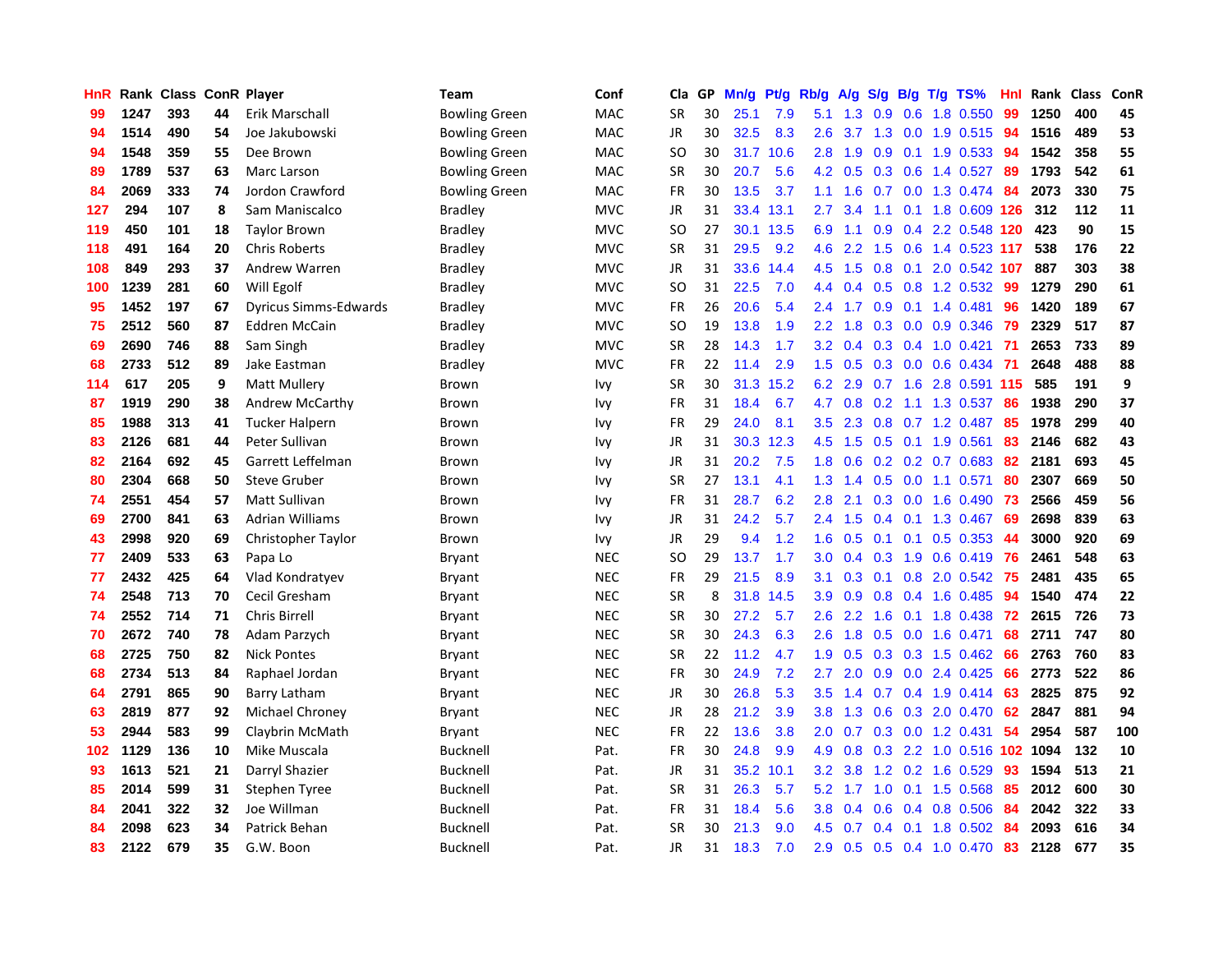| HnR | Rank | Class | ConR | Player | Team | Conf | Cla | GP | Mn/g | Pt/g | Rb/g | A/g | S/g | B/g | T/g | TS% | HnI | Rank | Class | ConR |
|---|---|---|---|---|---|---|---|---|---|---|---|---|---|---|---|---|---|---|---|---|
| 99 | 1247 | 393 | 44 | Erik Marschall | Bowling Green | MAC | SR | 30 | 25.1 | 7.9 | 5.1 | 1.3 | 0.9 | 0.6 | 1.8 | 0.550 | 99 | 1250 | 400 | 45 |
| 94 | 1514 | 490 | 54 | Joe Jakubowski | Bowling Green | MAC | JR | 30 | 32.5 | 8.3 | 2.6 | 3.7 | 1.3 | 0.0 | 1.9 | 0.515 | 94 | 1516 | 489 | 53 |
| 94 | 1548 | 359 | 55 | Dee Brown | Bowling Green | MAC | SO | 30 | 31.7 | 10.6 | 2.8 | 1.9 | 0.9 | 0.1 | 1.9 | 0.533 | 94 | 1542 | 358 | 55 |
| 89 | 1789 | 537 | 63 | Marc Larson | Bowling Green | MAC | SR | 30 | 20.7 | 5.6 | 4.2 | 0.5 | 0.3 | 0.6 | 1.4 | 0.527 | 89 | 1793 | 542 | 61 |
| 84 | 2069 | 333 | 74 | Jordon Crawford | Bowling Green | MAC | FR | 30 | 13.5 | 3.7 | 1.1 | 1.6 | 0.7 | 0.0 | 1.3 | 0.474 | 84 | 2073 | 330 | 75 |
| 127 | 294 | 107 | 8 | Sam Maniscalco | Bradley | MVC | JR | 31 | 33.4 | 13.1 | 2.7 | 3.4 | 1.1 | 0.1 | 1.8 | 0.609 | 126 | 312 | 112 | 11 |
| 119 | 450 | 101 | 18 | Taylor Brown | Bradley | MVC | SO | 27 | 30.1 | 13.5 | 6.9 | 1.1 | 0.9 | 0.4 | 2.2 | 0.548 | 120 | 423 | 90 | 15 |
| 118 | 491 | 164 | 20 | Chris Roberts | Bradley | MVC | SR | 31 | 29.5 | 9.2 | 4.6 | 2.2 | 1.5 | 0.6 | 1.4 | 0.523 | 117 | 538 | 176 | 22 |
| 108 | 849 | 293 | 37 | Andrew Warren | Bradley | MVC | JR | 31 | 33.6 | 14.4 | 4.5 | 1.5 | 0.8 | 0.1 | 2.0 | 0.542 | 107 | 887 | 303 | 38 |
| 100 | 1239 | 281 | 60 | Will Egolf | Bradley | MVC | SO | 31 | 22.5 | 7.0 | 4.4 | 0.4 | 0.5 | 0.8 | 1.2 | 0.532 | 99 | 1279 | 290 | 61 |
| 95 | 1452 | 197 | 67 | Dyricus Simms-Edwards | Bradley | MVC | FR | 26 | 20.6 | 5.4 | 2.4 | 1.7 | 0.9 | 0.1 | 1.4 | 0.481 | 96 | 1420 | 189 | 67 |
| 75 | 2512 | 560 | 87 | Eddren McCain | Bradley | MVC | SO | 19 | 13.8 | 1.9 | 2.2 | 1.8 | 0.3 | 0.0 | 0.9 | 0.346 | 79 | 2329 | 517 | 87 |
| 69 | 2690 | 746 | 88 | Sam Singh | Bradley | MVC | SR | 28 | 14.3 | 1.7 | 3.2 | 0.4 | 0.3 | 0.4 | 1.0 | 0.421 | 71 | 2653 | 733 | 89 |
| 68 | 2733 | 512 | 89 | Jake Eastman | Bradley | MVC | FR | 22 | 11.4 | 2.9 | 1.5 | 0.5 | 0.3 | 0.0 | 0.6 | 0.434 | 71 | 2648 | 488 | 88 |
| 114 | 617 | 205 | 9 | Matt Mullery | Brown | Ivy | SR | 30 | 31.3 | 15.2 | 6.2 | 2.9 | 0.7 | 1.6 | 2.8 | 0.591 | 115 | 585 | 191 | 9 |
| 87 | 1919 | 290 | 38 | Andrew McCarthy | Brown | Ivy | FR | 31 | 18.4 | 6.7 | 4.7 | 0.8 | 0.2 | 1.1 | 1.3 | 0.537 | 86 | 1938 | 290 | 37 |
| 85 | 1988 | 313 | 41 | Tucker Halpern | Brown | Ivy | FR | 29 | 24.0 | 8.1 | 3.5 | 2.3 | 0.8 | 0.7 | 1.2 | 0.487 | 85 | 1978 | 299 | 40 |
| 83 | 2126 | 681 | 44 | Peter Sullivan | Brown | Ivy | JR | 31 | 30.3 | 12.3 | 4.5 | 1.5 | 0.5 | 0.1 | 1.9 | 0.561 | 83 | 2146 | 682 | 43 |
| 82 | 2164 | 692 | 45 | Garrett Leffelman | Brown | Ivy | JR | 31 | 20.2 | 7.5 | 1.8 | 0.6 | 0.2 | 0.2 | 0.7 | 0.683 | 82 | 2181 | 693 | 45 |
| 80 | 2304 | 668 | 50 | Steve Gruber | Brown | Ivy | SR | 27 | 13.1 | 4.1 | 1.3 | 1.4 | 0.5 | 0.0 | 1.1 | 0.571 | 80 | 2307 | 669 | 50 |
| 74 | 2551 | 454 | 57 | Matt Sullivan | Brown | Ivy | FR | 31 | 28.7 | 6.2 | 2.8 | 2.1 | 0.3 | 0.0 | 1.6 | 0.490 | 73 | 2566 | 459 | 56 |
| 69 | 2700 | 841 | 63 | Adrian Williams | Brown | Ivy | JR | 31 | 24.2 | 5.7 | 2.4 | 1.5 | 0.4 | 0.1 | 1.3 | 0.467 | 69 | 2698 | 839 | 63 |
| 43 | 2998 | 920 | 69 | Christopher Taylor | Brown | Ivy | JR | 29 | 9.4 | 1.2 | 1.6 | 0.5 | 0.1 | 0.1 | 0.5 | 0.353 | 44 | 3000 | 920 | 69 |
| 77 | 2409 | 533 | 63 | Papa Lo | Bryant | NEC | SO | 29 | 13.7 | 1.7 | 3.0 | 0.4 | 0.3 | 1.9 | 0.6 | 0.419 | 76 | 2461 | 548 | 63 |
| 77 | 2432 | 425 | 64 | Vlad Kondratyev | Bryant | NEC | FR | 29 | 21.5 | 8.9 | 3.1 | 0.3 | 0.1 | 0.8 | 2.0 | 0.542 | 75 | 2481 | 435 | 65 |
| 74 | 2548 | 713 | 70 | Cecil Gresham | Bryant | NEC | SR | 8 | 31.8 | 14.5 | 3.9 | 0.9 | 0.8 | 0.4 | 1.6 | 0.485 | 94 | 1540 | 474 | 22 |
| 74 | 2552 | 714 | 71 | Chris Birrell | Bryant | NEC | SR | 30 | 27.2 | 5.7 | 2.6 | 2.2 | 1.6 | 0.1 | 1.8 | 0.438 | 72 | 2615 | 726 | 73 |
| 70 | 2672 | 740 | 78 | Adam Parzych | Bryant | NEC | SR | 30 | 24.3 | 6.3 | 2.6 | 1.8 | 0.5 | 0.0 | 1.6 | 0.471 | 68 | 2711 | 747 | 80 |
| 68 | 2725 | 750 | 82 | Nick Pontes | Bryant | NEC | SR | 22 | 11.2 | 4.7 | 1.9 | 0.5 | 0.3 | 0.3 | 1.5 | 0.462 | 66 | 2763 | 760 | 83 |
| 68 | 2734 | 513 | 84 | Raphael Jordan | Bryant | NEC | FR | 30 | 24.9 | 7.2 | 2.7 | 2.0 | 0.9 | 0.0 | 2.4 | 0.425 | 66 | 2773 | 522 | 86 |
| 64 | 2791 | 865 | 90 | Barry Latham | Bryant | NEC | JR | 30 | 26.8 | 5.3 | 3.5 | 1.4 | 0.7 | 0.4 | 1.9 | 0.414 | 63 | 2825 | 875 | 92 |
| 63 | 2819 | 877 | 92 | Michael Chroney | Bryant | NEC | JR | 28 | 21.2 | 3.9 | 3.8 | 1.3 | 0.6 | 0.3 | 2.0 | 0.470 | 62 | 2847 | 881 | 94 |
| 53 | 2944 | 583 | 99 | Claybrin McMath | Bryant | NEC | FR | 22 | 13.6 | 3.8 | 2.0 | 0.7 | 0.3 | 0.0 | 1.2 | 0.431 | 54 | 2954 | 587 | 100 |
| 102 | 1129 | 136 | 10 | Mike Muscala | Bucknell | Pat. | FR | 30 | 24.8 | 9.9 | 4.9 | 0.8 | 0.3 | 2.2 | 1.0 | 0.516 | 102 | 1094 | 132 | 10 |
| 93 | 1613 | 521 | 21 | Darryl Shazier | Bucknell | Pat. | JR | 31 | 35.2 | 10.1 | 3.2 | 3.8 | 1.2 | 0.2 | 1.6 | 0.529 | 93 | 1594 | 513 | 21 |
| 85 | 2014 | 599 | 31 | Stephen Tyree | Bucknell | Pat. | SR | 31 | 26.3 | 5.7 | 5.2 | 1.7 | 1.0 | 0.1 | 1.5 | 0.568 | 85 | 2012 | 600 | 30 |
| 84 | 2041 | 322 | 32 | Joe Willman | Bucknell | Pat. | FR | 31 | 18.4 | 5.6 | 3.8 | 0.4 | 0.6 | 0.4 | 0.8 | 0.506 | 84 | 2042 | 322 | 33 |
| 84 | 2098 | 623 | 34 | Patrick Behan | Bucknell | Pat. | SR | 30 | 21.3 | 9.0 | 4.5 | 0.7 | 0.4 | 0.1 | 1.8 | 0.502 | 84 | 2093 | 616 | 34 |
| 83 | 2122 | 679 | 35 | G.W. Boon | Bucknell | Pat. | JR | 31 | 18.3 | 7.0 | 2.9 | 0.5 | 0.5 | 0.4 | 1.0 | 0.470 | 83 | 2128 | 677 | 35 |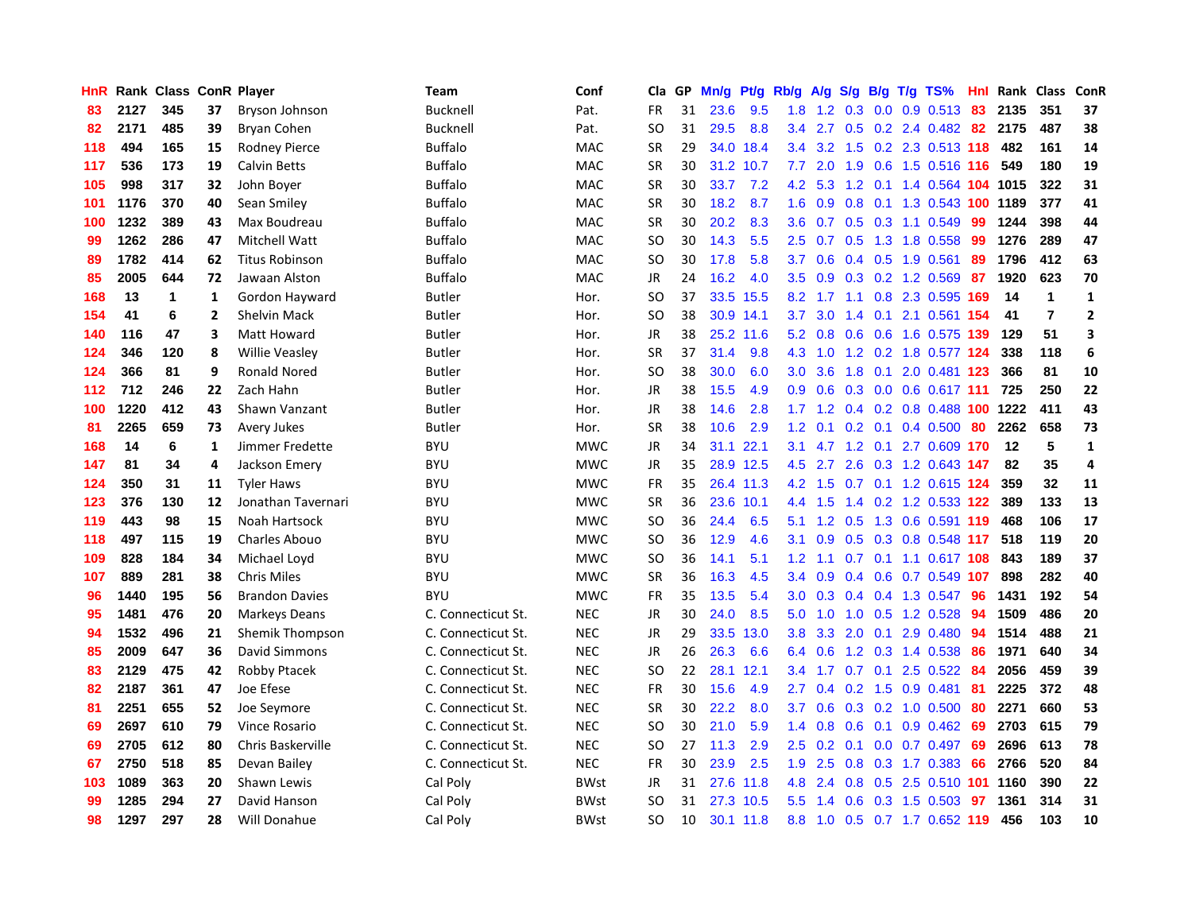| HnR | Rank | Class | ConR | Player | Team | Conf | Cla | GP | Mn/g | Pt/g | Rb/g | A/g | S/g | B/g | T/g | TS% | HnI | Rank | Class | ConR |
|---|---|---|---|---|---|---|---|---|---|---|---|---|---|---|---|---|---|---|---|---|
| 83 | 2127 | 345 | 37 | Bryson Johnson | Bucknell | Pat. | FR | 31 | 23.6 | 9.5 | 1.8 | 1.2 | 0.3 | 0.0 | 0.9 | 0.513 | 83 | 2135 | 351 | 37 |
| 82 | 2171 | 485 | 39 | Bryan Cohen | Bucknell | Pat. | SO | 31 | 29.5 | 8.8 | 3.4 | 2.7 | 0.5 | 0.2 | 2.4 | 0.482 | 82 | 2175 | 487 | 38 |
| 118 | 494 | 165 | 15 | Rodney Pierce | Buffalo | MAC | SR | 29 | 34.0 | 18.4 | 3.4 | 3.2 | 1.5 | 0.2 | 2.3 | 0.513 | 118 | 482 | 161 | 14 |
| 117 | 536 | 173 | 19 | Calvin Betts | Buffalo | MAC | SR | 30 | 31.2 | 10.7 | 7.7 | 2.0 | 1.9 | 0.6 | 1.5 | 0.516 | 116 | 549 | 180 | 19 |
| 105 | 998 | 317 | 32 | John Boyer | Buffalo | MAC | SR | 30 | 33.7 | 7.2 | 4.2 | 5.3 | 1.2 | 0.1 | 1.4 | 0.564 | 104 | 1015 | 322 | 31 |
| 101 | 1176 | 370 | 40 | Sean Smiley | Buffalo | MAC | SR | 30 | 18.2 | 8.7 | 1.6 | 0.9 | 0.8 | 0.1 | 1.3 | 0.543 | 100 | 1189 | 377 | 41 |
| 100 | 1232 | 389 | 43 | Max Boudreau | Buffalo | MAC | SR | 30 | 20.2 | 8.3 | 3.6 | 0.7 | 0.5 | 0.3 | 1.1 | 0.549 | 99 | 1244 | 398 | 44 |
| 99 | 1262 | 286 | 47 | Mitchell Watt | Buffalo | MAC | SO | 30 | 14.3 | 5.5 | 2.5 | 0.7 | 0.5 | 1.3 | 1.8 | 0.558 | 99 | 1276 | 289 | 47 |
| 89 | 1782 | 414 | 62 | Titus Robinson | Buffalo | MAC | SO | 30 | 17.8 | 5.8 | 3.7 | 0.6 | 0.4 | 0.5 | 1.9 | 0.561 | 89 | 1796 | 412 | 63 |
| 85 | 2005 | 644 | 72 | Jawaan Alston | Buffalo | MAC | JR | 24 | 16.2 | 4.0 | 3.5 | 0.9 | 0.3 | 0.2 | 1.2 | 0.569 | 87 | 1920 | 623 | 70 |
| 168 | 13 | 1 | 1 | Gordon Hayward | Butler | Hor. | SO | 37 | 33.5 | 15.5 | 8.2 | 1.7 | 1.1 | 0.8 | 2.3 | 0.595 | 169 | 14 | 1 | 1 |
| 154 | 41 | 6 | 2 | Shelvin Mack | Butler | Hor. | SO | 38 | 30.9 | 14.1 | 3.7 | 3.0 | 1.4 | 0.1 | 2.1 | 0.561 | 154 | 41 | 7 | 2 |
| 140 | 116 | 47 | 3 | Matt Howard | Butler | Hor. | JR | 38 | 25.2 | 11.6 | 5.2 | 0.8 | 0.6 | 0.6 | 1.6 | 0.575 | 139 | 129 | 51 | 3 |
| 124 | 346 | 120 | 8 | Willie Veasley | Butler | Hor. | SR | 37 | 31.4 | 9.8 | 4.3 | 1.0 | 1.2 | 0.2 | 1.8 | 0.577 | 124 | 338 | 118 | 6 |
| 124 | 366 | 81 | 9 | Ronald Nored | Butler | Hor. | SO | 38 | 30.0 | 6.0 | 3.0 | 3.6 | 1.8 | 0.1 | 2.0 | 0.481 | 123 | 366 | 81 | 10 |
| 112 | 712 | 246 | 22 | Zach Hahn | Butler | Hor. | JR | 38 | 15.5 | 4.9 | 0.9 | 0.6 | 0.3 | 0.0 | 0.6 | 0.617 | 111 | 725 | 250 | 22 |
| 100 | 1220 | 412 | 43 | Shawn Vanzant | Butler | Hor. | JR | 38 | 14.6 | 2.8 | 1.7 | 1.2 | 0.4 | 0.2 | 0.8 | 0.488 | 100 | 1222 | 411 | 43 |
| 81 | 2265 | 659 | 73 | Avery Jukes | Butler | Hor. | SR | 38 | 10.6 | 2.9 | 1.2 | 0.1 | 0.2 | 0.1 | 0.4 | 0.500 | 80 | 2262 | 658 | 73 |
| 168 | 14 | 6 | 1 | Jimmer Fredette | BYU | MWC | JR | 34 | 31.1 | 22.1 | 3.1 | 4.7 | 1.2 | 0.1 | 2.7 | 0.609 | 170 | 12 | 5 | 1 |
| 147 | 81 | 34 | 4 | Jackson Emery | BYU | MWC | JR | 35 | 28.9 | 12.5 | 4.5 | 2.7 | 2.6 | 0.3 | 1.2 | 0.643 | 147 | 82 | 35 | 4 |
| 124 | 350 | 31 | 11 | Tyler Haws | BYU | MWC | FR | 35 | 26.4 | 11.3 | 4.2 | 1.5 | 0.7 | 0.1 | 1.2 | 0.615 | 124 | 359 | 32 | 11 |
| 123 | 376 | 130 | 12 | Jonathan Tavernari | BYU | MWC | SR | 36 | 23.6 | 10.1 | 4.4 | 1.5 | 1.4 | 0.2 | 1.2 | 0.533 | 122 | 389 | 133 | 13 |
| 119 | 443 | 98 | 15 | Noah Hartsock | BYU | MWC | SO | 36 | 24.4 | 6.5 | 5.1 | 1.2 | 0.5 | 1.3 | 0.6 | 0.591 | 119 | 468 | 106 | 17 |
| 118 | 497 | 115 | 19 | Charles Abouo | BYU | MWC | SO | 36 | 12.9 | 4.6 | 3.1 | 0.9 | 0.5 | 0.3 | 0.8 | 0.548 | 117 | 518 | 119 | 20 |
| 109 | 828 | 184 | 34 | Michael Loyd | BYU | MWC | SO | 36 | 14.1 | 5.1 | 1.2 | 1.1 | 0.7 | 0.1 | 1.1 | 0.617 | 108 | 843 | 189 | 37 |
| 107 | 889 | 281 | 38 | Chris Miles | BYU | MWC | SR | 36 | 16.3 | 4.5 | 3.4 | 0.9 | 0.4 | 0.6 | 0.7 | 0.549 | 107 | 898 | 282 | 40 |
| 96 | 1440 | 195 | 56 | Brandon Davies | BYU | MWC | FR | 35 | 13.5 | 5.4 | 3.0 | 0.3 | 0.4 | 0.4 | 1.3 | 0.547 | 96 | 1431 | 192 | 54 |
| 95 | 1481 | 476 | 20 | Markeys Deans | C. Connecticut St. | NEC | JR | 30 | 24.0 | 8.5 | 5.0 | 1.0 | 1.0 | 0.5 | 1.2 | 0.528 | 94 | 1509 | 486 | 20 |
| 94 | 1532 | 496 | 21 | Shemik Thompson | C. Connecticut St. | NEC | JR | 29 | 33.5 | 13.0 | 3.8 | 3.3 | 2.0 | 0.1 | 2.9 | 0.480 | 94 | 1514 | 488 | 21 |
| 85 | 2009 | 647 | 36 | David Simmons | C. Connecticut St. | NEC | JR | 26 | 26.3 | 6.6 | 6.4 | 0.6 | 1.2 | 0.3 | 1.4 | 0.538 | 86 | 1971 | 640 | 34 |
| 83 | 2129 | 475 | 42 | Robby Ptacek | C. Connecticut St. | NEC | SO | 22 | 28.1 | 12.1 | 3.4 | 1.7 | 0.7 | 0.1 | 2.5 | 0.522 | 84 | 2056 | 459 | 39 |
| 82 | 2187 | 361 | 47 | Joe Efese | C. Connecticut St. | NEC | FR | 30 | 15.6 | 4.9 | 2.7 | 0.4 | 0.2 | 1.5 | 0.9 | 0.481 | 81 | 2225 | 372 | 48 |
| 81 | 2251 | 655 | 52 | Joe Seymore | C. Connecticut St. | NEC | SR | 30 | 22.2 | 8.0 | 3.7 | 0.6 | 0.3 | 0.2 | 1.0 | 0.500 | 80 | 2271 | 660 | 53 |
| 69 | 2697 | 610 | 79 | Vince Rosario | C. Connecticut St. | NEC | SO | 30 | 21.0 | 5.9 | 1.4 | 0.8 | 0.6 | 0.1 | 0.9 | 0.462 | 69 | 2703 | 615 | 79 |
| 69 | 2705 | 612 | 80 | Chris Baskerville | C. Connecticut St. | NEC | SO | 27 | 11.3 | 2.9 | 2.5 | 0.2 | 0.1 | 0.0 | 0.7 | 0.497 | 69 | 2696 | 613 | 78 |
| 67 | 2750 | 518 | 85 | Devan Bailey | C. Connecticut St. | NEC | FR | 30 | 23.9 | 2.5 | 1.9 | 2.5 | 0.8 | 0.3 | 1.7 | 0.383 | 66 | 2766 | 520 | 84 |
| 103 | 1089 | 363 | 20 | Shawn Lewis | Cal Poly | BWst | JR | 31 | 27.6 | 11.8 | 4.8 | 2.4 | 0.8 | 0.5 | 2.5 | 0.510 | 101 | 1160 | 390 | 22 |
| 99 | 1285 | 294 | 27 | David Hanson | Cal Poly | BWst | SO | 31 | 27.3 | 10.5 | 5.5 | 1.4 | 0.6 | 0.3 | 1.5 | 0.503 | 97 | 1361 | 314 | 31 |
| 98 | 1297 | 297 | 28 | Will Donahue | Cal Poly | BWst | SO | 10 | 30.1 | 11.8 | 8.8 | 1.0 | 0.5 | 0.7 | 1.7 | 0.652 | 119 | 456 | 103 | 10 |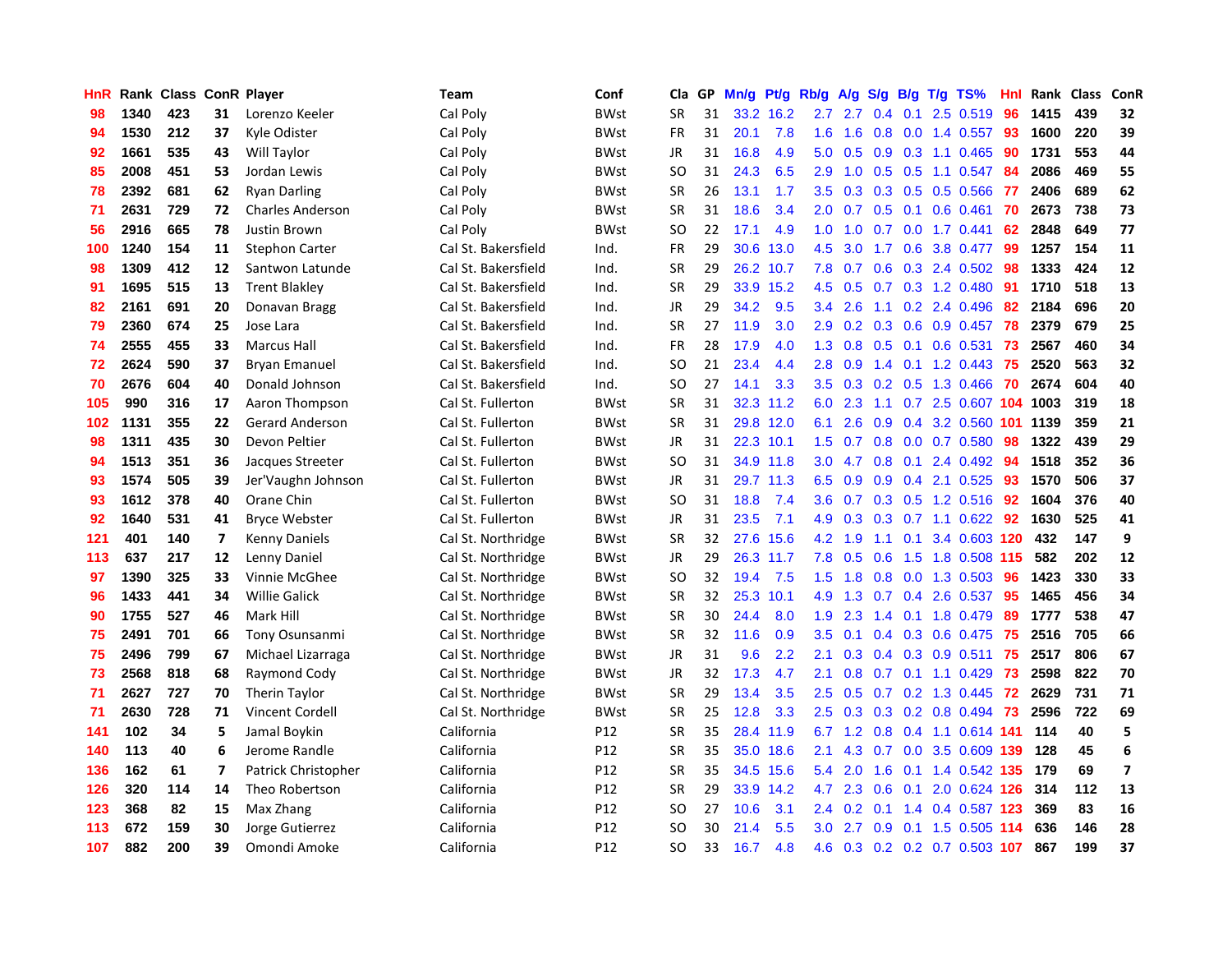| HnR | Rank | Class | ConR | Player | Team | Conf | Cla | GP | Mn/g | Pt/g | Rb/g | A/g | S/g | B/g | T/g | TS% | HnI | Rank | Class | ConR |
|---|---|---|---|---|---|---|---|---|---|---|---|---|---|---|---|---|---|---|---|---|
| 98 | 1340 | 423 | 31 | Lorenzo Keeler | Cal Poly | BWst | SR | 31 | 33.2 | 16.2 | 2.7 | 2.7 | 0.4 | 0.1 | 2.5 | 0.519 | 96 | 1415 | 439 | 32 |
| 94 | 1530 | 212 | 37 | Kyle Odister | Cal Poly | BWst | FR | 31 | 20.1 | 7.8 | 1.6 | 1.6 | 0.8 | 0.0 | 1.4 | 0.557 | 93 | 1600 | 220 | 39 |
| 92 | 1661 | 535 | 43 | Will Taylor | Cal Poly | BWst | JR | 31 | 16.8 | 4.9 | 5.0 | 0.5 | 0.9 | 0.3 | 1.1 | 0.465 | 90 | 1731 | 553 | 44 |
| 85 | 2008 | 451 | 53 | Jordan Lewis | Cal Poly | BWst | SO | 31 | 24.3 | 6.5 | 2.9 | 1.0 | 0.5 | 0.5 | 1.1 | 0.547 | 84 | 2086 | 469 | 55 |
| 78 | 2392 | 681 | 62 | Ryan Darling | Cal Poly | BWst | SR | 26 | 13.1 | 1.7 | 3.5 | 0.3 | 0.3 | 0.5 | 0.5 | 0.566 | 77 | 2406 | 689 | 62 |
| 71 | 2631 | 729 | 72 | Charles Anderson | Cal Poly | BWst | SR | 31 | 18.6 | 3.4 | 2.0 | 0.7 | 0.5 | 0.1 | 0.6 | 0.461 | 70 | 2673 | 738 | 73 |
| 56 | 2916 | 665 | 78 | Justin Brown | Cal Poly | BWst | SO | 22 | 17.1 | 4.9 | 1.0 | 1.0 | 0.7 | 0.0 | 1.7 | 0.441 | 62 | 2848 | 649 | 77 |
| 100 | 1240 | 154 | 11 | Stephon Carter | Cal St. Bakersfield | Ind. | FR | 29 | 30.6 | 13.0 | 4.5 | 3.0 | 1.7 | 0.6 | 3.8 | 0.477 | 99 | 1257 | 154 | 11 |
| 98 | 1309 | 412 | 12 | Santwon Latunde | Cal St. Bakersfield | Ind. | SR | 29 | 26.2 | 10.7 | 7.8 | 0.7 | 0.6 | 0.3 | 2.4 | 0.502 | 98 | 1333 | 424 | 12 |
| 91 | 1695 | 515 | 13 | Trent Blakley | Cal St. Bakersfield | Ind. | SR | 29 | 33.9 | 15.2 | 4.5 | 0.5 | 0.7 | 0.3 | 1.2 | 0.480 | 91 | 1710 | 518 | 13 |
| 82 | 2161 | 691 | 20 | Donavan Bragg | Cal St. Bakersfield | Ind. | JR | 29 | 34.2 | 9.5 | 3.4 | 2.6 | 1.1 | 0.2 | 2.4 | 0.496 | 82 | 2184 | 696 | 20 |
| 79 | 2360 | 674 | 25 | Jose Lara | Cal St. Bakersfield | Ind. | SR | 27 | 11.9 | 3.0 | 2.9 | 0.2 | 0.3 | 0.6 | 0.9 | 0.457 | 78 | 2379 | 679 | 25 |
| 74 | 2555 | 455 | 33 | Marcus Hall | Cal St. Bakersfield | Ind. | FR | 28 | 17.9 | 4.0 | 1.3 | 0.8 | 0.5 | 0.1 | 0.6 | 0.531 | 73 | 2567 | 460 | 34 |
| 72 | 2624 | 590 | 37 | Bryan Emanuel | Cal St. Bakersfield | Ind. | SO | 21 | 23.4 | 4.4 | 2.8 | 0.9 | 1.4 | 0.1 | 1.2 | 0.443 | 75 | 2520 | 563 | 32 |
| 70 | 2676 | 604 | 40 | Donald Johnson | Cal St. Bakersfield | Ind. | SO | 27 | 14.1 | 3.3 | 3.5 | 0.3 | 0.2 | 0.5 | 1.3 | 0.466 | 70 | 2674 | 604 | 40 |
| 105 | 990 | 316 | 17 | Aaron Thompson | Cal St. Fullerton | BWst | SR | 31 | 32.3 | 11.2 | 6.0 | 2.3 | 1.1 | 0.7 | 2.5 | 0.607 | 104 | 1003 | 319 | 18 |
| 102 | 1131 | 355 | 22 | Gerard Anderson | Cal St. Fullerton | BWst | SR | 31 | 29.8 | 12.0 | 6.1 | 2.6 | 0.9 | 0.4 | 3.2 | 0.560 | 101 | 1139 | 359 | 21 |
| 98 | 1311 | 435 | 30 | Devon Peltier | Cal St. Fullerton | BWst | JR | 31 | 22.3 | 10.1 | 1.5 | 0.7 | 0.8 | 0.0 | 0.7 | 0.580 | 98 | 1322 | 439 | 29 |
| 94 | 1513 | 351 | 36 | Jacques Streeter | Cal St. Fullerton | BWst | SO | 31 | 34.9 | 11.8 | 3.0 | 4.7 | 0.8 | 0.1 | 2.4 | 0.492 | 94 | 1518 | 352 | 36 |
| 93 | 1574 | 505 | 39 | Jer'Vaughn Johnson | Cal St. Fullerton | BWst | JR | 31 | 29.7 | 11.3 | 6.5 | 0.9 | 0.9 | 0.4 | 2.1 | 0.525 | 93 | 1570 | 506 | 37 |
| 93 | 1612 | 378 | 40 | Orane Chin | Cal St. Fullerton | BWst | SO | 31 | 18.8 | 7.4 | 3.6 | 0.7 | 0.3 | 0.5 | 1.2 | 0.516 | 92 | 1604 | 376 | 40 |
| 92 | 1640 | 531 | 41 | Bryce Webster | Cal St. Fullerton | BWst | JR | 31 | 23.5 | 7.1 | 4.9 | 0.3 | 0.3 | 0.7 | 1.1 | 0.622 | 92 | 1630 | 525 | 41 |
| 121 | 401 | 140 | 7 | Kenny Daniels | Cal St. Northridge | BWst | SR | 32 | 27.6 | 15.6 | 4.2 | 1.9 | 1.1 | 0.1 | 3.4 | 0.603 | 120 | 432 | 147 | 9 |
| 113 | 637 | 217 | 12 | Lenny Daniel | Cal St. Northridge | BWst | JR | 29 | 26.3 | 11.7 | 7.8 | 0.5 | 0.6 | 1.5 | 1.8 | 0.508 | 115 | 582 | 202 | 12 |
| 97 | 1390 | 325 | 33 | Vinnie McGhee | Cal St. Northridge | BWst | SO | 32 | 19.4 | 7.5 | 1.5 | 1.8 | 0.8 | 0.0 | 1.3 | 0.503 | 96 | 1423 | 330 | 33 |
| 96 | 1433 | 441 | 34 | Willie Galick | Cal St. Northridge | BWst | SR | 32 | 25.3 | 10.1 | 4.9 | 1.3 | 0.7 | 0.4 | 2.6 | 0.537 | 95 | 1465 | 456 | 34 |
| 90 | 1755 | 527 | 46 | Mark Hill | Cal St. Northridge | BWst | SR | 30 | 24.4 | 8.0 | 1.9 | 2.3 | 1.4 | 0.1 | 1.8 | 0.479 | 89 | 1777 | 538 | 47 |
| 75 | 2491 | 701 | 66 | Tony Osunsanmi | Cal St. Northridge | BWst | SR | 32 | 11.6 | 0.9 | 3.5 | 0.1 | 0.4 | 0.3 | 0.6 | 0.475 | 75 | 2516 | 705 | 66 |
| 75 | 2496 | 799 | 67 | Michael Lizarraga | Cal St. Northridge | BWst | JR | 31 | 9.6 | 2.2 | 2.1 | 0.3 | 0.4 | 0.3 | 0.9 | 0.511 | 75 | 2517 | 806 | 67 |
| 73 | 2568 | 818 | 68 | Raymond Cody | Cal St. Northridge | BWst | JR | 32 | 17.3 | 4.7 | 2.1 | 0.8 | 0.7 | 0.1 | 1.1 | 0.429 | 73 | 2598 | 822 | 70 |
| 71 | 2627 | 727 | 70 | Therin Taylor | Cal St. Northridge | BWst | SR | 29 | 13.4 | 3.5 | 2.5 | 0.5 | 0.7 | 0.2 | 1.3 | 0.445 | 72 | 2629 | 731 | 71 |
| 71 | 2630 | 728 | 71 | Vincent Cordell | Cal St. Northridge | BWst | SR | 25 | 12.8 | 3.3 | 2.5 | 0.3 | 0.3 | 0.2 | 0.8 | 0.494 | 73 | 2596 | 722 | 69 |
| 141 | 102 | 34 | 5 | Jamal Boykin | California | P12 | SR | 35 | 28.4 | 11.9 | 6.7 | 1.2 | 0.8 | 0.4 | 1.1 | 0.614 | 141 | 114 | 40 | 5 |
| 140 | 113 | 40 | 6 | Jerome Randle | California | P12 | SR | 35 | 35.0 | 18.6 | 2.1 | 4.3 | 0.7 | 0.0 | 3.5 | 0.609 | 139 | 128 | 45 | 6 |
| 136 | 162 | 61 | 7 | Patrick Christopher | California | P12 | SR | 35 | 34.5 | 15.6 | 5.4 | 2.0 | 1.6 | 0.1 | 1.4 | 0.542 | 135 | 179 | 69 | 7 |
| 126 | 320 | 114 | 14 | Theo Robertson | California | P12 | SR | 29 | 33.9 | 14.2 | 4.7 | 2.3 | 0.6 | 0.1 | 2.0 | 0.624 | 126 | 314 | 112 | 13 |
| 123 | 368 | 82 | 15 | Max Zhang | California | P12 | SO | 27 | 10.6 | 3.1 | 2.4 | 0.2 | 0.1 | 1.4 | 0.4 | 0.587 | 123 | 369 | 83 | 16 |
| 113 | 672 | 159 | 30 | Jorge Gutierrez | California | P12 | SO | 30 | 21.4 | 5.5 | 3.0 | 2.7 | 0.9 | 0.1 | 1.5 | 0.505 | 114 | 636 | 146 | 28 |
| 107 | 882 | 200 | 39 | Omondi Amoke | California | P12 | SO | 33 | 16.7 | 4.8 | 4.6 | 0.3 | 0.2 | 0.2 | 0.7 | 0.503 | 107 | 867 | 199 | 37 |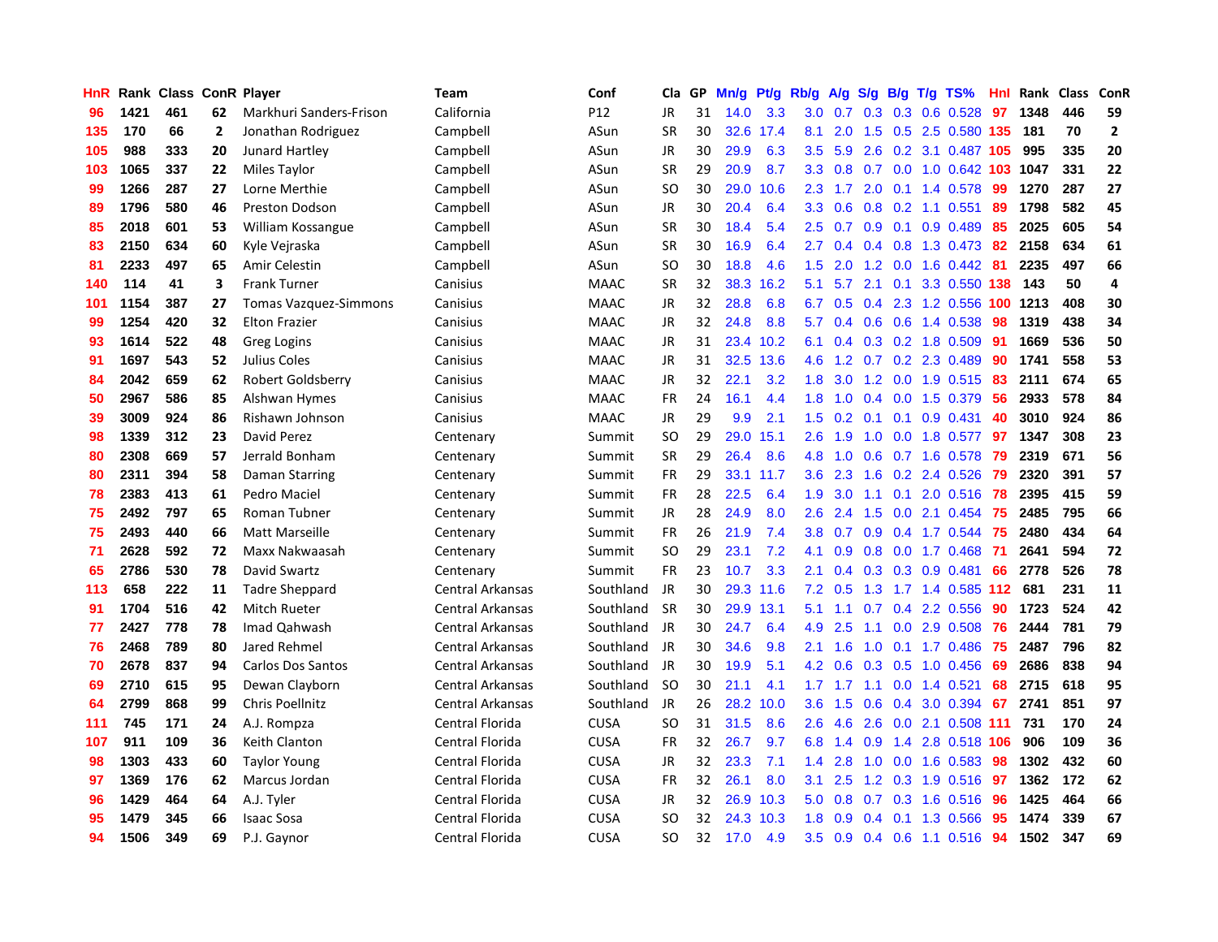| HnR | Rank | Class | ConR | Player | Team | Conf | Cla | GP | Mn/g | Pt/g | Rb/g | A/g | S/g | B/g | T/g | TS% | HnI | Rank | Class | ConR |
|---|---|---|---|---|---|---|---|---|---|---|---|---|---|---|---|---|---|---|---|---|
| 96 | 1421 | 461 | 62 | Markhuri Sanders-Frison | California | P12 | JR | 31 | 14.0 | 3.3 | 3.0 | 0.7 | 0.3 | 0.3 | 0.6 | 0.528 | 97 | 1348 | 446 | 59 |
| 135 | 170 | 66 | 2 | Jonathan Rodriguez | Campbell | ASun | SR | 30 | 32.6 | 17.4 | 8.1 | 2.0 | 1.5 | 0.5 | 2.5 | 0.580 | 135 | 181 | 70 | 2 |
| 105 | 988 | 333 | 20 | Junard Hartley | Campbell | ASun | JR | 30 | 29.9 | 6.3 | 3.5 | 5.9 | 2.6 | 0.2 | 3.1 | 0.487 | 105 | 995 | 335 | 20 |
| 103 | 1065 | 337 | 22 | Miles Taylor | Campbell | ASun | SR | 29 | 20.9 | 8.7 | 3.3 | 0.8 | 0.7 | 0.0 | 1.0 | 0.642 | 103 | 1047 | 331 | 22 |
| 99 | 1266 | 287 | 27 | Lorne Merthie | Campbell | ASun | SO | 30 | 29.0 | 10.6 | 2.3 | 1.7 | 2.0 | 0.1 | 1.4 | 0.578 | 99 | 1270 | 287 | 27 |
| 89 | 1796 | 580 | 46 | Preston Dodson | Campbell | ASun | JR | 30 | 20.4 | 6.4 | 3.3 | 0.6 | 0.8 | 0.2 | 1.1 | 0.551 | 89 | 1798 | 582 | 45 |
| 85 | 2018 | 601 | 53 | William Kossangue | Campbell | ASun | SR | 30 | 18.4 | 5.4 | 2.5 | 0.7 | 0.9 | 0.1 | 0.9 | 0.489 | 85 | 2025 | 605 | 54 |
| 83 | 2150 | 634 | 60 | Kyle Vejraska | Campbell | ASun | SR | 30 | 16.9 | 6.4 | 2.7 | 0.4 | 0.4 | 0.8 | 1.3 | 0.473 | 82 | 2158 | 634 | 61 |
| 81 | 2233 | 497 | 65 | Amir Celestin | Campbell | ASun | SO | 30 | 18.8 | 4.6 | 1.5 | 2.0 | 1.2 | 0.0 | 1.6 | 0.442 | 81 | 2235 | 497 | 66 |
| 140 | 114 | 41 | 3 | Frank Turner | Canisius | MAAC | SR | 32 | 38.3 | 16.2 | 5.1 | 5.7 | 2.1 | 0.1 | 3.3 | 0.550 | 138 | 143 | 50 | 4 |
| 101 | 1154 | 387 | 27 | Tomas Vazquez-Simmons | Canisius | MAAC | JR | 32 | 28.8 | 6.8 | 6.7 | 0.5 | 0.4 | 2.3 | 1.2 | 0.556 | 100 | 1213 | 408 | 30 |
| 99 | 1254 | 420 | 32 | Elton Frazier | Canisius | MAAC | JR | 32 | 24.8 | 8.8 | 5.7 | 0.4 | 0.6 | 0.6 | 1.4 | 0.538 | 98 | 1319 | 438 | 34 |
| 93 | 1614 | 522 | 48 | Greg Logins | Canisius | MAAC | JR | 31 | 23.4 | 10.2 | 6.1 | 0.4 | 0.3 | 0.2 | 1.8 | 0.509 | 91 | 1669 | 536 | 50 |
| 91 | 1697 | 543 | 52 | Julius Coles | Canisius | MAAC | JR | 31 | 32.5 | 13.6 | 4.6 | 1.2 | 0.7 | 0.2 | 2.3 | 0.489 | 90 | 1741 | 558 | 53 |
| 84 | 2042 | 659 | 62 | Robert Goldsberry | Canisius | MAAC | JR | 32 | 22.1 | 3.2 | 1.8 | 3.0 | 1.2 | 0.0 | 1.9 | 0.515 | 83 | 2111 | 674 | 65 |
| 50 | 2967 | 586 | 85 | Alshwan Hymes | Canisius | MAAC | FR | 24 | 16.1 | 4.4 | 1.8 | 1.0 | 0.4 | 0.0 | 1.5 | 0.379 | 56 | 2933 | 578 | 84 |
| 39 | 3009 | 924 | 86 | Rishawn Johnson | Canisius | MAAC | JR | 29 | 9.9 | 2.1 | 1.5 | 0.2 | 0.1 | 0.1 | 0.9 | 0.431 | 40 | 3010 | 924 | 86 |
| 98 | 1339 | 312 | 23 | David Perez | Centenary | Summit | SO | 29 | 29.0 | 15.1 | 2.6 | 1.9 | 1.0 | 0.0 | 1.8 | 0.577 | 97 | 1347 | 308 | 23 |
| 80 | 2308 | 669 | 57 | Jerrald Bonham | Centenary | Summit | SR | 29 | 26.4 | 8.6 | 4.8 | 1.0 | 0.6 | 0.7 | 1.6 | 0.578 | 79 | 2319 | 671 | 56 |
| 80 | 2311 | 394 | 58 | Daman Starring | Centenary | Summit | FR | 29 | 33.1 | 11.7 | 3.6 | 2.3 | 1.6 | 0.2 | 2.4 | 0.526 | 79 | 2320 | 391 | 57 |
| 78 | 2383 | 413 | 61 | Pedro Maciel | Centenary | Summit | FR | 28 | 22.5 | 6.4 | 1.9 | 3.0 | 1.1 | 0.1 | 2.0 | 0.516 | 78 | 2395 | 415 | 59 |
| 75 | 2492 | 797 | 65 | Roman Tubner | Centenary | Summit | JR | 28 | 24.9 | 8.0 | 2.6 | 2.4 | 1.5 | 0.0 | 2.1 | 0.454 | 75 | 2485 | 795 | 66 |
| 75 | 2493 | 440 | 66 | Matt Marseille | Centenary | Summit | FR | 26 | 21.9 | 7.4 | 3.8 | 0.7 | 0.9 | 0.4 | 1.7 | 0.544 | 75 | 2480 | 434 | 64 |
| 71 | 2628 | 592 | 72 | Maxx Nakwaasah | Centenary | Summit | SO | 29 | 23.1 | 7.2 | 4.1 | 0.9 | 0.8 | 0.0 | 1.7 | 0.468 | 71 | 2641 | 594 | 72 |
| 65 | 2786 | 530 | 78 | David Swartz | Centenary | Summit | FR | 23 | 10.7 | 3.3 | 2.1 | 0.4 | 0.3 | 0.3 | 0.9 | 0.481 | 66 | 2778 | 526 | 78 |
| 113 | 658 | 222 | 11 | Tadre Sheppard | Central Arkansas | Southland | JR | 30 | 29.3 | 11.6 | 7.2 | 0.5 | 1.3 | 1.7 | 1.4 | 0.585 | 112 | 681 | 231 | 11 |
| 91 | 1704 | 516 | 42 | Mitch Rueter | Central Arkansas | Southland | SR | 30 | 29.9 | 13.1 | 5.1 | 1.1 | 0.7 | 0.4 | 2.2 | 0.556 | 90 | 1723 | 524 | 42 |
| 77 | 2427 | 778 | 78 | Imad Qahwash | Central Arkansas | Southland | JR | 30 | 24.7 | 6.4 | 4.9 | 2.5 | 1.1 | 0.0 | 2.9 | 0.508 | 76 | 2444 | 781 | 79 |
| 76 | 2468 | 789 | 80 | Jared Rehmel | Central Arkansas | Southland | JR | 30 | 34.6 | 9.8 | 2.1 | 1.6 | 1.0 | 0.1 | 1.7 | 0.486 | 75 | 2487 | 796 | 82 |
| 70 | 2678 | 837 | 94 | Carlos Dos Santos | Central Arkansas | Southland | JR | 30 | 19.9 | 5.1 | 4.2 | 0.6 | 0.3 | 0.5 | 1.0 | 0.456 | 69 | 2686 | 838 | 94 |
| 69 | 2710 | 615 | 95 | Dewan Clayborn | Central Arkansas | Southland | SO | 30 | 21.1 | 4.1 | 1.7 | 1.7 | 1.1 | 0.0 | 1.4 | 0.521 | 68 | 2715 | 618 | 95 |
| 64 | 2799 | 868 | 99 | Chris Poellnitz | Central Arkansas | Southland | JR | 26 | 28.2 | 10.0 | 3.6 | 1.5 | 0.6 | 0.4 | 3.0 | 0.394 | 67 | 2741 | 851 | 97 |
| 111 | 745 | 171 | 24 | A.J. Rompza | Central Florida | CUSA | SO | 31 | 31.5 | 8.6 | 2.6 | 4.6 | 2.6 | 0.0 | 2.1 | 0.508 | 111 | 731 | 170 | 24 |
| 107 | 911 | 109 | 36 | Keith Clanton | Central Florida | CUSA | FR | 32 | 26.7 | 9.7 | 6.8 | 1.4 | 0.9 | 1.4 | 2.8 | 0.518 | 106 | 906 | 109 | 36 |
| 98 | 1303 | 433 | 60 | Taylor Young | Central Florida | CUSA | JR | 32 | 23.3 | 7.1 | 1.4 | 2.8 | 1.0 | 0.0 | 1.6 | 0.583 | 98 | 1302 | 432 | 60 |
| 97 | 1369 | 176 | 62 | Marcus Jordan | Central Florida | CUSA | FR | 32 | 26.1 | 8.0 | 3.1 | 2.5 | 1.2 | 0.3 | 1.9 | 0.516 | 97 | 1362 | 172 | 62 |
| 96 | 1429 | 464 | 64 | A.J. Tyler | Central Florida | CUSA | JR | 32 | 26.9 | 10.3 | 5.0 | 0.8 | 0.7 | 0.3 | 1.6 | 0.516 | 96 | 1425 | 464 | 66 |
| 95 | 1479 | 345 | 66 | Isaac Sosa | Central Florida | CUSA | SO | 32 | 24.3 | 10.3 | 1.8 | 0.9 | 0.4 | 0.1 | 1.3 | 0.566 | 95 | 1474 | 339 | 67 |
| 94 | 1506 | 349 | 69 | P.J. Gaynor | Central Florida | CUSA | SO | 32 | 17.0 | 4.9 | 3.5 | 0.9 | 0.4 | 0.6 | 1.1 | 0.516 | 94 | 1502 | 347 | 69 |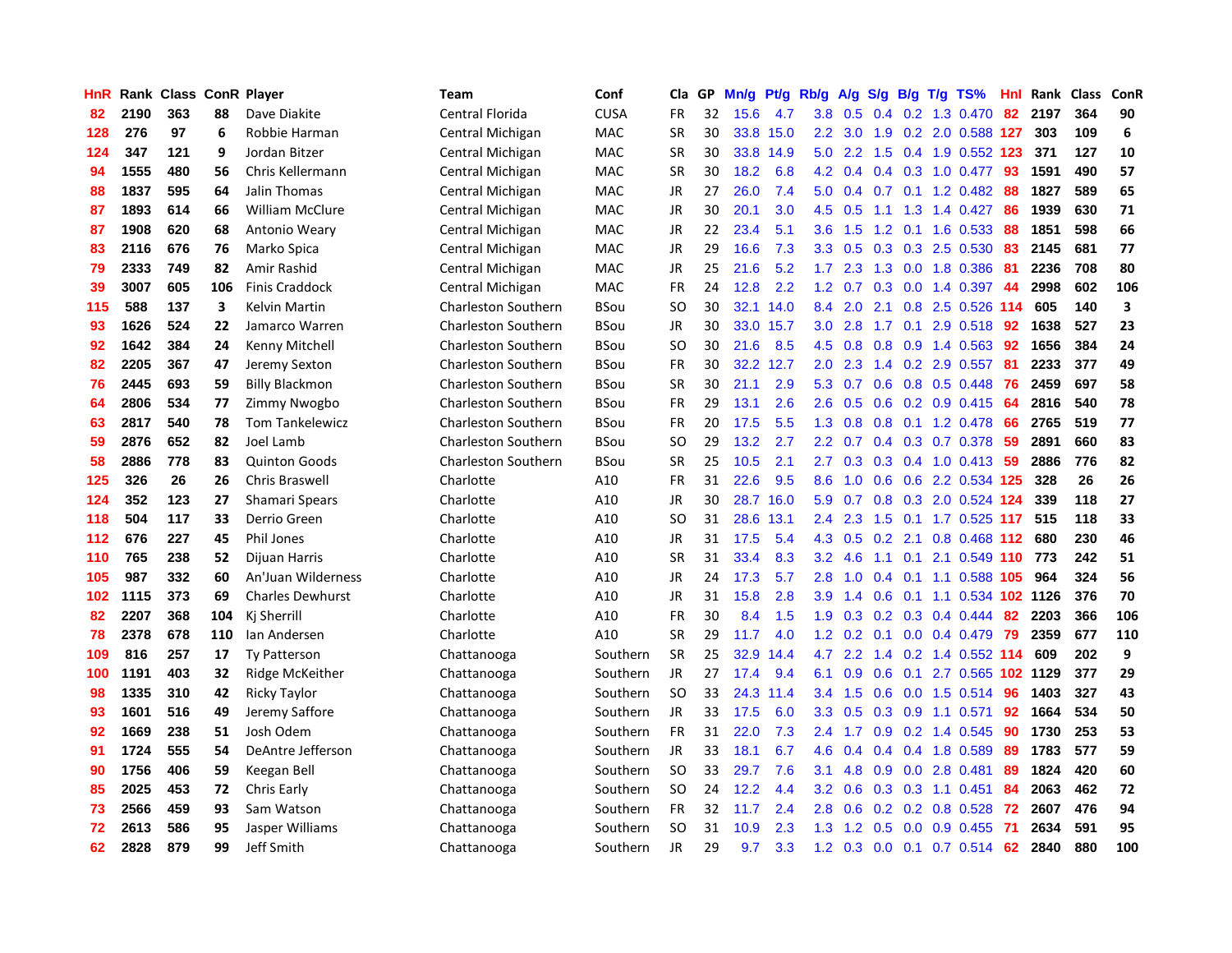| HnR | Rank | Class | ConR | Player | Team | Conf | Cla | GP | Mn/g | Pt/g | Rb/g | A/g | S/g | B/g | T/g | TS% | HnI | Rank | Class | ConR |
|---|---|---|---|---|---|---|---|---|---|---|---|---|---|---|---|---|---|---|---|---|
| 82 | 2190 | 363 | 88 | Dave Diakite | Central Florida | CUSA | FR | 32 | 15.6 | 4.7 | 3.8 | 0.5 | 0.4 | 0.2 | 1.3 | 0.470 | 82 | 2197 | 364 | 90 |
| 128 | 276 | 97 | 6 | Robbie Harman | Central Michigan | MAC | SR | 30 | 33.8 | 15.0 | 2.2 | 3.0 | 1.9 | 0.2 | 2.0 | 0.588 | 127 | 303 | 109 | 6 |
| 124 | 347 | 121 | 9 | Jordan Bitzer | Central Michigan | MAC | SR | 30 | 33.8 | 14.9 | 5.0 | 2.2 | 1.5 | 0.4 | 1.9 | 0.552 | 123 | 371 | 127 | 10 |
| 94 | 1555 | 480 | 56 | Chris Kellermann | Central Michigan | MAC | SR | 30 | 18.2 | 6.8 | 4.2 | 0.4 | 0.4 | 0.3 | 1.0 | 0.477 | 93 | 1591 | 490 | 57 |
| 88 | 1837 | 595 | 64 | Jalin Thomas | Central Michigan | MAC | JR | 27 | 26.0 | 7.4 | 5.0 | 0.4 | 0.7 | 0.1 | 1.2 | 0.482 | 88 | 1827 | 589 | 65 |
| 87 | 1893 | 614 | 66 | William McClure | Central Michigan | MAC | JR | 30 | 20.1 | 3.0 | 4.5 | 0.5 | 1.1 | 1.3 | 1.4 | 0.427 | 86 | 1939 | 630 | 71 |
| 87 | 1908 | 620 | 68 | Antonio Weary | Central Michigan | MAC | JR | 22 | 23.4 | 5.1 | 3.6 | 1.5 | 1.2 | 0.1 | 1.6 | 0.533 | 88 | 1851 | 598 | 66 |
| 83 | 2116 | 676 | 76 | Marko Spica | Central Michigan | MAC | JR | 29 | 16.6 | 7.3 | 3.3 | 0.5 | 0.3 | 0.3 | 2.5 | 0.530 | 83 | 2145 | 681 | 77 |
| 79 | 2333 | 749 | 82 | Amir Rashid | Central Michigan | MAC | JR | 25 | 21.6 | 5.2 | 1.7 | 2.3 | 1.3 | 0.0 | 1.8 | 0.386 | 81 | 2236 | 708 | 80 |
| 39 | 3007 | 605 | 106 | Finis Craddock | Central Michigan | MAC | FR | 24 | 12.8 | 2.2 | 1.2 | 0.7 | 0.3 | 0.0 | 1.4 | 0.397 | 44 | 2998 | 602 | 106 |
| 115 | 588 | 137 | 3 | Kelvin Martin | Charleston Southern | BSou | SO | 30 | 32.1 | 14.0 | 8.4 | 2.0 | 2.1 | 0.8 | 2.5 | 0.526 | 114 | 605 | 140 | 3 |
| 93 | 1626 | 524 | 22 | Jamarco Warren | Charleston Southern | BSou | JR | 30 | 33.0 | 15.7 | 3.0 | 2.8 | 1.7 | 0.1 | 2.9 | 0.518 | 92 | 1638 | 527 | 23 |
| 92 | 1642 | 384 | 24 | Kenny Mitchell | Charleston Southern | BSou | SO | 30 | 21.6 | 8.5 | 4.5 | 0.8 | 0.8 | 0.9 | 1.4 | 0.563 | 92 | 1656 | 384 | 24 |
| 82 | 2205 | 367 | 47 | Jeremy Sexton | Charleston Southern | BSou | FR | 30 | 32.2 | 12.7 | 2.0 | 2.3 | 1.4 | 0.2 | 2.9 | 0.557 | 81 | 2233 | 377 | 49 |
| 76 | 2445 | 693 | 59 | Billy Blackmon | Charleston Southern | BSou | SR | 30 | 21.1 | 2.9 | 5.3 | 0.7 | 0.6 | 0.8 | 0.5 | 0.448 | 76 | 2459 | 697 | 58 |
| 64 | 2806 | 534 | 77 | Zimmy Nwogbo | Charleston Southern | BSou | FR | 29 | 13.1 | 2.6 | 2.6 | 0.5 | 0.6 | 0.2 | 0.9 | 0.415 | 64 | 2816 | 540 | 78 |
| 63 | 2817 | 540 | 78 | Tom Tankelewicz | Charleston Southern | BSou | FR | 20 | 17.5 | 5.5 | 1.3 | 0.8 | 0.8 | 0.1 | 1.2 | 0.478 | 66 | 2765 | 519 | 77 |
| 59 | 2876 | 652 | 82 | Joel Lamb | Charleston Southern | BSou | SO | 29 | 13.2 | 2.7 | 2.2 | 0.7 | 0.4 | 0.3 | 0.7 | 0.378 | 59 | 2891 | 660 | 83 |
| 58 | 2886 | 778 | 83 | Quinton Goods | Charleston Southern | BSou | SR | 25 | 10.5 | 2.1 | 2.7 | 0.3 | 0.3 | 0.4 | 1.0 | 0.413 | 59 | 2886 | 776 | 82 |
| 125 | 326 | 26 | 26 | Chris Braswell | Charlotte | A10 | FR | 31 | 22.6 | 9.5 | 8.6 | 1.0 | 0.6 | 0.6 | 2.2 | 0.534 | 125 | 328 | 26 | 26 |
| 124 | 352 | 123 | 27 | Shamari Spears | Charlotte | A10 | JR | 30 | 28.7 | 16.0 | 5.9 | 0.7 | 0.8 | 0.3 | 2.0 | 0.524 | 124 | 339 | 118 | 27 |
| 118 | 504 | 117 | 33 | Derrio Green | Charlotte | A10 | SO | 31 | 28.6 | 13.1 | 2.4 | 2.3 | 1.5 | 0.1 | 1.7 | 0.525 | 117 | 515 | 118 | 33 |
| 112 | 676 | 227 | 45 | Phil Jones | Charlotte | A10 | JR | 31 | 17.5 | 5.4 | 4.3 | 0.5 | 0.2 | 2.1 | 0.8 | 0.468 | 112 | 680 | 230 | 46 |
| 110 | 765 | 238 | 52 | Dijuan Harris | Charlotte | A10 | SR | 31 | 33.4 | 8.3 | 3.2 | 4.6 | 1.1 | 0.1 | 2.1 | 0.549 | 110 | 773 | 242 | 51 |
| 105 | 987 | 332 | 60 | An'Juan Wilderness | Charlotte | A10 | JR | 24 | 17.3 | 5.7 | 2.8 | 1.0 | 0.4 | 0.1 | 1.1 | 0.588 | 105 | 964 | 324 | 56 |
| 102 | 1115 | 373 | 69 | Charles Dewhurst | Charlotte | A10 | JR | 31 | 15.8 | 2.8 | 3.9 | 1.4 | 0.6 | 0.1 | 1.1 | 0.534 | 102 | 1126 | 376 | 70 |
| 82 | 2207 | 368 | 104 | Kj Sherrill | Charlotte | A10 | FR | 30 | 8.4 | 1.5 | 1.9 | 0.3 | 0.2 | 0.3 | 0.4 | 0.444 | 82 | 2203 | 366 | 106 |
| 78 | 2378 | 678 | 110 | Ian Andersen | Charlotte | A10 | SR | 29 | 11.7 | 4.0 | 1.2 | 0.2 | 0.1 | 0.0 | 0.4 | 0.479 | 79 | 2359 | 677 | 110 |
| 109 | 816 | 257 | 17 | Ty Patterson | Chattanooga | Southern | SR | 25 | 32.9 | 14.4 | 4.7 | 2.2 | 1.4 | 0.2 | 1.4 | 0.552 | 114 | 609 | 202 | 9 |
| 100 | 1191 | 403 | 32 | Ridge McKeither | Chattanooga | Southern | JR | 27 | 17.4 | 9.4 | 6.1 | 0.9 | 0.6 | 0.1 | 2.7 | 0.565 | 102 | 1129 | 377 | 29 |
| 98 | 1335 | 310 | 42 | Ricky Taylor | Chattanooga | Southern | SO | 33 | 24.3 | 11.4 | 3.4 | 1.5 | 0.6 | 0.0 | 1.5 | 0.514 | 96 | 1403 | 327 | 43 |
| 93 | 1601 | 516 | 49 | Jeremy Saffore | Chattanooga | Southern | JR | 33 | 17.5 | 6.0 | 3.3 | 0.5 | 0.3 | 0.9 | 1.1 | 0.571 | 92 | 1664 | 534 | 50 |
| 92 | 1669 | 238 | 51 | Josh Odem | Chattanooga | Southern | FR | 31 | 22.0 | 7.3 | 2.4 | 1.7 | 0.9 | 0.2 | 1.4 | 0.545 | 90 | 1730 | 253 | 53 |
| 91 | 1724 | 555 | 54 | DeAntre Jefferson | Chattanooga | Southern | JR | 33 | 18.1 | 6.7 | 4.6 | 0.4 | 0.4 | 0.4 | 1.8 | 0.589 | 89 | 1783 | 577 | 59 |
| 90 | 1756 | 406 | 59 | Keegan Bell | Chattanooga | Southern | SO | 33 | 29.7 | 7.6 | 3.1 | 4.8 | 0.9 | 0.0 | 2.8 | 0.481 | 89 | 1824 | 420 | 60 |
| 85 | 2025 | 453 | 72 | Chris Early | Chattanooga | Southern | SO | 24 | 12.2 | 4.4 | 3.2 | 0.6 | 0.3 | 0.3 | 1.1 | 0.451 | 84 | 2063 | 462 | 72 |
| 73 | 2566 | 459 | 93 | Sam Watson | Chattanooga | Southern | FR | 32 | 11.7 | 2.4 | 2.8 | 0.6 | 0.2 | 0.2 | 0.8 | 0.528 | 72 | 2607 | 476 | 94 |
| 72 | 2613 | 586 | 95 | Jasper Williams | Chattanooga | Southern | SO | 31 | 10.9 | 2.3 | 1.3 | 1.2 | 0.5 | 0.0 | 0.9 | 0.455 | 71 | 2634 | 591 | 95 |
| 62 | 2828 | 879 | 99 | Jeff Smith | Chattanooga | Southern | JR | 29 | 9.7 | 3.3 | 1.2 | 0.3 | 0.0 | 0.1 | 0.7 | 0.514 | 62 | 2840 | 880 | 100 |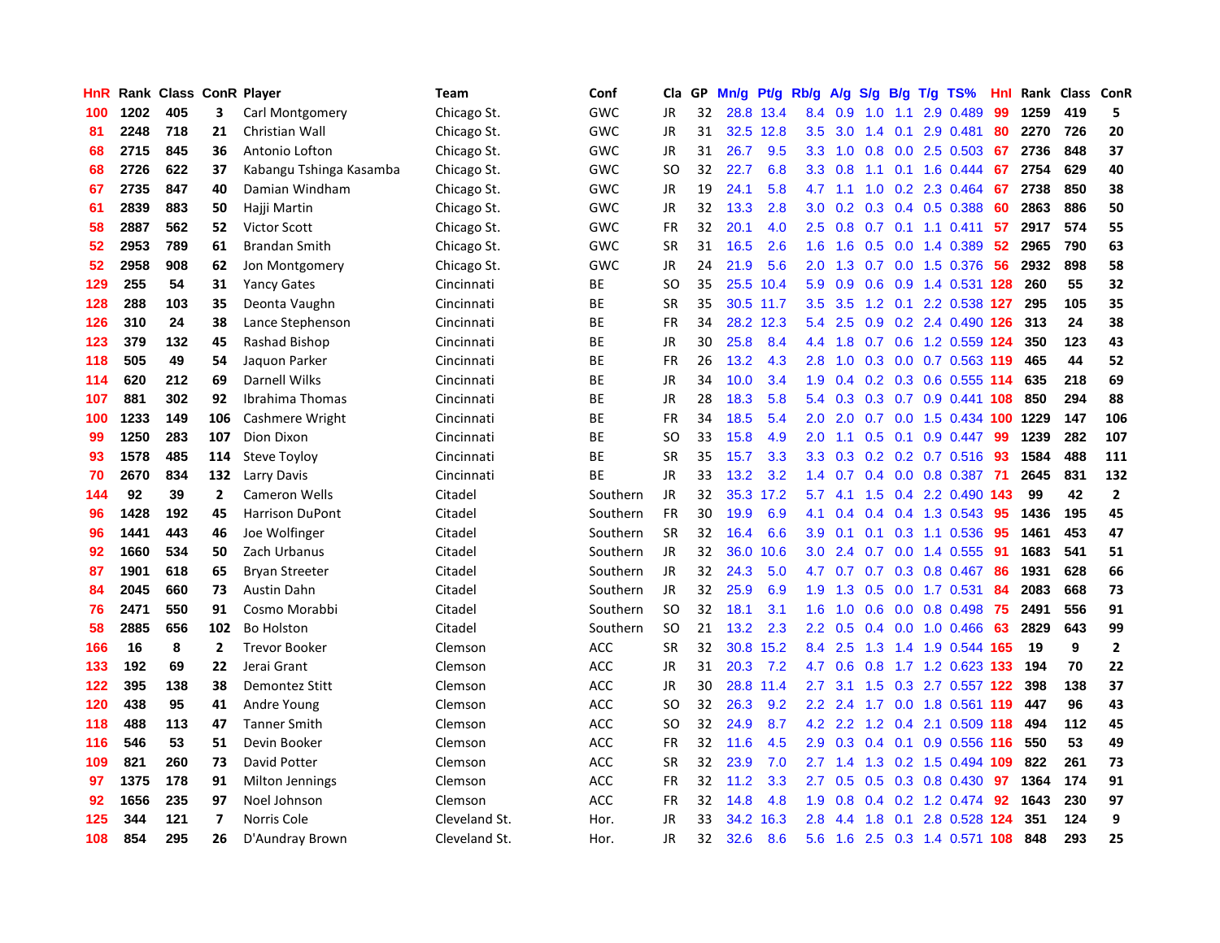| HnR | Rank | Class | ConR | Player | Team | Conf | Cla | GP | Mn/g | Pt/g | Rb/g | A/g | S/g | B/g | T/g | TS% | HnI | Rank | Class | ConR |
|---|---|---|---|---|---|---|---|---|---|---|---|---|---|---|---|---|---|---|---|---|
| 100 | 1202 | 405 | 3 | Carl Montgomery | Chicago St. | GWC | JR | 32 | 28.8 | 13.4 | 8.4 | 0.9 | 1.0 | 1.1 | 2.9 | 0.489 | 99 | 1259 | 419 | 5 |
| 81 | 2248 | 718 | 21 | Christian Wall | Chicago St. | GWC | JR | 31 | 32.5 | 12.8 | 3.5 | 3.0 | 1.4 | 0.1 | 2.9 | 0.481 | 80 | 2270 | 726 | 20 |
| 68 | 2715 | 845 | 36 | Antonio Lofton | Chicago St. | GWC | JR | 31 | 26.7 | 9.5 | 3.3 | 1.0 | 0.8 | 0.0 | 2.5 | 0.503 | 67 | 2736 | 848 | 37 |
| 68 | 2726 | 622 | 37 | Kabangu Tshinga Kasamba | Chicago St. | GWC | SO | 32 | 22.7 | 6.8 | 3.3 | 0.8 | 1.1 | 0.1 | 1.6 | 0.444 | 67 | 2754 | 629 | 40 |
| 67 | 2735 | 847 | 40 | Damian Windham | Chicago St. | GWC | JR | 19 | 24.1 | 5.8 | 4.7 | 1.1 | 1.0 | 0.2 | 2.3 | 0.464 | 67 | 2738 | 850 | 38 |
| 61 | 2839 | 883 | 50 | Hajji Martin | Chicago St. | GWC | JR | 32 | 13.3 | 2.8 | 3.0 | 0.2 | 0.3 | 0.4 | 0.5 | 0.388 | 60 | 2863 | 886 | 50 |
| 58 | 2887 | 562 | 52 | Victor Scott | Chicago St. | GWC | FR | 32 | 20.1 | 4.0 | 2.5 | 0.8 | 0.7 | 0.1 | 1.1 | 0.411 | 57 | 2917 | 574 | 55 |
| 52 | 2953 | 789 | 61 | Brandan Smith | Chicago St. | GWC | SR | 31 | 16.5 | 2.6 | 1.6 | 1.6 | 0.5 | 0.0 | 1.4 | 0.389 | 52 | 2965 | 790 | 63 |
| 52 | 2958 | 908 | 62 | Jon Montgomery | Chicago St. | GWC | JR | 24 | 21.9 | 5.6 | 2.0 | 1.3 | 0.7 | 0.0 | 1.5 | 0.376 | 56 | 2932 | 898 | 58 |
| 129 | 255 | 54 | 31 | Yancy Gates | Cincinnati | BE | SO | 35 | 25.5 | 10.4 | 5.9 | 0.9 | 0.6 | 0.9 | 1.4 | 0.531 | 128 | 260 | 55 | 32 |
| 128 | 288 | 103 | 35 | Deonta Vaughn | Cincinnati | BE | SR | 35 | 30.5 | 11.7 | 3.5 | 3.5 | 1.2 | 0.1 | 2.2 | 0.538 | 127 | 295 | 105 | 35 |
| 126 | 310 | 24 | 38 | Lance Stephenson | Cincinnati | BE | FR | 34 | 28.2 | 12.3 | 5.4 | 2.5 | 0.9 | 0.2 | 2.4 | 0.490 | 126 | 313 | 24 | 38 |
| 123 | 379 | 132 | 45 | Rashad Bishop | Cincinnati | BE | JR | 30 | 25.8 | 8.4 | 4.4 | 1.8 | 0.7 | 0.6 | 1.2 | 0.559 | 124 | 350 | 123 | 43 |
| 118 | 505 | 49 | 54 | Jaquon Parker | Cincinnati | BE | FR | 26 | 13.2 | 4.3 | 2.8 | 1.0 | 0.3 | 0.0 | 0.7 | 0.563 | 119 | 465 | 44 | 52 |
| 114 | 620 | 212 | 69 | Darnell Wilks | Cincinnati | BE | JR | 34 | 10.0 | 3.4 | 1.9 | 0.4 | 0.2 | 0.3 | 0.6 | 0.555 | 114 | 635 | 218 | 69 |
| 107 | 881 | 302 | 92 | Ibrahima Thomas | Cincinnati | BE | JR | 28 | 18.3 | 5.8 | 5.4 | 0.3 | 0.3 | 0.7 | 0.9 | 0.441 | 108 | 850 | 294 | 88 |
| 100 | 1233 | 149 | 106 | Cashmere Wright | Cincinnati | BE | FR | 34 | 18.5 | 5.4 | 2.0 | 2.0 | 0.7 | 0.0 | 1.5 | 0.434 | 100 | 1229 | 147 | 106 |
| 99 | 1250 | 283 | 107 | Dion Dixon | Cincinnati | BE | SO | 33 | 15.8 | 4.9 | 2.0 | 1.1 | 0.5 | 0.1 | 0.9 | 0.447 | 99 | 1239 | 282 | 107 |
| 93 | 1578 | 485 | 114 | Steve Toyloy | Cincinnati | BE | SR | 35 | 15.7 | 3.3 | 3.3 | 0.3 | 0.2 | 0.2 | 0.7 | 0.516 | 93 | 1584 | 488 | 111 |
| 70 | 2670 | 834 | 132 | Larry Davis | Cincinnati | BE | JR | 33 | 13.2 | 3.2 | 1.4 | 0.7 | 0.4 | 0.0 | 0.8 | 0.387 | 71 | 2645 | 831 | 132 |
| 144 | 92 | 39 | 2 | Cameron Wells | Citadel | Southern | JR | 32 | 35.3 | 17.2 | 5.7 | 4.1 | 1.5 | 0.4 | 2.2 | 0.490 | 143 | 99 | 42 | 2 |
| 96 | 1428 | 192 | 45 | Harrison DuPont | Citadel | Southern | FR | 30 | 19.9 | 6.9 | 4.1 | 0.4 | 0.4 | 0.4 | 1.3 | 0.543 | 95 | 1436 | 195 | 45 |
| 96 | 1441 | 443 | 46 | Joe Wolfinger | Citadel | Southern | SR | 32 | 16.4 | 6.6 | 3.9 | 0.1 | 0.1 | 0.3 | 1.1 | 0.536 | 95 | 1461 | 453 | 47 |
| 92 | 1660 | 534 | 50 | Zach Urbanus | Citadel | Southern | JR | 32 | 36.0 | 10.6 | 3.0 | 2.4 | 0.7 | 0.0 | 1.4 | 0.555 | 91 | 1683 | 541 | 51 |
| 87 | 1901 | 618 | 65 | Bryan Streeter | Citadel | Southern | JR | 32 | 24.3 | 5.0 | 4.7 | 0.7 | 0.7 | 0.3 | 0.8 | 0.467 | 86 | 1931 | 628 | 66 |
| 84 | 2045 | 660 | 73 | Austin Dahn | Citadel | Southern | JR | 32 | 25.9 | 6.9 | 1.9 | 1.3 | 0.5 | 0.0 | 1.7 | 0.531 | 84 | 2083 | 668 | 73 |
| 76 | 2471 | 550 | 91 | Cosmo Morabbi | Citadel | Southern | SO | 32 | 18.1 | 3.1 | 1.6 | 1.0 | 0.6 | 0.0 | 0.8 | 0.498 | 75 | 2491 | 556 | 91 |
| 58 | 2885 | 656 | 102 | Bo Holston | Citadel | Southern | SO | 21 | 13.2 | 2.3 | 2.2 | 0.5 | 0.4 | 0.0 | 1.0 | 0.466 | 63 | 2829 | 643 | 99 |
| 166 | 16 | 8 | 2 | Trevor Booker | Clemson | ACC | SR | 32 | 30.8 | 15.2 | 8.4 | 2.5 | 1.3 | 1.4 | 1.9 | 0.544 | 165 | 19 | 9 | 2 |
| 133 | 192 | 69 | 22 | Jerai Grant | Clemson | ACC | JR | 31 | 20.3 | 7.2 | 4.7 | 0.6 | 0.8 | 1.7 | 1.2 | 0.623 | 133 | 194 | 70 | 22 |
| 122 | 395 | 138 | 38 | Demontez Stitt | Clemson | ACC | JR | 30 | 28.8 | 11.4 | 2.7 | 3.1 | 1.5 | 0.3 | 2.7 | 0.557 | 122 | 398 | 138 | 37 |
| 120 | 438 | 95 | 41 | Andre Young | Clemson | ACC | SO | 32 | 26.3 | 9.2 | 2.2 | 2.4 | 1.7 | 0.0 | 1.8 | 0.561 | 119 | 447 | 96 | 43 |
| 118 | 488 | 113 | 47 | Tanner Smith | Clemson | ACC | SO | 32 | 24.9 | 8.7 | 4.2 | 2.2 | 1.2 | 0.4 | 2.1 | 0.509 | 118 | 494 | 112 | 45 |
| 116 | 546 | 53 | 51 | Devin Booker | Clemson | ACC | FR | 32 | 11.6 | 4.5 | 2.9 | 0.3 | 0.4 | 0.1 | 0.9 | 0.556 | 116 | 550 | 53 | 49 |
| 109 | 821 | 260 | 73 | David Potter | Clemson | ACC | SR | 32 | 23.9 | 7.0 | 2.7 | 1.4 | 1.3 | 0.2 | 1.5 | 0.494 | 109 | 822 | 261 | 73 |
| 97 | 1375 | 178 | 91 | Milton Jennings | Clemson | ACC | FR | 32 | 11.2 | 3.3 | 2.7 | 0.5 | 0.5 | 0.3 | 0.8 | 0.430 | 97 | 1364 | 174 | 91 |
| 92 | 1656 | 235 | 97 | Noel Johnson | Clemson | ACC | FR | 32 | 14.8 | 4.8 | 1.9 | 0.8 | 0.4 | 0.2 | 1.2 | 0.474 | 92 | 1643 | 230 | 97 |
| 125 | 344 | 121 | 7 | Norris Cole | Cleveland St. | Hor. | JR | 33 | 34.2 | 16.3 | 2.8 | 4.4 | 1.8 | 0.1 | 2.8 | 0.528 | 124 | 351 | 124 | 9 |
| 108 | 854 | 295 | 26 | D'Aundray Brown | Cleveland St. | Hor. | JR | 32 | 32.6 | 8.6 | 5.6 | 1.6 | 2.5 | 0.3 | 1.4 | 0.571 | 108 | 848 | 293 | 25 |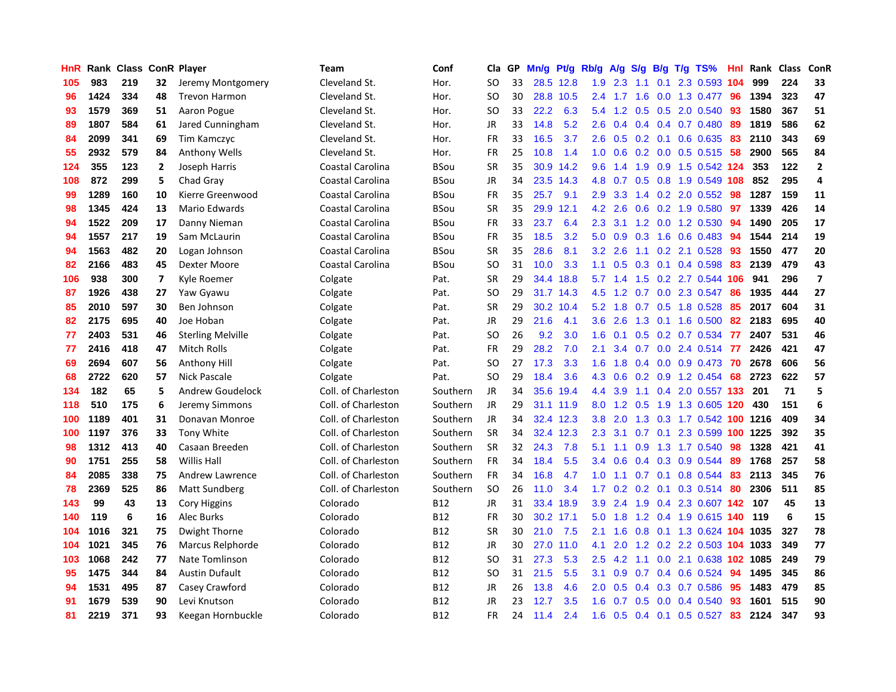| HnR | Rank | Class | ConR | Player | Team | Conf | Cla | GP | Mn/g | Pt/g | Rb/g | A/g | S/g | B/g | T/g | TS% | HnI | Rank | Class | ConR |
|---|---|---|---|---|---|---|---|---|---|---|---|---|---|---|---|---|---|---|---|---|
| 105 | 983 | 219 | 32 | Jeremy Montgomery | Cleveland St. | Hor. | SO | 33 | 28.5 | 12.8 | 1.9 | 2.3 | 1.1 | 0.1 | 2.3 | 0.593 | 104 | 999 | 224 | 33 |
| 96 | 1424 | 334 | 48 | Trevon Harmon | Cleveland St. | Hor. | SO | 30 | 28.8 | 10.5 | 2.4 | 1.7 | 1.6 | 0.0 | 1.3 | 0.477 | 96 | 1394 | 323 | 47 |
| 93 | 1579 | 369 | 51 | Aaron Pogue | Cleveland St. | Hor. | SO | 33 | 22.2 | 6.3 | 5.4 | 1.2 | 0.5 | 0.5 | 2.0 | 0.540 | 93 | 1580 | 367 | 51 |
| 89 | 1807 | 584 | 61 | Jared Cunningham | Cleveland St. | Hor. | JR | 33 | 14.8 | 5.2 | 2.6 | 0.4 | 0.4 | 0.4 | 0.7 | 0.480 | 89 | 1819 | 586 | 62 |
| 84 | 2099 | 341 | 69 | Tim Kamczyc | Cleveland St. | Hor. | FR | 33 | 16.5 | 3.7 | 2.6 | 0.5 | 0.2 | 0.1 | 0.6 | 0.635 | 83 | 2110 | 343 | 69 |
| 55 | 2932 | 579 | 84 | Anthony Wells | Cleveland St. | Hor. | FR | 25 | 10.8 | 1.4 | 1.0 | 0.6 | 0.2 | 0.0 | 0.5 | 0.515 | 58 | 2900 | 565 | 84 |
| 124 | 355 | 123 | 2 | Joseph Harris | Coastal Carolina | BSou | SR | 35 | 30.9 | 14.2 | 9.6 | 1.4 | 1.9 | 0.9 | 1.5 | 0.542 | 124 | 353 | 122 | 2 |
| 108 | 872 | 299 | 5 | Chad Gray | Coastal Carolina | BSou | JR | 34 | 23.5 | 14.3 | 4.8 | 0.7 | 0.5 | 0.8 | 1.9 | 0.549 | 108 | 852 | 295 | 4 |
| 99 | 1289 | 160 | 10 | Kierre Greenwood | Coastal Carolina | BSou | FR | 35 | 25.7 | 9.1 | 2.9 | 3.3 | 1.4 | 0.2 | 2.0 | 0.552 | 98 | 1287 | 159 | 11 |
| 98 | 1345 | 424 | 13 | Mario Edwards | Coastal Carolina | BSou | SR | 35 | 29.9 | 12.1 | 4.2 | 2.6 | 0.6 | 0.2 | 1.9 | 0.580 | 97 | 1339 | 426 | 14 |
| 94 | 1522 | 209 | 17 | Danny Nieman | Coastal Carolina | BSou | FR | 33 | 23.7 | 6.4 | 2.3 | 3.1 | 1.2 | 0.0 | 1.2 | 0.530 | 94 | 1490 | 205 | 17 |
| 94 | 1557 | 217 | 19 | Sam McLaurin | Coastal Carolina | BSou | FR | 35 | 18.5 | 3.2 | 5.0 | 0.9 | 0.3 | 1.6 | 0.6 | 0.483 | 94 | 1544 | 214 | 19 |
| 94 | 1563 | 482 | 20 | Logan Johnson | Coastal Carolina | BSou | SR | 35 | 28.6 | 8.1 | 3.2 | 2.6 | 1.1 | 0.2 | 2.1 | 0.528 | 93 | 1550 | 477 | 20 |
| 82 | 2166 | 483 | 45 | Dexter Moore | Coastal Carolina | BSou | SO | 31 | 10.0 | 3.3 | 1.1 | 0.5 | 0.3 | 0.1 | 0.4 | 0.598 | 83 | 2139 | 479 | 43 |
| 106 | 938 | 300 | 7 | Kyle Roemer | Colgate | Pat. | SR | 29 | 34.4 | 18.8 | 5.7 | 1.4 | 1.5 | 0.2 | 2.7 | 0.544 | 106 | 941 | 296 | 7 |
| 87 | 1926 | 438 | 27 | Yaw Gyawu | Colgate | Pat. | SO | 29 | 31.7 | 14.3 | 4.5 | 1.2 | 0.7 | 0.0 | 2.3 | 0.547 | 86 | 1935 | 444 | 27 |
| 85 | 2010 | 597 | 30 | Ben Johnson | Colgate | Pat. | SR | 29 | 30.2 | 10.4 | 5.2 | 1.8 | 0.7 | 0.5 | 1.8 | 0.528 | 85 | 2017 | 604 | 31 |
| 82 | 2175 | 695 | 40 | Joe Hoban | Colgate | Pat. | JR | 29 | 21.6 | 4.1 | 3.6 | 2.6 | 1.3 | 0.1 | 1.6 | 0.500 | 82 | 2183 | 695 | 40 |
| 77 | 2403 | 531 | 46 | Sterling Melville | Colgate | Pat. | SO | 26 | 9.2 | 3.0 | 1.6 | 0.1 | 0.5 | 0.2 | 0.7 | 0.534 | 77 | 2407 | 531 | 46 |
| 77 | 2416 | 418 | 47 | Mitch Rolls | Colgate | Pat. | FR | 29 | 28.2 | 7.0 | 2.1 | 3.4 | 0.7 | 0.0 | 2.4 | 0.514 | 77 | 2426 | 421 | 47 |
| 69 | 2694 | 607 | 56 | Anthony Hill | Colgate | Pat. | SO | 27 | 17.3 | 3.3 | 1.6 | 1.8 | 0.4 | 0.0 | 0.9 | 0.473 | 70 | 2678 | 606 | 56 |
| 68 | 2722 | 620 | 57 | Nick Pascale | Colgate | Pat. | SO | 29 | 18.4 | 3.6 | 4.3 | 0.6 | 0.2 | 0.9 | 1.2 | 0.454 | 68 | 2723 | 622 | 57 |
| 134 | 182 | 65 | 5 | Andrew Goudelock | Coll. of Charleston | Southern | JR | 34 | 35.6 | 19.4 | 4.4 | 3.9 | 1.1 | 0.4 | 2.0 | 0.557 | 133 | 201 | 71 | 5 |
| 118 | 510 | 175 | 6 | Jeremy Simmons | Coll. of Charleston | Southern | JR | 29 | 31.1 | 11.9 | 8.0 | 1.2 | 0.5 | 1.9 | 1.3 | 0.605 | 120 | 430 | 151 | 6 |
| 100 | 1189 | 401 | 31 | Donavan Monroe | Coll. of Charleston | Southern | JR | 34 | 32.4 | 12.3 | 3.8 | 2.0 | 1.3 | 0.3 | 1.7 | 0.542 | 100 | 1216 | 409 | 34 |
| 100 | 1197 | 376 | 33 | Tony White | Coll. of Charleston | Southern | SR | 34 | 32.4 | 12.3 | 2.3 | 3.1 | 0.7 | 0.1 | 2.3 | 0.599 | 100 | 1225 | 392 | 35 |
| 98 | 1312 | 413 | 40 | Casaan Breeden | Coll. of Charleston | Southern | SR | 32 | 24.3 | 7.8 | 5.1 | 1.1 | 0.9 | 1.3 | 1.7 | 0.540 | 98 | 1328 | 421 | 41 |
| 90 | 1751 | 255 | 58 | Willis Hall | Coll. of Charleston | Southern | FR | 34 | 18.4 | 5.5 | 3.4 | 0.6 | 0.4 | 0.3 | 0.9 | 0.544 | 89 | 1768 | 257 | 58 |
| 84 | 2085 | 338 | 75 | Andrew Lawrence | Coll. of Charleston | Southern | FR | 34 | 16.8 | 4.7 | 1.0 | 1.1 | 0.7 | 0.1 | 0.8 | 0.544 | 83 | 2113 | 345 | 76 |
| 78 | 2369 | 525 | 86 | Matt Sundberg | Coll. of Charleston | Southern | SO | 26 | 11.0 | 3.4 | 1.7 | 0.2 | 0.2 | 0.1 | 0.3 | 0.514 | 80 | 2306 | 511 | 85 |
| 143 | 99 | 43 | 13 | Cory Higgins | Colorado | B12 | JR | 31 | 33.4 | 18.9 | 3.9 | 2.4 | 1.9 | 0.4 | 2.3 | 0.607 | 142 | 107 | 45 | 13 |
| 140 | 119 | 6 | 16 | Alec Burks | Colorado | B12 | FR | 30 | 30.2 | 17.1 | 5.0 | 1.8 | 1.2 | 0.4 | 1.9 | 0.615 | 140 | 119 | 6 | 15 |
| 104 | 1016 | 321 | 75 | Dwight Thorne | Colorado | B12 | SR | 30 | 21.0 | 7.5 | 2.1 | 1.6 | 0.8 | 0.1 | 1.3 | 0.624 | 104 | 1035 | 327 | 78 |
| 104 | 1021 | 345 | 76 | Marcus Relphorde | Colorado | B12 | JR | 30 | 27.0 | 11.0 | 4.1 | 2.0 | 1.2 | 0.2 | 2.2 | 0.503 | 104 | 1033 | 349 | 77 |
| 103 | 1068 | 242 | 77 | Nate Tomlinson | Colorado | B12 | SO | 31 | 27.3 | 5.3 | 2.5 | 4.2 | 1.1 | 0.0 | 2.1 | 0.638 | 102 | 1085 | 249 | 79 |
| 95 | 1475 | 344 | 84 | Austin Dufault | Colorado | B12 | SO | 31 | 21.5 | 5.5 | 3.1 | 0.9 | 0.7 | 0.4 | 0.6 | 0.524 | 94 | 1495 | 345 | 86 |
| 94 | 1531 | 495 | 87 | Casey Crawford | Colorado | B12 | JR | 26 | 13.8 | 4.6 | 2.0 | 0.5 | 0.4 | 0.3 | 0.7 | 0.586 | 95 | 1483 | 479 | 85 |
| 91 | 1679 | 539 | 90 | Levi Knutson | Colorado | B12 | JR | 23 | 12.7 | 3.5 | 1.6 | 0.7 | 0.5 | 0.0 | 0.4 | 0.540 | 93 | 1601 | 515 | 90 |
| 81 | 2219 | 371 | 93 | Keegan Hornbuckle | Colorado | B12 | FR | 24 | 11.4 | 2.4 | 1.6 | 0.5 | 0.4 | 0.1 | 0.5 | 0.527 | 83 | 2124 | 347 | 93 |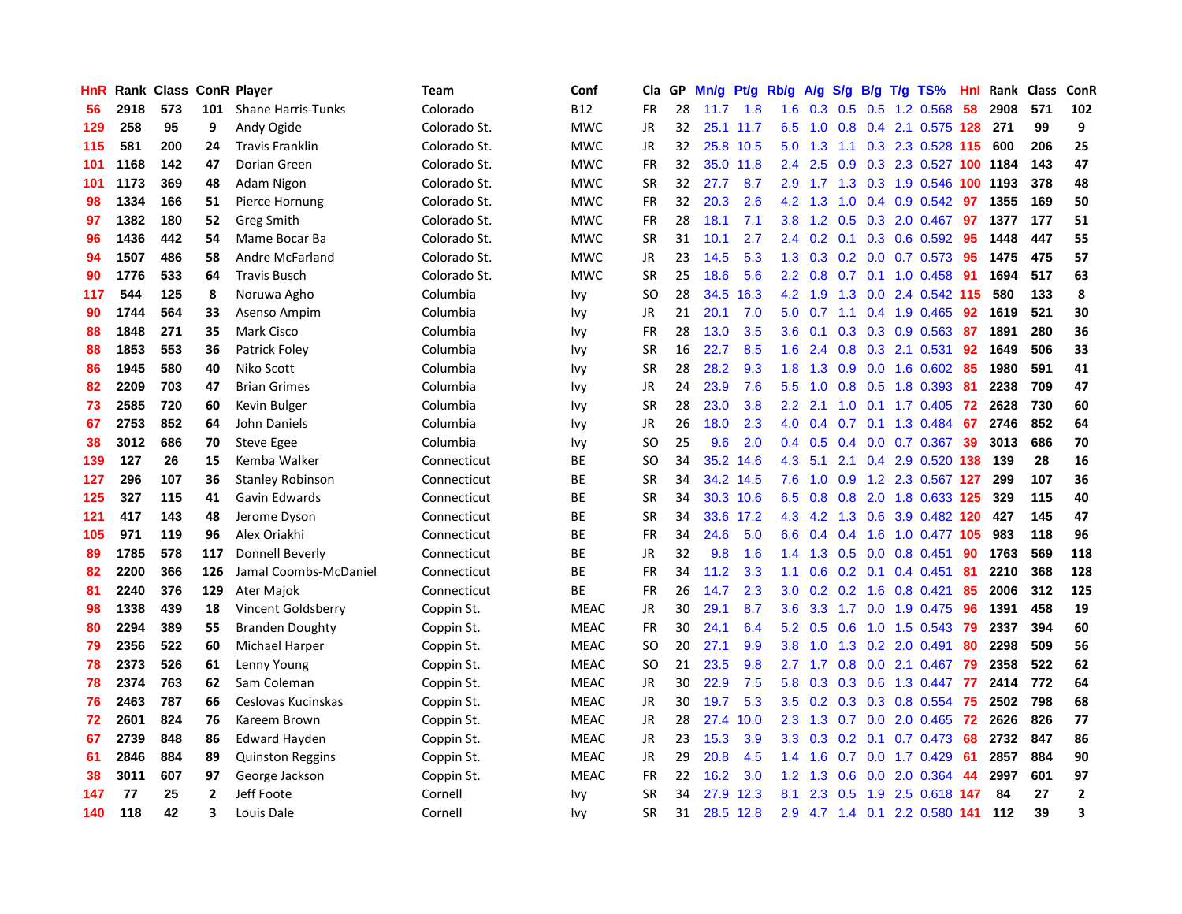| HnR | Rank | Class | ConR | Player | Team | Conf | Cla | GP | Mn/g | Pt/g | Rb/g | A/g | S/g | B/g | T/g | TS% | HnI | Rank | Class | ConR |
|---|---|---|---|---|---|---|---|---|---|---|---|---|---|---|---|---|---|---|---|---|
| 56 | 2918 | 573 | 101 | Shane Harris-Tunks | Colorado | B12 | FR | 28 | 11.7 | 1.8 | 1.6 | 0.3 | 0.5 | 0.5 | 1.2 | 0.568 | 58 | 2908 | 571 | 102 |
| 129 | 258 | 95 | 9 | Andy Ogide | Colorado St. | MWC | JR | 32 | 25.1 | 11.7 | 6.5 | 1.0 | 0.8 | 0.4 | 2.1 | 0.575 | 128 | 271 | 99 | 9 |
| 115 | 581 | 200 | 24 | Travis Franklin | Colorado St. | MWC | JR | 32 | 25.8 | 10.5 | 5.0 | 1.3 | 1.1 | 0.3 | 2.3 | 0.528 | 115 | 600 | 206 | 25 |
| 101 | 1168 | 142 | 47 | Dorian Green | Colorado St. | MWC | FR | 32 | 35.0 | 11.8 | 2.4 | 2.5 | 0.9 | 0.3 | 2.3 | 0.527 | 100 | 1184 | 143 | 47 |
| 101 | 1173 | 369 | 48 | Adam Nigon | Colorado St. | MWC | SR | 32 | 27.7 | 8.7 | 2.9 | 1.7 | 1.3 | 0.3 | 1.9 | 0.546 | 100 | 1193 | 378 | 48 |
| 98 | 1334 | 166 | 51 | Pierce Hornung | Colorado St. | MWC | FR | 32 | 20.3 | 2.6 | 4.2 | 1.3 | 1.0 | 0.4 | 0.9 | 0.542 | 97 | 1355 | 169 | 50 |
| 97 | 1382 | 180 | 52 | Greg Smith | Colorado St. | MWC | FR | 28 | 18.1 | 7.1 | 3.8 | 1.2 | 0.5 | 0.3 | 2.0 | 0.467 | 97 | 1377 | 177 | 51 |
| 96 | 1436 | 442 | 54 | Mame Bocar Ba | Colorado St. | MWC | SR | 31 | 10.1 | 2.7 | 2.4 | 0.2 | 0.1 | 0.3 | 0.6 | 0.592 | 95 | 1448 | 447 | 55 |
| 94 | 1507 | 486 | 58 | Andre McFarland | Colorado St. | MWC | JR | 23 | 14.5 | 5.3 | 1.3 | 0.3 | 0.2 | 0.0 | 0.7 | 0.573 | 95 | 1475 | 475 | 57 |
| 90 | 1776 | 533 | 64 | Travis Busch | Colorado St. | MWC | SR | 25 | 18.6 | 5.6 | 2.2 | 0.8 | 0.7 | 0.1 | 1.0 | 0.458 | 91 | 1694 | 517 | 63 |
| 117 | 544 | 125 | 8 | Noruwa Agho | Columbia | Ivy | SO | 28 | 34.5 | 16.3 | 4.2 | 1.9 | 1.3 | 0.0 | 2.4 | 0.542 | 115 | 580 | 133 | 8 |
| 90 | 1744 | 564 | 33 | Asenso Ampim | Columbia | Ivy | JR | 21 | 20.1 | 7.0 | 5.0 | 0.7 | 1.1 | 0.4 | 1.9 | 0.465 | 92 | 1619 | 521 | 30 |
| 88 | 1848 | 271 | 35 | Mark Cisco | Columbia | Ivy | FR | 28 | 13.0 | 3.5 | 3.6 | 0.1 | 0.3 | 0.3 | 0.9 | 0.563 | 87 | 1891 | 280 | 36 |
| 88 | 1853 | 553 | 36 | Patrick Foley | Columbia | Ivy | SR | 16 | 22.7 | 8.5 | 1.6 | 2.4 | 0.8 | 0.3 | 2.1 | 0.531 | 92 | 1649 | 506 | 33 |
| 86 | 1945 | 580 | 40 | Niko Scott | Columbia | Ivy | SR | 28 | 28.2 | 9.3 | 1.8 | 1.3 | 0.9 | 0.0 | 1.6 | 0.602 | 85 | 1980 | 591 | 41 |
| 82 | 2209 | 703 | 47 | Brian Grimes | Columbia | Ivy | JR | 24 | 23.9 | 7.6 | 5.5 | 1.0 | 0.8 | 0.5 | 1.8 | 0.393 | 81 | 2238 | 709 | 47 |
| 73 | 2585 | 720 | 60 | Kevin Bulger | Columbia | Ivy | SR | 28 | 23.0 | 3.8 | 2.2 | 2.1 | 1.0 | 0.1 | 1.7 | 0.405 | 72 | 2628 | 730 | 60 |
| 67 | 2753 | 852 | 64 | John Daniels | Columbia | Ivy | JR | 26 | 18.0 | 2.3 | 4.0 | 0.4 | 0.7 | 0.1 | 1.3 | 0.484 | 67 | 2746 | 852 | 64 |
| 38 | 3012 | 686 | 70 | Steve Egee | Columbia | Ivy | SO | 25 | 9.6 | 2.0 | 0.4 | 0.5 | 0.4 | 0.0 | 0.7 | 0.367 | 39 | 3013 | 686 | 70 |
| 139 | 127 | 26 | 15 | Kemba Walker | Connecticut | BE | SO | 34 | 35.2 | 14.6 | 4.3 | 5.1 | 2.1 | 0.4 | 2.9 | 0.520 | 138 | 139 | 28 | 16 |
| 127 | 296 | 107 | 36 | Stanley Robinson | Connecticut | BE | SR | 34 | 34.2 | 14.5 | 7.6 | 1.0 | 0.9 | 1.2 | 2.3 | 0.567 | 127 | 299 | 107 | 36 |
| 125 | 327 | 115 | 41 | Gavin Edwards | Connecticut | BE | SR | 34 | 30.3 | 10.6 | 6.5 | 0.8 | 0.8 | 2.0 | 1.8 | 0.633 | 125 | 329 | 115 | 40 |
| 121 | 417 | 143 | 48 | Jerome Dyson | Connecticut | BE | SR | 34 | 33.6 | 17.2 | 4.3 | 4.2 | 1.3 | 0.6 | 3.9 | 0.482 | 120 | 427 | 145 | 47 |
| 105 | 971 | 119 | 96 | Alex Oriakhi | Connecticut | BE | FR | 34 | 24.6 | 5.0 | 6.6 | 0.4 | 0.4 | 1.6 | 1.0 | 0.477 | 105 | 983 | 118 | 96 |
| 89 | 1785 | 578 | 117 | Donnell Beverly | Connecticut | BE | JR | 32 | 9.8 | 1.6 | 1.4 | 1.3 | 0.5 | 0.0 | 0.8 | 0.451 | 90 | 1763 | 569 | 118 |
| 82 | 2200 | 366 | 126 | Jamal Coombs-McDaniel | Connecticut | BE | FR | 34 | 11.2 | 3.3 | 1.1 | 0.6 | 0.2 | 0.1 | 0.4 | 0.451 | 81 | 2210 | 368 | 128 |
| 81 | 2240 | 376 | 129 | Ater Majok | Connecticut | BE | FR | 26 | 14.7 | 2.3 | 3.0 | 0.2 | 0.2 | 1.6 | 0.8 | 0.421 | 85 | 2006 | 312 | 125 |
| 98 | 1338 | 439 | 18 | Vincent Goldsberry | Coppin St. | MEAC | JR | 30 | 29.1 | 8.7 | 3.6 | 3.3 | 1.7 | 0.0 | 1.9 | 0.475 | 96 | 1391 | 458 | 19 |
| 80 | 2294 | 389 | 55 | Branden Doughty | Coppin St. | MEAC | FR | 30 | 24.1 | 6.4 | 5.2 | 0.5 | 0.6 | 1.0 | 1.5 | 0.543 | 79 | 2337 | 394 | 60 |
| 79 | 2356 | 522 | 60 | Michael Harper | Coppin St. | MEAC | SO | 20 | 27.1 | 9.9 | 3.8 | 1.0 | 1.3 | 0.2 | 2.0 | 0.491 | 80 | 2298 | 509 | 56 |
| 78 | 2373 | 526 | 61 | Lenny Young | Coppin St. | MEAC | SO | 21 | 23.5 | 9.8 | 2.7 | 1.7 | 0.8 | 0.0 | 2.1 | 0.467 | 79 | 2358 | 522 | 62 |
| 78 | 2374 | 763 | 62 | Sam Coleman | Coppin St. | MEAC | JR | 30 | 22.9 | 7.5 | 5.8 | 0.3 | 0.3 | 0.6 | 1.3 | 0.447 | 77 | 2414 | 772 | 64 |
| 76 | 2463 | 787 | 66 | Ceslovas Kucinskas | Coppin St. | MEAC | JR | 30 | 19.7 | 5.3 | 3.5 | 0.2 | 0.3 | 0.3 | 0.8 | 0.554 | 75 | 2502 | 798 | 68 |
| 72 | 2601 | 824 | 76 | Kareem Brown | Coppin St. | MEAC | JR | 28 | 27.4 | 10.0 | 2.3 | 1.3 | 0.7 | 0.0 | 2.0 | 0.465 | 72 | 2626 | 826 | 77 |
| 67 | 2739 | 848 | 86 | Edward Hayden | Coppin St. | MEAC | JR | 23 | 15.3 | 3.9 | 3.3 | 0.3 | 0.2 | 0.1 | 0.7 | 0.473 | 68 | 2732 | 847 | 86 |
| 61 | 2846 | 884 | 89 | Quinston Reggins | Coppin St. | MEAC | JR | 29 | 20.8 | 4.5 | 1.4 | 1.6 | 0.7 | 0.0 | 1.7 | 0.429 | 61 | 2857 | 884 | 90 |
| 38 | 3011 | 607 | 97 | George Jackson | Coppin St. | MEAC | FR | 22 | 16.2 | 3.0 | 1.2 | 1.3 | 0.6 | 0.0 | 2.0 | 0.364 | 44 | 2997 | 601 | 97 |
| 147 | 77 | 25 | 2 | Jeff Foote | Cornell | Ivy | SR | 34 | 27.9 | 12.3 | 8.1 | 2.3 | 0.5 | 1.9 | 2.5 | 0.618 | 147 | 84 | 27 | 2 |
| 140 | 118 | 42 | 3 | Louis Dale | Cornell | Ivy | SR | 31 | 28.5 | 12.8 | 2.9 | 4.7 | 1.4 | 0.1 | 2.2 | 0.580 | 141 | 112 | 39 | 3 |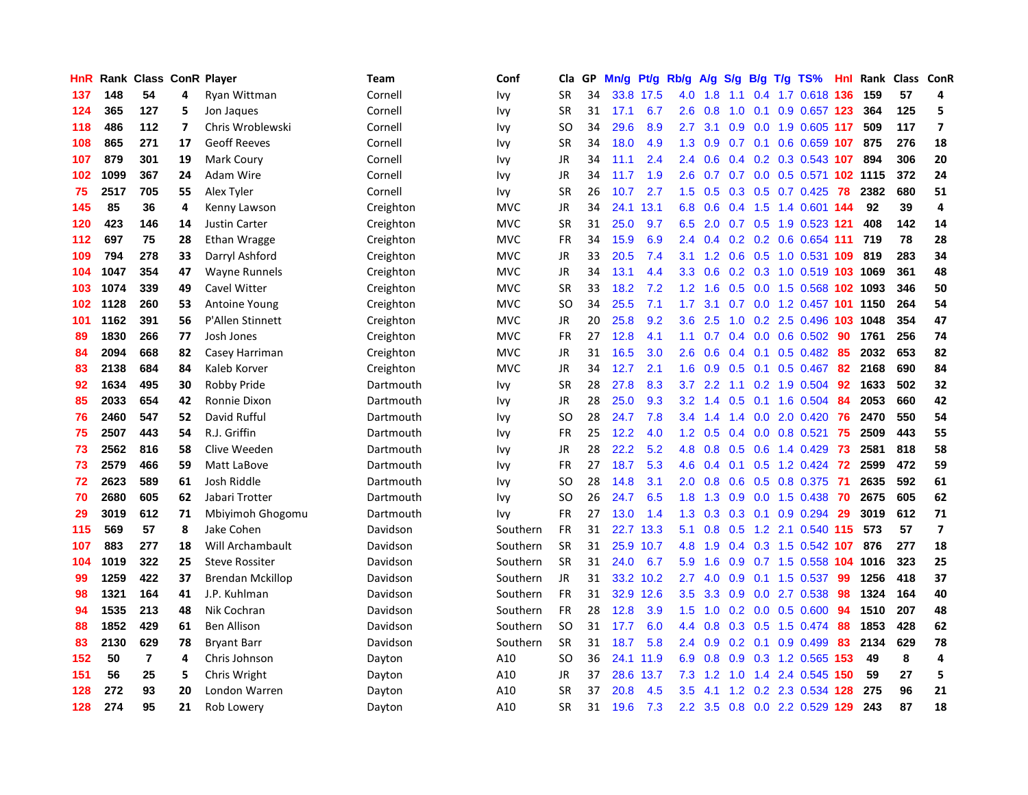| HnR | Rank | Class | ConR | Player | Team | Conf | Cla | GP | Mn/g | Pt/g | Rb/g | A/g | S/g | B/g | T/g | TS% | HnI | Rank | Class | ConR |
|---|---|---|---|---|---|---|---|---|---|---|---|---|---|---|---|---|---|---|---|---|
| 137 | 148 | 54 | 4 | Ryan Wittman | Cornell | Ivy | SR | 34 | 33.8 | 17.5 | 4.0 | 1.8 | 1.1 | 0.4 | 1.7 | 0.618 | 136 | 159 | 57 | 4 |
| 124 | 365 | 127 | 5 | Jon Jaques | Cornell | Ivy | SR | 31 | 17.1 | 6.7 | 2.6 | 0.8 | 1.0 | 0.1 | 0.9 | 0.657 | 123 | 364 | 125 | 5 |
| 118 | 486 | 112 | 7 | Chris Wroblewski | Cornell | Ivy | SO | 34 | 29.6 | 8.9 | 2.7 | 3.1 | 0.9 | 0.0 | 1.9 | 0.605 | 117 | 509 | 117 | 7 |
| 108 | 865 | 271 | 17 | Geoff Reeves | Cornell | Ivy | SR | 34 | 18.0 | 4.9 | 1.3 | 0.9 | 0.7 | 0.1 | 0.6 | 0.659 | 107 | 875 | 276 | 18 |
| 107 | 879 | 301 | 19 | Mark Coury | Cornell | Ivy | JR | 34 | 11.1 | 2.4 | 2.4 | 0.6 | 0.4 | 0.2 | 0.3 | 0.543 | 107 | 894 | 306 | 20 |
| 102 | 1099 | 367 | 23 | Adam Wire | Cornell | Ivy | JR | 34 | 11.7 | 1.9 | 2.6 | 0.7 | 0.7 | 0.0 | 0.5 | 0.571 | 102 | 1115 | 372 | 24 |
| 75 | 2517 | 705 | 55 | Alex Tyler | Cornell | Ivy | SR | 26 | 10.7 | 2.7 | 1.5 | 0.5 | 0.3 | 0.5 | 0.7 | 0.425 | 78 | 2382 | 680 | 51 |
| 145 | 85 | 36 | 4 | Kenny Lawson | Creighton | MVC | JR | 34 | 24.1 | 13.1 | 6.8 | 0.6 | 0.4 | 1.5 | 1.4 | 0.601 | 144 | 92 | 39 | 4 |
| 120 | 423 | 146 | 14 | Justin Carter | Creighton | MVC | SR | 31 | 25.0 | 9.7 | 6.5 | 2.0 | 0.7 | 0.5 | 1.9 | 0.523 | 121 | 408 | 142 | 14 |
| 112 | 697 | 75 | 28 | Ethan Wragge | Creighton | MVC | FR | 34 | 15.9 | 6.9 | 2.4 | 0.4 | 0.2 | 0.2 | 0.6 | 0.654 | 111 | 719 | 78 | 28 |
| 109 | 794 | 278 | 33 | Darryl Ashford | Creighton | MVC | JR | 33 | 20.5 | 7.4 | 3.1 | 1.2 | 0.6 | 0.5 | 1.0 | 0.531 | 109 | 819 | 283 | 34 |
| 104 | 1047 | 354 | 47 | Wayne Runnels | Creighton | MVC | JR | 34 | 13.1 | 4.4 | 3.3 | 0.6 | 0.2 | 0.3 | 1.0 | 0.519 | 103 | 1069 | 361 | 48 |
| 103 | 1074 | 339 | 49 | Cavel Witter | Creighton | MVC | SR | 33 | 18.2 | 7.2 | 1.2 | 1.6 | 0.5 | 0.0 | 1.5 | 0.568 | 102 | 1093 | 346 | 50 |
| 102 | 1128 | 260 | 53 | Antoine Young | Creighton | MVC | SO | 34 | 25.5 | 7.1 | 1.7 | 3.1 | 0.7 | 0.0 | 1.2 | 0.457 | 101 | 1150 | 264 | 54 |
| 101 | 1162 | 391 | 56 | P'Allen Stinnett | Creighton | MVC | JR | 20 | 25.8 | 9.2 | 3.6 | 2.5 | 1.0 | 0.2 | 2.5 | 0.496 | 103 | 1048 | 354 | 47 |
| 89 | 1830 | 266 | 77 | Josh Jones | Creighton | MVC | FR | 27 | 12.8 | 4.1 | 1.1 | 0.7 | 0.4 | 0.0 | 0.6 | 0.502 | 90 | 1761 | 256 | 74 |
| 84 | 2094 | 668 | 82 | Casey Harriman | Creighton | MVC | JR | 31 | 16.5 | 3.0 | 2.6 | 0.6 | 0.4 | 0.1 | 0.5 | 0.482 | 85 | 2032 | 653 | 82 |
| 83 | 2138 | 684 | 84 | Kaleb Korver | Creighton | MVC | JR | 34 | 12.7 | 2.1 | 1.6 | 0.9 | 0.5 | 0.1 | 0.5 | 0.467 | 82 | 2168 | 690 | 84 |
| 92 | 1634 | 495 | 30 | Robby Pride | Dartmouth | Ivy | SR | 28 | 27.8 | 8.3 | 3.7 | 2.2 | 1.1 | 0.2 | 1.9 | 0.504 | 92 | 1633 | 502 | 32 |
| 85 | 2033 | 654 | 42 | Ronnie Dixon | Dartmouth | Ivy | JR | 28 | 25.0 | 9.3 | 3.2 | 1.4 | 0.5 | 0.1 | 1.6 | 0.504 | 84 | 2053 | 660 | 42 |
| 76 | 2460 | 547 | 52 | David Rufful | Dartmouth | Ivy | SO | 28 | 24.7 | 7.8 | 3.4 | 1.4 | 1.4 | 0.0 | 2.0 | 0.420 | 76 | 2470 | 550 | 54 |
| 75 | 2507 | 443 | 54 | R.J. Griffin | Dartmouth | Ivy | FR | 25 | 12.2 | 4.0 | 1.2 | 0.5 | 0.4 | 0.0 | 0.8 | 0.521 | 75 | 2509 | 443 | 55 |
| 73 | 2562 | 816 | 58 | Clive Weeden | Dartmouth | Ivy | JR | 28 | 22.2 | 5.2 | 4.8 | 0.8 | 0.5 | 0.6 | 1.4 | 0.429 | 73 | 2581 | 818 | 58 |
| 73 | 2579 | 466 | 59 | Matt LaBove | Dartmouth | Ivy | FR | 27 | 18.7 | 5.3 | 4.6 | 0.4 | 0.1 | 0.5 | 1.2 | 0.424 | 72 | 2599 | 472 | 59 |
| 72 | 2623 | 589 | 61 | Josh Riddle | Dartmouth | Ivy | SO | 28 | 14.8 | 3.1 | 2.0 | 0.8 | 0.6 | 0.5 | 0.8 | 0.375 | 71 | 2635 | 592 | 61 |
| 70 | 2680 | 605 | 62 | Jabari Trotter | Dartmouth | Ivy | SO | 26 | 24.7 | 6.5 | 1.8 | 1.3 | 0.9 | 0.0 | 1.5 | 0.438 | 70 | 2675 | 605 | 62 |
| 29 | 3019 | 612 | 71 | Mbiyimoh Ghogomu | Dartmouth | Ivy | FR | 27 | 13.0 | 1.4 | 1.3 | 0.3 | 0.3 | 0.1 | 0.9 | 0.294 | 29 | 3019 | 612 | 71 |
| 115 | 569 | 57 | 8 | Jake Cohen | Davidson | Southern | FR | 31 | 22.7 | 13.3 | 5.1 | 0.8 | 0.5 | 1.2 | 2.1 | 0.540 | 115 | 573 | 57 | 7 |
| 107 | 883 | 277 | 18 | Will Archambault | Davidson | Southern | SR | 31 | 25.9 | 10.7 | 4.8 | 1.9 | 0.4 | 0.3 | 1.5 | 0.542 | 107 | 876 | 277 | 18 |
| 104 | 1019 | 322 | 25 | Steve Rossiter | Davidson | Southern | SR | 31 | 24.0 | 6.7 | 5.9 | 1.6 | 0.9 | 0.7 | 1.5 | 0.558 | 104 | 1016 | 323 | 25 |
| 99 | 1259 | 422 | 37 | Brendan Mckillop | Davidson | Southern | JR | 31 | 33.2 | 10.2 | 2.7 | 4.0 | 0.9 | 0.1 | 1.5 | 0.537 | 99 | 1256 | 418 | 37 |
| 98 | 1321 | 164 | 41 | J.P. Kuhlman | Davidson | Southern | FR | 31 | 32.9 | 12.6 | 3.5 | 3.3 | 0.9 | 0.0 | 2.7 | 0.538 | 98 | 1324 | 164 | 40 |
| 94 | 1535 | 213 | 48 | Nik Cochran | Davidson | Southern | FR | 28 | 12.8 | 3.9 | 1.5 | 1.0 | 0.2 | 0.0 | 0.5 | 0.600 | 94 | 1510 | 207 | 48 |
| 88 | 1852 | 429 | 61 | Ben Allison | Davidson | Southern | SO | 31 | 17.7 | 6.0 | 4.4 | 0.8 | 0.3 | 0.5 | 1.5 | 0.474 | 88 | 1853 | 428 | 62 |
| 83 | 2130 | 629 | 78 | Bryant Barr | Davidson | Southern | SR | 31 | 18.7 | 5.8 | 2.4 | 0.9 | 0.2 | 0.1 | 0.9 | 0.499 | 83 | 2134 | 629 | 78 |
| 152 | 50 | 7 | 4 | Chris Johnson | Dayton | A10 | SO | 36 | 24.1 | 11.9 | 6.9 | 0.8 | 0.9 | 0.3 | 1.2 | 0.565 | 153 | 49 | 8 | 4 |
| 151 | 56 | 25 | 5 | Chris Wright | Dayton | A10 | JR | 37 | 28.6 | 13.7 | 7.3 | 1.2 | 1.0 | 1.4 | 2.4 | 0.545 | 150 | 59 | 27 | 5 |
| 128 | 272 | 93 | 20 | London Warren | Dayton | A10 | SR | 37 | 20.8 | 4.5 | 3.5 | 4.1 | 1.2 | 0.2 | 2.3 | 0.534 | 128 | 275 | 96 | 21 |
| 128 | 274 | 95 | 21 | Rob Lowery | Dayton | A10 | SR | 31 | 19.6 | 7.3 | 2.2 | 3.5 | 0.8 | 0.0 | 2.2 | 0.529 | 129 | 243 | 87 | 18 |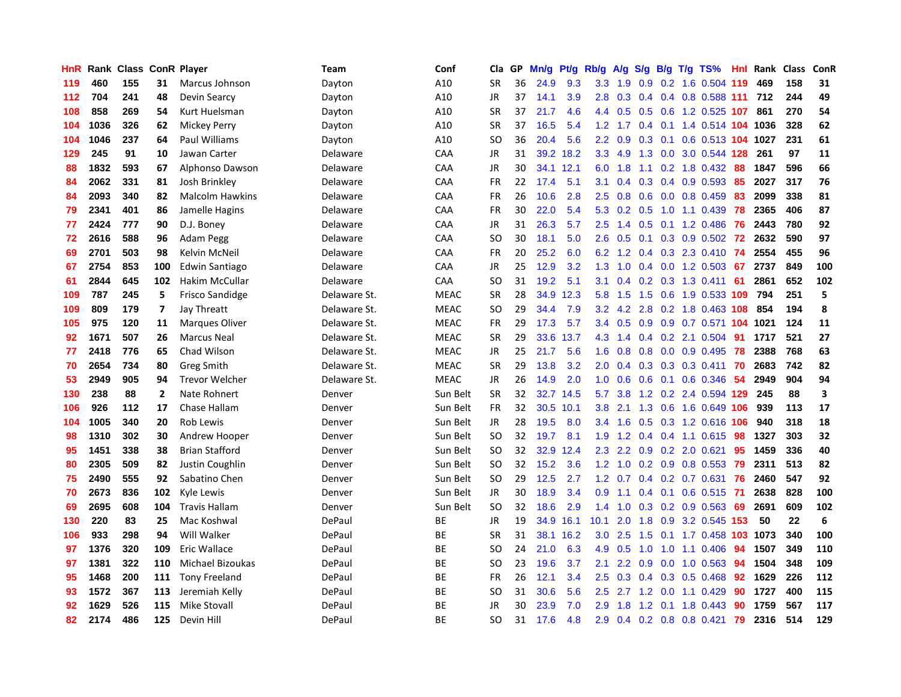| HnR | Rank | Class | ConR | Player | Team | Conf | Cla | GP | Mn/g | Pt/g | Rb/g | A/g | S/g | B/g | T/g | TS% | HnI | Rank | Class | ConR |
|---|---|---|---|---|---|---|---|---|---|---|---|---|---|---|---|---|---|---|---|---|
| 119 | 460 | 155 | 31 | Marcus Johnson | Dayton | A10 | SR | 36 | 24.9 | 9.3 | 3.3 | 1.9 | 0.9 | 0.2 | 1.6 | 0.504 | 119 | 469 | 158 | 31 |
| 112 | 704 | 241 | 48 | Devin Searcy | Dayton | A10 | JR | 37 | 14.1 | 3.9 | 2.8 | 0.3 | 0.4 | 0.4 | 0.8 | 0.588 | 111 | 712 | 244 | 49 |
| 108 | 858 | 269 | 54 | Kurt Huelsman | Dayton | A10 | SR | 37 | 21.7 | 4.6 | 4.4 | 0.5 | 0.5 | 0.6 | 1.2 | 0.525 | 107 | 861 | 270 | 54 |
| 104 | 1036 | 326 | 62 | Mickey Perry | Dayton | A10 | SR | 37 | 16.5 | 5.4 | 1.2 | 1.7 | 0.4 | 0.1 | 1.4 | 0.514 | 104 | 1036 | 328 | 62 |
| 104 | 1046 | 237 | 64 | Paul Williams | Dayton | A10 | SO | 36 | 20.4 | 5.6 | 2.2 | 0.9 | 0.3 | 0.1 | 0.6 | 0.513 | 104 | 1027 | 231 | 61 |
| 129 | 245 | 91 | 10 | Jawan Carter | Delaware | CAA | JR | 31 | 39.2 | 18.2 | 3.3 | 4.9 | 1.3 | 0.0 | 3.0 | 0.544 | 128 | 261 | 97 | 11 |
| 88 | 1832 | 593 | 67 | Alphonso Dawson | Delaware | CAA | JR | 30 | 34.1 | 12.1 | 6.0 | 1.8 | 1.1 | 0.2 | 1.8 | 0.432 | 88 | 1847 | 596 | 66 |
| 84 | 2062 | 331 | 81 | Josh Brinkley | Delaware | CAA | FR | 22 | 17.4 | 5.1 | 3.1 | 0.4 | 0.3 | 0.4 | 0.9 | 0.593 | 85 | 2027 | 317 | 76 |
| 84 | 2093 | 340 | 82 | Malcolm Hawkins | Delaware | CAA | FR | 26 | 10.6 | 2.8 | 2.5 | 0.8 | 0.6 | 0.0 | 0.8 | 0.459 | 83 | 2099 | 338 | 81 |
| 79 | 2341 | 401 | 86 | Jamelle Hagins | Delaware | CAA | FR | 30 | 22.0 | 5.4 | 5.3 | 0.2 | 0.5 | 1.0 | 1.1 | 0.439 | 78 | 2365 | 406 | 87 |
| 77 | 2424 | 777 | 90 | D.J. Boney | Delaware | CAA | JR | 31 | 26.3 | 5.7 | 2.5 | 1.4 | 0.5 | 0.1 | 1.2 | 0.486 | 76 | 2443 | 780 | 92 |
| 72 | 2616 | 588 | 96 | Adam Pegg | Delaware | CAA | SO | 30 | 18.1 | 5.0 | 2.6 | 0.5 | 0.1 | 0.3 | 0.9 | 0.502 | 72 | 2632 | 590 | 97 |
| 69 | 2701 | 503 | 98 | Kelvin McNeil | Delaware | CAA | FR | 20 | 25.2 | 6.0 | 6.2 | 1.2 | 0.4 | 0.3 | 2.3 | 0.410 | 74 | 2554 | 455 | 96 |
| 67 | 2754 | 853 | 100 | Edwin Santiago | Delaware | CAA | JR | 25 | 12.9 | 3.2 | 1.3 | 1.0 | 0.4 | 0.0 | 1.2 | 0.503 | 67 | 2737 | 849 | 100 |
| 61 | 2844 | 645 | 102 | Hakim McCullar | Delaware | CAA | SO | 31 | 19.2 | 5.1 | 3.1 | 0.4 | 0.2 | 0.3 | 1.3 | 0.411 | 61 | 2861 | 652 | 102 |
| 109 | 787 | 245 | 5 | Frisco Sandidge | Delaware St. | MEAC | SR | 28 | 34.9 | 12.3 | 5.8 | 1.5 | 1.5 | 0.6 | 1.9 | 0.533 | 109 | 794 | 251 | 5 |
| 109 | 809 | 179 | 7 | Jay Threatt | Delaware St. | MEAC | SO | 29 | 34.4 | 7.9 | 3.2 | 4.2 | 2.8 | 0.2 | 1.8 | 0.463 | 108 | 854 | 194 | 8 |
| 105 | 975 | 120 | 11 | Marques Oliver | Delaware St. | MEAC | FR | 29 | 17.3 | 5.7 | 3.4 | 0.5 | 0.9 | 0.9 | 0.7 | 0.571 | 104 | 1021 | 124 | 11 |
| 92 | 1671 | 507 | 26 | Marcus Neal | Delaware St. | MEAC | SR | 29 | 33.6 | 13.7 | 4.3 | 1.4 | 0.4 | 0.2 | 2.1 | 0.504 | 91 | 1717 | 521 | 27 |
| 77 | 2418 | 776 | 65 | Chad Wilson | Delaware St. | MEAC | JR | 25 | 21.7 | 5.6 | 1.6 | 0.8 | 0.8 | 0.0 | 0.9 | 0.495 | 78 | 2388 | 768 | 63 |
| 70 | 2654 | 734 | 80 | Greg Smith | Delaware St. | MEAC | SR | 29 | 13.8 | 3.2 | 2.0 | 0.4 | 0.3 | 0.3 | 0.3 | 0.411 | 70 | 2683 | 742 | 82 |
| 53 | 2949 | 905 | 94 | Trevor Welcher | Delaware St. | MEAC | JR | 26 | 14.9 | 2.0 | 1.0 | 0.6 | 0.6 | 0.1 | 0.6 | 0.346 | 54 | 2949 | 904 | 94 |
| 130 | 238 | 88 | 2 | Nate Rohnert | Denver | Sun Belt | SR | 32 | 32.7 | 14.5 | 5.7 | 3.8 | 1.2 | 0.2 | 2.4 | 0.594 | 129 | 245 | 88 | 3 |
| 106 | 926 | 112 | 17 | Chase Hallam | Denver | Sun Belt | FR | 32 | 30.5 | 10.1 | 3.8 | 2.1 | 1.3 | 0.6 | 1.6 | 0.649 | 106 | 939 | 113 | 17 |
| 104 | 1005 | 340 | 20 | Rob Lewis | Denver | Sun Belt | JR | 28 | 19.5 | 8.0 | 3.4 | 1.6 | 0.5 | 0.3 | 1.2 | 0.616 | 106 | 940 | 318 | 18 |
| 98 | 1310 | 302 | 30 | Andrew Hooper | Denver | Sun Belt | SO | 32 | 19.7 | 8.1 | 1.9 | 1.2 | 0.4 | 0.4 | 1.1 | 0.615 | 98 | 1327 | 303 | 32 |
| 95 | 1451 | 338 | 38 | Brian Stafford | Denver | Sun Belt | SO | 32 | 32.9 | 12.4 | 2.3 | 2.2 | 0.9 | 0.2 | 2.0 | 0.621 | 95 | 1459 | 336 | 40 |
| 80 | 2305 | 509 | 82 | Justin Coughlin | Denver | Sun Belt | SO | 32 | 15.2 | 3.6 | 1.2 | 1.0 | 0.2 | 0.9 | 0.8 | 0.553 | 79 | 2311 | 513 | 82 |
| 75 | 2490 | 555 | 92 | Sabatino Chen | Denver | Sun Belt | SO | 29 | 12.5 | 2.7 | 1.2 | 0.7 | 0.4 | 0.2 | 0.7 | 0.631 | 76 | 2460 | 547 | 92 |
| 70 | 2673 | 836 | 102 | Kyle Lewis | Denver | Sun Belt | JR | 30 | 18.9 | 3.4 | 0.9 | 1.1 | 0.4 | 0.1 | 0.6 | 0.515 | 71 | 2638 | 828 | 100 |
| 69 | 2695 | 608 | 104 | Travis Hallam | Denver | Sun Belt | SO | 32 | 18.6 | 2.9 | 1.4 | 1.0 | 0.3 | 0.2 | 0.9 | 0.563 | 69 | 2691 | 609 | 102 |
| 130 | 220 | 83 | 25 | Mac Koshwal | DePaul | BE | JR | 19 | 34.9 | 16.1 | 10.1 | 2.0 | 1.8 | 0.9 | 3.2 | 0.545 | 153 | 50 | 22 | 6 |
| 106 | 933 | 298 | 94 | Will Walker | DePaul | BE | SR | 31 | 38.1 | 16.2 | 3.0 | 2.5 | 1.5 | 0.1 | 1.7 | 0.458 | 103 | 1073 | 340 | 100 |
| 97 | 1376 | 320 | 109 | Eric Wallace | DePaul | BE | SO | 24 | 21.0 | 6.3 | 4.9 | 0.5 | 1.0 | 1.0 | 1.1 | 0.406 | 94 | 1507 | 349 | 110 |
| 97 | 1381 | 322 | 110 | Michael Bizoukas | DePaul | BE | SO | 23 | 19.6 | 3.7 | 2.1 | 2.2 | 0.9 | 0.0 | 1.0 | 0.563 | 94 | 1504 | 348 | 109 |
| 95 | 1468 | 200 | 111 | Tony Freeland | DePaul | BE | FR | 26 | 12.1 | 3.4 | 2.5 | 0.3 | 0.4 | 0.3 | 0.5 | 0.468 | 92 | 1629 | 226 | 112 |
| 93 | 1572 | 367 | 113 | Jeremiah Kelly | DePaul | BE | SO | 31 | 30.6 | 5.6 | 2.5 | 2.7 | 1.2 | 0.0 | 1.1 | 0.429 | 90 | 1727 | 400 | 115 |
| 92 | 1629 | 526 | 115 | Mike Stovall | DePaul | BE | JR | 30 | 23.9 | 7.0 | 2.9 | 1.8 | 1.2 | 0.1 | 1.8 | 0.443 | 90 | 1759 | 567 | 117 |
| 82 | 2174 | 486 | 125 | Devin Hill | DePaul | BE | SO | 31 | 17.6 | 4.8 | 2.9 | 0.4 | 0.2 | 0.8 | 0.8 | 0.421 | 79 | 2316 | 514 | 129 |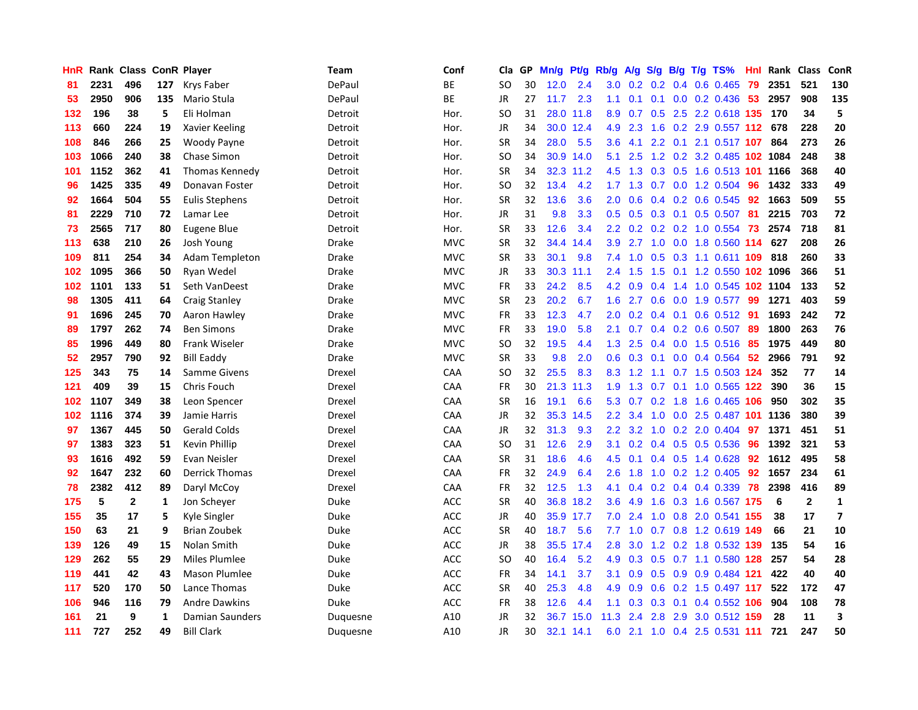| HnR | Rank | Class | ConR | Player | Team | Conf | Cla | GP | Mn/g | Pt/g | Rb/g | A/g | S/g | B/g | T/g | TS% | HnI | Rank | Class | ConR |
|---|---|---|---|---|---|---|---|---|---|---|---|---|---|---|---|---|---|---|---|---|
| 81 | 2231 | 496 | 127 | Krys Faber | DePaul | BE | SO | 30 | 12.0 | 2.4 | 3.0 | 0.2 | 0.2 | 0.4 | 0.6 | 0.465 | 79 | 2351 | 521 | 130 |
| 53 | 2950 | 906 | 135 | Mario Stula | DePaul | BE | JR | 27 | 11.7 | 2.3 | 1.1 | 0.1 | 0.1 | 0.0 | 0.2 | 0.436 | 53 | 2957 | 908 | 135 |
| 132 | 196 | 38 | 5 | Eli Holman | Detroit | Hor. | SO | 31 | 28.0 | 11.8 | 8.9 | 0.7 | 0.5 | 2.5 | 2.2 | 0.618 | 135 | 170 | 34 | 5 |
| 113 | 660 | 224 | 19 | Xavier Keeling | Detroit | Hor. | JR | 34 | 30.0 | 12.4 | 4.9 | 2.3 | 1.6 | 0.2 | 2.9 | 0.557 | 112 | 678 | 228 | 20 |
| 108 | 846 | 266 | 25 | Woody Payne | Detroit | Hor. | SR | 34 | 28.0 | 5.5 | 3.6 | 4.1 | 2.2 | 0.1 | 2.1 | 0.517 | 107 | 864 | 273 | 26 |
| 103 | 1066 | 240 | 38 | Chase Simon | Detroit | Hor. | SO | 34 | 30.9 | 14.0 | 5.1 | 2.5 | 1.2 | 0.2 | 3.2 | 0.485 | 102 | 1084 | 248 | 38 |
| 101 | 1152 | 362 | 41 | Thomas Kennedy | Detroit | Hor. | SR | 34 | 32.3 | 11.2 | 4.5 | 1.3 | 0.3 | 0.5 | 1.6 | 0.513 | 101 | 1166 | 368 | 40 |
| 96 | 1425 | 335 | 49 | Donavan Foster | Detroit | Hor. | SO | 32 | 13.4 | 4.2 | 1.7 | 1.3 | 0.7 | 0.0 | 1.2 | 0.504 | 96 | 1432 | 333 | 49 |
| 92 | 1664 | 504 | 55 | Eulis Stephens | Detroit | Hor. | SR | 32 | 13.6 | 3.6 | 2.0 | 0.6 | 0.4 | 0.2 | 0.6 | 0.545 | 92 | 1663 | 509 | 55 |
| 81 | 2229 | 710 | 72 | Lamar Lee | Detroit | Hor. | JR | 31 | 9.8 | 3.3 | 0.5 | 0.5 | 0.3 | 0.1 | 0.5 | 0.507 | 81 | 2215 | 703 | 72 |
| 73 | 2565 | 717 | 80 | Eugene Blue | Detroit | Hor. | SR | 33 | 12.6 | 3.4 | 2.2 | 0.2 | 0.2 | 0.2 | 1.0 | 0.554 | 73 | 2574 | 718 | 81 |
| 113 | 638 | 210 | 26 | Josh Young | Drake | MVC | SR | 32 | 34.4 | 14.4 | 3.9 | 2.7 | 1.0 | 0.0 | 1.8 | 0.560 | 114 | 627 | 208 | 26 |
| 109 | 811 | 254 | 34 | Adam Templeton | Drake | MVC | SR | 33 | 30.1 | 9.8 | 7.4 | 1.0 | 0.5 | 0.3 | 1.1 | 0.611 | 109 | 818 | 260 | 33 |
| 102 | 1095 | 366 | 50 | Ryan Wedel | Drake | MVC | JR | 33 | 30.3 | 11.1 | 2.4 | 1.5 | 1.5 | 0.1 | 1.2 | 0.550 | 102 | 1096 | 366 | 51 |
| 102 | 1101 | 133 | 51 | Seth VanDeest | Drake | MVC | FR | 33 | 24.2 | 8.5 | 4.2 | 0.9 | 0.4 | 1.4 | 1.0 | 0.545 | 102 | 1104 | 133 | 52 |
| 98 | 1305 | 411 | 64 | Craig Stanley | Drake | MVC | SR | 23 | 20.2 | 6.7 | 1.6 | 2.7 | 0.6 | 0.0 | 1.9 | 0.577 | 99 | 1271 | 403 | 59 |
| 91 | 1696 | 245 | 70 | Aaron Hawley | Drake | MVC | FR | 33 | 12.3 | 4.7 | 2.0 | 0.2 | 0.4 | 0.1 | 0.6 | 0.512 | 91 | 1693 | 242 | 72 |
| 89 | 1797 | 262 | 74 | Ben Simons | Drake | MVC | FR | 33 | 19.0 | 5.8 | 2.1 | 0.7 | 0.4 | 0.2 | 0.6 | 0.507 | 89 | 1800 | 263 | 76 |
| 85 | 1996 | 449 | 80 | Frank Wiseler | Drake | MVC | SO | 32 | 19.5 | 4.4 | 1.3 | 2.5 | 0.4 | 0.0 | 1.5 | 0.516 | 85 | 1975 | 449 | 80 |
| 52 | 2957 | 790 | 92 | Bill Eaddy | Drake | MVC | SR | 33 | 9.8 | 2.0 | 0.6 | 0.3 | 0.1 | 0.0 | 0.4 | 0.564 | 52 | 2966 | 791 | 92 |
| 125 | 343 | 75 | 14 | Samme Givens | Drexel | CAA | SO | 32 | 25.5 | 8.3 | 8.3 | 1.2 | 1.1 | 0.7 | 1.5 | 0.503 | 124 | 352 | 77 | 14 |
| 121 | 409 | 39 | 15 | Chris Fouch | Drexel | CAA | FR | 30 | 21.3 | 11.3 | 1.9 | 1.3 | 0.7 | 0.1 | 1.0 | 0.565 | 122 | 390 | 36 | 15 |
| 102 | 1107 | 349 | 38 | Leon Spencer | Drexel | CAA | SR | 16 | 19.1 | 6.6 | 5.3 | 0.7 | 0.2 | 1.8 | 1.6 | 0.465 | 106 | 950 | 302 | 35 |
| 102 | 1116 | 374 | 39 | Jamie Harris | Drexel | CAA | JR | 32 | 35.3 | 14.5 | 2.2 | 3.4 | 1.0 | 0.0 | 2.5 | 0.487 | 101 | 1136 | 380 | 39 |
| 97 | 1367 | 445 | 50 | Gerald Colds | Drexel | CAA | JR | 32 | 31.3 | 9.3 | 2.2 | 3.2 | 1.0 | 0.2 | 2.0 | 0.404 | 97 | 1371 | 451 | 51 |
| 97 | 1383 | 323 | 51 | Kevin Phillip | Drexel | CAA | SO | 31 | 12.6 | 2.9 | 3.1 | 0.2 | 0.4 | 0.5 | 0.5 | 0.536 | 96 | 1392 | 321 | 53 |
| 93 | 1616 | 492 | 59 | Evan Neisler | Drexel | CAA | SR | 31 | 18.6 | 4.6 | 4.5 | 0.1 | 0.4 | 0.5 | 1.4 | 0.628 | 92 | 1612 | 495 | 58 |
| 92 | 1647 | 232 | 60 | Derrick Thomas | Drexel | CAA | FR | 32 | 24.9 | 6.4 | 2.6 | 1.8 | 1.0 | 0.2 | 1.2 | 0.405 | 92 | 1657 | 234 | 61 |
| 78 | 2382 | 412 | 89 | Daryl McCoy | Drexel | CAA | FR | 32 | 12.5 | 1.3 | 4.1 | 0.4 | 0.2 | 0.4 | 0.4 | 0.339 | 78 | 2398 | 416 | 89 |
| 175 | 5 | 2 | 1 | Jon Scheyer | Duke | ACC | SR | 40 | 36.8 | 18.2 | 3.6 | 4.9 | 1.6 | 0.3 | 1.6 | 0.567 | 175 | 6 | 2 | 1 |
| 155 | 35 | 17 | 5 | Kyle Singler | Duke | ACC | JR | 40 | 35.9 | 17.7 | 7.0 | 2.4 | 1.0 | 0.8 | 2.0 | 0.541 | 155 | 38 | 17 | 7 |
| 150 | 63 | 21 | 9 | Brian Zoubek | Duke | ACC | SR | 40 | 18.7 | 5.6 | 7.7 | 1.0 | 0.7 | 0.8 | 1.2 | 0.619 | 149 | 66 | 21 | 10 |
| 139 | 126 | 49 | 15 | Nolan Smith | Duke | ACC | JR | 38 | 35.5 | 17.4 | 2.8 | 3.0 | 1.2 | 0.2 | 1.8 | 0.532 | 139 | 135 | 54 | 16 |
| 129 | 262 | 55 | 29 | Miles Plumlee | Duke | ACC | SO | 40 | 16.4 | 5.2 | 4.9 | 0.3 | 0.5 | 0.7 | 1.1 | 0.580 | 128 | 257 | 54 | 28 |
| 119 | 441 | 42 | 43 | Mason Plumlee | Duke | ACC | FR | 34 | 14.1 | 3.7 | 3.1 | 0.9 | 0.5 | 0.9 | 0.9 | 0.484 | 121 | 422 | 40 | 40 |
| 117 | 520 | 170 | 50 | Lance Thomas | Duke | ACC | SR | 40 | 25.3 | 4.8 | 4.9 | 0.9 | 0.6 | 0.2 | 1.5 | 0.497 | 117 | 522 | 172 | 47 |
| 106 | 946 | 116 | 79 | Andre Dawkins | Duke | ACC | FR | 38 | 12.6 | 4.4 | 1.1 | 0.3 | 0.3 | 0.1 | 0.4 | 0.552 | 106 | 904 | 108 | 78 |
| 161 | 21 | 9 | 1 | Damian Saunders | Duquesne | A10 | JR | 32 | 36.7 | 15.0 | 11.3 | 2.4 | 2.8 | 2.9 | 3.0 | 0.512 | 159 | 28 | 11 | 3 |
| 111 | 727 | 252 | 49 | Bill Clark | Duquesne | A10 | JR | 30 | 32.1 | 14.1 | 6.0 | 2.1 | 1.0 | 0.4 | 2.5 | 0.531 | 111 | 721 | 247 | 50 |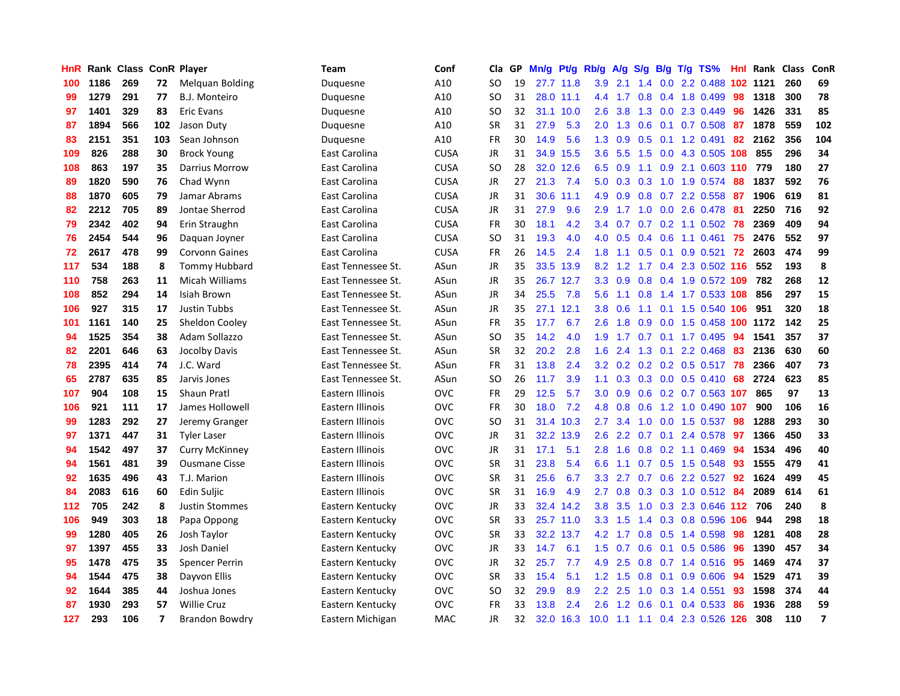| HnR | Rank | Class | ConR | Player | Team | Conf | Cla | GP | Mn/g | Pt/g | Rb/g | A/g | S/g | B/g | T/g | TS% | HnI | Rank | Class | ConR |
|---|---|---|---|---|---|---|---|---|---|---|---|---|---|---|---|---|---|---|---|---|
| 100 | 1186 | 269 | 72 | Melquan Bolding | Duquesne | A10 | SO | 19 | 27.7 | 11.8 | 3.9 | 2.1 | 1.4 | 0.0 | 2.2 | 0.488 | 102 | 1121 | 260 | 69 |
| 99 | 1279 | 291 | 77 | B.J. Monteiro | Duquesne | A10 | SO | 31 | 28.0 | 11.1 | 4.4 | 1.7 | 0.8 | 0.4 | 1.8 | 0.499 | 98 | 1318 | 300 | 78 |
| 97 | 1401 | 329 | 83 | Eric Evans | Duquesne | A10 | SO | 32 | 31.1 | 10.0 | 2.6 | 3.8 | 1.3 | 0.0 | 2.3 | 0.449 | 96 | 1426 | 331 | 85 |
| 87 | 1894 | 566 | 102 | Jason Duty | Duquesne | A10 | SR | 31 | 27.9 | 5.3 | 2.0 | 1.3 | 0.6 | 0.1 | 0.7 | 0.508 | 87 | 1878 | 559 | 102 |
| 83 | 2151 | 351 | 103 | Sean Johnson | Duquesne | A10 | FR | 30 | 14.9 | 5.6 | 1.3 | 0.9 | 0.5 | 0.1 | 1.2 | 0.491 | 82 | 2162 | 356 | 104 |
| 109 | 826 | 288 | 30 | Brock Young | East Carolina | CUSA | JR | 31 | 34.9 | 15.5 | 3.6 | 5.5 | 1.5 | 0.0 | 4.3 | 0.505 | 108 | 855 | 296 | 34 |
| 108 | 863 | 197 | 35 | Darrius Morrow | East Carolina | CUSA | SO | 28 | 32.0 | 12.6 | 6.5 | 0.9 | 1.1 | 0.9 | 2.1 | 0.603 | 110 | 779 | 180 | 27 |
| 89 | 1820 | 590 | 76 | Chad Wynn | East Carolina | CUSA | JR | 27 | 21.3 | 7.4 | 5.0 | 0.3 | 0.3 | 1.0 | 1.9 | 0.574 | 88 | 1837 | 592 | 76 |
| 88 | 1870 | 605 | 79 | Jamar Abrams | East Carolina | CUSA | JR | 31 | 30.6 | 11.1 | 4.9 | 0.9 | 0.8 | 0.7 | 2.2 | 0.558 | 87 | 1906 | 619 | 81 |
| 82 | 2212 | 705 | 89 | Jontae Sherrod | East Carolina | CUSA | JR | 31 | 27.9 | 9.6 | 2.9 | 1.7 | 1.0 | 0.0 | 2.6 | 0.478 | 81 | 2250 | 716 | 92 |
| 79 | 2342 | 402 | 94 | Erin Straughn | East Carolina | CUSA | FR | 30 | 18.1 | 4.2 | 3.4 | 0.7 | 0.7 | 0.2 | 1.1 | 0.502 | 78 | 2369 | 409 | 94 |
| 76 | 2454 | 544 | 96 | Daquan Joyner | East Carolina | CUSA | SO | 31 | 19.3 | 4.0 | 4.0 | 0.5 | 0.4 | 0.6 | 1.1 | 0.461 | 75 | 2476 | 552 | 97 |
| 72 | 2617 | 478 | 99 | Corvonn Gaines | East Carolina | CUSA | FR | 26 | 14.5 | 2.4 | 1.8 | 1.1 | 0.5 | 0.1 | 0.9 | 0.521 | 72 | 2603 | 474 | 99 |
| 117 | 534 | 188 | 8 | Tommy Hubbard | East Tennessee St. | ASun | JR | 35 | 33.5 | 13.9 | 8.2 | 1.2 | 1.7 | 0.4 | 2.3 | 0.502 | 116 | 552 | 193 | 8 |
| 110 | 758 | 263 | 11 | Micah Williams | East Tennessee St. | ASun | JR | 35 | 26.7 | 12.7 | 3.3 | 0.9 | 0.8 | 0.4 | 1.9 | 0.572 | 109 | 782 | 268 | 12 |
| 108 | 852 | 294 | 14 | Isiah Brown | East Tennessee St. | ASun | JR | 34 | 25.5 | 7.8 | 5.6 | 1.1 | 0.8 | 1.4 | 1.7 | 0.533 | 108 | 856 | 297 | 15 |
| 106 | 927 | 315 | 17 | Justin Tubbs | East Tennessee St. | ASun | JR | 35 | 27.1 | 12.1 | 3.8 | 0.6 | 1.1 | 0.1 | 1.5 | 0.540 | 106 | 951 | 320 | 18 |
| 101 | 1161 | 140 | 25 | Sheldon Cooley | East Tennessee St. | ASun | FR | 35 | 17.7 | 6.7 | 2.6 | 1.8 | 0.9 | 0.0 | 1.5 | 0.458 | 100 | 1172 | 142 | 25 |
| 94 | 1525 | 354 | 38 | Adam Sollazzo | East Tennessee St. | ASun | SO | 35 | 14.2 | 4.0 | 1.9 | 1.7 | 0.7 | 0.1 | 1.7 | 0.495 | 94 | 1541 | 357 | 37 |
| 82 | 2201 | 646 | 63 | Jocolby Davis | East Tennessee St. | ASun | SR | 32 | 20.2 | 2.8 | 1.6 | 2.4 | 1.3 | 0.1 | 2.2 | 0.468 | 83 | 2136 | 630 | 60 |
| 78 | 2395 | 414 | 74 | J.C. Ward | East Tennessee St. | ASun | FR | 31 | 13.8 | 2.4 | 3.2 | 0.2 | 0.2 | 0.2 | 0.5 | 0.517 | 78 | 2366 | 407 | 73 |
| 65 | 2787 | 635 | 85 | Jarvis Jones | East Tennessee St. | ASun | SO | 26 | 11.7 | 3.9 | 1.1 | 0.3 | 0.3 | 0.0 | 0.5 | 0.410 | 68 | 2724 | 623 | 85 |
| 107 | 904 | 108 | 15 | Shaun Pratl | Eastern Illinois | OVC | FR | 29 | 12.5 | 5.7 | 3.0 | 0.9 | 0.6 | 0.2 | 0.7 | 0.563 | 107 | 865 | 97 | 13 |
| 106 | 921 | 111 | 17 | James Hollowell | Eastern Illinois | OVC | FR | 30 | 18.0 | 7.2 | 4.8 | 0.8 | 0.6 | 1.2 | 1.0 | 0.490 | 107 | 900 | 106 | 16 |
| 99 | 1283 | 292 | 27 | Jeremy Granger | Eastern Illinois | OVC | SO | 31 | 31.4 | 10.3 | 2.7 | 3.4 | 1.0 | 0.0 | 1.5 | 0.537 | 98 | 1288 | 293 | 30 |
| 97 | 1371 | 447 | 31 | Tyler Laser | Eastern Illinois | OVC | JR | 31 | 32.2 | 13.9 | 2.6 | 2.2 | 0.7 | 0.1 | 2.4 | 0.578 | 97 | 1366 | 450 | 33 |
| 94 | 1542 | 497 | 37 | Curry McKinney | Eastern Illinois | OVC | JR | 31 | 17.1 | 5.1 | 2.8 | 1.6 | 0.8 | 0.2 | 1.1 | 0.469 | 94 | 1534 | 496 | 40 |
| 94 | 1561 | 481 | 39 | Ousmane Cisse | Eastern Illinois | OVC | SR | 31 | 23.8 | 5.4 | 6.6 | 1.1 | 0.7 | 0.5 | 1.5 | 0.548 | 93 | 1555 | 479 | 41 |
| 92 | 1635 | 496 | 43 | T.J. Marion | Eastern Illinois | OVC | SR | 31 | 25.6 | 6.7 | 3.3 | 2.7 | 0.7 | 0.6 | 2.2 | 0.527 | 92 | 1624 | 499 | 45 |
| 84 | 2083 | 616 | 60 | Edin Suljic | Eastern Illinois | OVC | SR | 31 | 16.9 | 4.9 | 2.7 | 0.8 | 0.3 | 0.3 | 1.0 | 0.512 | 84 | 2089 | 614 | 61 |
| 112 | 705 | 242 | 8 | Justin Stommes | Eastern Kentucky | OVC | JR | 33 | 32.4 | 14.2 | 3.8 | 3.5 | 1.0 | 0.3 | 2.3 | 0.646 | 112 | 706 | 240 | 8 |
| 106 | 949 | 303 | 18 | Papa Oppong | Eastern Kentucky | OVC | SR | 33 | 25.7 | 11.0 | 3.3 | 1.5 | 1.4 | 0.3 | 0.8 | 0.596 | 106 | 944 | 298 | 18 |
| 99 | 1280 | 405 | 26 | Josh Taylor | Eastern Kentucky | OVC | SR | 33 | 32.2 | 13.7 | 4.2 | 1.7 | 0.8 | 0.5 | 1.4 | 0.598 | 98 | 1281 | 408 | 28 |
| 97 | 1397 | 455 | 33 | Josh Daniel | Eastern Kentucky | OVC | JR | 33 | 14.7 | 6.1 | 1.5 | 0.7 | 0.6 | 0.1 | 0.5 | 0.586 | 96 | 1390 | 457 | 34 |
| 95 | 1478 | 475 | 35 | Spencer Perrin | Eastern Kentucky | OVC | JR | 32 | 25.7 | 7.7 | 4.9 | 2.5 | 0.8 | 0.7 | 1.4 | 0.516 | 95 | 1469 | 474 | 37 |
| 94 | 1544 | 475 | 38 | Dayvon Ellis | Eastern Kentucky | OVC | SR | 33 | 15.4 | 5.1 | 1.2 | 1.5 | 0.8 | 0.1 | 0.9 | 0.606 | 94 | 1529 | 471 | 39 |
| 92 | 1644 | 385 | 44 | Joshua Jones | Eastern Kentucky | OVC | SO | 32 | 29.9 | 8.9 | 2.2 | 2.5 | 1.0 | 0.3 | 1.4 | 0.551 | 93 | 1598 | 374 | 44 |
| 87 | 1930 | 293 | 57 | Willie Cruz | Eastern Kentucky | OVC | FR | 33 | 13.8 | 2.4 | 2.6 | 1.2 | 0.6 | 0.1 | 0.4 | 0.533 | 86 | 1936 | 288 | 59 |
| 127 | 293 | 106 | 7 | Brandon Bowdry | Eastern Michigan | MAC | JR | 32 | 32.0 | 16.3 | 10.0 | 1.1 | 1.1 | 0.4 | 2.3 | 0.526 | 126 | 308 | 110 | 7 |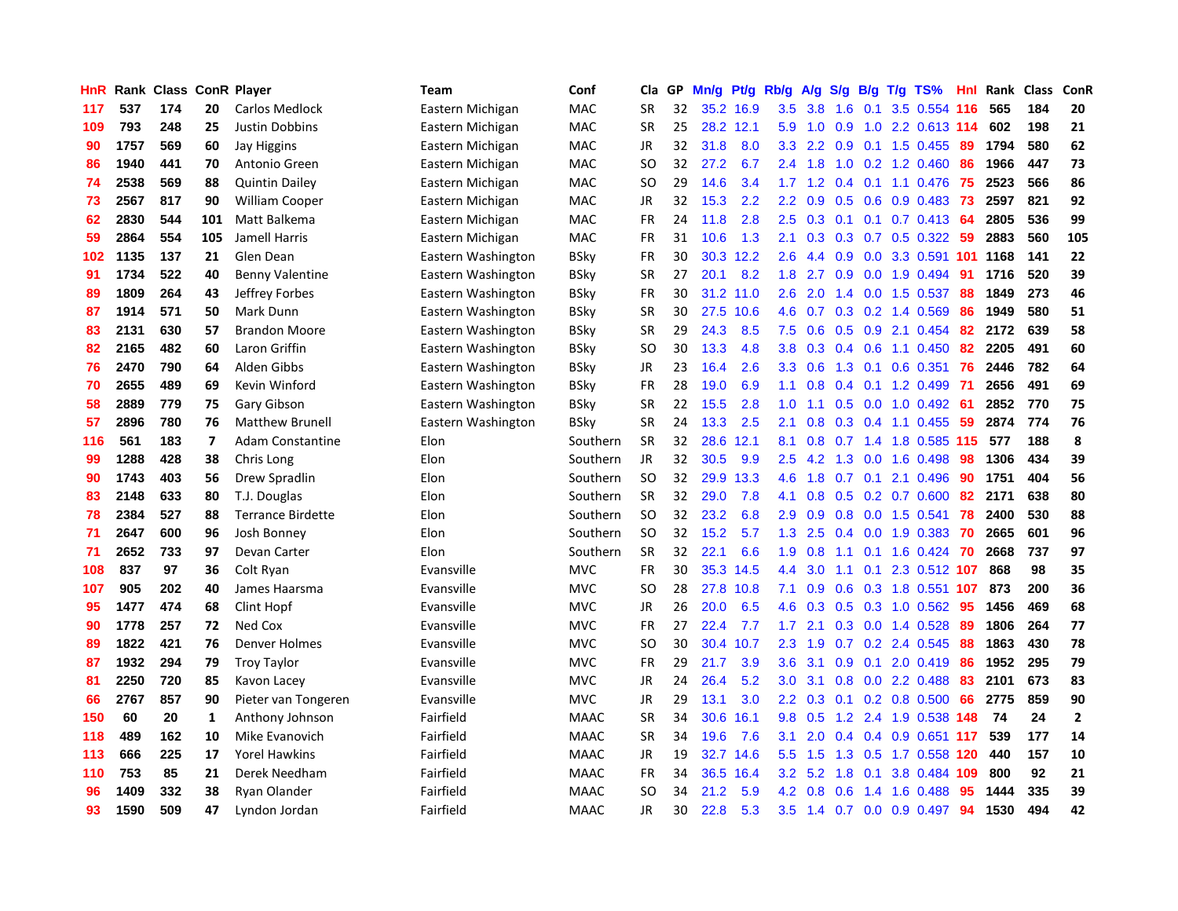| HnR | Rank | Class | ConR | Player | Team | Conf | Cla | GP | Mn/g | Pt/g | Rb/g | A/g | S/g | B/g | T/g | TS% | HnI | Rank | Class | ConR |
|---|---|---|---|---|---|---|---|---|---|---|---|---|---|---|---|---|---|---|---|---|
| 117 | 537 | 174 | 20 | Carlos Medlock | Eastern Michigan | MAC | SR | 32 | 35.2 | 16.9 | 3.5 | 3.8 | 1.6 | 0.1 | 3.5 | 0.554 | 116 | 565 | 184 | 20 |
| 109 | 793 | 248 | 25 | Justin Dobbins | Eastern Michigan | MAC | SR | 25 | 28.2 | 12.1 | 5.9 | 1.0 | 0.9 | 1.0 | 2.2 | 0.613 | 114 | 602 | 198 | 21 |
| 90 | 1757 | 569 | 60 | Jay Higgins | Eastern Michigan | MAC | JR | 32 | 31.8 | 8.0 | 3.3 | 2.2 | 0.9 | 0.1 | 1.5 | 0.455 | 89 | 1794 | 580 | 62 |
| 86 | 1940 | 441 | 70 | Antonio Green | Eastern Michigan | MAC | SO | 32 | 27.2 | 6.7 | 2.4 | 1.8 | 1.0 | 0.2 | 1.2 | 0.460 | 86 | 1966 | 447 | 73 |
| 74 | 2538 | 569 | 88 | Quintin Dailey | Eastern Michigan | MAC | SO | 29 | 14.6 | 3.4 | 1.7 | 1.2 | 0.4 | 0.1 | 1.1 | 0.476 | 75 | 2523 | 566 | 86 |
| 73 | 2567 | 817 | 90 | William Cooper | Eastern Michigan | MAC | JR | 32 | 15.3 | 2.2 | 2.2 | 0.9 | 0.5 | 0.6 | 0.9 | 0.483 | 73 | 2597 | 821 | 92 |
| 62 | 2830 | 544 | 101 | Matt Balkema | Eastern Michigan | MAC | FR | 24 | 11.8 | 2.8 | 2.5 | 0.3 | 0.1 | 0.1 | 0.7 | 0.413 | 64 | 2805 | 536 | 99 |
| 59 | 2864 | 554 | 105 | Jamell Harris | Eastern Michigan | MAC | FR | 31 | 10.6 | 1.3 | 2.1 | 0.3 | 0.3 | 0.7 | 0.5 | 0.322 | 59 | 2883 | 560 | 105 |
| 102 | 1135 | 137 | 21 | Glen Dean | Eastern Washington | BSky | FR | 30 | 30.3 | 12.2 | 2.6 | 4.4 | 0.9 | 0.0 | 3.3 | 0.591 | 101 | 1168 | 141 | 22 |
| 91 | 1734 | 522 | 40 | Benny Valentine | Eastern Washington | BSky | SR | 27 | 20.1 | 8.2 | 1.8 | 2.7 | 0.9 | 0.0 | 1.9 | 0.494 | 91 | 1716 | 520 | 39 |
| 89 | 1809 | 264 | 43 | Jeffrey Forbes | Eastern Washington | BSky | FR | 30 | 31.2 | 11.0 | 2.6 | 2.0 | 1.4 | 0.0 | 1.5 | 0.537 | 88 | 1849 | 273 | 46 |
| 87 | 1914 | 571 | 50 | Mark Dunn | Eastern Washington | BSky | SR | 30 | 27.5 | 10.6 | 4.6 | 0.7 | 0.3 | 0.2 | 1.4 | 0.569 | 86 | 1949 | 580 | 51 |
| 83 | 2131 | 630 | 57 | Brandon Moore | Eastern Washington | BSky | SR | 29 | 24.3 | 8.5 | 7.5 | 0.6 | 0.5 | 0.9 | 2.1 | 0.454 | 82 | 2172 | 639 | 58 |
| 82 | 2165 | 482 | 60 | Laron Griffin | Eastern Washington | BSky | SO | 30 | 13.3 | 4.8 | 3.8 | 0.3 | 0.4 | 0.6 | 1.1 | 0.450 | 82 | 2205 | 491 | 60 |
| 76 | 2470 | 790 | 64 | Alden Gibbs | Eastern Washington | BSky | JR | 23 | 16.4 | 2.6 | 3.3 | 0.6 | 1.3 | 0.1 | 0.6 | 0.351 | 76 | 2446 | 782 | 64 |
| 70 | 2655 | 489 | 69 | Kevin Winford | Eastern Washington | BSky | FR | 28 | 19.0 | 6.9 | 1.1 | 0.8 | 0.4 | 0.1 | 1.2 | 0.499 | 71 | 2656 | 491 | 69 |
| 58 | 2889 | 779 | 75 | Gary Gibson | Eastern Washington | BSky | SR | 22 | 15.5 | 2.8 | 1.0 | 1.1 | 0.5 | 0.0 | 1.0 | 0.492 | 61 | 2852 | 770 | 75 |
| 57 | 2896 | 780 | 76 | Matthew Brunell | Eastern Washington | BSky | SR | 24 | 13.3 | 2.5 | 2.1 | 0.8 | 0.3 | 0.4 | 1.1 | 0.455 | 59 | 2874 | 774 | 76 |
| 116 | 561 | 183 | 7 | Adam Constantine | Elon | Southern | SR | 32 | 28.6 | 12.1 | 8.1 | 0.8 | 0.7 | 1.4 | 1.8 | 0.585 | 115 | 577 | 188 | 8 |
| 99 | 1288 | 428 | 38 | Chris Long | Elon | Southern | JR | 32 | 30.5 | 9.9 | 2.5 | 4.2 | 1.3 | 0.0 | 1.6 | 0.498 | 98 | 1306 | 434 | 39 |
| 90 | 1743 | 403 | 56 | Drew Spradlin | Elon | Southern | SO | 32 | 29.9 | 13.3 | 4.6 | 1.8 | 0.7 | 0.1 | 2.1 | 0.496 | 90 | 1751 | 404 | 56 |
| 83 | 2148 | 633 | 80 | T.J. Douglas | Elon | Southern | SR | 32 | 29.0 | 7.8 | 4.1 | 0.8 | 0.5 | 0.2 | 0.7 | 0.600 | 82 | 2171 | 638 | 80 |
| 78 | 2384 | 527 | 88 | Terrance Birdette | Elon | Southern | SO | 32 | 23.2 | 6.8 | 2.9 | 0.9 | 0.8 | 0.0 | 1.5 | 0.541 | 78 | 2400 | 530 | 88 |
| 71 | 2647 | 600 | 96 | Josh Bonney | Elon | Southern | SO | 32 | 15.2 | 5.7 | 1.3 | 2.5 | 0.4 | 0.0 | 1.9 | 0.383 | 70 | 2665 | 601 | 96 |
| 71 | 2652 | 733 | 97 | Devan Carter | Elon | Southern | SR | 32 | 22.1 | 6.6 | 1.9 | 0.8 | 1.1 | 0.1 | 1.6 | 0.424 | 70 | 2668 | 737 | 97 |
| 108 | 837 | 97 | 36 | Colt Ryan | Evansville | MVC | FR | 30 | 35.3 | 14.5 | 4.4 | 3.0 | 1.1 | 0.1 | 2.3 | 0.512 | 107 | 868 | 98 | 35 |
| 107 | 905 | 202 | 40 | James Haarsma | Evansville | MVC | SO | 28 | 27.8 | 10.8 | 7.1 | 0.9 | 0.6 | 0.3 | 1.8 | 0.551 | 107 | 873 | 200 | 36 |
| 95 | 1477 | 474 | 68 | Clint Hopf | Evansville | MVC | JR | 26 | 20.0 | 6.5 | 4.6 | 0.3 | 0.5 | 0.3 | 1.0 | 0.562 | 95 | 1456 | 469 | 68 |
| 90 | 1778 | 257 | 72 | Ned Cox | Evansville | MVC | FR | 27 | 22.4 | 7.7 | 1.7 | 2.1 | 0.3 | 0.0 | 1.4 | 0.528 | 89 | 1806 | 264 | 77 |
| 89 | 1822 | 421 | 76 | Denver Holmes | Evansville | MVC | SO | 30 | 30.4 | 10.7 | 2.3 | 1.9 | 0.7 | 0.2 | 2.4 | 0.545 | 88 | 1863 | 430 | 78 |
| 87 | 1932 | 294 | 79 | Troy Taylor | Evansville | MVC | FR | 29 | 21.7 | 3.9 | 3.6 | 3.1 | 0.9 | 0.1 | 2.0 | 0.419 | 86 | 1952 | 295 | 79 |
| 81 | 2250 | 720 | 85 | Kavon Lacey | Evansville | MVC | JR | 24 | 26.4 | 5.2 | 3.0 | 3.1 | 0.8 | 0.0 | 2.2 | 0.488 | 83 | 2101 | 673 | 83 |
| 66 | 2767 | 857 | 90 | Pieter van Tongeren | Evansville | MVC | JR | 29 | 13.1 | 3.0 | 2.2 | 0.3 | 0.1 | 0.2 | 0.8 | 0.500 | 66 | 2775 | 859 | 90 |
| 150 | 60 | 20 | 1 | Anthony Johnson | Fairfield | MAAC | SR | 34 | 30.6 | 16.1 | 9.8 | 0.5 | 1.2 | 2.4 | 1.9 | 0.538 | 148 | 74 | 24 | 2 |
| 118 | 489 | 162 | 10 | Mike Evanovich | Fairfield | MAAC | SR | 34 | 19.6 | 7.6 | 3.1 | 2.0 | 0.4 | 0.4 | 0.9 | 0.651 | 117 | 539 | 177 | 14 |
| 113 | 666 | 225 | 17 | Yorel Hawkins | Fairfield | MAAC | JR | 19 | 32.7 | 14.6 | 5.5 | 1.5 | 1.3 | 0.5 | 1.7 | 0.558 | 120 | 440 | 157 | 10 |
| 110 | 753 | 85 | 21 | Derek Needham | Fairfield | MAAC | FR | 34 | 36.5 | 16.4 | 3.2 | 5.2 | 1.8 | 0.1 | 3.8 | 0.484 | 109 | 800 | 92 | 21 |
| 96 | 1409 | 332 | 38 | Ryan Olander | Fairfield | MAAC | SO | 34 | 21.2 | 5.9 | 4.2 | 0.8 | 0.6 | 1.4 | 1.6 | 0.488 | 95 | 1444 | 335 | 39 |
| 93 | 1590 | 509 | 47 | Lyndon Jordan | Fairfield | MAAC | JR | 30 | 22.8 | 5.3 | 3.5 | 1.4 | 0.7 | 0.0 | 0.9 | 0.497 | 94 | 1530 | 494 | 42 |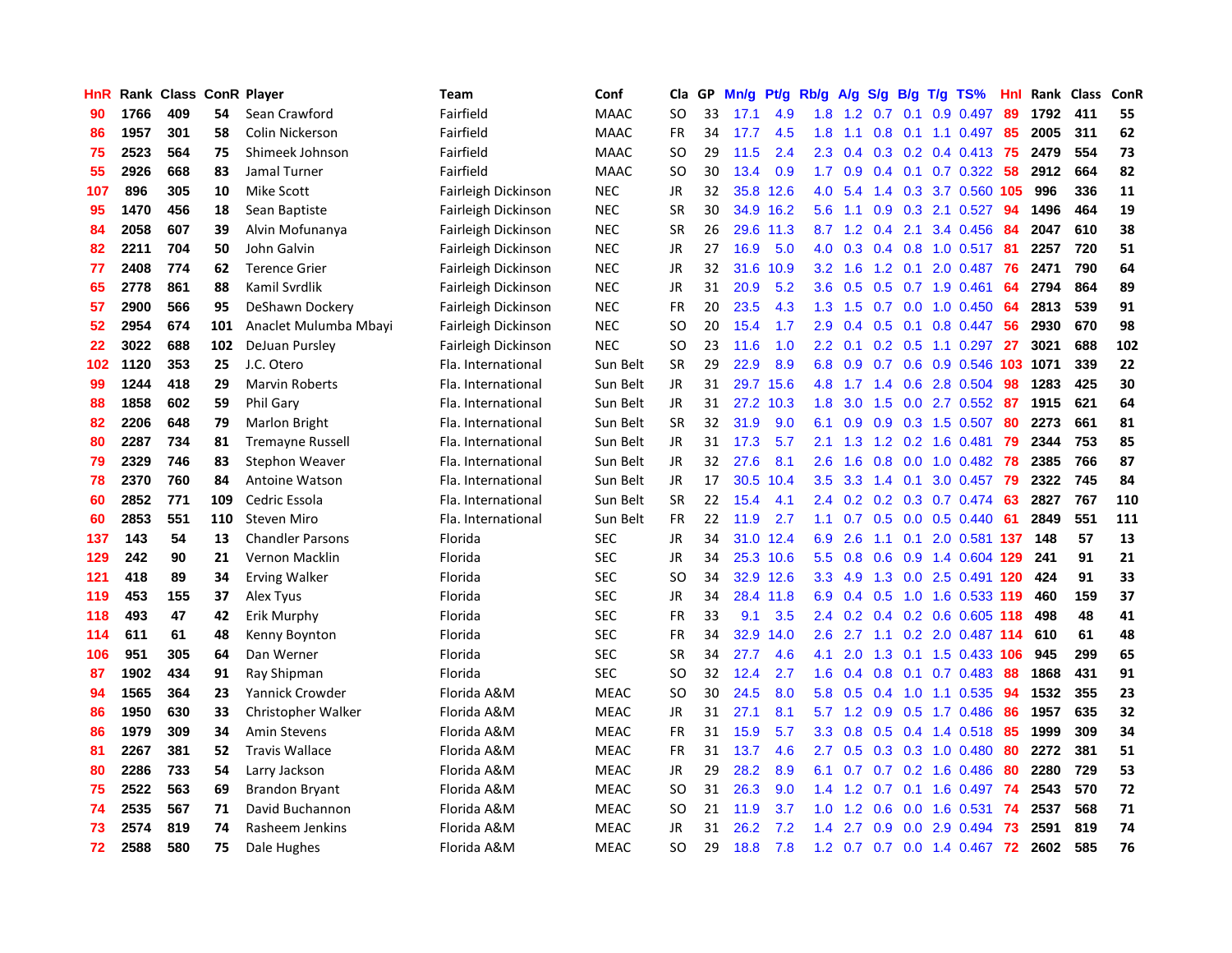| HnR | Rank | Class | ConR | Player | Team | Conf | Cla | GP | Mn/g | Pt/g | Rb/g | A/g | S/g | B/g | T/g | TS% | HnI | Rank | Class | ConR |
|---|---|---|---|---|---|---|---|---|---|---|---|---|---|---|---|---|---|---|---|---|
| 90 | 1766 | 409 | 54 | Sean Crawford | Fairfield | MAAC | SO | 33 | 17.1 | 4.9 | 1.8 | 1.2 | 0.7 | 0.1 | 0.9 | 0.497 | 89 | 1792 | 411 | 55 |
| 86 | 1957 | 301 | 58 | Colin Nickerson | Fairfield | MAAC | FR | 34 | 17.7 | 4.5 | 1.8 | 1.1 | 0.8 | 0.1 | 1.1 | 0.497 | 85 | 2005 | 311 | 62 |
| 75 | 2523 | 564 | 75 | Shimeek Johnson | Fairfield | MAAC | SO | 29 | 11.5 | 2.4 | 2.3 | 0.4 | 0.3 | 0.2 | 0.4 | 0.413 | 75 | 2479 | 554 | 73 |
| 55 | 2926 | 668 | 83 | Jamal Turner | Fairfield | MAAC | SO | 30 | 13.4 | 0.9 | 1.7 | 0.9 | 0.4 | 0.1 | 0.7 | 0.322 | 58 | 2912 | 664 | 82 |
| 107 | 896 | 305 | 10 | Mike Scott | Fairleigh Dickinson | NEC | JR | 32 | 35.8 | 12.6 | 4.0 | 5.4 | 1.4 | 0.3 | 3.7 | 0.560 | 105 | 996 | 336 | 11 |
| 95 | 1470 | 456 | 18 | Sean Baptiste | Fairleigh Dickinson | NEC | SR | 30 | 34.9 | 16.2 | 5.6 | 1.1 | 0.9 | 0.3 | 2.1 | 0.527 | 94 | 1496 | 464 | 19 |
| 84 | 2058 | 607 | 39 | Alvin Mofunanya | Fairleigh Dickinson | NEC | SR | 26 | 29.6 | 11.3 | 8.7 | 1.2 | 0.4 | 2.1 | 3.4 | 0.456 | 84 | 2047 | 610 | 38 |
| 82 | 2211 | 704 | 50 | John Galvin | Fairleigh Dickinson | NEC | JR | 27 | 16.9 | 5.0 | 4.0 | 0.3 | 0.4 | 0.8 | 1.0 | 0.517 | 81 | 2257 | 720 | 51 |
| 77 | 2408 | 774 | 62 | Terence Grier | Fairleigh Dickinson | NEC | JR | 32 | 31.6 | 10.9 | 3.2 | 1.6 | 1.2 | 0.1 | 2.0 | 0.487 | 76 | 2471 | 790 | 64 |
| 65 | 2778 | 861 | 88 | Kamil Svrdlik | Fairleigh Dickinson | NEC | JR | 31 | 20.9 | 5.2 | 3.6 | 0.5 | 0.5 | 0.7 | 1.9 | 0.461 | 64 | 2794 | 864 | 89 |
| 57 | 2900 | 566 | 95 | DeShawn Dockery | Fairleigh Dickinson | NEC | FR | 20 | 23.5 | 4.3 | 1.3 | 1.5 | 0.7 | 0.0 | 1.0 | 0.450 | 64 | 2813 | 539 | 91 |
| 52 | 2954 | 674 | 101 | Anaclet Mulumba Mbayi | Fairleigh Dickinson | NEC | SO | 20 | 15.4 | 1.7 | 2.9 | 0.4 | 0.5 | 0.1 | 0.8 | 0.447 | 56 | 2930 | 670 | 98 |
| 22 | 3022 | 688 | 102 | DeJuan Pursley | Fairleigh Dickinson | NEC | SO | 23 | 11.6 | 1.0 | 2.2 | 0.1 | 0.2 | 0.5 | 1.1 | 0.297 | 27 | 3021 | 688 | 102 |
| 102 | 1120 | 353 | 25 | J.C. Otero | Fla. International | Sun Belt | SR | 29 | 22.9 | 8.9 | 6.8 | 0.9 | 0.7 | 0.6 | 0.9 | 0.546 | 103 | 1071 | 339 | 22 |
| 99 | 1244 | 418 | 29 | Marvin Roberts | Fla. International | Sun Belt | JR | 31 | 29.7 | 15.6 | 4.8 | 1.7 | 1.4 | 0.6 | 2.8 | 0.504 | 98 | 1283 | 425 | 30 |
| 88 | 1858 | 602 | 59 | Phil Gary | Fla. International | Sun Belt | JR | 31 | 27.2 | 10.3 | 1.8 | 3.0 | 1.5 | 0.0 | 2.7 | 0.552 | 87 | 1915 | 621 | 64 |
| 82 | 2206 | 648 | 79 | Marlon Bright | Fla. International | Sun Belt | SR | 32 | 31.9 | 9.0 | 6.1 | 0.9 | 0.9 | 0.3 | 1.5 | 0.507 | 80 | 2273 | 661 | 81 |
| 80 | 2287 | 734 | 81 | Tremayne Russell | Fla. International | Sun Belt | JR | 31 | 17.3 | 5.7 | 2.1 | 1.3 | 1.2 | 0.2 | 1.6 | 0.481 | 79 | 2344 | 753 | 85 |
| 79 | 2329 | 746 | 83 | Stephon Weaver | Fla. International | Sun Belt | JR | 32 | 27.6 | 8.1 | 2.6 | 1.6 | 0.8 | 0.0 | 1.0 | 0.482 | 78 | 2385 | 766 | 87 |
| 78 | 2370 | 760 | 84 | Antoine Watson | Fla. International | Sun Belt | JR | 17 | 30.5 | 10.4 | 3.5 | 3.3 | 1.4 | 0.1 | 3.0 | 0.457 | 79 | 2322 | 745 | 84 |
| 60 | 2852 | 771 | 109 | Cedric Essola | Fla. International | Sun Belt | SR | 22 | 15.4 | 4.1 | 2.4 | 0.2 | 0.2 | 0.3 | 0.7 | 0.474 | 63 | 2827 | 767 | 110 |
| 60 | 2853 | 551 | 110 | Steven Miro | Fla. International | Sun Belt | FR | 22 | 11.9 | 2.7 | 1.1 | 0.7 | 0.5 | 0.0 | 0.5 | 0.440 | 61 | 2849 | 551 | 111 |
| 137 | 143 | 54 | 13 | Chandler Parsons | Florida | SEC | JR | 34 | 31.0 | 12.4 | 6.9 | 2.6 | 1.1 | 0.1 | 2.0 | 0.581 | 137 | 148 | 57 | 13 |
| 129 | 242 | 90 | 21 | Vernon Macklin | Florida | SEC | JR | 34 | 25.3 | 10.6 | 5.5 | 0.8 | 0.6 | 0.9 | 1.4 | 0.604 | 129 | 241 | 91 | 21 |
| 121 | 418 | 89 | 34 | Erving Walker | Florida | SEC | SO | 34 | 32.9 | 12.6 | 3.3 | 4.9 | 1.3 | 0.0 | 2.5 | 0.491 | 120 | 424 | 91 | 33 |
| 119 | 453 | 155 | 37 | Alex Tyus | Florida | SEC | JR | 34 | 28.4 | 11.8 | 6.9 | 0.4 | 0.5 | 1.0 | 1.6 | 0.533 | 119 | 460 | 159 | 37 |
| 118 | 493 | 47 | 42 | Erik Murphy | Florida | SEC | FR | 33 | 9.1 | 3.5 | 2.4 | 0.2 | 0.4 | 0.2 | 0.6 | 0.605 | 118 | 498 | 48 | 41 |
| 114 | 611 | 61 | 48 | Kenny Boynton | Florida | SEC | FR | 34 | 32.9 | 14.0 | 2.6 | 2.7 | 1.1 | 0.2 | 2.0 | 0.487 | 114 | 610 | 61 | 48 |
| 106 | 951 | 305 | 64 | Dan Werner | Florida | SEC | SR | 34 | 27.7 | 4.6 | 4.1 | 2.0 | 1.3 | 0.1 | 1.5 | 0.433 | 106 | 945 | 299 | 65 |
| 87 | 1902 | 434 | 91 | Ray Shipman | Florida | SEC | SO | 32 | 12.4 | 2.7 | 1.6 | 0.4 | 0.8 | 0.1 | 0.7 | 0.483 | 88 | 1868 | 431 | 91 |
| 94 | 1565 | 364 | 23 | Yannick Crowder | Florida A&M | MEAC | SO | 30 | 24.5 | 8.0 | 5.8 | 0.5 | 0.4 | 1.0 | 1.1 | 0.535 | 94 | 1532 | 355 | 23 |
| 86 | 1950 | 630 | 33 | Christopher Walker | Florida A&M | MEAC | JR | 31 | 27.1 | 8.1 | 5.7 | 1.2 | 0.9 | 0.5 | 1.7 | 0.486 | 86 | 1957 | 635 | 32 |
| 86 | 1979 | 309 | 34 | Amin Stevens | Florida A&M | MEAC | FR | 31 | 15.9 | 5.7 | 3.3 | 0.8 | 0.5 | 0.4 | 1.4 | 0.518 | 85 | 1999 | 309 | 34 |
| 81 | 2267 | 381 | 52 | Travis Wallace | Florida A&M | MEAC | FR | 31 | 13.7 | 4.6 | 2.7 | 0.5 | 0.3 | 0.3 | 1.0 | 0.480 | 80 | 2272 | 381 | 51 |
| 80 | 2286 | 733 | 54 | Larry Jackson | Florida A&M | MEAC | JR | 29 | 28.2 | 8.9 | 6.1 | 0.7 | 0.7 | 0.2 | 1.6 | 0.486 | 80 | 2280 | 729 | 53 |
| 75 | 2522 | 563 | 69 | Brandon Bryant | Florida A&M | MEAC | SO | 31 | 26.3 | 9.0 | 1.4 | 1.2 | 0.7 | 0.1 | 1.6 | 0.497 | 74 | 2543 | 570 | 72 |
| 74 | 2535 | 567 | 71 | David Buchannon | Florida A&M | MEAC | SO | 21 | 11.9 | 3.7 | 1.0 | 1.2 | 0.6 | 0.0 | 1.6 | 0.531 | 74 | 2537 | 568 | 71 |
| 73 | 2574 | 819 | 74 | Rasheem Jenkins | Florida A&M | MEAC | JR | 31 | 26.2 | 7.2 | 1.4 | 2.7 | 0.9 | 0.0 | 2.9 | 0.494 | 73 | 2591 | 819 | 74 |
| 72 | 2588 | 580 | 75 | Dale Hughes | Florida A&M | MEAC | SO | 29 | 18.8 | 7.8 | 1.2 | 0.7 | 0.7 | 0.0 | 1.4 | 0.467 | 72 | 2602 | 585 | 76 |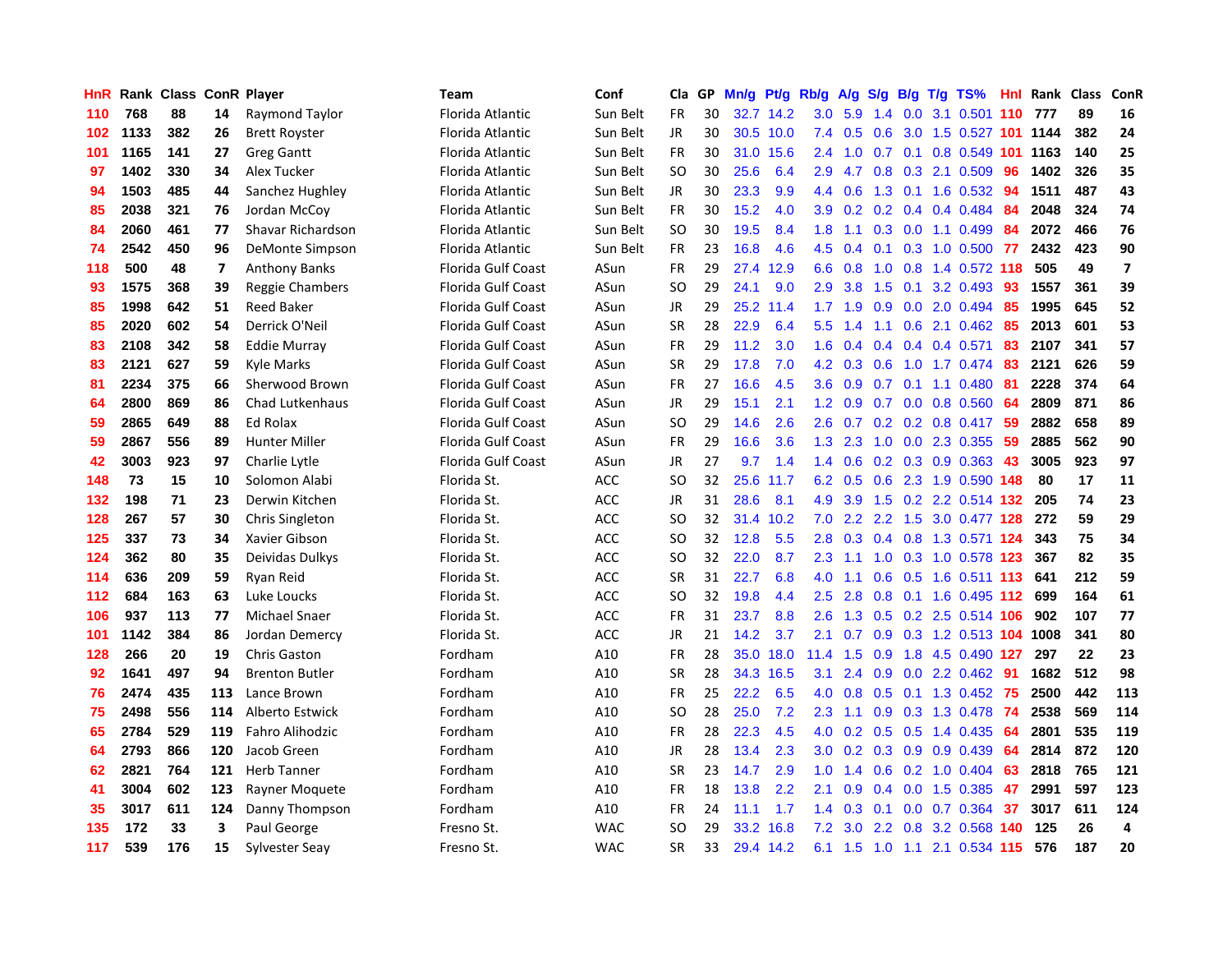| HnR | Rank | Class | ConR | Player | Team | Conf | Cla | GP | Mn/g | Pt/g | Rb/g | A/g | S/g | B/g | T/g | TS% | HnI | Rank | Class | ConR |
|---|---|---|---|---|---|---|---|---|---|---|---|---|---|---|---|---|---|---|---|---|
| 110 | 768 | 88 | 14 | Raymond Taylor | Florida Atlantic | Sun Belt | FR | 30 | 32.7 | 14.2 | 3.0 | 5.9 | 1.4 | 0.0 | 3.1 | 0.501 | 110 | 777 | 89 | 16 |
| 102 | 1133 | 382 | 26 | Brett Royster | Florida Atlantic | Sun Belt | JR | 30 | 30.5 | 10.0 | 7.4 | 0.5 | 0.6 | 3.0 | 1.5 | 0.527 | 101 | 1144 | 382 | 24 |
| 101 | 1165 | 141 | 27 | Greg Gantt | Florida Atlantic | Sun Belt | FR | 30 | 31.0 | 15.6 | 2.4 | 1.0 | 0.7 | 0.1 | 0.8 | 0.549 | 101 | 1163 | 140 | 25 |
| 97 | 1402 | 330 | 34 | Alex Tucker | Florida Atlantic | Sun Belt | SO | 30 | 25.6 | 6.4 | 2.9 | 4.7 | 0.8 | 0.3 | 2.1 | 0.509 | 96 | 1402 | 326 | 35 |
| 94 | 1503 | 485 | 44 | Sanchez Hughley | Florida Atlantic | Sun Belt | JR | 30 | 23.3 | 9.9 | 4.4 | 0.6 | 1.3 | 0.1 | 1.6 | 0.532 | 94 | 1511 | 487 | 43 |
| 85 | 2038 | 321 | 76 | Jordan McCoy | Florida Atlantic | Sun Belt | FR | 30 | 15.2 | 4.0 | 3.9 | 0.2 | 0.2 | 0.4 | 0.4 | 0.484 | 84 | 2048 | 324 | 74 |
| 84 | 2060 | 461 | 77 | Shavar Richardson | Florida Atlantic | Sun Belt | SO | 30 | 19.5 | 8.4 | 1.8 | 1.1 | 0.3 | 0.0 | 1.1 | 0.499 | 84 | 2072 | 466 | 76 |
| 74 | 2542 | 450 | 96 | DeMonte Simpson | Florida Atlantic | Sun Belt | FR | 23 | 16.8 | 4.6 | 4.5 | 0.4 | 0.1 | 0.3 | 1.0 | 0.500 | 77 | 2432 | 423 | 90 |
| 118 | 500 | 48 | 7 | Anthony Banks | Florida Gulf Coast | ASun | FR | 29 | 27.4 | 12.9 | 6.6 | 0.8 | 1.0 | 0.8 | 1.4 | 0.572 | 118 | 505 | 49 | 7 |
| 93 | 1575 | 368 | 39 | Reggie Chambers | Florida Gulf Coast | ASun | SO | 29 | 24.1 | 9.0 | 2.9 | 3.8 | 1.5 | 0.1 | 3.2 | 0.493 | 93 | 1557 | 361 | 39 |
| 85 | 1998 | 642 | 51 | Reed Baker | Florida Gulf Coast | ASun | JR | 29 | 25.2 | 11.4 | 1.7 | 1.9 | 0.9 | 0.0 | 2.0 | 0.494 | 85 | 1995 | 645 | 52 |
| 85 | 2020 | 602 | 54 | Derrick O'Neil | Florida Gulf Coast | ASun | SR | 28 | 22.9 | 6.4 | 5.5 | 1.4 | 1.1 | 0.6 | 2.1 | 0.462 | 85 | 2013 | 601 | 53 |
| 83 | 2108 | 342 | 58 | Eddie Murray | Florida Gulf Coast | ASun | FR | 29 | 11.2 | 3.0 | 1.6 | 0.4 | 0.4 | 0.4 | 0.4 | 0.571 | 83 | 2107 | 341 | 57 |
| 83 | 2121 | 627 | 59 | Kyle Marks | Florida Gulf Coast | ASun | SR | 29 | 17.8 | 7.0 | 4.2 | 0.3 | 0.6 | 1.0 | 1.7 | 0.474 | 83 | 2121 | 626 | 59 |
| 81 | 2234 | 375 | 66 | Sherwood Brown | Florida Gulf Coast | ASun | FR | 27 | 16.6 | 4.5 | 3.6 | 0.9 | 0.7 | 0.1 | 1.1 | 0.480 | 81 | 2228 | 374 | 64 |
| 64 | 2800 | 869 | 86 | Chad Lutkenhaus | Florida Gulf Coast | ASun | JR | 29 | 15.1 | 2.1 | 1.2 | 0.9 | 0.7 | 0.0 | 0.8 | 0.560 | 64 | 2809 | 871 | 86 |
| 59 | 2865 | 649 | 88 | Ed Rolax | Florida Gulf Coast | ASun | SO | 29 | 14.6 | 2.6 | 2.6 | 0.7 | 0.2 | 0.2 | 0.8 | 0.417 | 59 | 2882 | 658 | 89 |
| 59 | 2867 | 556 | 89 | Hunter Miller | Florida Gulf Coast | ASun | FR | 29 | 16.6 | 3.6 | 1.3 | 2.3 | 1.0 | 0.0 | 2.3 | 0.355 | 59 | 2885 | 562 | 90 |
| 42 | 3003 | 923 | 97 | Charlie Lytle | Florida Gulf Coast | ASun | JR | 27 | 9.7 | 1.4 | 1.4 | 0.6 | 0.2 | 0.3 | 0.9 | 0.363 | 43 | 3005 | 923 | 97 |
| 148 | 73 | 15 | 10 | Solomon Alabi | Florida St. | ACC | SO | 32 | 25.6 | 11.7 | 6.2 | 0.5 | 0.6 | 2.3 | 1.9 | 0.590 | 148 | 80 | 17 | 11 |
| 132 | 198 | 71 | 23 | Derwin Kitchen | Florida St. | ACC | JR | 31 | 28.6 | 8.1 | 4.9 | 3.9 | 1.5 | 0.2 | 2.2 | 0.514 | 132 | 205 | 74 | 23 |
| 128 | 267 | 57 | 30 | Chris Singleton | Florida St. | ACC | SO | 32 | 31.4 | 10.2 | 7.0 | 2.2 | 2.2 | 1.5 | 3.0 | 0.477 | 128 | 272 | 59 | 29 |
| 125 | 337 | 73 | 34 | Xavier Gibson | Florida St. | ACC | SO | 32 | 12.8 | 5.5 | 2.8 | 0.3 | 0.4 | 0.8 | 1.3 | 0.571 | 124 | 343 | 75 | 34 |
| 124 | 362 | 80 | 35 | Deividas Dulkys | Florida St. | ACC | SO | 32 | 22.0 | 8.7 | 2.3 | 1.1 | 1.0 | 0.3 | 1.0 | 0.578 | 123 | 367 | 82 | 35 |
| 114 | 636 | 209 | 59 | Ryan Reid | Florida St. | ACC | SR | 31 | 22.7 | 6.8 | 4.0 | 1.1 | 0.6 | 0.5 | 1.6 | 0.511 | 113 | 641 | 212 | 59 |
| 112 | 684 | 163 | 63 | Luke Loucks | Florida St. | ACC | SO | 32 | 19.8 | 4.4 | 2.5 | 2.8 | 0.8 | 0.1 | 1.6 | 0.495 | 112 | 699 | 164 | 61 |
| 106 | 937 | 113 | 77 | Michael Snaer | Florida St. | ACC | FR | 31 | 23.7 | 8.8 | 2.6 | 1.3 | 0.5 | 0.2 | 2.5 | 0.514 | 106 | 902 | 107 | 77 |
| 101 | 1142 | 384 | 86 | Jordan Demercy | Florida St. | ACC | JR | 21 | 14.2 | 3.7 | 2.1 | 0.7 | 0.9 | 0.3 | 1.2 | 0.513 | 104 | 1008 | 341 | 80 |
| 128 | 266 | 20 | 19 | Chris Gaston | Fordham | A10 | FR | 28 | 35.0 | 18.0 | 11.4 | 1.5 | 0.9 | 1.8 | 4.5 | 0.490 | 127 | 297 | 22 | 23 |
| 92 | 1641 | 497 | 94 | Brenton Butler | Fordham | A10 | SR | 28 | 34.3 | 16.5 | 3.1 | 2.4 | 0.9 | 0.0 | 2.2 | 0.462 | 91 | 1682 | 512 | 98 |
| 76 | 2474 | 435 | 113 | Lance Brown | Fordham | A10 | FR | 25 | 22.2 | 6.5 | 4.0 | 0.8 | 0.5 | 0.1 | 1.3 | 0.452 | 75 | 2500 | 442 | 113 |
| 75 | 2498 | 556 | 114 | Alberto Estwick | Fordham | A10 | SO | 28 | 25.0 | 7.2 | 2.3 | 1.1 | 0.9 | 0.3 | 1.3 | 0.478 | 74 | 2538 | 569 | 114 |
| 65 | 2784 | 529 | 119 | Fahro Alihodzic | Fordham | A10 | FR | 28 | 22.3 | 4.5 | 4.0 | 0.2 | 0.5 | 0.5 | 1.4 | 0.435 | 64 | 2801 | 535 | 119 |
| 64 | 2793 | 866 | 120 | Jacob Green | Fordham | A10 | JR | 28 | 13.4 | 2.3 | 3.0 | 0.2 | 0.3 | 0.9 | 0.9 | 0.439 | 64 | 2814 | 872 | 120 |
| 62 | 2821 | 764 | 121 | Herb Tanner | Fordham | A10 | SR | 23 | 14.7 | 2.9 | 1.0 | 1.4 | 0.6 | 0.2 | 1.0 | 0.404 | 63 | 2818 | 765 | 121 |
| 41 | 3004 | 602 | 123 | Rayner Moquete | Fordham | A10 | FR | 18 | 13.8 | 2.2 | 2.1 | 0.9 | 0.4 | 0.0 | 1.5 | 0.385 | 47 | 2991 | 597 | 123 |
| 35 | 3017 | 611 | 124 | Danny Thompson | Fordham | A10 | FR | 24 | 11.1 | 1.7 | 1.4 | 0.3 | 0.1 | 0.0 | 0.7 | 0.364 | 37 | 3017 | 611 | 124 |
| 135 | 172 | 33 | 3 | Paul George | Fresno St. | WAC | SO | 29 | 33.2 | 16.8 | 7.2 | 3.0 | 2.2 | 0.8 | 3.2 | 0.568 | 140 | 125 | 26 | 4 |
| 117 | 539 | 176 | 15 | Sylvester Seay | Fresno St. | WAC | SR | 33 | 29.4 | 14.2 | 6.1 | 1.5 | 1.0 | 1.1 | 2.1 | 0.534 | 115 | 576 | 187 | 20 |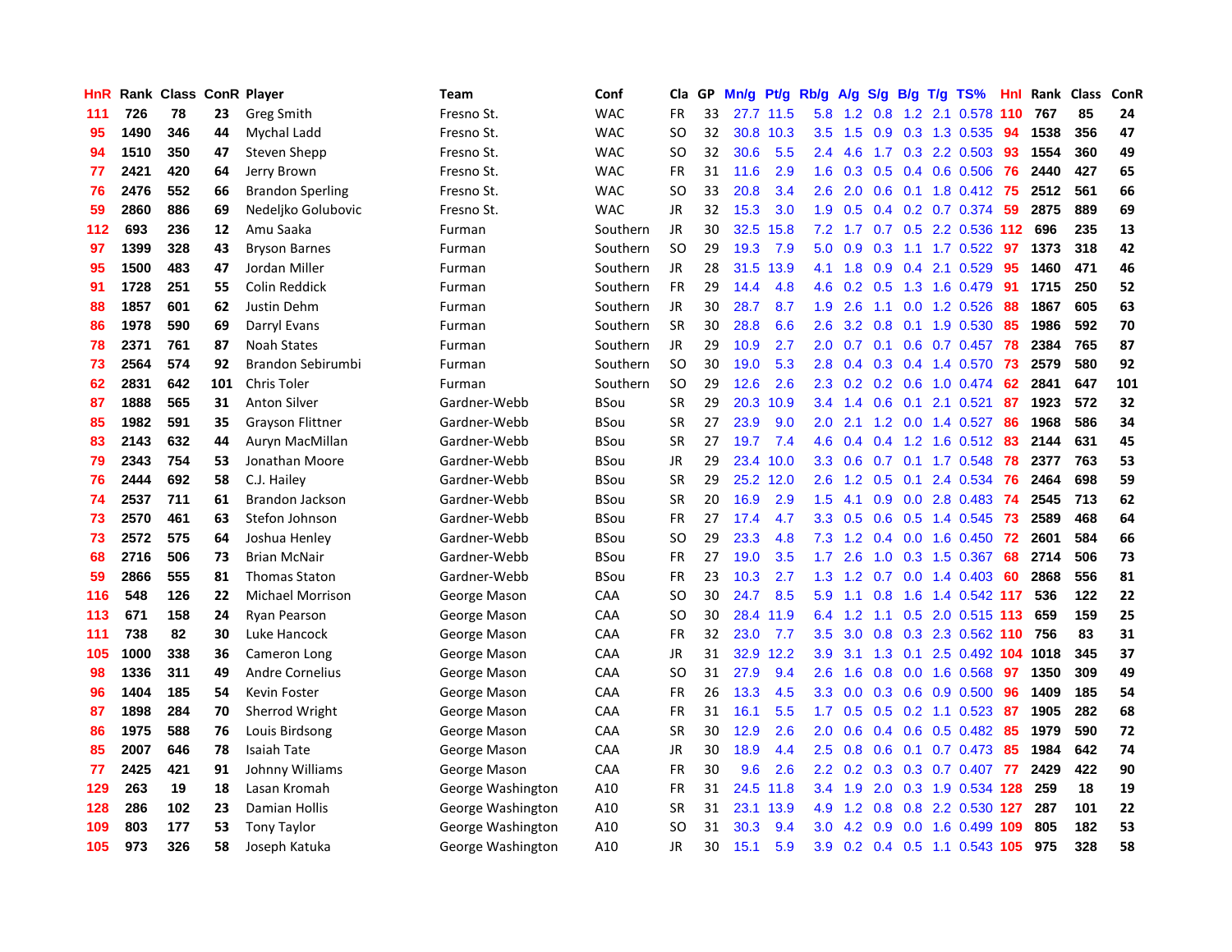| HnR | Rank | Class | ConR | Player | Team | Conf | Cla | GP | Mn/g | Pt/g | Rb/g | A/g | S/g | B/g | T/g | TS% | HnI | Rank | Class | ConR |
|---|---|---|---|---|---|---|---|---|---|---|---|---|---|---|---|---|---|---|---|---|
| 111 | 726 | 78 | 23 | Greg Smith | Fresno St. | WAC | FR | 33 | 27.7 | 11.5 | 5.8 | 1.2 | 0.8 | 1.2 | 2.1 | 0.578 | 110 | 767 | 85 | 24 |
| 95 | 1490 | 346 | 44 | Mychal Ladd | Fresno St. | WAC | SO | 32 | 30.8 | 10.3 | 3.5 | 1.5 | 0.9 | 0.3 | 1.3 | 0.535 | 94 | 1538 | 356 | 47 |
| 94 | 1510 | 350 | 47 | Steven Shepp | Fresno St. | WAC | SO | 32 | 30.6 | 5.5 | 2.4 | 4.6 | 1.7 | 0.3 | 2.2 | 0.503 | 93 | 1554 | 360 | 49 |
| 77 | 2421 | 420 | 64 | Jerry Brown | Fresno St. | WAC | FR | 31 | 11.6 | 2.9 | 1.6 | 0.3 | 0.5 | 0.4 | 0.6 | 0.506 | 76 | 2440 | 427 | 65 |
| 76 | 2476 | 552 | 66 | Brandon Sperling | Fresno St. | WAC | SO | 33 | 20.8 | 3.4 | 2.6 | 2.0 | 0.6 | 0.1 | 1.8 | 0.412 | 75 | 2512 | 561 | 66 |
| 59 | 2860 | 886 | 69 | Nedeljko Golubovic | Fresno St. | WAC | JR | 32 | 15.3 | 3.0 | 1.9 | 0.5 | 0.4 | 0.2 | 0.7 | 0.374 | 59 | 2875 | 889 | 69 |
| 112 | 693 | 236 | 12 | Amu Saaka | Furman | Southern | JR | 30 | 32.5 | 15.8 | 7.2 | 1.7 | 0.7 | 0.5 | 2.2 | 0.536 | 112 | 696 | 235 | 13 |
| 97 | 1399 | 328 | 43 | Bryson Barnes | Furman | Southern | SO | 29 | 19.3 | 7.9 | 5.0 | 0.9 | 0.3 | 1.1 | 1.7 | 0.522 | 97 | 1373 | 318 | 42 |
| 95 | 1500 | 483 | 47 | Jordan Miller | Furman | Southern | JR | 28 | 31.5 | 13.9 | 4.1 | 1.8 | 0.9 | 0.4 | 2.1 | 0.529 | 95 | 1460 | 471 | 46 |
| 91 | 1728 | 251 | 55 | Colin Reddick | Furman | Southern | FR | 29 | 14.4 | 4.8 | 4.6 | 0.2 | 0.5 | 1.3 | 1.6 | 0.479 | 91 | 1715 | 250 | 52 |
| 88 | 1857 | 601 | 62 | Justin Dehm | Furman | Southern | JR | 30 | 28.7 | 8.7 | 1.9 | 2.6 | 1.1 | 0.0 | 1.2 | 0.526 | 88 | 1867 | 605 | 63 |
| 86 | 1978 | 590 | 69 | Darryl Evans | Furman | Southern | SR | 30 | 28.8 | 6.6 | 2.6 | 3.2 | 0.8 | 0.1 | 1.9 | 0.530 | 85 | 1986 | 592 | 70 |
| 78 | 2371 | 761 | 87 | Noah States | Furman | Southern | JR | 29 | 10.9 | 2.7 | 2.0 | 0.7 | 0.1 | 0.6 | 0.7 | 0.457 | 78 | 2384 | 765 | 87 |
| 73 | 2564 | 574 | 92 | Brandon Sebirumbi | Furman | Southern | SO | 30 | 19.0 | 5.3 | 2.8 | 0.4 | 0.3 | 0.4 | 1.4 | 0.570 | 73 | 2579 | 580 | 92 |
| 62 | 2831 | 642 | 101 | Chris Toler | Furman | Southern | SO | 29 | 12.6 | 2.6 | 2.3 | 0.2 | 0.2 | 0.6 | 1.0 | 0.474 | 62 | 2841 | 647 | 101 |
| 87 | 1888 | 565 | 31 | Anton Silver | Gardner-Webb | BSou | SR | 29 | 20.3 | 10.9 | 3.4 | 1.4 | 0.6 | 0.1 | 2.1 | 0.521 | 87 | 1923 | 572 | 32 |
| 85 | 1982 | 591 | 35 | Grayson Flittner | Gardner-Webb | BSou | SR | 27 | 23.9 | 9.0 | 2.0 | 2.1 | 1.2 | 0.0 | 1.4 | 0.527 | 86 | 1968 | 586 | 34 |
| 83 | 2143 | 632 | 44 | Auryn MacMillan | Gardner-Webb | BSou | SR | 27 | 19.7 | 7.4 | 4.6 | 0.4 | 0.4 | 1.2 | 1.6 | 0.512 | 83 | 2144 | 631 | 45 |
| 79 | 2343 | 754 | 53 | Jonathan Moore | Gardner-Webb | BSou | JR | 29 | 23.4 | 10.0 | 3.3 | 0.6 | 0.7 | 0.1 | 1.7 | 0.548 | 78 | 2377 | 763 | 53 |
| 76 | 2444 | 692 | 58 | C.J. Hailey | Gardner-Webb | BSou | SR | 29 | 25.2 | 12.0 | 2.6 | 1.2 | 0.5 | 0.1 | 2.4 | 0.534 | 76 | 2464 | 698 | 59 |
| 74 | 2537 | 711 | 61 | Brandon Jackson | Gardner-Webb | BSou | SR | 20 | 16.9 | 2.9 | 1.5 | 4.1 | 0.9 | 0.0 | 2.8 | 0.483 | 74 | 2545 | 713 | 62 |
| 73 | 2570 | 461 | 63 | Stefon Johnson | Gardner-Webb | BSou | FR | 27 | 17.4 | 4.7 | 3.3 | 0.5 | 0.6 | 0.5 | 1.4 | 0.545 | 73 | 2589 | 468 | 64 |
| 73 | 2572 | 575 | 64 | Joshua Henley | Gardner-Webb | BSou | SO | 29 | 23.3 | 4.8 | 7.3 | 1.2 | 0.4 | 0.0 | 1.6 | 0.450 | 72 | 2601 | 584 | 66 |
| 68 | 2716 | 506 | 73 | Brian McNair | Gardner-Webb | BSou | FR | 27 | 19.0 | 3.5 | 1.7 | 2.6 | 1.0 | 0.3 | 1.5 | 0.367 | 68 | 2714 | 506 | 73 |
| 59 | 2866 | 555 | 81 | Thomas Staton | Gardner-Webb | BSou | FR | 23 | 10.3 | 2.7 | 1.3 | 1.2 | 0.7 | 0.0 | 1.4 | 0.403 | 60 | 2868 | 556 | 81 |
| 116 | 548 | 126 | 22 | Michael Morrison | George Mason | CAA | SO | 30 | 24.7 | 8.5 | 5.9 | 1.1 | 0.8 | 1.6 | 1.4 | 0.542 | 117 | 536 | 122 | 22 |
| 113 | 671 | 158 | 24 | Ryan Pearson | George Mason | CAA | SO | 30 | 28.4 | 11.9 | 6.4 | 1.2 | 1.1 | 0.5 | 2.0 | 0.515 | 113 | 659 | 159 | 25 |
| 111 | 738 | 82 | 30 | Luke Hancock | George Mason | CAA | FR | 32 | 23.0 | 7.7 | 3.5 | 3.0 | 0.8 | 0.3 | 2.3 | 0.562 | 110 | 756 | 83 | 31 |
| 105 | 1000 | 338 | 36 | Cameron Long | George Mason | CAA | JR | 31 | 32.9 | 12.2 | 3.9 | 3.1 | 1.3 | 0.1 | 2.5 | 0.492 | 104 | 1018 | 345 | 37 |
| 98 | 1336 | 311 | 49 | Andre Cornelius | George Mason | CAA | SO | 31 | 27.9 | 9.4 | 2.6 | 1.6 | 0.8 | 0.0 | 1.6 | 0.568 | 97 | 1350 | 309 | 49 |
| 96 | 1404 | 185 | 54 | Kevin Foster | George Mason | CAA | FR | 26 | 13.3 | 4.5 | 3.3 | 0.0 | 0.3 | 0.6 | 0.9 | 0.500 | 96 | 1409 | 185 | 54 |
| 87 | 1898 | 284 | 70 | Sherrod Wright | George Mason | CAA | FR | 31 | 16.1 | 5.5 | 1.7 | 0.5 | 0.5 | 0.2 | 1.1 | 0.523 | 87 | 1905 | 282 | 68 |
| 86 | 1975 | 588 | 76 | Louis Birdsong | George Mason | CAA | SR | 30 | 12.9 | 2.6 | 2.0 | 0.6 | 0.4 | 0.6 | 0.5 | 0.482 | 85 | 1979 | 590 | 72 |
| 85 | 2007 | 646 | 78 | Isaiah Tate | George Mason | CAA | JR | 30 | 18.9 | 4.4 | 2.5 | 0.8 | 0.6 | 0.1 | 0.7 | 0.473 | 85 | 1984 | 642 | 74 |
| 77 | 2425 | 421 | 91 | Johnny Williams | George Mason | CAA | FR | 30 | 9.6 | 2.6 | 2.2 | 0.2 | 0.3 | 0.3 | 0.7 | 0.407 | 77 | 2429 | 422 | 90 |
| 129 | 263 | 19 | 18 | Lasan Kromah | George Washington | A10 | FR | 31 | 24.5 | 11.8 | 3.4 | 1.9 | 2.0 | 0.3 | 1.9 | 0.534 | 128 | 259 | 18 | 19 |
| 128 | 286 | 102 | 23 | Damian Hollis | George Washington | A10 | SR | 31 | 23.1 | 13.9 | 4.9 | 1.2 | 0.8 | 0.8 | 2.2 | 0.530 | 127 | 287 | 101 | 22 |
| 109 | 803 | 177 | 53 | Tony Taylor | George Washington | A10 | SO | 31 | 30.3 | 9.4 | 3.0 | 4.2 | 0.9 | 0.0 | 1.6 | 0.499 | 109 | 805 | 182 | 53 |
| 105 | 973 | 326 | 58 | Joseph Katuka | George Washington | A10 | JR | 30 | 15.1 | 5.9 | 3.9 | 0.2 | 0.4 | 0.5 | 1.1 | 0.543 | 105 | 975 | 328 | 58 |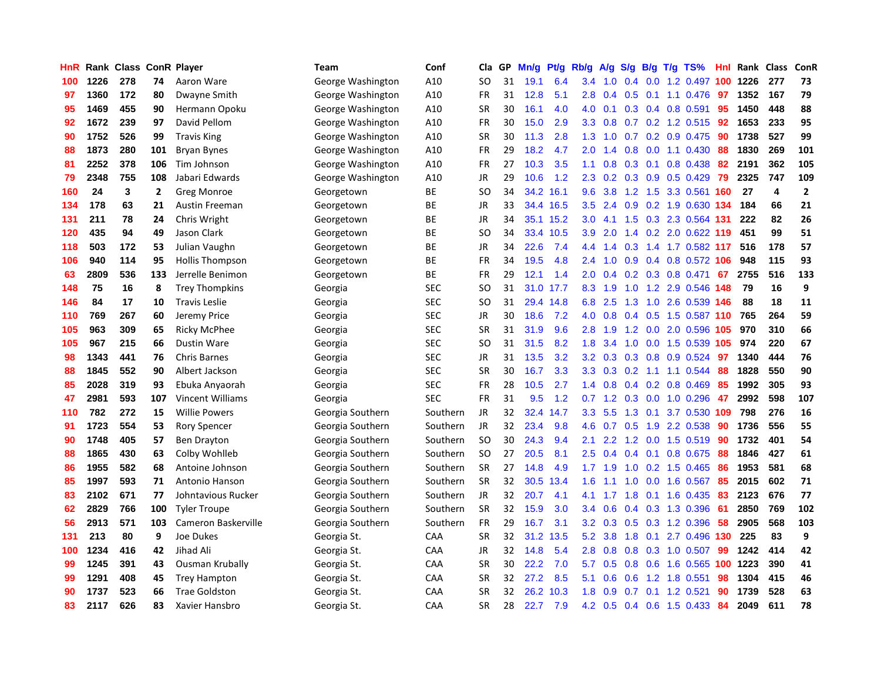| HnR | Rank | Class | ConR | Player | Team | Conf | Cla | GP | Mn/g | Pt/g | Rb/g | A/g | S/g | B/g | T/g | TS% | HnI | Rank | Class | ConR |
|---|---|---|---|---|---|---|---|---|---|---|---|---|---|---|---|---|---|---|---|---|
| 100 | 1226 | 278 | 74 | Aaron Ware | George Washington | A10 | SO | 31 | 19.1 | 6.4 | 3.4 | 1.0 | 0.4 | 0.0 | 1.2 | 0.497 | 100 | 1226 | 277 | 73 |
| 97 | 1360 | 172 | 80 | Dwayne Smith | George Washington | A10 | FR | 31 | 12.8 | 5.1 | 2.8 | 0.4 | 0.5 | 0.1 | 1.1 | 0.476 | 97 | 1352 | 167 | 79 |
| 95 | 1469 | 455 | 90 | Hermann Opoku | George Washington | A10 | SR | 30 | 16.1 | 4.0 | 4.0 | 0.1 | 0.3 | 0.4 | 0.8 | 0.591 | 95 | 1450 | 448 | 88 |
| 92 | 1672 | 239 | 97 | David Pellom | George Washington | A10 | FR | 30 | 15.0 | 2.9 | 3.3 | 0.8 | 0.7 | 0.2 | 1.2 | 0.515 | 92 | 1653 | 233 | 95 |
| 90 | 1752 | 526 | 99 | Travis King | George Washington | A10 | SR | 30 | 11.3 | 2.8 | 1.3 | 1.0 | 0.7 | 0.2 | 0.9 | 0.475 | 90 | 1738 | 527 | 99 |
| 88 | 1873 | 280 | 101 | Bryan Bynes | George Washington | A10 | FR | 29 | 18.2 | 4.7 | 2.0 | 1.4 | 0.8 | 0.0 | 1.1 | 0.430 | 88 | 1830 | 269 | 101 |
| 81 | 2252 | 378 | 106 | Tim Johnson | George Washington | A10 | FR | 27 | 10.3 | 3.5 | 1.1 | 0.8 | 0.3 | 0.1 | 0.8 | 0.438 | 82 | 2191 | 362 | 105 |
| 79 | 2348 | 755 | 108 | Jabari Edwards | George Washington | A10 | JR | 29 | 10.6 | 1.2 | 2.3 | 0.2 | 0.3 | 0.9 | 0.5 | 0.429 | 79 | 2325 | 747 | 109 |
| 160 | 24 | 3 | 2 | Greg Monroe | Georgetown | BE | SO | 34 | 34.2 | 16.1 | 9.6 | 3.8 | 1.2 | 1.5 | 3.3 | 0.561 | 160 | 27 | 4 | 2 |
| 134 | 178 | 63 | 21 | Austin Freeman | Georgetown | BE | JR | 33 | 34.4 | 16.5 | 3.5 | 2.4 | 0.9 | 0.2 | 1.9 | 0.630 | 134 | 184 | 66 | 21 |
| 131 | 211 | 78 | 24 | Chris Wright | Georgetown | BE | JR | 34 | 35.1 | 15.2 | 3.0 | 4.1 | 1.5 | 0.3 | 2.3 | 0.564 | 131 | 222 | 82 | 26 |
| 120 | 435 | 94 | 49 | Jason Clark | Georgetown | BE | SO | 34 | 33.4 | 10.5 | 3.9 | 2.0 | 1.4 | 0.2 | 2.0 | 0.622 | 119 | 451 | 99 | 51 |
| 118 | 503 | 172 | 53 | Julian Vaughn | Georgetown | BE | JR | 34 | 22.6 | 7.4 | 4.4 | 1.4 | 0.3 | 1.4 | 1.7 | 0.582 | 117 | 516 | 178 | 57 |
| 106 | 940 | 114 | 95 | Hollis Thompson | Georgetown | BE | FR | 34 | 19.5 | 4.8 | 2.4 | 1.0 | 0.9 | 0.4 | 0.8 | 0.572 | 106 | 948 | 115 | 93 |
| 63 | 2809 | 536 | 133 | Jerrelle Benimon | Georgetown | BE | FR | 29 | 12.1 | 1.4 | 2.0 | 0.4 | 0.2 | 0.3 | 0.8 | 0.471 | 67 | 2755 | 516 | 133 |
| 148 | 75 | 16 | 8 | Trey Thompkins | Georgia | SEC | SO | 31 | 31.0 | 17.7 | 8.3 | 1.9 | 1.0 | 1.2 | 2.9 | 0.546 | 148 | 79 | 16 | 9 |
| 146 | 84 | 17 | 10 | Travis Leslie | Georgia | SEC | SO | 31 | 29.4 | 14.8 | 6.8 | 2.5 | 1.3 | 1.0 | 2.6 | 0.539 | 146 | 88 | 18 | 11 |
| 110 | 769 | 267 | 60 | Jeremy Price | Georgia | SEC | JR | 30 | 18.6 | 7.2 | 4.0 | 0.8 | 0.4 | 0.5 | 1.5 | 0.587 | 110 | 765 | 264 | 59 |
| 105 | 963 | 309 | 65 | Ricky McPhee | Georgia | SEC | SR | 31 | 31.9 | 9.6 | 2.8 | 1.9 | 1.2 | 0.0 | 2.0 | 0.596 | 105 | 970 | 310 | 66 |
| 105 | 967 | 215 | 66 | Dustin Ware | Georgia | SEC | SO | 31 | 31.5 | 8.2 | 1.8 | 3.4 | 1.0 | 0.0 | 1.5 | 0.539 | 105 | 974 | 220 | 67 |
| 98 | 1343 | 441 | 76 | Chris Barnes | Georgia | SEC | JR | 31 | 13.5 | 3.2 | 3.2 | 0.3 | 0.3 | 0.8 | 0.9 | 0.524 | 97 | 1340 | 444 | 76 |
| 88 | 1845 | 552 | 90 | Albert Jackson | Georgia | SEC | SR | 30 | 16.7 | 3.3 | 3.3 | 0.3 | 0.2 | 1.1 | 1.1 | 0.544 | 88 | 1828 | 550 | 90 |
| 85 | 2028 | 319 | 93 | Ebuka Anyaorah | Georgia | SEC | FR | 28 | 10.5 | 2.7 | 1.4 | 0.8 | 0.4 | 0.2 | 0.8 | 0.469 | 85 | 1992 | 305 | 93 |
| 47 | 2981 | 593 | 107 | Vincent Williams | Georgia | SEC | FR | 31 | 9.5 | 1.2 | 0.7 | 1.2 | 0.3 | 0.0 | 1.0 | 0.296 | 47 | 2992 | 598 | 107 |
| 110 | 782 | 272 | 15 | Willie Powers | Georgia Southern | Southern | JR | 32 | 32.4 | 14.7 | 3.3 | 5.5 | 1.3 | 0.1 | 3.7 | 0.530 | 109 | 798 | 276 | 16 |
| 91 | 1723 | 554 | 53 | Rory Spencer | Georgia Southern | Southern | JR | 32 | 23.4 | 9.8 | 4.6 | 0.7 | 0.5 | 1.9 | 2.2 | 0.538 | 90 | 1736 | 556 | 55 |
| 90 | 1748 | 405 | 57 | Ben Drayton | Georgia Southern | Southern | SO | 30 | 24.3 | 9.4 | 2.1 | 2.2 | 1.2 | 0.0 | 1.5 | 0.519 | 90 | 1732 | 401 | 54 |
| 88 | 1865 | 430 | 63 | Colby Wohlleb | Georgia Southern | Southern | SO | 27 | 20.5 | 8.1 | 2.5 | 0.4 | 0.4 | 0.1 | 0.8 | 0.675 | 88 | 1846 | 427 | 61 |
| 86 | 1955 | 582 | 68 | Antoine Johnson | Georgia Southern | Southern | SR | 27 | 14.8 | 4.9 | 1.7 | 1.9 | 1.0 | 0.2 | 1.5 | 0.465 | 86 | 1953 | 581 | 68 |
| 85 | 1997 | 593 | 71 | Antonio Hanson | Georgia Southern | Southern | SR | 32 | 30.5 | 13.4 | 1.6 | 1.1 | 1.0 | 0.0 | 1.6 | 0.567 | 85 | 2015 | 602 | 71 |
| 83 | 2102 | 671 | 77 | Johntavious Rucker | Georgia Southern | Southern | JR | 32 | 20.7 | 4.1 | 4.1 | 1.7 | 1.8 | 0.1 | 1.6 | 0.435 | 83 | 2123 | 676 | 77 |
| 62 | 2829 | 766 | 100 | Tyler Troupe | Georgia Southern | Southern | SR | 32 | 15.9 | 3.0 | 3.4 | 0.6 | 0.4 | 0.3 | 1.3 | 0.396 | 61 | 2850 | 769 | 102 |
| 56 | 2913 | 571 | 103 | Cameron Baskerville | Georgia Southern | Southern | FR | 29 | 16.7 | 3.1 | 3.2 | 0.3 | 0.5 | 0.3 | 1.2 | 0.396 | 58 | 2905 | 568 | 103 |
| 131 | 213 | 80 | 9 | Joe Dukes | Georgia St. | CAA | SR | 32 | 31.2 | 13.5 | 5.2 | 3.8 | 1.8 | 0.1 | 2.7 | 0.496 | 130 | 225 | 83 | 9 |
| 100 | 1234 | 416 | 42 | Jihad Ali | Georgia St. | CAA | JR | 32 | 14.8 | 5.4 | 2.8 | 0.8 | 0.8 | 0.3 | 1.0 | 0.507 | 99 | 1242 | 414 | 42 |
| 99 | 1245 | 391 | 43 | Ousman Krubally | Georgia St. | CAA | SR | 30 | 22.2 | 7.0 | 5.7 | 0.5 | 0.8 | 0.6 | 1.6 | 0.565 | 100 | 1223 | 390 | 41 |
| 99 | 1291 | 408 | 45 | Trey Hampton | Georgia St. | CAA | SR | 32 | 27.2 | 8.5 | 5.1 | 0.6 | 0.6 | 1.2 | 1.8 | 0.551 | 98 | 1304 | 415 | 46 |
| 90 | 1737 | 523 | 66 | Trae Goldston | Georgia St. | CAA | SR | 32 | 26.2 | 10.3 | 1.8 | 0.9 | 0.7 | 0.1 | 1.2 | 0.521 | 90 | 1739 | 528 | 63 |
| 83 | 2117 | 626 | 83 | Xavier Hansbro | Georgia St. | CAA | SR | 28 | 22.7 | 7.9 | 4.2 | 0.5 | 0.4 | 0.6 | 1.5 | 0.433 | 84 | 2049 | 611 | 78 |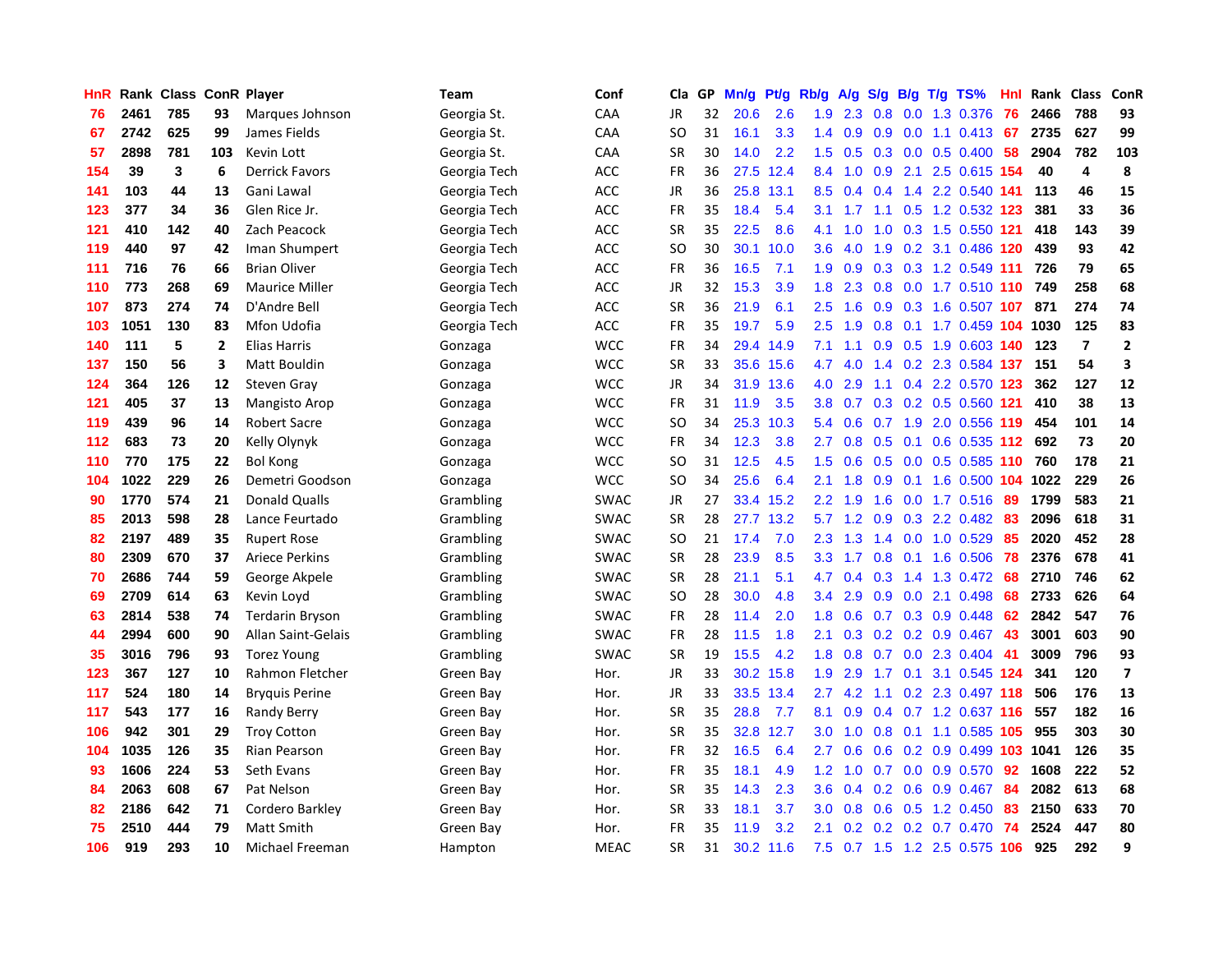| HnR | Rank | Class | ConR | Player | Team | Conf | Cla | GP | Mn/g | Pt/g | Rb/g | A/g | S/g | B/g | T/g | TS% | HnI | Rank | Class | ConR |
|---|---|---|---|---|---|---|---|---|---|---|---|---|---|---|---|---|---|---|---|---|
| 76 | 2461 | 785 | 93 | Marques Johnson | Georgia St. | CAA | JR | 32 | 20.6 | 2.6 | 1.9 | 2.3 | 0.8 | 0.0 | 1.3 | 0.376 | 76 | 2466 | 788 | 93 |
| 67 | 2742 | 625 | 99 | James Fields | Georgia St. | CAA | SO | 31 | 16.1 | 3.3 | 1.4 | 0.9 | 0.9 | 0.0 | 1.1 | 0.413 | 67 | 2735 | 627 | 99 |
| 57 | 2898 | 781 | 103 | Kevin Lott | Georgia St. | CAA | SR | 30 | 14.0 | 2.2 | 1.5 | 0.5 | 0.3 | 0.0 | 0.5 | 0.400 | 58 | 2904 | 782 | 103 |
| 154 | 39 | 3 | 6 | Derrick Favors | Georgia Tech | ACC | FR | 36 | 27.5 | 12.4 | 8.4 | 1.0 | 0.9 | 2.1 | 2.5 | 0.615 | 154 | 40 | 4 | 8 |
| 141 | 103 | 44 | 13 | Gani Lawal | Georgia Tech | ACC | JR | 36 | 25.8 | 13.1 | 8.5 | 0.4 | 0.4 | 1.4 | 2.2 | 0.540 | 141 | 113 | 46 | 15 |
| 123 | 377 | 34 | 36 | Glen Rice Jr. | Georgia Tech | ACC | FR | 35 | 18.4 | 5.4 | 3.1 | 1.7 | 1.1 | 0.5 | 1.2 | 0.532 | 123 | 381 | 33 | 36 |
| 121 | 410 | 142 | 40 | Zach Peacock | Georgia Tech | ACC | SR | 35 | 22.5 | 8.6 | 4.1 | 1.0 | 1.0 | 0.3 | 1.5 | 0.550 | 121 | 418 | 143 | 39 |
| 119 | 440 | 97 | 42 | Iman Shumpert | Georgia Tech | ACC | SO | 30 | 30.1 | 10.0 | 3.6 | 4.0 | 1.9 | 0.2 | 3.1 | 0.486 | 120 | 439 | 93 | 42 |
| 111 | 716 | 76 | 66 | Brian Oliver | Georgia Tech | ACC | FR | 36 | 16.5 | 7.1 | 1.9 | 0.9 | 0.3 | 0.3 | 1.2 | 0.549 | 111 | 726 | 79 | 65 |
| 110 | 773 | 268 | 69 | Maurice Miller | Georgia Tech | ACC | JR | 32 | 15.3 | 3.9 | 1.8 | 2.3 | 0.8 | 0.0 | 1.7 | 0.510 | 110 | 749 | 258 | 68 |
| 107 | 873 | 274 | 74 | D'Andre Bell | Georgia Tech | ACC | SR | 36 | 21.9 | 6.1 | 2.5 | 1.6 | 0.9 | 0.3 | 1.6 | 0.507 | 107 | 871 | 274 | 74 |
| 103 | 1051 | 130 | 83 | Mfon Udofia | Georgia Tech | ACC | FR | 35 | 19.7 | 5.9 | 2.5 | 1.9 | 0.8 | 0.1 | 1.7 | 0.459 | 104 | 1030 | 125 | 83 |
| 140 | 111 | 5 | 2 | Elias Harris | Gonzaga | WCC | FR | 34 | 29.4 | 14.9 | 7.1 | 1.1 | 0.9 | 0.5 | 1.9 | 0.603 | 140 | 123 | 7 | 2 |
| 137 | 150 | 56 | 3 | Matt Bouldin | Gonzaga | WCC | SR | 33 | 35.6 | 15.6 | 4.7 | 4.0 | 1.4 | 0.2 | 2.3 | 0.584 | 137 | 151 | 54 | 3 |
| 124 | 364 | 126 | 12 | Steven Gray | Gonzaga | WCC | JR | 34 | 31.9 | 13.6 | 4.0 | 2.9 | 1.1 | 0.4 | 2.2 | 0.570 | 123 | 362 | 127 | 12 |
| 121 | 405 | 37 | 13 | Mangisto Arop | Gonzaga | WCC | FR | 31 | 11.9 | 3.5 | 3.8 | 0.7 | 0.3 | 0.2 | 0.5 | 0.560 | 121 | 410 | 38 | 13 |
| 119 | 439 | 96 | 14 | Robert Sacre | Gonzaga | WCC | SO | 34 | 25.3 | 10.3 | 5.4 | 0.6 | 0.7 | 1.9 | 2.0 | 0.556 | 119 | 454 | 101 | 14 |
| 112 | 683 | 73 | 20 | Kelly Olynyk | Gonzaga | WCC | FR | 34 | 12.3 | 3.8 | 2.7 | 0.8 | 0.5 | 0.1 | 0.6 | 0.535 | 112 | 692 | 73 | 20 |
| 110 | 770 | 175 | 22 | Bol Kong | Gonzaga | WCC | SO | 31 | 12.5 | 4.5 | 1.5 | 0.6 | 0.5 | 0.0 | 0.5 | 0.585 | 110 | 760 | 178 | 21 |
| 104 | 1022 | 229 | 26 | Demetri Goodson | Gonzaga | WCC | SO | 34 | 25.6 | 6.4 | 2.1 | 1.8 | 0.9 | 0.1 | 1.6 | 0.500 | 104 | 1022 | 229 | 26 |
| 90 | 1770 | 574 | 21 | Donald Qualls | Grambling | SWAC | JR | 27 | 33.4 | 15.2 | 2.2 | 1.9 | 1.6 | 0.0 | 1.7 | 0.516 | 89 | 1799 | 583 | 21 |
| 85 | 2013 | 598 | 28 | Lance Feurtado | Grambling | SWAC | SR | 28 | 27.7 | 13.2 | 5.7 | 1.2 | 0.9 | 0.3 | 2.2 | 0.482 | 83 | 2096 | 618 | 31 |
| 82 | 2197 | 489 | 35 | Rupert Rose | Grambling | SWAC | SO | 21 | 17.4 | 7.0 | 2.3 | 1.3 | 1.4 | 0.0 | 1.0 | 0.529 | 85 | 2020 | 452 | 28 |
| 80 | 2309 | 670 | 37 | Ariece Perkins | Grambling | SWAC | SR | 28 | 23.9 | 8.5 | 3.3 | 1.7 | 0.8 | 0.1 | 1.6 | 0.506 | 78 | 2376 | 678 | 41 |
| 70 | 2686 | 744 | 59 | George Akpele | Grambling | SWAC | SR | 28 | 21.1 | 5.1 | 4.7 | 0.4 | 0.3 | 1.4 | 1.3 | 0.472 | 68 | 2710 | 746 | 62 |
| 69 | 2709 | 614 | 63 | Kevin Loyd | Grambling | SWAC | SO | 28 | 30.0 | 4.8 | 3.4 | 2.9 | 0.9 | 0.0 | 2.1 | 0.498 | 68 | 2733 | 626 | 64 |
| 63 | 2814 | 538 | 74 | Terdarin Bryson | Grambling | SWAC | FR | 28 | 11.4 | 2.0 | 1.8 | 0.6 | 0.7 | 0.3 | 0.9 | 0.448 | 62 | 2842 | 547 | 76 |
| 44 | 2994 | 600 | 90 | Allan Saint-Gelais | Grambling | SWAC | FR | 28 | 11.5 | 1.8 | 2.1 | 0.3 | 0.2 | 0.2 | 0.9 | 0.467 | 43 | 3001 | 603 | 90 |
| 35 | 3016 | 796 | 93 | Torez Young | Grambling | SWAC | SR | 19 | 15.5 | 4.2 | 1.8 | 0.8 | 0.7 | 0.0 | 2.3 | 0.404 | 41 | 3009 | 796 | 93 |
| 123 | 367 | 127 | 10 | Rahmon Fletcher | Green Bay | Hor. | JR | 33 | 30.2 | 15.8 | 1.9 | 2.9 | 1.7 | 0.1 | 3.1 | 0.545 | 124 | 341 | 120 | 7 |
| 117 | 524 | 180 | 14 | Bryquis Perine | Green Bay | Hor. | JR | 33 | 33.5 | 13.4 | 2.7 | 4.2 | 1.1 | 0.2 | 2.3 | 0.497 | 118 | 506 | 176 | 13 |
| 117 | 543 | 177 | 16 | Randy Berry | Green Bay | Hor. | SR | 35 | 28.8 | 7.7 | 8.1 | 0.9 | 0.4 | 0.7 | 1.2 | 0.637 | 116 | 557 | 182 | 16 |
| 106 | 942 | 301 | 29 | Troy Cotton | Green Bay | Hor. | SR | 35 | 32.8 | 12.7 | 3.0 | 1.0 | 0.8 | 0.1 | 1.1 | 0.585 | 105 | 955 | 303 | 30 |
| 104 | 1035 | 126 | 35 | Rian Pearson | Green Bay | Hor. | FR | 32 | 16.5 | 6.4 | 2.7 | 0.6 | 0.6 | 0.2 | 0.9 | 0.499 | 103 | 1041 | 126 | 35 |
| 93 | 1606 | 224 | 53 | Seth Evans | Green Bay | Hor. | FR | 35 | 18.1 | 4.9 | 1.2 | 1.0 | 0.7 | 0.0 | 0.9 | 0.570 | 92 | 1608 | 222 | 52 |
| 84 | 2063 | 608 | 67 | Pat Nelson | Green Bay | Hor. | SR | 35 | 14.3 | 2.3 | 3.6 | 0.4 | 0.2 | 0.6 | 0.9 | 0.467 | 84 | 2082 | 613 | 68 |
| 82 | 2186 | 642 | 71 | Cordero Barkley | Green Bay | Hor. | SR | 33 | 18.1 | 3.7 | 3.0 | 0.8 | 0.6 | 0.5 | 1.2 | 0.450 | 83 | 2150 | 633 | 70 |
| 75 | 2510 | 444 | 79 | Matt Smith | Green Bay | Hor. | FR | 35 | 11.9 | 3.2 | 2.1 | 0.2 | 0.2 | 0.2 | 0.7 | 0.470 | 74 | 2524 | 447 | 80 |
| 106 | 919 | 293 | 10 | Michael Freeman | Hampton | MEAC | SR | 31 | 30.2 | 11.6 | 7.5 | 0.7 | 1.5 | 1.2 | 2.5 | 0.575 | 106 | 925 | 292 | 9 |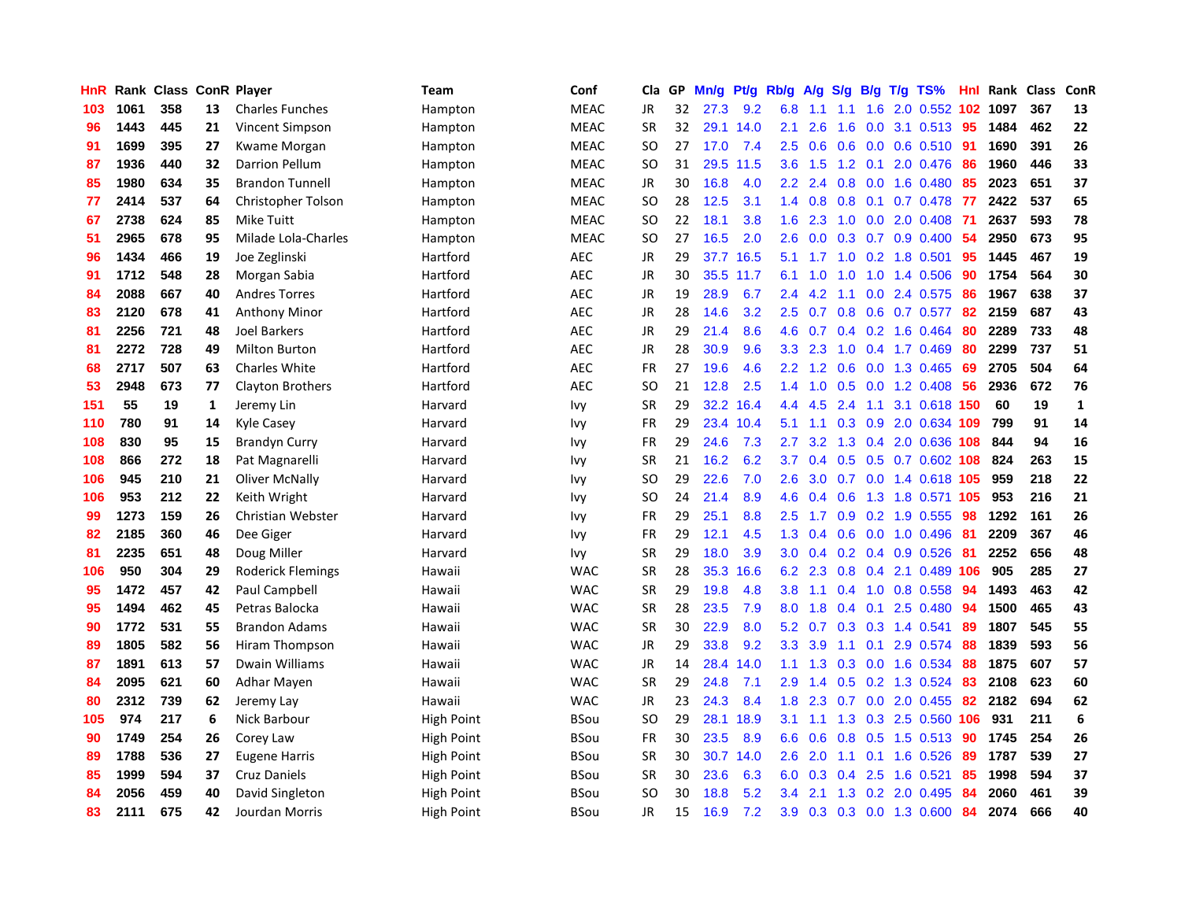| HnR | Rank | Class | ConR | Player | Team | Conf | Cla | GP | Mn/g | Pt/g | Rb/g | A/g | S/g | B/g | T/g | TS% | HnI | Rank | Class | ConR |
|---|---|---|---|---|---|---|---|---|---|---|---|---|---|---|---|---|---|---|---|---|
| 103 | 1061 | 358 | 13 | Charles Funches | Hampton | MEAC | JR | 32 | 27.3 | 9.2 | 6.8 | 1.1 | 1.1 | 1.6 | 2.0 | 0.552 | 102 | 1097 | 367 | 13 |
| 96 | 1443 | 445 | 21 | Vincent Simpson | Hampton | MEAC | SR | 32 | 29.1 | 14.0 | 2.1 | 2.6 | 1.6 | 0.0 | 3.1 | 0.513 | 95 | 1484 | 462 | 22 |
| 91 | 1699 | 395 | 27 | Kwame Morgan | Hampton | MEAC | SO | 27 | 17.0 | 7.4 | 2.5 | 0.6 | 0.6 | 0.0 | 0.6 | 0.510 | 91 | 1690 | 391 | 26 |
| 87 | 1936 | 440 | 32 | Darrion Pellum | Hampton | MEAC | SO | 31 | 29.5 | 11.5 | 3.6 | 1.5 | 1.2 | 0.1 | 2.0 | 0.476 | 86 | 1960 | 446 | 33 |
| 85 | 1980 | 634 | 35 | Brandon Tunnell | Hampton | MEAC | JR | 30 | 16.8 | 4.0 | 2.2 | 2.4 | 0.8 | 0.0 | 1.6 | 0.480 | 85 | 2023 | 651 | 37 |
| 77 | 2414 | 537 | 64 | Christopher Tolson | Hampton | MEAC | SO | 28 | 12.5 | 3.1 | 1.4 | 0.8 | 0.8 | 0.1 | 0.7 | 0.478 | 77 | 2422 | 537 | 65 |
| 67 | 2738 | 624 | 85 | Mike Tuitt | Hampton | MEAC | SO | 22 | 18.1 | 3.8 | 1.6 | 2.3 | 1.0 | 0.0 | 2.0 | 0.408 | 71 | 2637 | 593 | 78 |
| 51 | 2965 | 678 | 95 | Milade Lola-Charles | Hampton | MEAC | SO | 27 | 16.5 | 2.0 | 2.6 | 0.0 | 0.3 | 0.7 | 0.9 | 0.400 | 54 | 2950 | 673 | 95 |
| 96 | 1434 | 466 | 19 | Joe Zeglinski | Hartford | AEC | JR | 29 | 37.7 | 16.5 | 5.1 | 1.7 | 1.0 | 0.2 | 1.8 | 0.501 | 95 | 1445 | 467 | 19 |
| 91 | 1712 | 548 | 28 | Morgan Sabia | Hartford | AEC | JR | 30 | 35.5 | 11.7 | 6.1 | 1.0 | 1.0 | 1.0 | 1.4 | 0.506 | 90 | 1754 | 564 | 30 |
| 84 | 2088 | 667 | 40 | Andres Torres | Hartford | AEC | JR | 19 | 28.9 | 6.7 | 2.4 | 4.2 | 1.1 | 0.0 | 2.4 | 0.575 | 86 | 1967 | 638 | 37 |
| 83 | 2120 | 678 | 41 | Anthony Minor | Hartford | AEC | JR | 28 | 14.6 | 3.2 | 2.5 | 0.7 | 0.8 | 0.6 | 0.7 | 0.577 | 82 | 2159 | 687 | 43 |
| 81 | 2256 | 721 | 48 | Joel Barkers | Hartford | AEC | JR | 29 | 21.4 | 8.6 | 4.6 | 0.7 | 0.4 | 0.2 | 1.6 | 0.464 | 80 | 2289 | 733 | 48 |
| 81 | 2272 | 728 | 49 | Milton Burton | Hartford | AEC | JR | 28 | 30.9 | 9.6 | 3.3 | 2.3 | 1.0 | 0.4 | 1.7 | 0.469 | 80 | 2299 | 737 | 51 |
| 68 | 2717 | 507 | 63 | Charles White | Hartford | AEC | FR | 27 | 19.6 | 4.6 | 2.2 | 1.2 | 0.6 | 0.0 | 1.3 | 0.465 | 69 | 2705 | 504 | 64 |
| 53 | 2948 | 673 | 77 | Clayton Brothers | Hartford | AEC | SO | 21 | 12.8 | 2.5 | 1.4 | 1.0 | 0.5 | 0.0 | 1.2 | 0.408 | 56 | 2936 | 672 | 76 |
| 151 | 55 | 19 | 1 | Jeremy Lin | Harvard | Ivy | SR | 29 | 32.2 | 16.4 | 4.4 | 4.5 | 2.4 | 1.1 | 3.1 | 0.618 | 150 | 60 | 19 | 1 |
| 110 | 780 | 91 | 14 | Kyle Casey | Harvard | Ivy | FR | 29 | 23.4 | 10.4 | 5.1 | 1.1 | 0.3 | 0.9 | 2.0 | 0.634 | 109 | 799 | 91 | 14 |
| 108 | 830 | 95 | 15 | Brandyn Curry | Harvard | Ivy | FR | 29 | 24.6 | 7.3 | 2.7 | 3.2 | 1.3 | 0.4 | 2.0 | 0.636 | 108 | 844 | 94 | 16 |
| 108 | 866 | 272 | 18 | Pat Magnarelli | Harvard | Ivy | SR | 21 | 16.2 | 6.2 | 3.7 | 0.4 | 0.5 | 0.5 | 0.7 | 0.602 | 108 | 824 | 263 | 15 |
| 106 | 945 | 210 | 21 | Oliver McNally | Harvard | Ivy | SO | 29 | 22.6 | 7.0 | 2.6 | 3.0 | 0.7 | 0.0 | 1.4 | 0.618 | 105 | 959 | 218 | 22 |
| 106 | 953 | 212 | 22 | Keith Wright | Harvard | Ivy | SO | 24 | 21.4 | 8.9 | 4.6 | 0.4 | 0.6 | 1.3 | 1.8 | 0.571 | 105 | 953 | 216 | 21 |
| 99 | 1273 | 159 | 26 | Christian Webster | Harvard | Ivy | FR | 29 | 25.1 | 8.8 | 2.5 | 1.7 | 0.9 | 0.2 | 1.9 | 0.555 | 98 | 1292 | 161 | 26 |
| 82 | 2185 | 360 | 46 | Dee Giger | Harvard | Ivy | FR | 29 | 12.1 | 4.5 | 1.3 | 0.4 | 0.6 | 0.0 | 1.0 | 0.496 | 81 | 2209 | 367 | 46 |
| 81 | 2235 | 651 | 48 | Doug Miller | Harvard | Ivy | SR | 29 | 18.0 | 3.9 | 3.0 | 0.4 | 0.2 | 0.4 | 0.9 | 0.526 | 81 | 2252 | 656 | 48 |
| 106 | 950 | 304 | 29 | Roderick Flemings | Hawaii | WAC | SR | 28 | 35.3 | 16.6 | 6.2 | 2.3 | 0.8 | 0.4 | 2.1 | 0.489 | 106 | 905 | 285 | 27 |
| 95 | 1472 | 457 | 42 | Paul Campbell | Hawaii | WAC | SR | 29 | 19.8 | 4.8 | 3.8 | 1.1 | 0.4 | 1.0 | 0.8 | 0.558 | 94 | 1493 | 463 | 42 |
| 95 | 1494 | 462 | 45 | Petras Balocka | Hawaii | WAC | SR | 28 | 23.5 | 7.9 | 8.0 | 1.8 | 0.4 | 0.1 | 2.5 | 0.480 | 94 | 1500 | 465 | 43 |
| 90 | 1772 | 531 | 55 | Brandon Adams | Hawaii | WAC | SR | 30 | 22.9 | 8.0 | 5.2 | 0.7 | 0.3 | 0.3 | 1.4 | 0.541 | 89 | 1807 | 545 | 55 |
| 89 | 1805 | 582 | 56 | Hiram Thompson | Hawaii | WAC | JR | 29 | 33.8 | 9.2 | 3.3 | 3.9 | 1.1 | 0.1 | 2.9 | 0.574 | 88 | 1839 | 593 | 56 |
| 87 | 1891 | 613 | 57 | Dwain Williams | Hawaii | WAC | JR | 14 | 28.4 | 14.0 | 1.1 | 1.3 | 0.3 | 0.0 | 1.6 | 0.534 | 88 | 1875 | 607 | 57 |
| 84 | 2095 | 621 | 60 | Adhar Mayen | Hawaii | WAC | SR | 29 | 24.8 | 7.1 | 2.9 | 1.4 | 0.5 | 0.2 | 1.3 | 0.524 | 83 | 2108 | 623 | 60 |
| 80 | 2312 | 739 | 62 | Jeremy Lay | Hawaii | WAC | JR | 23 | 24.3 | 8.4 | 1.8 | 2.3 | 0.7 | 0.0 | 2.0 | 0.455 | 82 | 2182 | 694 | 62 |
| 105 | 974 | 217 | 6 | Nick Barbour | High Point | BSou | SO | 29 | 28.1 | 18.9 | 3.1 | 1.1 | 1.3 | 0.3 | 2.5 | 0.560 | 106 | 931 | 211 | 6 |
| 90 | 1749 | 254 | 26 | Corey Law | High Point | BSou | FR | 30 | 23.5 | 8.9 | 6.6 | 0.6 | 0.8 | 0.5 | 1.5 | 0.513 | 90 | 1745 | 254 | 26 |
| 89 | 1788 | 536 | 27 | Eugene Harris | High Point | BSou | SR | 30 | 30.7 | 14.0 | 2.6 | 2.0 | 1.1 | 0.1 | 1.6 | 0.526 | 89 | 1787 | 539 | 27 |
| 85 | 1999 | 594 | 37 | Cruz Daniels | High Point | BSou | SR | 30 | 23.6 | 6.3 | 6.0 | 0.3 | 0.4 | 2.5 | 1.6 | 0.521 | 85 | 1998 | 594 | 37 |
| 84 | 2056 | 459 | 40 | David Singleton | High Point | BSou | SO | 30 | 18.8 | 5.2 | 3.4 | 2.1 | 1.3 | 0.2 | 2.0 | 0.495 | 84 | 2060 | 461 | 39 |
| 83 | 2111 | 675 | 42 | Jourdan Morris | High Point | BSou | JR | 15 | 16.9 | 7.2 | 3.9 | 0.3 | 0.3 | 0.0 | 1.3 | 0.600 | 84 | 2074 | 666 | 40 |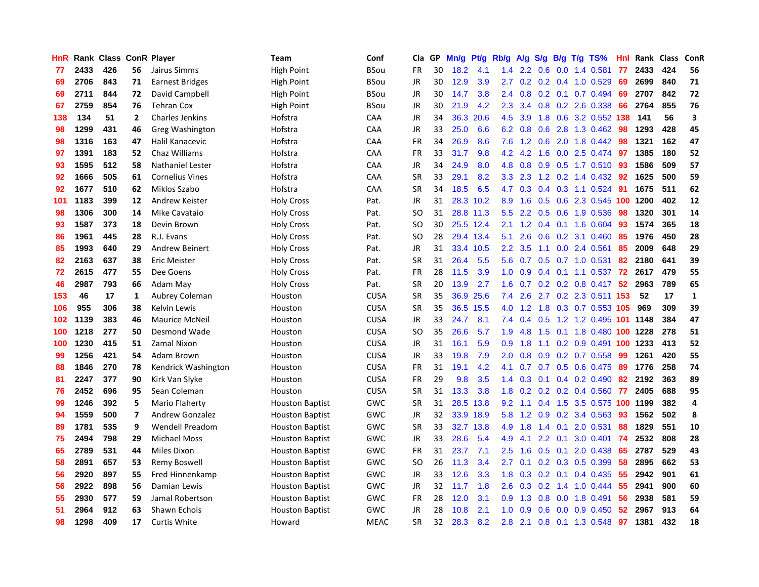| HnR | Rank | Class | ConR | Player | Team | Conf | Cla | GP | Mn/g | Pt/g | Rb/g | A/g | S/g | B/g | T/g | TS% | Hnl | Rank | Class | ConR |
|---|---|---|---|---|---|---|---|---|---|---|---|---|---|---|---|---|---|---|---|---|
| 77 | 2433 | 426 | 56 | Jairus Simms | High Point | BSou | FR | 30 | 18.2 | 4.1 | 1.4 | 2.2 | 0.6 | 0.0 | 1.4 | 0.581 | 77 | 2433 | 424 | 56 |
| 69 | 2706 | 843 | 71 | Earnest Bridges | High Point | BSou | JR | 30 | 12.9 | 3.9 | 2.7 | 0.2 | 0.2 | 0.4 | 1.0 | 0.529 | 69 | 2699 | 840 | 71 |
| 69 | 2711 | 844 | 72 | David Campbell | High Point | BSou | JR | 30 | 14.7 | 3.8 | 2.4 | 0.8 | 0.2 | 0.1 | 0.7 | 0.494 | 69 | 2707 | 842 | 72 |
| 67 | 2759 | 854 | 76 | Tehran Cox | High Point | BSou | JR | 30 | 21.9 | 4.2 | 2.3 | 3.4 | 0.8 | 0.2 | 2.6 | 0.338 | 66 | 2764 | 855 | 76 |
| 138 | 134 | 51 | 2 | Charles Jenkins | Hofstra | CAA | JR | 34 | 36.3 | 20.6 | 4.5 | 3.9 | 1.8 | 0.6 | 3.2 | 0.552 | 138 | 141 | 56 | 3 |
| 98 | 1299 | 431 | 46 | Greg Washington | Hofstra | CAA | JR | 33 | 25.0 | 6.6 | 6.2 | 0.8 | 0.6 | 2.8 | 1.3 | 0.462 | 98 | 1293 | 428 | 45 |
| 98 | 1316 | 163 | 47 | Halil Kanacevic | Hofstra | CAA | FR | 34 | 26.9 | 8.6 | 7.6 | 1.2 | 0.6 | 2.0 | 1.8 | 0.442 | 98 | 1321 | 162 | 47 |
| 97 | 1391 | 183 | 52 | Chaz Williams | Hofstra | CAA | FR | 33 | 31.7 | 9.8 | 4.2 | 4.2 | 1.6 | 0.0 | 2.5 | 0.474 | 97 | 1385 | 180 | 52 |
| 93 | 1595 | 512 | 58 | Nathaniel Lester | Hofstra | CAA | JR | 34 | 24.9 | 8.0 | 4.8 | 0.8 | 0.9 | 0.5 | 1.7 | 0.510 | 93 | 1586 | 509 | 57 |
| 92 | 1666 | 505 | 61 | Cornelius Vines | Hofstra | CAA | SR | 33 | 29.1 | 8.2 | 3.3 | 2.3 | 1.2 | 0.2 | 1.4 | 0.432 | 92 | 1625 | 500 | 59 |
| 92 | 1677 | 510 | 62 | Miklos Szabo | Hofstra | CAA | SR | 34 | 18.5 | 6.5 | 4.7 | 0.3 | 0.4 | 0.3 | 1.1 | 0.524 | 91 | 1675 | 511 | 62 |
| 101 | 1183 | 399 | 12 | Andrew Keister | Holy Cross | Pat. | JR | 31 | 28.3 | 10.2 | 8.9 | 1.6 | 0.5 | 0.6 | 2.3 | 0.545 | 100 | 1200 | 402 | 12 |
| 98 | 1306 | 300 | 14 | Mike Cavataio | Holy Cross | Pat. | SO | 31 | 28.8 | 11.3 | 5.5 | 2.2 | 0.5 | 0.6 | 1.9 | 0.536 | 98 | 1320 | 301 | 14 |
| 93 | 1587 | 373 | 18 | Devin Brown | Holy Cross | Pat. | SO | 30 | 25.5 | 12.4 | 2.1 | 1.2 | 0.4 | 0.1 | 1.6 | 0.604 | 93 | 1574 | 365 | 18 |
| 86 | 1961 | 445 | 28 | R.J. Evans | Holy Cross | Pat. | SO | 28 | 29.4 | 13.4 | 5.1 | 2.6 | 0.6 | 0.2 | 3.1 | 0.460 | 85 | 1976 | 450 | 28 |
| 85 | 1993 | 640 | 29 | Andrew Beinert | Holy Cross | Pat. | JR | 31 | 33.4 | 10.5 | 2.2 | 3.5 | 1.1 | 0.0 | 2.4 | 0.561 | 85 | 2009 | 648 | 29 |
| 82 | 2163 | 637 | 38 | Eric Meister | Holy Cross | Pat. | SR | 31 | 26.4 | 5.5 | 5.6 | 0.7 | 0.5 | 0.7 | 1.0 | 0.531 | 82 | 2180 | 641 | 39 |
| 72 | 2615 | 477 | 55 | Dee Goens | Holy Cross | Pat. | FR | 28 | 11.5 | 3.9 | 1.0 | 0.9 | 0.4 | 0.1 | 1.1 | 0.537 | 72 | 2617 | 479 | 55 |
| 46 | 2987 | 793 | 66 | Adam May | Holy Cross | Pat. | SR | 20 | 13.9 | 2.7 | 1.6 | 0.7 | 0.2 | 0.2 | 0.8 | 0.417 | 52 | 2963 | 789 | 65 |
| 153 | 46 | 17 | 1 | Aubrey Coleman | Houston | CUSA | SR | 35 | 36.9 | 25.6 | 7.4 | 2.6 | 2.7 | 0.2 | 2.3 | 0.511 | 153 | 52 | 17 | 1 |
| 106 | 955 | 306 | 38 | Kelvin Lewis | Houston | CUSA | SR | 35 | 36.5 | 15.5 | 4.0 | 1.2 | 1.8 | 0.3 | 0.7 | 0.553 | 105 | 969 | 309 | 39 |
| 102 | 1139 | 383 | 46 | Maurice McNeil | Houston | CUSA | JR | 33 | 24.7 | 8.1 | 7.4 | 0.4 | 0.5 | 1.2 | 1.2 | 0.495 | 101 | 1148 | 384 | 47 |
| 100 | 1218 | 277 | 50 | Desmond Wade | Houston | CUSA | SO | 35 | 26.6 | 5.7 | 1.9 | 4.8 | 1.5 | 0.1 | 1.8 | 0.480 | 100 | 1228 | 278 | 51 |
| 100 | 1230 | 415 | 51 | Zamal Nixon | Houston | CUSA | JR | 31 | 16.1 | 5.9 | 0.9 | 1.8 | 1.1 | 0.2 | 0.9 | 0.491 | 100 | 1233 | 413 | 52 |
| 99 | 1256 | 421 | 54 | Adam Brown | Houston | CUSA | JR | 33 | 19.8 | 7.9 | 2.0 | 0.8 | 0.9 | 0.2 | 0.7 | 0.558 | 99 | 1261 | 420 | 55 |
| 88 | 1846 | 270 | 78 | Kendrick Washington | Houston | CUSA | FR | 31 | 19.1 | 4.2 | 4.1 | 0.7 | 0.7 | 0.5 | 0.6 | 0.475 | 89 | 1776 | 258 | 74 |
| 81 | 2247 | 377 | 90 | Kirk Van Slyke | Houston | CUSA | FR | 29 | 9.8 | 3.5 | 1.4 | 0.3 | 0.1 | 0.4 | 0.2 | 0.490 | 82 | 2192 | 363 | 89 |
| 76 | 2452 | 696 | 95 | Sean Coleman | Houston | CUSA | SR | 31 | 13.3 | 3.8 | 1.8 | 0.2 | 0.2 | 0.2 | 0.4 | 0.560 | 77 | 2405 | 688 | 95 |
| 99 | 1246 | 392 | 5 | Mario Flaherty | Houston Baptist | GWC | SR | 31 | 28.5 | 13.8 | 9.2 | 1.1 | 0.4 | 1.5 | 3.5 | 0.575 | 100 | 1199 | 382 | 4 |
| 94 | 1559 | 500 | 7 | Andrew Gonzalez | Houston Baptist | GWC | JR | 32 | 33.9 | 18.9 | 5.8 | 1.2 | 0.9 | 0.2 | 3.4 | 0.563 | 93 | 1562 | 502 | 8 |
| 89 | 1781 | 535 | 9 | Wendell Preadom | Houston Baptist | GWC | SR | 33 | 32.7 | 13.8 | 4.9 | 1.8 | 1.4 | 0.1 | 2.0 | 0.531 | 88 | 1829 | 551 | 10 |
| 75 | 2494 | 798 | 29 | Michael Moss | Houston Baptist | GWC | JR | 33 | 28.6 | 5.4 | 4.9 | 4.1 | 2.2 | 0.1 | 3.0 | 0.401 | 74 | 2532 | 808 | 28 |
| 65 | 2789 | 531 | 44 | Miles Dixon | Houston Baptist | GWC | FR | 31 | 23.7 | 7.1 | 2.5 | 1.6 | 0.5 | 0.1 | 2.0 | 0.438 | 65 | 2787 | 529 | 43 |
| 58 | 2891 | 657 | 53 | Remy Boswell | Houston Baptist | GWC | SO | 26 | 11.3 | 3.4 | 2.7 | 0.1 | 0.2 | 0.3 | 0.5 | 0.399 | 58 | 2895 | 662 | 53 |
| 56 | 2920 | 897 | 55 | Fred Hinnenkamp | Houston Baptist | GWC | JR | 33 | 12.6 | 3.3 | 1.8 | 0.3 | 0.2 | 0.1 | 0.4 | 0.435 | 55 | 2942 | 901 | 61 |
| 56 | 2922 | 898 | 56 | Damian Lewis | Houston Baptist | GWC | JR | 32 | 11.7 | 1.8 | 2.6 | 0.3 | 0.2 | 1.4 | 1.0 | 0.444 | 55 | 2941 | 900 | 60 |
| 55 | 2930 | 577 | 59 | Jamal Robertson | Houston Baptist | GWC | FR | 28 | 12.0 | 3.1 | 0.9 | 1.3 | 0.8 | 0.0 | 1.8 | 0.491 | 56 | 2938 | 581 | 59 |
| 51 | 2964 | 912 | 63 | Shawn Echols | Houston Baptist | GWC | JR | 28 | 10.8 | 2.1 | 1.0 | 0.9 | 0.6 | 0.0 | 0.9 | 0.450 | 52 | 2967 | 913 | 64 |
| 98 | 1298 | 409 | 17 | Curtis White | Howard | MEAC | SR | 32 | 28.3 | 8.2 | 2.8 | 2.1 | 0.8 | 0.1 | 1.3 | 0.548 | 97 | 1381 | 432 | 18 |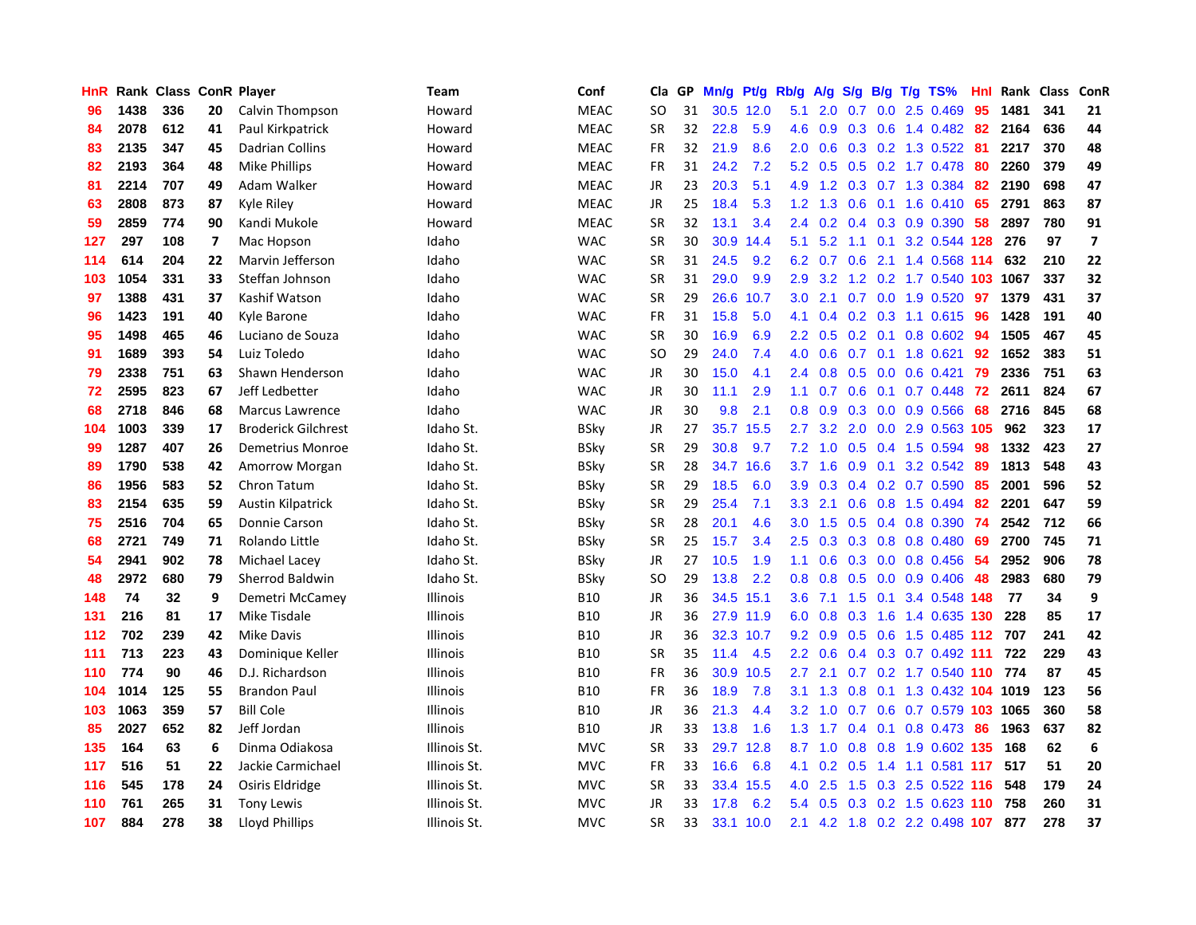| HnR | Rank | Class | ConR | Player | Team | Conf | Cla | GP | Mn/g | Pt/g | Rb/g | A/g | S/g | B/g | T/g | TS% | HnI | Rank | Class | ConR |
|---|---|---|---|---|---|---|---|---|---|---|---|---|---|---|---|---|---|---|---|---|
| 96 | 1438 | 336 | 20 | Calvin Thompson | Howard | MEAC | SO | 31 | 30.5 | 12.0 | 5.1 | 2.0 | 0.7 | 0.0 | 2.5 | 0.469 | 95 | 1481 | 341 | 21 |
| 84 | 2078 | 612 | 41 | Paul Kirkpatrick | Howard | MEAC | SR | 32 | 22.8 | 5.9 | 4.6 | 0.9 | 0.3 | 0.6 | 1.4 | 0.482 | 82 | 2164 | 636 | 44 |
| 83 | 2135 | 347 | 45 | Dadrian Collins | Howard | MEAC | FR | 32 | 21.9 | 8.6 | 2.0 | 0.6 | 0.3 | 0.2 | 1.3 | 0.522 | 81 | 2217 | 370 | 48 |
| 82 | 2193 | 364 | 48 | Mike Phillips | Howard | MEAC | FR | 31 | 24.2 | 7.2 | 5.2 | 0.5 | 0.5 | 0.2 | 1.7 | 0.478 | 80 | 2260 | 379 | 49 |
| 81 | 2214 | 707 | 49 | Adam Walker | Howard | MEAC | JR | 23 | 20.3 | 5.1 | 4.9 | 1.2 | 0.3 | 0.7 | 1.3 | 0.384 | 82 | 2190 | 698 | 47 |
| 63 | 2808 | 873 | 87 | Kyle Riley | Howard | MEAC | JR | 25 | 18.4 | 5.3 | 1.2 | 1.3 | 0.6 | 0.1 | 1.6 | 0.410 | 65 | 2791 | 863 | 87 |
| 59 | 2859 | 774 | 90 | Kandi Mukole | Howard | MEAC | SR | 32 | 13.1 | 3.4 | 2.4 | 0.2 | 0.4 | 0.3 | 0.9 | 0.390 | 58 | 2897 | 780 | 91 |
| 127 | 297 | 108 | 7 | Mac Hopson | Idaho | WAC | SR | 30 | 30.9 | 14.4 | 5.1 | 5.2 | 1.1 | 0.1 | 3.2 | 0.544 | 128 | 276 | 97 | 7 |
| 114 | 614 | 204 | 22 | Marvin Jefferson | Idaho | WAC | SR | 31 | 24.5 | 9.2 | 6.2 | 0.7 | 0.6 | 2.1 | 1.4 | 0.568 | 114 | 632 | 210 | 22 |
| 103 | 1054 | 331 | 33 | Steffan Johnson | Idaho | WAC | SR | 31 | 29.0 | 9.9 | 2.9 | 3.2 | 1.2 | 0.2 | 1.7 | 0.540 | 103 | 1067 | 337 | 32 |
| 97 | 1388 | 431 | 37 | Kashif Watson | Idaho | WAC | SR | 29 | 26.6 | 10.7 | 3.0 | 2.1 | 0.7 | 0.0 | 1.9 | 0.520 | 97 | 1379 | 431 | 37 |
| 96 | 1423 | 191 | 40 | Kyle Barone | Idaho | WAC | FR | 31 | 15.8 | 5.0 | 4.1 | 0.4 | 0.2 | 0.3 | 1.1 | 0.615 | 96 | 1428 | 191 | 40 |
| 95 | 1498 | 465 | 46 | Luciano de Souza | Idaho | WAC | SR | 30 | 16.9 | 6.9 | 2.2 | 0.5 | 0.2 | 0.1 | 0.8 | 0.602 | 94 | 1505 | 467 | 45 |
| 91 | 1689 | 393 | 54 | Luiz Toledo | Idaho | WAC | SO | 29 | 24.0 | 7.4 | 4.0 | 0.6 | 0.7 | 0.1 | 1.8 | 0.621 | 92 | 1652 | 383 | 51 |
| 79 | 2338 | 751 | 63 | Shawn Henderson | Idaho | WAC | JR | 30 | 15.0 | 4.1 | 2.4 | 0.8 | 0.5 | 0.0 | 0.6 | 0.421 | 79 | 2336 | 751 | 63 |
| 72 | 2595 | 823 | 67 | Jeff Ledbetter | Idaho | WAC | JR | 30 | 11.1 | 2.9 | 1.1 | 0.7 | 0.6 | 0.1 | 0.7 | 0.448 | 72 | 2611 | 824 | 67 |
| 68 | 2718 | 846 | 68 | Marcus Lawrence | Idaho | WAC | JR | 30 | 9.8 | 2.1 | 0.8 | 0.9 | 0.3 | 0.0 | 0.9 | 0.566 | 68 | 2716 | 845 | 68 |
| 104 | 1003 | 339 | 17 | Broderick Gilchrest | Idaho St. | BSky | JR | 27 | 35.7 | 15.5 | 2.7 | 3.2 | 2.0 | 0.0 | 2.9 | 0.563 | 105 | 962 | 323 | 17 |
| 99 | 1287 | 407 | 26 | Demetrius Monroe | Idaho St. | BSky | SR | 29 | 30.8 | 9.7 | 7.2 | 1.0 | 0.5 | 0.4 | 1.5 | 0.594 | 98 | 1332 | 423 | 27 |
| 89 | 1790 | 538 | 42 | Amorrow Morgan | Idaho St. | BSky | SR | 28 | 34.7 | 16.6 | 3.7 | 1.6 | 0.9 | 0.1 | 3.2 | 0.542 | 89 | 1813 | 548 | 43 |
| 86 | 1956 | 583 | 52 | Chron Tatum | Idaho St. | BSky | SR | 29 | 18.5 | 6.0 | 3.9 | 0.3 | 0.4 | 0.2 | 0.7 | 0.590 | 85 | 2001 | 596 | 52 |
| 83 | 2154 | 635 | 59 | Austin Kilpatrick | Idaho St. | BSky | SR | 29 | 25.4 | 7.1 | 3.3 | 2.1 | 0.6 | 0.8 | 1.5 | 0.494 | 82 | 2201 | 647 | 59 |
| 75 | 2516 | 704 | 65 | Donnie Carson | Idaho St. | BSky | SR | 28 | 20.1 | 4.6 | 3.0 | 1.5 | 0.5 | 0.4 | 0.8 | 0.390 | 74 | 2542 | 712 | 66 |
| 68 | 2721 | 749 | 71 | Rolando Little | Idaho St. | BSky | SR | 25 | 15.7 | 3.4 | 2.5 | 0.3 | 0.3 | 0.8 | 0.8 | 0.480 | 69 | 2700 | 745 | 71 |
| 54 | 2941 | 902 | 78 | Michael Lacey | Idaho St. | BSky | JR | 27 | 10.5 | 1.9 | 1.1 | 0.6 | 0.3 | 0.0 | 0.8 | 0.456 | 54 | 2952 | 906 | 78 |
| 48 | 2972 | 680 | 79 | Sherrod Baldwin | Idaho St. | BSky | SO | 29 | 13.8 | 2.2 | 0.8 | 0.8 | 0.5 | 0.0 | 0.9 | 0.406 | 48 | 2983 | 680 | 79 |
| 148 | 74 | 32 | 9 | Demetri McCamey | Illinois | B10 | JR | 36 | 34.5 | 15.1 | 3.6 | 7.1 | 1.5 | 0.1 | 3.4 | 0.548 | 148 | 77 | 34 | 9 |
| 131 | 216 | 81 | 17 | Mike Tisdale | Illinois | B10 | JR | 36 | 27.9 | 11.9 | 6.0 | 0.8 | 0.3 | 1.6 | 1.4 | 0.635 | 130 | 228 | 85 | 17 |
| 112 | 702 | 239 | 42 | Mike Davis | Illinois | B10 | JR | 36 | 32.3 | 10.7 | 9.2 | 0.9 | 0.5 | 0.6 | 1.5 | 0.485 | 112 | 707 | 241 | 42 |
| 111 | 713 | 223 | 43 | Dominique Keller | Illinois | B10 | SR | 35 | 11.4 | 4.5 | 2.2 | 0.6 | 0.4 | 0.3 | 0.7 | 0.492 | 111 | 722 | 229 | 43 |
| 110 | 774 | 90 | 46 | D.J. Richardson | Illinois | B10 | FR | 36 | 30.9 | 10.5 | 2.7 | 2.1 | 0.7 | 0.2 | 1.7 | 0.540 | 110 | 774 | 87 | 45 |
| 104 | 1014 | 125 | 55 | Brandon Paul | Illinois | B10 | FR | 36 | 18.9 | 7.8 | 3.1 | 1.3 | 0.8 | 0.1 | 1.3 | 0.432 | 104 | 1019 | 123 | 56 |
| 103 | 1063 | 359 | 57 | Bill Cole | Illinois | B10 | JR | 36 | 21.3 | 4.4 | 3.2 | 1.0 | 0.7 | 0.6 | 0.7 | 0.579 | 103 | 1065 | 360 | 58 |
| 85 | 2027 | 652 | 82 | Jeff Jordan | Illinois | B10 | JR | 33 | 13.8 | 1.6 | 1.3 | 1.7 | 0.4 | 0.1 | 0.8 | 0.473 | 86 | 1963 | 637 | 82 |
| 135 | 164 | 63 | 6 | Dinma Odiakosa | Illinois St. | MVC | SR | 33 | 29.7 | 12.8 | 8.7 | 1.0 | 0.8 | 0.8 | 1.9 | 0.602 | 135 | 168 | 62 | 6 |
| 117 | 516 | 51 | 22 | Jackie Carmichael | Illinois St. | MVC | FR | 33 | 16.6 | 6.8 | 4.1 | 0.2 | 0.5 | 1.4 | 1.1 | 0.581 | 117 | 517 | 51 | 20 |
| 116 | 545 | 178 | 24 | Osiris Eldridge | Illinois St. | MVC | SR | 33 | 33.4 | 15.5 | 4.0 | 2.5 | 1.5 | 0.3 | 2.5 | 0.522 | 116 | 548 | 179 | 24 |
| 110 | 761 | 265 | 31 | Tony Lewis | Illinois St. | MVC | JR | 33 | 17.8 | 6.2 | 5.4 | 0.5 | 0.3 | 0.2 | 1.5 | 0.623 | 110 | 758 | 260 | 31 |
| 107 | 884 | 278 | 38 | Lloyd Phillips | Illinois St. | MVC | SR | 33 | 33.1 | 10.0 | 2.1 | 4.2 | 1.8 | 0.2 | 2.2 | 0.498 | 107 | 877 | 278 | 37 |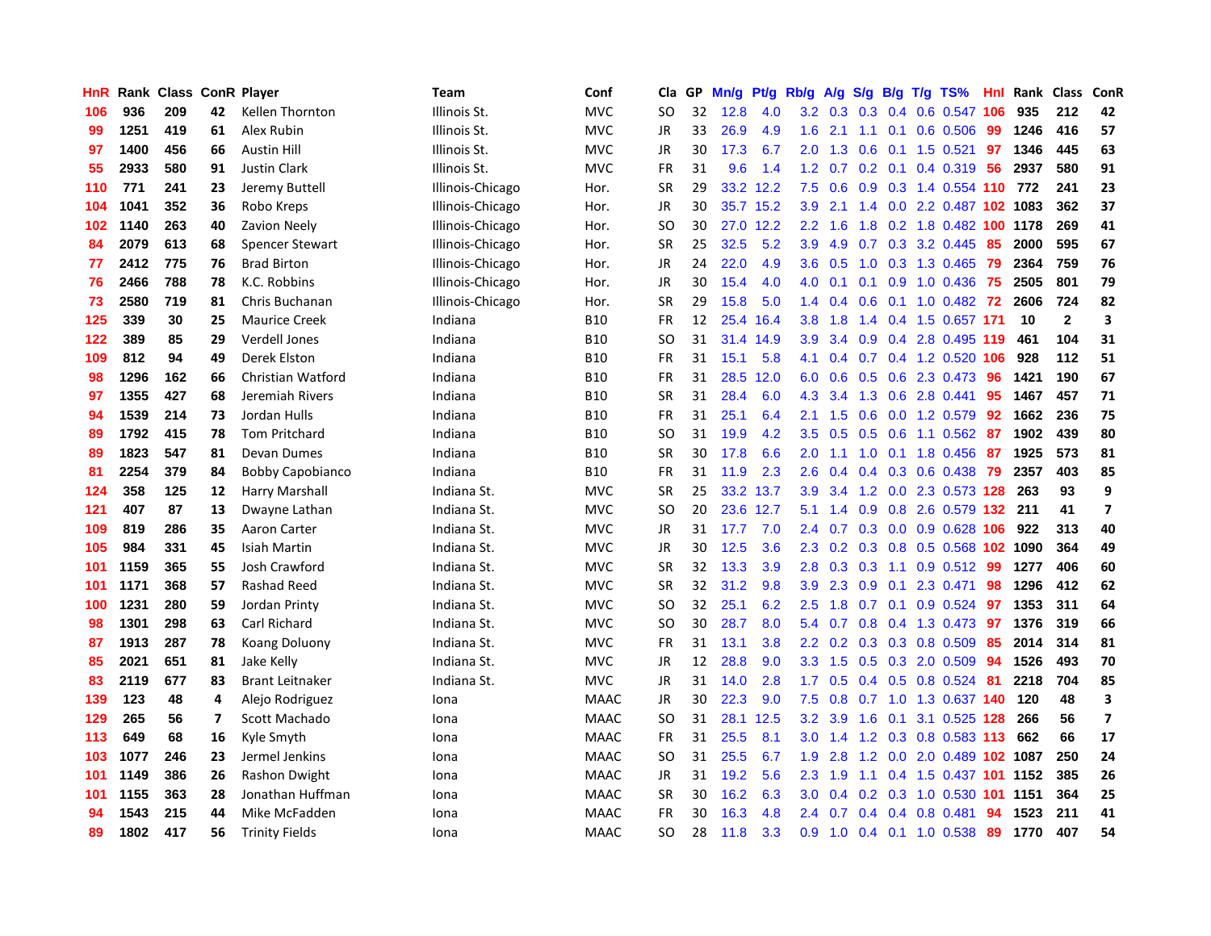| HnR | Rank | Class | ConR | Player | Team | Conf | Cla | GP | Mn/g | Pt/g | Rb/g | A/g | S/g | B/g | T/g | TS% | HnI | Rank | Class | ConR |
|---|---|---|---|---|---|---|---|---|---|---|---|---|---|---|---|---|---|---|---|---|
| 106 | 936 | 209 | 42 | Kellen Thornton | Illinois St. | MVC | SO | 32 | 12.8 | 4.0 | 3.2 | 0.3 | 0.3 | 0.4 | 0.6 | 0.547 | 106 | 935 | 212 | 42 |
| 99 | 1251 | 419 | 61 | Alex Rubin | Illinois St. | MVC | JR | 33 | 26.9 | 4.9 | 1.6 | 2.1 | 1.1 | 0.1 | 0.6 | 0.506 | 99 | 1246 | 416 | 57 |
| 97 | 1400 | 456 | 66 | Austin Hill | Illinois St. | MVC | JR | 30 | 17.3 | 6.7 | 2.0 | 1.3 | 0.6 | 0.1 | 1.5 | 0.521 | 97 | 1346 | 445 | 63 |
| 55 | 2933 | 580 | 91 | Justin Clark | Illinois St. | MVC | FR | 31 | 9.6 | 1.4 | 1.2 | 0.7 | 0.2 | 0.1 | 0.4 | 0.319 | 56 | 2937 | 580 | 91 |
| 110 | 771 | 241 | 23 | Jeremy Buttell | Illinois-Chicago | Hor. | SR | 29 | 33.2 | 12.2 | 7.5 | 0.6 | 0.9 | 0.3 | 1.4 | 0.554 | 110 | 772 | 241 | 23 |
| 104 | 1041 | 352 | 36 | Robo Kreps | Illinois-Chicago | Hor. | JR | 30 | 35.7 | 15.2 | 3.9 | 2.1 | 1.4 | 0.0 | 2.2 | 0.487 | 102 | 1083 | 362 | 37 |
| 102 | 1140 | 263 | 40 | Zavion Neely | Illinois-Chicago | Hor. | SO | 30 | 27.0 | 12.2 | 2.2 | 1.6 | 1.8 | 0.2 | 1.8 | 0.482 | 100 | 1178 | 269 | 41 |
| 84 | 2079 | 613 | 68 | Spencer Stewart | Illinois-Chicago | Hor. | SR | 25 | 32.5 | 5.2 | 3.9 | 4.9 | 0.7 | 0.3 | 3.2 | 0.445 | 85 | 2000 | 595 | 67 |
| 77 | 2412 | 775 | 76 | Brad Birton | Illinois-Chicago | Hor. | JR | 24 | 22.0 | 4.9 | 3.6 | 0.5 | 1.0 | 0.3 | 1.3 | 0.465 | 79 | 2364 | 759 | 76 |
| 76 | 2466 | 788 | 78 | K.C. Robbins | Illinois-Chicago | Hor. | JR | 30 | 15.4 | 4.0 | 4.0 | 0.1 | 0.1 | 0.9 | 1.0 | 0.436 | 75 | 2505 | 801 | 79 |
| 73 | 2580 | 719 | 81 | Chris Buchanan | Illinois-Chicago | Hor. | SR | 29 | 15.8 | 5.0 | 1.4 | 0.4 | 0.6 | 0.1 | 1.0 | 0.482 | 72 | 2606 | 724 | 82 |
| 125 | 339 | 30 | 25 | Maurice Creek | Indiana | B10 | FR | 12 | 25.4 | 16.4 | 3.8 | 1.8 | 1.4 | 0.4 | 1.5 | 0.657 | 171 | 10 | 2 | 3 |
| 122 | 389 | 85 | 29 | Verdell Jones | Indiana | B10 | SO | 31 | 31.4 | 14.9 | 3.9 | 3.4 | 0.9 | 0.4 | 2.8 | 0.495 | 119 | 461 | 104 | 31 |
| 109 | 812 | 94 | 49 | Derek Elston | Indiana | B10 | FR | 31 | 15.1 | 5.8 | 4.1 | 0.4 | 0.7 | 0.4 | 1.2 | 0.520 | 106 | 928 | 112 | 51 |
| 98 | 1296 | 162 | 66 | Christian Watford | Indiana | B10 | FR | 31 | 28.5 | 12.0 | 6.0 | 0.6 | 0.5 | 0.6 | 2.3 | 0.473 | 96 | 1421 | 190 | 67 |
| 97 | 1355 | 427 | 68 | Jeremiah Rivers | Indiana | B10 | SR | 31 | 28.4 | 6.0 | 4.3 | 3.4 | 1.3 | 0.6 | 2.8 | 0.441 | 95 | 1467 | 457 | 71 |
| 94 | 1539 | 214 | 73 | Jordan Hulls | Indiana | B10 | FR | 31 | 25.1 | 6.4 | 2.1 | 1.5 | 0.6 | 0.0 | 1.2 | 0.579 | 92 | 1662 | 236 | 75 |
| 89 | 1792 | 415 | 78 | Tom Pritchard | Indiana | B10 | SO | 31 | 19.9 | 4.2 | 3.5 | 0.5 | 0.5 | 0.6 | 1.1 | 0.562 | 87 | 1902 | 439 | 80 |
| 89 | 1823 | 547 | 81 | Devan Dumes | Indiana | B10 | SR | 30 | 17.8 | 6.6 | 2.0 | 1.1 | 1.0 | 0.1 | 1.8 | 0.456 | 87 | 1925 | 573 | 81 |
| 81 | 2254 | 379 | 84 | Bobby Capobianco | Indiana | B10 | FR | 31 | 11.9 | 2.3 | 2.6 | 0.4 | 0.4 | 0.3 | 0.6 | 0.438 | 79 | 2357 | 403 | 85 |
| 124 | 358 | 125 | 12 | Harry Marshall | Indiana St. | MVC | SR | 25 | 33.2 | 13.7 | 3.9 | 3.4 | 1.2 | 0.0 | 2.3 | 0.573 | 128 | 263 | 93 | 9 |
| 121 | 407 | 87 | 13 | Dwayne Lathan | Indiana St. | MVC | SO | 20 | 23.6 | 12.7 | 5.1 | 1.4 | 0.9 | 0.8 | 2.6 | 0.579 | 132 | 211 | 41 | 7 |
| 109 | 819 | 286 | 35 | Aaron Carter | Indiana St. | MVC | JR | 31 | 17.7 | 7.0 | 2.4 | 0.7 | 0.3 | 0.0 | 0.9 | 0.628 | 106 | 922 | 313 | 40 |
| 105 | 984 | 331 | 45 | Isiah Martin | Indiana St. | MVC | JR | 30 | 12.5 | 3.6 | 2.3 | 0.2 | 0.3 | 0.8 | 0.5 | 0.568 | 102 | 1090 | 364 | 49 |
| 101 | 1159 | 365 | 55 | Josh Crawford | Indiana St. | MVC | SR | 32 | 13.3 | 3.9 | 2.8 | 0.3 | 0.3 | 1.1 | 0.9 | 0.512 | 99 | 1277 | 406 | 60 |
| 101 | 1171 | 368 | 57 | Rashad Reed | Indiana St. | MVC | SR | 32 | 31.2 | 9.8 | 3.9 | 2.3 | 0.9 | 0.1 | 2.3 | 0.471 | 98 | 1296 | 412 | 62 |
| 100 | 1231 | 280 | 59 | Jordan Printy | Indiana St. | MVC | SO | 32 | 25.1 | 6.2 | 2.5 | 1.8 | 0.7 | 0.1 | 0.9 | 0.524 | 97 | 1353 | 311 | 64 |
| 98 | 1301 | 298 | 63 | Carl Richard | Indiana St. | MVC | SO | 30 | 28.7 | 8.0 | 5.4 | 0.7 | 0.8 | 0.4 | 1.3 | 0.473 | 97 | 1376 | 319 | 66 |
| 87 | 1913 | 287 | 78 | Koang Doluony | Indiana St. | MVC | FR | 31 | 13.1 | 3.8 | 2.2 | 0.2 | 0.3 | 0.3 | 0.8 | 0.509 | 85 | 2014 | 314 | 81 |
| 85 | 2021 | 651 | 81 | Jake Kelly | Indiana St. | MVC | JR | 12 | 28.8 | 9.0 | 3.3 | 1.5 | 0.5 | 0.3 | 2.0 | 0.509 | 94 | 1526 | 493 | 70 |
| 83 | 2119 | 677 | 83 | Brant Leitnaker | Indiana St. | MVC | JR | 31 | 14.0 | 2.8 | 1.7 | 0.5 | 0.4 | 0.5 | 0.8 | 0.524 | 81 | 2218 | 704 | 85 |
| 139 | 123 | 48 | 4 | Alejo Rodriguez | Iona | MAAC | JR | 30 | 22.3 | 9.0 | 7.5 | 0.8 | 0.7 | 1.0 | 1.3 | 0.637 | 140 | 120 | 48 | 3 |
| 129 | 265 | 56 | 7 | Scott Machado | Iona | MAAC | SO | 31 | 28.1 | 12.5 | 3.2 | 3.9 | 1.6 | 0.1 | 3.1 | 0.525 | 128 | 266 | 56 | 7 |
| 113 | 649 | 68 | 16 | Kyle Smyth | Iona | MAAC | FR | 31 | 25.5 | 8.1 | 3.0 | 1.4 | 1.2 | 0.3 | 0.8 | 0.583 | 113 | 662 | 66 | 17 |
| 103 | 1077 | 246 | 23 | Jermel Jenkins | Iona | MAAC | SO | 31 | 25.5 | 6.7 | 1.9 | 2.8 | 1.2 | 0.0 | 2.0 | 0.489 | 102 | 1087 | 250 | 24 |
| 101 | 1149 | 386 | 26 | Rashon Dwight | Iona | MAAC | JR | 31 | 19.2 | 5.6 | 2.3 | 1.9 | 1.1 | 0.4 | 1.5 | 0.437 | 101 | 1152 | 385 | 26 |
| 101 | 1155 | 363 | 28 | Jonathan Huffman | Iona | MAAC | SR | 30 | 16.2 | 6.3 | 3.0 | 0.4 | 0.2 | 0.3 | 1.0 | 0.530 | 101 | 1151 | 364 | 25 |
| 94 | 1543 | 215 | 44 | Mike McFadden | Iona | MAAC | FR | 30 | 16.3 | 4.8 | 2.4 | 0.7 | 0.4 | 0.4 | 0.8 | 0.481 | 94 | 1523 | 211 | 41 |
| 89 | 1802 | 417 | 56 | Trinity Fields | Iona | MAAC | SO | 28 | 11.8 | 3.3 | 0.9 | 1.0 | 0.4 | 0.1 | 1.0 | 0.538 | 89 | 1770 | 407 | 54 |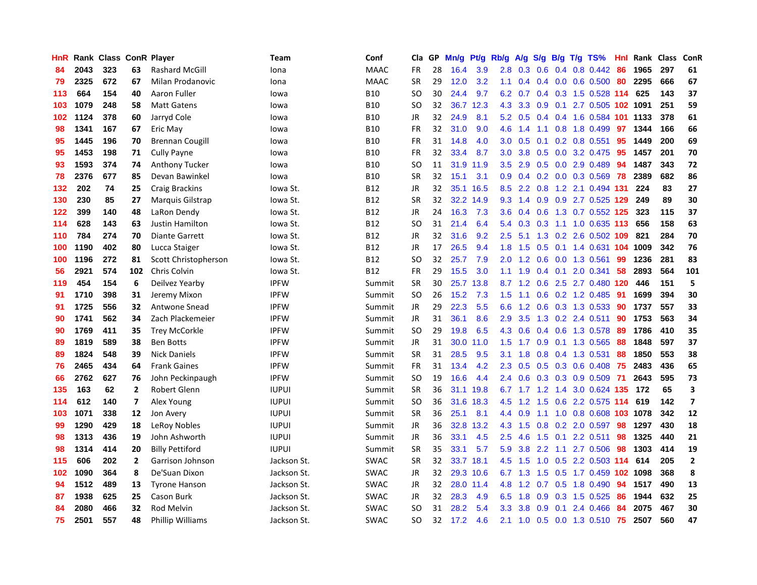| HnR | Rank | Class | ConR | Player | Team | Conf | Cla | GP | Mn/g | Pt/g | Rb/g | A/g | S/g | B/g | T/g | TS% | HnI | Rank | Class | ConR |
|---|---|---|---|---|---|---|---|---|---|---|---|---|---|---|---|---|---|---|---|---|
| 84 | 2043 | 323 | 63 | Rashard McGill | Iona | MAAC | FR | 28 | 16.4 | 3.9 | 2.8 | 0.3 | 0.6 | 0.4 | 0.8 | 0.442 | 86 | 1965 | 297 | 61 |
| 79 | 2325 | 672 | 67 | Milan Prodanovic | Iona | MAAC | SR | 29 | 12.0 | 3.2 | 1.1 | 0.4 | 0.4 | 0.0 | 0.6 | 0.500 | 80 | 2295 | 666 | 67 |
| 113 | 664 | 154 | 40 | Aaron Fuller | Iowa | B10 | SO | 30 | 24.4 | 9.7 | 6.2 | 0.7 | 0.4 | 0.3 | 1.5 | 0.528 | 114 | 625 | 143 | 37 |
| 103 | 1079 | 248 | 58 | Matt Gatens | Iowa | B10 | SO | 32 | 36.7 | 12.3 | 4.3 | 3.3 | 0.9 | 0.1 | 2.7 | 0.505 | 102 | 1091 | 251 | 59 |
| 102 | 1124 | 378 | 60 | Jarryd Cole | Iowa | B10 | JR | 32 | 24.9 | 8.1 | 5.2 | 0.5 | 0.4 | 0.4 | 1.6 | 0.584 | 101 | 1133 | 378 | 61 |
| 98 | 1341 | 167 | 67 | Eric May | Iowa | B10 | FR | 32 | 31.0 | 9.0 | 4.6 | 1.4 | 1.1 | 0.8 | 1.8 | 0.499 | 97 | 1344 | 166 | 66 |
| 95 | 1445 | 196 | 70 | Brennan Cougill | Iowa | B10 | FR | 31 | 14.8 | 4.0 | 3.0 | 0.5 | 0.1 | 0.2 | 0.8 | 0.551 | 95 | 1449 | 200 | 69 |
| 95 | 1453 | 198 | 71 | Cully Payne | Iowa | B10 | FR | 32 | 33.4 | 8.7 | 3.0 | 3.8 | 0.5 | 0.0 | 3.2 | 0.475 | 95 | 1457 | 201 | 70 |
| 93 | 1593 | 374 | 74 | Anthony Tucker | Iowa | B10 | SO | 11 | 31.9 | 11.9 | 3.5 | 2.9 | 0.5 | 0.0 | 2.9 | 0.489 | 94 | 1487 | 343 | 72 |
| 78 | 2376 | 677 | 85 | Devan Bawinkel | Iowa | B10 | SR | 32 | 15.1 | 3.1 | 0.9 | 0.4 | 0.2 | 0.0 | 0.3 | 0.569 | 78 | 2389 | 682 | 86 |
| 132 | 202 | 74 | 25 | Craig Brackins | Iowa St. | B12 | JR | 32 | 35.1 | 16.5 | 8.5 | 2.2 | 0.8 | 1.2 | 2.1 | 0.494 | 131 | 224 | 83 | 27 |
| 130 | 230 | 85 | 27 | Marquis Gilstrap | Iowa St. | B12 | SR | 32 | 32.2 | 14.9 | 9.3 | 1.4 | 0.9 | 0.9 | 2.7 | 0.525 | 129 | 249 | 89 | 30 |
| 122 | 399 | 140 | 48 | LaRon Dendy | Iowa St. | B12 | JR | 24 | 16.3 | 7.3 | 3.6 | 0.4 | 0.6 | 1.3 | 0.7 | 0.552 | 125 | 323 | 115 | 37 |
| 114 | 628 | 143 | 63 | Justin Hamilton | Iowa St. | B12 | SO | 31 | 21.4 | 6.4 | 5.4 | 0.3 | 0.3 | 1.1 | 1.0 | 0.635 | 113 | 656 | 158 | 63 |
| 110 | 784 | 274 | 70 | Diante Garrett | Iowa St. | B12 | JR | 32 | 31.6 | 9.2 | 2.5 | 5.1 | 1.3 | 0.2 | 2.6 | 0.502 | 109 | 821 | 284 | 70 |
| 100 | 1190 | 402 | 80 | Lucca Staiger | Iowa St. | B12 | JR | 17 | 26.5 | 9.4 | 1.8 | 1.5 | 0.5 | 0.1 | 1.4 | 0.631 | 104 | 1009 | 342 | 76 |
| 100 | 1196 | 272 | 81 | Scott Christopherson | Iowa St. | B12 | SO | 32 | 25.7 | 7.9 | 2.0 | 1.2 | 0.6 | 0.0 | 1.3 | 0.561 | 99 | 1236 | 281 | 83 |
| 56 | 2921 | 574 | 102 | Chris Colvin | Iowa St. | B12 | FR | 29 | 15.5 | 3.0 | 1.1 | 1.9 | 0.4 | 0.1 | 2.0 | 0.341 | 58 | 2893 | 564 | 101 |
| 119 | 454 | 154 | 6 | Deilvez Yearby | IPFW | Summit | SR | 30 | 25.7 | 13.8 | 8.7 | 1.2 | 0.6 | 2.5 | 2.7 | 0.480 | 120 | 446 | 151 | 5 |
| 91 | 1710 | 398 | 31 | Jeremy Mixon | IPFW | Summit | SO | 26 | 15.2 | 7.3 | 1.5 | 1.1 | 0.6 | 0.2 | 1.2 | 0.485 | 91 | 1699 | 394 | 30 |
| 91 | 1725 | 556 | 32 | Antwone Snead | IPFW | Summit | JR | 29 | 22.3 | 5.5 | 6.6 | 1.2 | 0.6 | 0.3 | 1.3 | 0.533 | 90 | 1737 | 557 | 33 |
| 90 | 1741 | 562 | 34 | Zach Plackemeier | IPFW | Summit | JR | 31 | 36.1 | 8.6 | 2.9 | 3.5 | 1.3 | 0.2 | 2.4 | 0.511 | 90 | 1753 | 563 | 34 |
| 90 | 1769 | 411 | 35 | Trey McCorkle | IPFW | Summit | SO | 29 | 19.8 | 6.5 | 4.3 | 0.6 | 0.4 | 0.6 | 1.3 | 0.578 | 89 | 1786 | 410 | 35 |
| 89 | 1819 | 589 | 38 | Ben Botts | IPFW | Summit | JR | 31 | 30.0 | 11.0 | 1.5 | 1.7 | 0.9 | 0.1 | 1.3 | 0.565 | 88 | 1848 | 597 | 37 |
| 89 | 1824 | 548 | 39 | Nick Daniels | IPFW | Summit | SR | 31 | 28.5 | 9.5 | 3.1 | 1.8 | 0.8 | 0.4 | 1.3 | 0.531 | 88 | 1850 | 553 | 38 |
| 76 | 2465 | 434 | 64 | Frank Gaines | IPFW | Summit | FR | 31 | 13.4 | 4.2 | 2.3 | 0.5 | 0.5 | 0.3 | 0.6 | 0.408 | 75 | 2483 | 436 | 65 |
| 66 | 2762 | 627 | 76 | John Peckinpaugh | IPFW | Summit | SO | 19 | 16.6 | 4.4 | 2.4 | 0.6 | 0.3 | 0.3 | 0.9 | 0.509 | 71 | 2643 | 595 | 73 |
| 135 | 163 | 62 | 2 | Robert Glenn | IUPUI | Summit | SR | 36 | 31.1 | 19.8 | 6.7 | 1.7 | 1.2 | 1.4 | 3.0 | 0.624 | 135 | 172 | 65 | 3 |
| 114 | 612 | 140 | 7 | Alex Young | IUPUI | Summit | SO | 36 | 31.6 | 18.3 | 4.5 | 1.2 | 1.5 | 0.6 | 2.2 | 0.575 | 114 | 619 | 142 | 7 |
| 103 | 1071 | 338 | 12 | Jon Avery | IUPUI | Summit | SR | 36 | 25.1 | 8.1 | 4.4 | 0.9 | 1.1 | 1.0 | 0.8 | 0.608 | 103 | 1078 | 342 | 12 |
| 99 | 1290 | 429 | 18 | LeRoy Nobles | IUPUI | Summit | JR | 36 | 32.8 | 13.2 | 4.3 | 1.5 | 0.8 | 0.2 | 2.0 | 0.597 | 98 | 1297 | 430 | 18 |
| 98 | 1313 | 436 | 19 | John Ashworth | IUPUI | Summit | JR | 36 | 33.1 | 4.5 | 2.5 | 4.6 | 1.5 | 0.1 | 2.2 | 0.511 | 98 | 1325 | 440 | 21 |
| 98 | 1314 | 414 | 20 | Billy Pettiford | IUPUI | Summit | SR | 35 | 33.1 | 5.7 | 5.9 | 3.8 | 2.2 | 1.1 | 2.7 | 0.506 | 98 | 1303 | 414 | 19 |
| 115 | 606 | 202 | 2 | Garrison Johnson | Jackson St. | SWAC | SR | 32 | 33.7 | 18.1 | 4.5 | 1.5 | 1.0 | 0.5 | 2.2 | 0.503 | 114 | 614 | 205 | 2 |
| 102 | 1090 | 364 | 8 | De'Suan Dixon | Jackson St. | SWAC | JR | 32 | 29.3 | 10.6 | 6.7 | 1.3 | 1.5 | 0.5 | 1.7 | 0.459 | 102 | 1098 | 368 | 8 |
| 94 | 1512 | 489 | 13 | Tyrone Hanson | Jackson St. | SWAC | JR | 32 | 28.0 | 11.4 | 4.8 | 1.2 | 0.7 | 0.5 | 1.8 | 0.490 | 94 | 1517 | 490 | 13 |
| 87 | 1938 | 625 | 25 | Cason Burk | Jackson St. | SWAC | JR | 32 | 28.3 | 4.9 | 6.5 | 1.8 | 0.9 | 0.3 | 1.5 | 0.525 | 86 | 1944 | 632 | 25 |
| 84 | 2080 | 466 | 32 | Rod Melvin | Jackson St. | SWAC | SO | 31 | 28.2 | 5.4 | 3.3 | 3.8 | 0.9 | 0.1 | 2.4 | 0.466 | 84 | 2075 | 467 | 30 |
| 75 | 2501 | 557 | 48 | Phillip Williams | Jackson St. | SWAC | SO | 32 | 17.2 | 4.6 | 2.1 | 1.0 | 0.5 | 0.0 | 1.3 | 0.510 | 75 | 2507 | 560 | 47 |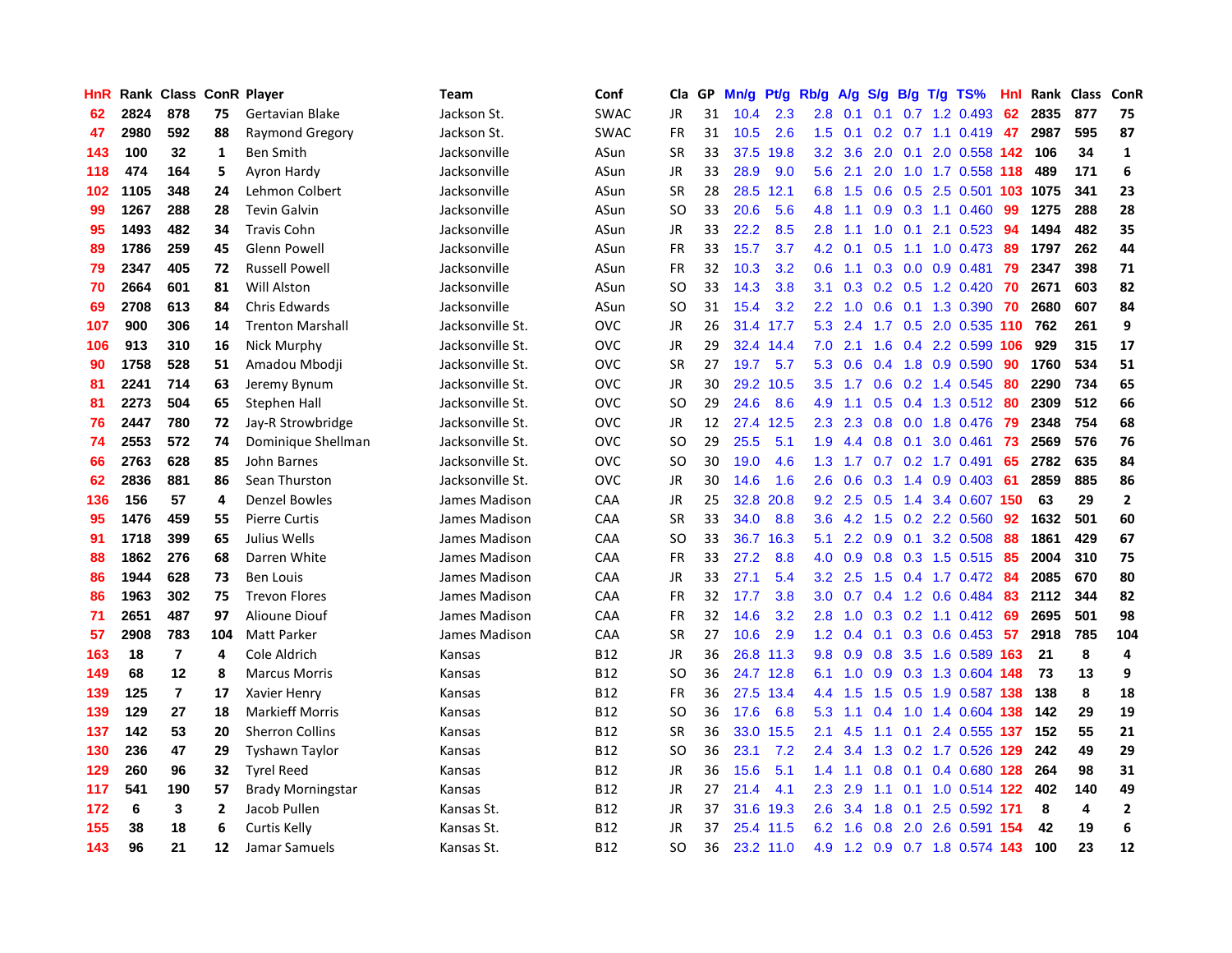| HnR | Rank | Class | ConR | Player | Team | Conf | Cla | GP | Mn/g | Pt/g | Rb/g | A/g | S/g | B/g | T/g | TS% | HnI | Rank | Class | ConR |
|---|---|---|---|---|---|---|---|---|---|---|---|---|---|---|---|---|---|---|---|---|
| 62 | 2824 | 878 | 75 | Gertavian Blake | Jackson St. | SWAC | JR | 31 | 10.4 | 2.3 | 2.8 | 0.1 | 0.1 | 0.7 | 1.2 | 0.493 | 62 | 2835 | 877 | 75 |
| 47 | 2980 | 592 | 88 | Raymond Gregory | Jackson St. | SWAC | FR | 31 | 10.5 | 2.6 | 1.5 | 0.1 | 0.2 | 0.7 | 1.1 | 0.419 | 47 | 2987 | 595 | 87 |
| 143 | 100 | 32 | 1 | Ben Smith | Jacksonville | ASun | SR | 33 | 37.5 | 19.8 | 3.2 | 3.6 | 2.0 | 0.1 | 2.0 | 0.558 | 142 | 106 | 34 | 1 |
| 118 | 474 | 164 | 5 | Ayron Hardy | Jacksonville | ASun | JR | 33 | 28.9 | 9.0 | 5.6 | 2.1 | 2.0 | 1.0 | 1.7 | 0.558 | 118 | 489 | 171 | 6 |
| 102 | 1105 | 348 | 24 | Lehmon Colbert | Jacksonville | ASun | SR | 28 | 28.5 | 12.1 | 6.8 | 1.5 | 0.6 | 0.5 | 2.5 | 0.501 | 103 | 1075 | 341 | 23 |
| 99 | 1267 | 288 | 28 | Tevin Galvin | Jacksonville | ASun | SO | 33 | 20.6 | 5.6 | 4.8 | 1.1 | 0.9 | 0.3 | 1.1 | 0.460 | 99 | 1275 | 288 | 28 |
| 95 | 1493 | 482 | 34 | Travis Cohn | Jacksonville | ASun | JR | 33 | 22.2 | 8.5 | 2.8 | 1.1 | 1.0 | 0.1 | 2.1 | 0.523 | 94 | 1494 | 482 | 35 |
| 89 | 1786 | 259 | 45 | Glenn Powell | Jacksonville | ASun | FR | 33 | 15.7 | 3.7 | 4.2 | 0.1 | 0.5 | 1.1 | 1.0 | 0.473 | 89 | 1797 | 262 | 44 |
| 79 | 2347 | 405 | 72 | Russell Powell | Jacksonville | ASun | FR | 32 | 10.3 | 3.2 | 0.6 | 1.1 | 0.3 | 0.0 | 0.9 | 0.481 | 79 | 2347 | 398 | 71 |
| 70 | 2664 | 601 | 81 | Will Alston | Jacksonville | ASun | SO | 33 | 14.3 | 3.8 | 3.1 | 0.3 | 0.2 | 0.5 | 1.2 | 0.420 | 70 | 2671 | 603 | 82 |
| 69 | 2708 | 613 | 84 | Chris Edwards | Jacksonville | ASun | SO | 31 | 15.4 | 3.2 | 2.2 | 1.0 | 0.6 | 0.1 | 1.3 | 0.390 | 70 | 2680 | 607 | 84 |
| 107 | 900 | 306 | 14 | Trenton Marshall | Jacksonville St. | OVC | JR | 26 | 31.4 | 17.7 | 5.3 | 2.4 | 1.7 | 0.5 | 2.0 | 0.535 | 110 | 762 | 261 | 9 |
| 106 | 913 | 310 | 16 | Nick Murphy | Jacksonville St. | OVC | JR | 29 | 32.4 | 14.4 | 7.0 | 2.1 | 1.6 | 0.4 | 2.2 | 0.599 | 106 | 929 | 315 | 17 |
| 90 | 1758 | 528 | 51 | Amadou Mbodji | Jacksonville St. | OVC | SR | 27 | 19.7 | 5.7 | 5.3 | 0.6 | 0.4 | 1.8 | 0.9 | 0.590 | 90 | 1760 | 534 | 51 |
| 81 | 2241 | 714 | 63 | Jeremy Bynum | Jacksonville St. | OVC | JR | 30 | 29.2 | 10.5 | 3.5 | 1.7 | 0.6 | 0.2 | 1.4 | 0.545 | 80 | 2290 | 734 | 65 |
| 81 | 2273 | 504 | 65 | Stephen Hall | Jacksonville St. | OVC | SO | 29 | 24.6 | 8.6 | 4.9 | 1.1 | 0.5 | 0.4 | 1.3 | 0.512 | 80 | 2309 | 512 | 66 |
| 76 | 2447 | 780 | 72 | Jay-R Strowbridge | Jacksonville St. | OVC | JR | 12 | 27.4 | 12.5 | 2.3 | 2.3 | 0.8 | 0.0 | 1.8 | 0.476 | 79 | 2348 | 754 | 68 |
| 74 | 2553 | 572 | 74 | Dominique Shellman | Jacksonville St. | OVC | SO | 29 | 25.5 | 5.1 | 1.9 | 4.4 | 0.8 | 0.1 | 3.0 | 0.461 | 73 | 2569 | 576 | 76 |
| 66 | 2763 | 628 | 85 | John Barnes | Jacksonville St. | OVC | SO | 30 | 19.0 | 4.6 | 1.3 | 1.7 | 0.7 | 0.2 | 1.7 | 0.491 | 65 | 2782 | 635 | 84 |
| 62 | 2836 | 881 | 86 | Sean Thurston | Jacksonville St. | OVC | JR | 30 | 14.6 | 1.6 | 2.6 | 0.6 | 0.3 | 1.4 | 0.9 | 0.403 | 61 | 2859 | 885 | 86 |
| 136 | 156 | 57 | 4 | Denzel Bowles | James Madison | CAA | JR | 25 | 32.8 | 20.8 | 9.2 | 2.5 | 0.5 | 1.4 | 3.4 | 0.607 | 150 | 63 | 29 | 2 |
| 95 | 1476 | 459 | 55 | Pierre Curtis | James Madison | CAA | SR | 33 | 34.0 | 8.8 | 3.6 | 4.2 | 1.5 | 0.2 | 2.2 | 0.560 | 92 | 1632 | 501 | 60 |
| 91 | 1718 | 399 | 65 | Julius Wells | James Madison | CAA | SO | 33 | 36.7 | 16.3 | 5.1 | 2.2 | 0.9 | 0.1 | 3.2 | 0.508 | 88 | 1861 | 429 | 67 |
| 88 | 1862 | 276 | 68 | Darren White | James Madison | CAA | FR | 33 | 27.2 | 8.8 | 4.0 | 0.9 | 0.8 | 0.3 | 1.5 | 0.515 | 85 | 2004 | 310 | 75 |
| 86 | 1944 | 628 | 73 | Ben Louis | James Madison | CAA | JR | 33 | 27.1 | 5.4 | 3.2 | 2.5 | 1.5 | 0.4 | 1.7 | 0.472 | 84 | 2085 | 670 | 80 |
| 86 | 1963 | 302 | 75 | Trevon Flores | James Madison | CAA | FR | 32 | 17.7 | 3.8 | 3.0 | 0.7 | 0.4 | 1.2 | 0.6 | 0.484 | 83 | 2112 | 344 | 82 |
| 71 | 2651 | 487 | 97 | Alioune Diouf | James Madison | CAA | FR | 32 | 14.6 | 3.2 | 2.8 | 1.0 | 0.3 | 0.2 | 1.1 | 0.412 | 69 | 2695 | 501 | 98 |
| 57 | 2908 | 783 | 104 | Matt Parker | James Madison | CAA | SR | 27 | 10.6 | 2.9 | 1.2 | 0.4 | 0.1 | 0.3 | 0.6 | 0.453 | 57 | 2918 | 785 | 104 |
| 163 | 18 | 7 | 4 | Cole Aldrich | Kansas | B12 | JR | 36 | 26.8 | 11.3 | 9.8 | 0.9 | 0.8 | 3.5 | 1.6 | 0.589 | 163 | 21 | 8 | 4 |
| 149 | 68 | 12 | 8 | Marcus Morris | Kansas | B12 | SO | 36 | 24.7 | 12.8 | 6.1 | 1.0 | 0.9 | 0.3 | 1.3 | 0.604 | 148 | 73 | 13 | 9 |
| 139 | 125 | 7 | 17 | Xavier Henry | Kansas | B12 | FR | 36 | 27.5 | 13.4 | 4.4 | 1.5 | 1.5 | 0.5 | 1.9 | 0.587 | 138 | 138 | 8 | 18 |
| 139 | 129 | 27 | 18 | Markieff Morris | Kansas | B12 | SO | 36 | 17.6 | 6.8 | 5.3 | 1.1 | 0.4 | 1.0 | 1.4 | 0.604 | 138 | 142 | 29 | 19 |
| 137 | 142 | 53 | 20 | Sherron Collins | Kansas | B12 | SR | 36 | 33.0 | 15.5 | 2.1 | 4.5 | 1.1 | 0.1 | 2.4 | 0.555 | 137 | 152 | 55 | 21 |
| 130 | 236 | 47 | 29 | Tyshawn Taylor | Kansas | B12 | SO | 36 | 23.1 | 7.2 | 2.4 | 3.4 | 1.3 | 0.2 | 1.7 | 0.526 | 129 | 242 | 49 | 29 |
| 129 | 260 | 96 | 32 | Tyrel Reed | Kansas | B12 | JR | 36 | 15.6 | 5.1 | 1.4 | 1.1 | 0.8 | 0.1 | 0.4 | 0.680 | 128 | 264 | 98 | 31 |
| 117 | 541 | 190 | 57 | Brady Morningstar | Kansas | B12 | JR | 27 | 21.4 | 4.1 | 2.3 | 2.9 | 1.1 | 0.1 | 1.0 | 0.514 | 122 | 402 | 140 | 49 |
| 172 | 6 | 3 | 2 | Jacob Pullen | Kansas St. | B12 | JR | 37 | 31.6 | 19.3 | 2.6 | 3.4 | 1.8 | 0.1 | 2.5 | 0.592 | 171 | 8 | 4 | 2 |
| 155 | 38 | 18 | 6 | Curtis Kelly | Kansas St. | B12 | JR | 37 | 25.4 | 11.5 | 6.2 | 1.6 | 0.8 | 2.0 | 2.6 | 0.591 | 154 | 42 | 19 | 6 |
| 143 | 96 | 21 | 12 | Jamar Samuels | Kansas St. | B12 | SO | 36 | 23.2 | 11.0 | 4.9 | 1.2 | 0.9 | 0.7 | 1.8 | 0.574 | 143 | 100 | 23 | 12 |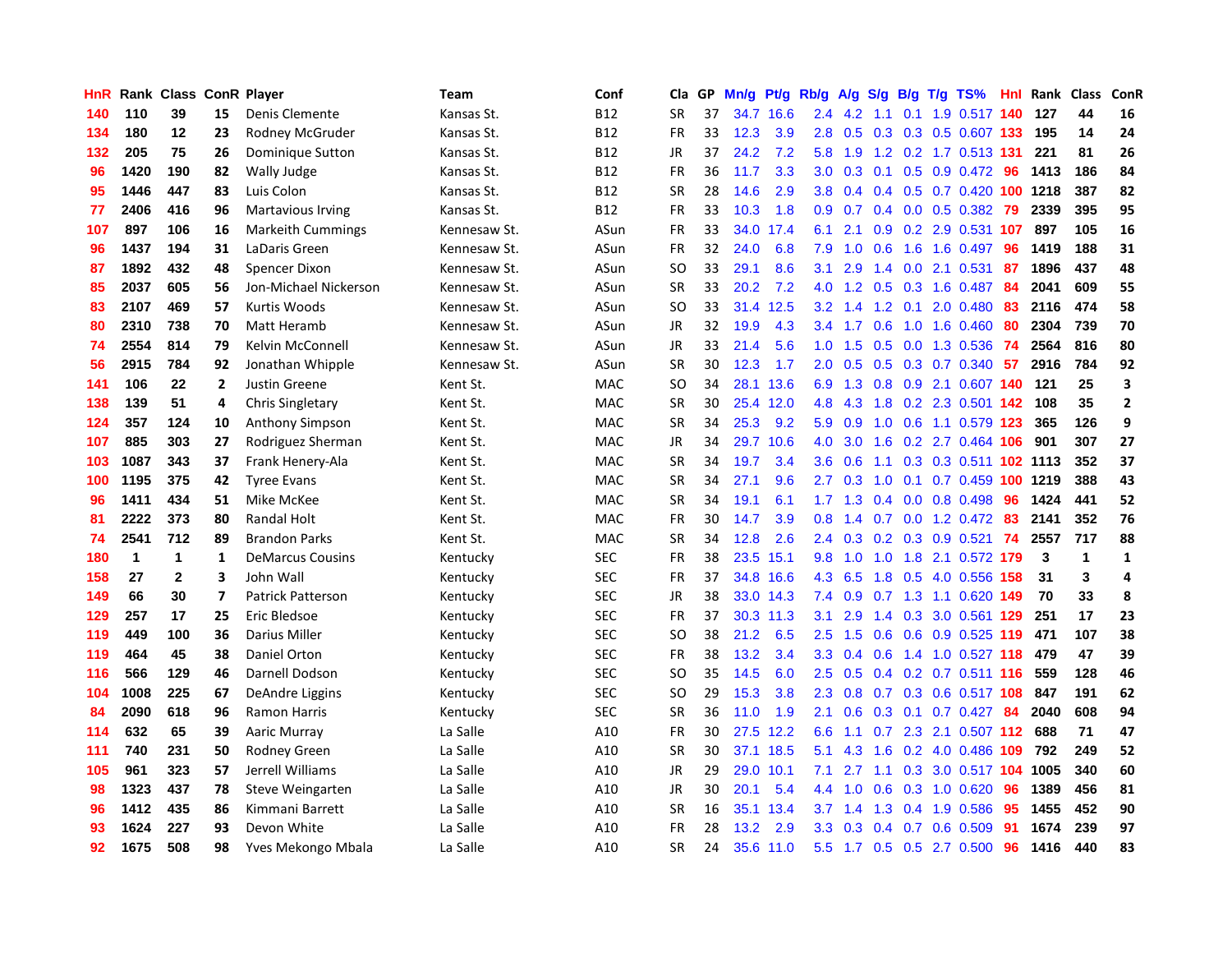| HnR | Rank | Class | ConR | Player | Team | Conf | Cla | GP | Mn/g | Pt/g | Rb/g | A/g | S/g | B/g | T/g | TS% | HnI | Rank | Class | ConR |
|---|---|---|---|---|---|---|---|---|---|---|---|---|---|---|---|---|---|---|---|---|
| 140 | 110 | 39 | 15 | Denis Clemente | Kansas St. | B12 | SR | 37 | 34.7 | 16.6 | 2.4 | 4.2 | 1.1 | 0.1 | 1.9 | 0.517 | 140 | 127 | 44 | 16 |
| 134 | 180 | 12 | 23 | Rodney McGruder | Kansas St. | B12 | FR | 33 | 12.3 | 3.9 | 2.8 | 0.5 | 0.3 | 0.3 | 0.5 | 0.607 | 133 | 195 | 14 | 24 |
| 132 | 205 | 75 | 26 | Dominique Sutton | Kansas St. | B12 | JR | 37 | 24.2 | 7.2 | 5.8 | 1.9 | 1.2 | 0.2 | 1.7 | 0.513 | 131 | 221 | 81 | 26 |
| 96 | 1420 | 190 | 82 | Wally Judge | Kansas St. | B12 | FR | 36 | 11.7 | 3.3 | 3.0 | 0.3 | 0.1 | 0.5 | 0.9 | 0.472 | 96 | 1413 | 186 | 84 |
| 95 | 1446 | 447 | 83 | Luis Colon | Kansas St. | B12 | SR | 28 | 14.6 | 2.9 | 3.8 | 0.4 | 0.4 | 0.5 | 0.7 | 0.420 | 100 | 1218 | 387 | 82 |
| 77 | 2406 | 416 | 96 | Martavious Irving | Kansas St. | B12 | FR | 33 | 10.3 | 1.8 | 0.9 | 0.7 | 0.4 | 0.0 | 0.5 | 0.382 | 79 | 2339 | 395 | 95 |
| 107 | 897 | 106 | 16 | Markeith Cummings | Kennesaw St. | ASun | FR | 33 | 34.0 | 17.4 | 6.1 | 2.1 | 0.9 | 0.2 | 2.9 | 0.531 | 107 | 897 | 105 | 16 |
| 96 | 1437 | 194 | 31 | LaDaris Green | Kennesaw St. | ASun | FR | 32 | 24.0 | 6.8 | 7.9 | 1.0 | 0.6 | 1.6 | 1.6 | 0.497 | 96 | 1419 | 188 | 31 |
| 87 | 1892 | 432 | 48 | Spencer Dixon | Kennesaw St. | ASun | SO | 33 | 29.1 | 8.6 | 3.1 | 2.9 | 1.4 | 0.0 | 2.1 | 0.531 | 87 | 1896 | 437 | 48 |
| 85 | 2037 | 605 | 56 | Jon-Michael Nickerson | Kennesaw St. | ASun | SR | 33 | 20.2 | 7.2 | 4.0 | 1.2 | 0.5 | 0.3 | 1.6 | 0.487 | 84 | 2041 | 609 | 55 |
| 83 | 2107 | 469 | 57 | Kurtis Woods | Kennesaw St. | ASun | SO | 33 | 31.4 | 12.5 | 3.2 | 1.4 | 1.2 | 0.1 | 2.0 | 0.480 | 83 | 2116 | 474 | 58 |
| 80 | 2310 | 738 | 70 | Matt Heramb | Kennesaw St. | ASun | JR | 32 | 19.9 | 4.3 | 3.4 | 1.7 | 0.6 | 1.0 | 1.6 | 0.460 | 80 | 2304 | 739 | 70 |
| 74 | 2554 | 814 | 79 | Kelvin McConnell | Kennesaw St. | ASun | JR | 33 | 21.4 | 5.6 | 1.0 | 1.5 | 0.5 | 0.0 | 1.3 | 0.536 | 74 | 2564 | 816 | 80 |
| 56 | 2915 | 784 | 92 | Jonathan Whipple | Kennesaw St. | ASun | SR | 30 | 12.3 | 1.7 | 2.0 | 0.5 | 0.5 | 0.3 | 0.7 | 0.340 | 57 | 2916 | 784 | 92 |
| 141 | 106 | 22 | 2 | Justin Greene | Kent St. | MAC | SO | 34 | 28.1 | 13.6 | 6.9 | 1.3 | 0.8 | 0.9 | 2.1 | 0.607 | 140 | 121 | 25 | 3 |
| 138 | 139 | 51 | 4 | Chris Singletary | Kent St. | MAC | SR | 30 | 25.4 | 12.0 | 4.8 | 4.3 | 1.8 | 0.2 | 2.3 | 0.501 | 142 | 108 | 35 | 2 |
| 124 | 357 | 124 | 10 | Anthony Simpson | Kent St. | MAC | SR | 34 | 25.3 | 9.2 | 5.9 | 0.9 | 1.0 | 0.6 | 1.1 | 0.579 | 123 | 365 | 126 | 9 |
| 107 | 885 | 303 | 27 | Rodriguez Sherman | Kent St. | MAC | JR | 34 | 29.7 | 10.6 | 4.0 | 3.0 | 1.6 | 0.2 | 2.7 | 0.464 | 106 | 901 | 307 | 27 |
| 103 | 1087 | 343 | 37 | Frank Henery-Ala | Kent St. | MAC | SR | 34 | 19.7 | 3.4 | 3.6 | 0.6 | 1.1 | 0.3 | 0.3 | 0.511 | 102 | 1113 | 352 | 37 |
| 100 | 1195 | 375 | 42 | Tyree Evans | Kent St. | MAC | SR | 34 | 27.1 | 9.6 | 2.7 | 0.3 | 1.0 | 0.1 | 0.7 | 0.459 | 100 | 1219 | 388 | 43 |
| 96 | 1411 | 434 | 51 | Mike McKee | Kent St. | MAC | SR | 34 | 19.1 | 6.1 | 1.7 | 1.3 | 0.4 | 0.0 | 0.8 | 0.498 | 96 | 1424 | 441 | 52 |
| 81 | 2222 | 373 | 80 | Randal Holt | Kent St. | MAC | FR | 30 | 14.7 | 3.9 | 0.8 | 1.4 | 0.7 | 0.0 | 1.2 | 0.472 | 83 | 2141 | 352 | 76 |
| 74 | 2541 | 712 | 89 | Brandon Parks | Kent St. | MAC | SR | 34 | 12.8 | 2.6 | 2.4 | 0.3 | 0.2 | 0.3 | 0.9 | 0.521 | 74 | 2557 | 717 | 88 |
| 180 | 1 | 1 | 1 | DeMarcus Cousins | Kentucky | SEC | FR | 38 | 23.5 | 15.1 | 9.8 | 1.0 | 1.0 | 1.8 | 2.1 | 0.572 | 179 | 3 | 1 | 1 |
| 158 | 27 | 2 | 3 | John Wall | Kentucky | SEC | FR | 37 | 34.8 | 16.6 | 4.3 | 6.5 | 1.8 | 0.5 | 4.0 | 0.556 | 158 | 31 | 3 | 4 |
| 149 | 66 | 30 | 7 | Patrick Patterson | Kentucky | SEC | JR | 38 | 33.0 | 14.3 | 7.4 | 0.9 | 0.7 | 1.3 | 1.1 | 0.620 | 149 | 70 | 33 | 8 |
| 129 | 257 | 17 | 25 | Eric Bledsoe | Kentucky | SEC | FR | 37 | 30.3 | 11.3 | 3.1 | 2.9 | 1.4 | 0.3 | 3.0 | 0.561 | 129 | 251 | 17 | 23 |
| 119 | 449 | 100 | 36 | Darius Miller | Kentucky | SEC | SO | 38 | 21.2 | 6.5 | 2.5 | 1.5 | 0.6 | 0.6 | 0.9 | 0.525 | 119 | 471 | 107 | 38 |
| 119 | 464 | 45 | 38 | Daniel Orton | Kentucky | SEC | FR | 38 | 13.2 | 3.4 | 3.3 | 0.4 | 0.6 | 1.4 | 1.0 | 0.527 | 118 | 479 | 47 | 39 |
| 116 | 566 | 129 | 46 | Darnell Dodson | Kentucky | SEC | SO | 35 | 14.5 | 6.0 | 2.5 | 0.5 | 0.4 | 0.2 | 0.7 | 0.511 | 116 | 559 | 128 | 46 |
| 104 | 1008 | 225 | 67 | DeAndre Liggins | Kentucky | SEC | SO | 29 | 15.3 | 3.8 | 2.3 | 0.8 | 0.7 | 0.3 | 0.6 | 0.517 | 108 | 847 | 191 | 62 |
| 84 | 2090 | 618 | 96 | Ramon Harris | Kentucky | SEC | SR | 36 | 11.0 | 1.9 | 2.1 | 0.6 | 0.3 | 0.1 | 0.7 | 0.427 | 84 | 2040 | 608 | 94 |
| 114 | 632 | 65 | 39 | Aaric Murray | La Salle | A10 | FR | 30 | 27.5 | 12.2 | 6.6 | 1.1 | 0.7 | 2.3 | 2.1 | 0.507 | 112 | 688 | 71 | 47 |
| 111 | 740 | 231 | 50 | Rodney Green | La Salle | A10 | SR | 30 | 37.1 | 18.5 | 5.1 | 4.3 | 1.6 | 0.2 | 4.0 | 0.486 | 109 | 792 | 249 | 52 |
| 105 | 961 | 323 | 57 | Jerrell Williams | La Salle | A10 | JR | 29 | 29.0 | 10.1 | 7.1 | 2.7 | 1.1 | 0.3 | 3.0 | 0.517 | 104 | 1005 | 340 | 60 |
| 98 | 1323 | 437 | 78 | Steve Weingarten | La Salle | A10 | JR | 30 | 20.1 | 5.4 | 4.4 | 1.0 | 0.6 | 0.3 | 1.0 | 0.620 | 96 | 1389 | 456 | 81 |
| 96 | 1412 | 435 | 86 | Kimmani Barrett | La Salle | A10 | SR | 16 | 35.1 | 13.4 | 3.7 | 1.4 | 1.3 | 0.4 | 1.9 | 0.586 | 95 | 1455 | 452 | 90 |
| 93 | 1624 | 227 | 93 | Devon White | La Salle | A10 | FR | 28 | 13.2 | 2.9 | 3.3 | 0.3 | 0.4 | 0.7 | 0.6 | 0.509 | 91 | 1674 | 239 | 97 |
| 92 | 1675 | 508 | 98 | Yves Mekongo Mbala | La Salle | A10 | SR | 24 | 35.6 | 11.0 | 5.5 | 1.7 | 0.5 | 0.5 | 2.7 | 0.500 | 96 | 1416 | 440 | 83 |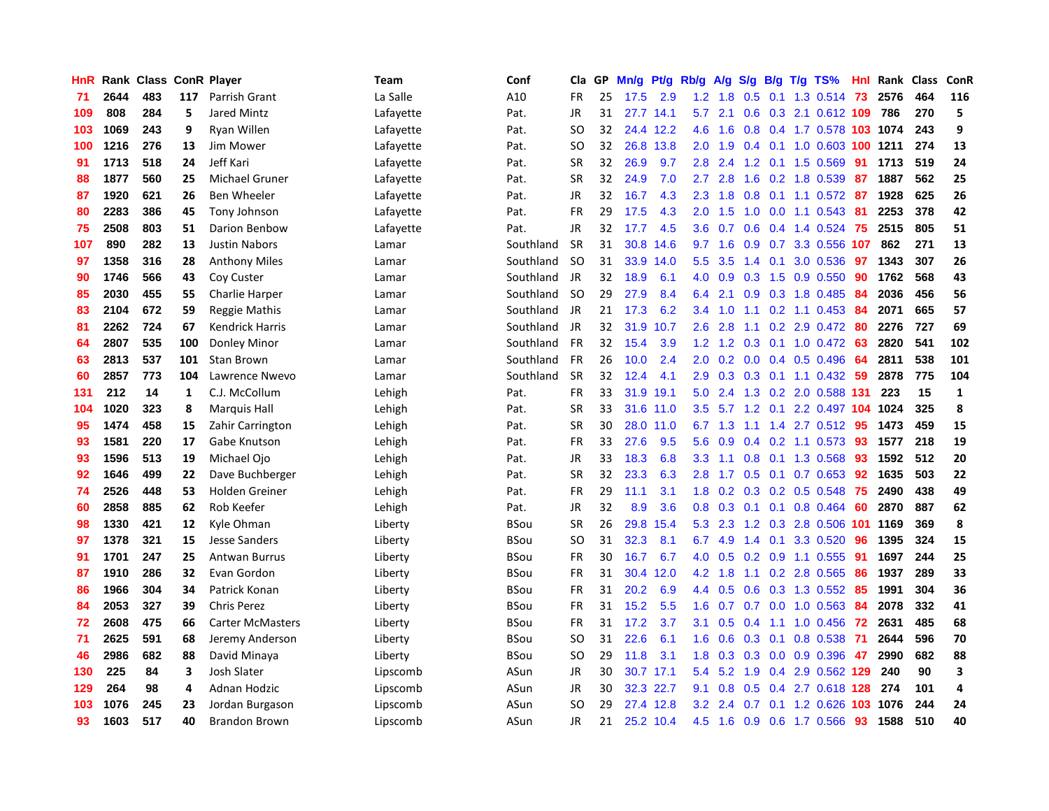| HnR | Rank | Class | ConR | Player | Team | Conf | Cla | GP | Mn/g | Pt/g | Rb/g | A/g | S/g | B/g | T/g | TS% | HnI | Rank | Class | ConR |
|---|---|---|---|---|---|---|---|---|---|---|---|---|---|---|---|---|---|---|---|---|
| 71 | 2644 | 483 | 117 | Parrish Grant | La Salle | A10 | FR | 25 | 17.5 | 2.9 | 1.2 | 1.8 | 0.5 | 0.1 | 1.3 | 0.514 | 73 | 2576 | 464 | 116 |
| 109 | 808 | 284 | 5 | Jared Mintz | Lafayette | Pat. | JR | 31 | 27.7 | 14.1 | 5.7 | 2.1 | 0.6 | 0.3 | 2.1 | 0.612 | 109 | 786 | 270 | 5 |
| 103 | 1069 | 243 | 9 | Ryan Willen | Lafayette | Pat. | SO | 32 | 24.4 | 12.2 | 4.6 | 1.6 | 0.8 | 0.4 | 1.7 | 0.578 | 103 | 1074 | 243 | 9 |
| 100 | 1216 | 276 | 13 | Jim Mower | Lafayette | Pat. | SO | 32 | 26.8 | 13.8 | 2.0 | 1.9 | 0.4 | 0.1 | 1.0 | 0.603 | 100 | 1211 | 274 | 13 |
| 91 | 1713 | 518 | 24 | Jeff Kari | Lafayette | Pat. | SR | 32 | 26.9 | 9.7 | 2.8 | 2.4 | 1.2 | 0.1 | 1.5 | 0.569 | 91 | 1713 | 519 | 24 |
| 88 | 1877 | 560 | 25 | Michael Gruner | Lafayette | Pat. | SR | 32 | 24.9 | 7.0 | 2.7 | 2.8 | 1.6 | 0.2 | 1.8 | 0.539 | 87 | 1887 | 562 | 25 |
| 87 | 1920 | 621 | 26 | Ben Wheeler | Lafayette | Pat. | JR | 32 | 16.7 | 4.3 | 2.3 | 1.8 | 0.8 | 0.1 | 1.1 | 0.572 | 87 | 1928 | 625 | 26 |
| 80 | 2283 | 386 | 45 | Tony Johnson | Lafayette | Pat. | FR | 29 | 17.5 | 4.3 | 2.0 | 1.5 | 1.0 | 0.0 | 1.1 | 0.543 | 81 | 2253 | 378 | 42 |
| 75 | 2508 | 803 | 51 | Darion Benbow | Lafayette | Pat. | JR | 32 | 17.7 | 4.5 | 3.6 | 0.7 | 0.6 | 0.4 | 1.4 | 0.524 | 75 | 2515 | 805 | 51 |
| 107 | 890 | 282 | 13 | Justin Nabors | Lamar | Southland | SR | 31 | 30.8 | 14.6 | 9.7 | 1.6 | 0.9 | 0.7 | 3.3 | 0.556 | 107 | 862 | 271 | 13 |
| 97 | 1358 | 316 | 28 | Anthony Miles | Lamar | Southland | SO | 31 | 33.9 | 14.0 | 5.5 | 3.5 | 1.4 | 0.1 | 3.0 | 0.536 | 97 | 1343 | 307 | 26 |
| 90 | 1746 | 566 | 43 | Coy Custer | Lamar | Southland | JR | 32 | 18.9 | 6.1 | 4.0 | 0.9 | 0.3 | 1.5 | 0.9 | 0.550 | 90 | 1762 | 568 | 43 |
| 85 | 2030 | 455 | 55 | Charlie Harper | Lamar | Southland | SO | 29 | 27.9 | 8.4 | 6.4 | 2.1 | 0.9 | 0.3 | 1.8 | 0.485 | 84 | 2036 | 456 | 56 |
| 83 | 2104 | 672 | 59 | Reggie Mathis | Lamar | Southland | JR | 21 | 17.3 | 6.2 | 3.4 | 1.0 | 1.1 | 0.2 | 1.1 | 0.453 | 84 | 2071 | 665 | 57 |
| 81 | 2262 | 724 | 67 | Kendrick Harris | Lamar | Southland | JR | 32 | 31.9 | 10.7 | 2.6 | 2.8 | 1.1 | 0.2 | 2.9 | 0.472 | 80 | 2276 | 727 | 69 |
| 64 | 2807 | 535 | 100 | Donley Minor | Lamar | Southland | FR | 32 | 15.4 | 3.9 | 1.2 | 1.2 | 0.3 | 0.1 | 1.0 | 0.472 | 63 | 2820 | 541 | 102 |
| 63 | 2813 | 537 | 101 | Stan Brown | Lamar | Southland | FR | 26 | 10.0 | 2.4 | 2.0 | 0.2 | 0.0 | 0.4 | 0.5 | 0.496 | 64 | 2811 | 538 | 101 |
| 60 | 2857 | 773 | 104 | Lawrence Nwevo | Lamar | Southland | SR | 32 | 12.4 | 4.1 | 2.9 | 0.3 | 0.3 | 0.1 | 1.1 | 0.432 | 59 | 2878 | 775 | 104 |
| 131 | 212 | 14 | 1 | C.J. McCollum | Lehigh | Pat. | FR | 33 | 31.9 | 19.1 | 5.0 | 2.4 | 1.3 | 0.2 | 2.0 | 0.588 | 131 | 223 | 15 | 1 |
| 104 | 1020 | 323 | 8 | Marquis Hall | Lehigh | Pat. | SR | 33 | 31.6 | 11.0 | 3.5 | 5.7 | 1.2 | 0.1 | 2.2 | 0.497 | 104 | 1024 | 325 | 8 |
| 95 | 1474 | 458 | 15 | Zahir Carrington | Lehigh | Pat. | SR | 30 | 28.0 | 11.0 | 6.7 | 1.3 | 1.1 | 1.4 | 2.7 | 0.512 | 95 | 1473 | 459 | 15 |
| 93 | 1581 | 220 | 17 | Gabe Knutson | Lehigh | Pat. | FR | 33 | 27.6 | 9.5 | 5.6 | 0.9 | 0.4 | 0.2 | 1.1 | 0.573 | 93 | 1577 | 218 | 19 |
| 93 | 1596 | 513 | 19 | Michael Ojo | Lehigh | Pat. | JR | 33 | 18.3 | 6.8 | 3.3 | 1.1 | 0.8 | 0.1 | 1.3 | 0.568 | 93 | 1592 | 512 | 20 |
| 92 | 1646 | 499 | 22 | Dave Buchberger | Lehigh | Pat. | SR | 32 | 23.3 | 6.3 | 2.8 | 1.7 | 0.5 | 0.1 | 0.7 | 0.653 | 92 | 1635 | 503 | 22 |
| 74 | 2526 | 448 | 53 | Holden Greiner | Lehigh | Pat. | FR | 29 | 11.1 | 3.1 | 1.8 | 0.2 | 0.3 | 0.2 | 0.5 | 0.548 | 75 | 2490 | 438 | 49 |
| 60 | 2858 | 885 | 62 | Rob Keefer | Lehigh | Pat. | JR | 32 | 8.9 | 3.6 | 0.8 | 0.3 | 0.1 | 0.1 | 0.8 | 0.464 | 60 | 2870 | 887 | 62 |
| 98 | 1330 | 421 | 12 | Kyle Ohman | Liberty | BSou | SR | 26 | 29.8 | 15.4 | 5.3 | 2.3 | 1.2 | 0.3 | 2.8 | 0.506 | 101 | 1169 | 369 | 8 |
| 97 | 1378 | 321 | 15 | Jesse Sanders | Liberty | BSou | SO | 31 | 32.3 | 8.1 | 6.7 | 4.9 | 1.4 | 0.1 | 3.3 | 0.520 | 96 | 1395 | 324 | 15 |
| 91 | 1701 | 247 | 25 | Antwan Burrus | Liberty | BSou | FR | 30 | 16.7 | 6.7 | 4.0 | 0.5 | 0.2 | 0.9 | 1.1 | 0.555 | 91 | 1697 | 244 | 25 |
| 87 | 1910 | 286 | 32 | Evan Gordon | Liberty | BSou | FR | 31 | 30.4 | 12.0 | 4.2 | 1.8 | 1.1 | 0.2 | 2.8 | 0.565 | 86 | 1937 | 289 | 33 |
| 86 | 1966 | 304 | 34 | Patrick Konan | Liberty | BSou | FR | 31 | 20.2 | 6.9 | 4.4 | 0.5 | 0.6 | 0.3 | 1.3 | 0.552 | 85 | 1991 | 304 | 36 |
| 84 | 2053 | 327 | 39 | Chris Perez | Liberty | BSou | FR | 31 | 15.2 | 5.5 | 1.6 | 0.7 | 0.7 | 0.0 | 1.0 | 0.563 | 84 | 2078 | 332 | 41 |
| 72 | 2608 | 475 | 66 | Carter McMasters | Liberty | BSou | FR | 31 | 17.2 | 3.7 | 3.1 | 0.5 | 0.4 | 1.1 | 1.0 | 0.456 | 72 | 2631 | 485 | 68 |
| 71 | 2625 | 591 | 68 | Jeremy Anderson | Liberty | BSou | SO | 31 | 22.6 | 6.1 | 1.6 | 0.6 | 0.3 | 0.1 | 0.8 | 0.538 | 71 | 2644 | 596 | 70 |
| 46 | 2986 | 682 | 88 | David Minaya | Liberty | BSou | SO | 29 | 11.8 | 3.1 | 1.8 | 0.3 | 0.3 | 0.0 | 0.9 | 0.396 | 47 | 2990 | 682 | 88 |
| 130 | 225 | 84 | 3 | Josh Slater | Lipscomb | ASun | JR | 30 | 30.7 | 17.1 | 5.4 | 5.2 | 1.9 | 0.4 | 2.9 | 0.562 | 129 | 240 | 90 | 3 |
| 129 | 264 | 98 | 4 | Adnan Hodzic | Lipscomb | ASun | JR | 30 | 32.3 | 22.7 | 9.1 | 0.8 | 0.5 | 0.4 | 2.7 | 0.618 | 128 | 274 | 101 | 4 |
| 103 | 1076 | 245 | 23 | Jordan Burgason | Lipscomb | ASun | SO | 29 | 27.4 | 12.8 | 3.2 | 2.4 | 0.7 | 0.1 | 1.2 | 0.626 | 103 | 1076 | 244 | 24 |
| 93 | 1603 | 517 | 40 | Brandon Brown | Lipscomb | ASun | JR | 21 | 25.2 | 10.4 | 4.5 | 1.6 | 0.9 | 0.6 | 1.7 | 0.566 | 93 | 1588 | 510 | 40 |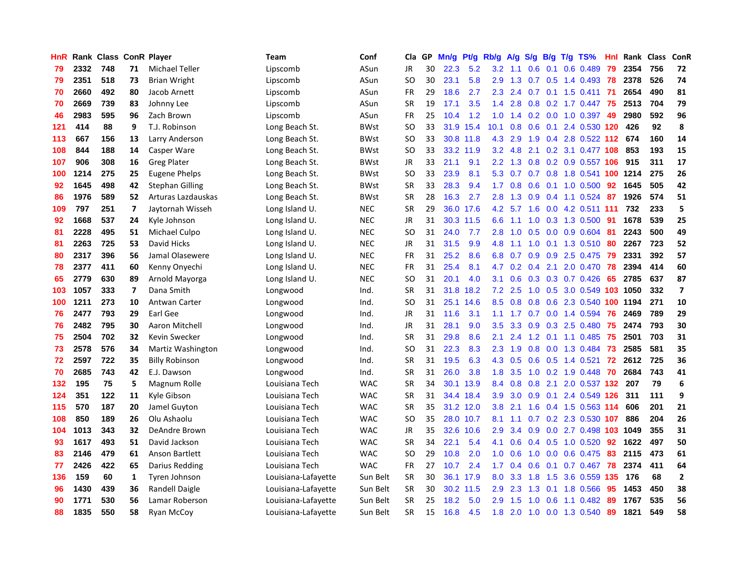| HnR | Rank | Class | ConR | Player | Team | Conf | Cla | GP | Mn/g | Pt/g | Rb/g | A/g | S/g | B/g | T/g | TS% | HnI | Rank | Class | ConR |
|---|---|---|---|---|---|---|---|---|---|---|---|---|---|---|---|---|---|---|---|---|
| 79 | 2332 | 748 | 71 | Michael Teller | Lipscomb | ASun | JR | 30 | 22.3 | 5.2 | 3.2 | 1.1 | 0.6 | 0.1 | 0.6 | 0.489 | 79 | 2354 | 756 | 72 |
| 79 | 2351 | 518 | 73 | Brian Wright | Lipscomb | ASun | SO | 30 | 23.1 | 5.8 | 2.9 | 1.3 | 0.7 | 0.5 | 1.4 | 0.493 | 78 | 2378 | 526 | 74 |
| 70 | 2660 | 492 | 80 | Jacob Arnett | Lipscomb | ASun | FR | 29 | 18.6 | 2.7 | 2.3 | 2.4 | 0.7 | 0.1 | 1.5 | 0.411 | 71 | 2654 | 490 | 81 |
| 70 | 2669 | 739 | 83 | Johnny Lee | Lipscomb | ASun | SR | 19 | 17.1 | 3.5 | 1.4 | 2.8 | 0.8 | 0.2 | 1.7 | 0.447 | 75 | 2513 | 704 | 79 |
| 46 | 2983 | 595 | 96 | Zach Brown | Lipscomb | ASun | FR | 25 | 10.4 | 1.2 | 1.0 | 1.4 | 0.2 | 0.0 | 1.0 | 0.397 | 49 | 2980 | 592 | 96 |
| 121 | 414 | 88 | 9 | T.J. Robinson | Long Beach St. | BWst | SO | 33 | 31.9 | 15.4 | 10.1 | 0.8 | 0.6 | 0.1 | 2.4 | 0.530 | 120 | 426 | 92 | 8 |
| 113 | 667 | 156 | 13 | Larry Anderson | Long Beach St. | BWst | SO | 33 | 30.8 | 11.8 | 4.3 | 2.9 | 1.9 | 0.4 | 2.8 | 0.522 | 112 | 674 | 160 | 14 |
| 108 | 844 | 188 | 14 | Casper Ware | Long Beach St. | BWst | SO | 33 | 33.2 | 11.9 | 3.2 | 4.8 | 2.1 | 0.2 | 3.1 | 0.477 | 108 | 853 | 193 | 15 |
| 107 | 906 | 308 | 16 | Greg Plater | Long Beach St. | BWst | JR | 33 | 21.1 | 9.1 | 2.2 | 1.3 | 0.8 | 0.2 | 0.9 | 0.557 | 106 | 915 | 311 | 17 |
| 100 | 1214 | 275 | 25 | Eugene Phelps | Long Beach St. | BWst | SO | 33 | 23.9 | 8.1 | 5.3 | 0.7 | 0.7 | 0.8 | 1.8 | 0.541 | 100 | 1214 | 275 | 26 |
| 92 | 1645 | 498 | 42 | Stephan Gilling | Long Beach St. | BWst | SR | 33 | 28.3 | 9.4 | 1.7 | 0.8 | 0.6 | 0.1 | 1.0 | 0.500 | 92 | 1645 | 505 | 42 |
| 86 | 1976 | 589 | 52 | Arturas Lazdauskas | Long Beach St. | BWst | SR | 28 | 16.3 | 2.7 | 2.8 | 1.3 | 0.9 | 0.4 | 1.1 | 0.524 | 87 | 1926 | 574 | 51 |
| 109 | 797 | 251 | 7 | Jaytornah Wisseh | Long Island U. | NEC | SR | 29 | 36.0 | 17.6 | 4.2 | 5.7 | 1.6 | 0.0 | 4.2 | 0.511 | 111 | 732 | 233 | 5 |
| 92 | 1668 | 537 | 24 | Kyle Johnson | Long Island U. | NEC | JR | 31 | 30.3 | 11.5 | 6.6 | 1.1 | 1.0 | 0.3 | 1.3 | 0.500 | 91 | 1678 | 539 | 25 |
| 81 | 2228 | 495 | 51 | Michael Culpo | Long Island U. | NEC | SO | 31 | 24.0 | 7.7 | 2.8 | 1.0 | 0.5 | 0.0 | 0.9 | 0.604 | 81 | 2243 | 500 | 49 |
| 81 | 2263 | 725 | 53 | David Hicks | Long Island U. | NEC | JR | 31 | 31.5 | 9.9 | 4.8 | 1.1 | 1.0 | 0.1 | 1.3 | 0.510 | 80 | 2267 | 723 | 52 |
| 80 | 2317 | 396 | 56 | Jamal Olasewere | Long Island U. | NEC | FR | 31 | 25.2 | 8.6 | 6.8 | 0.7 | 0.9 | 0.9 | 2.5 | 0.475 | 79 | 2331 | 392 | 57 |
| 78 | 2377 | 411 | 60 | Kenny Onyechi | Long Island U. | NEC | FR | 31 | 25.4 | 8.1 | 4.7 | 0.2 | 0.4 | 2.1 | 2.0 | 0.470 | 78 | 2394 | 414 | 60 |
| 65 | 2779 | 630 | 89 | Arnold Mayorga | Long Island U. | NEC | SO | 31 | 20.1 | 4.0 | 3.1 | 0.6 | 0.3 | 0.3 | 0.7 | 0.426 | 65 | 2785 | 637 | 87 |
| 103 | 1057 | 333 | 7 | Dana Smith | Longwood | Ind. | SR | 31 | 31.8 | 18.2 | 7.2 | 2.5 | 1.0 | 0.5 | 3.0 | 0.549 | 103 | 1050 | 332 | 7 |
| 100 | 1211 | 273 | 10 | Antwan Carter | Longwood | Ind. | SO | 31 | 25.1 | 14.6 | 8.5 | 0.8 | 0.8 | 0.6 | 2.3 | 0.540 | 100 | 1194 | 271 | 10 |
| 76 | 2477 | 793 | 29 | Earl Gee | Longwood | Ind. | JR | 31 | 11.6 | 3.1 | 1.1 | 1.7 | 0.7 | 0.0 | 1.4 | 0.594 | 76 | 2469 | 789 | 29 |
| 76 | 2482 | 795 | 30 | Aaron Mitchell | Longwood | Ind. | JR | 31 | 28.1 | 9.0 | 3.5 | 3.3 | 0.9 | 0.3 | 2.5 | 0.480 | 75 | 2474 | 793 | 30 |
| 75 | 2504 | 702 | 32 | Kevin Swecker | Longwood | Ind. | SR | 31 | 29.8 | 8.6 | 2.1 | 2.4 | 1.2 | 0.1 | 1.1 | 0.485 | 75 | 2501 | 703 | 31 |
| 73 | 2578 | 576 | 34 | Martiz Washington | Longwood | Ind. | SO | 31 | 22.3 | 8.3 | 2.3 | 1.9 | 0.8 | 0.0 | 1.3 | 0.484 | 73 | 2585 | 581 | 35 |
| 72 | 2597 | 722 | 35 | Billy Robinson | Longwood | Ind. | SR | 31 | 19.5 | 6.3 | 4.3 | 0.5 | 0.6 | 0.5 | 1.4 | 0.521 | 72 | 2612 | 725 | 36 |
| 70 | 2685 | 743 | 42 | E.J. Dawson | Longwood | Ind. | SR | 31 | 26.0 | 3.8 | 1.8 | 3.5 | 1.0 | 0.2 | 1.9 | 0.448 | 70 | 2684 | 743 | 41 |
| 132 | 195 | 75 | 5 | Magnum Rolle | Louisiana Tech | WAC | SR | 34 | 30.1 | 13.9 | 8.4 | 0.8 | 0.8 | 2.1 | 2.0 | 0.537 | 132 | 207 | 79 | 6 |
| 124 | 351 | 122 | 11 | Kyle Gibson | Louisiana Tech | WAC | SR | 31 | 34.4 | 18.4 | 3.9 | 3.0 | 0.9 | 0.1 | 2.4 | 0.549 | 126 | 311 | 111 | 9 |
| 115 | 570 | 187 | 20 | Jamel Guyton | Louisiana Tech | WAC | SR | 35 | 31.2 | 12.0 | 3.8 | 2.1 | 1.6 | 0.4 | 1.5 | 0.563 | 114 | 606 | 201 | 21 |
| 108 | 850 | 189 | 26 | Olu Ashaolu | Louisiana Tech | WAC | SO | 35 | 28.0 | 10.7 | 8.1 | 1.1 | 0.7 | 0.2 | 2.3 | 0.530 | 107 | 886 | 204 | 26 |
| 104 | 1013 | 343 | 32 | DeAndre Brown | Louisiana Tech | WAC | JR | 35 | 32.6 | 10.6 | 2.9 | 3.4 | 0.9 | 0.0 | 2.7 | 0.498 | 103 | 1049 | 355 | 31 |
| 93 | 1617 | 493 | 51 | David Jackson | Louisiana Tech | WAC | SR | 34 | 22.1 | 5.4 | 4.1 | 0.6 | 0.4 | 0.5 | 1.0 | 0.520 | 92 | 1622 | 497 | 50 |
| 83 | 2146 | 479 | 61 | Anson Bartlett | Louisiana Tech | WAC | SO | 29 | 10.8 | 2.0 | 1.0 | 0.6 | 1.0 | 0.0 | 0.6 | 0.475 | 83 | 2115 | 473 | 61 |
| 77 | 2426 | 422 | 65 | Darius Redding | Louisiana Tech | WAC | FR | 27 | 10.7 | 2.4 | 1.7 | 0.4 | 0.6 | 0.1 | 0.7 | 0.467 | 78 | 2374 | 411 | 64 |
| 136 | 159 | 60 | 1 | Tyren Johnson | Louisiana-Lafayette | Sun Belt | SR | 30 | 36.1 | 17.9 | 8.0 | 3.3 | 1.8 | 1.5 | 3.6 | 0.559 | 135 | 176 | 68 | 2 |
| 96 | 1430 | 439 | 36 | Randell Daigle | Louisiana-Lafayette | Sun Belt | SR | 30 | 30.2 | 11.5 | 2.9 | 2.3 | 1.3 | 0.1 | 1.8 | 0.566 | 95 | 1453 | 450 | 38 |
| 90 | 1771 | 530 | 56 | Lamar Roberson | Louisiana-Lafayette | Sun Belt | SR | 25 | 18.2 | 5.0 | 2.9 | 1.5 | 1.0 | 0.6 | 1.1 | 0.482 | 89 | 1767 | 535 | 56 |
| 88 | 1835 | 550 | 58 | Ryan McCoy | Louisiana-Lafayette | Sun Belt | SR | 15 | 16.8 | 4.5 | 1.8 | 2.0 | 1.0 | 0.0 | 1.3 | 0.540 | 89 | 1821 | 549 | 58 |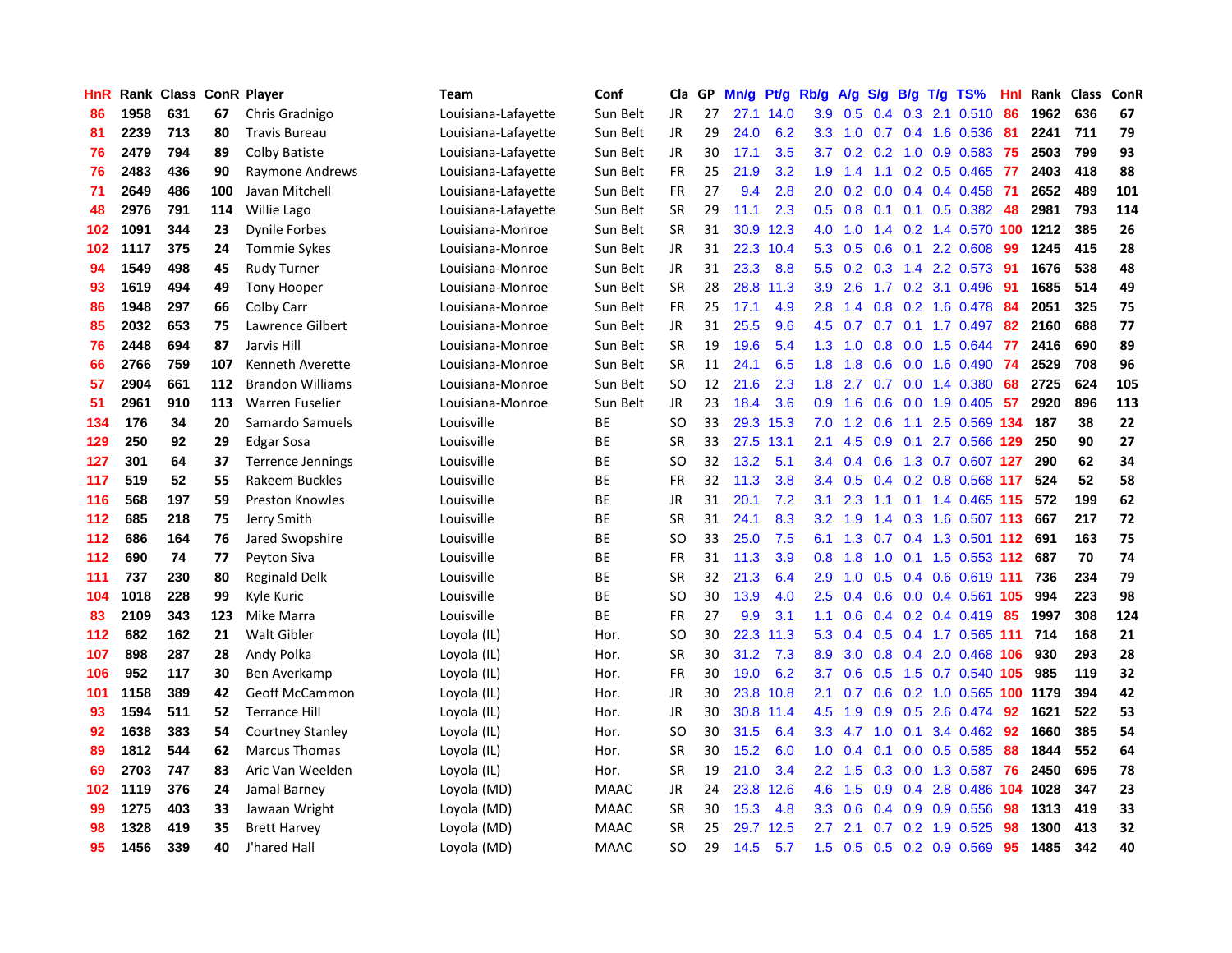| HnR | Rank | Class | ConR | Player | Team | Conf | Cla | GP | Mn/g | Pt/g | Rb/g | A/g | S/g | B/g | T/g | TS% | HnI | Rank | Class | ConR |
|---|---|---|---|---|---|---|---|---|---|---|---|---|---|---|---|---|---|---|---|---|
| 86 | 1958 | 631 | 67 | Chris Gradnigo | Louisiana-Lafayette | Sun Belt | JR | 27 | 27.1 | 14.0 | 3.9 | 0.5 | 0.4 | 0.3 | 2.1 | 0.510 | 86 | 1962 | 636 | 67 |
| 81 | 2239 | 713 | 80 | Travis Bureau | Louisiana-Lafayette | Sun Belt | JR | 29 | 24.0 | 6.2 | 3.3 | 1.0 | 0.7 | 0.4 | 1.6 | 0.536 | 81 | 2241 | 711 | 79 |
| 76 | 2479 | 794 | 89 | Colby Batiste | Louisiana-Lafayette | Sun Belt | JR | 30 | 17.1 | 3.5 | 3.7 | 0.2 | 0.2 | 1.0 | 0.9 | 0.583 | 75 | 2503 | 799 | 93 |
| 76 | 2483 | 436 | 90 | Raymone Andrews | Louisiana-Lafayette | Sun Belt | FR | 25 | 21.9 | 3.2 | 1.9 | 1.4 | 1.1 | 0.2 | 0.5 | 0.465 | 77 | 2403 | 418 | 88 |
| 71 | 2649 | 486 | 100 | Javan Mitchell | Louisiana-Lafayette | Sun Belt | FR | 27 | 9.4 | 2.8 | 2.0 | 0.2 | 0.0 | 0.4 | 0.4 | 0.458 | 71 | 2652 | 489 | 101 |
| 48 | 2976 | 791 | 114 | Willie Lago | Louisiana-Lafayette | Sun Belt | SR | 29 | 11.1 | 2.3 | 0.5 | 0.8 | 0.1 | 0.1 | 0.5 | 0.382 | 48 | 2981 | 793 | 114 |
| 102 | 1091 | 344 | 23 | Dynile Forbes | Louisiana-Monroe | Sun Belt | SR | 31 | 30.9 | 12.3 | 4.0 | 1.0 | 1.4 | 0.2 | 1.4 | 0.570 | 100 | 1212 | 385 | 26 |
| 102 | 1117 | 375 | 24 | Tommie Sykes | Louisiana-Monroe | Sun Belt | JR | 31 | 22.3 | 10.4 | 5.3 | 0.5 | 0.6 | 0.1 | 2.2 | 0.608 | 99 | 1245 | 415 | 28 |
| 94 | 1549 | 498 | 45 | Rudy Turner | Louisiana-Monroe | Sun Belt | JR | 31 | 23.3 | 8.8 | 5.5 | 0.2 | 0.3 | 1.4 | 2.2 | 0.573 | 91 | 1676 | 538 | 48 |
| 93 | 1619 | 494 | 49 | Tony Hooper | Louisiana-Monroe | Sun Belt | SR | 28 | 28.8 | 11.3 | 3.9 | 2.6 | 1.7 | 0.2 | 3.1 | 0.496 | 91 | 1685 | 514 | 49 |
| 86 | 1948 | 297 | 66 | Colby Carr | Louisiana-Monroe | Sun Belt | FR | 25 | 17.1 | 4.9 | 2.8 | 1.4 | 0.8 | 0.2 | 1.6 | 0.478 | 84 | 2051 | 325 | 75 |
| 85 | 2032 | 653 | 75 | Lawrence Gilbert | Louisiana-Monroe | Sun Belt | JR | 31 | 25.5 | 9.6 | 4.5 | 0.7 | 0.7 | 0.1 | 1.7 | 0.497 | 82 | 2160 | 688 | 77 |
| 76 | 2448 | 694 | 87 | Jarvis Hill | Louisiana-Monroe | Sun Belt | SR | 19 | 19.6 | 5.4 | 1.3 | 1.0 | 0.8 | 0.0 | 1.5 | 0.644 | 77 | 2416 | 690 | 89 |
| 66 | 2766 | 759 | 107 | Kenneth Averette | Louisiana-Monroe | Sun Belt | SR | 11 | 24.1 | 6.5 | 1.8 | 1.8 | 0.6 | 0.0 | 1.6 | 0.490 | 74 | 2529 | 708 | 96 |
| 57 | 2904 | 661 | 112 | Brandon Williams | Louisiana-Monroe | Sun Belt | SO | 12 | 21.6 | 2.3 | 1.8 | 2.7 | 0.7 | 0.0 | 1.4 | 0.380 | 68 | 2725 | 624 | 105 |
| 51 | 2961 | 910 | 113 | Warren Fuselier | Louisiana-Monroe | Sun Belt | JR | 23 | 18.4 | 3.6 | 0.9 | 1.6 | 0.6 | 0.0 | 1.9 | 0.405 | 57 | 2920 | 896 | 113 |
| 134 | 176 | 34 | 20 | Samardo Samuels | Louisville | BE | SO | 33 | 29.3 | 15.3 | 7.0 | 1.2 | 0.6 | 1.1 | 2.5 | 0.569 | 134 | 187 | 38 | 22 |
| 129 | 250 | 92 | 29 | Edgar Sosa | Louisville | BE | SR | 33 | 27.5 | 13.1 | 2.1 | 4.5 | 0.9 | 0.1 | 2.7 | 0.566 | 129 | 250 | 90 | 27 |
| 127 | 301 | 64 | 37 | Terrence Jennings | Louisville | BE | SO | 32 | 13.2 | 5.1 | 3.4 | 0.4 | 0.6 | 1.3 | 0.7 | 0.607 | 127 | 290 | 62 | 34 |
| 117 | 519 | 52 | 55 | Rakeem Buckles | Louisville | BE | FR | 32 | 11.3 | 3.8 | 3.4 | 0.5 | 0.4 | 0.2 | 0.8 | 0.568 | 117 | 524 | 52 | 58 |
| 116 | 568 | 197 | 59 | Preston Knowles | Louisville | BE | JR | 31 | 20.1 | 7.2 | 3.1 | 2.3 | 1.1 | 0.1 | 1.4 | 0.465 | 115 | 572 | 199 | 62 |
| 112 | 685 | 218 | 75 | Jerry Smith | Louisville | BE | SR | 31 | 24.1 | 8.3 | 3.2 | 1.9 | 1.4 | 0.3 | 1.6 | 0.507 | 113 | 667 | 217 | 72 |
| 112 | 686 | 164 | 76 | Jared Swopshire | Louisville | BE | SO | 33 | 25.0 | 7.5 | 6.1 | 1.3 | 0.7 | 0.4 | 1.3 | 0.501 | 112 | 691 | 163 | 75 |
| 112 | 690 | 74 | 77 | Peyton Siva | Louisville | BE | FR | 31 | 11.3 | 3.9 | 0.8 | 1.8 | 1.0 | 0.1 | 1.5 | 0.553 | 112 | 687 | 70 | 74 |
| 111 | 737 | 230 | 80 | Reginald Delk | Louisville | BE | SR | 32 | 21.3 | 6.4 | 2.9 | 1.0 | 0.5 | 0.4 | 0.6 | 0.619 | 111 | 736 | 234 | 79 |
| 104 | 1018 | 228 | 99 | Kyle Kuric | Louisville | BE | SO | 30 | 13.9 | 4.0 | 2.5 | 0.4 | 0.6 | 0.0 | 0.4 | 0.561 | 105 | 994 | 223 | 98 |
| 83 | 2109 | 343 | 123 | Mike Marra | Louisville | BE | FR | 27 | 9.9 | 3.1 | 1.1 | 0.6 | 0.4 | 0.2 | 0.4 | 0.419 | 85 | 1997 | 308 | 124 |
| 112 | 682 | 162 | 21 | Walt Gibler | Loyola (IL) | Hor. | SO | 30 | 22.3 | 11.3 | 5.3 | 0.4 | 0.5 | 0.4 | 1.7 | 0.565 | 111 | 714 | 168 | 21 |
| 107 | 898 | 287 | 28 | Andy Polka | Loyola (IL) | Hor. | SR | 30 | 31.2 | 7.3 | 8.9 | 3.0 | 0.8 | 0.4 | 2.0 | 0.468 | 106 | 930 | 293 | 28 |
| 106 | 952 | 117 | 30 | Ben Averkamp | Loyola (IL) | Hor. | FR | 30 | 19.0 | 6.2 | 3.7 | 0.6 | 0.5 | 1.5 | 0.7 | 0.540 | 105 | 985 | 119 | 32 |
| 101 | 1158 | 389 | 42 | Geoff McCammon | Loyola (IL) | Hor. | JR | 30 | 23.8 | 10.8 | 2.1 | 0.7 | 0.6 | 0.2 | 1.0 | 0.565 | 100 | 1179 | 394 | 42 |
| 93 | 1594 | 511 | 52 | Terrance Hill | Loyola (IL) | Hor. | JR | 30 | 30.8 | 11.4 | 4.5 | 1.9 | 0.9 | 0.5 | 2.6 | 0.474 | 92 | 1621 | 522 | 53 |
| 92 | 1638 | 383 | 54 | Courtney Stanley | Loyola (IL) | Hor. | SO | 30 | 31.5 | 6.4 | 3.3 | 4.7 | 1.0 | 0.1 | 3.4 | 0.462 | 92 | 1660 | 385 | 54 |
| 89 | 1812 | 544 | 62 | Marcus Thomas | Loyola (IL) | Hor. | SR | 30 | 15.2 | 6.0 | 1.0 | 0.4 | 0.1 | 0.0 | 0.5 | 0.585 | 88 | 1844 | 552 | 64 |
| 69 | 2703 | 747 | 83 | Aric Van Weelden | Loyola (IL) | Hor. | SR | 19 | 21.0 | 3.4 | 2.2 | 1.5 | 0.3 | 0.0 | 1.3 | 0.587 | 76 | 2450 | 695 | 78 |
| 102 | 1119 | 376 | 24 | Jamal Barney | Loyola (MD) | MAAC | JR | 24 | 23.8 | 12.6 | 4.6 | 1.5 | 0.9 | 0.4 | 2.8 | 0.486 | 104 | 1028 | 347 | 23 |
| 99 | 1275 | 403 | 33 | Jawaan Wright | Loyola (MD) | MAAC | SR | 30 | 15.3 | 4.8 | 3.3 | 0.6 | 0.4 | 0.9 | 0.9 | 0.556 | 98 | 1313 | 419 | 33 |
| 98 | 1328 | 419 | 35 | Brett Harvey | Loyola (MD) | MAAC | SR | 25 | 29.7 | 12.5 | 2.7 | 2.1 | 0.7 | 0.2 | 1.9 | 0.525 | 98 | 1300 | 413 | 32 |
| 95 | 1456 | 339 | 40 | J'hared Hall | Loyola (MD) | MAAC | SO | 29 | 14.5 | 5.7 | 1.5 | 0.5 | 0.5 | 0.2 | 0.9 | 0.569 | 95 | 1485 | 342 | 40 |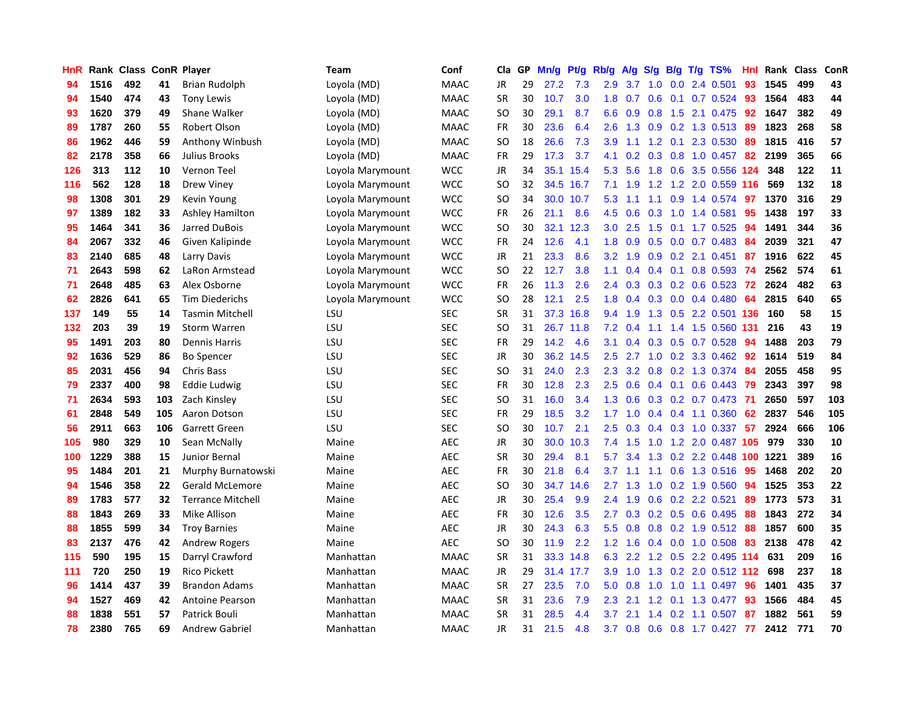| HnR | Rank | Class | ConR | Player | Team | Conf | Cla | GP | Mn/g | Pt/g | Rb/g | A/g | S/g | B/g | T/g | TS% | HnI | Rank | Class | ConR |
|---|---|---|---|---|---|---|---|---|---|---|---|---|---|---|---|---|---|---|---|---|
| 94 | 1516 | 492 | 41 | Brian Rudolph | Loyola (MD) | MAAC | JR | 29 | 27.2 | 7.3 | 2.9 | 3.7 | 1.0 | 0.0 | 2.4 | 0.501 | 93 | 1545 | 499 | 43 |
| 94 | 1540 | 474 | 43 | Tony Lewis | Loyola (MD) | MAAC | SR | 30 | 10.7 | 3.0 | 1.8 | 0.7 | 0.6 | 0.1 | 0.7 | 0.524 | 93 | 1564 | 483 | 44 |
| 93 | 1620 | 379 | 49 | Shane Walker | Loyola (MD) | MAAC | SO | 30 | 29.1 | 8.7 | 6.6 | 0.9 | 0.8 | 1.5 | 2.1 | 0.475 | 92 | 1647 | 382 | 49 |
| 89 | 1787 | 260 | 55 | Robert Olson | Loyola (MD) | MAAC | FR | 30 | 23.6 | 6.4 | 2.6 | 1.3 | 0.9 | 0.2 | 1.3 | 0.513 | 89 | 1823 | 268 | 58 |
| 86 | 1962 | 446 | 59 | Anthony Winbush | Loyola (MD) | MAAC | SO | 18 | 26.6 | 7.3 | 3.9 | 1.1 | 1.2 | 0.1 | 2.3 | 0.530 | 89 | 1815 | 416 | 57 |
| 82 | 2178 | 358 | 66 | Julius Brooks | Loyola (MD) | MAAC | FR | 29 | 17.3 | 3.7 | 4.1 | 0.2 | 0.3 | 0.8 | 1.0 | 0.457 | 82 | 2199 | 365 | 66 |
| 126 | 313 | 112 | 10 | Vernon Teel | Loyola Marymount | WCC | JR | 34 | 35.1 | 15.4 | 5.3 | 5.6 | 1.8 | 0.6 | 3.5 | 0.556 | 124 | 348 | 122 | 11 |
| 116 | 562 | 128 | 18 | Drew Viney | Loyola Marymount | WCC | SO | 32 | 34.5 | 16.7 | 7.1 | 1.9 | 1.2 | 1.2 | 2.0 | 0.559 | 116 | 569 | 132 | 18 |
| 98 | 1308 | 301 | 29 | Kevin Young | Loyola Marymount | WCC | SO | 34 | 30.0 | 10.7 | 5.3 | 1.1 | 1.1 | 0.9 | 1.4 | 0.574 | 97 | 1370 | 316 | 29 |
| 97 | 1389 | 182 | 33 | Ashley Hamilton | Loyola Marymount | WCC | FR | 26 | 21.1 | 8.6 | 4.5 | 0.6 | 0.3 | 1.0 | 1.4 | 0.581 | 95 | 1438 | 197 | 33 |
| 95 | 1464 | 341 | 36 | Jarred DuBois | Loyola Marymount | WCC | SO | 30 | 32.1 | 12.3 | 3.0 | 2.5 | 1.5 | 0.1 | 1.7 | 0.525 | 94 | 1491 | 344 | 36 |
| 84 | 2067 | 332 | 46 | Given Kalipinde | Loyola Marymount | WCC | FR | 24 | 12.6 | 4.1 | 1.8 | 0.9 | 0.5 | 0.0 | 0.7 | 0.483 | 84 | 2039 | 321 | 47 |
| 83 | 2140 | 685 | 48 | Larry Davis | Loyola Marymount | WCC | JR | 21 | 23.3 | 8.6 | 3.2 | 1.9 | 0.9 | 0.2 | 2.1 | 0.451 | 87 | 1916 | 622 | 45 |
| 71 | 2643 | 598 | 62 | LaRon Armstead | Loyola Marymount | WCC | SO | 22 | 12.7 | 3.8 | 1.1 | 0.4 | 0.4 | 0.1 | 0.8 | 0.593 | 74 | 2562 | 574 | 61 |
| 71 | 2648 | 485 | 63 | Alex Osborne | Loyola Marymount | WCC | FR | 26 | 11.3 | 2.6 | 2.4 | 0.3 | 0.3 | 0.2 | 0.6 | 0.523 | 72 | 2624 | 482 | 63 |
| 62 | 2826 | 641 | 65 | Tim Diederichs | Loyola Marymount | WCC | SO | 28 | 12.1 | 2.5 | 1.8 | 0.4 | 0.3 | 0.0 | 0.4 | 0.480 | 64 | 2815 | 640 | 65 |
| 137 | 149 | 55 | 14 | Tasmin Mitchell | LSU | SEC | SR | 31 | 37.3 | 16.8 | 9.4 | 1.9 | 1.3 | 0.5 | 2.2 | 0.501 | 136 | 160 | 58 | 15 |
| 132 | 203 | 39 | 19 | Storm Warren | LSU | SEC | SO | 31 | 26.7 | 11.8 | 7.2 | 0.4 | 1.1 | 1.4 | 1.5 | 0.560 | 131 | 216 | 43 | 19 |
| 95 | 1491 | 203 | 80 | Dennis Harris | LSU | SEC | FR | 29 | 14.2 | 4.6 | 3.1 | 0.4 | 0.3 | 0.5 | 0.7 | 0.528 | 94 | 1488 | 203 | 79 |
| 92 | 1636 | 529 | 86 | Bo Spencer | LSU | SEC | JR | 30 | 36.2 | 14.5 | 2.5 | 2.7 | 1.0 | 0.2 | 3.3 | 0.462 | 92 | 1614 | 519 | 84 |
| 85 | 2031 | 456 | 94 | Chris Bass | LSU | SEC | SO | 31 | 24.0 | 2.3 | 2.3 | 3.2 | 0.8 | 0.2 | 1.3 | 0.374 | 84 | 2055 | 458 | 95 |
| 79 | 2337 | 400 | 98 | Eddie Ludwig | LSU | SEC | FR | 30 | 12.8 | 2.3 | 2.5 | 0.6 | 0.4 | 0.1 | 0.6 | 0.443 | 79 | 2343 | 397 | 98 |
| 71 | 2634 | 593 | 103 | Zach Kinsley | LSU | SEC | SO | 31 | 16.0 | 3.4 | 1.3 | 0.6 | 0.3 | 0.2 | 0.7 | 0.473 | 71 | 2650 | 597 | 103 |
| 61 | 2848 | 549 | 105 | Aaron Dotson | LSU | SEC | FR | 29 | 18.5 | 3.2 | 1.7 | 1.0 | 0.4 | 0.4 | 1.1 | 0.360 | 62 | 2837 | 546 | 105 |
| 56 | 2911 | 663 | 106 | Garrett Green | LSU | SEC | SO | 30 | 10.7 | 2.1 | 2.5 | 0.3 | 0.4 | 0.3 | 1.0 | 0.337 | 57 | 2924 | 666 | 106 |
| 105 | 980 | 329 | 10 | Sean McNally | Maine | AEC | JR | 30 | 30.0 | 10.3 | 7.4 | 1.5 | 1.0 | 1.2 | 2.0 | 0.487 | 105 | 979 | 330 | 10 |
| 100 | 1229 | 388 | 15 | Junior Bernal | Maine | AEC | SR | 30 | 29.4 | 8.1 | 5.7 | 3.4 | 1.3 | 0.2 | 2.2 | 0.448 | 100 | 1221 | 389 | 16 |
| 95 | 1484 | 201 | 21 | Murphy Burnatowski | Maine | AEC | FR | 30 | 21.8 | 6.4 | 3.7 | 1.1 | 1.1 | 0.6 | 1.3 | 0.516 | 95 | 1468 | 202 | 20 |
| 94 | 1546 | 358 | 22 | Gerald McLemore | Maine | AEC | SO | 30 | 34.7 | 14.6 | 2.7 | 1.3 | 1.0 | 0.2 | 1.9 | 0.560 | 94 | 1525 | 353 | 22 |
| 89 | 1783 | 577 | 32 | Terrance Mitchell | Maine | AEC | JR | 30 | 25.4 | 9.9 | 2.4 | 1.9 | 0.6 | 0.2 | 2.2 | 0.521 | 89 | 1773 | 573 | 31 |
| 88 | 1843 | 269 | 33 | Mike Allison | Maine | AEC | FR | 30 | 12.6 | 3.5 | 2.7 | 0.3 | 0.2 | 0.5 | 0.6 | 0.495 | 88 | 1843 | 272 | 34 |
| 88 | 1855 | 599 | 34 | Troy Barnies | Maine | AEC | JR | 30 | 24.3 | 6.3 | 5.5 | 0.8 | 0.8 | 0.2 | 1.9 | 0.512 | 88 | 1857 | 600 | 35 |
| 83 | 2137 | 476 | 42 | Andrew Rogers | Maine | AEC | SO | 30 | 11.9 | 2.2 | 1.2 | 1.6 | 0.4 | 0.0 | 1.0 | 0.508 | 83 | 2138 | 478 | 42 |
| 115 | 590 | 195 | 15 | Darryl Crawford | Manhattan | MAAC | SR | 31 | 33.3 | 14.8 | 6.3 | 2.2 | 1.2 | 0.5 | 2.2 | 0.495 | 114 | 631 | 209 | 16 |
| 111 | 720 | 250 | 19 | Rico Pickett | Manhattan | MAAC | JR | 29 | 31.4 | 17.7 | 3.9 | 1.0 | 1.3 | 0.2 | 2.0 | 0.512 | 112 | 698 | 237 | 18 |
| 96 | 1414 | 437 | 39 | Brandon Adams | Manhattan | MAAC | SR | 27 | 23.5 | 7.0 | 5.0 | 0.8 | 1.0 | 1.0 | 1.1 | 0.497 | 96 | 1401 | 435 | 37 |
| 94 | 1527 | 469 | 42 | Antoine Pearson | Manhattan | MAAC | SR | 31 | 23.6 | 7.9 | 2.3 | 2.1 | 1.2 | 0.1 | 1.3 | 0.477 | 93 | 1566 | 484 | 45 |
| 88 | 1838 | 551 | 57 | Patrick Bouli | Manhattan | MAAC | SR | 31 | 28.5 | 4.4 | 3.7 | 2.1 | 1.4 | 0.2 | 1.1 | 0.507 | 87 | 1882 | 561 | 59 |
| 78 | 2380 | 765 | 69 | Andrew Gabriel | Manhattan | MAAC | JR | 31 | 21.5 | 4.8 | 3.7 | 0.8 | 0.6 | 0.8 | 1.7 | 0.427 | 77 | 2412 | 771 | 70 |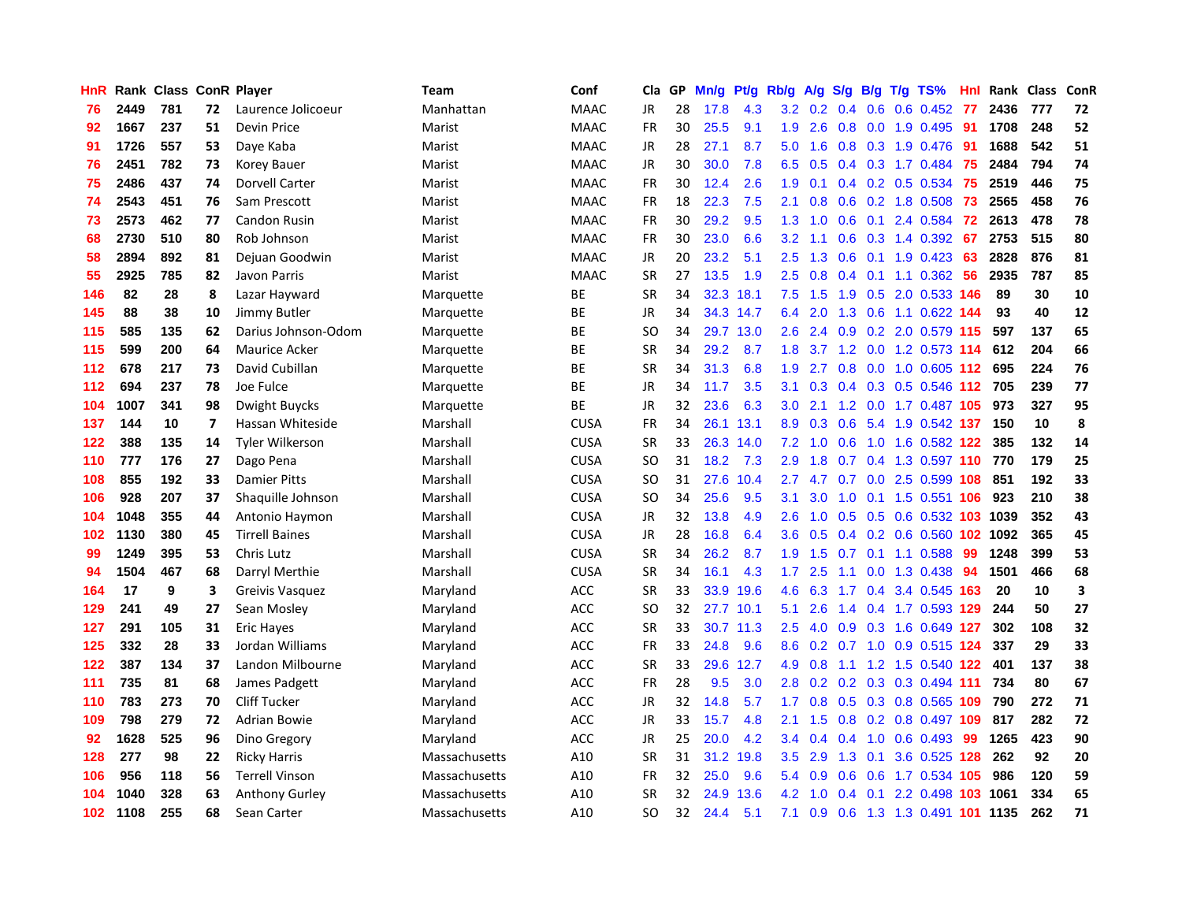| HnR | Rank | Class | ConR | Player | Team | Conf | Cla | GP | Mn/g | Pt/g | Rb/g | A/g | S/g | B/g | T/g | TS% | HnI | Rank | Class | ConR |
|---|---|---|---|---|---|---|---|---|---|---|---|---|---|---|---|---|---|---|---|---|
| 76 | 2449 | 781 | 72 | Laurence Jolicoeur | Manhattan | MAAC | JR | 28 | 17.8 | 4.3 | 3.2 | 0.2 | 0.4 | 0.6 | 0.6 | 0.452 | 77 | 2436 | 777 | 72 |
| 92 | 1667 | 237 | 51 | Devin Price | Marist | MAAC | FR | 30 | 25.5 | 9.1 | 1.9 | 2.6 | 0.8 | 0.0 | 1.9 | 0.495 | 91 | 1708 | 248 | 52 |
| 91 | 1726 | 557 | 53 | Daye Kaba | Marist | MAAC | JR | 28 | 27.1 | 8.7 | 5.0 | 1.6 | 0.8 | 0.3 | 1.9 | 0.476 | 91 | 1688 | 542 | 51 |
| 76 | 2451 | 782 | 73 | Korey Bauer | Marist | MAAC | JR | 30 | 30.0 | 7.8 | 6.5 | 0.5 | 0.4 | 0.3 | 1.7 | 0.484 | 75 | 2484 | 794 | 74 |
| 75 | 2486 | 437 | 74 | Dorvell Carter | Marist | MAAC | FR | 30 | 12.4 | 2.6 | 1.9 | 0.1 | 0.4 | 0.2 | 0.5 | 0.534 | 75 | 2519 | 446 | 75 |
| 74 | 2543 | 451 | 76 | Sam Prescott | Marist | MAAC | FR | 18 | 22.3 | 7.5 | 2.1 | 0.8 | 0.6 | 0.2 | 1.8 | 0.508 | 73 | 2565 | 458 | 76 |
| 73 | 2573 | 462 | 77 | Candon Rusin | Marist | MAAC | FR | 30 | 29.2 | 9.5 | 1.3 | 1.0 | 0.6 | 0.1 | 2.4 | 0.584 | 72 | 2613 | 478 | 78 |
| 68 | 2730 | 510 | 80 | Rob Johnson | Marist | MAAC | FR | 30 | 23.0 | 6.6 | 3.2 | 1.1 | 0.6 | 0.3 | 1.4 | 0.392 | 67 | 2753 | 515 | 80 |
| 58 | 2894 | 892 | 81 | Dejuan Goodwin | Marist | MAAC | JR | 20 | 23.2 | 5.1 | 2.5 | 1.3 | 0.6 | 0.1 | 1.9 | 0.423 | 63 | 2828 | 876 | 81 |
| 55 | 2925 | 785 | 82 | Javon Parris | Marist | MAAC | SR | 27 | 13.5 | 1.9 | 2.5 | 0.8 | 0.4 | 0.1 | 1.1 | 0.362 | 56 | 2935 | 787 | 85 |
| 146 | 82 | 28 | 8 | Lazar Hayward | Marquette | BE | SR | 34 | 32.3 | 18.1 | 7.5 | 1.5 | 1.9 | 0.5 | 2.0 | 0.533 | 146 | 89 | 30 | 10 |
| 145 | 88 | 38 | 10 | Jimmy Butler | Marquette | BE | JR | 34 | 34.3 | 14.7 | 6.4 | 2.0 | 1.3 | 0.6 | 1.1 | 0.622 | 144 | 93 | 40 | 12 |
| 115 | 585 | 135 | 62 | Darius Johnson-Odom | Marquette | BE | SO | 34 | 29.7 | 13.0 | 2.6 | 2.4 | 0.9 | 0.2 | 2.0 | 0.579 | 115 | 597 | 137 | 65 |
| 115 | 599 | 200 | 64 | Maurice Acker | Marquette | BE | SR | 34 | 29.2 | 8.7 | 1.8 | 3.7 | 1.2 | 0.0 | 1.2 | 0.573 | 114 | 612 | 204 | 66 |
| 112 | 678 | 217 | 73 | David Cubillan | Marquette | BE | SR | 34 | 31.3 | 6.8 | 1.9 | 2.7 | 0.8 | 0.0 | 1.0 | 0.605 | 112 | 695 | 224 | 76 |
| 112 | 694 | 237 | 78 | Joe Fulce | Marquette | BE | JR | 34 | 11.7 | 3.5 | 3.1 | 0.3 | 0.4 | 0.3 | 0.5 | 0.546 | 112 | 705 | 239 | 77 |
| 104 | 1007 | 341 | 98 | Dwight Buycks | Marquette | BE | JR | 32 | 23.6 | 6.3 | 3.0 | 2.1 | 1.2 | 0.0 | 1.7 | 0.487 | 105 | 973 | 327 | 95 |
| 137 | 144 | 10 | 7 | Hassan Whiteside | Marshall | CUSA | FR | 34 | 26.1 | 13.1 | 8.9 | 0.3 | 0.6 | 5.4 | 1.9 | 0.542 | 137 | 150 | 10 | 8 |
| 122 | 388 | 135 | 14 | Tyler Wilkerson | Marshall | CUSA | SR | 33 | 26.3 | 14.0 | 7.2 | 1.0 | 0.6 | 1.0 | 1.6 | 0.582 | 122 | 385 | 132 | 14 |
| 110 | 777 | 176 | 27 | Dago Pena | Marshall | CUSA | SO | 31 | 18.2 | 7.3 | 2.9 | 1.8 | 0.7 | 0.4 | 1.3 | 0.597 | 110 | 770 | 179 | 25 |
| 108 | 855 | 192 | 33 | Damier Pitts | Marshall | CUSA | SO | 31 | 27.6 | 10.4 | 2.7 | 4.7 | 0.7 | 0.0 | 2.5 | 0.599 | 108 | 851 | 192 | 33 |
| 106 | 928 | 207 | 37 | Shaquille Johnson | Marshall | CUSA | SO | 34 | 25.6 | 9.5 | 3.1 | 3.0 | 1.0 | 0.1 | 1.5 | 0.551 | 106 | 923 | 210 | 38 |
| 104 | 1048 | 355 | 44 | Antonio Haymon | Marshall | CUSA | JR | 32 | 13.8 | 4.9 | 2.6 | 1.0 | 0.5 | 0.5 | 0.6 | 0.532 | 103 | 1039 | 352 | 43 |
| 102 | 1130 | 380 | 45 | Tirrell Baines | Marshall | CUSA | JR | 28 | 16.8 | 6.4 | 3.6 | 0.5 | 0.4 | 0.2 | 0.6 | 0.560 | 102 | 1092 | 365 | 45 |
| 99 | 1249 | 395 | 53 | Chris Lutz | Marshall | CUSA | SR | 34 | 26.2 | 8.7 | 1.9 | 1.5 | 0.7 | 0.1 | 1.1 | 0.588 | 99 | 1248 | 399 | 53 |
| 94 | 1504 | 467 | 68 | Darryl Merthie | Marshall | CUSA | SR | 34 | 16.1 | 4.3 | 1.7 | 2.5 | 1.1 | 0.0 | 1.3 | 0.438 | 94 | 1501 | 466 | 68 |
| 164 | 17 | 9 | 3 | Greivis Vasquez | Maryland | ACC | SR | 33 | 33.9 | 19.6 | 4.6 | 6.3 | 1.7 | 0.4 | 3.4 | 0.545 | 163 | 20 | 10 | 3 |
| 129 | 241 | 49 | 27 | Sean Mosley | Maryland | ACC | SO | 32 | 27.7 | 10.1 | 5.1 | 2.6 | 1.4 | 0.4 | 1.7 | 0.593 | 129 | 244 | 50 | 27 |
| 127 | 291 | 105 | 31 | Eric Hayes | Maryland | ACC | SR | 33 | 30.7 | 11.3 | 2.5 | 4.0 | 0.9 | 0.3 | 1.6 | 0.649 | 127 | 302 | 108 | 32 |
| 125 | 332 | 28 | 33 | Jordan Williams | Maryland | ACC | FR | 33 | 24.8 | 9.6 | 8.6 | 0.2 | 0.7 | 1.0 | 0.9 | 0.515 | 124 | 337 | 29 | 33 |
| 122 | 387 | 134 | 37 | Landon Milbourne | Maryland | ACC | SR | 33 | 29.6 | 12.7 | 4.9 | 0.8 | 1.1 | 1.2 | 1.5 | 0.540 | 122 | 401 | 137 | 38 |
| 111 | 735 | 81 | 68 | James Padgett | Maryland | ACC | FR | 28 | 9.5 | 3.0 | 2.8 | 0.2 | 0.2 | 0.3 | 0.3 | 0.494 | 111 | 734 | 80 | 67 |
| 110 | 783 | 273 | 70 | Cliff Tucker | Maryland | ACC | JR | 32 | 14.8 | 5.7 | 1.7 | 0.8 | 0.5 | 0.3 | 0.8 | 0.565 | 109 | 790 | 272 | 71 |
| 109 | 798 | 279 | 72 | Adrian Bowie | Maryland | ACC | JR | 33 | 15.7 | 4.8 | 2.1 | 1.5 | 0.8 | 0.2 | 0.8 | 0.497 | 109 | 817 | 282 | 72 |
| 92 | 1628 | 525 | 96 | Dino Gregory | Maryland | ACC | JR | 25 | 20.0 | 4.2 | 3.4 | 0.4 | 0.4 | 1.0 | 0.6 | 0.493 | 99 | 1265 | 423 | 90 |
| 128 | 277 | 98 | 22 | Ricky Harris | Massachusetts | A10 | SR | 31 | 31.2 | 19.8 | 3.5 | 2.9 | 1.3 | 0.1 | 3.6 | 0.525 | 128 | 262 | 92 | 20 |
| 106 | 956 | 118 | 56 | Terrell Vinson | Massachusetts | A10 | FR | 32 | 25.0 | 9.6 | 5.4 | 0.9 | 0.6 | 0.6 | 1.7 | 0.534 | 105 | 986 | 120 | 59 |
| 104 | 1040 | 328 | 63 | Anthony Gurley | Massachusetts | A10 | SR | 32 | 24.9 | 13.6 | 4.2 | 1.0 | 0.4 | 0.1 | 2.2 | 0.498 | 103 | 1061 | 334 | 65 |
| 102 | 1108 | 255 | 68 | Sean Carter | Massachusetts | A10 | SO | 32 | 24.4 | 5.1 | 7.1 | 0.9 | 0.6 | 1.3 | 1.3 | 0.491 | 101 | 1135 | 262 | 71 |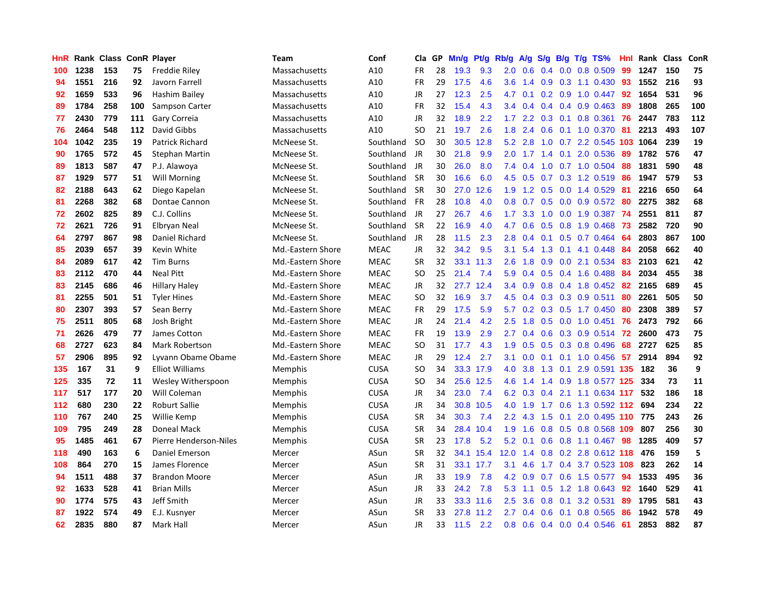| HnR | Rank | Class | ConR | Player | Team | Conf | Cla | GP | Mn/g | Pt/g | Rb/g | A/g | S/g | B/g | T/g | TS% | HnI | Rank | Class | ConR |
|---|---|---|---|---|---|---|---|---|---|---|---|---|---|---|---|---|---|---|---|---|
| 100 | 1238 | 153 | 75 | Freddie Riley | Massachusetts | A10 | FR | 28 | 19.3 | 9.3 | 2.0 | 0.6 | 0.4 | 0.0 | 0.8 | 0.509 | 99 | 1247 | 150 | 75 |
| 94 | 1551 | 216 | 92 | Javorn Farrell | Massachusetts | A10 | FR | 29 | 17.5 | 4.6 | 3.6 | 1.4 | 0.9 | 0.3 | 1.1 | 0.430 | 93 | 1552 | 216 | 93 |
| 92 | 1659 | 533 | 96 | Hashim Bailey | Massachusetts | A10 | JR | 27 | 12.3 | 2.5 | 4.7 | 0.1 | 0.2 | 0.9 | 1.0 | 0.447 | 92 | 1654 | 531 | 96 |
| 89 | 1784 | 258 | 100 | Sampson Carter | Massachusetts | A10 | FR | 32 | 15.4 | 4.3 | 3.4 | 0.4 | 0.4 | 0.4 | 0.9 | 0.463 | 89 | 1808 | 265 | 100 |
| 77 | 2430 | 779 | 111 | Gary Correia | Massachusetts | A10 | JR | 32 | 18.9 | 2.2 | 1.7 | 2.2 | 0.3 | 0.1 | 0.8 | 0.361 | 76 | 2447 | 783 | 112 |
| 76 | 2464 | 548 | 112 | David Gibbs | Massachusetts | A10 | SO | 21 | 19.7 | 2.6 | 1.8 | 2.4 | 0.6 | 0.1 | 1.0 | 0.370 | 81 | 2213 | 493 | 107 |
| 104 | 1042 | 235 | 19 | Patrick Richard | McNeese St. | Southland | SO | 30 | 30.5 | 12.8 | 5.2 | 2.8 | 1.0 | 0.7 | 2.2 | 0.545 | 103 | 1064 | 239 | 19 |
| 90 | 1765 | 572 | 45 | Stephan Martin | McNeese St. | Southland | JR | 30 | 21.8 | 9.9 | 2.0 | 1.7 | 1.4 | 0.1 | 2.0 | 0.536 | 89 | 1782 | 576 | 47 |
| 89 | 1813 | 587 | 47 | P.J. Alawoya | McNeese St. | Southland | JR | 30 | 26.0 | 8.0 | 7.4 | 0.4 | 1.0 | 0.7 | 1.0 | 0.504 | 88 | 1831 | 590 | 48 |
| 87 | 1929 | 577 | 51 | Will Morning | McNeese St. | Southland | SR | 30 | 16.6 | 6.0 | 4.5 | 0.5 | 0.7 | 0.3 | 1.2 | 0.519 | 86 | 1947 | 579 | 53 |
| 82 | 2188 | 643 | 62 | Diego Kapelan | McNeese St. | Southland | SR | 30 | 27.0 | 12.6 | 1.9 | 1.2 | 0.5 | 0.0 | 1.4 | 0.529 | 81 | 2216 | 650 | 64 |
| 81 | 2268 | 382 | 68 | Dontae Cannon | McNeese St. | Southland | FR | 28 | 10.8 | 4.0 | 0.8 | 0.7 | 0.5 | 0.0 | 0.9 | 0.572 | 80 | 2275 | 382 | 68 |
| 72 | 2602 | 825 | 89 | C.J. Collins | McNeese St. | Southland | JR | 27 | 26.7 | 4.6 | 1.7 | 3.3 | 1.0 | 0.0 | 1.9 | 0.387 | 74 | 2551 | 811 | 87 |
| 72 | 2621 | 726 | 91 | Elbryan Neal | McNeese St. | Southland | SR | 22 | 16.9 | 4.0 | 4.7 | 0.6 | 0.5 | 0.8 | 1.9 | 0.468 | 73 | 2582 | 720 | 90 |
| 64 | 2797 | 867 | 98 | Daniel Richard | McNeese St. | Southland | JR | 28 | 11.5 | 2.3 | 2.8 | 0.4 | 0.1 | 0.5 | 0.7 | 0.464 | 64 | 2803 | 867 | 100 |
| 85 | 2039 | 657 | 39 | Kevin White | Md.-Eastern Shore | MEAC | JR | 32 | 34.2 | 9.5 | 3.1 | 5.4 | 1.3 | 0.1 | 4.1 | 0.448 | 84 | 2058 | 662 | 40 |
| 84 | 2089 | 617 | 42 | Tim Burns | Md.-Eastern Shore | MEAC | SR | 32 | 33.1 | 11.3 | 2.6 | 1.8 | 0.9 | 0.0 | 2.1 | 0.534 | 83 | 2103 | 621 | 42 |
| 83 | 2112 | 470 | 44 | Neal Pitt | Md.-Eastern Shore | MEAC | SO | 25 | 21.4 | 7.4 | 5.9 | 0.4 | 0.5 | 0.4 | 1.6 | 0.488 | 84 | 2034 | 455 | 38 |
| 83 | 2145 | 686 | 46 | Hillary Haley | Md.-Eastern Shore | MEAC | JR | 32 | 27.7 | 12.4 | 3.4 | 0.9 | 0.8 | 0.4 | 1.8 | 0.452 | 82 | 2165 | 689 | 45 |
| 81 | 2255 | 501 | 51 | Tyler Hines | Md.-Eastern Shore | MEAC | SO | 32 | 16.9 | 3.7 | 4.5 | 0.4 | 0.3 | 0.3 | 0.9 | 0.511 | 80 | 2261 | 505 | 50 |
| 80 | 2307 | 393 | 57 | Sean Berry | Md.-Eastern Shore | MEAC | FR | 29 | 17.5 | 5.9 | 5.7 | 0.2 | 0.3 | 0.5 | 1.7 | 0.450 | 80 | 2308 | 389 | 57 |
| 75 | 2511 | 805 | 68 | Josh Bright | Md.-Eastern Shore | MEAC | JR | 24 | 21.4 | 4.2 | 2.5 | 1.8 | 0.5 | 0.0 | 1.0 | 0.451 | 76 | 2473 | 792 | 66 |
| 71 | 2626 | 479 | 77 | James Cotton | Md.-Eastern Shore | MEAC | FR | 19 | 13.9 | 2.9 | 2.7 | 0.4 | 0.6 | 0.3 | 0.9 | 0.514 | 72 | 2600 | 473 | 75 |
| 68 | 2727 | 623 | 84 | Mark Robertson | Md.-Eastern Shore | MEAC | SO | 31 | 17.7 | 4.3 | 1.9 | 0.5 | 0.5 | 0.3 | 0.8 | 0.496 | 68 | 2727 | 625 | 85 |
| 57 | 2906 | 895 | 92 | Lyvann Obame Obame | Md.-Eastern Shore | MEAC | JR | 29 | 12.4 | 2.7 | 3.1 | 0.0 | 0.1 | 0.1 | 1.0 | 0.456 | 57 | 2914 | 894 | 92 |
| 135 | 167 | 31 | 9 | Elliot Williams | Memphis | CUSA | SO | 34 | 33.3 | 17.9 | 4.0 | 3.8 | 1.3 | 0.1 | 2.9 | 0.591 | 135 | 182 | 36 | 9 |
| 125 | 335 | 72 | 11 | Wesley Witherspoon | Memphis | CUSA | SO | 34 | 25.6 | 12.5 | 4.6 | 1.4 | 1.4 | 0.9 | 1.8 | 0.577 | 125 | 334 | 73 | 11 |
| 117 | 517 | 177 | 20 | Will Coleman | Memphis | CUSA | JR | 34 | 23.0 | 7.4 | 6.2 | 0.3 | 0.4 | 2.1 | 1.1 | 0.634 | 117 | 532 | 186 | 18 |
| 112 | 680 | 230 | 22 | Roburt Sallie | Memphis | CUSA | JR | 34 | 30.8 | 10.5 | 4.0 | 1.9 | 1.7 | 0.6 | 1.3 | 0.592 | 112 | 694 | 234 | 22 |
| 110 | 767 | 240 | 25 | Willie Kemp | Memphis | CUSA | SR | 34 | 30.3 | 7.4 | 2.2 | 4.3 | 1.5 | 0.1 | 2.0 | 0.495 | 110 | 775 | 243 | 26 |
| 109 | 795 | 249 | 28 | Doneal Mack | Memphis | CUSA | SR | 34 | 28.4 | 10.4 | 1.9 | 1.6 | 0.8 | 0.5 | 0.8 | 0.568 | 109 | 807 | 256 | 30 |
| 95 | 1485 | 461 | 67 | Pierre Henderson-Niles | Memphis | CUSA | SR | 23 | 17.8 | 5.2 | 5.2 | 0.1 | 0.6 | 0.8 | 1.1 | 0.467 | 98 | 1285 | 409 | 57 |
| 118 | 490 | 163 | 6 | Daniel Emerson | Mercer | ASun | SR | 32 | 34.1 | 15.4 | 12.0 | 1.4 | 0.8 | 0.2 | 2.8 | 0.612 | 118 | 476 | 159 | 5 |
| 108 | 864 | 270 | 15 | James Florence | Mercer | ASun | SR | 31 | 33.1 | 17.7 | 3.1 | 4.6 | 1.7 | 0.4 | 3.7 | 0.523 | 108 | 823 | 262 | 14 |
| 94 | 1511 | 488 | 37 | Brandon Moore | Mercer | ASun | JR | 33 | 19.9 | 7.8 | 4.2 | 0.9 | 0.7 | 0.6 | 1.5 | 0.577 | 94 | 1533 | 495 | 36 |
| 92 | 1633 | 528 | 41 | Brian Mills | Mercer | ASun | JR | 33 | 24.2 | 7.8 | 5.3 | 1.1 | 0.5 | 1.2 | 1.8 | 0.643 | 92 | 1640 | 529 | 41 |
| 90 | 1774 | 575 | 43 | Jeff Smith | Mercer | ASun | JR | 33 | 33.3 | 11.6 | 2.5 | 3.6 | 0.8 | 0.1 | 3.2 | 0.531 | 89 | 1795 | 581 | 43 |
| 87 | 1922 | 574 | 49 | E.J. Kusnyer | Mercer | ASun | SR | 33 | 27.8 | 11.2 | 2.7 | 0.4 | 0.6 | 0.1 | 0.8 | 0.565 | 86 | 1942 | 578 | 49 |
| 62 | 2835 | 880 | 87 | Mark Hall | Mercer | ASun | JR | 33 | 11.5 | 2.2 | 0.8 | 0.6 | 0.4 | 0.0 | 0.4 | 0.546 | 61 | 2853 | 882 | 87 |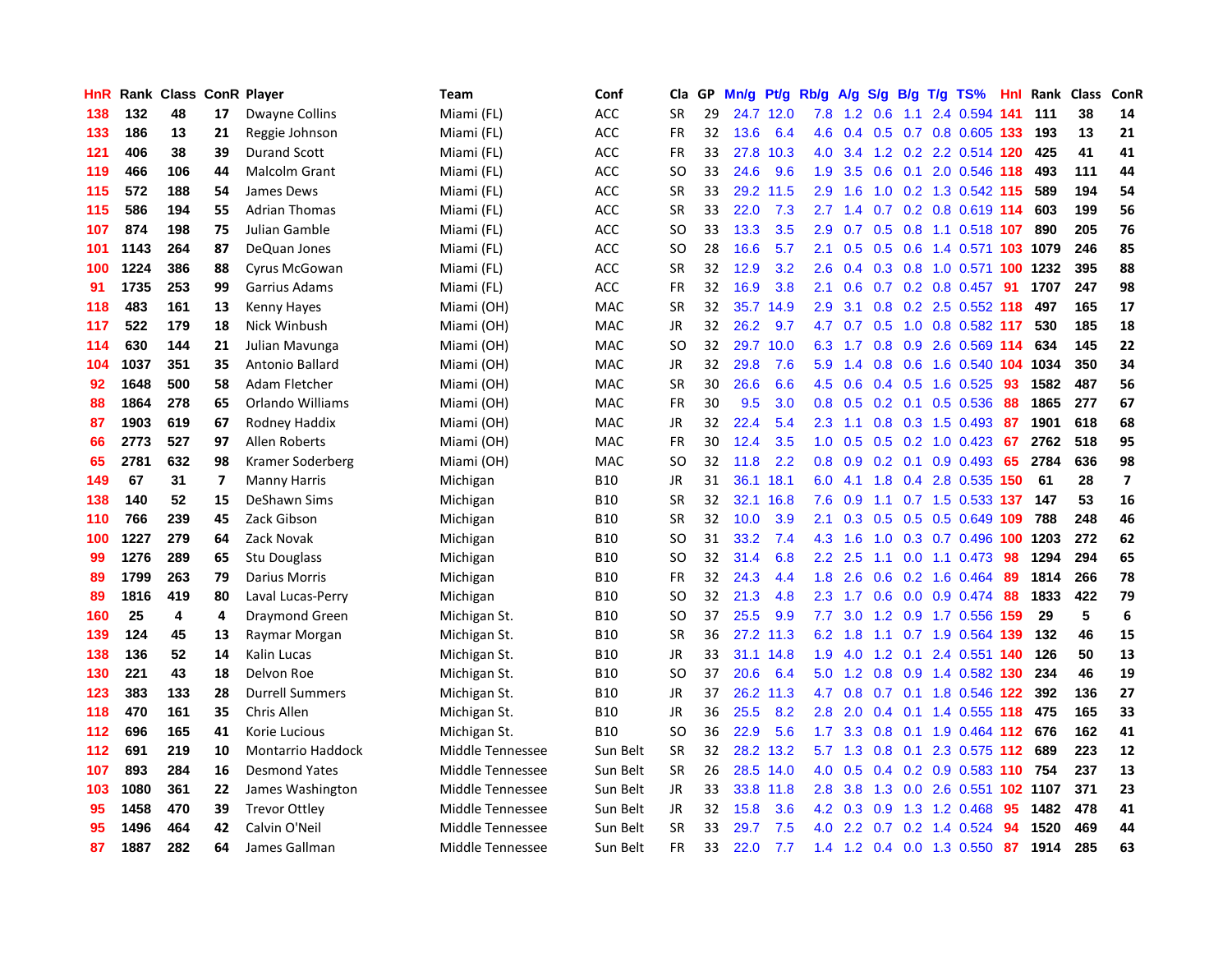| HnR | Rank | Class | ConR | Player | Team | Conf | Cla | GP | Mn/g | Pt/g | Rb/g | A/g | S/g | B/g | T/g | TS% | HnI | Rank | Class | ConR |
|---|---|---|---|---|---|---|---|---|---|---|---|---|---|---|---|---|---|---|---|---|
| 138 | 132 | 48 | 17 | Dwayne Collins | Miami (FL) | ACC | SR | 29 | 24.7 | 12.0 | 7.8 | 1.2 | 0.6 | 1.1 | 2.4 | 0.594 | 141 | 111 | 38 | 14 |
| 133 | 186 | 13 | 21 | Reggie Johnson | Miami (FL) | ACC | FR | 32 | 13.6 | 6.4 | 4.6 | 0.4 | 0.5 | 0.7 | 0.8 | 0.605 | 133 | 193 | 13 | 21 |
| 121 | 406 | 38 | 39 | Durand Scott | Miami (FL) | ACC | FR | 33 | 27.8 | 10.3 | 4.0 | 3.4 | 1.2 | 0.2 | 2.2 | 0.514 | 120 | 425 | 41 | 41 |
| 119 | 466 | 106 | 44 | Malcolm Grant | Miami (FL) | ACC | SO | 33 | 24.6 | 9.6 | 1.9 | 3.5 | 0.6 | 0.1 | 2.0 | 0.546 | 118 | 493 | 111 | 44 |
| 115 | 572 | 188 | 54 | James Dews | Miami (FL) | ACC | SR | 33 | 29.2 | 11.5 | 2.9 | 1.6 | 1.0 | 0.2 | 1.3 | 0.542 | 115 | 589 | 194 | 54 |
| 115 | 586 | 194 | 55 | Adrian Thomas | Miami (FL) | ACC | SR | 33 | 22.0 | 7.3 | 2.7 | 1.4 | 0.7 | 0.2 | 0.8 | 0.619 | 114 | 603 | 199 | 56 |
| 107 | 874 | 198 | 75 | Julian Gamble | Miami (FL) | ACC | SO | 33 | 13.3 | 3.5 | 2.9 | 0.7 | 0.5 | 0.8 | 1.1 | 0.518 | 107 | 890 | 205 | 76 |
| 101 | 1143 | 264 | 87 | DeQuan Jones | Miami (FL) | ACC | SO | 28 | 16.6 | 5.7 | 2.1 | 0.5 | 0.5 | 0.6 | 1.4 | 0.571 | 103 | 1079 | 246 | 85 |
| 100 | 1224 | 386 | 88 | Cyrus McGowan | Miami (FL) | ACC | SR | 32 | 12.9 | 3.2 | 2.6 | 0.4 | 0.3 | 0.8 | 1.0 | 0.571 | 100 | 1232 | 395 | 88 |
| 91 | 1735 | 253 | 99 | Garrius Adams | Miami (FL) | ACC | FR | 32 | 16.9 | 3.8 | 2.1 | 0.6 | 0.7 | 0.2 | 0.8 | 0.457 | 91 | 1707 | 247 | 98 |
| 118 | 483 | 161 | 13 | Kenny Hayes | Miami (OH) | MAC | SR | 32 | 35.7 | 14.9 | 2.9 | 3.1 | 0.8 | 0.2 | 2.5 | 0.552 | 118 | 497 | 165 | 17 |
| 117 | 522 | 179 | 18 | Nick Winbush | Miami (OH) | MAC | JR | 32 | 26.2 | 9.7 | 4.7 | 0.7 | 0.5 | 1.0 | 0.8 | 0.582 | 117 | 530 | 185 | 18 |
| 114 | 630 | 144 | 21 | Julian Mavunga | Miami (OH) | MAC | SO | 32 | 29.7 | 10.0 | 6.3 | 1.7 | 0.8 | 0.9 | 2.6 | 0.569 | 114 | 634 | 145 | 22 |
| 104 | 1037 | 351 | 35 | Antonio Ballard | Miami (OH) | MAC | JR | 32 | 29.8 | 7.6 | 5.9 | 1.4 | 0.8 | 0.6 | 1.6 | 0.540 | 104 | 1034 | 350 | 34 |
| 92 | 1648 | 500 | 58 | Adam Fletcher | Miami (OH) | MAC | SR | 30 | 26.6 | 6.6 | 4.5 | 0.6 | 0.4 | 0.5 | 1.6 | 0.525 | 93 | 1582 | 487 | 56 |
| 88 | 1864 | 278 | 65 | Orlando Williams | Miami (OH) | MAC | FR | 30 | 9.5 | 3.0 | 0.8 | 0.5 | 0.2 | 0.1 | 0.5 | 0.536 | 88 | 1865 | 277 | 67 |
| 87 | 1903 | 619 | 67 | Rodney Haddix | Miami (OH) | MAC | JR | 32 | 22.4 | 5.4 | 2.3 | 1.1 | 0.8 | 0.3 | 1.5 | 0.493 | 87 | 1901 | 618 | 68 |
| 66 | 2773 | 527 | 97 | Allen Roberts | Miami (OH) | MAC | FR | 30 | 12.4 | 3.5 | 1.0 | 0.5 | 0.5 | 0.2 | 1.0 | 0.423 | 67 | 2762 | 518 | 95 |
| 65 | 2781 | 632 | 98 | Kramer Soderberg | Miami (OH) | MAC | SO | 32 | 11.8 | 2.2 | 0.8 | 0.9 | 0.2 | 0.1 | 0.9 | 0.493 | 65 | 2784 | 636 | 98 |
| 149 | 67 | 31 | 7 | Manny Harris | Michigan | B10 | JR | 31 | 36.1 | 18.1 | 6.0 | 4.1 | 1.8 | 0.4 | 2.8 | 0.535 | 150 | 61 | 28 | 7 |
| 138 | 140 | 52 | 15 | DeShawn Sims | Michigan | B10 | SR | 32 | 32.1 | 16.8 | 7.6 | 0.9 | 1.1 | 0.7 | 1.5 | 0.533 | 137 | 147 | 53 | 16 |
| 110 | 766 | 239 | 45 | Zack Gibson | Michigan | B10 | SR | 32 | 10.0 | 3.9 | 2.1 | 0.3 | 0.5 | 0.5 | 0.5 | 0.649 | 109 | 788 | 248 | 46 |
| 100 | 1227 | 279 | 64 | Zack Novak | Michigan | B10 | SO | 31 | 33.2 | 7.4 | 4.3 | 1.6 | 1.0 | 0.3 | 0.7 | 0.496 | 100 | 1203 | 272 | 62 |
| 99 | 1276 | 289 | 65 | Stu Douglass | Michigan | B10 | SO | 32 | 31.4 | 6.8 | 2.2 | 2.5 | 1.1 | 0.0 | 1.1 | 0.473 | 98 | 1294 | 294 | 65 |
| 89 | 1799 | 263 | 79 | Darius Morris | Michigan | B10 | FR | 32 | 24.3 | 4.4 | 1.8 | 2.6 | 0.6 | 0.2 | 1.6 | 0.464 | 89 | 1814 | 266 | 78 |
| 89 | 1816 | 419 | 80 | Laval Lucas-Perry | Michigan | B10 | SO | 32 | 21.3 | 4.8 | 2.3 | 1.7 | 0.6 | 0.0 | 0.9 | 0.474 | 88 | 1833 | 422 | 79 |
| 160 | 25 | 4 | 4 | Draymond Green | Michigan St. | B10 | SO | 37 | 25.5 | 9.9 | 7.7 | 3.0 | 1.2 | 0.9 | 1.7 | 0.556 | 159 | 29 | 5 | 6 |
| 139 | 124 | 45 | 13 | Raymar Morgan | Michigan St. | B10 | SR | 36 | 27.2 | 11.3 | 6.2 | 1.8 | 1.1 | 0.7 | 1.9 | 0.564 | 139 | 132 | 46 | 15 |
| 138 | 136 | 52 | 14 | Kalin Lucas | Michigan St. | B10 | JR | 33 | 31.1 | 14.8 | 1.9 | 4.0 | 1.2 | 0.1 | 2.4 | 0.551 | 140 | 126 | 50 | 13 |
| 130 | 221 | 43 | 18 | Delvon Roe | Michigan St. | B10 | SO | 37 | 20.6 | 6.4 | 5.0 | 1.2 | 0.8 | 0.9 | 1.4 | 0.582 | 130 | 234 | 46 | 19 |
| 123 | 383 | 133 | 28 | Durrell Summers | Michigan St. | B10 | JR | 37 | 26.2 | 11.3 | 4.7 | 0.8 | 0.7 | 0.1 | 1.8 | 0.546 | 122 | 392 | 136 | 27 |
| 118 | 470 | 161 | 35 | Chris Allen | Michigan St. | B10 | JR | 36 | 25.5 | 8.2 | 2.8 | 2.0 | 0.4 | 0.1 | 1.4 | 0.555 | 118 | 475 | 165 | 33 |
| 112 | 696 | 165 | 41 | Korie Lucious | Michigan St. | B10 | SO | 36 | 22.9 | 5.6 | 1.7 | 3.3 | 0.8 | 0.1 | 1.9 | 0.464 | 112 | 676 | 162 | 41 |
| 112 | 691 | 219 | 10 | Montarrio Haddock | Middle Tennessee | Sun Belt | SR | 32 | 28.2 | 13.2 | 5.7 | 1.3 | 0.8 | 0.1 | 2.3 | 0.575 | 112 | 689 | 223 | 12 |
| 107 | 893 | 284 | 16 | Desmond Yates | Middle Tennessee | Sun Belt | SR | 26 | 28.5 | 14.0 | 4.0 | 0.5 | 0.4 | 0.2 | 0.9 | 0.583 | 110 | 754 | 237 | 13 |
| 103 | 1080 | 361 | 22 | James Washington | Middle Tennessee | Sun Belt | JR | 33 | 33.8 | 11.8 | 2.8 | 3.8 | 1.3 | 0.0 | 2.6 | 0.551 | 102 | 1107 | 371 | 23 |
| 95 | 1458 | 470 | 39 | Trevor Ottley | Middle Tennessee | Sun Belt | JR | 32 | 15.8 | 3.6 | 4.2 | 0.3 | 0.9 | 1.3 | 1.2 | 0.468 | 95 | 1482 | 478 | 41 |
| 95 | 1496 | 464 | 42 | Calvin O'Neil | Middle Tennessee | Sun Belt | SR | 33 | 29.7 | 7.5 | 4.0 | 2.2 | 0.7 | 0.2 | 1.4 | 0.524 | 94 | 1520 | 469 | 44 |
| 87 | 1887 | 282 | 64 | James Gallman | Middle Tennessee | Sun Belt | FR | 33 | 22.0 | 7.7 | 1.4 | 1.2 | 0.4 | 0.0 | 1.3 | 0.550 | 87 | 1914 | 285 | 63 |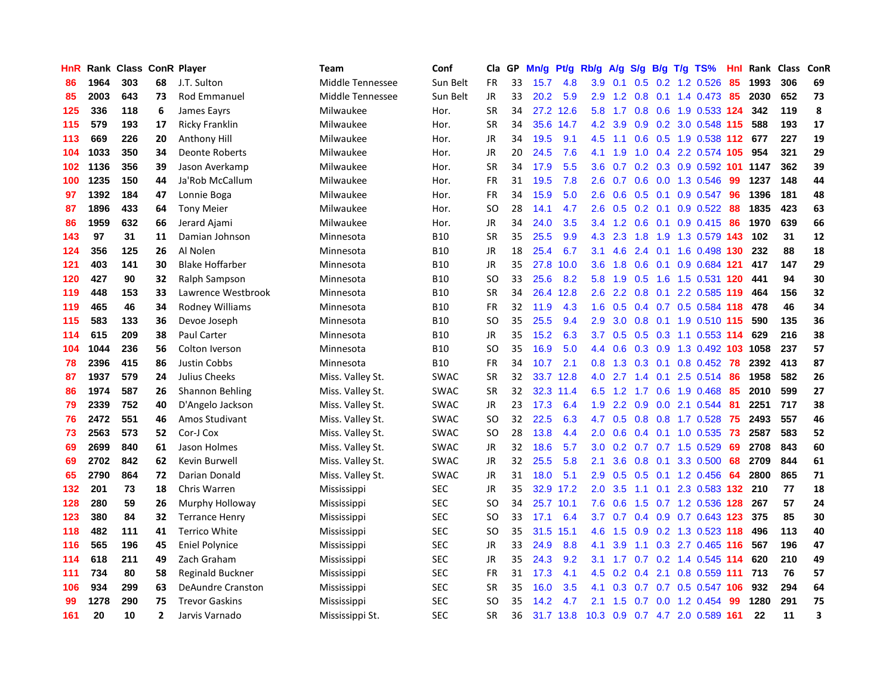| HnR | Rank | Class | ConR | Player | Team | Conf | Cla | GP | Mn/g | Pt/g | Rb/g | A/g | S/g | B/g | T/g | TS% | Hnl | Rank | Class | ConR |
|---|---|---|---|---|---|---|---|---|---|---|---|---|---|---|---|---|---|---|---|---|
| 86 | 1964 | 303 | 68 | J.T. Sulton | Middle Tennessee | Sun Belt | FR | 33 | 15.7 | 4.8 | 3.9 | 0.1 | 0.5 | 0.2 | 1.2 | 0.526 | 85 | 1993 | 306 | 69 |
| 85 | 2003 | 643 | 73 | Rod Emmanuel | Middle Tennessee | Sun Belt | JR | 33 | 20.2 | 5.9 | 2.9 | 1.2 | 0.8 | 0.1 | 1.4 | 0.473 | 85 | 2030 | 652 | 73 |
| 125 | 336 | 118 | 6 | James Eayrs | Milwaukee | Hor. | SR | 34 | 27.2 | 12.6 | 5.8 | 1.7 | 0.8 | 0.6 | 1.9 | 0.533 | 124 | 342 | 119 | 8 |
| 115 | 579 | 193 | 17 | Ricky Franklin | Milwaukee | Hor. | SR | 34 | 35.6 | 14.7 | 4.2 | 3.9 | 0.9 | 0.2 | 3.0 | 0.548 | 115 | 588 | 193 | 17 |
| 113 | 669 | 226 | 20 | Anthony Hill | Milwaukee | Hor. | JR | 34 | 19.5 | 9.1 | 4.5 | 1.1 | 0.6 | 0.5 | 1.9 | 0.538 | 112 | 677 | 227 | 19 |
| 104 | 1033 | 350 | 34 | Deonte Roberts | Milwaukee | Hor. | JR | 20 | 24.5 | 7.6 | 4.1 | 1.9 | 1.0 | 0.4 | 2.2 | 0.574 | 105 | 954 | 321 | 29 |
| 102 | 1136 | 356 | 39 | Jason Averkamp | Milwaukee | Hor. | SR | 34 | 17.9 | 5.5 | 3.6 | 0.7 | 0.2 | 0.3 | 0.9 | 0.592 | 101 | 1147 | 362 | 39 |
| 100 | 1235 | 150 | 44 | Ja'Rob McCallum | Milwaukee | Hor. | FR | 31 | 19.5 | 7.8 | 2.6 | 0.7 | 0.6 | 0.0 | 1.3 | 0.546 | 99 | 1237 | 148 | 44 |
| 97 | 1392 | 184 | 47 | Lonnie Boga | Milwaukee | Hor. | FR | 34 | 15.9 | 5.0 | 2.6 | 0.6 | 0.5 | 0.1 | 0.9 | 0.547 | 96 | 1396 | 181 | 48 |
| 87 | 1896 | 433 | 64 | Tony Meier | Milwaukee | Hor. | SO | 28 | 14.1 | 4.7 | 2.6 | 0.5 | 0.2 | 0.1 | 0.9 | 0.522 | 88 | 1835 | 423 | 63 |
| 86 | 1959 | 632 | 66 | Jerard Ajami | Milwaukee | Hor. | JR | 34 | 24.0 | 3.5 | 3.4 | 1.2 | 0.6 | 0.1 | 0.9 | 0.415 | 86 | 1970 | 639 | 66 |
| 143 | 97 | 31 | 11 | Damian Johnson | Minnesota | B10 | SR | 35 | 25.5 | 9.9 | 4.3 | 2.3 | 1.8 | 1.9 | 1.3 | 0.579 | 143 | 102 | 31 | 12 |
| 124 | 356 | 125 | 26 | Al Nolen | Minnesota | B10 | JR | 18 | 25.4 | 6.7 | 3.1 | 4.6 | 2.4 | 0.1 | 1.6 | 0.498 | 130 | 232 | 88 | 18 |
| 121 | 403 | 141 | 30 | Blake Hoffarber | Minnesota | B10 | JR | 35 | 27.8 | 10.0 | 3.6 | 1.8 | 0.6 | 0.1 | 0.9 | 0.684 | 121 | 417 | 147 | 29 |
| 120 | 427 | 90 | 32 | Ralph Sampson | Minnesota | B10 | SO | 33 | 25.6 | 8.2 | 5.8 | 1.9 | 0.5 | 1.6 | 1.5 | 0.531 | 120 | 441 | 94 | 30 |
| 119 | 448 | 153 | 33 | Lawrence Westbrook | Minnesota | B10 | SR | 34 | 26.4 | 12.8 | 2.6 | 2.2 | 0.8 | 0.1 | 2.2 | 0.585 | 119 | 464 | 156 | 32 |
| 119 | 465 | 46 | 34 | Rodney Williams | Minnesota | B10 | FR | 32 | 11.9 | 4.3 | 1.6 | 0.5 | 0.4 | 0.7 | 0.5 | 0.584 | 118 | 478 | 46 | 34 |
| 115 | 583 | 133 | 36 | Devoe Joseph | Minnesota | B10 | SO | 35 | 25.5 | 9.4 | 2.9 | 3.0 | 0.8 | 0.1 | 1.9 | 0.510 | 115 | 590 | 135 | 36 |
| 114 | 615 | 209 | 38 | Paul Carter | Minnesota | B10 | JR | 35 | 15.2 | 6.3 | 3.7 | 0.5 | 0.5 | 0.3 | 1.1 | 0.553 | 114 | 629 | 216 | 38 |
| 104 | 1044 | 236 | 56 | Colton Iverson | Minnesota | B10 | SO | 35 | 16.9 | 5.0 | 4.4 | 0.6 | 0.3 | 0.9 | 1.3 | 0.492 | 103 | 1058 | 237 | 57 |
| 78 | 2396 | 415 | 86 | Justin Cobbs | Minnesota | B10 | FR | 34 | 10.7 | 2.1 | 0.8 | 1.3 | 0.3 | 0.1 | 0.8 | 0.452 | 78 | 2392 | 413 | 87 |
| 87 | 1937 | 579 | 24 | Julius Cheeks | Miss. Valley St. | SWAC | SR | 32 | 33.7 | 12.8 | 4.0 | 2.7 | 1.4 | 0.1 | 2.5 | 0.514 | 86 | 1958 | 582 | 26 |
| 86 | 1974 | 587 | 26 | Shannon Behling | Miss. Valley St. | SWAC | SR | 32 | 32.3 | 11.4 | 6.5 | 1.2 | 1.7 | 0.6 | 1.9 | 0.468 | 85 | 2010 | 599 | 27 |
| 79 | 2339 | 752 | 40 | D'Angelo Jackson | Miss. Valley St. | SWAC | JR | 23 | 17.3 | 6.4 | 1.9 | 2.2 | 0.9 | 0.0 | 2.1 | 0.544 | 81 | 2251 | 717 | 38 |
| 76 | 2472 | 551 | 46 | Amos Studivant | Miss. Valley St. | SWAC | SO | 32 | 22.5 | 6.3 | 4.7 | 0.5 | 0.8 | 0.8 | 1.7 | 0.528 | 75 | 2493 | 557 | 46 |
| 73 | 2563 | 573 | 52 | Cor-J Cox | Miss. Valley St. | SWAC | SO | 28 | 13.8 | 4.4 | 2.0 | 0.6 | 0.4 | 0.1 | 1.0 | 0.535 | 73 | 2587 | 583 | 52 |
| 69 | 2699 | 840 | 61 | Jason Holmes | Miss. Valley St. | SWAC | JR | 32 | 18.6 | 5.7 | 3.0 | 0.2 | 0.7 | 0.7 | 1.5 | 0.529 | 69 | 2708 | 843 | 60 |
| 69 | 2702 | 842 | 62 | Kevin Burwell | Miss. Valley St. | SWAC | JR | 32 | 25.5 | 5.8 | 2.1 | 3.6 | 0.8 | 0.1 | 3.3 | 0.500 | 68 | 2709 | 844 | 61 |
| 65 | 2790 | 864 | 72 | Darian Donald | Miss. Valley St. | SWAC | JR | 31 | 18.0 | 5.1 | 2.9 | 0.5 | 0.5 | 0.1 | 1.2 | 0.456 | 64 | 2800 | 865 | 71 |
| 132 | 201 | 73 | 18 | Chris Warren | Mississippi | SEC | JR | 35 | 32.9 | 17.2 | 2.0 | 3.5 | 1.1 | 0.1 | 2.3 | 0.583 | 132 | 210 | 77 | 18 |
| 128 | 280 | 59 | 26 | Murphy Holloway | Mississippi | SEC | SO | 34 | 25.7 | 10.1 | 7.6 | 0.6 | 1.5 | 0.7 | 1.2 | 0.536 | 128 | 267 | 57 | 24 |
| 123 | 380 | 84 | 32 | Terrance Henry | Mississippi | SEC | SO | 33 | 17.1 | 6.4 | 3.7 | 0.7 | 0.4 | 0.9 | 0.7 | 0.643 | 123 | 375 | 85 | 30 |
| 118 | 482 | 111 | 41 | Terrico White | Mississippi | SEC | SO | 35 | 31.5 | 15.1 | 4.6 | 1.5 | 0.9 | 0.2 | 1.3 | 0.523 | 118 | 496 | 113 | 40 |
| 116 | 565 | 196 | 45 | Eniel Polynice | Mississippi | SEC | JR | 33 | 24.9 | 8.8 | 4.1 | 3.9 | 1.1 | 0.3 | 2.7 | 0.465 | 116 | 567 | 196 | 47 |
| 114 | 618 | 211 | 49 | Zach Graham | Mississippi | SEC | JR | 35 | 24.3 | 9.2 | 3.1 | 1.7 | 0.7 | 0.2 | 1.4 | 0.545 | 114 | 620 | 210 | 49 |
| 111 | 734 | 80 | 58 | Reginald Buckner | Mississippi | SEC | FR | 31 | 17.3 | 4.1 | 4.5 | 0.2 | 0.4 | 2.1 | 0.8 | 0.559 | 111 | 713 | 76 | 57 |
| 106 | 934 | 299 | 63 | DeAundre Cranston | Mississippi | SEC | SR | 35 | 16.0 | 3.5 | 4.1 | 0.3 | 0.7 | 0.7 | 0.5 | 0.547 | 106 | 932 | 294 | 64 |
| 99 | 1278 | 290 | 75 | Trevor Gaskins | Mississippi | SEC | SO | 35 | 14.2 | 4.7 | 2.1 | 1.5 | 0.7 | 0.0 | 1.2 | 0.454 | 99 | 1280 | 291 | 75 |
| 161 | 20 | 10 | 2 | Jarvis Varnado | Mississippi St. | SEC | SR | 36 | 31.7 | 13.8 | 10.3 | 0.9 | 0.7 | 4.7 | 2.0 | 0.589 | 161 | 22 | 11 | 3 |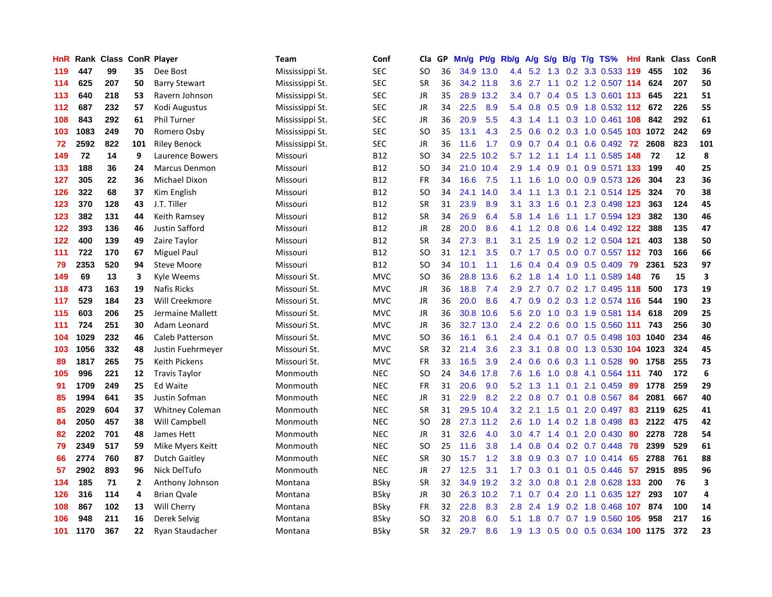| HnR | Rank | Class | ConR | Player | Team | Conf | Cla | GP | Mn/g | Pt/g | Rb/g | A/g | S/g | B/g | T/g | TS% | HnI | Rank | Class | ConR |
|---|---|---|---|---|---|---|---|---|---|---|---|---|---|---|---|---|---|---|---|---|
| 119 | 447 | 99 | 35 | Dee Bost | Mississippi St. | SEC | SO | 36 | 34.9 | 13.0 | 4.4 | 5.2 | 1.3 | 0.2 | 3.3 | 0.533 | 119 | 455 | 102 | 36 |
| 114 | 625 | 207 | 50 | Barry Stewart | Mississippi St. | SEC | SR | 36 | 34.2 | 11.8 | 3.6 | 2.7 | 1.1 | 0.2 | 1.2 | 0.507 | 114 | 624 | 207 | 50 |
| 113 | 640 | 218 | 53 | Ravern Johnson | Mississippi St. | SEC | JR | 35 | 28.9 | 13.2 | 3.4 | 0.7 | 0.4 | 0.5 | 1.3 | 0.601 | 113 | 645 | 221 | 51 |
| 112 | 687 | 232 | 57 | Kodi Augustus | Mississippi St. | SEC | JR | 34 | 22.5 | 8.9 | 5.4 | 0.8 | 0.5 | 0.9 | 1.8 | 0.532 | 112 | 672 | 226 | 55 |
| 108 | 843 | 292 | 61 | Phil Turner | Mississippi St. | SEC | JR | 36 | 20.9 | 5.5 | 4.3 | 1.4 | 1.1 | 0.3 | 1.0 | 0.461 | 108 | 842 | 292 | 61 |
| 103 | 1083 | 249 | 70 | Romero Osby | Mississippi St. | SEC | SO | 35 | 13.1 | 4.3 | 2.5 | 0.6 | 0.2 | 0.3 | 1.0 | 0.545 | 103 | 1072 | 242 | 69 |
| 72 | 2592 | 822 | 101 | Riley Benock | Mississippi St. | SEC | JR | 36 | 11.6 | 1.7 | 0.9 | 0.7 | 0.4 | 0.1 | 0.6 | 0.492 | 72 | 2608 | 823 | 101 |
| 149 | 72 | 14 | 9 | Laurence Bowers | Missouri | B12 | SO | 34 | 22.5 | 10.2 | 5.7 | 1.2 | 1.1 | 1.4 | 1.1 | 0.585 | 148 | 72 | 12 | 8 |
| 133 | 188 | 36 | 24 | Marcus Denmon | Missouri | B12 | SO | 34 | 21.0 | 10.4 | 2.9 | 1.4 | 0.9 | 0.1 | 0.9 | 0.571 | 133 | 199 | 40 | 25 |
| 127 | 305 | 22 | 36 | Michael Dixon | Missouri | B12 | FR | 34 | 16.6 | 7.5 | 1.1 | 1.6 | 1.0 | 0.0 | 0.9 | 0.573 | 126 | 304 | 23 | 36 |
| 126 | 322 | 68 | 37 | Kim English | Missouri | B12 | SO | 34 | 24.1 | 14.0 | 3.4 | 1.1 | 1.3 | 0.1 | 2.1 | 0.514 | 125 | 324 | 70 | 38 |
| 123 | 370 | 128 | 43 | J.T. Tiller | Missouri | B12 | SR | 31 | 23.9 | 8.9 | 3.1 | 3.3 | 1.6 | 0.1 | 2.3 | 0.498 | 123 | 363 | 124 | 45 |
| 123 | 382 | 131 | 44 | Keith Ramsey | Missouri | B12 | SR | 34 | 26.9 | 6.4 | 5.8 | 1.4 | 1.6 | 1.1 | 1.7 | 0.594 | 123 | 382 | 130 | 46 |
| 122 | 393 | 136 | 46 | Justin Safford | Missouri | B12 | JR | 28 | 20.0 | 8.6 | 4.1 | 1.2 | 0.8 | 0.6 | 1.4 | 0.492 | 122 | 388 | 135 | 47 |
| 122 | 400 | 139 | 49 | Zaire Taylor | Missouri | B12 | SR | 34 | 27.3 | 8.1 | 3.1 | 2.5 | 1.9 | 0.2 | 1.2 | 0.504 | 121 | 403 | 138 | 50 |
| 111 | 722 | 170 | 67 | Miguel Paul | Missouri | B12 | SO | 31 | 12.1 | 3.5 | 0.7 | 1.7 | 0.5 | 0.0 | 0.7 | 0.557 | 112 | 703 | 166 | 66 |
| 79 | 2353 | 520 | 94 | Steve Moore | Missouri | B12 | SO | 34 | 10.1 | 1.1 | 1.6 | 0.4 | 0.4 | 0.9 | 0.5 | 0.409 | 79 | 2361 | 523 | 97 |
| 149 | 69 | 13 | 3 | Kyle Weems | Missouri St. | MVC | SO | 36 | 28.8 | 13.6 | 6.2 | 1.8 | 1.4 | 1.0 | 1.1 | 0.589 | 148 | 76 | 15 | 3 |
| 118 | 473 | 163 | 19 | Nafis Ricks | Missouri St. | MVC | JR | 36 | 18.8 | 7.4 | 2.9 | 2.7 | 0.7 | 0.2 | 1.7 | 0.495 | 118 | 500 | 173 | 19 |
| 117 | 529 | 184 | 23 | Will Creekmore | Missouri St. | MVC | JR | 36 | 20.0 | 8.6 | 4.7 | 0.9 | 0.2 | 0.3 | 1.2 | 0.574 | 116 | 544 | 190 | 23 |
| 115 | 603 | 206 | 25 | Jermaine Mallett | Missouri St. | MVC | JR | 36 | 30.8 | 10.6 | 5.6 | 2.0 | 1.0 | 0.3 | 1.9 | 0.581 | 114 | 618 | 209 | 25 |
| 111 | 724 | 251 | 30 | Adam Leonard | Missouri St. | MVC | JR | 36 | 32.7 | 13.0 | 2.4 | 2.2 | 0.6 | 0.0 | 1.5 | 0.560 | 111 | 743 | 256 | 30 |
| 104 | 1029 | 232 | 46 | Caleb Patterson | Missouri St. | MVC | SO | 36 | 16.1 | 6.1 | 2.4 | 0.4 | 0.1 | 0.7 | 0.5 | 0.498 | 103 | 1040 | 234 | 46 |
| 103 | 1056 | 332 | 48 | Justin Fuehrmeyer | Missouri St. | MVC | SR | 32 | 21.4 | 3.6 | 2.3 | 3.1 | 0.8 | 0.0 | 1.3 | 0.530 | 104 | 1023 | 324 | 45 |
| 89 | 1817 | 265 | 75 | Keith Pickens | Missouri St. | MVC | FR | 33 | 16.5 | 3.9 | 2.4 | 0.6 | 0.6 | 0.3 | 1.1 | 0.528 | 90 | 1758 | 255 | 73 |
| 105 | 996 | 221 | 12 | Travis Taylor | Monmouth | NEC | SO | 24 | 34.6 | 17.8 | 7.6 | 1.6 | 1.0 | 0.8 | 4.1 | 0.564 | 111 | 740 | 172 | 6 |
| 91 | 1709 | 249 | 25 | Ed Waite | Monmouth | NEC | FR | 31 | 20.6 | 9.0 | 5.2 | 1.3 | 1.1 | 0.1 | 2.1 | 0.459 | 89 | 1778 | 259 | 29 |
| 85 | 1994 | 641 | 35 | Justin Sofman | Monmouth | NEC | JR | 31 | 22.9 | 8.2 | 2.2 | 0.8 | 0.7 | 0.1 | 0.8 | 0.567 | 84 | 2081 | 667 | 40 |
| 85 | 2029 | 604 | 37 | Whitney Coleman | Monmouth | NEC | SR | 31 | 29.5 | 10.4 | 3.2 | 2.1 | 1.5 | 0.1 | 2.0 | 0.497 | 83 | 2119 | 625 | 41 |
| 84 | 2050 | 457 | 38 | Will Campbell | Monmouth | NEC | SO | 28 | 27.3 | 11.2 | 2.6 | 1.0 | 1.4 | 0.2 | 1.8 | 0.498 | 83 | 2122 | 475 | 42 |
| 82 | 2202 | 701 | 48 | James Hett | Monmouth | NEC | JR | 31 | 32.6 | 4.0 | 3.0 | 4.7 | 1.4 | 0.1 | 2.0 | 0.430 | 80 | 2278 | 728 | 54 |
| 79 | 2349 | 517 | 59 | Mike Myers Keitt | Monmouth | NEC | SO | 25 | 11.6 | 3.8 | 1.4 | 0.8 | 0.4 | 0.2 | 0.7 | 0.448 | 78 | 2399 | 529 | 61 |
| 66 | 2774 | 760 | 87 | Dutch Gaitley | Monmouth | NEC | SR | 30 | 15.7 | 1.2 | 3.8 | 0.9 | 0.3 | 0.7 | 1.0 | 0.414 | 65 | 2788 | 761 | 88 |
| 57 | 2902 | 893 | 96 | Nick DelTufo | Monmouth | NEC | JR | 27 | 12.5 | 3.1 | 1.7 | 0.3 | 0.1 | 0.1 | 0.5 | 0.446 | 57 | 2915 | 895 | 96 |
| 134 | 185 | 71 | 2 | Anthony Johnson | Montana | BSky | SR | 32 | 34.9 | 19.2 | 3.2 | 3.0 | 0.8 | 0.1 | 2.8 | 0.628 | 133 | 200 | 76 | 3 |
| 126 | 316 | 114 | 4 | Brian Qvale | Montana | BSky | JR | 30 | 26.3 | 10.2 | 7.1 | 0.7 | 0.4 | 2.0 | 1.1 | 0.635 | 127 | 293 | 107 | 4 |
| 108 | 867 | 102 | 13 | Will Cherry | Montana | BSky | FR | 32 | 22.8 | 8.3 | 2.8 | 2.4 | 1.9 | 0.2 | 1.8 | 0.468 | 107 | 874 | 100 | 14 |
| 106 | 948 | 211 | 16 | Derek Selvig | Montana | BSky | SO | 32 | 20.8 | 6.0 | 5.1 | 1.8 | 0.7 | 0.7 | 1.9 | 0.560 | 105 | 958 | 217 | 16 |
| 101 | 1170 | 367 | 22 | Ryan Staudacher | Montana | BSky | SR | 32 | 29.7 | 8.6 | 1.9 | 1.3 | 0.5 | 0.0 | 0.5 | 0.634 | 100 | 1175 | 372 | 23 |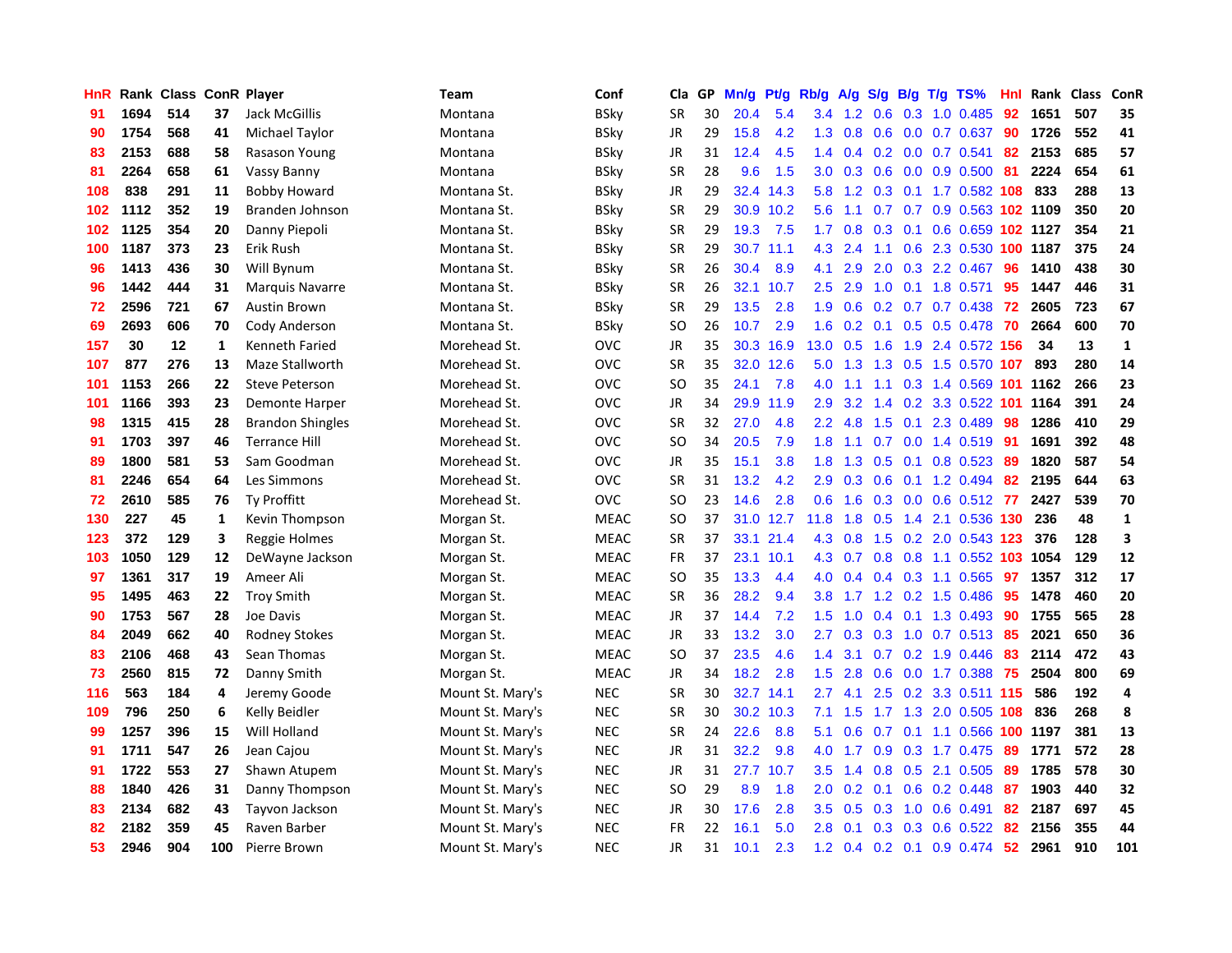| HnR | Rank | Class | ConR | Player | Team | Conf | Cla | GP | Mn/g | Pt/g | Rb/g | A/g | S/g | B/g | T/g | TS% | HnI | Rank | Class | ConR |
|---|---|---|---|---|---|---|---|---|---|---|---|---|---|---|---|---|---|---|---|---|
| 91 | 1694 | 514 | 37 | Jack McGillis | Montana | BSky | SR | 30 | 20.4 | 5.4 | 3.4 | 1.2 | 0.6 | 0.3 | 1.0 | 0.485 | 92 | 1651 | 507 | 35 |
| 90 | 1754 | 568 | 41 | Michael Taylor | Montana | BSky | JR | 29 | 15.8 | 4.2 | 1.3 | 0.8 | 0.6 | 0.0 | 0.7 | 0.637 | 90 | 1726 | 552 | 41 |
| 83 | 2153 | 688 | 58 | Rasason Young | Montana | BSky | JR | 31 | 12.4 | 4.5 | 1.4 | 0.4 | 0.2 | 0.0 | 0.7 | 0.541 | 82 | 2153 | 685 | 57 |
| 81 | 2264 | 658 | 61 | Vassy Banny | Montana | BSky | SR | 28 | 9.6 | 1.5 | 3.0 | 0.3 | 0.6 | 0.0 | 0.9 | 0.500 | 81 | 2224 | 654 | 61 |
| 108 | 838 | 291 | 11 | Bobby Howard | Montana St. | BSky | JR | 29 | 32.4 | 14.3 | 5.8 | 1.2 | 0.3 | 0.1 | 1.7 | 0.582 | 108 | 833 | 288 | 13 |
| 102 | 1112 | 352 | 19 | Branden Johnson | Montana St. | BSky | SR | 29 | 30.9 | 10.2 | 5.6 | 1.1 | 0.7 | 0.7 | 0.9 | 0.563 | 102 | 1109 | 350 | 20 |
| 102 | 1125 | 354 | 20 | Danny Piepoli | Montana St. | BSky | SR | 29 | 19.3 | 7.5 | 1.7 | 0.8 | 0.3 | 0.1 | 0.6 | 0.659 | 102 | 1127 | 354 | 21 |
| 100 | 1187 | 373 | 23 | Erik Rush | Montana St. | BSky | SR | 29 | 30.7 | 11.1 | 4.3 | 2.4 | 1.1 | 0.6 | 2.3 | 0.530 | 100 | 1187 | 375 | 24 |
| 96 | 1413 | 436 | 30 | Will Bynum | Montana St. | BSky | SR | 26 | 30.4 | 8.9 | 4.1 | 2.9 | 2.0 | 0.3 | 2.2 | 0.467 | 96 | 1410 | 438 | 30 |
| 96 | 1442 | 444 | 31 | Marquis Navarre | Montana St. | BSky | SR | 26 | 32.1 | 10.7 | 2.5 | 2.9 | 1.0 | 0.1 | 1.8 | 0.571 | 95 | 1447 | 446 | 31 |
| 72 | 2596 | 721 | 67 | Austin Brown | Montana St. | BSky | SR | 29 | 13.5 | 2.8 | 1.9 | 0.6 | 0.2 | 0.7 | 0.7 | 0.438 | 72 | 2605 | 723 | 67 |
| 69 | 2693 | 606 | 70 | Cody Anderson | Montana St. | BSky | SO | 26 | 10.7 | 2.9 | 1.6 | 0.2 | 0.1 | 0.5 | 0.5 | 0.478 | 70 | 2664 | 600 | 70 |
| 157 | 30 | 12 | 1 | Kenneth Faried | Morehead St. | OVC | JR | 35 | 30.3 | 16.9 | 13.0 | 0.5 | 1.6 | 1.9 | 2.4 | 0.572 | 156 | 34 | 13 | 1 |
| 107 | 877 | 276 | 13 | Maze Stallworth | Morehead St. | OVC | SR | 35 | 32.0 | 12.6 | 5.0 | 1.3 | 1.3 | 0.5 | 1.5 | 0.570 | 107 | 893 | 280 | 14 |
| 101 | 1153 | 266 | 22 | Steve Peterson | Morehead St. | OVC | SO | 35 | 24.1 | 7.8 | 4.0 | 1.1 | 1.1 | 0.3 | 1.4 | 0.569 | 101 | 1162 | 266 | 23 |
| 101 | 1166 | 393 | 23 | Demonte Harper | Morehead St. | OVC | JR | 34 | 29.9 | 11.9 | 2.9 | 3.2 | 1.4 | 0.2 | 3.3 | 0.522 | 101 | 1164 | 391 | 24 |
| 98 | 1315 | 415 | 28 | Brandon Shingles | Morehead St. | OVC | SR | 32 | 27.0 | 4.8 | 2.2 | 4.8 | 1.5 | 0.1 | 2.3 | 0.489 | 98 | 1286 | 410 | 29 |
| 91 | 1703 | 397 | 46 | Terrance Hill | Morehead St. | OVC | SO | 34 | 20.5 | 7.9 | 1.8 | 1.1 | 0.7 | 0.0 | 1.4 | 0.519 | 91 | 1691 | 392 | 48 |
| 89 | 1800 | 581 | 53 | Sam Goodman | Morehead St. | OVC | JR | 35 | 15.1 | 3.8 | 1.8 | 1.3 | 0.5 | 0.1 | 0.8 | 0.523 | 89 | 1820 | 587 | 54 |
| 81 | 2246 | 654 | 64 | Les Simmons | Morehead St. | OVC | SR | 31 | 13.2 | 4.2 | 2.9 | 0.3 | 0.6 | 0.1 | 1.2 | 0.494 | 82 | 2195 | 644 | 63 |
| 72 | 2610 | 585 | 76 | Ty Proffitt | Morehead St. | OVC | SO | 23 | 14.6 | 2.8 | 0.6 | 1.6 | 0.3 | 0.0 | 0.6 | 0.512 | 77 | 2427 | 539 | 70 |
| 130 | 227 | 45 | 1 | Kevin Thompson | Morgan St. | MEAC | SO | 37 | 31.0 | 12.7 | 11.8 | 1.8 | 0.5 | 1.4 | 2.1 | 0.536 | 130 | 236 | 48 | 1 |
| 123 | 372 | 129 | 3 | Reggie Holmes | Morgan St. | MEAC | SR | 37 | 33.1 | 21.4 | 4.3 | 0.8 | 1.5 | 0.2 | 2.0 | 0.543 | 123 | 376 | 128 | 3 |
| 103 | 1050 | 129 | 12 | DeWayne Jackson | Morgan St. | MEAC | FR | 37 | 23.1 | 10.1 | 4.3 | 0.7 | 0.8 | 0.8 | 1.1 | 0.552 | 103 | 1054 | 129 | 12 |
| 97 | 1361 | 317 | 19 | Ameer Ali | Morgan St. | MEAC | SO | 35 | 13.3 | 4.4 | 4.0 | 0.4 | 0.4 | 0.3 | 1.1 | 0.565 | 97 | 1357 | 312 | 17 |
| 95 | 1495 | 463 | 22 | Troy Smith | Morgan St. | MEAC | SR | 36 | 28.2 | 9.4 | 3.8 | 1.7 | 1.2 | 0.2 | 1.5 | 0.486 | 95 | 1478 | 460 | 20 |
| 90 | 1753 | 567 | 28 | Joe Davis | Morgan St. | MEAC | JR | 37 | 14.4 | 7.2 | 1.5 | 1.0 | 0.4 | 0.1 | 1.3 | 0.493 | 90 | 1755 | 565 | 28 |
| 84 | 2049 | 662 | 40 | Rodney Stokes | Morgan St. | MEAC | JR | 33 | 13.2 | 3.0 | 2.7 | 0.3 | 0.3 | 1.0 | 0.7 | 0.513 | 85 | 2021 | 650 | 36 |
| 83 | 2106 | 468 | 43 | Sean Thomas | Morgan St. | MEAC | SO | 37 | 23.5 | 4.6 | 1.4 | 3.1 | 0.7 | 0.2 | 1.9 | 0.446 | 83 | 2114 | 472 | 43 |
| 73 | 2560 | 815 | 72 | Danny Smith | Morgan St. | MEAC | JR | 34 | 18.2 | 2.8 | 1.5 | 2.8 | 0.6 | 0.0 | 1.7 | 0.388 | 75 | 2504 | 800 | 69 |
| 116 | 563 | 184 | 4 | Jeremy Goode | Mount St. Mary's | NEC | SR | 30 | 32.7 | 14.1 | 2.7 | 4.1 | 2.5 | 0.2 | 3.3 | 0.511 | 115 | 586 | 192 | 4 |
| 109 | 796 | 250 | 6 | Kelly Beidler | Mount St. Mary's | NEC | SR | 30 | 30.2 | 10.3 | 7.1 | 1.5 | 1.7 | 1.3 | 2.0 | 0.505 | 108 | 836 | 268 | 8 |
| 99 | 1257 | 396 | 15 | Will Holland | Mount St. Mary's | NEC | SR | 24 | 22.6 | 8.8 | 5.1 | 0.6 | 0.7 | 0.1 | 1.1 | 0.566 | 100 | 1197 | 381 | 13 |
| 91 | 1711 | 547 | 26 | Jean Cajou | Mount St. Mary's | NEC | JR | 31 | 32.2 | 9.8 | 4.0 | 1.7 | 0.9 | 0.3 | 1.7 | 0.475 | 89 | 1771 | 572 | 28 |
| 91 | 1722 | 553 | 27 | Shawn Atupem | Mount St. Mary's | NEC | JR | 31 | 27.7 | 10.7 | 3.5 | 1.4 | 0.8 | 0.5 | 2.1 | 0.505 | 89 | 1785 | 578 | 30 |
| 88 | 1840 | 426 | 31 | Danny Thompson | Mount St. Mary's | NEC | SO | 29 | 8.9 | 1.8 | 2.0 | 0.2 | 0.1 | 0.6 | 0.2 | 0.448 | 87 | 1903 | 440 | 32 |
| 83 | 2134 | 682 | 43 | Tayvon Jackson | Mount St. Mary's | NEC | JR | 30 | 17.6 | 2.8 | 3.5 | 0.5 | 0.3 | 1.0 | 0.6 | 0.491 | 82 | 2187 | 697 | 45 |
| 82 | 2182 | 359 | 45 | Raven Barber | Mount St. Mary's | NEC | FR | 22 | 16.1 | 5.0 | 2.8 | 0.1 | 0.3 | 0.3 | 0.6 | 0.522 | 82 | 2156 | 355 | 44 |
| 53 | 2946 | 904 | 100 | Pierre Brown | Mount St. Mary's | NEC | JR | 31 | 10.1 | 2.3 | 1.2 | 0.4 | 0.2 | 0.1 | 0.9 | 0.474 | 52 | 2961 | 910 | 101 |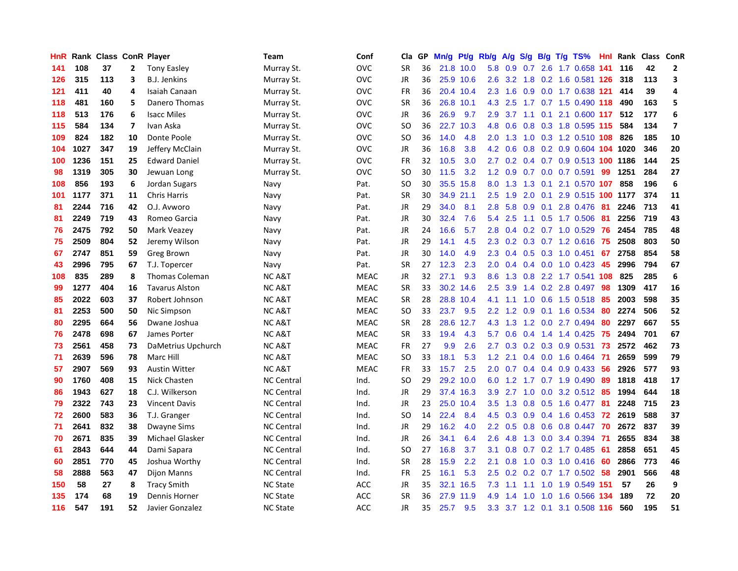| HnR | Rank | Class | ConR | Player | Team | Conf | Cla | GP | Mn/g | Pt/g | Rb/g | A/g | S/g | B/g | T/g | TS% | HnI | Rank | Class | ConR |
|---|---|---|---|---|---|---|---|---|---|---|---|---|---|---|---|---|---|---|---|---|
| 141 | 108 | 37 | 2 | Tony Easley | Murray St. | OVC | SR | 36 | 21.8 | 10.0 | 5.8 | 0.9 | 0.7 | 2.6 | 1.7 | 0.658 | 141 | 116 | 42 | 2 |
| 126 | 315 | 113 | 3 | B.J. Jenkins | Murray St. | OVC | JR | 36 | 25.9 | 10.6 | 2.6 | 3.2 | 1.8 | 0.2 | 1.6 | 0.581 | 126 | 318 | 113 | 3 |
| 121 | 411 | 40 | 4 | Isaiah Canaan | Murray St. | OVC | FR | 36 | 20.4 | 10.4 | 2.3 | 1.6 | 0.9 | 0.0 | 1.7 | 0.638 | 121 | 414 | 39 | 4 |
| 118 | 481 | 160 | 5 | Danero Thomas | Murray St. | OVC | SR | 36 | 26.8 | 10.1 | 4.3 | 2.5 | 1.7 | 0.7 | 1.5 | 0.490 | 118 | 490 | 163 | 5 |
| 118 | 513 | 176 | 6 | Isacc Miles | Murray St. | OVC | JR | 36 | 26.9 | 9.7 | 2.9 | 3.7 | 1.1 | 0.1 | 2.1 | 0.600 | 117 | 512 | 177 | 6 |
| 115 | 584 | 134 | 7 | Ivan Aska | Murray St. | OVC | SO | 36 | 22.7 | 10.3 | 4.8 | 0.6 | 0.8 | 0.3 | 1.8 | 0.595 | 115 | 584 | 134 | 7 |
| 109 | 824 | 182 | 10 | Donte Poole | Murray St. | OVC | SO | 36 | 14.0 | 4.8 | 2.0 | 1.3 | 1.0 | 0.3 | 1.2 | 0.510 | 108 | 826 | 185 | 10 |
| 104 | 1027 | 347 | 19 | Jeffery McClain | Murray St. | OVC | JR | 36 | 16.8 | 3.8 | 4.2 | 0.6 | 0.8 | 0.2 | 0.9 | 0.604 | 104 | 1020 | 346 | 20 |
| 100 | 1236 | 151 | 25 | Edward Daniel | Murray St. | OVC | FR | 32 | 10.5 | 3.0 | 2.7 | 0.2 | 0.4 | 0.7 | 0.9 | 0.513 | 100 | 1186 | 144 | 25 |
| 98 | 1319 | 305 | 30 | Jewuan Long | Murray St. | OVC | SO | 30 | 11.5 | 3.2 | 1.2 | 0.9 | 0.7 | 0.0 | 0.7 | 0.591 | 99 | 1251 | 284 | 27 |
| 108 | 856 | 193 | 6 | Jordan Sugars | Navy | Pat. | SO | 30 | 35.5 | 15.8 | 8.0 | 1.3 | 1.3 | 0.1 | 2.1 | 0.570 | 107 | 858 | 196 | 6 |
| 101 | 1177 | 371 | 11 | Chris Harris | Navy | Pat. | SR | 30 | 34.9 | 21.1 | 2.5 | 1.9 | 2.0 | 0.1 | 2.9 | 0.515 | 100 | 1177 | 374 | 11 |
| 81 | 2244 | 716 | 42 | O.J. Avworo | Navy | Pat. | JR | 29 | 34.0 | 8.1 | 2.8 | 5.8 | 0.9 | 0.1 | 2.8 | 0.476 | 81 | 2246 | 713 | 41 |
| 81 | 2249 | 719 | 43 | Romeo Garcia | Navy | Pat. | JR | 30 | 32.4 | 7.6 | 5.4 | 2.5 | 1.1 | 0.5 | 1.7 | 0.506 | 81 | 2256 | 719 | 43 |
| 76 | 2475 | 792 | 50 | Mark Veazey | Navy | Pat. | JR | 24 | 16.6 | 5.7 | 2.8 | 0.4 | 0.2 | 0.7 | 1.0 | 0.529 | 76 | 2454 | 785 | 48 |
| 75 | 2509 | 804 | 52 | Jeremy Wilson | Navy | Pat. | JR | 29 | 14.1 | 4.5 | 2.3 | 0.2 | 0.3 | 0.7 | 1.2 | 0.616 | 75 | 2508 | 803 | 50 |
| 67 | 2747 | 851 | 59 | Greg Brown | Navy | Pat. | JR | 30 | 14.0 | 4.9 | 2.3 | 0.4 | 0.5 | 0.3 | 1.0 | 0.451 | 67 | 2758 | 854 | 58 |
| 43 | 2996 | 795 | 67 | T.J. Topercer | Navy | Pat. | SR | 27 | 12.3 | 2.3 | 2.0 | 0.4 | 0.4 | 0.0 | 1.0 | 0.423 | 45 | 2996 | 794 | 67 |
| 108 | 835 | 289 | 8 | Thomas Coleman | NC A&T | MEAC | JR | 32 | 27.1 | 9.3 | 8.6 | 1.3 | 0.8 | 2.2 | 1.7 | 0.541 | 108 | 825 | 285 | 6 |
| 99 | 1277 | 404 | 16 | Tavarus Alston | NC A&T | MEAC | SR | 33 | 30.2 | 14.6 | 2.5 | 3.9 | 1.4 | 0.2 | 2.8 | 0.497 | 98 | 1309 | 417 | 16 |
| 85 | 2022 | 603 | 37 | Robert Johnson | NC A&T | MEAC | SR | 28 | 28.8 | 10.4 | 4.1 | 1.1 | 1.0 | 0.6 | 1.5 | 0.518 | 85 | 2003 | 598 | 35 |
| 81 | 2253 | 500 | 50 | Nic Simpson | NC A&T | MEAC | SO | 33 | 23.7 | 9.5 | 2.2 | 1.2 | 0.9 | 0.1 | 1.6 | 0.534 | 80 | 2274 | 506 | 52 |
| 80 | 2295 | 664 | 56 | Dwane Joshua | NC A&T | MEAC | SR | 28 | 28.6 | 12.7 | 4.3 | 1.3 | 1.2 | 0.0 | 2.7 | 0.494 | 80 | 2297 | 667 | 55 |
| 76 | 2478 | 698 | 67 | James Porter | NC A&T | MEAC | SR | 33 | 19.4 | 4.3 | 5.7 | 0.6 | 0.4 | 1.4 | 1.4 | 0.425 | 75 | 2494 | 701 | 67 |
| 73 | 2561 | 458 | 73 | DaMetrius Upchurch | NC A&T | MEAC | FR | 27 | 9.9 | 2.6 | 2.7 | 0.3 | 0.2 | 0.3 | 0.9 | 0.531 | 73 | 2572 | 462 | 73 |
| 71 | 2639 | 596 | 78 | Marc Hill | NC A&T | MEAC | SO | 33 | 18.1 | 5.3 | 1.2 | 2.1 | 0.4 | 0.0 | 1.6 | 0.464 | 71 | 2659 | 599 | 79 |
| 57 | 2907 | 569 | 93 | Austin Witter | NC A&T | MEAC | FR | 33 | 15.7 | 2.5 | 2.0 | 0.7 | 0.4 | 0.4 | 0.9 | 0.433 | 56 | 2926 | 577 | 93 |
| 90 | 1760 | 408 | 15 | Nick Chasten | NC Central | Ind. | SO | 29 | 29.2 | 10.0 | 6.0 | 1.2 | 1.7 | 0.7 | 1.9 | 0.490 | 89 | 1818 | 418 | 17 |
| 86 | 1943 | 627 | 18 | C.J. Wilkerson | NC Central | Ind. | JR | 29 | 37.4 | 16.3 | 3.9 | 2.7 | 1.0 | 0.0 | 3.2 | 0.512 | 85 | 1994 | 644 | 18 |
| 79 | 2322 | 743 | 23 | Vincent Davis | NC Central | Ind. | JR | 23 | 25.0 | 10.4 | 3.5 | 1.3 | 0.8 | 0.5 | 1.6 | 0.477 | 81 | 2248 | 715 | 23 |
| 72 | 2600 | 583 | 36 | T.J. Granger | NC Central | Ind. | SO | 14 | 22.4 | 8.4 | 4.5 | 0.3 | 0.9 | 0.4 | 1.6 | 0.453 | 72 | 2619 | 588 | 37 |
| 71 | 2641 | 832 | 38 | Dwayne Sims | NC Central | Ind. | JR | 29 | 16.2 | 4.0 | 2.2 | 0.5 | 0.8 | 0.6 | 0.8 | 0.447 | 70 | 2672 | 837 | 39 |
| 70 | 2671 | 835 | 39 | Michael Glasker | NC Central | Ind. | JR | 26 | 34.1 | 6.4 | 2.6 | 4.8 | 1.3 | 0.0 | 3.4 | 0.394 | 71 | 2655 | 834 | 38 |
| 61 | 2843 | 644 | 44 | Dami Sapara | NC Central | Ind. | SO | 27 | 16.8 | 3.7 | 3.1 | 0.8 | 0.7 | 0.2 | 1.7 | 0.485 | 61 | 2858 | 651 | 45 |
| 60 | 2851 | 770 | 45 | Joshua Worthy | NC Central | Ind. | SR | 28 | 15.9 | 2.2 | 2.1 | 0.8 | 1.0 | 0.3 | 1.0 | 0.416 | 60 | 2866 | 773 | 46 |
| 58 | 2888 | 563 | 47 | Dijon Manns | NC Central | Ind. | FR | 25 | 16.1 | 5.3 | 2.5 | 0.2 | 0.2 | 0.7 | 1.7 | 0.502 | 58 | 2901 | 566 | 48 |
| 150 | 58 | 27 | 8 | Tracy Smith | NC State | ACC | JR | 35 | 32.1 | 16.5 | 7.3 | 1.1 | 1.1 | 1.0 | 1.9 | 0.549 | 151 | 57 | 26 | 9 |
| 135 | 174 | 68 | 19 | Dennis Horner | NC State | ACC | SR | 36 | 27.9 | 11.9 | 4.9 | 1.4 | 1.0 | 1.0 | 1.6 | 0.566 | 134 | 189 | 72 | 20 |
| 116 | 547 | 191 | 52 | Javier Gonzalez | NC State | ACC | JR | 35 | 25.7 | 9.5 | 3.3 | 3.7 | 1.2 | 0.1 | 3.1 | 0.508 | 116 | 560 | 195 | 51 |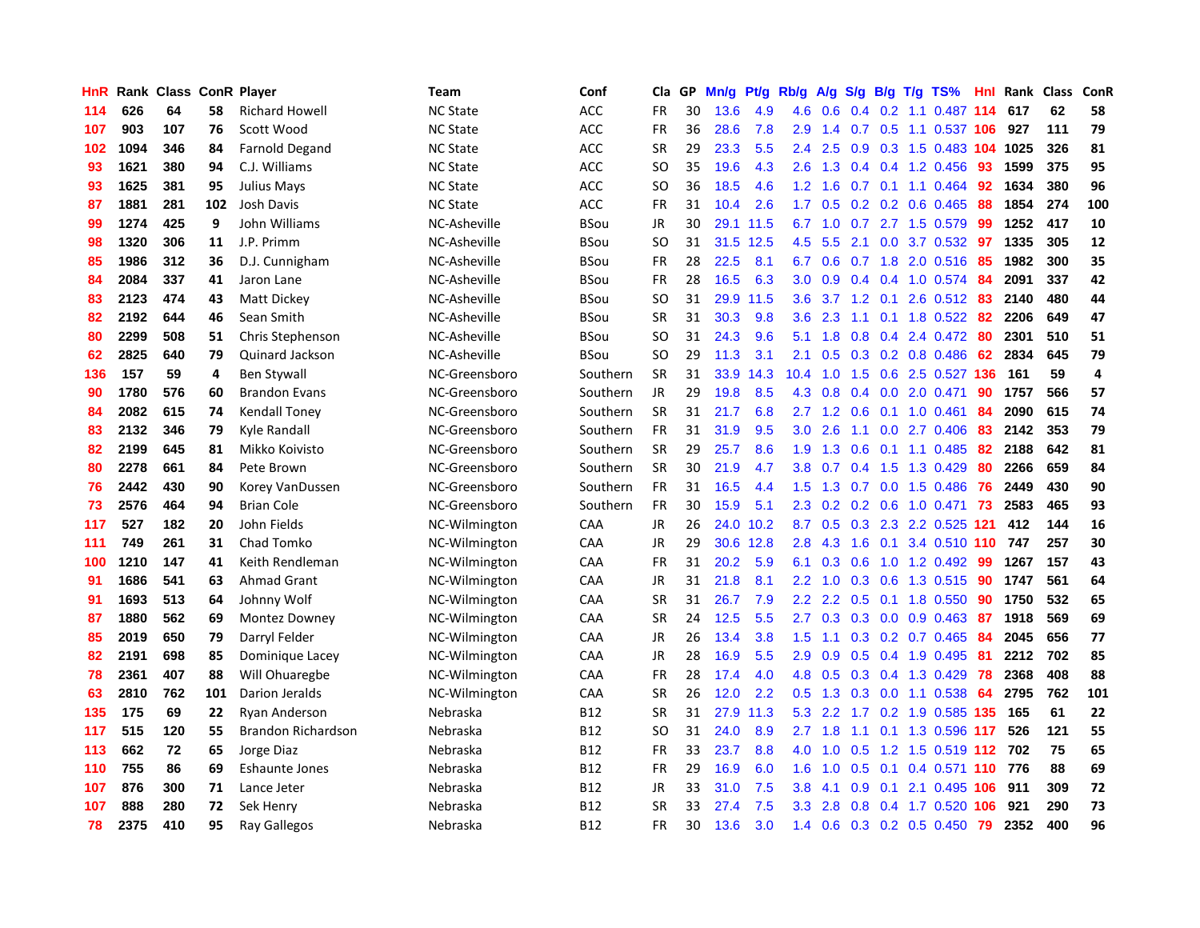| HnR | Rank | Class | ConR | Player | Team | Conf | Cla | GP | Mn/g | Pt/g | Rb/g | A/g | S/g | B/g | T/g | TS% | HnI | Rank | Class | ConR |
|---|---|---|---|---|---|---|---|---|---|---|---|---|---|---|---|---|---|---|---|---|
| 114 | 626 | 64 | 58 | Richard Howell | NC State | ACC | FR | 30 | 13.6 | 4.9 | 4.6 | 0.6 | 0.4 | 0.2 | 1.1 | 0.487 | 114 | 617 | 62 | 58 |
| 107 | 903 | 107 | 76 | Scott Wood | NC State | ACC | FR | 36 | 28.6 | 7.8 | 2.9 | 1.4 | 0.7 | 0.5 | 1.1 | 0.537 | 106 | 927 | 111 | 79 |
| 102 | 1094 | 346 | 84 | Farnold Degand | NC State | ACC | SR | 29 | 23.3 | 5.5 | 2.4 | 2.5 | 0.9 | 0.3 | 1.5 | 0.483 | 104 | 1025 | 326 | 81 |
| 93 | 1621 | 380 | 94 | C.J. Williams | NC State | ACC | SO | 35 | 19.6 | 4.3 | 2.6 | 1.3 | 0.4 | 0.4 | 1.2 | 0.456 | 93 | 1599 | 375 | 95 |
| 93 | 1625 | 381 | 95 | Julius Mays | NC State | ACC | SO | 36 | 18.5 | 4.6 | 1.2 | 1.6 | 0.7 | 0.1 | 1.1 | 0.464 | 92 | 1634 | 380 | 96 |
| 87 | 1881 | 281 | 102 | Josh Davis | NC State | ACC | FR | 31 | 10.4 | 2.6 | 1.7 | 0.5 | 0.2 | 0.2 | 0.6 | 0.465 | 88 | 1854 | 274 | 100 |
| 99 | 1274 | 425 | 9 | John Williams | NC-Asheville | BSou | JR | 30 | 29.1 | 11.5 | 6.7 | 1.0 | 0.7 | 2.7 | 1.5 | 0.579 | 99 | 1252 | 417 | 10 |
| 98 | 1320 | 306 | 11 | J.P. Primm | NC-Asheville | BSou | SO | 31 | 31.5 | 12.5 | 4.5 | 5.5 | 2.1 | 0.0 | 3.7 | 0.532 | 97 | 1335 | 305 | 12 |
| 85 | 1986 | 312 | 36 | D.J. Cunnigham | NC-Asheville | BSou | FR | 28 | 22.5 | 8.1 | 6.7 | 0.6 | 0.7 | 1.8 | 2.0 | 0.516 | 85 | 1982 | 300 | 35 |
| 84 | 2084 | 337 | 41 | Jaron Lane | NC-Asheville | BSou | FR | 28 | 16.5 | 6.3 | 3.0 | 0.9 | 0.4 | 0.4 | 1.0 | 0.574 | 84 | 2091 | 337 | 42 |
| 83 | 2123 | 474 | 43 | Matt Dickey | NC-Asheville | BSou | SO | 31 | 29.9 | 11.5 | 3.6 | 3.7 | 1.2 | 0.1 | 2.6 | 0.512 | 83 | 2140 | 480 | 44 |
| 82 | 2192 | 644 | 46 | Sean Smith | NC-Asheville | BSou | SR | 31 | 30.3 | 9.8 | 3.6 | 2.3 | 1.1 | 0.1 | 1.8 | 0.522 | 82 | 2206 | 649 | 47 |
| 80 | 2299 | 508 | 51 | Chris Stephenson | NC-Asheville | BSou | SO | 31 | 24.3 | 9.6 | 5.1 | 1.8 | 0.8 | 0.4 | 2.4 | 0.472 | 80 | 2301 | 510 | 51 |
| 62 | 2825 | 640 | 79 | Quinard Jackson | NC-Asheville | BSou | SO | 29 | 11.3 | 3.1 | 2.1 | 0.5 | 0.3 | 0.2 | 0.8 | 0.486 | 62 | 2834 | 645 | 79 |
| 136 | 157 | 59 | 4 | Ben Stywall | NC-Greensboro | Southern | SR | 31 | 33.9 | 14.3 | 10.4 | 1.0 | 1.5 | 0.6 | 2.5 | 0.527 | 136 | 161 | 59 | 4 |
| 90 | 1780 | 576 | 60 | Brandon Evans | NC-Greensboro | Southern | JR | 29 | 19.8 | 8.5 | 4.3 | 0.8 | 0.4 | 0.0 | 2.0 | 0.471 | 90 | 1757 | 566 | 57 |
| 84 | 2082 | 615 | 74 | Kendall Toney | NC-Greensboro | Southern | SR | 31 | 21.7 | 6.8 | 2.7 | 1.2 | 0.6 | 0.1 | 1.0 | 0.461 | 84 | 2090 | 615 | 74 |
| 83 | 2132 | 346 | 79 | Kyle Randall | NC-Greensboro | Southern | FR | 31 | 31.9 | 9.5 | 3.0 | 2.6 | 1.1 | 0.0 | 2.7 | 0.406 | 83 | 2142 | 353 | 79 |
| 82 | 2199 | 645 | 81 | Mikko Koivisto | NC-Greensboro | Southern | SR | 29 | 25.7 | 8.6 | 1.9 | 1.3 | 0.6 | 0.1 | 1.1 | 0.485 | 82 | 2188 | 642 | 81 |
| 80 | 2278 | 661 | 84 | Pete Brown | NC-Greensboro | Southern | SR | 30 | 21.9 | 4.7 | 3.8 | 0.7 | 0.4 | 1.5 | 1.3 | 0.429 | 80 | 2266 | 659 | 84 |
| 76 | 2442 | 430 | 90 | Korey VanDussen | NC-Greensboro | Southern | FR | 31 | 16.5 | 4.4 | 1.5 | 1.3 | 0.7 | 0.0 | 1.5 | 0.486 | 76 | 2449 | 430 | 90 |
| 73 | 2576 | 464 | 94 | Brian Cole | NC-Greensboro | Southern | FR | 30 | 15.9 | 5.1 | 2.3 | 0.2 | 0.2 | 0.6 | 1.0 | 0.471 | 73 | 2583 | 465 | 93 |
| 117 | 527 | 182 | 20 | John Fields | NC-Wilmington | CAA | JR | 26 | 24.0 | 10.2 | 8.7 | 0.5 | 0.3 | 2.3 | 2.2 | 0.525 | 121 | 412 | 144 | 16 |
| 111 | 749 | 261 | 31 | Chad Tomko | NC-Wilmington | CAA | JR | 29 | 30.6 | 12.8 | 2.8 | 4.3 | 1.6 | 0.1 | 3.4 | 0.510 | 110 | 747 | 257 | 30 |
| 100 | 1210 | 147 | 41 | Keith Rendleman | NC-Wilmington | CAA | FR | 31 | 20.2 | 5.9 | 6.1 | 0.3 | 0.6 | 1.0 | 1.2 | 0.492 | 99 | 1267 | 157 | 43 |
| 91 | 1686 | 541 | 63 | Ahmad Grant | NC-Wilmington | CAA | JR | 31 | 21.8 | 8.1 | 2.2 | 1.0 | 0.3 | 0.6 | 1.3 | 0.515 | 90 | 1747 | 561 | 64 |
| 91 | 1693 | 513 | 64 | Johnny Wolf | NC-Wilmington | CAA | SR | 31 | 26.7 | 7.9 | 2.2 | 2.2 | 0.5 | 0.1 | 1.8 | 0.550 | 90 | 1750 | 532 | 65 |
| 87 | 1880 | 562 | 69 | Montez Downey | NC-Wilmington | CAA | SR | 24 | 12.5 | 5.5 | 2.7 | 0.3 | 0.3 | 0.0 | 0.9 | 0.463 | 87 | 1918 | 569 | 69 |
| 85 | 2019 | 650 | 79 | Darryl Felder | NC-Wilmington | CAA | JR | 26 | 13.4 | 3.8 | 1.5 | 1.1 | 0.3 | 0.2 | 0.7 | 0.465 | 84 | 2045 | 656 | 77 |
| 82 | 2191 | 698 | 85 | Dominique Lacey | NC-Wilmington | CAA | JR | 28 | 16.9 | 5.5 | 2.9 | 0.9 | 0.5 | 0.4 | 1.9 | 0.495 | 81 | 2212 | 702 | 85 |
| 78 | 2361 | 407 | 88 | Will Ohuaregbe | NC-Wilmington | CAA | FR | 28 | 17.4 | 4.0 | 4.8 | 0.5 | 0.3 | 0.4 | 1.3 | 0.429 | 78 | 2368 | 408 | 88 |
| 63 | 2810 | 762 | 101 | Darion Jeralds | NC-Wilmington | CAA | SR | 26 | 12.0 | 2.2 | 0.5 | 1.3 | 0.3 | 0.0 | 1.1 | 0.538 | 64 | 2795 | 762 | 101 |
| 135 | 175 | 69 | 22 | Ryan Anderson | Nebraska | B12 | SR | 31 | 27.9 | 11.3 | 5.3 | 2.2 | 1.7 | 0.2 | 1.9 | 0.585 | 135 | 165 | 61 | 22 |
| 117 | 515 | 120 | 55 | Brandon Richardson | Nebraska | B12 | SO | 31 | 24.0 | 8.9 | 2.7 | 1.8 | 1.1 | 0.1 | 1.3 | 0.596 | 117 | 526 | 121 | 55 |
| 113 | 662 | 72 | 65 | Jorge Diaz | Nebraska | B12 | FR | 33 | 23.7 | 8.8 | 4.0 | 1.0 | 0.5 | 1.2 | 1.5 | 0.519 | 112 | 702 | 75 | 65 |
| 110 | 755 | 86 | 69 | Eshaunte Jones | Nebraska | B12 | FR | 29 | 16.9 | 6.0 | 1.6 | 1.0 | 0.5 | 0.1 | 0.4 | 0.571 | 110 | 776 | 88 | 69 |
| 107 | 876 | 300 | 71 | Lance Jeter | Nebraska | B12 | JR | 33 | 31.0 | 7.5 | 3.8 | 4.1 | 0.9 | 0.1 | 2.1 | 0.495 | 106 | 911 | 309 | 72 |
| 107 | 888 | 280 | 72 | Sek Henry | Nebraska | B12 | SR | 33 | 27.4 | 7.5 | 3.3 | 2.8 | 0.8 | 0.4 | 1.7 | 0.520 | 106 | 921 | 290 | 73 |
| 78 | 2375 | 410 | 95 | Ray Gallegos | Nebraska | B12 | FR | 30 | 13.6 | 3.0 | 1.4 | 0.6 | 0.3 | 0.2 | 0.5 | 0.450 | 79 | 2352 | 400 | 96 |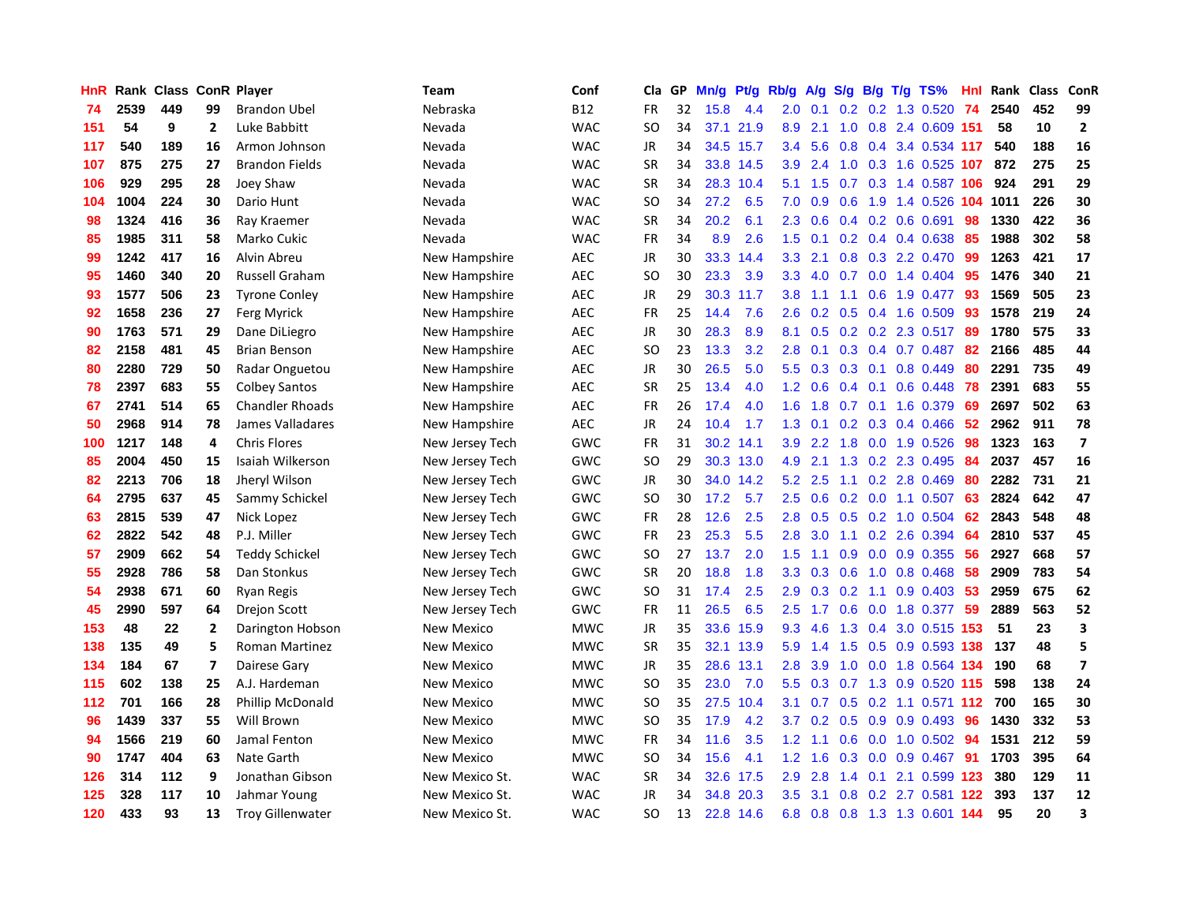| HnR | Rank | Class | ConR | Player | Team | Conf | Cla | GP | Mn/g | Pt/g | Rb/g | A/g | S/g | B/g | T/g | TS% | HnI | Rank | Class | ConR |
|---|---|---|---|---|---|---|---|---|---|---|---|---|---|---|---|---|---|---|---|---|
| 74 | 2539 | 449 | 99 | Brandon Ubel | Nebraska | B12 | FR | 32 | 15.8 | 4.4 | 2.0 | 0.1 | 0.2 | 0.2 | 1.3 | 0.520 | 74 | 2540 | 452 | 99 |
| 151 | 54 | 9 | 2 | Luke Babbitt | Nevada | WAC | SO | 34 | 37.1 | 21.9 | 8.9 | 2.1 | 1.0 | 0.8 | 2.4 | 0.609 | 151 | 58 | 10 | 2 |
| 117 | 540 | 189 | 16 | Armon Johnson | Nevada | WAC | JR | 34 | 34.5 | 15.7 | 3.4 | 5.6 | 0.8 | 0.4 | 3.4 | 0.534 | 117 | 540 | 188 | 16 |
| 107 | 875 | 275 | 27 | Brandon Fields | Nevada | WAC | SR | 34 | 33.8 | 14.5 | 3.9 | 2.4 | 1.0 | 0.3 | 1.6 | 0.525 | 107 | 872 | 275 | 25 |
| 106 | 929 | 295 | 28 | Joey Shaw | Nevada | WAC | SR | 34 | 28.3 | 10.4 | 5.1 | 1.5 | 0.7 | 0.3 | 1.4 | 0.587 | 106 | 924 | 291 | 29 |
| 104 | 1004 | 224 | 30 | Dario Hunt | Nevada | WAC | SO | 34 | 27.2 | 6.5 | 7.0 | 0.9 | 0.6 | 1.9 | 1.4 | 0.526 | 104 | 1011 | 226 | 30 |
| 98 | 1324 | 416 | 36 | Ray Kraemer | Nevada | WAC | SR | 34 | 20.2 | 6.1 | 2.3 | 0.6 | 0.4 | 0.2 | 0.6 | 0.691 | 98 | 1330 | 422 | 36 |
| 85 | 1985 | 311 | 58 | Marko Cukic | Nevada | WAC | FR | 34 | 8.9 | 2.6 | 1.5 | 0.1 | 0.2 | 0.4 | 0.4 | 0.638 | 85 | 1988 | 302 | 58 |
| 99 | 1242 | 417 | 16 | Alvin Abreu | New Hampshire | AEC | JR | 30 | 33.3 | 14.4 | 3.3 | 2.1 | 0.8 | 0.3 | 2.2 | 0.470 | 99 | 1263 | 421 | 17 |
| 95 | 1460 | 340 | 20 | Russell Graham | New Hampshire | AEC | SO | 30 | 23.3 | 3.9 | 3.3 | 4.0 | 0.7 | 0.0 | 1.4 | 0.404 | 95 | 1476 | 340 | 21 |
| 93 | 1577 | 506 | 23 | Tyrone Conley | New Hampshire | AEC | JR | 29 | 30.3 | 11.7 | 3.8 | 1.1 | 1.1 | 0.6 | 1.9 | 0.477 | 93 | 1569 | 505 | 23 |
| 92 | 1658 | 236 | 27 | Ferg Myrick | New Hampshire | AEC | FR | 25 | 14.4 | 7.6 | 2.6 | 0.2 | 0.5 | 0.4 | 1.6 | 0.509 | 93 | 1578 | 219 | 24 |
| 90 | 1763 | 571 | 29 | Dane DiLiegro | New Hampshire | AEC | JR | 30 | 28.3 | 8.9 | 8.1 | 0.5 | 0.2 | 0.2 | 2.3 | 0.517 | 89 | 1780 | 575 | 33 |
| 82 | 2158 | 481 | 45 | Brian Benson | New Hampshire | AEC | SO | 23 | 13.3 | 3.2 | 2.8 | 0.1 | 0.3 | 0.4 | 0.7 | 0.487 | 82 | 2166 | 485 | 44 |
| 80 | 2280 | 729 | 50 | Radar Onguetou | New Hampshire | AEC | JR | 30 | 26.5 | 5.0 | 5.5 | 0.3 | 0.3 | 0.1 | 0.8 | 0.449 | 80 | 2291 | 735 | 49 |
| 78 | 2397 | 683 | 55 | Colbey Santos | New Hampshire | AEC | SR | 25 | 13.4 | 4.0 | 1.2 | 0.6 | 0.4 | 0.1 | 0.6 | 0.448 | 78 | 2391 | 683 | 55 |
| 67 | 2741 | 514 | 65 | Chandler Rhoads | New Hampshire | AEC | FR | 26 | 17.4 | 4.0 | 1.6 | 1.8 | 0.7 | 0.1 | 1.6 | 0.379 | 69 | 2697 | 502 | 63 |
| 50 | 2968 | 914 | 78 | James Valladares | New Hampshire | AEC | JR | 24 | 10.4 | 1.7 | 1.3 | 0.1 | 0.2 | 0.3 | 0.4 | 0.466 | 52 | 2962 | 911 | 78 |
| 100 | 1217 | 148 | 4 | Chris Flores | New Jersey Tech | GWC | FR | 31 | 30.2 | 14.1 | 3.9 | 2.2 | 1.8 | 0.0 | 1.9 | 0.526 | 98 | 1323 | 163 | 7 |
| 85 | 2004 | 450 | 15 | Isaiah Wilkerson | New Jersey Tech | GWC | SO | 29 | 30.3 | 13.0 | 4.9 | 2.1 | 1.3 | 0.2 | 2.3 | 0.495 | 84 | 2037 | 457 | 16 |
| 82 | 2213 | 706 | 18 | Jheryl Wilson | New Jersey Tech | GWC | JR | 30 | 34.0 | 14.2 | 5.2 | 2.5 | 1.1 | 0.2 | 2.8 | 0.469 | 80 | 2282 | 731 | 21 |
| 64 | 2795 | 637 | 45 | Sammy Schickel | New Jersey Tech | GWC | SO | 30 | 17.2 | 5.7 | 2.5 | 0.6 | 0.2 | 0.0 | 1.1 | 0.507 | 63 | 2824 | 642 | 47 |
| 63 | 2815 | 539 | 47 | Nick Lopez | New Jersey Tech | GWC | FR | 28 | 12.6 | 2.5 | 2.8 | 0.5 | 0.5 | 0.2 | 1.0 | 0.504 | 62 | 2843 | 548 | 48 |
| 62 | 2822 | 542 | 48 | P.J. Miller | New Jersey Tech | GWC | FR | 23 | 25.3 | 5.5 | 2.8 | 3.0 | 1.1 | 0.2 | 2.6 | 0.394 | 64 | 2810 | 537 | 45 |
| 57 | 2909 | 662 | 54 | Teddy Schickel | New Jersey Tech | GWC | SO | 27 | 13.7 | 2.0 | 1.5 | 1.1 | 0.9 | 0.0 | 0.9 | 0.355 | 56 | 2927 | 668 | 57 |
| 55 | 2928 | 786 | 58 | Dan Stonkus | New Jersey Tech | GWC | SR | 20 | 18.8 | 1.8 | 3.3 | 0.3 | 0.6 | 1.0 | 0.8 | 0.468 | 58 | 2909 | 783 | 54 |
| 54 | 2938 | 671 | 60 | Ryan Regis | New Jersey Tech | GWC | SO | 31 | 17.4 | 2.5 | 2.9 | 0.3 | 0.2 | 1.1 | 0.9 | 0.403 | 53 | 2959 | 675 | 62 |
| 45 | 2990 | 597 | 64 | Drejon Scott | New Jersey Tech | GWC | FR | 11 | 26.5 | 6.5 | 2.5 | 1.7 | 0.6 | 0.0 | 1.8 | 0.377 | 59 | 2889 | 563 | 52 |
| 153 | 48 | 22 | 2 | Darington Hobson | New Mexico | MWC | JR | 35 | 33.6 | 15.9 | 9.3 | 4.6 | 1.3 | 0.4 | 3.0 | 0.515 | 153 | 51 | 23 | 3 |
| 138 | 135 | 49 | 5 | Roman Martinez | New Mexico | MWC | SR | 35 | 32.1 | 13.9 | 5.9 | 1.4 | 1.5 | 0.5 | 0.9 | 0.593 | 138 | 137 | 48 | 5 |
| 134 | 184 | 67 | 7 | Dairese Gary | New Mexico | MWC | JR | 35 | 28.6 | 13.1 | 2.8 | 3.9 | 1.0 | 0.0 | 1.8 | 0.564 | 134 | 190 | 68 | 7 |
| 115 | 602 | 138 | 25 | A.J. Hardeman | New Mexico | MWC | SO | 35 | 23.0 | 7.0 | 5.5 | 0.3 | 0.7 | 1.3 | 0.9 | 0.520 | 115 | 598 | 138 | 24 |
| 112 | 701 | 166 | 28 | Phillip McDonald | New Mexico | MWC | SO | 35 | 27.5 | 10.4 | 3.1 | 0.7 | 0.5 | 0.2 | 1.1 | 0.571 | 112 | 700 | 165 | 30 |
| 96 | 1439 | 337 | 55 | Will Brown | New Mexico | MWC | SO | 35 | 17.9 | 4.2 | 3.7 | 0.2 | 0.5 | 0.9 | 0.9 | 0.493 | 96 | 1430 | 332 | 53 |
| 94 | 1566 | 219 | 60 | Jamal Fenton | New Mexico | MWC | FR | 34 | 11.6 | 3.5 | 1.2 | 1.1 | 0.6 | 0.0 | 1.0 | 0.502 | 94 | 1531 | 212 | 59 |
| 90 | 1747 | 404 | 63 | Nate Garth | New Mexico | MWC | SO | 34 | 15.6 | 4.1 | 1.2 | 1.6 | 0.3 | 0.0 | 0.9 | 0.467 | 91 | 1703 | 395 | 64 |
| 126 | 314 | 112 | 9 | Jonathan Gibson | New Mexico St. | WAC | SR | 34 | 32.6 | 17.5 | 2.9 | 2.8 | 1.4 | 0.1 | 2.1 | 0.599 | 123 | 380 | 129 | 11 |
| 125 | 328 | 117 | 10 | Jahmar Young | New Mexico St. | WAC | JR | 34 | 34.8 | 20.3 | 3.5 | 3.1 | 0.8 | 0.2 | 2.7 | 0.581 | 122 | 393 | 137 | 12 |
| 120 | 433 | 93 | 13 | Troy Gillenwater | New Mexico St. | WAC | SO | 13 | 22.8 | 14.6 | 6.8 | 0.8 | 0.8 | 1.3 | 1.3 | 0.601 | 144 | 95 | 20 | 3 |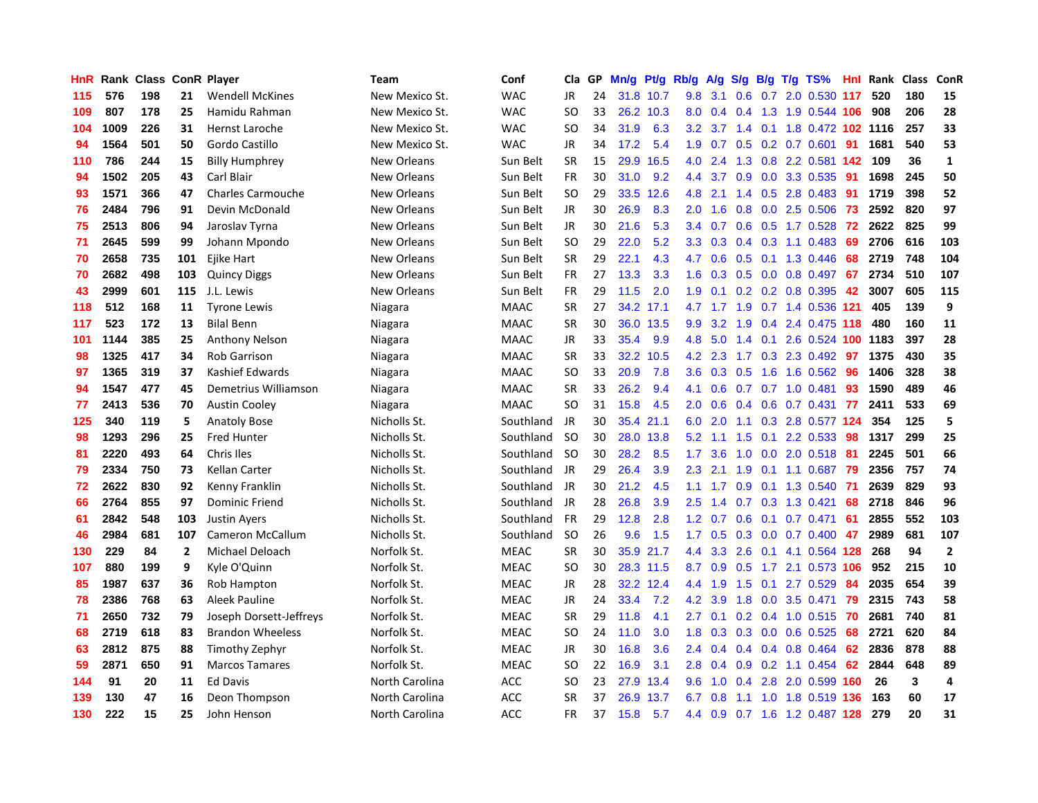| HnR | Rank | Class | ConR | Player | Team | Conf | Cla | GP | Mn/g | Pt/g | Rb/g | A/g | S/g | B/g | T/g | TS% | Hnl | Rank | Class | ConR |
|---|---|---|---|---|---|---|---|---|---|---|---|---|---|---|---|---|---|---|---|---|
| 115 | 576 | 198 | 21 | Wendell McKines | New Mexico St. | WAC | JR | 24 | 31.8 | 10.7 | 9.8 | 3.1 | 0.6 | 0.7 | 2.0 | 0.530 | 117 | 520 | 180 | 15 |
| 109 | 807 | 178 | 25 | Hamidu Rahman | New Mexico St. | WAC | SO | 33 | 26.2 | 10.3 | 8.0 | 0.4 | 0.4 | 1.3 | 1.9 | 0.544 | 106 | 908 | 206 | 28 |
| 104 | 1009 | 226 | 31 | Hernst Laroche | New Mexico St. | WAC | SO | 34 | 31.9 | 6.3 | 3.2 | 3.7 | 1.4 | 0.1 | 1.8 | 0.472 | 102 | 1116 | 257 | 33 |
| 94 | 1564 | 501 | 50 | Gordo Castillo | New Mexico St. | WAC | JR | 34 | 17.2 | 5.4 | 1.9 | 0.7 | 0.5 | 0.2 | 0.7 | 0.601 | 91 | 1681 | 540 | 53 |
| 110 | 786 | 244 | 15 | Billy Humphrey | New Orleans | Sun Belt | SR | 15 | 29.9 | 16.5 | 4.0 | 2.4 | 1.3 | 0.8 | 2.2 | 0.581 | 142 | 109 | 36 | 1 |
| 94 | 1502 | 205 | 43 | Carl Blair | New Orleans | Sun Belt | FR | 30 | 31.0 | 9.2 | 4.4 | 3.7 | 0.9 | 0.0 | 3.3 | 0.535 | 91 | 1698 | 245 | 50 |
| 93 | 1571 | 366 | 47 | Charles Carmouche | New Orleans | Sun Belt | SO | 29 | 33.5 | 12.6 | 4.8 | 2.1 | 1.4 | 0.5 | 2.8 | 0.483 | 91 | 1719 | 398 | 52 |
| 76 | 2484 | 796 | 91 | Devin McDonald | New Orleans | Sun Belt | JR | 30 | 26.9 | 8.3 | 2.0 | 1.6 | 0.8 | 0.0 | 2.5 | 0.506 | 73 | 2592 | 820 | 97 |
| 75 | 2513 | 806 | 94 | Jaroslav Tyrna | New Orleans | Sun Belt | JR | 30 | 21.6 | 5.3 | 3.4 | 0.7 | 0.6 | 0.5 | 1.7 | 0.528 | 72 | 2622 | 825 | 99 |
| 71 | 2645 | 599 | 99 | Johann Mpondo | New Orleans | Sun Belt | SO | 29 | 22.0 | 5.2 | 3.3 | 0.3 | 0.4 | 0.3 | 1.1 | 0.483 | 69 | 2706 | 616 | 103 |
| 70 | 2658 | 735 | 101 | Ejike Hart | New Orleans | Sun Belt | SR | 29 | 22.1 | 4.3 | 4.7 | 0.6 | 0.5 | 0.1 | 1.3 | 0.446 | 68 | 2719 | 748 | 104 |
| 70 | 2682 | 498 | 103 | Quincy Diggs | New Orleans | Sun Belt | FR | 27 | 13.3 | 3.3 | 1.6 | 0.3 | 0.5 | 0.0 | 0.8 | 0.497 | 67 | 2734 | 510 | 107 |
| 43 | 2999 | 601 | 115 | J.L. Lewis | New Orleans | Sun Belt | FR | 29 | 11.5 | 2.0 | 1.9 | 0.1 | 0.2 | 0.2 | 0.8 | 0.395 | 42 | 3007 | 605 | 115 |
| 118 | 512 | 168 | 11 | Tyrone Lewis | Niagara | MAAC | SR | 27 | 34.2 | 17.1 | 4.7 | 1.7 | 1.9 | 0.7 | 1.4 | 0.536 | 121 | 405 | 139 | 9 |
| 117 | 523 | 172 | 13 | Bilal Benn | Niagara | MAAC | SR | 30 | 36.0 | 13.5 | 9.9 | 3.2 | 1.9 | 0.4 | 2.4 | 0.475 | 118 | 480 | 160 | 11 |
| 101 | 1144 | 385 | 25 | Anthony Nelson | Niagara | MAAC | JR | 33 | 35.4 | 9.9 | 4.8 | 5.0 | 1.4 | 0.1 | 2.6 | 0.524 | 100 | 1183 | 397 | 28 |
| 98 | 1325 | 417 | 34 | Rob Garrison | Niagara | MAAC | SR | 33 | 32.2 | 10.5 | 4.2 | 2.3 | 1.7 | 0.3 | 2.3 | 0.492 | 97 | 1375 | 430 | 35 |
| 97 | 1365 | 319 | 37 | Kashief Edwards | Niagara | MAAC | SO | 33 | 20.9 | 7.8 | 3.6 | 0.3 | 0.5 | 1.6 | 1.6 | 0.562 | 96 | 1406 | 328 | 38 |
| 94 | 1547 | 477 | 45 | Demetrius Williamson | Niagara | MAAC | SR | 33 | 26.2 | 9.4 | 4.1 | 0.6 | 0.7 | 0.7 | 1.0 | 0.481 | 93 | 1590 | 489 | 46 |
| 77 | 2413 | 536 | 70 | Austin Cooley | Niagara | MAAC | SO | 31 | 15.8 | 4.5 | 2.0 | 0.6 | 0.4 | 0.6 | 0.7 | 0.431 | 77 | 2411 | 533 | 69 |
| 125 | 340 | 119 | 5 | Anatoly Bose | Nicholls St. | Southland | JR | 30 | 35.4 | 21.1 | 6.0 | 2.0 | 1.1 | 0.3 | 2.8 | 0.577 | 124 | 354 | 125 | 5 |
| 98 | 1293 | 296 | 25 | Fred Hunter | Nicholls St. | Southland | SO | 30 | 28.0 | 13.8 | 5.2 | 1.1 | 1.5 | 0.1 | 2.2 | 0.533 | 98 | 1317 | 299 | 25 |
| 81 | 2220 | 493 | 64 | Chris Iles | Nicholls St. | Southland | SO | 30 | 28.2 | 8.5 | 1.7 | 3.6 | 1.0 | 0.0 | 2.0 | 0.518 | 81 | 2245 | 501 | 66 |
| 79 | 2334 | 750 | 73 | Kellan Carter | Nicholls St. | Southland | JR | 29 | 26.4 | 3.9 | 2.3 | 2.1 | 1.9 | 0.1 | 1.1 | 0.687 | 79 | 2356 | 757 | 74 |
| 72 | 2622 | 830 | 92 | Kenny Franklin | Nicholls St. | Southland | JR | 30 | 21.2 | 4.5 | 1.1 | 1.7 | 0.9 | 0.1 | 1.3 | 0.540 | 71 | 2639 | 829 | 93 |
| 66 | 2764 | 855 | 97 | Dominic Friend | Nicholls St. | Southland | JR | 28 | 26.8 | 3.9 | 2.5 | 1.4 | 0.7 | 0.3 | 1.3 | 0.421 | 68 | 2718 | 846 | 96 |
| 61 | 2842 | 548 | 103 | Justin Ayers | Nicholls St. | Southland | FR | 29 | 12.8 | 2.8 | 1.2 | 0.7 | 0.6 | 0.1 | 0.7 | 0.471 | 61 | 2855 | 552 | 103 |
| 46 | 2984 | 681 | 107 | Cameron McCallum | Nicholls St. | Southland | SO | 26 | 9.6 | 1.5 | 1.7 | 0.5 | 0.3 | 0.0 | 0.7 | 0.400 | 47 | 2989 | 681 | 107 |
| 130 | 229 | 84 | 2 | Michael Deloach | Norfolk St. | MEAC | SR | 30 | 35.9 | 21.7 | 4.4 | 3.3 | 2.6 | 0.1 | 4.1 | 0.564 | 128 | 268 | 94 | 2 |
| 107 | 880 | 199 | 9 | Kyle O'Quinn | Norfolk St. | MEAC | SO | 30 | 28.3 | 11.5 | 8.7 | 0.9 | 0.5 | 1.7 | 2.1 | 0.573 | 106 | 952 | 215 | 10 |
| 85 | 1987 | 637 | 36 | Rob Hampton | Norfolk St. | MEAC | JR | 28 | 32.2 | 12.4 | 4.4 | 1.9 | 1.5 | 0.1 | 2.7 | 0.529 | 84 | 2035 | 654 | 39 |
| 78 | 2386 | 768 | 63 | Aleek Pauline | Norfolk St. | MEAC | JR | 24 | 33.4 | 7.2 | 4.2 | 3.9 | 1.8 | 0.0 | 3.5 | 0.471 | 79 | 2315 | 743 | 58 |
| 71 | 2650 | 732 | 79 | Joseph Dorsett-Jeffreys | Norfolk St. | MEAC | SR | 29 | 11.8 | 4.1 | 2.7 | 0.1 | 0.2 | 0.4 | 1.0 | 0.515 | 70 | 2681 | 740 | 81 |
| 68 | 2719 | 618 | 83 | Brandon Wheeless | Norfolk St. | MEAC | SO | 24 | 11.0 | 3.0 | 1.8 | 0.3 | 0.3 | 0.0 | 0.6 | 0.525 | 68 | 2721 | 620 | 84 |
| 63 | 2812 | 875 | 88 | Timothy Zephyr | Norfolk St. | MEAC | JR | 30 | 16.8 | 3.6 | 2.4 | 0.4 | 0.4 | 0.4 | 0.8 | 0.464 | 62 | 2836 | 878 | 88 |
| 59 | 2871 | 650 | 91 | Marcos Tamares | Norfolk St. | MEAC | SO | 22 | 16.9 | 3.1 | 2.8 | 0.4 | 0.9 | 0.2 | 1.1 | 0.454 | 62 | 2844 | 648 | 89 |
| 144 | 91 | 20 | 11 | Ed Davis | North Carolina | ACC | SO | 23 | 27.9 | 13.4 | 9.6 | 1.0 | 0.4 | 2.8 | 2.0 | 0.599 | 160 | 26 | 3 | 4 |
| 139 | 130 | 47 | 16 | Deon Thompson | North Carolina | ACC | SR | 37 | 26.9 | 13.7 | 6.7 | 0.8 | 1.1 | 1.0 | 1.8 | 0.519 | 136 | 163 | 60 | 17 |
| 130 | 222 | 15 | 25 | John Henson | North Carolina | ACC | FR | 37 | 15.8 | 5.7 | 4.4 | 0.9 | 0.7 | 1.6 | 1.2 | 0.487 | 128 | 279 | 20 | 31 |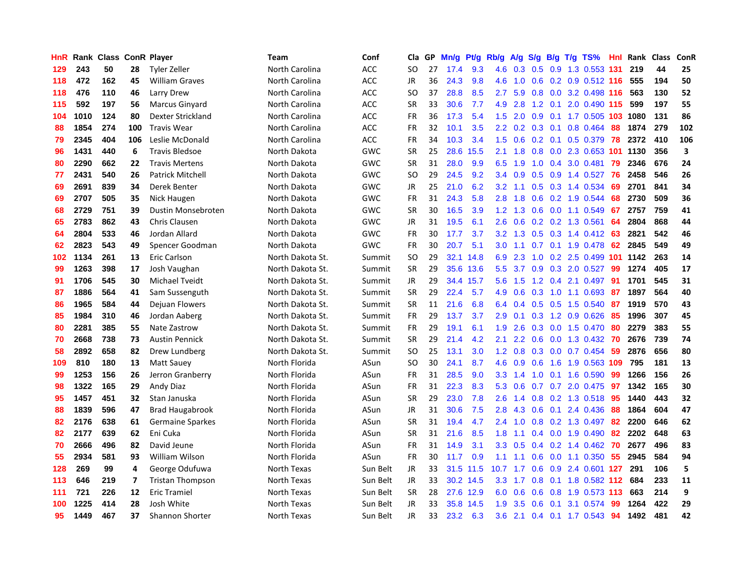| HnR | Rank | Class | ConR | Player | Team | Conf | Cla | GP | Mn/g | Pt/g | Rb/g | A/g | S/g | B/g | T/g | TS% | HnI | Rank | Class | ConR |
|---|---|---|---|---|---|---|---|---|---|---|---|---|---|---|---|---|---|---|---|---|
| 129 | 243 | 50 | 28 | Tyler Zeller | North Carolina | ACC | SO | 27 | 17.4 | 9.3 | 4.6 | 0.3 | 0.5 | 0.9 | 1.3 | 0.553 | 131 | 219 | 44 | 25 |
| 118 | 472 | 162 | 45 | William Graves | North Carolina | ACC | JR | 36 | 24.3 | 9.8 | 4.6 | 1.0 | 0.6 | 0.2 | 0.9 | 0.512 | 116 | 555 | 194 | 50 |
| 118 | 476 | 110 | 46 | Larry Drew | North Carolina | ACC | SO | 37 | 28.8 | 8.5 | 2.7 | 5.9 | 0.8 | 0.0 | 3.2 | 0.498 | 116 | 563 | 130 | 52 |
| 115 | 592 | 197 | 56 | Marcus Ginyard | North Carolina | ACC | SR | 33 | 30.6 | 7.7 | 4.9 | 2.8 | 1.2 | 0.1 | 2.0 | 0.490 | 115 | 599 | 197 | 55 |
| 104 | 1010 | 124 | 80 | Dexter Strickland | North Carolina | ACC | FR | 36 | 17.3 | 5.4 | 1.5 | 2.0 | 0.9 | 0.1 | 1.7 | 0.505 | 103 | 1080 | 131 | 86 |
| 88 | 1854 | 274 | 100 | Travis Wear | North Carolina | ACC | FR | 32 | 10.1 | 3.5 | 2.2 | 0.2 | 0.3 | 0.1 | 0.8 | 0.464 | 88 | 1874 | 279 | 102 |
| 79 | 2345 | 404 | 106 | Leslie McDonald | North Carolina | ACC | FR | 34 | 10.3 | 3.4 | 1.5 | 0.6 | 0.2 | 0.1 | 0.5 | 0.379 | 78 | 2372 | 410 | 106 |
| 96 | 1431 | 440 | 6 | Travis Bledsoe | North Dakota | GWC | SR | 25 | 28.6 | 15.5 | 2.1 | 1.8 | 0.8 | 0.0 | 2.3 | 0.653 | 101 | 1130 | 356 | 3 |
| 80 | 2290 | 662 | 22 | Travis Mertens | North Dakota | GWC | SR | 31 | 28.0 | 9.9 | 6.5 | 1.9 | 1.0 | 0.4 | 3.0 | 0.481 | 79 | 2346 | 676 | 24 |
| 77 | 2431 | 540 | 26 | Patrick Mitchell | North Dakota | GWC | SO | 29 | 24.5 | 9.2 | 3.4 | 0.9 | 0.5 | 0.9 | 1.4 | 0.527 | 76 | 2458 | 546 | 26 |
| 69 | 2691 | 839 | 34 | Derek Benter | North Dakota | GWC | JR | 25 | 21.0 | 6.2 | 3.2 | 1.1 | 0.5 | 0.3 | 1.4 | 0.534 | 69 | 2701 | 841 | 34 |
| 69 | 2707 | 505 | 35 | Nick Haugen | North Dakota | GWC | FR | 31 | 24.3 | 5.8 | 2.8 | 1.8 | 0.6 | 0.2 | 1.9 | 0.544 | 68 | 2730 | 509 | 36 |
| 68 | 2729 | 751 | 39 | Dustin Monsebroten | North Dakota | GWC | SR | 30 | 16.5 | 3.9 | 1.2 | 1.3 | 0.6 | 0.0 | 1.1 | 0.549 | 67 | 2757 | 759 | 41 |
| 65 | 2783 | 862 | 43 | Chris Clausen | North Dakota | GWC | JR | 31 | 19.5 | 6.1 | 2.6 | 0.6 | 0.2 | 0.2 | 1.3 | 0.561 | 64 | 2804 | 868 | 44 |
| 64 | 2804 | 533 | 46 | Jordan Allard | North Dakota | GWC | FR | 30 | 17.7 | 3.7 | 3.2 | 1.3 | 0.5 | 0.3 | 1.4 | 0.412 | 63 | 2821 | 542 | 46 |
| 62 | 2823 | 543 | 49 | Spencer Goodman | North Dakota | GWC | FR | 30 | 20.7 | 5.1 | 3.0 | 1.1 | 0.7 | 0.1 | 1.9 | 0.478 | 62 | 2845 | 549 | 49 |
| 102 | 1134 | 261 | 13 | Eric Carlson | North Dakota St. | Summit | SO | 29 | 32.1 | 14.8 | 6.9 | 2.3 | 1.0 | 0.2 | 2.5 | 0.499 | 101 | 1142 | 263 | 14 |
| 99 | 1263 | 398 | 17 | Josh Vaughan | North Dakota St. | Summit | SR | 29 | 35.6 | 13.6 | 5.5 | 3.7 | 0.9 | 0.3 | 2.0 | 0.527 | 99 | 1274 | 405 | 17 |
| 91 | 1706 | 545 | 30 | Michael Tveidt | North Dakota St. | Summit | JR | 29 | 34.4 | 15.7 | 5.6 | 1.5 | 1.2 | 0.4 | 2.1 | 0.497 | 91 | 1701 | 545 | 31 |
| 87 | 1886 | 564 | 41 | Sam Sussenguth | North Dakota St. | Summit | SR | 29 | 22.4 | 5.7 | 4.9 | 0.6 | 0.3 | 1.0 | 1.1 | 0.693 | 87 | 1897 | 564 | 40 |
| 86 | 1965 | 584 | 44 | Dejuan Flowers | North Dakota St. | Summit | SR | 11 | 21.6 | 6.8 | 6.4 | 0.4 | 0.5 | 0.5 | 1.5 | 0.540 | 87 | 1919 | 570 | 43 |
| 85 | 1984 | 310 | 46 | Jordan Aaberg | North Dakota St. | Summit | FR | 29 | 13.7 | 3.7 | 2.9 | 0.1 | 0.3 | 1.2 | 0.9 | 0.626 | 85 | 1996 | 307 | 45 |
| 80 | 2281 | 385 | 55 | Nate Zastrow | North Dakota St. | Summit | FR | 29 | 19.1 | 6.1 | 1.9 | 2.6 | 0.3 | 0.0 | 1.5 | 0.470 | 80 | 2279 | 383 | 55 |
| 70 | 2668 | 738 | 73 | Austin Pennick | North Dakota St. | Summit | SR | 29 | 21.4 | 4.2 | 2.1 | 2.2 | 0.6 | 0.0 | 1.3 | 0.432 | 70 | 2676 | 739 | 74 |
| 58 | 2892 | 658 | 82 | Drew Lundberg | North Dakota St. | Summit | SO | 25 | 13.1 | 3.0 | 1.2 | 0.8 | 0.3 | 0.0 | 0.7 | 0.454 | 59 | 2876 | 656 | 80 |
| 109 | 810 | 180 | 13 | Matt Sauey | North Florida | ASun | SO | 30 | 24.1 | 8.7 | 4.6 | 0.9 | 0.6 | 1.6 | 1.9 | 0.563 | 109 | 795 | 181 | 13 |
| 99 | 1253 | 156 | 26 | Jerron Granberry | North Florida | ASun | FR | 31 | 28.5 | 9.0 | 3.3 | 1.4 | 1.0 | 0.1 | 1.6 | 0.590 | 99 | 1266 | 156 | 26 |
| 98 | 1322 | 165 | 29 | Andy Diaz | North Florida | ASun | FR | 31 | 22.3 | 8.3 | 5.3 | 0.6 | 0.7 | 0.7 | 2.0 | 0.475 | 97 | 1342 | 165 | 30 |
| 95 | 1457 | 451 | 32 | Stan Januska | North Florida | ASun | SR | 29 | 23.0 | 7.8 | 2.6 | 1.4 | 0.8 | 0.2 | 1.3 | 0.518 | 95 | 1440 | 443 | 32 |
| 88 | 1839 | 596 | 47 | Brad Haugabrook | North Florida | ASun | JR | 31 | 30.6 | 7.5 | 2.8 | 4.3 | 0.6 | 0.1 | 2.4 | 0.436 | 88 | 1864 | 604 | 47 |
| 82 | 2176 | 638 | 61 | Germaine Sparkes | North Florida | ASun | SR | 31 | 19.4 | 4.7 | 2.4 | 1.0 | 0.8 | 0.2 | 1.3 | 0.497 | 82 | 2200 | 646 | 62 |
| 82 | 2177 | 639 | 62 | Eni Cuka | North Florida | ASun | SR | 31 | 21.6 | 8.5 | 1.8 | 1.1 | 0.4 | 0.0 | 1.9 | 0.490 | 82 | 2202 | 648 | 63 |
| 70 | 2666 | 496 | 82 | David Jeune | North Florida | ASun | FR | 31 | 14.9 | 3.1 | 3.3 | 0.5 | 0.4 | 0.2 | 1.4 | 0.462 | 70 | 2677 | 496 | 83 |
| 55 | 2934 | 581 | 93 | William Wilson | North Florida | ASun | FR | 30 | 11.7 | 0.9 | 1.1 | 1.1 | 0.6 | 0.0 | 1.1 | 0.350 | 55 | 2945 | 584 | 94 |
| 128 | 269 | 99 | 4 | George Odufuwa | North Texas | Sun Belt | JR | 33 | 31.5 | 11.5 | 10.7 | 1.7 | 0.6 | 0.9 | 2.4 | 0.601 | 127 | 291 | 106 | 5 |
| 113 | 646 | 219 | 7 | Tristan Thompson | North Texas | Sun Belt | JR | 33 | 30.2 | 14.5 | 3.3 | 1.7 | 0.8 | 0.1 | 1.8 | 0.582 | 112 | 684 | 233 | 11 |
| 111 | 721 | 226 | 12 | Eric Tramiel | North Texas | Sun Belt | SR | 28 | 27.6 | 12.9 | 6.0 | 0.6 | 0.6 | 0.8 | 1.9 | 0.573 | 113 | 663 | 214 | 9 |
| 100 | 1225 | 414 | 28 | Josh White | North Texas | Sun Belt | JR | 33 | 35.8 | 14.5 | 1.9 | 3.5 | 0.6 | 0.1 | 3.1 | 0.574 | 99 | 1264 | 422 | 29 |
| 95 | 1449 | 467 | 37 | Shannon Shorter | North Texas | Sun Belt | JR | 33 | 23.2 | 6.3 | 3.6 | 2.1 | 0.4 | 0.1 | 1.7 | 0.543 | 94 | 1492 | 481 | 42 |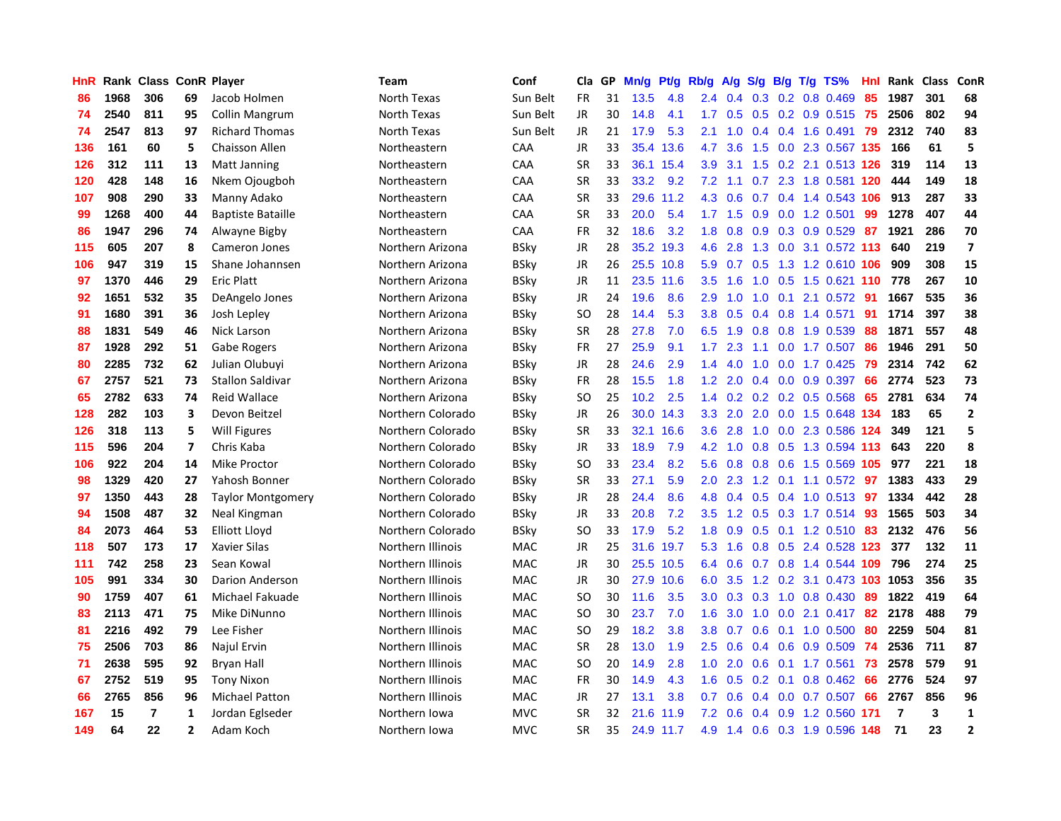| HnR | Rank | Class | ConR | Player | Team | Conf | Cla | GP | Mn/g | Pt/g | Rb/g | A/g | S/g | B/g | T/g | TS% | HnI | Rank | Class | ConR |
|---|---|---|---|---|---|---|---|---|---|---|---|---|---|---|---|---|---|---|---|---|
| 86 | 1968 | 306 | 69 | Jacob Holmen | North Texas | Sun Belt | FR | 31 | 13.5 | 4.8 | 2.4 | 0.4 | 0.3 | 0.2 | 0.8 | 0.469 | 85 | 1987 | 301 | 68 |
| 74 | 2540 | 811 | 95 | Collin Mangrum | North Texas | Sun Belt | JR | 30 | 14.8 | 4.1 | 1.7 | 0.5 | 0.5 | 0.2 | 0.9 | 0.515 | 75 | 2506 | 802 | 94 |
| 74 | 2547 | 813 | 97 | Richard Thomas | North Texas | Sun Belt | JR | 21 | 17.9 | 5.3 | 2.1 | 1.0 | 0.4 | 0.4 | 1.6 | 0.491 | 79 | 2312 | 740 | 83 |
| 136 | 161 | 60 | 5 | Chaisson Allen | Northeastern | CAA | JR | 33 | 35.4 | 13.6 | 4.7 | 3.6 | 1.5 | 0.0 | 2.3 | 0.567 | 135 | 166 | 61 | 5 |
| 126 | 312 | 111 | 13 | Matt Janning | Northeastern | CAA | SR | 33 | 36.1 | 15.4 | 3.9 | 3.1 | 1.5 | 0.2 | 2.1 | 0.513 | 126 | 319 | 114 | 13 |
| 120 | 428 | 148 | 16 | Nkem Ojougboh | Northeastern | CAA | SR | 33 | 33.2 | 9.2 | 7.2 | 1.1 | 0.7 | 2.3 | 1.8 | 0.581 | 120 | 444 | 149 | 18 |
| 107 | 908 | 290 | 33 | Manny Adako | Northeastern | CAA | SR | 33 | 29.6 | 11.2 | 4.3 | 0.6 | 0.7 | 0.4 | 1.4 | 0.543 | 106 | 913 | 287 | 33 |
| 99 | 1268 | 400 | 44 | Baptiste Bataille | Northeastern | CAA | SR | 33 | 20.0 | 5.4 | 1.7 | 1.5 | 0.9 | 0.0 | 1.2 | 0.501 | 99 | 1278 | 407 | 44 |
| 86 | 1947 | 296 | 74 | Alwayne Bigby | Northeastern | CAA | FR | 32 | 18.6 | 3.2 | 1.8 | 0.8 | 0.9 | 0.3 | 0.9 | 0.529 | 87 | 1921 | 286 | 70 |
| 115 | 605 | 207 | 8 | Cameron Jones | Northern Arizona | BSky | JR | 28 | 35.2 | 19.3 | 4.6 | 2.8 | 1.3 | 0.0 | 3.1 | 0.572 | 113 | 640 | 219 | 7 |
| 106 | 947 | 319 | 15 | Shane Johannsen | Northern Arizona | BSky | JR | 26 | 25.5 | 10.8 | 5.9 | 0.7 | 0.5 | 1.3 | 1.2 | 0.610 | 106 | 909 | 308 | 15 |
| 97 | 1370 | 446 | 29 | Eric Platt | Northern Arizona | BSky | JR | 11 | 23.5 | 11.6 | 3.5 | 1.6 | 1.0 | 0.5 | 1.5 | 0.621 | 110 | 778 | 267 | 10 |
| 92 | 1651 | 532 | 35 | DeAngelo Jones | Northern Arizona | BSky | JR | 24 | 19.6 | 8.6 | 2.9 | 1.0 | 1.0 | 0.1 | 2.1 | 0.572 | 91 | 1667 | 535 | 36 |
| 91 | 1680 | 391 | 36 | Josh Lepley | Northern Arizona | BSky | SO | 28 | 14.4 | 5.3 | 3.8 | 0.5 | 0.4 | 0.8 | 1.4 | 0.571 | 91 | 1714 | 397 | 38 |
| 88 | 1831 | 549 | 46 | Nick Larson | Northern Arizona | BSky | SR | 28 | 27.8 | 7.0 | 6.5 | 1.9 | 0.8 | 0.8 | 1.9 | 0.539 | 88 | 1871 | 557 | 48 |
| 87 | 1928 | 292 | 51 | Gabe Rogers | Northern Arizona | BSky | FR | 27 | 25.9 | 9.1 | 1.7 | 2.3 | 1.1 | 0.0 | 1.7 | 0.507 | 86 | 1946 | 291 | 50 |
| 80 | 2285 | 732 | 62 | Julian Olubuyi | Northern Arizona | BSky | JR | 28 | 24.6 | 2.9 | 1.4 | 4.0 | 1.0 | 0.0 | 1.7 | 0.425 | 79 | 2314 | 742 | 62 |
| 67 | 2757 | 521 | 73 | Stallon Saldivar | Northern Arizona | BSky | FR | 28 | 15.5 | 1.8 | 1.2 | 2.0 | 0.4 | 0.0 | 0.9 | 0.397 | 66 | 2774 | 523 | 73 |
| 65 | 2782 | 633 | 74 | Reid Wallace | Northern Arizona | BSky | SO | 25 | 10.2 | 2.5 | 1.4 | 0.2 | 0.2 | 0.2 | 0.5 | 0.568 | 65 | 2781 | 634 | 74 |
| 128 | 282 | 103 | 3 | Devon Beitzel | Northern Colorado | BSky | JR | 26 | 30.0 | 14.3 | 3.3 | 2.0 | 2.0 | 0.0 | 1.5 | 0.648 | 134 | 183 | 65 | 2 |
| 126 | 318 | 113 | 5 | Will Figures | Northern Colorado | BSky | SR | 33 | 32.1 | 16.6 | 3.6 | 2.8 | 1.0 | 0.0 | 2.3 | 0.586 | 124 | 349 | 121 | 5 |
| 115 | 596 | 204 | 7 | Chris Kaba | Northern Colorado | BSky | JR | 33 | 18.9 | 7.9 | 4.2 | 1.0 | 0.8 | 0.5 | 1.3 | 0.594 | 113 | 643 | 220 | 8 |
| 106 | 922 | 204 | 14 | Mike Proctor | Northern Colorado | BSky | SO | 33 | 23.4 | 8.2 | 5.6 | 0.8 | 0.8 | 0.6 | 1.5 | 0.569 | 105 | 977 | 221 | 18 |
| 98 | 1329 | 420 | 27 | Yahosh Bonner | Northern Colorado | BSky | SR | 33 | 27.1 | 5.9 | 2.0 | 2.3 | 1.2 | 0.1 | 1.1 | 0.572 | 97 | 1383 | 433 | 29 |
| 97 | 1350 | 443 | 28 | Taylor Montgomery | Northern Colorado | BSky | JR | 28 | 24.4 | 8.6 | 4.8 | 0.4 | 0.5 | 0.4 | 1.0 | 0.513 | 97 | 1334 | 442 | 28 |
| 94 | 1508 | 487 | 32 | Neal Kingman | Northern Colorado | BSky | JR | 33 | 20.8 | 7.2 | 3.5 | 1.2 | 0.5 | 0.3 | 1.7 | 0.514 | 93 | 1565 | 503 | 34 |
| 84 | 2073 | 464 | 53 | Elliott Lloyd | Northern Colorado | BSky | SO | 33 | 17.9 | 5.2 | 1.8 | 0.9 | 0.5 | 0.1 | 1.2 | 0.510 | 83 | 2132 | 476 | 56 |
| 118 | 507 | 173 | 17 | Xavier Silas | Northern Illinois | MAC | JR | 25 | 31.6 | 19.7 | 5.3 | 1.6 | 0.8 | 0.5 | 2.4 | 0.528 | 123 | 377 | 132 | 11 |
| 111 | 742 | 258 | 23 | Sean Kowal | Northern Illinois | MAC | JR | 30 | 25.5 | 10.5 | 6.4 | 0.6 | 0.7 | 0.8 | 1.4 | 0.544 | 109 | 796 | 274 | 25 |
| 105 | 991 | 334 | 30 | Darion Anderson | Northern Illinois | MAC | JR | 30 | 27.9 | 10.6 | 6.0 | 3.5 | 1.2 | 0.2 | 3.1 | 0.473 | 103 | 1053 | 356 | 35 |
| 90 | 1759 | 407 | 61 | Michael Fakuade | Northern Illinois | MAC | SO | 30 | 11.6 | 3.5 | 3.0 | 0.3 | 0.3 | 1.0 | 0.8 | 0.430 | 89 | 1822 | 419 | 64 |
| 83 | 2113 | 471 | 75 | Mike DiNunno | Northern Illinois | MAC | SO | 30 | 23.7 | 7.0 | 1.6 | 3.0 | 1.0 | 0.0 | 2.1 | 0.417 | 82 | 2178 | 488 | 79 |
| 81 | 2216 | 492 | 79 | Lee Fisher | Northern Illinois | MAC | SO | 29 | 18.2 | 3.8 | 3.8 | 0.7 | 0.6 | 0.1 | 1.0 | 0.500 | 80 | 2259 | 504 | 81 |
| 75 | 2506 | 703 | 86 | Najul Ervin | Northern Illinois | MAC | SR | 28 | 13.0 | 1.9 | 2.5 | 0.6 | 0.4 | 0.6 | 0.9 | 0.509 | 74 | 2536 | 711 | 87 |
| 71 | 2638 | 595 | 92 | Bryan Hall | Northern Illinois | MAC | SO | 20 | 14.9 | 2.8 | 1.0 | 2.0 | 0.6 | 0.1 | 1.7 | 0.561 | 73 | 2578 | 579 | 91 |
| 67 | 2752 | 519 | 95 | Tony Nixon | Northern Illinois | MAC | FR | 30 | 14.9 | 4.3 | 1.6 | 0.5 | 0.2 | 0.1 | 0.8 | 0.462 | 66 | 2776 | 524 | 97 |
| 66 | 2765 | 856 | 96 | Michael Patton | Northern Illinois | MAC | JR | 27 | 13.1 | 3.8 | 0.7 | 0.6 | 0.4 | 0.0 | 0.7 | 0.507 | 66 | 2767 | 856 | 96 |
| 167 | 15 | 7 | 1 | Jordan Eglseder | Northern Iowa | MVC | SR | 32 | 21.6 | 11.9 | 7.2 | 0.6 | 0.4 | 0.9 | 1.2 | 0.560 | 171 | 7 | 3 | 1 |
| 149 | 64 | 22 | 2 | Adam Koch | Northern Iowa | MVC | SR | 35 | 24.9 | 11.7 | 4.9 | 1.4 | 0.6 | 0.3 | 1.9 | 0.596 | 148 | 71 | 23 | 2 |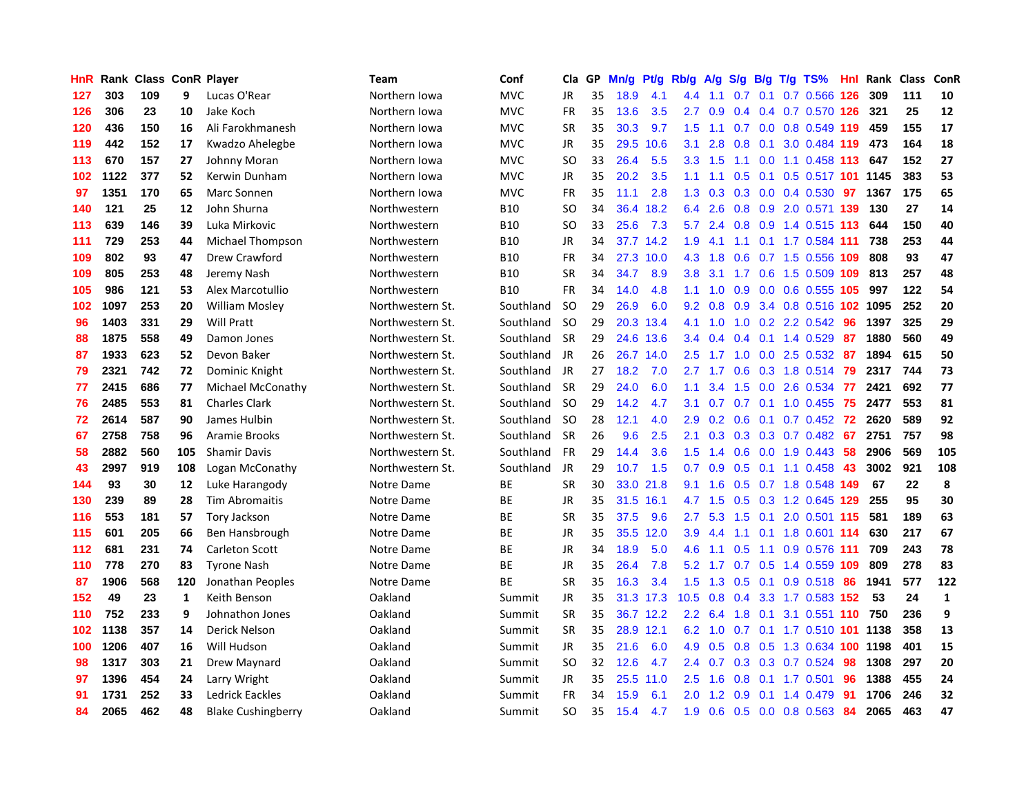| HnR | Rank | Class | ConR | Player | Team | Conf | Cla | GP | Mn/g | Pt/g | Rb/g | A/g | S/g | B/g | T/g | TS% | HnI | Rank | Class | ConR |
|---|---|---|---|---|---|---|---|---|---|---|---|---|---|---|---|---|---|---|---|---|
| 127 | 303 | 109 | 9 | Lucas O'Rear | Northern Iowa | MVC | JR | 35 | 18.9 | 4.1 | 4.4 | 1.1 | 0.7 | 0.1 | 0.7 | 0.566 | 126 | 309 | 111 | 10 |
| 126 | 306 | 23 | 10 | Jake Koch | Northern Iowa | MVC | FR | 35 | 13.6 | 3.5 | 2.7 | 0.9 | 0.4 | 0.4 | 0.7 | 0.570 | 126 | 321 | 25 | 12 |
| 120 | 436 | 150 | 16 | Ali Farokhmanesh | Northern Iowa | MVC | SR | 35 | 30.3 | 9.7 | 1.5 | 1.1 | 0.7 | 0.0 | 0.8 | 0.549 | 119 | 459 | 155 | 17 |
| 119 | 442 | 152 | 17 | Kwadzo Ahelegbe | Northern Iowa | MVC | JR | 35 | 29.5 | 10.6 | 3.1 | 2.8 | 0.8 | 0.1 | 3.0 | 0.484 | 119 | 473 | 164 | 18 |
| 113 | 670 | 157 | 27 | Johnny Moran | Northern Iowa | MVC | SO | 33 | 26.4 | 5.5 | 3.3 | 1.5 | 1.1 | 0.0 | 1.1 | 0.458 | 113 | 647 | 152 | 27 |
| 102 | 1122 | 377 | 52 | Kerwin Dunham | Northern Iowa | MVC | JR | 35 | 20.2 | 3.5 | 1.1 | 1.1 | 0.5 | 0.1 | 0.5 | 0.517 | 101 | 1145 | 383 | 53 |
| 97 | 1351 | 170 | 65 | Marc Sonnen | Northern Iowa | MVC | FR | 35 | 11.1 | 2.8 | 1.3 | 0.3 | 0.3 | 0.0 | 0.4 | 0.530 | 97 | 1367 | 175 | 65 |
| 140 | 121 | 25 | 12 | John Shurna | Northwestern | B10 | SO | 34 | 36.4 | 18.2 | 6.4 | 2.6 | 0.8 | 0.9 | 2.0 | 0.571 | 139 | 130 | 27 | 14 |
| 113 | 639 | 146 | 39 | Luka Mirkovic | Northwestern | B10 | SO | 33 | 25.6 | 7.3 | 5.7 | 2.4 | 0.8 | 0.9 | 1.4 | 0.515 | 113 | 644 | 150 | 40 |
| 111 | 729 | 253 | 44 | Michael Thompson | Northwestern | B10 | JR | 34 | 37.7 | 14.2 | 1.9 | 4.1 | 1.1 | 0.1 | 1.7 | 0.584 | 111 | 738 | 253 | 44 |
| 109 | 802 | 93 | 47 | Drew Crawford | Northwestern | B10 | FR | 34 | 27.3 | 10.0 | 4.3 | 1.8 | 0.6 | 0.7 | 1.5 | 0.556 | 109 | 808 | 93 | 47 |
| 109 | 805 | 253 | 48 | Jeremy Nash | Northwestern | B10 | SR | 34 | 34.7 | 8.9 | 3.8 | 3.1 | 1.7 | 0.6 | 1.5 | 0.509 | 109 | 813 | 257 | 48 |
| 105 | 986 | 121 | 53 | Alex Marcotullio | Northwestern | B10 | FR | 34 | 14.0 | 4.8 | 1.1 | 1.0 | 0.9 | 0.0 | 0.6 | 0.555 | 105 | 997 | 122 | 54 |
| 102 | 1097 | 253 | 20 | William Mosley | Northwestern St. | Southland | SO | 29 | 26.9 | 6.0 | 9.2 | 0.8 | 0.9 | 3.4 | 0.8 | 0.516 | 102 | 1095 | 252 | 20 |
| 96 | 1403 | 331 | 29 | Will Pratt | Northwestern St. | Southland | SO | 29 | 20.3 | 13.4 | 4.1 | 1.0 | 1.0 | 0.2 | 2.2 | 0.542 | 96 | 1397 | 325 | 29 |
| 88 | 1875 | 558 | 49 | Damon Jones | Northwestern St. | Southland | SR | 29 | 24.6 | 13.6 | 3.4 | 0.4 | 0.4 | 0.1 | 1.4 | 0.529 | 87 | 1880 | 560 | 49 |
| 87 | 1933 | 623 | 52 | Devon Baker | Northwestern St. | Southland | JR | 26 | 26.7 | 14.0 | 2.5 | 1.7 | 1.0 | 0.0 | 2.5 | 0.532 | 87 | 1894 | 615 | 50 |
| 79 | 2321 | 742 | 72 | Dominic Knight | Northwestern St. | Southland | JR | 27 | 18.2 | 7.0 | 2.7 | 1.7 | 0.6 | 0.3 | 1.8 | 0.514 | 79 | 2317 | 744 | 73 |
| 77 | 2415 | 686 | 77 | Michael McConathy | Northwestern St. | Southland | SR | 29 | 24.0 | 6.0 | 1.1 | 3.4 | 1.5 | 0.0 | 2.6 | 0.534 | 77 | 2421 | 692 | 77 |
| 76 | 2485 | 553 | 81 | Charles Clark | Northwestern St. | Southland | SO | 29 | 14.2 | 4.7 | 3.1 | 0.7 | 0.7 | 0.1 | 1.0 | 0.455 | 75 | 2477 | 553 | 81 |
| 72 | 2614 | 587 | 90 | James Hulbin | Northwestern St. | Southland | SO | 28 | 12.1 | 4.0 | 2.9 | 0.2 | 0.6 | 0.1 | 0.7 | 0.452 | 72 | 2620 | 589 | 92 |
| 67 | 2758 | 758 | 96 | Aramie Brooks | Northwestern St. | Southland | SR | 26 | 9.6 | 2.5 | 2.1 | 0.3 | 0.3 | 0.3 | 0.7 | 0.482 | 67 | 2751 | 757 | 98 |
| 58 | 2882 | 560 | 105 | Shamir Davis | Northwestern St. | Southland | FR | 29 | 14.4 | 3.6 | 1.5 | 1.4 | 0.6 | 0.0 | 1.9 | 0.443 | 58 | 2906 | 569 | 105 |
| 43 | 2997 | 919 | 108 | Logan McConathy | Northwestern St. | Southland | JR | 29 | 10.7 | 1.5 | 0.7 | 0.9 | 0.5 | 0.1 | 1.1 | 0.458 | 43 | 3002 | 921 | 108 |
| 144 | 93 | 30 | 12 | Luke Harangody | Notre Dame | BE | SR | 30 | 33.0 | 21.8 | 9.1 | 1.6 | 0.5 | 0.7 | 1.8 | 0.548 | 149 | 67 | 22 | 8 |
| 130 | 239 | 89 | 28 | Tim Abromaitis | Notre Dame | BE | JR | 35 | 31.5 | 16.1 | 4.7 | 1.5 | 0.5 | 0.3 | 1.2 | 0.645 | 129 | 255 | 95 | 30 |
| 116 | 553 | 181 | 57 | Tory Jackson | Notre Dame | BE | SR | 35 | 37.5 | 9.6 | 2.7 | 5.3 | 1.5 | 0.1 | 2.0 | 0.501 | 115 | 581 | 189 | 63 |
| 115 | 601 | 205 | 66 | Ben Hansbrough | Notre Dame | BE | JR | 35 | 35.5 | 12.0 | 3.9 | 4.4 | 1.1 | 0.1 | 1.8 | 0.601 | 114 | 630 | 217 | 67 |
| 112 | 681 | 231 | 74 | Carleton Scott | Notre Dame | BE | JR | 34 | 18.9 | 5.0 | 4.6 | 1.1 | 0.5 | 1.1 | 0.9 | 0.576 | 111 | 709 | 243 | 78 |
| 110 | 778 | 270 | 83 | Tyrone Nash | Notre Dame | BE | JR | 35 | 26.4 | 7.8 | 5.2 | 1.7 | 0.7 | 0.5 | 1.4 | 0.559 | 109 | 809 | 278 | 83 |
| 87 | 1906 | 568 | 120 | Jonathan Peoples | Notre Dame | BE | SR | 35 | 16.3 | 3.4 | 1.5 | 1.3 | 0.5 | 0.1 | 0.9 | 0.518 | 86 | 1941 | 577 | 122 |
| 152 | 49 | 23 | 1 | Keith Benson | Oakland | Summit | JR | 35 | 31.3 | 17.3 | 10.5 | 0.8 | 0.4 | 3.3 | 1.7 | 0.583 | 152 | 53 | 24 | 1 |
| 110 | 752 | 233 | 9 | Johnathon Jones | Oakland | Summit | SR | 35 | 36.7 | 12.2 | 2.2 | 6.4 | 1.8 | 0.1 | 3.1 | 0.551 | 110 | 750 | 236 | 9 |
| 102 | 1138 | 357 | 14 | Derick Nelson | Oakland | Summit | SR | 35 | 28.9 | 12.1 | 6.2 | 1.0 | 0.7 | 0.1 | 1.7 | 0.510 | 101 | 1138 | 358 | 13 |
| 100 | 1206 | 407 | 16 | Will Hudson | Oakland | Summit | JR | 35 | 21.6 | 6.0 | 4.9 | 0.5 | 0.8 | 0.5 | 1.3 | 0.634 | 100 | 1198 | 401 | 15 |
| 98 | 1317 | 303 | 21 | Drew Maynard | Oakland | Summit | SO | 32 | 12.6 | 4.7 | 2.4 | 0.7 | 0.3 | 0.3 | 0.7 | 0.524 | 98 | 1308 | 297 | 20 |
| 97 | 1396 | 454 | 24 | Larry Wright | Oakland | Summit | JR | 35 | 25.5 | 11.0 | 2.5 | 1.6 | 0.8 | 0.1 | 1.7 | 0.501 | 96 | 1388 | 455 | 24 |
| 91 | 1731 | 252 | 33 | Ledrick Eackles | Oakland | Summit | FR | 34 | 15.9 | 6.1 | 2.0 | 1.2 | 0.9 | 0.1 | 1.4 | 0.479 | 91 | 1706 | 246 | 32 |
| 84 | 2065 | 462 | 48 | Blake Cushingberry | Oakland | Summit | SO | 35 | 15.4 | 4.7 | 1.9 | 0.6 | 0.5 | 0.0 | 0.8 | 0.563 | 84 | 2065 | 463 | 47 |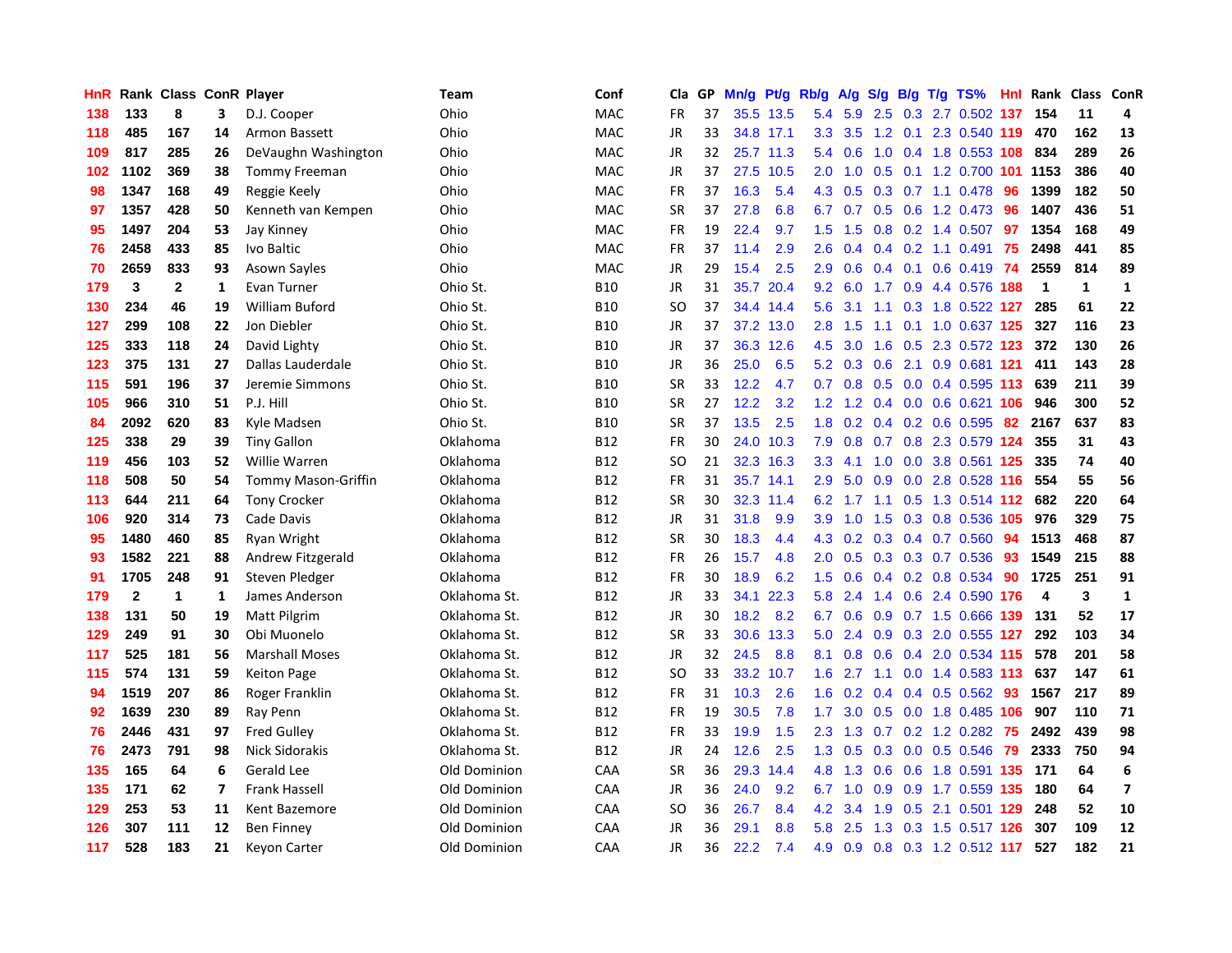| HnR | Rank | Class | ConR | Player | Team | Conf | Cla | GP | Mn/g | Pt/g | Rb/g | A/g | S/g | B/g | T/g | TS% | HnI | Rank | Class | ConR |
|---|---|---|---|---|---|---|---|---|---|---|---|---|---|---|---|---|---|---|---|---|
| 138 | 133 | 8 | 3 | D.J. Cooper | Ohio | MAC | FR | 37 | 35.5 | 13.5 | 5.4 | 5.9 | 2.5 | 0.3 | 2.7 | 0.502 | 137 | 154 | 11 | 4 |
| 118 | 485 | 167 | 14 | Armon Bassett | Ohio | MAC | JR | 33 | 34.8 | 17.1 | 3.3 | 3.5 | 1.2 | 0.1 | 2.3 | 0.540 | 119 | 470 | 162 | 13 |
| 109 | 817 | 285 | 26 | DeVaughn Washington | Ohio | MAC | JR | 32 | 25.7 | 11.3 | 5.4 | 0.6 | 1.0 | 0.4 | 1.8 | 0.553 | 108 | 834 | 289 | 26 |
| 102 | 1102 | 369 | 38 | Tommy Freeman | Ohio | MAC | JR | 37 | 27.5 | 10.5 | 2.0 | 1.0 | 0.5 | 0.1 | 1.2 | 0.700 | 101 | 1153 | 386 | 40 |
| 98 | 1347 | 168 | 49 | Reggie Keely | Ohio | MAC | FR | 37 | 16.3 | 5.4 | 4.3 | 0.5 | 0.3 | 0.7 | 1.1 | 0.478 | 96 | 1399 | 182 | 50 |
| 97 | 1357 | 428 | 50 | Kenneth van Kempen | Ohio | MAC | SR | 37 | 27.8 | 6.8 | 6.7 | 0.7 | 0.5 | 0.6 | 1.2 | 0.473 | 96 | 1407 | 436 | 51 |
| 95 | 1497 | 204 | 53 | Jay Kinney | Ohio | MAC | FR | 19 | 22.4 | 9.7 | 1.5 | 1.5 | 0.8 | 0.2 | 1.4 | 0.507 | 97 | 1354 | 168 | 49 |
| 76 | 2458 | 433 | 85 | Ivo Baltic | Ohio | MAC | FR | 37 | 11.4 | 2.9 | 2.6 | 0.4 | 0.4 | 0.2 | 1.1 | 0.491 | 75 | 2498 | 441 | 85 |
| 70 | 2659 | 833 | 93 | Asown Sayles | Ohio | MAC | JR | 29 | 15.4 | 2.5 | 2.9 | 0.6 | 0.4 | 0.1 | 0.6 | 0.419 | 74 | 2559 | 814 | 89 |
| 179 | 3 | 2 | 1 | Evan Turner | Ohio St. | B10 | JR | 31 | 35.7 | 20.4 | 9.2 | 6.0 | 1.7 | 0.9 | 4.4 | 0.576 | 188 | 1 | 1 | 1 |
| 130 | 234 | 46 | 19 | William Buford | Ohio St. | B10 | SO | 37 | 34.4 | 14.4 | 5.6 | 3.1 | 1.1 | 0.3 | 1.8 | 0.522 | 127 | 285 | 61 | 22 |
| 127 | 299 | 108 | 22 | Jon Diebler | Ohio St. | B10 | JR | 37 | 37.2 | 13.0 | 2.8 | 1.5 | 1.1 | 0.1 | 1.0 | 0.637 | 125 | 327 | 116 | 23 |
| 125 | 333 | 118 | 24 | David Lighty | Ohio St. | B10 | JR | 37 | 36.3 | 12.6 | 4.5 | 3.0 | 1.6 | 0.5 | 2.3 | 0.572 | 123 | 372 | 130 | 26 |
| 123 | 375 | 131 | 27 | Dallas Lauderdale | Ohio St. | B10 | JR | 36 | 25.0 | 6.5 | 5.2 | 0.3 | 0.6 | 2.1 | 0.9 | 0.681 | 121 | 411 | 143 | 28 |
| 115 | 591 | 196 | 37 | Jeremie Simmons | Ohio St. | B10 | SR | 33 | 12.2 | 4.7 | 0.7 | 0.8 | 0.5 | 0.0 | 0.4 | 0.595 | 113 | 639 | 211 | 39 |
| 105 | 966 | 310 | 51 | P.J. Hill | Ohio St. | B10 | SR | 27 | 12.2 | 3.2 | 1.2 | 1.2 | 0.4 | 0.0 | 0.6 | 0.621 | 106 | 946 | 300 | 52 |
| 84 | 2092 | 620 | 83 | Kyle Madsen | Ohio St. | B10 | SR | 37 | 13.5 | 2.5 | 1.8 | 0.2 | 0.4 | 0.2 | 0.6 | 0.595 | 82 | 2167 | 637 | 83 |
| 125 | 338 | 29 | 39 | Tiny Gallon | Oklahoma | B12 | FR | 30 | 24.0 | 10.3 | 7.9 | 0.8 | 0.7 | 0.8 | 2.3 | 0.579 | 124 | 355 | 31 | 43 |
| 119 | 456 | 103 | 52 | Willie Warren | Oklahoma | B12 | SO | 21 | 32.3 | 16.3 | 3.3 | 4.1 | 1.0 | 0.0 | 3.8 | 0.561 | 125 | 335 | 74 | 40 |
| 118 | 508 | 50 | 54 | Tommy Mason-Griffin | Oklahoma | B12 | FR | 31 | 35.7 | 14.1 | 2.9 | 5.0 | 0.9 | 0.0 | 2.8 | 0.528 | 116 | 554 | 55 | 56 |
| 113 | 644 | 211 | 64 | Tony Crocker | Oklahoma | B12 | SR | 30 | 32.3 | 11.4 | 6.2 | 1.7 | 1.1 | 0.5 | 1.3 | 0.514 | 112 | 682 | 220 | 64 |
| 106 | 920 | 314 | 73 | Cade Davis | Oklahoma | B12 | JR | 31 | 31.8 | 9.9 | 3.9 | 1.0 | 1.5 | 0.3 | 0.8 | 0.536 | 105 | 976 | 329 | 75 |
| 95 | 1480 | 460 | 85 | Ryan Wright | Oklahoma | B12 | SR | 30 | 18.3 | 4.4 | 4.3 | 0.2 | 0.3 | 0.4 | 0.7 | 0.560 | 94 | 1513 | 468 | 87 |
| 93 | 1582 | 221 | 88 | Andrew Fitzgerald | Oklahoma | B12 | FR | 26 | 15.7 | 4.8 | 2.0 | 0.5 | 0.3 | 0.3 | 0.7 | 0.536 | 93 | 1549 | 215 | 88 |
| 91 | 1705 | 248 | 91 | Steven Pledger | Oklahoma | B12 | FR | 30 | 18.9 | 6.2 | 1.5 | 0.6 | 0.4 | 0.2 | 0.8 | 0.534 | 90 | 1725 | 251 | 91 |
| 179 | 2 | 1 | 1 | James Anderson | Oklahoma St. | B12 | JR | 33 | 34.1 | 22.3 | 5.8 | 2.4 | 1.4 | 0.6 | 2.4 | 0.590 | 176 | 4 | 3 | 1 |
| 138 | 131 | 50 | 19 | Matt Pilgrim | Oklahoma St. | B12 | JR | 30 | 18.2 | 8.2 | 6.7 | 0.6 | 0.9 | 0.7 | 1.5 | 0.666 | 139 | 131 | 52 | 17 |
| 129 | 249 | 91 | 30 | Obi Muonelo | Oklahoma St. | B12 | SR | 33 | 30.6 | 13.3 | 5.0 | 2.4 | 0.9 | 0.3 | 2.0 | 0.555 | 127 | 292 | 103 | 34 |
| 117 | 525 | 181 | 56 | Marshall Moses | Oklahoma St. | B12 | JR | 32 | 24.5 | 8.8 | 8.1 | 0.8 | 0.6 | 0.4 | 2.0 | 0.534 | 115 | 578 | 201 | 58 |
| 115 | 574 | 131 | 59 | Keiton Page | Oklahoma St. | B12 | SO | 33 | 33.2 | 10.7 | 1.6 | 2.7 | 1.1 | 0.0 | 1.4 | 0.583 | 113 | 637 | 147 | 61 |
| 94 | 1519 | 207 | 86 | Roger Franklin | Oklahoma St. | B12 | FR | 31 | 10.3 | 2.6 | 1.6 | 0.2 | 0.4 | 0.4 | 0.5 | 0.562 | 93 | 1567 | 217 | 89 |
| 92 | 1639 | 230 | 89 | Ray Penn | Oklahoma St. | B12 | FR | 19 | 30.5 | 7.8 | 1.7 | 3.0 | 0.5 | 0.0 | 1.8 | 0.485 | 106 | 907 | 110 | 71 |
| 76 | 2446 | 431 | 97 | Fred Gulley | Oklahoma St. | B12 | FR | 33 | 19.9 | 1.5 | 2.3 | 1.3 | 0.7 | 0.2 | 1.2 | 0.282 | 75 | 2492 | 439 | 98 |
| 76 | 2473 | 791 | 98 | Nick Sidorakis | Oklahoma St. | B12 | JR | 24 | 12.6 | 2.5 | 1.3 | 0.5 | 0.3 | 0.0 | 0.5 | 0.546 | 79 | 2333 | 750 | 94 |
| 135 | 165 | 64 | 6 | Gerald Lee | Old Dominion | CAA | SR | 36 | 29.3 | 14.4 | 4.8 | 1.3 | 0.6 | 0.6 | 1.8 | 0.591 | 135 | 171 | 64 | 6 |
| 135 | 171 | 62 | 7 | Frank Hassell | Old Dominion | CAA | JR | 36 | 24.0 | 9.2 | 6.7 | 1.0 | 0.9 | 0.9 | 1.7 | 0.559 | 135 | 180 | 64 | 7 |
| 129 | 253 | 53 | 11 | Kent Bazemore | Old Dominion | CAA | SO | 36 | 26.7 | 8.4 | 4.2 | 3.4 | 1.9 | 0.5 | 2.1 | 0.501 | 129 | 248 | 52 | 10 |
| 126 | 307 | 111 | 12 | Ben Finney | Old Dominion | CAA | JR | 36 | 29.1 | 8.8 | 5.8 | 2.5 | 1.3 | 0.3 | 1.5 | 0.517 | 126 | 307 | 109 | 12 |
| 117 | 528 | 183 | 21 | Keyon Carter | Old Dominion | CAA | JR | 36 | 22.2 | 7.4 | 4.9 | 0.9 | 0.8 | 0.3 | 1.2 | 0.512 | 117 | 527 | 182 | 21 |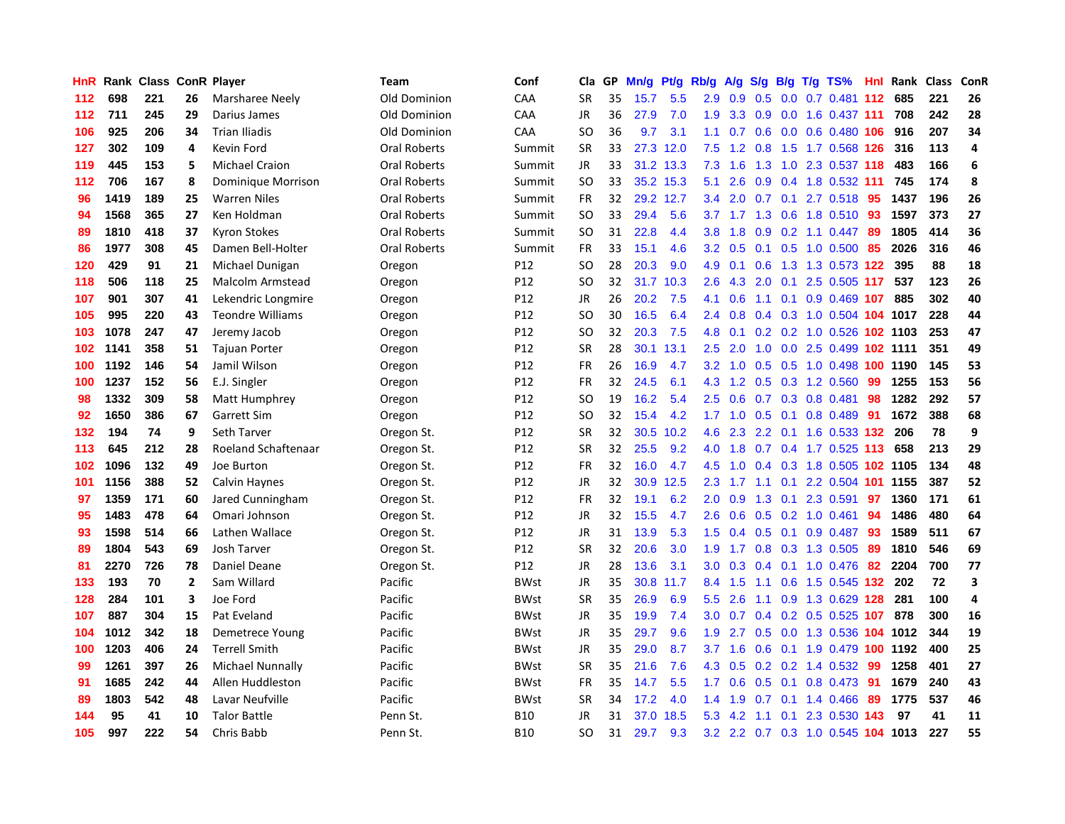| HnR | Rank | Class | ConR | Player | Team | Conf | Cla | GP | Mn/g | Pt/g | Rb/g | A/g | S/g | B/g | T/g | TS% | HnI | Rank | Class | ConR |
|---|---|---|---|---|---|---|---|---|---|---|---|---|---|---|---|---|---|---|---|---|
| 112 | 698 | 221 | 26 | Marsharee Neely | Old Dominion | CAA | SR | 35 | 15.7 | 5.5 | 2.9 | 0.9 | 0.5 | 0.0 | 0.7 | 0.481 | 112 | 685 | 221 | 26 |
| 112 | 711 | 245 | 29 | Darius James | Old Dominion | CAA | JR | 36 | 27.9 | 7.0 | 1.9 | 3.3 | 0.9 | 0.0 | 1.6 | 0.437 | 111 | 708 | 242 | 28 |
| 106 | 925 | 206 | 34 | Trian Iliadis | Old Dominion | CAA | SO | 36 | 9.7 | 3.1 | 1.1 | 0.7 | 0.6 | 0.0 | 0.6 | 0.480 | 106 | 916 | 207 | 34 |
| 127 | 302 | 109 | 4 | Kevin Ford | Oral Roberts | Summit | SR | 33 | 27.3 | 12.0 | 7.5 | 1.2 | 0.8 | 1.5 | 1.7 | 0.568 | 126 | 316 | 113 | 4 |
| 119 | 445 | 153 | 5 | Michael Craion | Oral Roberts | Summit | JR | 33 | 31.2 | 13.3 | 7.3 | 1.6 | 1.3 | 1.0 | 2.3 | 0.537 | 118 | 483 | 166 | 6 |
| 112 | 706 | 167 | 8 | Dominique Morrison | Oral Roberts | Summit | SO | 33 | 35.2 | 15.3 | 5.1 | 2.6 | 0.9 | 0.4 | 1.8 | 0.532 | 111 | 745 | 174 | 8 |
| 96 | 1419 | 189 | 25 | Warren Niles | Oral Roberts | Summit | FR | 32 | 29.2 | 12.7 | 3.4 | 2.0 | 0.7 | 0.1 | 2.7 | 0.518 | 95 | 1437 | 196 | 26 |
| 94 | 1568 | 365 | 27 | Ken Holdman | Oral Roberts | Summit | SO | 33 | 29.4 | 5.6 | 3.7 | 1.7 | 1.3 | 0.6 | 1.8 | 0.510 | 93 | 1597 | 373 | 27 |
| 89 | 1810 | 418 | 37 | Kyron Stokes | Oral Roberts | Summit | SO | 31 | 22.8 | 4.4 | 3.8 | 1.8 | 0.9 | 0.2 | 1.1 | 0.447 | 89 | 1805 | 414 | 36 |
| 86 | 1977 | 308 | 45 | Damen Bell-Holter | Oral Roberts | Summit | FR | 33 | 15.1 | 4.6 | 3.2 | 0.5 | 0.1 | 0.5 | 1.0 | 0.500 | 85 | 2026 | 316 | 46 |
| 120 | 429 | 91 | 21 | Michael Dunigan | Oregon | P12 | SO | 28 | 20.3 | 9.0 | 4.9 | 0.1 | 0.6 | 1.3 | 1.3 | 0.573 | 122 | 395 | 88 | 18 |
| 118 | 506 | 118 | 25 | Malcolm Armstead | Oregon | P12 | SO | 32 | 31.7 | 10.3 | 2.6 | 4.3 | 2.0 | 0.1 | 2.5 | 0.505 | 117 | 537 | 123 | 26 |
| 107 | 901 | 307 | 41 | Lekendric Longmire | Oregon | P12 | JR | 26 | 20.2 | 7.5 | 4.1 | 0.6 | 1.1 | 0.1 | 0.9 | 0.469 | 107 | 885 | 302 | 40 |
| 105 | 995 | 220 | 43 | Teondre Williams | Oregon | P12 | SO | 30 | 16.5 | 6.4 | 2.4 | 0.8 | 0.4 | 0.3 | 1.0 | 0.504 | 104 | 1017 | 228 | 44 |
| 103 | 1078 | 247 | 47 | Jeremy Jacob | Oregon | P12 | SO | 32 | 20.3 | 7.5 | 4.8 | 0.1 | 0.2 | 0.2 | 1.0 | 0.526 | 102 | 1103 | 253 | 47 |
| 102 | 1141 | 358 | 51 | Tajuan Porter | Oregon | P12 | SR | 28 | 30.1 | 13.1 | 2.5 | 2.0 | 1.0 | 0.0 | 2.5 | 0.499 | 102 | 1111 | 351 | 49 |
| 100 | 1192 | 146 | 54 | Jamil Wilson | Oregon | P12 | FR | 26 | 16.9 | 4.7 | 3.2 | 1.0 | 0.5 | 0.5 | 1.0 | 0.498 | 100 | 1190 | 145 | 53 |
| 100 | 1237 | 152 | 56 | E.J. Singler | Oregon | P12 | FR | 32 | 24.5 | 6.1 | 4.3 | 1.2 | 0.5 | 0.3 | 1.2 | 0.560 | 99 | 1255 | 153 | 56 |
| 98 | 1332 | 309 | 58 | Matt Humphrey | Oregon | P12 | SO | 19 | 16.2 | 5.4 | 2.5 | 0.6 | 0.7 | 0.3 | 0.8 | 0.481 | 98 | 1282 | 292 | 57 |
| 92 | 1650 | 386 | 67 | Garrett Sim | Oregon | P12 | SO | 32 | 15.4 | 4.2 | 1.7 | 1.0 | 0.5 | 0.1 | 0.8 | 0.489 | 91 | 1672 | 388 | 68 |
| 132 | 194 | 74 | 9 | Seth Tarver | Oregon St. | P12 | SR | 32 | 30.5 | 10.2 | 4.6 | 2.3 | 2.2 | 0.1 | 1.6 | 0.533 | 132 | 206 | 78 | 9 |
| 113 | 645 | 212 | 28 | Roeland Schaftenaar | Oregon St. | P12 | SR | 32 | 25.5 | 9.2 | 4.0 | 1.8 | 0.7 | 0.4 | 1.7 | 0.525 | 113 | 658 | 213 | 29 |
| 102 | 1096 | 132 | 49 | Joe Burton | Oregon St. | P12 | FR | 32 | 16.0 | 4.7 | 4.5 | 1.0 | 0.4 | 0.3 | 1.8 | 0.505 | 102 | 1105 | 134 | 48 |
| 101 | 1156 | 388 | 52 | Calvin Haynes | Oregon St. | P12 | JR | 32 | 30.9 | 12.5 | 2.3 | 1.7 | 1.1 | 0.1 | 2.2 | 0.504 | 101 | 1155 | 387 | 52 |
| 97 | 1359 | 171 | 60 | Jared Cunningham | Oregon St. | P12 | FR | 32 | 19.1 | 6.2 | 2.0 | 0.9 | 1.3 | 0.1 | 2.3 | 0.591 | 97 | 1360 | 171 | 61 |
| 95 | 1483 | 478 | 64 | Omari Johnson | Oregon St. | P12 | JR | 32 | 15.5 | 4.7 | 2.6 | 0.6 | 0.5 | 0.2 | 1.0 | 0.461 | 94 | 1486 | 480 | 64 |
| 93 | 1598 | 514 | 66 | Lathen Wallace | Oregon St. | P12 | JR | 31 | 13.9 | 5.3 | 1.5 | 0.4 | 0.5 | 0.1 | 0.9 | 0.487 | 93 | 1589 | 511 | 67 |
| 89 | 1804 | 543 | 69 | Josh Tarver | Oregon St. | P12 | SR | 32 | 20.6 | 3.0 | 1.9 | 1.7 | 0.8 | 0.3 | 1.3 | 0.505 | 89 | 1810 | 546 | 69 |
| 81 | 2270 | 726 | 78 | Daniel Deane | Oregon St. | P12 | JR | 28 | 13.6 | 3.1 | 3.0 | 0.3 | 0.4 | 0.1 | 1.0 | 0.476 | 82 | 2204 | 700 | 77 |
| 133 | 193 | 70 | 2 | Sam Willard | Pacific | BWst | JR | 35 | 30.8 | 11.7 | 8.4 | 1.5 | 1.1 | 0.6 | 1.5 | 0.545 | 132 | 202 | 72 | 3 |
| 128 | 284 | 101 | 3 | Joe Ford | Pacific | BWst | SR | 35 | 26.9 | 6.9 | 5.5 | 2.6 | 1.1 | 0.9 | 1.3 | 0.629 | 128 | 281 | 100 | 4 |
| 107 | 887 | 304 | 15 | Pat Eveland | Pacific | BWst | JR | 35 | 19.9 | 7.4 | 3.0 | 0.7 | 0.4 | 0.2 | 0.5 | 0.525 | 107 | 878 | 300 | 16 |
| 104 | 1012 | 342 | 18 | Demetrece Young | Pacific | BWst | JR | 35 | 29.7 | 9.6 | 1.9 | 2.7 | 0.5 | 0.0 | 1.3 | 0.536 | 104 | 1012 | 344 | 19 |
| 100 | 1203 | 406 | 24 | Terrell Smith | Pacific | BWst | JR | 35 | 29.0 | 8.7 | 3.7 | 1.6 | 0.6 | 0.1 | 1.9 | 0.479 | 100 | 1192 | 400 | 25 |
| 99 | 1261 | 397 | 26 | Michael Nunnally | Pacific | BWst | SR | 35 | 21.6 | 7.6 | 4.3 | 0.5 | 0.2 | 0.2 | 1.4 | 0.532 | 99 | 1258 | 401 | 27 |
| 91 | 1685 | 242 | 44 | Allen Huddleston | Pacific | BWst | FR | 35 | 14.7 | 5.5 | 1.7 | 0.6 | 0.5 | 0.1 | 0.8 | 0.473 | 91 | 1679 | 240 | 43 |
| 89 | 1803 | 542 | 48 | Lavar Neufville | Pacific | BWst | SR | 34 | 17.2 | 4.0 | 1.4 | 1.9 | 0.7 | 0.1 | 1.4 | 0.466 | 89 | 1775 | 537 | 46 |
| 144 | 95 | 41 | 10 | Talor Battle | Penn St. | B10 | JR | 31 | 37.0 | 18.5 | 5.3 | 4.2 | 1.1 | 0.1 | 2.3 | 0.530 | 143 | 97 | 41 | 11 |
| 105 | 997 | 222 | 54 | Chris Babb | Penn St. | B10 | SO | 31 | 29.7 | 9.3 | 3.2 | 2.2 | 0.7 | 0.3 | 1.0 | 0.545 | 104 | 1013 | 227 | 55 |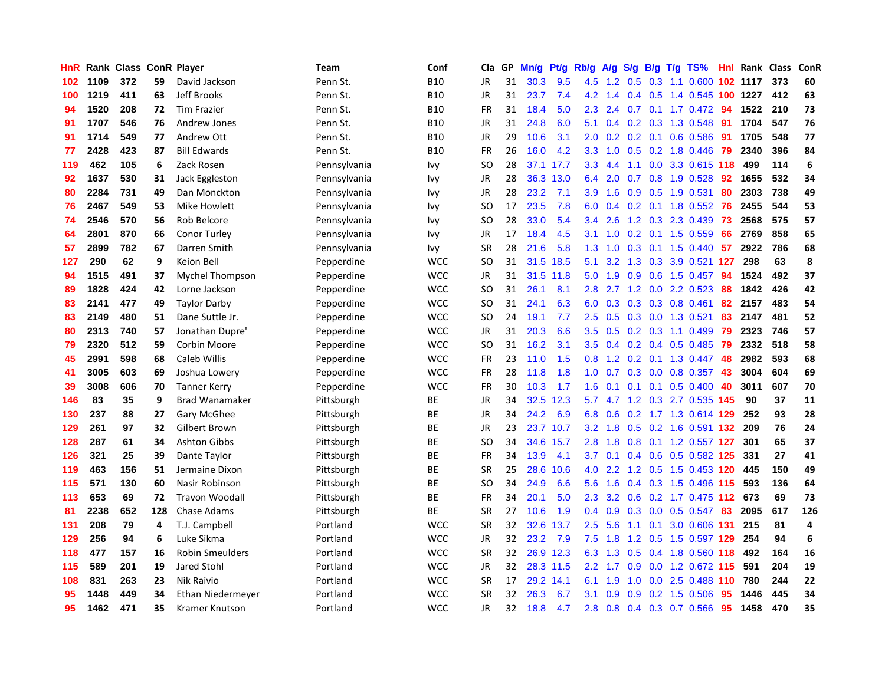| HnR | Rank | Class | ConR | Player | Team | Conf | Cla | GP | Mn/g | Pt/g | Rb/g | A/g | S/g | B/g | T/g | TS% | HnI | Rank | Class | ConR |
|---|---|---|---|---|---|---|---|---|---|---|---|---|---|---|---|---|---|---|---|---|
| 102 | 1109 | 372 | 59 | David Jackson | Penn St. | B10 | JR | 31 | 30.3 | 9.5 | 4.5 | 1.2 | 0.5 | 0.3 | 1.1 | 0.600 | 102 | 1117 | 373 | 60 |
| 100 | 1219 | 411 | 63 | Jeff Brooks | Penn St. | B10 | JR | 31 | 23.7 | 7.4 | 4.2 | 1.4 | 0.4 | 0.5 | 1.4 | 0.545 | 100 | 1227 | 412 | 63 |
| 94 | 1520 | 208 | 72 | Tim Frazier | Penn St. | B10 | FR | 31 | 18.4 | 5.0 | 2.3 | 2.4 | 0.7 | 0.1 | 1.7 | 0.472 | 94 | 1522 | 210 | 73 |
| 91 | 1707 | 546 | 76 | Andrew Jones | Penn St. | B10 | JR | 31 | 24.8 | 6.0 | 5.1 | 0.4 | 0.2 | 0.3 | 1.3 | 0.548 | 91 | 1704 | 547 | 76 |
| 91 | 1714 | 549 | 77 | Andrew Ott | Penn St. | B10 | JR | 29 | 10.6 | 3.1 | 2.0 | 0.2 | 0.2 | 0.1 | 0.6 | 0.586 | 91 | 1705 | 548 | 77 |
| 77 | 2428 | 423 | 87 | Bill Edwards | Penn St. | B10 | FR | 26 | 16.0 | 4.2 | 3.3 | 1.0 | 0.5 | 0.2 | 1.8 | 0.446 | 79 | 2340 | 396 | 84 |
| 119 | 462 | 105 | 6 | Zack Rosen | Pennsylvania | Ivy | SO | 28 | 37.1 | 17.7 | 3.3 | 4.4 | 1.1 | 0.0 | 3.3 | 0.615 | 118 | 499 | 114 | 6 |
| 92 | 1637 | 530 | 31 | Jack Eggleston | Pennsylvania | Ivy | JR | 28 | 36.3 | 13.0 | 6.4 | 2.0 | 0.7 | 0.8 | 1.9 | 0.528 | 92 | 1655 | 532 | 34 |
| 80 | 2284 | 731 | 49 | Dan Monckton | Pennsylvania | Ivy | JR | 28 | 23.2 | 7.1 | 3.9 | 1.6 | 0.9 | 0.5 | 1.9 | 0.531 | 80 | 2303 | 738 | 49 |
| 76 | 2467 | 549 | 53 | Mike Howlett | Pennsylvania | Ivy | SO | 17 | 23.5 | 7.8 | 6.0 | 0.4 | 0.2 | 0.1 | 1.8 | 0.552 | 76 | 2455 | 544 | 53 |
| 74 | 2546 | 570 | 56 | Rob Belcore | Pennsylvania | Ivy | SO | 28 | 33.0 | 5.4 | 3.4 | 2.6 | 1.2 | 0.3 | 2.3 | 0.439 | 73 | 2568 | 575 | 57 |
| 64 | 2801 | 870 | 66 | Conor Turley | Pennsylvania | Ivy | JR | 17 | 18.4 | 4.5 | 3.1 | 1.0 | 0.2 | 0.1 | 1.5 | 0.559 | 66 | 2769 | 858 | 65 |
| 57 | 2899 | 782 | 67 | Darren Smith | Pennsylvania | Ivy | SR | 28 | 21.6 | 5.8 | 1.3 | 1.0 | 0.3 | 0.1 | 1.5 | 0.440 | 57 | 2922 | 786 | 68 |
| 127 | 290 | 62 | 9 | Keion Bell | Pepperdine | WCC | SO | 31 | 31.5 | 18.5 | 5.1 | 3.2 | 1.3 | 0.3 | 3.9 | 0.521 | 127 | 298 | 63 | 8 |
| 94 | 1515 | 491 | 37 | Mychel Thompson | Pepperdine | WCC | JR | 31 | 31.5 | 11.8 | 5.0 | 1.9 | 0.9 | 0.6 | 1.5 | 0.457 | 94 | 1524 | 492 | 37 |
| 89 | 1828 | 424 | 42 | Lorne Jackson | Pepperdine | WCC | SO | 31 | 26.1 | 8.1 | 2.8 | 2.7 | 1.2 | 0.0 | 2.2 | 0.523 | 88 | 1842 | 426 | 42 |
| 83 | 2141 | 477 | 49 | Taylor Darby | Pepperdine | WCC | SO | 31 | 24.1 | 6.3 | 6.0 | 0.3 | 0.3 | 0.3 | 0.8 | 0.461 | 82 | 2157 | 483 | 54 |
| 83 | 2149 | 480 | 51 | Dane Suttle Jr. | Pepperdine | WCC | SO | 24 | 19.1 | 7.7 | 2.5 | 0.5 | 0.3 | 0.0 | 1.3 | 0.521 | 83 | 2147 | 481 | 52 |
| 80 | 2313 | 740 | 57 | Jonathan Dupre' | Pepperdine | WCC | JR | 31 | 20.3 | 6.6 | 3.5 | 0.5 | 0.2 | 0.3 | 1.1 | 0.499 | 79 | 2323 | 746 | 57 |
| 79 | 2320 | 512 | 59 | Corbin Moore | Pepperdine | WCC | SO | 31 | 16.2 | 3.1 | 3.5 | 0.4 | 0.2 | 0.4 | 0.5 | 0.485 | 79 | 2332 | 518 | 58 |
| 45 | 2991 | 598 | 68 | Caleb Willis | Pepperdine | WCC | FR | 23 | 11.0 | 1.5 | 0.8 | 1.2 | 0.2 | 0.1 | 1.3 | 0.447 | 48 | 2982 | 593 | 68 |
| 41 | 3005 | 603 | 69 | Joshua Lowery | Pepperdine | WCC | FR | 28 | 11.8 | 1.8 | 1.0 | 0.7 | 0.3 | 0.0 | 0.8 | 0.357 | 43 | 3004 | 604 | 69 |
| 39 | 3008 | 606 | 70 | Tanner Kerry | Pepperdine | WCC | FR | 30 | 10.3 | 1.7 | 1.6 | 0.1 | 0.1 | 0.1 | 0.5 | 0.400 | 40 | 3011 | 607 | 70 |
| 146 | 83 | 35 | 9 | Brad Wanamaker | Pittsburgh | BE | JR | 34 | 32.5 | 12.3 | 5.7 | 4.7 | 1.2 | 0.3 | 2.7 | 0.535 | 145 | 90 | 37 | 11 |
| 130 | 237 | 88 | 27 | Gary McGhee | Pittsburgh | BE | JR | 34 | 24.2 | 6.9 | 6.8 | 0.6 | 0.2 | 1.7 | 1.3 | 0.614 | 129 | 252 | 93 | 28 |
| 129 | 261 | 97 | 32 | Gilbert Brown | Pittsburgh | BE | JR | 23 | 23.7 | 10.7 | 3.2 | 1.8 | 0.5 | 0.2 | 1.6 | 0.591 | 132 | 209 | 76 | 24 |
| 128 | 287 | 61 | 34 | Ashton Gibbs | Pittsburgh | BE | SO | 34 | 34.6 | 15.7 | 2.8 | 1.8 | 0.8 | 0.1 | 1.2 | 0.557 | 127 | 301 | 65 | 37 |
| 126 | 321 | 25 | 39 | Dante Taylor | Pittsburgh | BE | FR | 34 | 13.9 | 4.1 | 3.7 | 0.1 | 0.4 | 0.6 | 0.5 | 0.582 | 125 | 331 | 27 | 41 |
| 119 | 463 | 156 | 51 | Jermaine Dixon | Pittsburgh | BE | SR | 25 | 28.6 | 10.6 | 4.0 | 2.2 | 1.2 | 0.5 | 1.5 | 0.453 | 120 | 445 | 150 | 49 |
| 115 | 571 | 130 | 60 | Nasir Robinson | Pittsburgh | BE | SO | 34 | 24.9 | 6.6 | 5.6 | 1.6 | 0.4 | 0.3 | 1.5 | 0.496 | 115 | 593 | 136 | 64 |
| 113 | 653 | 69 | 72 | Travon Woodall | Pittsburgh | BE | FR | 34 | 20.1 | 5.0 | 2.3 | 3.2 | 0.6 | 0.2 | 1.7 | 0.475 | 112 | 673 | 69 | 73 |
| 81 | 2238 | 652 | 128 | Chase Adams | Pittsburgh | BE | SR | 27 | 10.6 | 1.9 | 0.4 | 0.9 | 0.3 | 0.0 | 0.5 | 0.547 | 83 | 2095 | 617 | 126 |
| 131 | 208 | 79 | 4 | T.J. Campbell | Portland | WCC | SR | 32 | 32.6 | 13.7 | 2.5 | 5.6 | 1.1 | 0.1 | 3.0 | 0.606 | 131 | 215 | 81 | 4 |
| 129 | 256 | 94 | 6 | Luke Sikma | Portland | WCC | JR | 32 | 23.2 | 7.9 | 7.5 | 1.8 | 1.2 | 0.5 | 1.5 | 0.597 | 129 | 254 | 94 | 6 |
| 118 | 477 | 157 | 16 | Robin Smeulders | Portland | WCC | SR | 32 | 26.9 | 12.3 | 6.3 | 1.3 | 0.5 | 0.4 | 1.8 | 0.560 | 118 | 492 | 164 | 16 |
| 115 | 589 | 201 | 19 | Jared Stohl | Portland | WCC | JR | 32 | 28.3 | 11.5 | 2.2 | 1.7 | 0.9 | 0.0 | 1.2 | 0.672 | 115 | 591 | 204 | 19 |
| 108 | 831 | 263 | 23 | Nik Raivio | Portland | WCC | SR | 17 | 29.2 | 14.1 | 6.1 | 1.9 | 1.0 | 0.0 | 2.5 | 0.488 | 110 | 780 | 244 | 22 |
| 95 | 1448 | 449 | 34 | Ethan Niedermeyer | Portland | WCC | SR | 32 | 26.3 | 6.7 | 3.1 | 0.9 | 0.9 | 0.2 | 1.5 | 0.506 | 95 | 1446 | 445 | 34 |
| 95 | 1462 | 471 | 35 | Kramer Knutson | Portland | WCC | JR | 32 | 18.8 | 4.7 | 2.8 | 0.8 | 0.4 | 0.3 | 0.7 | 0.566 | 95 | 1458 | 470 | 35 |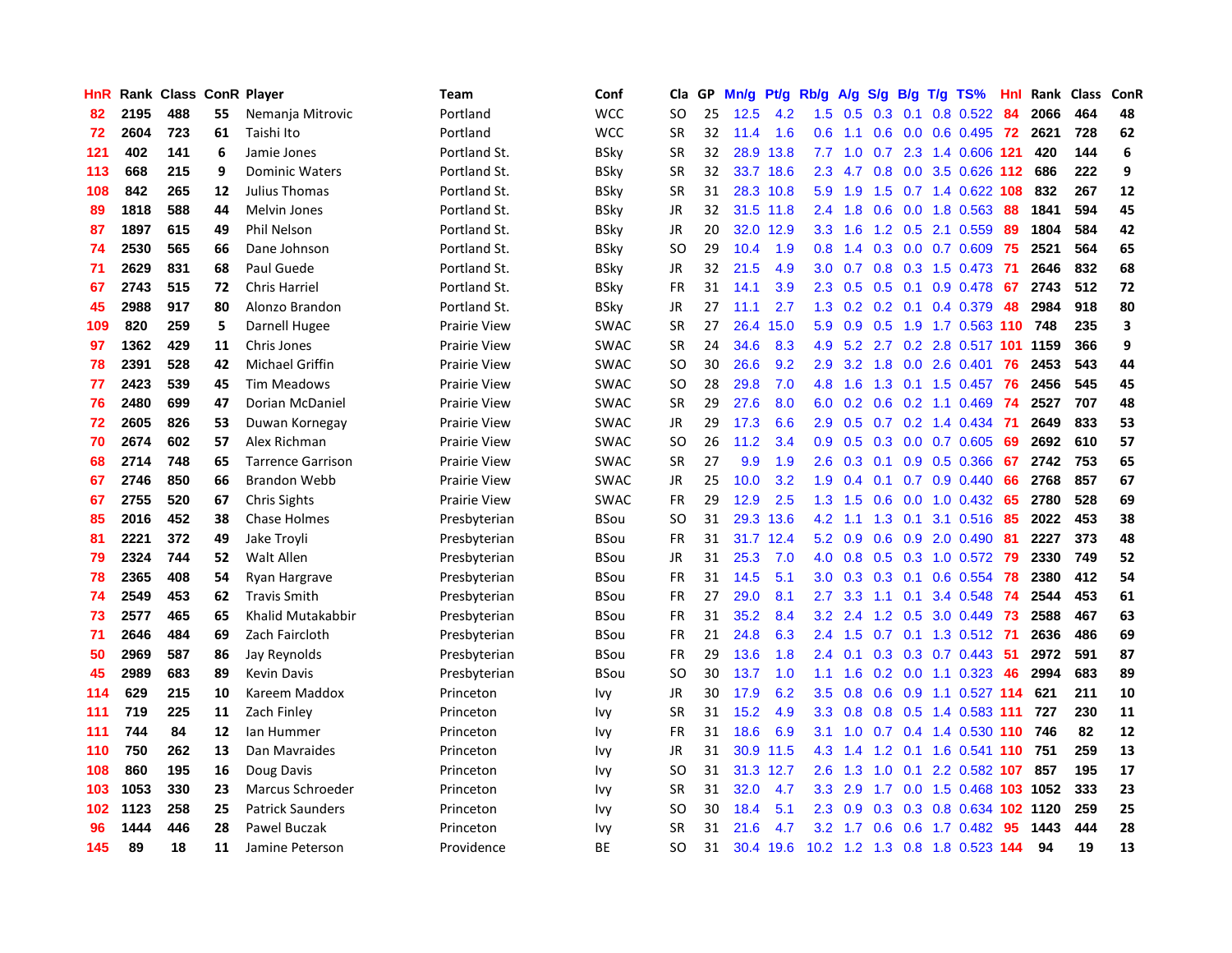| HnR | Rank | Class | ConR | Player | Team | Conf | Cla | GP | Mn/g | Pt/g | Rb/g | A/g | S/g | B/g | T/g | TS% | HnI | Rank | Class | ConR |
|---|---|---|---|---|---|---|---|---|---|---|---|---|---|---|---|---|---|---|---|---|
| 82 | 2195 | 488 | 55 | Nemanja Mitrovic | Portland | WCC | SO | 25 | 12.5 | 4.2 | 1.5 | 0.5 | 0.3 | 0.1 | 0.8 | 0.522 | 84 | 2066 | 464 | 48 |
| 72 | 2604 | 723 | 61 | Taishi Ito | Portland | WCC | SR | 32 | 11.4 | 1.6 | 0.6 | 1.1 | 0.6 | 0.0 | 0.6 | 0.495 | 72 | 2621 | 728 | 62 |
| 121 | 402 | 141 | 6 | Jamie Jones | Portland St. | BSky | SR | 32 | 28.9 | 13.8 | 7.7 | 1.0 | 0.7 | 2.3 | 1.4 | 0.606 | 121 | 420 | 144 | 6 |
| 113 | 668 | 215 | 9 | Dominic Waters | Portland St. | BSky | SR | 32 | 33.7 | 18.6 | 2.3 | 4.7 | 0.8 | 0.0 | 3.5 | 0.626 | 112 | 686 | 222 | 9 |
| 108 | 842 | 265 | 12 | Julius Thomas | Portland St. | BSky | SR | 31 | 28.3 | 10.8 | 5.9 | 1.9 | 1.5 | 0.7 | 1.4 | 0.622 | 108 | 832 | 267 | 12 |
| 89 | 1818 | 588 | 44 | Melvin Jones | Portland St. | BSky | JR | 32 | 31.5 | 11.8 | 2.4 | 1.8 | 0.6 | 0.0 | 1.8 | 0.563 | 88 | 1841 | 594 | 45 |
| 87 | 1897 | 615 | 49 | Phil Nelson | Portland St. | BSky | JR | 20 | 32.0 | 12.9 | 3.3 | 1.6 | 1.2 | 0.5 | 2.1 | 0.559 | 89 | 1804 | 584 | 42 |
| 74 | 2530 | 565 | 66 | Dane Johnson | Portland St. | BSky | SO | 29 | 10.4 | 1.9 | 0.8 | 1.4 | 0.3 | 0.0 | 0.7 | 0.609 | 75 | 2521 | 564 | 65 |
| 71 | 2629 | 831 | 68 | Paul Guede | Portland St. | BSky | JR | 32 | 21.5 | 4.9 | 3.0 | 0.7 | 0.8 | 0.3 | 1.5 | 0.473 | 71 | 2646 | 832 | 68 |
| 67 | 2743 | 515 | 72 | Chris Harriel | Portland St. | BSky | FR | 31 | 14.1 | 3.9 | 2.3 | 0.5 | 0.5 | 0.1 | 0.9 | 0.478 | 67 | 2743 | 512 | 72 |
| 45 | 2988 | 917 | 80 | Alonzo Brandon | Portland St. | BSky | JR | 27 | 11.1 | 2.7 | 1.3 | 0.2 | 0.2 | 0.1 | 0.4 | 0.379 | 48 | 2984 | 918 | 80 |
| 109 | 820 | 259 | 5 | Darnell Hugee | Prairie View | SWAC | SR | 27 | 26.4 | 15.0 | 5.9 | 0.9 | 0.5 | 1.9 | 1.7 | 0.563 | 110 | 748 | 235 | 3 |
| 97 | 1362 | 429 | 11 | Chris Jones | Prairie View | SWAC | SR | 24 | 34.6 | 8.3 | 4.9 | 5.2 | 2.7 | 0.2 | 2.8 | 0.517 | 101 | 1159 | 366 | 9 |
| 78 | 2391 | 528 | 42 | Michael Griffin | Prairie View | SWAC | SO | 30 | 26.6 | 9.2 | 2.9 | 3.2 | 1.8 | 0.0 | 2.6 | 0.401 | 76 | 2453 | 543 | 44 |
| 77 | 2423 | 539 | 45 | Tim Meadows | Prairie View | SWAC | SO | 28 | 29.8 | 7.0 | 4.8 | 1.6 | 1.3 | 0.1 | 1.5 | 0.457 | 76 | 2456 | 545 | 45 |
| 76 | 2480 | 699 | 47 | Dorian McDaniel | Prairie View | SWAC | SR | 29 | 27.6 | 8.0 | 6.0 | 0.2 | 0.6 | 0.2 | 1.1 | 0.469 | 74 | 2527 | 707 | 48 |
| 72 | 2605 | 826 | 53 | Duwan Kornegay | Prairie View | SWAC | JR | 29 | 17.3 | 6.6 | 2.9 | 0.5 | 0.7 | 0.2 | 1.4 | 0.434 | 71 | 2649 | 833 | 53 |
| 70 | 2674 | 602 | 57 | Alex Richman | Prairie View | SWAC | SO | 26 | 11.2 | 3.4 | 0.9 | 0.5 | 0.3 | 0.0 | 0.7 | 0.605 | 69 | 2692 | 610 | 57 |
| 68 | 2714 | 748 | 65 | Tarrence Garrison | Prairie View | SWAC | SR | 27 | 9.9 | 1.9 | 2.6 | 0.3 | 0.1 | 0.9 | 0.5 | 0.366 | 67 | 2742 | 753 | 65 |
| 67 | 2746 | 850 | 66 | Brandon Webb | Prairie View | SWAC | JR | 25 | 10.0 | 3.2 | 1.9 | 0.4 | 0.1 | 0.7 | 0.9 | 0.440 | 66 | 2768 | 857 | 67 |
| 67 | 2755 | 520 | 67 | Chris Sights | Prairie View | SWAC | FR | 29 | 12.9 | 2.5 | 1.3 | 1.5 | 0.6 | 0.0 | 1.0 | 0.432 | 65 | 2780 | 528 | 69 |
| 85 | 2016 | 452 | 38 | Chase Holmes | Presbyterian | BSou | SO | 31 | 29.3 | 13.6 | 4.2 | 1.1 | 1.3 | 0.1 | 3.1 | 0.516 | 85 | 2022 | 453 | 38 |
| 81 | 2221 | 372 | 49 | Jake Troyli | Presbyterian | BSou | FR | 31 | 31.7 | 12.4 | 5.2 | 0.9 | 0.6 | 0.9 | 2.0 | 0.490 | 81 | 2227 | 373 | 48 |
| 79 | 2324 | 744 | 52 | Walt Allen | Presbyterian | BSou | JR | 31 | 25.3 | 7.0 | 4.0 | 0.8 | 0.5 | 0.3 | 1.0 | 0.572 | 79 | 2330 | 749 | 52 |
| 78 | 2365 | 408 | 54 | Ryan Hargrave | Presbyterian | BSou | FR | 31 | 14.5 | 5.1 | 3.0 | 0.3 | 0.3 | 0.1 | 0.6 | 0.554 | 78 | 2380 | 412 | 54 |
| 74 | 2549 | 453 | 62 | Travis Smith | Presbyterian | BSou | FR | 27 | 29.0 | 8.1 | 2.7 | 3.3 | 1.1 | 0.1 | 3.4 | 0.548 | 74 | 2544 | 453 | 61 |
| 73 | 2577 | 465 | 65 | Khalid Mutakabbir | Presbyterian | BSou | FR | 31 | 35.2 | 8.4 | 3.2 | 2.4 | 1.2 | 0.5 | 3.0 | 0.449 | 73 | 2588 | 467 | 63 |
| 71 | 2646 | 484 | 69 | Zach Faircloth | Presbyterian | BSou | FR | 21 | 24.8 | 6.3 | 2.4 | 1.5 | 0.7 | 0.1 | 1.3 | 0.512 | 71 | 2636 | 486 | 69 |
| 50 | 2969 | 587 | 86 | Jay Reynolds | Presbyterian | BSou | FR | 29 | 13.6 | 1.8 | 2.4 | 0.1 | 0.3 | 0.3 | 0.7 | 0.443 | 51 | 2972 | 591 | 87 |
| 45 | 2989 | 683 | 89 | Kevin Davis | Presbyterian | BSou | SO | 30 | 13.7 | 1.0 | 1.1 | 1.6 | 0.2 | 0.0 | 1.1 | 0.323 | 46 | 2994 | 683 | 89 |
| 114 | 629 | 215 | 10 | Kareem Maddox | Princeton | Ivy | JR | 30 | 17.9 | 6.2 | 3.5 | 0.8 | 0.6 | 0.9 | 1.1 | 0.527 | 114 | 621 | 211 | 10 |
| 111 | 719 | 225 | 11 | Zach Finley | Princeton | Ivy | SR | 31 | 15.2 | 4.9 | 3.3 | 0.8 | 0.8 | 0.5 | 1.4 | 0.583 | 111 | 727 | 230 | 11 |
| 111 | 744 | 84 | 12 | Ian Hummer | Princeton | Ivy | FR | 31 | 18.6 | 6.9 | 3.1 | 1.0 | 0.7 | 0.4 | 1.4 | 0.530 | 110 | 746 | 82 | 12 |
| 110 | 750 | 262 | 13 | Dan Mavraides | Princeton | Ivy | JR | 31 | 30.9 | 11.5 | 4.3 | 1.4 | 1.2 | 0.1 | 1.6 | 0.541 | 110 | 751 | 259 | 13 |
| 108 | 860 | 195 | 16 | Doug Davis | Princeton | Ivy | SO | 31 | 31.3 | 12.7 | 2.6 | 1.3 | 1.0 | 0.1 | 2.2 | 0.582 | 107 | 857 | 195 | 17 |
| 103 | 1053 | 330 | 23 | Marcus Schroeder | Princeton | Ivy | SR | 31 | 32.0 | 4.7 | 3.3 | 2.9 | 1.7 | 0.0 | 1.5 | 0.468 | 103 | 1052 | 333 | 23 |
| 102 | 1123 | 258 | 25 | Patrick Saunders | Princeton | Ivy | SO | 30 | 18.4 | 5.1 | 2.3 | 0.9 | 0.3 | 0.3 | 0.8 | 0.634 | 102 | 1120 | 259 | 25 |
| 96 | 1444 | 446 | 28 | Pawel Buczak | Princeton | Ivy | SR | 31 | 21.6 | 4.7 | 3.2 | 1.7 | 0.6 | 0.6 | 1.7 | 0.482 | 95 | 1443 | 444 | 28 |
| 145 | 89 | 18 | 11 | Jamine Peterson | Providence | BE | SO | 31 | 30.4 | 19.6 | 10.2 | 1.2 | 1.3 | 0.8 | 1.8 | 0.523 | 144 | 94 | 19 | 13 |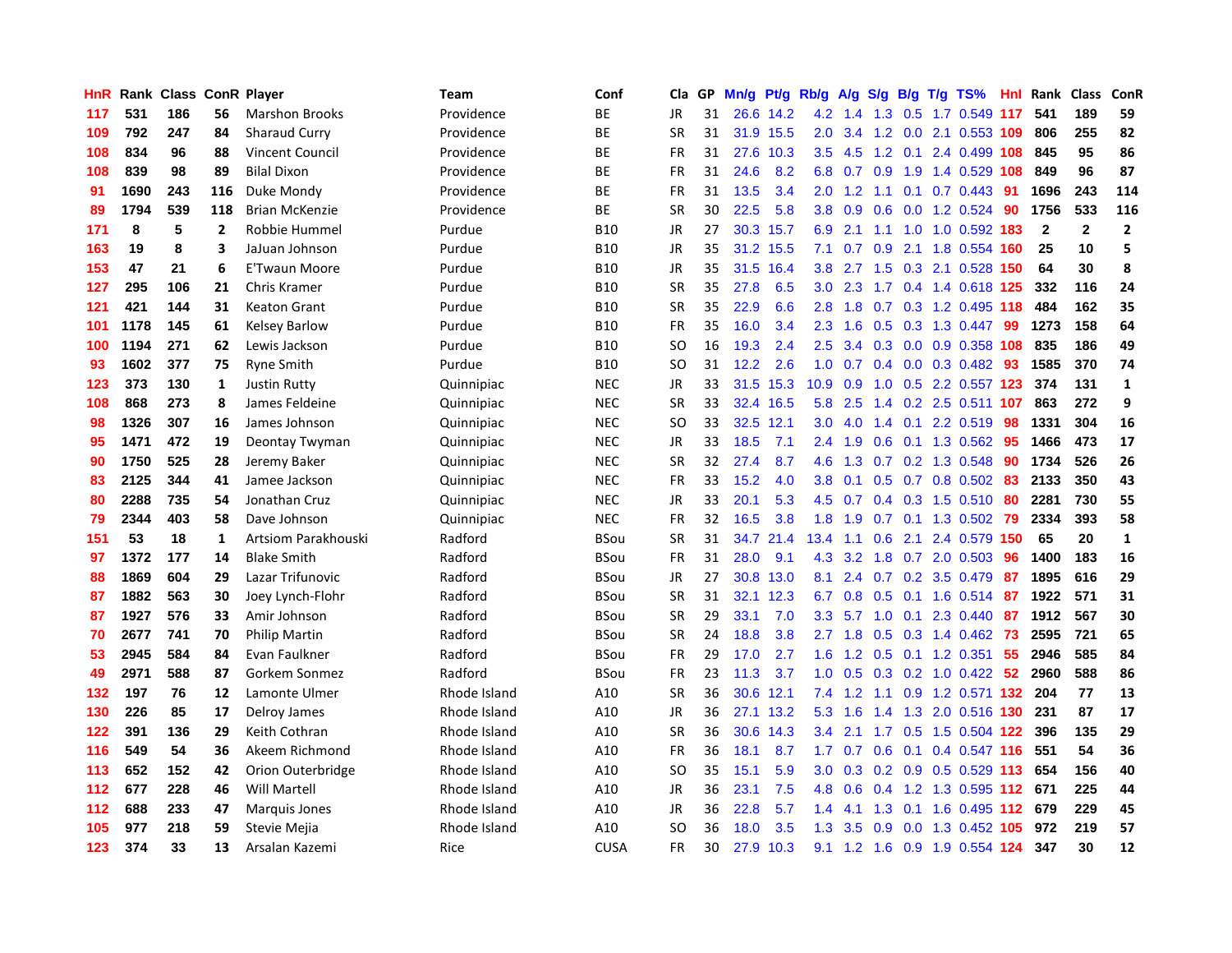| HnR | Rank | Class | ConR | Player | Team | Conf | Cla | GP | Mn/g | Pt/g | Rb/g | A/g | S/g | B/g | T/g | TS% | HnI | Rank | Class | ConR |
|---|---|---|---|---|---|---|---|---|---|---|---|---|---|---|---|---|---|---|---|---|
| 117 | 531 | 186 | 56 | Marshon Brooks | Providence | BE | JR | 31 | 26.6 | 14.2 | 4.2 | 1.4 | 1.3 | 0.5 | 1.7 | 0.549 | 117 | 541 | 189 | 59 |
| 109 | 792 | 247 | 84 | Sharaud Curry | Providence | BE | SR | 31 | 31.9 | 15.5 | 2.0 | 3.4 | 1.2 | 0.0 | 2.1 | 0.553 | 109 | 806 | 255 | 82 |
| 108 | 834 | 96 | 88 | Vincent Council | Providence | BE | FR | 31 | 27.6 | 10.3 | 3.5 | 4.5 | 1.2 | 0.1 | 2.4 | 0.499 | 108 | 845 | 95 | 86 |
| 108 | 839 | 98 | 89 | Bilal Dixon | Providence | BE | FR | 31 | 24.6 | 8.2 | 6.8 | 0.7 | 0.9 | 1.9 | 1.4 | 0.529 | 108 | 849 | 96 | 87 |
| 91 | 1690 | 243 | 116 | Duke Mondy | Providence | BE | FR | 31 | 13.5 | 3.4 | 2.0 | 1.2 | 1.1 | 0.1 | 0.7 | 0.443 | 91 | 1696 | 243 | 114 |
| 89 | 1794 | 539 | 118 | Brian McKenzie | Providence | BE | SR | 30 | 22.5 | 5.8 | 3.8 | 0.9 | 0.6 | 0.0 | 1.2 | 0.524 | 90 | 1756 | 533 | 116 |
| 171 | 8 | 5 | 2 | Robbie Hummel | Purdue | B10 | JR | 27 | 30.3 | 15.7 | 6.9 | 2.1 | 1.1 | 1.0 | 1.0 | 0.592 | 183 | 2 | 2 | 2 |
| 163 | 19 | 8 | 3 | JaJuan Johnson | Purdue | B10 | JR | 35 | 31.2 | 15.5 | 7.1 | 0.7 | 0.9 | 2.1 | 1.8 | 0.554 | 160 | 25 | 10 | 5 |
| 153 | 47 | 21 | 6 | E'Twaun Moore | Purdue | B10 | JR | 35 | 31.5 | 16.4 | 3.8 | 2.7 | 1.5 | 0.3 | 2.1 | 0.528 | 150 | 64 | 30 | 8 |
| 127 | 295 | 106 | 21 | Chris Kramer | Purdue | B10 | SR | 35 | 27.8 | 6.5 | 3.0 | 2.3 | 1.7 | 0.4 | 1.4 | 0.618 | 125 | 332 | 116 | 24 |
| 121 | 421 | 144 | 31 | Keaton Grant | Purdue | B10 | SR | 35 | 22.9 | 6.6 | 2.8 | 1.8 | 0.7 | 0.3 | 1.2 | 0.495 | 118 | 484 | 162 | 35 |
| 101 | 1178 | 145 | 61 | Kelsey Barlow | Purdue | B10 | FR | 35 | 16.0 | 3.4 | 2.3 | 1.6 | 0.5 | 0.3 | 1.3 | 0.447 | 99 | 1273 | 158 | 64 |
| 100 | 1194 | 271 | 62 | Lewis Jackson | Purdue | B10 | SO | 16 | 19.3 | 2.4 | 2.5 | 3.4 | 0.3 | 0.0 | 0.9 | 0.358 | 108 | 835 | 186 | 49 |
| 93 | 1602 | 377 | 75 | Ryne Smith | Purdue | B10 | SO | 31 | 12.2 | 2.6 | 1.0 | 0.7 | 0.4 | 0.0 | 0.3 | 0.482 | 93 | 1585 | 370 | 74 |
| 123 | 373 | 130 | 1 | Justin Rutty | Quinnipiac | NEC | JR | 33 | 31.5 | 15.3 | 10.9 | 0.9 | 1.0 | 0.5 | 2.2 | 0.557 | 123 | 374 | 131 | 1 |
| 108 | 868 | 273 | 8 | James Feldeine | Quinnipiac | NEC | SR | 33 | 32.4 | 16.5 | 5.8 | 2.5 | 1.4 | 0.2 | 2.5 | 0.511 | 107 | 863 | 272 | 9 |
| 98 | 1326 | 307 | 16 | James Johnson | Quinnipiac | NEC | SO | 33 | 32.5 | 12.1 | 3.0 | 4.0 | 1.4 | 0.1 | 2.2 | 0.519 | 98 | 1331 | 304 | 16 |
| 95 | 1471 | 472 | 19 | Deontay Twyman | Quinnipiac | NEC | JR | 33 | 18.5 | 7.1 | 2.4 | 1.9 | 0.6 | 0.1 | 1.3 | 0.562 | 95 | 1466 | 473 | 17 |
| 90 | 1750 | 525 | 28 | Jeremy Baker | Quinnipiac | NEC | SR | 32 | 27.4 | 8.7 | 4.6 | 1.3 | 0.7 | 0.2 | 1.3 | 0.548 | 90 | 1734 | 526 | 26 |
| 83 | 2125 | 344 | 41 | Jamee Jackson | Quinnipiac | NEC | FR | 33 | 15.2 | 4.0 | 3.8 | 0.1 | 0.5 | 0.7 | 0.8 | 0.502 | 83 | 2133 | 350 | 43 |
| 80 | 2288 | 735 | 54 | Jonathan Cruz | Quinnipiac | NEC | JR | 33 | 20.1 | 5.3 | 4.5 | 0.7 | 0.4 | 0.3 | 1.5 | 0.510 | 80 | 2281 | 730 | 55 |
| 79 | 2344 | 403 | 58 | Dave Johnson | Quinnipiac | NEC | FR | 32 | 16.5 | 3.8 | 1.8 | 1.9 | 0.7 | 0.1 | 1.3 | 0.502 | 79 | 2334 | 393 | 58 |
| 151 | 53 | 18 | 1 | Artsiom Parakhouski | Radford | BSou | SR | 31 | 34.7 | 21.4 | 13.4 | 1.1 | 0.6 | 2.1 | 2.4 | 0.579 | 150 | 65 | 20 | 1 |
| 97 | 1372 | 177 | 14 | Blake Smith | Radford | BSou | FR | 31 | 28.0 | 9.1 | 4.3 | 3.2 | 1.8 | 0.7 | 2.0 | 0.503 | 96 | 1400 | 183 | 16 |
| 88 | 1869 | 604 | 29 | Lazar Trifunovic | Radford | BSou | JR | 27 | 30.8 | 13.0 | 8.1 | 2.4 | 0.7 | 0.2 | 3.5 | 0.479 | 87 | 1895 | 616 | 29 |
| 87 | 1882 | 563 | 30 | Joey Lynch-Flohr | Radford | BSou | SR | 31 | 32.1 | 12.3 | 6.7 | 0.8 | 0.5 | 0.1 | 1.6 | 0.514 | 87 | 1922 | 571 | 31 |
| 87 | 1927 | 576 | 33 | Amir Johnson | Radford | BSou | SR | 29 | 33.1 | 7.0 | 3.3 | 5.7 | 1.0 | 0.1 | 2.3 | 0.440 | 87 | 1912 | 567 | 30 |
| 70 | 2677 | 741 | 70 | Philip Martin | Radford | BSou | SR | 24 | 18.8 | 3.8 | 2.7 | 1.8 | 0.5 | 0.3 | 1.4 | 0.462 | 73 | 2595 | 721 | 65 |
| 53 | 2945 | 584 | 84 | Evan Faulkner | Radford | BSou | FR | 29 | 17.0 | 2.7 | 1.6 | 1.2 | 0.5 | 0.1 | 1.2 | 0.351 | 55 | 2946 | 585 | 84 |
| 49 | 2971 | 588 | 87 | Gorkem Sonmez | Radford | BSou | FR | 23 | 11.3 | 3.7 | 1.0 | 0.5 | 0.3 | 0.2 | 1.0 | 0.422 | 52 | 2960 | 588 | 86 |
| 132 | 197 | 76 | 12 | Lamonte Ulmer | Rhode Island | A10 | SR | 36 | 30.6 | 12.1 | 7.4 | 1.2 | 1.1 | 0.9 | 1.2 | 0.571 | 132 | 204 | 77 | 13 |
| 130 | 226 | 85 | 17 | Delroy James | Rhode Island | A10 | JR | 36 | 27.1 | 13.2 | 5.3 | 1.6 | 1.4 | 1.3 | 2.0 | 0.516 | 130 | 231 | 87 | 17 |
| 122 | 391 | 136 | 29 | Keith Cothran | Rhode Island | A10 | SR | 36 | 30.6 | 14.3 | 3.4 | 2.1 | 1.7 | 0.5 | 1.5 | 0.504 | 122 | 396 | 135 | 29 |
| 116 | 549 | 54 | 36 | Akeem Richmond | Rhode Island | A10 | FR | 36 | 18.1 | 8.7 | 1.7 | 0.7 | 0.6 | 0.1 | 0.4 | 0.547 | 116 | 551 | 54 | 36 |
| 113 | 652 | 152 | 42 | Orion Outerbridge | Rhode Island | A10 | SO | 35 | 15.1 | 5.9 | 3.0 | 0.3 | 0.2 | 0.9 | 0.5 | 0.529 | 113 | 654 | 156 | 40 |
| 112 | 677 | 228 | 46 | Will Martell | Rhode Island | A10 | JR | 36 | 23.1 | 7.5 | 4.8 | 0.6 | 0.4 | 1.2 | 1.3 | 0.595 | 112 | 671 | 225 | 44 |
| 112 | 688 | 233 | 47 | Marquis Jones | Rhode Island | A10 | JR | 36 | 22.8 | 5.7 | 1.4 | 4.1 | 1.3 | 0.1 | 1.6 | 0.495 | 112 | 679 | 229 | 45 |
| 105 | 977 | 218 | 59 | Stevie Mejia | Rhode Island | A10 | SO | 36 | 18.0 | 3.5 | 1.3 | 3.5 | 0.9 | 0.0 | 1.3 | 0.452 | 105 | 972 | 219 | 57 |
| 123 | 374 | 33 | 13 | Arsalan Kazemi | Rice | CUSA | FR | 30 | 27.9 | 10.3 | 9.1 | 1.2 | 1.6 | 0.9 | 1.9 | 0.554 | 124 | 347 | 30 | 12 |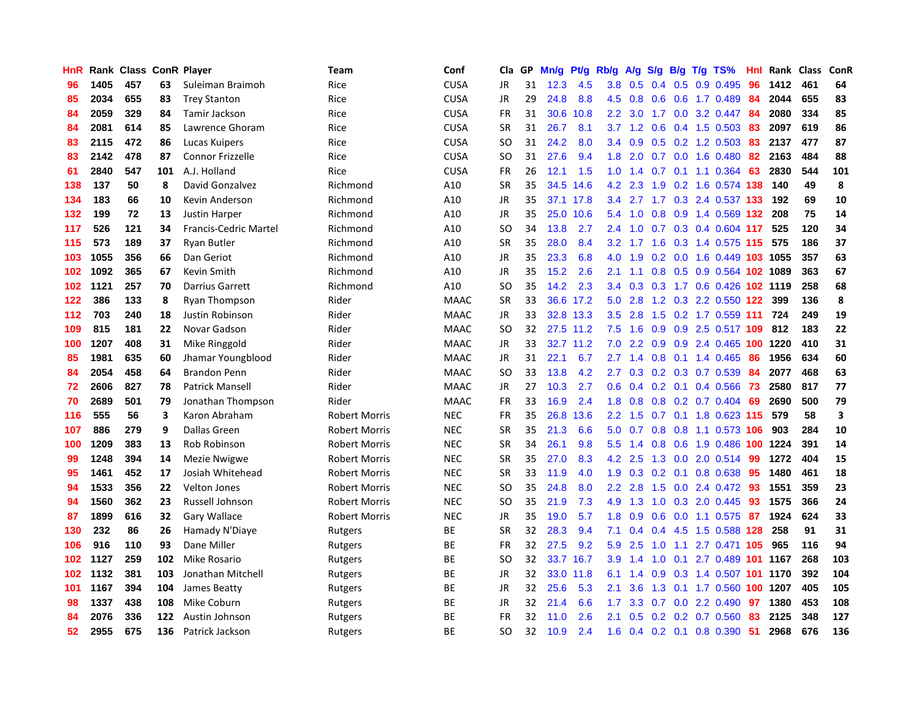| HnR | Rank | Class | ConR | Player | Team | Conf | Cla | GP | Mn/g | Pt/g | Rb/g | A/g | S/g | B/g | T/g | TS% | HnI | Rank | Class | ConR |
|---|---|---|---|---|---|---|---|---|---|---|---|---|---|---|---|---|---|---|---|---|
| 96 | 1405 | 457 | 63 | Suleiman Braimoh | Rice | CUSA | JR | 31 | 12.3 | 4.5 | 3.8 | 0.5 | 0.4 | 0.5 | 0.9 | 0.495 | 96 | 1412 | 461 | 64 |
| 85 | 2034 | 655 | 83 | Trey Stanton | Rice | CUSA | JR | 29 | 24.8 | 8.8 | 4.5 | 0.8 | 0.6 | 0.6 | 1.7 | 0.489 | 84 | 2044 | 655 | 83 |
| 84 | 2059 | 329 | 84 | Tamir Jackson | Rice | CUSA | FR | 31 | 30.6 | 10.8 | 2.2 | 3.0 | 1.7 | 0.0 | 3.2 | 0.447 | 84 | 2080 | 334 | 85 |
| 84 | 2081 | 614 | 85 | Lawrence Ghoram | Rice | CUSA | SR | 31 | 26.7 | 8.1 | 3.7 | 1.2 | 0.6 | 0.4 | 1.5 | 0.503 | 83 | 2097 | 619 | 86 |
| 83 | 2115 | 472 | 86 | Lucas Kuipers | Rice | CUSA | SO | 31 | 24.2 | 8.0 | 3.4 | 0.9 | 0.5 | 0.2 | 1.2 | 0.503 | 83 | 2137 | 477 | 87 |
| 83 | 2142 | 478 | 87 | Connor Frizzelle | Rice | CUSA | SO | 31 | 27.6 | 9.4 | 1.8 | 2.0 | 0.7 | 0.0 | 1.6 | 0.480 | 82 | 2163 | 484 | 88 |
| 61 | 2840 | 547 | 101 | A.J. Holland | Rice | CUSA | FR | 26 | 12.1 | 1.5 | 1.0 | 1.4 | 0.7 | 0.1 | 1.1 | 0.364 | 63 | 2830 | 544 | 101 |
| 138 | 137 | 50 | 8 | David Gonzalvez | Richmond | A10 | SR | 35 | 34.5 | 14.6 | 4.2 | 2.3 | 1.9 | 0.2 | 1.6 | 0.574 | 138 | 140 | 49 | 8 |
| 134 | 183 | 66 | 10 | Kevin Anderson | Richmond | A10 | JR | 35 | 37.1 | 17.8 | 3.4 | 2.7 | 1.7 | 0.3 | 2.4 | 0.537 | 133 | 192 | 69 | 10 |
| 132 | 199 | 72 | 13 | Justin Harper | Richmond | A10 | JR | 35 | 25.0 | 10.6 | 5.4 | 1.0 | 0.8 | 0.9 | 1.4 | 0.569 | 132 | 208 | 75 | 14 |
| 117 | 526 | 121 | 34 | Francis-Cedric Martel | Richmond | A10 | SO | 34 | 13.8 | 2.7 | 2.4 | 1.0 | 0.7 | 0.3 | 0.4 | 0.604 | 117 | 525 | 120 | 34 |
| 115 | 573 | 189 | 37 | Ryan Butler | Richmond | A10 | SR | 35 | 28.0 | 8.4 | 3.2 | 1.7 | 1.6 | 0.3 | 1.4 | 0.575 | 115 | 575 | 186 | 37 |
| 103 | 1055 | 356 | 66 | Dan Geriot | Richmond | A10 | JR | 35 | 23.3 | 6.8 | 4.0 | 1.9 | 0.2 | 0.0 | 1.6 | 0.449 | 103 | 1055 | 357 | 63 |
| 102 | 1092 | 365 | 67 | Kevin Smith | Richmond | A10 | JR | 35 | 15.2 | 2.6 | 2.1 | 1.1 | 0.8 | 0.5 | 0.9 | 0.564 | 102 | 1089 | 363 | 67 |
| 102 | 1121 | 257 | 70 | Darrius Garrett | Richmond | A10 | SO | 35 | 14.2 | 2.3 | 3.4 | 0.3 | 0.3 | 1.7 | 0.6 | 0.426 | 102 | 1119 | 258 | 68 |
| 122 | 386 | 133 | 8 | Ryan Thompson | Rider | MAAC | SR | 33 | 36.6 | 17.2 | 5.0 | 2.8 | 1.2 | 0.3 | 2.2 | 0.550 | 122 | 399 | 136 | 8 |
| 112 | 703 | 240 | 18 | Justin Robinson | Rider | MAAC | JR | 33 | 32.8 | 13.3 | 3.5 | 2.8 | 1.5 | 0.2 | 1.7 | 0.559 | 111 | 724 | 249 | 19 |
| 109 | 815 | 181 | 22 | Novar Gadson | Rider | MAAC | SO | 32 | 27.5 | 11.2 | 7.5 | 1.6 | 0.9 | 0.9 | 2.5 | 0.517 | 109 | 812 | 183 | 22 |
| 100 | 1207 | 408 | 31 | Mike Ringgold | Rider | MAAC | JR | 33 | 32.7 | 11.2 | 7.0 | 2.2 | 0.9 | 0.9 | 2.4 | 0.465 | 100 | 1220 | 410 | 31 |
| 85 | 1981 | 635 | 60 | Jhamar Youngblood | Rider | MAAC | JR | 31 | 22.1 | 6.7 | 2.7 | 1.4 | 0.8 | 0.1 | 1.4 | 0.465 | 86 | 1956 | 634 | 60 |
| 84 | 2054 | 458 | 64 | Brandon Penn | Rider | MAAC | SO | 33 | 13.8 | 4.2 | 2.7 | 0.3 | 0.2 | 0.3 | 0.7 | 0.539 | 84 | 2077 | 468 | 63 |
| 72 | 2606 | 827 | 78 | Patrick Mansell | Rider | MAAC | JR | 27 | 10.3 | 2.7 | 0.6 | 0.4 | 0.2 | 0.1 | 0.4 | 0.566 | 73 | 2580 | 817 | 77 |
| 70 | 2689 | 501 | 79 | Jonathan Thompson | Rider | MAAC | FR | 33 | 16.9 | 2.4 | 1.8 | 0.8 | 0.8 | 0.2 | 0.7 | 0.404 | 69 | 2690 | 500 | 79 |
| 116 | 555 | 56 | 3 | Karon Abraham | Robert Morris | NEC | FR | 35 | 26.8 | 13.6 | 2.2 | 1.5 | 0.7 | 0.1 | 1.8 | 0.623 | 115 | 579 | 58 | 3 |
| 107 | 886 | 279 | 9 | Dallas Green | Robert Morris | NEC | SR | 35 | 21.3 | 6.6 | 5.0 | 0.7 | 0.8 | 0.8 | 1.1 | 0.573 | 106 | 903 | 284 | 10 |
| 100 | 1209 | 383 | 13 | Rob Robinson | Robert Morris | NEC | SR | 34 | 26.1 | 9.8 | 5.5 | 1.4 | 0.8 | 0.6 | 1.9 | 0.486 | 100 | 1224 | 391 | 14 |
| 99 | 1248 | 394 | 14 | Mezie Nwigwe | Robert Morris | NEC | SR | 35 | 27.0 | 8.3 | 4.2 | 2.5 | 1.3 | 0.0 | 2.0 | 0.514 | 99 | 1272 | 404 | 15 |
| 95 | 1461 | 452 | 17 | Josiah Whitehead | Robert Morris | NEC | SR | 33 | 11.9 | 4.0 | 1.9 | 0.3 | 0.2 | 0.1 | 0.8 | 0.638 | 95 | 1480 | 461 | 18 |
| 94 | 1533 | 356 | 22 | Velton Jones | Robert Morris | NEC | SO | 35 | 24.8 | 8.0 | 2.2 | 2.8 | 1.5 | 0.0 | 2.4 | 0.472 | 93 | 1551 | 359 | 23 |
| 94 | 1560 | 362 | 23 | Russell Johnson | Robert Morris | NEC | SO | 35 | 21.9 | 7.3 | 4.9 | 1.3 | 1.0 | 0.3 | 2.0 | 0.445 | 93 | 1575 | 366 | 24 |
| 87 | 1899 | 616 | 32 | Gary Wallace | Robert Morris | NEC | JR | 35 | 19.0 | 5.7 | 1.8 | 0.9 | 0.6 | 0.0 | 1.1 | 0.575 | 87 | 1924 | 624 | 33 |
| 130 | 232 | 86 | 26 | Hamady N'Diaye | Rutgers | BE | SR | 32 | 28.3 | 9.4 | 7.1 | 0.4 | 0.4 | 4.5 | 1.5 | 0.588 | 128 | 258 | 91 | 31 |
| 106 | 916 | 110 | 93 | Dane Miller | Rutgers | BE | FR | 32 | 27.5 | 9.2 | 5.9 | 2.5 | 1.0 | 1.1 | 2.7 | 0.471 | 105 | 965 | 116 | 94 |
| 102 | 1127 | 259 | 102 | Mike Rosario | Rutgers | BE | SO | 32 | 33.7 | 16.7 | 3.9 | 1.4 | 1.0 | 0.1 | 2.7 | 0.489 | 101 | 1167 | 268 | 103 |
| 102 | 1132 | 381 | 103 | Jonathan Mitchell | Rutgers | BE | JR | 32 | 33.0 | 11.8 | 6.1 | 1.4 | 0.9 | 0.3 | 1.4 | 0.507 | 101 | 1170 | 392 | 104 |
| 101 | 1167 | 394 | 104 | James Beatty | Rutgers | BE | JR | 32 | 25.6 | 5.3 | 2.1 | 3.6 | 1.3 | 0.1 | 1.7 | 0.560 | 100 | 1207 | 405 | 105 |
| 98 | 1337 | 438 | 108 | Mike Coburn | Rutgers | BE | JR | 32 | 21.4 | 6.6 | 1.7 | 3.3 | 0.7 | 0.0 | 2.2 | 0.490 | 97 | 1380 | 453 | 108 |
| 84 | 2076 | 336 | 122 | Austin Johnson | Rutgers | BE | FR | 32 | 11.0 | 2.6 | 2.1 | 0.5 | 0.2 | 0.2 | 0.7 | 0.560 | 83 | 2125 | 348 | 127 |
| 52 | 2955 | 675 | 136 | Patrick Jackson | Rutgers | BE | SO | 32 | 10.9 | 2.4 | 1.6 | 0.4 | 0.2 | 0.1 | 0.8 | 0.390 | 51 | 2968 | 676 | 136 |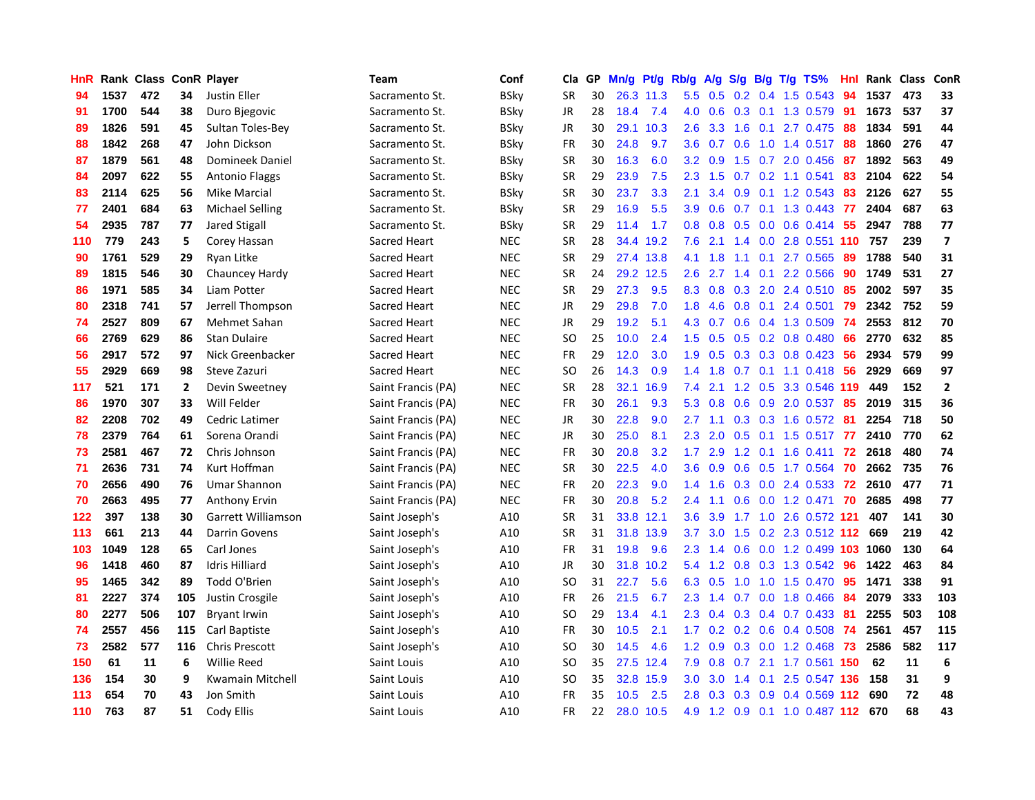| HnR | Rank | Class | ConR | Player | Team | Conf | Cla | GP | Mn/g | Pt/g | Rb/g | A/g | S/g | B/g | T/g | TS% | HnI | Rank | Class | ConR |
|---|---|---|---|---|---|---|---|---|---|---|---|---|---|---|---|---|---|---|---|---|
| 94 | 1537 | 472 | 34 | Justin Eller | Sacramento St. | BSky | SR | 30 | 26.3 | 11.3 | 5.5 | 0.5 | 0.2 | 0.4 | 1.5 | 0.543 | 94 | 1537 | 473 | 33 |
| 91 | 1700 | 544 | 38 | Duro Bjegovic | Sacramento St. | BSky | JR | 28 | 18.4 | 7.4 | 4.0 | 0.6 | 0.3 | 0.1 | 1.3 | 0.579 | 91 | 1673 | 537 | 37 |
| 89 | 1826 | 591 | 45 | Sultan Toles-Bey | Sacramento St. | BSky | JR | 30 | 29.1 | 10.3 | 2.6 | 3.3 | 1.6 | 0.1 | 2.7 | 0.475 | 88 | 1834 | 591 | 44 |
| 88 | 1842 | 268 | 47 | John Dickson | Sacramento St. | BSky | FR | 30 | 24.8 | 9.7 | 3.6 | 0.7 | 0.6 | 1.0 | 1.4 | 0.517 | 88 | 1860 | 276 | 47 |
| 87 | 1879 | 561 | 48 | Domineek Daniel | Sacramento St. | BSky | SR | 30 | 16.3 | 6.0 | 3.2 | 0.9 | 1.5 | 0.7 | 2.0 | 0.456 | 87 | 1892 | 563 | 49 |
| 84 | 2097 | 622 | 55 | Antonio Flaggs | Sacramento St. | BSky | SR | 29 | 23.9 | 7.5 | 2.3 | 1.5 | 0.7 | 0.2 | 1.1 | 0.541 | 83 | 2104 | 622 | 54 |
| 83 | 2114 | 625 | 56 | Mike Marcial | Sacramento St. | BSky | SR | 30 | 23.7 | 3.3 | 2.1 | 3.4 | 0.9 | 0.1 | 1.2 | 0.543 | 83 | 2126 | 627 | 55 |
| 77 | 2401 | 684 | 63 | Michael Selling | Sacramento St. | BSky | SR | 29 | 16.9 | 5.5 | 3.9 | 0.6 | 0.7 | 0.1 | 1.3 | 0.443 | 77 | 2404 | 687 | 63 |
| 54 | 2935 | 787 | 77 | Jared Stigall | Sacramento St. | BSky | SR | 29 | 11.4 | 1.7 | 0.8 | 0.8 | 0.5 | 0.0 | 0.6 | 0.414 | 55 | 2947 | 788 | 77 |
| 110 | 779 | 243 | 5 | Corey Hassan | Sacred Heart | NEC | SR | 28 | 34.4 | 19.2 | 7.6 | 2.1 | 1.4 | 0.0 | 2.8 | 0.551 | 110 | 757 | 239 | 7 |
| 90 | 1761 | 529 | 29 | Ryan Litke | Sacred Heart | NEC | SR | 29 | 27.4 | 13.8 | 4.1 | 1.8 | 1.1 | 0.1 | 2.7 | 0.565 | 89 | 1788 | 540 | 31 |
| 89 | 1815 | 546 | 30 | Chauncey Hardy | Sacred Heart | NEC | SR | 24 | 29.2 | 12.5 | 2.6 | 2.7 | 1.4 | 0.1 | 2.2 | 0.566 | 90 | 1749 | 531 | 27 |
| 86 | 1971 | 585 | 34 | Liam Potter | Sacred Heart | NEC | SR | 29 | 27.3 | 9.5 | 8.3 | 0.8 | 0.3 | 2.0 | 2.4 | 0.510 | 85 | 2002 | 597 | 35 |
| 80 | 2318 | 741 | 57 | Jerrell Thompson | Sacred Heart | NEC | JR | 29 | 29.8 | 7.0 | 1.8 | 4.6 | 0.8 | 0.1 | 2.4 | 0.501 | 79 | 2342 | 752 | 59 |
| 74 | 2527 | 809 | 67 | Mehmet Sahan | Sacred Heart | NEC | JR | 29 | 19.2 | 5.1 | 4.3 | 0.7 | 0.6 | 0.4 | 1.3 | 0.509 | 74 | 2553 | 812 | 70 |
| 66 | 2769 | 629 | 86 | Stan Dulaire | Sacred Heart | NEC | SO | 25 | 10.0 | 2.4 | 1.5 | 0.5 | 0.5 | 0.2 | 0.8 | 0.480 | 66 | 2770 | 632 | 85 |
| 56 | 2917 | 572 | 97 | Nick Greenbacker | Sacred Heart | NEC | FR | 29 | 12.0 | 3.0 | 1.9 | 0.5 | 0.3 | 0.3 | 0.8 | 0.423 | 56 | 2934 | 579 | 99 |
| 55 | 2929 | 669 | 98 | Steve Zazuri | Sacred Heart | NEC | SO | 26 | 14.3 | 0.9 | 1.4 | 1.8 | 0.7 | 0.1 | 1.1 | 0.418 | 56 | 2929 | 669 | 97 |
| 117 | 521 | 171 | 2 | Devin Sweetney | Saint Francis (PA) | NEC | SR | 28 | 32.1 | 16.9 | 7.4 | 2.1 | 1.2 | 0.5 | 3.3 | 0.546 | 119 | 449 | 152 | 2 |
| 86 | 1970 | 307 | 33 | Will Felder | Saint Francis (PA) | NEC | FR | 30 | 26.1 | 9.3 | 5.3 | 0.8 | 0.6 | 0.9 | 2.0 | 0.537 | 85 | 2019 | 315 | 36 |
| 82 | 2208 | 702 | 49 | Cedric Latimer | Saint Francis (PA) | NEC | JR | 30 | 22.8 | 9.0 | 2.7 | 1.1 | 0.3 | 0.3 | 1.6 | 0.572 | 81 | 2254 | 718 | 50 |
| 78 | 2379 | 764 | 61 | Sorena Orandi | Saint Francis (PA) | NEC | JR | 30 | 25.0 | 8.1 | 2.3 | 2.0 | 0.5 | 0.1 | 1.5 | 0.517 | 77 | 2410 | 770 | 62 |
| 73 | 2581 | 467 | 72 | Chris Johnson | Saint Francis (PA) | NEC | FR | 30 | 20.8 | 3.2 | 1.7 | 2.9 | 1.2 | 0.1 | 1.6 | 0.411 | 72 | 2618 | 480 | 74 |
| 71 | 2636 | 731 | 74 | Kurt Hoffman | Saint Francis (PA) | NEC | SR | 30 | 22.5 | 4.0 | 3.6 | 0.9 | 0.6 | 0.5 | 1.7 | 0.564 | 70 | 2662 | 735 | 76 |
| 70 | 2656 | 490 | 76 | Umar Shannon | Saint Francis (PA) | NEC | FR | 20 | 22.3 | 9.0 | 1.4 | 1.6 | 0.3 | 0.0 | 2.4 | 0.533 | 72 | 2610 | 477 | 71 |
| 70 | 2663 | 495 | 77 | Anthony Ervin | Saint Francis (PA) | NEC | FR | 30 | 20.8 | 5.2 | 2.4 | 1.1 | 0.6 | 0.0 | 1.2 | 0.471 | 70 | 2685 | 498 | 77 |
| 122 | 397 | 138 | 30 | Garrett Williamson | Saint Joseph's | A10 | SR | 31 | 33.8 | 12.1 | 3.6 | 3.9 | 1.7 | 1.0 | 2.6 | 0.572 | 121 | 407 | 141 | 30 |
| 113 | 661 | 213 | 44 | Darrin Govens | Saint Joseph's | A10 | SR | 31 | 31.8 | 13.9 | 3.7 | 3.0 | 1.5 | 0.2 | 2.3 | 0.512 | 112 | 669 | 219 | 42 |
| 103 | 1049 | 128 | 65 | Carl Jones | Saint Joseph's | A10 | FR | 31 | 19.8 | 9.6 | 2.3 | 1.4 | 0.6 | 0.0 | 1.2 | 0.499 | 103 | 1060 | 130 | 64 |
| 96 | 1418 | 460 | 87 | Idris Hilliard | Saint Joseph's | A10 | JR | 30 | 31.8 | 10.2 | 5.4 | 1.2 | 0.8 | 0.3 | 1.3 | 0.542 | 96 | 1422 | 463 | 84 |
| 95 | 1465 | 342 | 89 | Todd O'Brien | Saint Joseph's | A10 | SO | 31 | 22.7 | 5.6 | 6.3 | 0.5 | 1.0 | 1.0 | 1.5 | 0.470 | 95 | 1471 | 338 | 91 |
| 81 | 2227 | 374 | 105 | Justin Crosgile | Saint Joseph's | A10 | FR | 26 | 21.5 | 6.7 | 2.3 | 1.4 | 0.7 | 0.0 | 1.8 | 0.466 | 84 | 2079 | 333 | 103 |
| 80 | 2277 | 506 | 107 | Bryant Irwin | Saint Joseph's | A10 | SO | 29 | 13.4 | 4.1 | 2.3 | 0.4 | 0.3 | 0.4 | 0.7 | 0.433 | 81 | 2255 | 503 | 108 |
| 74 | 2557 | 456 | 115 | Carl Baptiste | Saint Joseph's | A10 | FR | 30 | 10.5 | 2.1 | 1.7 | 0.2 | 0.2 | 0.6 | 0.4 | 0.508 | 74 | 2561 | 457 | 115 |
| 73 | 2582 | 577 | 116 | Chris Prescott | Saint Joseph's | A10 | SO | 30 | 14.5 | 4.6 | 1.2 | 0.9 | 0.3 | 0.0 | 1.2 | 0.468 | 73 | 2586 | 582 | 117 |
| 150 | 61 | 11 | 6 | Willie Reed | Saint Louis | A10 | SO | 35 | 27.5 | 12.4 | 7.9 | 0.8 | 0.7 | 2.1 | 1.7 | 0.561 | 150 | 62 | 11 | 6 |
| 136 | 154 | 30 | 9 | Kwamain Mitchell | Saint Louis | A10 | SO | 35 | 32.8 | 15.9 | 3.0 | 3.0 | 1.4 | 0.1 | 2.5 | 0.547 | 136 | 158 | 31 | 9 |
| 113 | 654 | 70 | 43 | Jon Smith | Saint Louis | A10 | FR | 35 | 10.5 | 2.5 | 2.8 | 0.3 | 0.3 | 0.9 | 0.4 | 0.569 | 112 | 690 | 72 | 48 |
| 110 | 763 | 87 | 51 | Cody Ellis | Saint Louis | A10 | FR | 22 | 28.0 | 10.5 | 4.9 | 1.2 | 0.9 | 0.1 | 1.0 | 0.487 | 112 | 670 | 68 | 43 |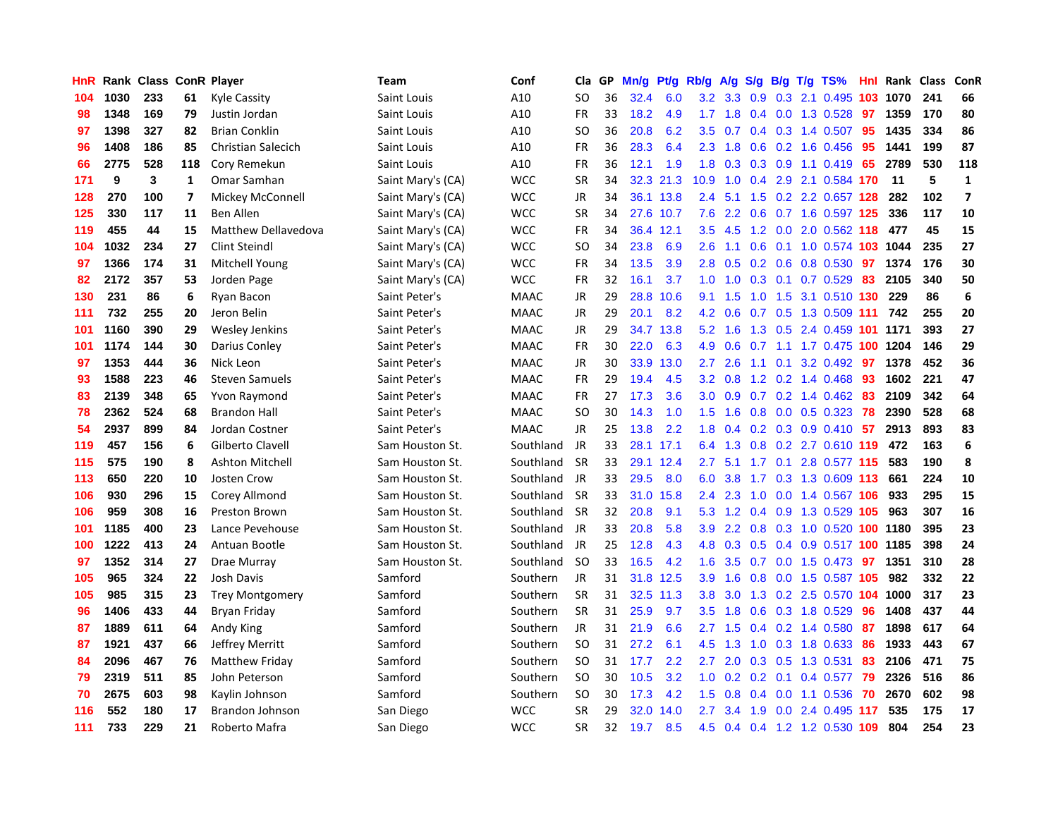| HnR | Rank | Class | ConR | Player | Team | Conf | Cla | GP | Mn/g | Pt/g | Rb/g | A/g | S/g | B/g | T/g | TS% | HnI | Rank | Class | ConR |
|---|---|---|---|---|---|---|---|---|---|---|---|---|---|---|---|---|---|---|---|---|
| 104 | 1030 | 233 | 61 | Kyle Cassity | Saint Louis | A10 | SO | 36 | 32.4 | 6.0 | 3.2 | 3.3 | 0.9 | 0.3 | 2.1 | 0.495 | 103 | 1070 | 241 | 66 |
| 98 | 1348 | 169 | 79 | Justin Jordan | Saint Louis | A10 | FR | 33 | 18.2 | 4.9 | 1.7 | 1.8 | 0.4 | 0.0 | 1.3 | 0.528 | 97 | 1359 | 170 | 80 |
| 97 | 1398 | 327 | 82 | Brian Conklin | Saint Louis | A10 | SO | 36 | 20.8 | 6.2 | 3.5 | 0.7 | 0.4 | 0.3 | 1.4 | 0.507 | 95 | 1435 | 334 | 86 |
| 96 | 1408 | 186 | 85 | Christian Salecich | Saint Louis | A10 | FR | 36 | 28.3 | 6.4 | 2.3 | 1.8 | 0.6 | 0.2 | 1.6 | 0.456 | 95 | 1441 | 199 | 87 |
| 66 | 2775 | 528 | 118 | Cory Remekun | Saint Louis | A10 | FR | 36 | 12.1 | 1.9 | 1.8 | 0.3 | 0.3 | 0.9 | 1.1 | 0.419 | 65 | 2789 | 530 | 118 |
| 171 | 9 | 3 | 1 | Omar Samhan | Saint Mary's (CA) | WCC | SR | 34 | 32.3 | 21.3 | 10.9 | 1.0 | 0.4 | 2.9 | 2.1 | 0.584 | 170 | 11 | 5 | 1 |
| 128 | 270 | 100 | 7 | Mickey McConnell | Saint Mary's (CA) | WCC | JR | 34 | 36.1 | 13.8 | 2.4 | 5.1 | 1.5 | 0.2 | 2.2 | 0.657 | 128 | 282 | 102 | 7 |
| 125 | 330 | 117 | 11 | Ben Allen | Saint Mary's (CA) | WCC | SR | 34 | 27.6 | 10.7 | 7.6 | 2.2 | 0.6 | 0.7 | 1.6 | 0.597 | 125 | 336 | 117 | 10 |
| 119 | 455 | 44 | 15 | Matthew Dellavedova | Saint Mary's (CA) | WCC | FR | 34 | 36.4 | 12.1 | 3.5 | 4.5 | 1.2 | 0.0 | 2.0 | 0.562 | 118 | 477 | 45 | 15 |
| 104 | 1032 | 234 | 27 | Clint Steindl | Saint Mary's (CA) | WCC | SO | 34 | 23.8 | 6.9 | 2.6 | 1.1 | 0.6 | 0.1 | 1.0 | 0.574 | 103 | 1044 | 235 | 27 |
| 97 | 1366 | 174 | 31 | Mitchell Young | Saint Mary's (CA) | WCC | FR | 34 | 13.5 | 3.9 | 2.8 | 0.5 | 0.2 | 0.6 | 0.8 | 0.530 | 97 | 1374 | 176 | 30 |
| 82 | 2172 | 357 | 53 | Jorden Page | Saint Mary's (CA) | WCC | FR | 32 | 16.1 | 3.7 | 1.0 | 1.0 | 0.3 | 0.1 | 0.7 | 0.529 | 83 | 2105 | 340 | 50 |
| 130 | 231 | 86 | 6 | Ryan Bacon | Saint Peter's | MAAC | JR | 29 | 28.8 | 10.6 | 9.1 | 1.5 | 1.0 | 1.5 | 3.1 | 0.510 | 130 | 229 | 86 | 6 |
| 111 | 732 | 255 | 20 | Jeron Belin | Saint Peter's | MAAC | JR | 29 | 20.1 | 8.2 | 4.2 | 0.6 | 0.7 | 0.5 | 1.3 | 0.509 | 111 | 742 | 255 | 20 |
| 101 | 1160 | 390 | 29 | Wesley Jenkins | Saint Peter's | MAAC | JR | 29 | 34.7 | 13.8 | 5.2 | 1.6 | 1.3 | 0.5 | 2.4 | 0.459 | 101 | 1171 | 393 | 27 |
| 101 | 1174 | 144 | 30 | Darius Conley | Saint Peter's | MAAC | FR | 30 | 22.0 | 6.3 | 4.9 | 0.6 | 0.7 | 1.1 | 1.7 | 0.475 | 100 | 1204 | 146 | 29 |
| 97 | 1353 | 444 | 36 | Nick Leon | Saint Peter's | MAAC | JR | 30 | 33.9 | 13.0 | 2.7 | 2.6 | 1.1 | 0.1 | 3.2 | 0.492 | 97 | 1378 | 452 | 36 |
| 93 | 1588 | 223 | 46 | Steven Samuels | Saint Peter's | MAAC | FR | 29 | 19.4 | 4.5 | 3.2 | 0.8 | 1.2 | 0.2 | 1.4 | 0.468 | 93 | 1602 | 221 | 47 |
| 83 | 2139 | 348 | 65 | Yvon Raymond | Saint Peter's | MAAC | FR | 27 | 17.3 | 3.6 | 3.0 | 0.9 | 0.7 | 0.2 | 1.4 | 0.462 | 83 | 2109 | 342 | 64 |
| 78 | 2362 | 524 | 68 | Brandon Hall | Saint Peter's | MAAC | SO | 30 | 14.3 | 1.0 | 1.5 | 1.6 | 0.8 | 0.0 | 0.5 | 0.323 | 78 | 2390 | 528 | 68 |
| 54 | 2937 | 899 | 84 | Jordan Costner | Saint Peter's | MAAC | JR | 25 | 13.8 | 2.2 | 1.8 | 0.4 | 0.2 | 0.3 | 0.9 | 0.410 | 57 | 2913 | 893 | 83 |
| 119 | 457 | 156 | 6 | Gilberto Clavell | Sam Houston St. | Southland | JR | 33 | 28.1 | 17.1 | 6.4 | 1.3 | 0.8 | 0.2 | 2.7 | 0.610 | 119 | 472 | 163 | 6 |
| 115 | 575 | 190 | 8 | Ashton Mitchell | Sam Houston St. | Southland | SR | 33 | 29.1 | 12.4 | 2.7 | 5.1 | 1.7 | 0.1 | 2.8 | 0.577 | 115 | 583 | 190 | 8 |
| 113 | 650 | 220 | 10 | Josten Crow | Sam Houston St. | Southland | JR | 33 | 29.5 | 8.0 | 6.0 | 3.8 | 1.7 | 0.3 | 1.3 | 0.609 | 113 | 661 | 224 | 10 |
| 106 | 930 | 296 | 15 | Corey Allmond | Sam Houston St. | Southland | SR | 33 | 31.0 | 15.8 | 2.4 | 2.3 | 1.0 | 0.0 | 1.4 | 0.567 | 106 | 933 | 295 | 15 |
| 106 | 959 | 308 | 16 | Preston Brown | Sam Houston St. | Southland | SR | 32 | 20.8 | 9.1 | 5.3 | 1.2 | 0.4 | 0.9 | 1.3 | 0.529 | 105 | 963 | 307 | 16 |
| 101 | 1185 | 400 | 23 | Lance Pevehouse | Sam Houston St. | Southland | JR | 33 | 20.8 | 5.8 | 3.9 | 2.2 | 0.8 | 0.3 | 1.0 | 0.520 | 100 | 1180 | 395 | 23 |
| 100 | 1222 | 413 | 24 | Antuan Bootle | Sam Houston St. | Southland | JR | 25 | 12.8 | 4.3 | 4.8 | 0.3 | 0.5 | 0.4 | 0.9 | 0.517 | 100 | 1185 | 398 | 24 |
| 97 | 1352 | 314 | 27 | Drae Murray | Sam Houston St. | Southland | SO | 33 | 16.5 | 4.2 | 1.6 | 3.5 | 0.7 | 0.0 | 1.5 | 0.473 | 97 | 1351 | 310 | 28 |
| 105 | 965 | 324 | 22 | Josh Davis | Samford | Southern | JR | 31 | 31.8 | 12.5 | 3.9 | 1.6 | 0.8 | 0.0 | 1.5 | 0.587 | 105 | 982 | 332 | 22 |
| 105 | 985 | 315 | 23 | Trey Montgomery | Samford | Southern | SR | 31 | 32.5 | 11.3 | 3.8 | 3.0 | 1.3 | 0.2 | 2.5 | 0.570 | 104 | 1000 | 317 | 23 |
| 96 | 1406 | 433 | 44 | Bryan Friday | Samford | Southern | SR | 31 | 25.9 | 9.7 | 3.5 | 1.8 | 0.6 | 0.3 | 1.8 | 0.529 | 96 | 1408 | 437 | 44 |
| 87 | 1889 | 611 | 64 | Andy King | Samford | Southern | JR | 31 | 21.9 | 6.6 | 2.7 | 1.5 | 0.4 | 0.2 | 1.4 | 0.580 | 87 | 1898 | 617 | 64 |
| 87 | 1921 | 437 | 66 | Jeffrey Merritt | Samford | Southern | SO | 31 | 27.2 | 6.1 | 4.5 | 1.3 | 1.0 | 0.3 | 1.8 | 0.633 | 86 | 1933 | 443 | 67 |
| 84 | 2096 | 467 | 76 | Matthew Friday | Samford | Southern | SO | 31 | 17.7 | 2.2 | 2.7 | 2.0 | 0.3 | 0.5 | 1.3 | 0.531 | 83 | 2106 | 471 | 75 |
| 79 | 2319 | 511 | 85 | John Peterson | Samford | Southern | SO | 30 | 10.5 | 3.2 | 1.0 | 0.2 | 0.2 | 0.1 | 0.4 | 0.577 | 79 | 2326 | 516 | 86 |
| 70 | 2675 | 603 | 98 | Kaylin Johnson | Samford | Southern | SO | 30 | 17.3 | 4.2 | 1.5 | 0.8 | 0.4 | 0.0 | 1.1 | 0.536 | 70 | 2670 | 602 | 98 |
| 116 | 552 | 180 | 17 | Brandon Johnson | San Diego | WCC | SR | 29 | 32.0 | 14.0 | 2.7 | 3.4 | 1.9 | 0.0 | 2.4 | 0.495 | 117 | 535 | 175 | 17 |
| 111 | 733 | 229 | 21 | Roberto Mafra | San Diego | WCC | SR | 32 | 19.7 | 8.5 | 4.5 | 0.4 | 0.4 | 1.2 | 1.2 | 0.530 | 109 | 804 | 254 | 23 |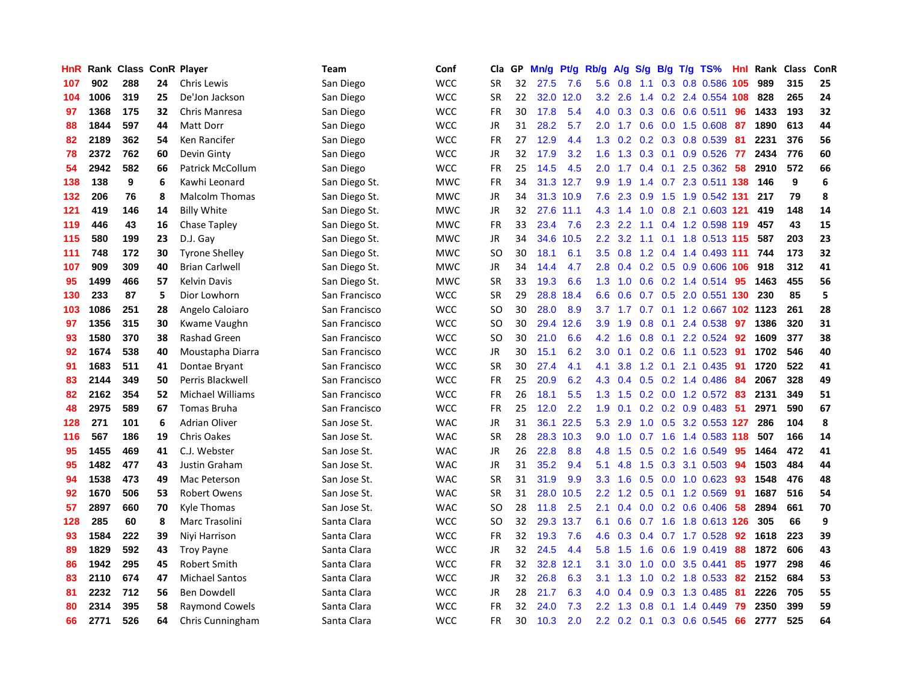| HnR | Rank | Class | ConR | Player | Team | Conf | Cla | GP | Mn/g | Pt/g | Rb/g | A/g | S/g | B/g | T/g | TS% | HnI | Rank | Class | ConR |
|---|---|---|---|---|---|---|---|---|---|---|---|---|---|---|---|---|---|---|---|---|
| 107 | 902 | 288 | 24 | Chris Lewis | San Diego | WCC | SR | 32 | 27.5 | 7.6 | 5.6 | 0.8 | 1.1 | 0.3 | 0.8 | 0.586 | 105 | 989 | 315 | 25 |
| 104 | 1006 | 319 | 25 | De'Jon Jackson | San Diego | WCC | SR | 22 | 32.0 | 12.0 | 3.2 | 2.6 | 1.4 | 0.2 | 2.4 | 0.554 | 108 | 828 | 265 | 24 |
| 97 | 1368 | 175 | 32 | Chris Manresa | San Diego | WCC | FR | 30 | 17.8 | 5.4 | 4.0 | 0.3 | 0.3 | 0.6 | 0.6 | 0.511 | 96 | 1433 | 193 | 32 |
| 88 | 1844 | 597 | 44 | Matt Dorr | San Diego | WCC | JR | 31 | 28.2 | 5.7 | 2.0 | 1.7 | 0.6 | 0.0 | 1.5 | 0.608 | 87 | 1890 | 613 | 44 |
| 82 | 2189 | 362 | 54 | Ken Rancifer | San Diego | WCC | FR | 27 | 12.9 | 4.4 | 1.3 | 0.2 | 0.2 | 0.3 | 0.8 | 0.539 | 81 | 2231 | 376 | 56 |
| 78 | 2372 | 762 | 60 | Devin Ginty | San Diego | WCC | JR | 32 | 17.9 | 3.2 | 1.6 | 1.3 | 0.3 | 0.1 | 0.9 | 0.526 | 77 | 2434 | 776 | 60 |
| 54 | 2942 | 582 | 66 | Patrick McCollum | San Diego | WCC | FR | 25 | 14.5 | 4.5 | 2.0 | 1.7 | 0.4 | 0.1 | 2.5 | 0.362 | 58 | 2910 | 572 | 66 |
| 138 | 138 | 9 | 6 | Kawhi Leonard | San Diego St. | MWC | FR | 34 | 31.3 | 12.7 | 9.9 | 1.9 | 1.4 | 0.7 | 2.3 | 0.511 | 138 | 146 | 9 | 6 |
| 132 | 206 | 76 | 8 | Malcolm Thomas | San Diego St. | MWC | JR | 34 | 31.3 | 10.9 | 7.6 | 2.3 | 0.9 | 1.5 | 1.9 | 0.542 | 131 | 217 | 79 | 8 |
| 121 | 419 | 146 | 14 | Billy White | San Diego St. | MWC | JR | 32 | 27.6 | 11.1 | 4.3 | 1.4 | 1.0 | 0.8 | 2.1 | 0.603 | 121 | 419 | 148 | 14 |
| 119 | 446 | 43 | 16 | Chase Tapley | San Diego St. | MWC | FR | 33 | 23.4 | 7.6 | 2.3 | 2.2 | 1.1 | 0.4 | 1.2 | 0.598 | 119 | 457 | 43 | 15 |
| 115 | 580 | 199 | 23 | D.J. Gay | San Diego St. | MWC | JR | 34 | 34.6 | 10.5 | 2.2 | 3.2 | 1.1 | 0.1 | 1.8 | 0.513 | 115 | 587 | 203 | 23 |
| 111 | 748 | 172 | 30 | Tyrone Shelley | San Diego St. | MWC | SO | 30 | 18.1 | 6.1 | 3.5 | 0.8 | 1.2 | 0.4 | 1.4 | 0.493 | 111 | 744 | 173 | 32 |
| 107 | 909 | 309 | 40 | Brian Carlwell | San Diego St. | MWC | JR | 34 | 14.4 | 4.7 | 2.8 | 0.4 | 0.2 | 0.5 | 0.9 | 0.606 | 106 | 918 | 312 | 41 |
| 95 | 1499 | 466 | 57 | Kelvin Davis | San Diego St. | MWC | SR | 33 | 19.3 | 6.6 | 1.3 | 1.0 | 0.6 | 0.2 | 1.4 | 0.514 | 95 | 1463 | 455 | 56 |
| 130 | 233 | 87 | 5 | Dior Lowhorn | San Francisco | WCC | SR | 29 | 28.8 | 18.4 | 6.6 | 0.6 | 0.7 | 0.5 | 2.0 | 0.551 | 130 | 230 | 85 | 5 |
| 103 | 1086 | 251 | 28 | Angelo Caloiaro | San Francisco | WCC | SO | 30 | 28.0 | 8.9 | 3.7 | 1.7 | 0.7 | 0.1 | 1.2 | 0.667 | 102 | 1123 | 261 | 28 |
| 97 | 1356 | 315 | 30 | Kwame Vaughn | San Francisco | WCC | SO | 30 | 29.4 | 12.6 | 3.9 | 1.9 | 0.8 | 0.1 | 2.4 | 0.538 | 97 | 1386 | 320 | 31 |
| 93 | 1580 | 370 | 38 | Rashad Green | San Francisco | WCC | SO | 30 | 21.0 | 6.6 | 4.2 | 1.6 | 0.8 | 0.1 | 2.2 | 0.524 | 92 | 1609 | 377 | 38 |
| 92 | 1674 | 538 | 40 | Moustapha Diarra | San Francisco | WCC | JR | 30 | 15.1 | 6.2 | 3.0 | 0.1 | 0.2 | 0.6 | 1.1 | 0.523 | 91 | 1702 | 546 | 40 |
| 91 | 1683 | 511 | 41 | Dontae Bryant | San Francisco | WCC | SR | 30 | 27.4 | 4.1 | 4.1 | 3.8 | 1.2 | 0.1 | 2.1 | 0.435 | 91 | 1720 | 522 | 41 |
| 83 | 2144 | 349 | 50 | Perris Blackwell | San Francisco | WCC | FR | 25 | 20.9 | 6.2 | 4.3 | 0.4 | 0.5 | 0.2 | 1.4 | 0.486 | 84 | 2067 | 328 | 49 |
| 82 | 2162 | 354 | 52 | Michael Williams | San Francisco | WCC | FR | 26 | 18.1 | 5.5 | 1.3 | 1.5 | 0.2 | 0.0 | 1.2 | 0.572 | 83 | 2131 | 349 | 51 |
| 48 | 2975 | 589 | 67 | Tomas Bruha | San Francisco | WCC | FR | 25 | 12.0 | 2.2 | 1.9 | 0.1 | 0.2 | 0.2 | 0.9 | 0.483 | 51 | 2971 | 590 | 67 |
| 128 | 271 | 101 | 6 | Adrian Oliver | San Jose St. | WAC | JR | 31 | 36.1 | 22.5 | 5.3 | 2.9 | 1.0 | 0.5 | 3.2 | 0.553 | 127 | 286 | 104 | 8 |
| 116 | 567 | 186 | 19 | Chris Oakes | San Jose St. | WAC | SR | 28 | 28.3 | 10.3 | 9.0 | 1.0 | 0.7 | 1.6 | 1.4 | 0.583 | 118 | 507 | 166 | 14 |
| 95 | 1455 | 469 | 41 | C.J. Webster | San Jose St. | WAC | JR | 26 | 22.8 | 8.8 | 4.8 | 1.5 | 0.5 | 0.2 | 1.6 | 0.549 | 95 | 1464 | 472 | 41 |
| 95 | 1482 | 477 | 43 | Justin Graham | San Jose St. | WAC | JR | 31 | 35.2 | 9.4 | 5.1 | 4.8 | 1.5 | 0.3 | 3.1 | 0.503 | 94 | 1503 | 484 | 44 |
| 94 | 1538 | 473 | 49 | Mac Peterson | San Jose St. | WAC | SR | 31 | 31.9 | 9.9 | 3.3 | 1.6 | 0.5 | 0.0 | 1.0 | 0.623 | 93 | 1548 | 476 | 48 |
| 92 | 1670 | 506 | 53 | Robert Owens | San Jose St. | WAC | SR | 31 | 28.0 | 10.5 | 2.2 | 1.2 | 0.5 | 0.1 | 1.2 | 0.569 | 91 | 1687 | 516 | 54 |
| 57 | 2897 | 660 | 70 | Kyle Thomas | San Jose St. | WAC | SO | 28 | 11.8 | 2.5 | 2.1 | 0.4 | 0.0 | 0.2 | 0.6 | 0.406 | 58 | 2894 | 661 | 70 |
| 128 | 285 | 60 | 8 | Marc Trasolini | Santa Clara | WCC | SO | 32 | 29.3 | 13.7 | 6.1 | 0.6 | 0.7 | 1.6 | 1.8 | 0.613 | 126 | 305 | 66 | 9 |
| 93 | 1584 | 222 | 39 | Niyi Harrison | Santa Clara | WCC | FR | 32 | 19.3 | 7.6 | 4.6 | 0.3 | 0.4 | 0.7 | 1.7 | 0.528 | 92 | 1618 | 223 | 39 |
| 89 | 1829 | 592 | 43 | Troy Payne | Santa Clara | WCC | JR | 32 | 24.5 | 4.4 | 5.8 | 1.5 | 1.6 | 0.6 | 1.9 | 0.419 | 88 | 1872 | 606 | 43 |
| 86 | 1942 | 295 | 45 | Robert Smith | Santa Clara | WCC | FR | 32 | 32.8 | 12.1 | 3.1 | 3.0 | 1.0 | 0.0 | 3.5 | 0.441 | 85 | 1977 | 298 | 46 |
| 83 | 2110 | 674 | 47 | Michael Santos | Santa Clara | WCC | JR | 32 | 26.8 | 6.3 | 3.1 | 1.3 | 1.0 | 0.2 | 1.8 | 0.533 | 82 | 2152 | 684 | 53 |
| 81 | 2232 | 712 | 56 | Ben Dowdell | Santa Clara | WCC | JR | 28 | 21.7 | 6.3 | 4.0 | 0.4 | 0.9 | 0.3 | 1.3 | 0.485 | 81 | 2226 | 705 | 55 |
| 80 | 2314 | 395 | 58 | Raymond Cowels | Santa Clara | WCC | FR | 32 | 24.0 | 7.3 | 2.2 | 1.3 | 0.8 | 0.1 | 1.4 | 0.449 | 79 | 2350 | 399 | 59 |
| 66 | 2771 | 526 | 64 | Chris Cunningham | Santa Clara | WCC | FR | 30 | 10.3 | 2.0 | 2.2 | 0.2 | 0.1 | 0.3 | 0.6 | 0.545 | 66 | 2777 | 525 | 64 |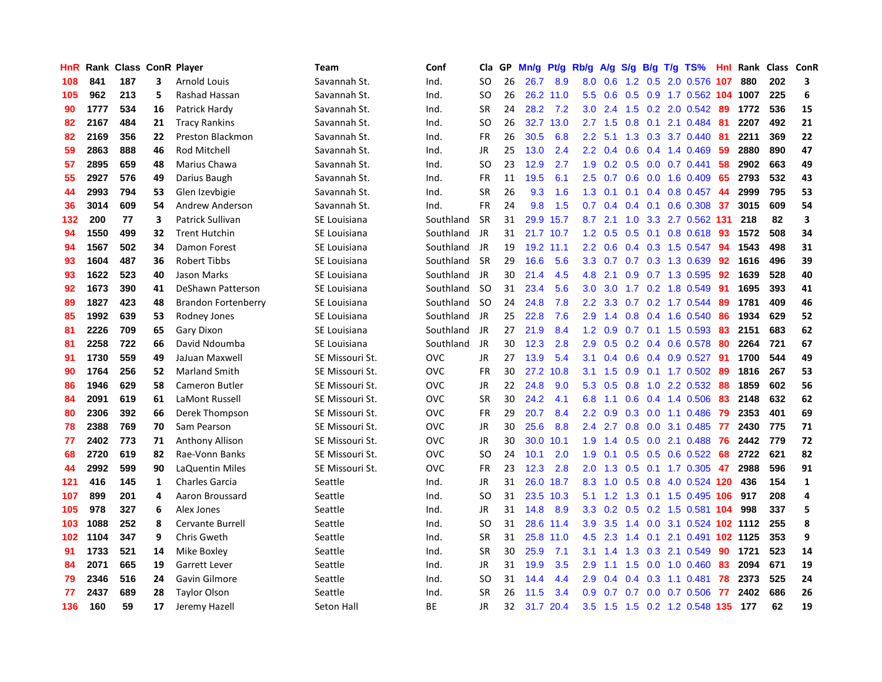| HnR | Rank | Class | ConR | Player | Team | Conf | Cla | GP | Mn/g | Pt/g | Rb/g | A/g | S/g | B/g | T/g | TS% | HnI | Rank | Class | ConR |
|---|---|---|---|---|---|---|---|---|---|---|---|---|---|---|---|---|---|---|---|---|
| 108 | 841 | 187 | 3 | Arnold Louis | Savannah St. | Ind. | SO | 26 | 26.7 | 8.9 | 8.0 | 0.6 | 1.2 | 0.5 | 2.0 | 0.576 | 107 | 880 | 202 | 3 |
| 105 | 962 | 213 | 5 | Rashad Hassan | Savannah St. | Ind. | SO | 26 | 26.2 | 11.0 | 5.5 | 0.6 | 0.5 | 0.9 | 1.7 | 0.562 | 104 | 1007 | 225 | 6 |
| 90 | 1777 | 534 | 16 | Patrick Hardy | Savannah St. | Ind. | SR | 24 | 28.2 | 7.2 | 3.0 | 2.4 | 1.5 | 0.2 | 2.0 | 0.542 | 89 | 1772 | 536 | 15 |
| 82 | 2167 | 484 | 21 | Tracy Rankins | Savannah St. | Ind. | SO | 26 | 32.7 | 13.0 | 2.7 | 1.5 | 0.8 | 0.1 | 2.1 | 0.484 | 81 | 2207 | 492 | 21 |
| 82 | 2169 | 356 | 22 | Preston Blackmon | Savannah St. | Ind. | FR | 26 | 30.5 | 6.8 | 2.2 | 5.1 | 1.3 | 0.3 | 3.7 | 0.440 | 81 | 2211 | 369 | 22 |
| 59 | 2863 | 888 | 46 | Rod Mitchell | Savannah St. | Ind. | JR | 25 | 13.0 | 2.4 | 2.2 | 0.4 | 0.6 | 0.4 | 1.4 | 0.469 | 59 | 2880 | 890 | 47 |
| 57 | 2895 | 659 | 48 | Marius Chawa | Savannah St. | Ind. | SO | 23 | 12.9 | 2.7 | 1.9 | 0.2 | 0.5 | 0.0 | 0.7 | 0.441 | 58 | 2902 | 663 | 49 |
| 55 | 2927 | 576 | 49 | Darius Baugh | Savannah St. | Ind. | FR | 11 | 19.5 | 6.1 | 2.5 | 0.7 | 0.6 | 0.0 | 1.6 | 0.409 | 65 | 2793 | 532 | 43 |
| 44 | 2993 | 794 | 53 | Glen Izevbigie | Savannah St. | Ind. | SR | 26 | 9.3 | 1.6 | 1.3 | 0.1 | 0.1 | 0.4 | 0.8 | 0.457 | 44 | 2999 | 795 | 53 |
| 36 | 3014 | 609 | 54 | Andrew Anderson | Savannah St. | Ind. | FR | 24 | 9.8 | 1.5 | 0.7 | 0.4 | 0.4 | 0.1 | 0.6 | 0.308 | 37 | 3015 | 609 | 54 |
| 132 | 200 | 77 | 3 | Patrick Sullivan | SE Louisiana | Southland | SR | 31 | 29.9 | 15.7 | 8.7 | 2.1 | 1.0 | 3.3 | 2.7 | 0.562 | 131 | 218 | 82 | 3 |
| 94 | 1550 | 499 | 32 | Trent Hutchin | SE Louisiana | Southland | JR | 31 | 21.7 | 10.7 | 1.2 | 0.5 | 0.5 | 0.1 | 0.8 | 0.618 | 93 | 1572 | 508 | 34 |
| 94 | 1567 | 502 | 34 | Damon Forest | SE Louisiana | Southland | JR | 19 | 19.2 | 11.1 | 2.2 | 0.6 | 0.4 | 0.3 | 1.5 | 0.547 | 94 | 1543 | 498 | 31 |
| 93 | 1604 | 487 | 36 | Robert Tibbs | SE Louisiana | Southland | SR | 29 | 16.6 | 5.6 | 3.3 | 0.7 | 0.7 | 0.3 | 1.3 | 0.639 | 92 | 1616 | 496 | 39 |
| 93 | 1622 | 523 | 40 | Jason Marks | SE Louisiana | Southland | JR | 30 | 21.4 | 4.5 | 4.8 | 2.1 | 0.9 | 0.7 | 1.3 | 0.595 | 92 | 1639 | 528 | 40 |
| 92 | 1673 | 390 | 41 | DeShawn Patterson | SE Louisiana | Southland | SO | 31 | 23.4 | 5.6 | 3.0 | 3.0 | 1.7 | 0.2 | 1.8 | 0.549 | 91 | 1695 | 393 | 41 |
| 89 | 1827 | 423 | 48 | Brandon Fortenberry | SE Louisiana | Southland | SO | 24 | 24.8 | 7.8 | 2.2 | 3.3 | 0.7 | 0.2 | 1.7 | 0.544 | 89 | 1781 | 409 | 46 |
| 85 | 1992 | 639 | 53 | Rodney Jones | SE Louisiana | Southland | JR | 25 | 22.8 | 7.6 | 2.9 | 1.4 | 0.8 | 0.4 | 1.6 | 0.540 | 86 | 1934 | 629 | 52 |
| 81 | 2226 | 709 | 65 | Gary Dixon | SE Louisiana | Southland | JR | 27 | 21.9 | 8.4 | 1.2 | 0.9 | 0.7 | 0.1 | 1.5 | 0.593 | 83 | 2151 | 683 | 62 |
| 81 | 2258 | 722 | 66 | David Ndoumba | SE Louisiana | Southland | JR | 30 | 12.3 | 2.8 | 2.9 | 0.5 | 0.2 | 0.4 | 0.6 | 0.578 | 80 | 2264 | 721 | 67 |
| 91 | 1730 | 559 | 49 | JaJuan Maxwell | SE Missouri St. | OVC | JR | 27 | 13.9 | 5.4 | 3.1 | 0.4 | 0.6 | 0.4 | 0.9 | 0.527 | 91 | 1700 | 544 | 49 |
| 90 | 1764 | 256 | 52 | Marland Smith | SE Missouri St. | OVC | FR | 30 | 27.2 | 10.8 | 3.1 | 1.5 | 0.9 | 0.1 | 1.7 | 0.502 | 89 | 1816 | 267 | 53 |
| 86 | 1946 | 629 | 58 | Cameron Butler | SE Missouri St. | OVC | JR | 22 | 24.8 | 9.0 | 5.3 | 0.5 | 0.8 | 1.0 | 2.2 | 0.532 | 88 | 1859 | 602 | 56 |
| 84 | 2091 | 619 | 61 | LaMont Russell | SE Missouri St. | OVC | SR | 30 | 24.2 | 4.1 | 6.8 | 1.1 | 0.6 | 0.4 | 1.4 | 0.506 | 83 | 2148 | 632 | 62 |
| 80 | 2306 | 392 | 66 | Derek Thompson | SE Missouri St. | OVC | FR | 29 | 20.7 | 8.4 | 2.2 | 0.9 | 0.3 | 0.0 | 1.1 | 0.486 | 79 | 2353 | 401 | 69 |
| 78 | 2388 | 769 | 70 | Sam Pearson | SE Missouri St. | OVC | JR | 30 | 25.6 | 8.8 | 2.4 | 2.7 | 0.8 | 0.0 | 3.1 | 0.485 | 77 | 2430 | 775 | 71 |
| 77 | 2402 | 773 | 71 | Anthony Allison | SE Missouri St. | OVC | JR | 30 | 30.0 | 10.1 | 1.9 | 1.4 | 0.5 | 0.0 | 2.1 | 0.488 | 76 | 2442 | 779 | 72 |
| 68 | 2720 | 619 | 82 | Rae-Vonn Banks | SE Missouri St. | OVC | SO | 24 | 10.1 | 2.0 | 1.9 | 0.1 | 0.5 | 0.5 | 0.6 | 0.522 | 68 | 2722 | 621 | 82 |
| 44 | 2992 | 599 | 90 | LaQuentin Miles | SE Missouri St. | OVC | FR | 23 | 12.3 | 2.8 | 2.0 | 1.3 | 0.5 | 0.1 | 1.7 | 0.305 | 47 | 2988 | 596 | 91 |
| 121 | 416 | 145 | 1 | Charles Garcia | Seattle | Ind. | JR | 31 | 26.0 | 18.7 | 8.3 | 1.0 | 0.5 | 0.8 | 4.0 | 0.524 | 120 | 436 | 154 | 1 |
| 107 | 899 | 201 | 4 | Aaron Broussard | Seattle | Ind. | SO | 31 | 23.5 | 10.3 | 5.1 | 1.2 | 1.3 | 0.1 | 1.5 | 0.495 | 106 | 917 | 208 | 4 |
| 105 | 978 | 327 | 6 | Alex Jones | Seattle | Ind. | JR | 31 | 14.8 | 8.9 | 3.3 | 0.2 | 0.5 | 0.2 | 1.5 | 0.581 | 104 | 998 | 337 | 5 |
| 103 | 1088 | 252 | 8 | Cervante Burrell | Seattle | Ind. | SO | 31 | 28.6 | 11.4 | 3.9 | 3.5 | 1.4 | 0.0 | 3.1 | 0.524 | 102 | 1112 | 255 | 8 |
| 102 | 1104 | 347 | 9 | Chris Gweth | Seattle | Ind. | SR | 31 | 25.8 | 11.0 | 4.5 | 2.3 | 1.4 | 0.1 | 2.1 | 0.491 | 102 | 1125 | 353 | 9 |
| 91 | 1733 | 521 | 14 | Mike Boxley | Seattle | Ind. | SR | 30 | 25.9 | 7.1 | 3.1 | 1.4 | 1.3 | 0.3 | 2.1 | 0.549 | 90 | 1721 | 523 | 14 |
| 84 | 2071 | 665 | 19 | Garrett Lever | Seattle | Ind. | JR | 31 | 19.9 | 3.5 | 2.9 | 1.1 | 1.5 | 0.0 | 1.0 | 0.460 | 83 | 2094 | 671 | 19 |
| 79 | 2346 | 516 | 24 | Gavin Gilmore | Seattle | Ind. | SO | 31 | 14.4 | 4.4 | 2.9 | 0.4 | 0.4 | 0.3 | 1.1 | 0.481 | 78 | 2373 | 525 | 24 |
| 77 | 2437 | 689 | 28 | Taylor Olson | Seattle | Ind. | SR | 26 | 11.5 | 3.4 | 0.9 | 0.7 | 0.7 | 0.0 | 0.7 | 0.506 | 77 | 2402 | 686 | 26 |
| 136 | 160 | 59 | 17 | Jeremy Hazell | Seton Hall | BE | JR | 32 | 31.7 | 20.4 | 3.5 | 1.5 | 1.5 | 0.2 | 1.2 | 0.548 | 135 | 177 | 62 | 19 |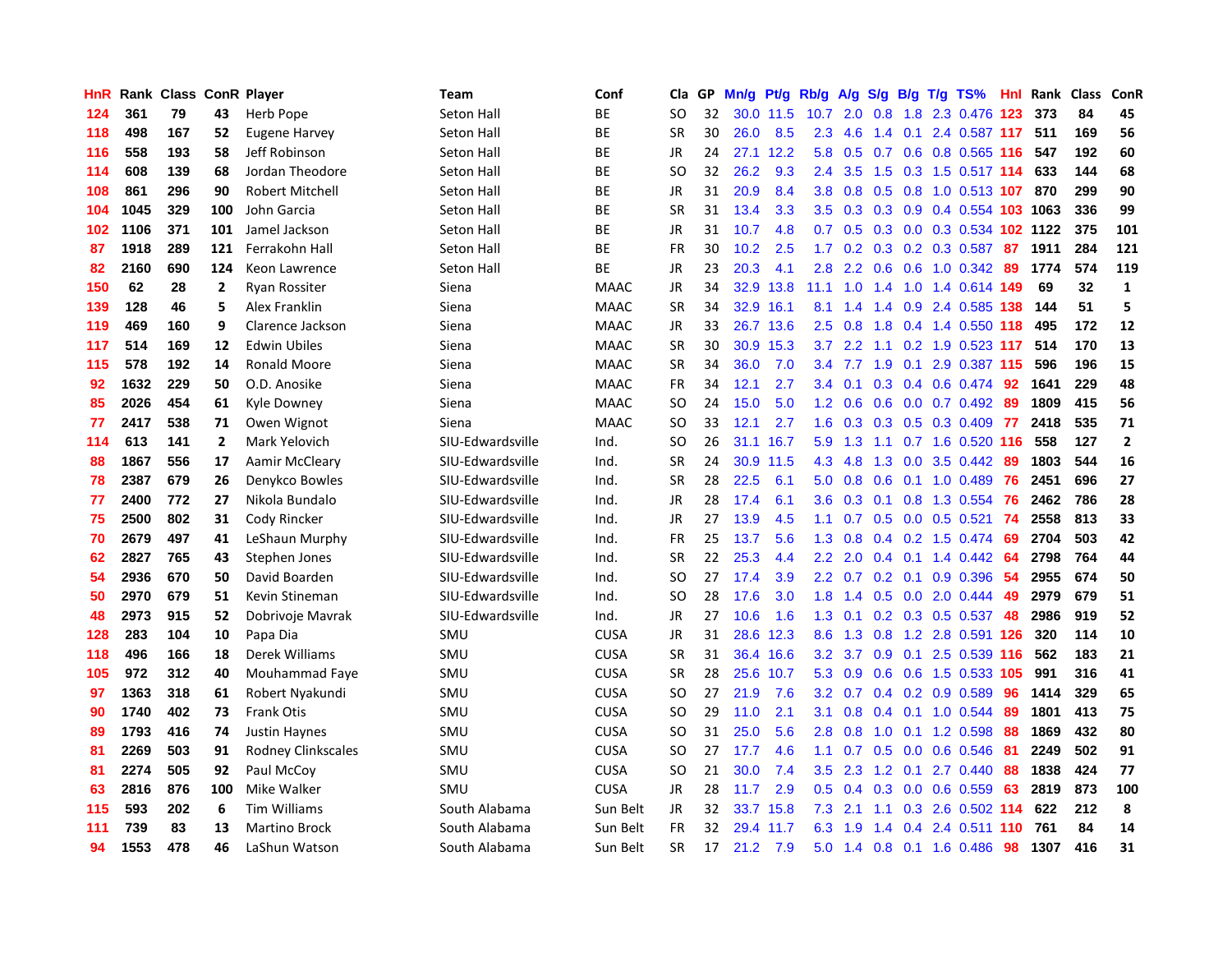| HnR | Rank | Class | ConR | Player | Team | Conf | Cla | GP | Mn/g | Pt/g | Rb/g | A/g | S/g | B/g | T/g | TS% | HnI | Rank | Class | ConR |
|---|---|---|---|---|---|---|---|---|---|---|---|---|---|---|---|---|---|---|---|---|
| 124 | 361 | 79 | 43 | Herb Pope | Seton Hall | BE | SO | 32 | 30.0 | 11.5 | 10.7 | 2.0 | 0.8 | 1.8 | 2.3 | 0.476 | 123 | 373 | 84 | 45 |
| 118 | 498 | 167 | 52 | Eugene Harvey | Seton Hall | BE | SR | 30 | 26.0 | 8.5 | 2.3 | 4.6 | 1.4 | 0.1 | 2.4 | 0.587 | 117 | 511 | 169 | 56 |
| 116 | 558 | 193 | 58 | Jeff Robinson | Seton Hall | BE | JR | 24 | 27.1 | 12.2 | 5.8 | 0.5 | 0.7 | 0.6 | 0.8 | 0.565 | 116 | 547 | 192 | 60 |
| 114 | 608 | 139 | 68 | Jordan Theodore | Seton Hall | BE | SO | 32 | 26.2 | 9.3 | 2.4 | 3.5 | 1.5 | 0.3 | 1.5 | 0.517 | 114 | 633 | 144 | 68 |
| 108 | 861 | 296 | 90 | Robert Mitchell | Seton Hall | BE | JR | 31 | 20.9 | 8.4 | 3.8 | 0.8 | 0.5 | 0.8 | 1.0 | 0.513 | 107 | 870 | 299 | 90 |
| 104 | 1045 | 329 | 100 | John Garcia | Seton Hall | BE | SR | 31 | 13.4 | 3.3 | 3.5 | 0.3 | 0.3 | 0.9 | 0.4 | 0.554 | 103 | 1063 | 336 | 99 |
| 102 | 1106 | 371 | 101 | Jamel Jackson | Seton Hall | BE | JR | 31 | 10.7 | 4.8 | 0.7 | 0.5 | 0.3 | 0.0 | 0.3 | 0.534 | 102 | 1122 | 375 | 101 |
| 87 | 1918 | 289 | 121 | Ferrakohn Hall | Seton Hall | BE | FR | 30 | 10.2 | 2.5 | 1.7 | 0.2 | 0.3 | 0.2 | 0.3 | 0.587 | 87 | 1911 | 284 | 121 |
| 82 | 2160 | 690 | 124 | Keon Lawrence | Seton Hall | BE | JR | 23 | 20.3 | 4.1 | 2.8 | 2.2 | 0.6 | 0.6 | 1.0 | 0.342 | 89 | 1774 | 574 | 119 |
| 150 | 62 | 28 | 2 | Ryan Rossiter | Siena | MAAC | JR | 34 | 32.9 | 13.8 | 11.1 | 1.0 | 1.4 | 1.0 | 1.4 | 0.614 | 149 | 69 | 32 | 1 |
| 139 | 128 | 46 | 5 | Alex Franklin | Siena | MAAC | SR | 34 | 32.9 | 16.1 | 8.1 | 1.4 | 1.4 | 0.9 | 2.4 | 0.585 | 138 | 144 | 51 | 5 |
| 119 | 469 | 160 | 9 | Clarence Jackson | Siena | MAAC | JR | 33 | 26.7 | 13.6 | 2.5 | 0.8 | 1.8 | 0.4 | 1.4 | 0.550 | 118 | 495 | 172 | 12 |
| 117 | 514 | 169 | 12 | Edwin Ubiles | Siena | MAAC | SR | 30 | 30.9 | 15.3 | 3.7 | 2.2 | 1.1 | 0.2 | 1.9 | 0.523 | 117 | 514 | 170 | 13 |
| 115 | 578 | 192 | 14 | Ronald Moore | Siena | MAAC | SR | 34 | 36.0 | 7.0 | 3.4 | 7.7 | 1.9 | 0.1 | 2.9 | 0.387 | 115 | 596 | 196 | 15 |
| 92 | 1632 | 229 | 50 | O.D. Anosike | Siena | MAAC | FR | 34 | 12.1 | 2.7 | 3.4 | 0.1 | 0.3 | 0.4 | 0.6 | 0.474 | 92 | 1641 | 229 | 48 |
| 85 | 2026 | 454 | 61 | Kyle Downey | Siena | MAAC | SO | 24 | 15.0 | 5.0 | 1.2 | 0.6 | 0.6 | 0.0 | 0.7 | 0.492 | 89 | 1809 | 415 | 56 |
| 77 | 2417 | 538 | 71 | Owen Wignot | Siena | MAAC | SO | 33 | 12.1 | 2.7 | 1.6 | 0.3 | 0.3 | 0.5 | 0.3 | 0.409 | 77 | 2418 | 535 | 71 |
| 114 | 613 | 141 | 2 | Mark Yelovich | SIU-Edwardsville | Ind. | SO | 26 | 31.1 | 16.7 | 5.9 | 1.3 | 1.1 | 0.7 | 1.6 | 0.520 | 116 | 558 | 127 | 2 |
| 88 | 1867 | 556 | 17 | Aamir McCleary | SIU-Edwardsville | Ind. | SR | 24 | 30.9 | 11.5 | 4.3 | 4.8 | 1.3 | 0.0 | 3.5 | 0.442 | 89 | 1803 | 544 | 16 |
| 78 | 2387 | 679 | 26 | Denykco Bowles | SIU-Edwardsville | Ind. | SR | 28 | 22.5 | 6.1 | 5.0 | 0.8 | 0.6 | 0.1 | 1.0 | 0.489 | 76 | 2451 | 696 | 27 |
| 77 | 2400 | 772 | 27 | Nikola Bundalo | SIU-Edwardsville | Ind. | JR | 28 | 17.4 | 6.1 | 3.6 | 0.3 | 0.1 | 0.8 | 1.3 | 0.554 | 76 | 2462 | 786 | 28 |
| 75 | 2500 | 802 | 31 | Cody Rincker | SIU-Edwardsville | Ind. | JR | 27 | 13.9 | 4.5 | 1.1 | 0.7 | 0.5 | 0.0 | 0.5 | 0.521 | 74 | 2558 | 813 | 33 |
| 70 | 2679 | 497 | 41 | LeShaun Murphy | SIU-Edwardsville | Ind. | FR | 25 | 13.7 | 5.6 | 1.3 | 0.8 | 0.4 | 0.2 | 1.5 | 0.474 | 69 | 2704 | 503 | 42 |
| 62 | 2827 | 765 | 43 | Stephen Jones | SIU-Edwardsville | Ind. | SR | 22 | 25.3 | 4.4 | 2.2 | 2.0 | 0.4 | 0.1 | 1.4 | 0.442 | 64 | 2798 | 764 | 44 |
| 54 | 2936 | 670 | 50 | David Boarden | SIU-Edwardsville | Ind. | SO | 27 | 17.4 | 3.9 | 2.2 | 0.7 | 0.2 | 0.1 | 0.9 | 0.396 | 54 | 2955 | 674 | 50 |
| 50 | 2970 | 679 | 51 | Kevin Stineman | SIU-Edwardsville | Ind. | SO | 28 | 17.6 | 3.0 | 1.8 | 1.4 | 0.5 | 0.0 | 2.0 | 0.444 | 49 | 2979 | 679 | 51 |
| 48 | 2973 | 915 | 52 | Dobrivoje Mavrak | SIU-Edwardsville | Ind. | JR | 27 | 10.6 | 1.6 | 1.3 | 0.1 | 0.2 | 0.3 | 0.5 | 0.537 | 48 | 2986 | 919 | 52 |
| 128 | 283 | 104 | 10 | Papa Dia | SMU | CUSA | JR | 31 | 28.6 | 12.3 | 8.6 | 1.3 | 0.8 | 1.2 | 2.8 | 0.591 | 126 | 320 | 114 | 10 |
| 118 | 496 | 166 | 18 | Derek Williams | SMU | CUSA | SR | 31 | 36.4 | 16.6 | 3.2 | 3.7 | 0.9 | 0.1 | 2.5 | 0.539 | 116 | 562 | 183 | 21 |
| 105 | 972 | 312 | 40 | Mouhammad Faye | SMU | CUSA | SR | 28 | 25.6 | 10.7 | 5.3 | 0.9 | 0.6 | 0.6 | 1.5 | 0.533 | 105 | 991 | 316 | 41 |
| 97 | 1363 | 318 | 61 | Robert Nyakundi | SMU | CUSA | SO | 27 | 21.9 | 7.6 | 3.2 | 0.7 | 0.4 | 0.2 | 0.9 | 0.589 | 96 | 1414 | 329 | 65 |
| 90 | 1740 | 402 | 73 | Frank Otis | SMU | CUSA | SO | 29 | 11.0 | 2.1 | 3.1 | 0.8 | 0.4 | 0.1 | 1.0 | 0.544 | 89 | 1801 | 413 | 75 |
| 89 | 1793 | 416 | 74 | Justin Haynes | SMU | CUSA | SO | 31 | 25.0 | 5.6 | 2.8 | 0.8 | 1.0 | 0.1 | 1.2 | 0.598 | 88 | 1869 | 432 | 80 |
| 81 | 2269 | 503 | 91 | Rodney Clinkscales | SMU | CUSA | SO | 27 | 17.7 | 4.6 | 1.1 | 0.7 | 0.5 | 0.0 | 0.6 | 0.546 | 81 | 2249 | 502 | 91 |
| 81 | 2274 | 505 | 92 | Paul McCoy | SMU | CUSA | SO | 21 | 30.0 | 7.4 | 3.5 | 2.3 | 1.2 | 0.1 | 2.7 | 0.440 | 88 | 1838 | 424 | 77 |
| 63 | 2816 | 876 | 100 | Mike Walker | SMU | CUSA | JR | 28 | 11.7 | 2.9 | 0.5 | 0.4 | 0.3 | 0.0 | 0.6 | 0.559 | 63 | 2819 | 873 | 100 |
| 115 | 593 | 202 | 6 | Tim Williams | South Alabama | Sun Belt | JR | 32 | 33.7 | 15.8 | 7.3 | 2.1 | 1.1 | 0.3 | 2.6 | 0.502 | 114 | 622 | 212 | 8 |
| 111 | 739 | 83 | 13 | Martino Brock | South Alabama | Sun Belt | FR | 32 | 29.4 | 11.7 | 6.3 | 1.9 | 1.4 | 0.4 | 2.4 | 0.511 | 110 | 761 | 84 | 14 |
| 94 | 1553 | 478 | 46 | LaShun Watson | South Alabama | Sun Belt | SR | 17 | 21.2 | 7.9 | 5.0 | 1.4 | 0.8 | 0.1 | 1.6 | 0.486 | 98 | 1307 | 416 | 31 |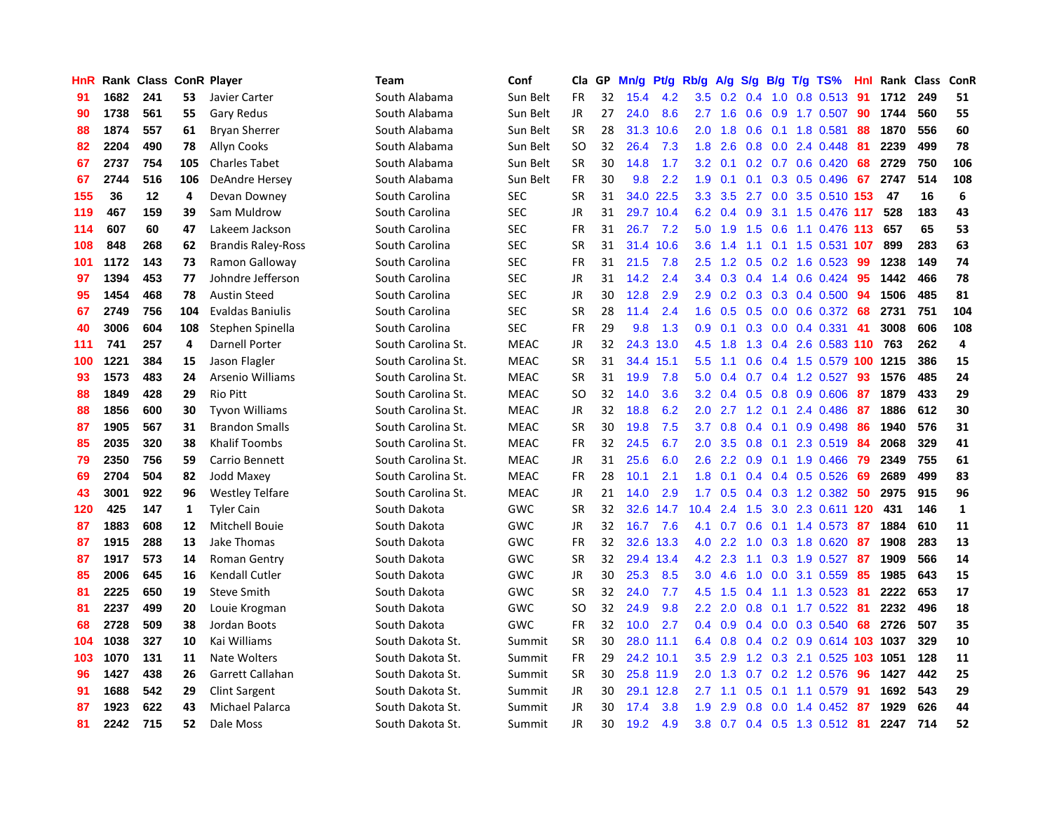| HnR | Rank | Class | ConR | Player | Team | Conf | Cla | GP | Mn/g | Pt/g | Rb/g | A/g | S/g | B/g | T/g | TS% | HnI | Rank | Class | ConR |
|---|---|---|---|---|---|---|---|---|---|---|---|---|---|---|---|---|---|---|---|---|
| 91 | 1682 | 241 | 53 | Javier Carter | South Alabama | Sun Belt | FR | 32 | 15.4 | 4.2 | 3.5 | 0.2 | 0.4 | 1.0 | 0.8 | 0.513 | 91 | 1712 | 249 | 51 |
| 90 | 1738 | 561 | 55 | Gary Redus | South Alabama | Sun Belt | JR | 27 | 24.0 | 8.6 | 2.7 | 1.6 | 0.6 | 0.9 | 1.7 | 0.507 | 90 | 1744 | 560 | 55 |
| 88 | 1874 | 557 | 61 | Bryan Sherrer | South Alabama | Sun Belt | SR | 28 | 31.3 | 10.6 | 2.0 | 1.8 | 0.6 | 0.1 | 1.8 | 0.581 | 88 | 1870 | 556 | 60 |
| 82 | 2204 | 490 | 78 | Allyn Cooks | South Alabama | Sun Belt | SO | 32 | 26.4 | 7.3 | 1.8 | 2.6 | 0.8 | 0.0 | 2.4 | 0.448 | 81 | 2239 | 499 | 78 |
| 67 | 2737 | 754 | 105 | Charles Tabet | South Alabama | Sun Belt | SR | 30 | 14.8 | 1.7 | 3.2 | 0.1 | 0.2 | 0.7 | 0.6 | 0.420 | 68 | 2729 | 750 | 106 |
| 67 | 2744 | 516 | 106 | DeAndre Hersey | South Alabama | Sun Belt | FR | 30 | 9.8 | 2.2 | 1.9 | 0.1 | 0.1 | 0.3 | 0.5 | 0.496 | 67 | 2747 | 514 | 108 |
| 155 | 36 | 12 | 4 | Devan Downey | South Carolina | SEC | SR | 31 | 34.0 | 22.5 | 3.3 | 3.5 | 2.7 | 0.0 | 3.5 | 0.510 | 153 | 47 | 16 | 6 |
| 119 | 467 | 159 | 39 | Sam Muldrow | South Carolina | SEC | JR | 31 | 29.7 | 10.4 | 6.2 | 0.4 | 0.9 | 3.1 | 1.5 | 0.476 | 117 | 528 | 183 | 43 |
| 114 | 607 | 60 | 47 | Lakeem Jackson | South Carolina | SEC | FR | 31 | 26.7 | 7.2 | 5.0 | 1.9 | 1.5 | 0.6 | 1.1 | 0.476 | 113 | 657 | 65 | 53 |
| 108 | 848 | 268 | 62 | Brandis Raley-Ross | South Carolina | SEC | SR | 31 | 31.4 | 10.6 | 3.6 | 1.4 | 1.1 | 0.1 | 1.5 | 0.531 | 107 | 899 | 283 | 63 |
| 101 | 1172 | 143 | 73 | Ramon Galloway | South Carolina | SEC | FR | 31 | 21.5 | 7.8 | 2.5 | 1.2 | 0.5 | 0.2 | 1.6 | 0.523 | 99 | 1238 | 149 | 74 |
| 97 | 1394 | 453 | 77 | Johndre Jefferson | South Carolina | SEC | JR | 31 | 14.2 | 2.4 | 3.4 | 0.3 | 0.4 | 1.4 | 0.6 | 0.424 | 95 | 1442 | 466 | 78 |
| 95 | 1454 | 468 | 78 | Austin Steed | South Carolina | SEC | JR | 30 | 12.8 | 2.9 | 2.9 | 0.2 | 0.3 | 0.3 | 0.4 | 0.500 | 94 | 1506 | 485 | 81 |
| 67 | 2749 | 756 | 104 | Evaldas Baniulis | South Carolina | SEC | SR | 28 | 11.4 | 2.4 | 1.6 | 0.5 | 0.5 | 0.0 | 0.6 | 0.372 | 68 | 2731 | 751 | 104 |
| 40 | 3006 | 604 | 108 | Stephen Spinella | South Carolina | SEC | FR | 29 | 9.8 | 1.3 | 0.9 | 0.1 | 0.3 | 0.0 | 0.4 | 0.331 | 41 | 3008 | 606 | 108 |
| 111 | 741 | 257 | 4 | Darnell Porter | South Carolina St. | MEAC | JR | 32 | 24.3 | 13.0 | 4.5 | 1.8 | 1.3 | 0.4 | 2.6 | 0.583 | 110 | 763 | 262 | 4 |
| 100 | 1221 | 384 | 15 | Jason Flagler | South Carolina St. | MEAC | SR | 31 | 34.4 | 15.1 | 5.5 | 1.1 | 0.6 | 0.4 | 1.5 | 0.579 | 100 | 1215 | 386 | 15 |
| 93 | 1573 | 483 | 24 | Arsenio Williams | South Carolina St. | MEAC | SR | 31 | 19.9 | 7.8 | 5.0 | 0.4 | 0.7 | 0.4 | 1.2 | 0.527 | 93 | 1576 | 485 | 24 |
| 88 | 1849 | 428 | 29 | Rio Pitt | South Carolina St. | MEAC | SO | 32 | 14.0 | 3.6 | 3.2 | 0.4 | 0.5 | 0.8 | 0.9 | 0.606 | 87 | 1879 | 433 | 29 |
| 88 | 1856 | 600 | 30 | Tyvon Williams | South Carolina St. | MEAC | JR | 32 | 18.8 | 6.2 | 2.0 | 2.7 | 1.2 | 0.1 | 2.4 | 0.486 | 87 | 1886 | 612 | 30 |
| 87 | 1905 | 567 | 31 | Brandon Smalls | South Carolina St. | MEAC | SR | 30 | 19.8 | 7.5 | 3.7 | 0.8 | 0.4 | 0.1 | 0.9 | 0.498 | 86 | 1940 | 576 | 31 |
| 85 | 2035 | 320 | 38 | Khalif Toombs | South Carolina St. | MEAC | FR | 32 | 24.5 | 6.7 | 2.0 | 3.5 | 0.8 | 0.1 | 2.3 | 0.519 | 84 | 2068 | 329 | 41 |
| 79 | 2350 | 756 | 59 | Carrio Bennett | South Carolina St. | MEAC | JR | 31 | 25.6 | 6.0 | 2.6 | 2.2 | 0.9 | 0.1 | 1.9 | 0.466 | 79 | 2349 | 755 | 61 |
| 69 | 2704 | 504 | 82 | Jodd Maxey | South Carolina St. | MEAC | FR | 28 | 10.1 | 2.1 | 1.8 | 0.1 | 0.4 | 0.4 | 0.5 | 0.526 | 69 | 2689 | 499 | 83 |
| 43 | 3001 | 922 | 96 | Westley Telfare | South Carolina St. | MEAC | JR | 21 | 14.0 | 2.9 | 1.7 | 0.5 | 0.4 | 0.3 | 1.2 | 0.382 | 50 | 2975 | 915 | 96 |
| 120 | 425 | 147 | 1 | Tyler Cain | South Dakota | GWC | SR | 32 | 32.6 | 14.7 | 10.4 | 2.4 | 1.5 | 3.0 | 2.3 | 0.611 | 120 | 431 | 146 | 1 |
| 87 | 1883 | 608 | 12 | Mitchell Bouie | South Dakota | GWC | JR | 32 | 16.7 | 7.6 | 4.1 | 0.7 | 0.6 | 0.1 | 1.4 | 0.573 | 87 | 1884 | 610 | 11 |
| 87 | 1915 | 288 | 13 | Jake Thomas | South Dakota | GWC | FR | 32 | 32.6 | 13.3 | 4.0 | 2.2 | 1.0 | 0.3 | 1.8 | 0.620 | 87 | 1908 | 283 | 13 |
| 87 | 1917 | 573 | 14 | Roman Gentry | South Dakota | GWC | SR | 32 | 29.4 | 13.4 | 4.2 | 2.3 | 1.1 | 0.3 | 1.9 | 0.527 | 87 | 1909 | 566 | 14 |
| 85 | 2006 | 645 | 16 | Kendall Cutler | South Dakota | GWC | JR | 30 | 25.3 | 8.5 | 3.0 | 4.6 | 1.0 | 0.0 | 3.1 | 0.559 | 85 | 1985 | 643 | 15 |
| 81 | 2225 | 650 | 19 | Steve Smith | South Dakota | GWC | SR | 32 | 24.0 | 7.7 | 4.5 | 1.5 | 0.4 | 1.1 | 1.3 | 0.523 | 81 | 2222 | 653 | 17 |
| 81 | 2237 | 499 | 20 | Louie Krogman | South Dakota | GWC | SO | 32 | 24.9 | 9.8 | 2.2 | 2.0 | 0.8 | 0.1 | 1.7 | 0.522 | 81 | 2232 | 496 | 18 |
| 68 | 2728 | 509 | 38 | Jordan Boots | South Dakota | GWC | FR | 32 | 10.0 | 2.7 | 0.4 | 0.9 | 0.4 | 0.0 | 0.3 | 0.540 | 68 | 2726 | 507 | 35 |
| 104 | 1038 | 327 | 10 | Kai Williams | South Dakota St. | Summit | SR | 30 | 28.0 | 11.1 | 6.4 | 0.8 | 0.4 | 0.2 | 0.9 | 0.614 | 103 | 1037 | 329 | 10 |
| 103 | 1070 | 131 | 11 | Nate Wolters | South Dakota St. | Summit | FR | 29 | 24.2 | 10.1 | 3.5 | 2.9 | 1.2 | 0.3 | 2.1 | 0.525 | 103 | 1051 | 128 | 11 |
| 96 | 1427 | 438 | 26 | Garrett Callahan | South Dakota St. | Summit | SR | 30 | 25.8 | 11.9 | 2.0 | 1.3 | 0.7 | 0.2 | 1.2 | 0.576 | 96 | 1427 | 442 | 25 |
| 91 | 1688 | 542 | 29 | Clint Sargent | South Dakota St. | Summit | JR | 30 | 29.1 | 12.8 | 2.7 | 1.1 | 0.5 | 0.1 | 1.1 | 0.579 | 91 | 1692 | 543 | 29 |
| 87 | 1923 | 622 | 43 | Michael Palarca | South Dakota St. | Summit | JR | 30 | 17.4 | 3.8 | 1.9 | 2.9 | 0.8 | 0.0 | 1.4 | 0.452 | 87 | 1929 | 626 | 44 |
| 81 | 2242 | 715 | 52 | Dale Moss | South Dakota St. | Summit | JR | 30 | 19.2 | 4.9 | 3.8 | 0.7 | 0.4 | 0.5 | 1.3 | 0.512 | 81 | 2247 | 714 | 52 |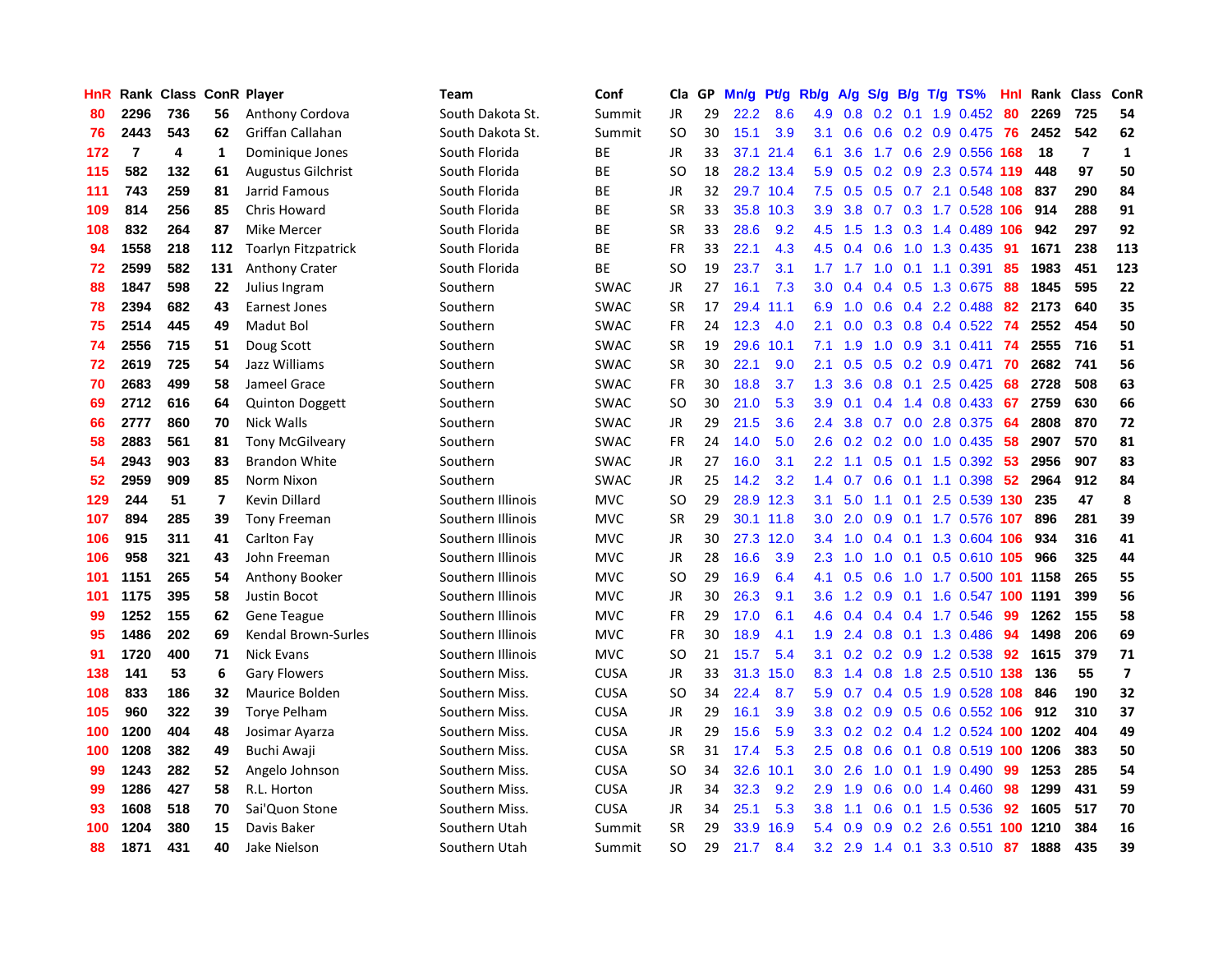| HnR | Rank | Class | ConR | Player | Team | Conf | Cla | GP | Mn/g | Pt/g | Rb/g | A/g | S/g | B/g | T/g | TS% | HnI | Rank | Class | ConR |
|---|---|---|---|---|---|---|---|---|---|---|---|---|---|---|---|---|---|---|---|---|
| 80 | 2296 | 736 | 56 | Anthony Cordova | South Dakota St. | Summit | JR | 29 | 22.2 | 8.6 | 4.9 | 0.8 | 0.2 | 0.1 | 1.9 | 0.452 | 80 | 2269 | 725 | 54 |
| 76 | 2443 | 543 | 62 | Griffan Callahan | South Dakota St. | Summit | SO | 30 | 15.1 | 3.9 | 3.1 | 0.6 | 0.6 | 0.2 | 0.9 | 0.475 | 76 | 2452 | 542 | 62 |
| 172 | 7 | 4 | 1 | Dominique Jones | South Florida | BE | JR | 33 | 37.1 | 21.4 | 6.1 | 3.6 | 1.7 | 0.6 | 2.9 | 0.556 | 168 | 18 | 7 | 1 |
| 115 | 582 | 132 | 61 | Augustus Gilchrist | South Florida | BE | SO | 18 | 28.2 | 13.4 | 5.9 | 0.5 | 0.2 | 0.9 | 2.3 | 0.574 | 119 | 448 | 97 | 50 |
| 111 | 743 | 259 | 81 | Jarrid Famous | South Florida | BE | JR | 32 | 29.7 | 10.4 | 7.5 | 0.5 | 0.5 | 0.7 | 2.1 | 0.548 | 108 | 837 | 290 | 84 |
| 109 | 814 | 256 | 85 | Chris Howard | South Florida | BE | SR | 33 | 35.8 | 10.3 | 3.9 | 3.8 | 0.7 | 0.3 | 1.7 | 0.528 | 106 | 914 | 288 | 91 |
| 108 | 832 | 264 | 87 | Mike Mercer | South Florida | BE | SR | 33 | 28.6 | 9.2 | 4.5 | 1.5 | 1.3 | 0.3 | 1.4 | 0.489 | 106 | 942 | 297 | 92 |
| 94 | 1558 | 218 | 112 | Toarlyn Fitzpatrick | South Florida | BE | FR | 33 | 22.1 | 4.3 | 4.5 | 0.4 | 0.6 | 1.0 | 1.3 | 0.435 | 91 | 1671 | 238 | 113 |
| 72 | 2599 | 582 | 131 | Anthony Crater | South Florida | BE | SO | 19 | 23.7 | 3.1 | 1.7 | 1.7 | 1.0 | 0.1 | 1.1 | 0.391 | 85 | 1983 | 451 | 123 |
| 88 | 1847 | 598 | 22 | Julius Ingram | Southern | SWAC | JR | 27 | 16.1 | 7.3 | 3.0 | 0.4 | 0.4 | 0.5 | 1.3 | 0.675 | 88 | 1845 | 595 | 22 |
| 78 | 2394 | 682 | 43 | Earnest Jones | Southern | SWAC | SR | 17 | 29.4 | 11.1 | 6.9 | 1.0 | 0.6 | 0.4 | 2.2 | 0.488 | 82 | 2173 | 640 | 35 |
| 75 | 2514 | 445 | 49 | Madut Bol | Southern | SWAC | FR | 24 | 12.3 | 4.0 | 2.1 | 0.0 | 0.3 | 0.8 | 0.4 | 0.522 | 74 | 2552 | 454 | 50 |
| 74 | 2556 | 715 | 51 | Doug Scott | Southern | SWAC | SR | 19 | 29.6 | 10.1 | 7.1 | 1.9 | 1.0 | 0.9 | 3.1 | 0.411 | 74 | 2555 | 716 | 51 |
| 72 | 2619 | 725 | 54 | Jazz Williams | Southern | SWAC | SR | 30 | 22.1 | 9.0 | 2.1 | 0.5 | 0.5 | 0.2 | 0.9 | 0.471 | 70 | 2682 | 741 | 56 |
| 70 | 2683 | 499 | 58 | Jameel Grace | Southern | SWAC | FR | 30 | 18.8 | 3.7 | 1.3 | 3.6 | 0.8 | 0.1 | 2.5 | 0.425 | 68 | 2728 | 508 | 63 |
| 69 | 2712 | 616 | 64 | Quinton Doggett | Southern | SWAC | SO | 30 | 21.0 | 5.3 | 3.9 | 0.1 | 0.4 | 1.4 | 0.8 | 0.433 | 67 | 2759 | 630 | 66 |
| 66 | 2777 | 860 | 70 | Nick Walls | Southern | SWAC | JR | 29 | 21.5 | 3.6 | 2.4 | 3.8 | 0.7 | 0.0 | 2.8 | 0.375 | 64 | 2808 | 870 | 72 |
| 58 | 2883 | 561 | 81 | Tony McGilveary | Southern | SWAC | FR | 24 | 14.0 | 5.0 | 2.6 | 0.2 | 0.2 | 0.0 | 1.0 | 0.435 | 58 | 2907 | 570 | 81 |
| 54 | 2943 | 903 | 83 | Brandon White | Southern | SWAC | JR | 27 | 16.0 | 3.1 | 2.2 | 1.1 | 0.5 | 0.1 | 1.5 | 0.392 | 53 | 2956 | 907 | 83 |
| 52 | 2959 | 909 | 85 | Norm Nixon | Southern | SWAC | JR | 25 | 14.2 | 3.2 | 1.4 | 0.7 | 0.6 | 0.1 | 1.1 | 0.398 | 52 | 2964 | 912 | 84 |
| 129 | 244 | 51 | 7 | Kevin Dillard | Southern Illinois | MVC | SO | 29 | 28.9 | 12.3 | 3.1 | 5.0 | 1.1 | 0.1 | 2.5 | 0.539 | 130 | 235 | 47 | 8 |
| 107 | 894 | 285 | 39 | Tony Freeman | Southern Illinois | MVC | SR | 29 | 30.1 | 11.8 | 3.0 | 2.0 | 0.9 | 0.1 | 1.7 | 0.576 | 107 | 896 | 281 | 39 |
| 106 | 915 | 311 | 41 | Carlton Fay | Southern Illinois | MVC | JR | 30 | 27.3 | 12.0 | 3.4 | 1.0 | 0.4 | 0.1 | 1.3 | 0.604 | 106 | 934 | 316 | 41 |
| 106 | 958 | 321 | 43 | John Freeman | Southern Illinois | MVC | JR | 28 | 16.6 | 3.9 | 2.3 | 1.0 | 1.0 | 0.1 | 0.5 | 0.610 | 105 | 966 | 325 | 44 |
| 101 | 1151 | 265 | 54 | Anthony Booker | Southern Illinois | MVC | SO | 29 | 16.9 | 6.4 | 4.1 | 0.5 | 0.6 | 1.0 | 1.7 | 0.500 | 101 | 1158 | 265 | 55 |
| 101 | 1175 | 395 | 58 | Justin Bocot | Southern Illinois | MVC | JR | 30 | 26.3 | 9.1 | 3.6 | 1.2 | 0.9 | 0.1 | 1.6 | 0.547 | 100 | 1191 | 399 | 56 |
| 99 | 1252 | 155 | 62 | Gene Teague | Southern Illinois | MVC | FR | 29 | 17.0 | 6.1 | 4.6 | 0.4 | 0.4 | 0.4 | 1.7 | 0.546 | 99 | 1262 | 155 | 58 |
| 95 | 1486 | 202 | 69 | Kendal Brown-Surles | Southern Illinois | MVC | FR | 30 | 18.9 | 4.1 | 1.9 | 2.4 | 0.8 | 0.1 | 1.3 | 0.486 | 94 | 1498 | 206 | 69 |
| 91 | 1720 | 400 | 71 | Nick Evans | Southern Illinois | MVC | SO | 21 | 15.7 | 5.4 | 3.1 | 0.2 | 0.2 | 0.9 | 1.2 | 0.538 | 92 | 1615 | 379 | 71 |
| 138 | 141 | 53 | 6 | Gary Flowers | Southern Miss. | CUSA | JR | 33 | 31.3 | 15.0 | 8.3 | 1.4 | 0.8 | 1.8 | 2.5 | 0.510 | 138 | 136 | 55 | 7 |
| 108 | 833 | 186 | 32 | Maurice Bolden | Southern Miss. | CUSA | SO | 34 | 22.4 | 8.7 | 5.9 | 0.7 | 0.4 | 0.5 | 1.9 | 0.528 | 108 | 846 | 190 | 32 |
| 105 | 960 | 322 | 39 | Torye Pelham | Southern Miss. | CUSA | JR | 29 | 16.1 | 3.9 | 3.8 | 0.2 | 0.9 | 0.5 | 0.6 | 0.552 | 106 | 912 | 310 | 37 |
| 100 | 1200 | 404 | 48 | Josimar Ayarza | Southern Miss. | CUSA | JR | 29 | 15.6 | 5.9 | 3.3 | 0.2 | 0.2 | 0.4 | 1.2 | 0.524 | 100 | 1202 | 404 | 49 |
| 100 | 1208 | 382 | 49 | Buchi Awaji | Southern Miss. | CUSA | SR | 31 | 17.4 | 5.3 | 2.5 | 0.8 | 0.6 | 0.1 | 0.8 | 0.519 | 100 | 1206 | 383 | 50 |
| 99 | 1243 | 282 | 52 | Angelo Johnson | Southern Miss. | CUSA | SO | 34 | 32.6 | 10.1 | 3.0 | 2.6 | 1.0 | 0.1 | 1.9 | 0.490 | 99 | 1253 | 285 | 54 |
| 99 | 1286 | 427 | 58 | R.L. Horton | Southern Miss. | CUSA | JR | 34 | 32.3 | 9.2 | 2.9 | 1.9 | 0.6 | 0.0 | 1.4 | 0.460 | 98 | 1299 | 431 | 59 |
| 93 | 1608 | 518 | 70 | Sai'Quon Stone | Southern Miss. | CUSA | JR | 34 | 25.1 | 5.3 | 3.8 | 1.1 | 0.6 | 0.1 | 1.5 | 0.536 | 92 | 1605 | 517 | 70 |
| 100 | 1204 | 380 | 15 | Davis Baker | Southern Utah | Summit | SR | 29 | 33.9 | 16.9 | 5.4 | 0.9 | 0.9 | 0.2 | 2.6 | 0.551 | 100 | 1210 | 384 | 16 |
| 88 | 1871 | 431 | 40 | Jake Nielson | Southern Utah | Summit | SO | 29 | 21.7 | 8.4 | 3.2 | 2.9 | 1.4 | 0.1 | 3.3 | 0.510 | 87 | 1888 | 435 | 39 |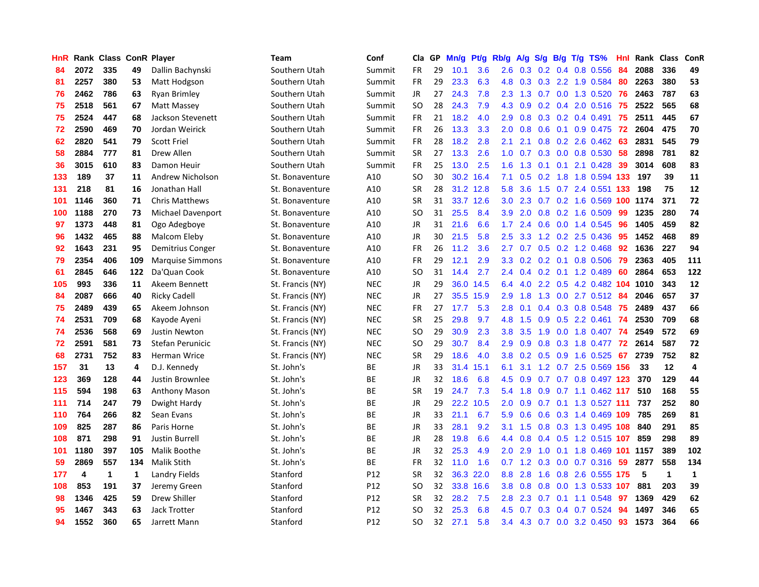| HnR | Rank | Class | ConR | Player | Team | Conf | Cla | GP | Mn/g | Pt/g | Rb/g | A/g | S/g | B/g | T/g | TS% | HnI | Rank | Class | ConR |
|---|---|---|---|---|---|---|---|---|---|---|---|---|---|---|---|---|---|---|---|---|
| 84 | 2072 | 335 | 49 | Dallin Bachynski | Southern Utah | Summit | FR | 29 | 10.1 | 3.6 | 2.6 | 0.3 | 0.2 | 0.4 | 0.8 | 0.556 | 84 | 2088 | 336 | 49 |
| 81 | 2257 | 380 | 53 | Matt Hodgson | Southern Utah | Summit | FR | 29 | 23.3 | 6.3 | 4.8 | 0.3 | 0.3 | 2.2 | 1.9 | 0.584 | 80 | 2263 | 380 | 53 |
| 76 | 2462 | 786 | 63 | Ryan Brimley | Southern Utah | Summit | JR | 27 | 24.3 | 7.8 | 2.3 | 1.3 | 0.7 | 0.0 | 1.3 | 0.520 | 76 | 2463 | 787 | 63 |
| 75 | 2518 | 561 | 67 | Matt Massey | Southern Utah | Summit | SO | 28 | 24.3 | 7.9 | 4.3 | 0.9 | 0.2 | 0.4 | 2.0 | 0.516 | 75 | 2522 | 565 | 68 |
| 75 | 2524 | 447 | 68 | Jackson Stevenett | Southern Utah | Summit | FR | 21 | 18.2 | 4.0 | 2.9 | 0.8 | 0.3 | 0.2 | 0.4 | 0.491 | 75 | 2511 | 445 | 67 |
| 72 | 2590 | 469 | 70 | Jordan Weirick | Southern Utah | Summit | FR | 26 | 13.3 | 3.3 | 2.0 | 0.8 | 0.6 | 0.1 | 0.9 | 0.475 | 72 | 2604 | 475 | 70 |
| 62 | 2820 | 541 | 79 | Scott Friel | Southern Utah | Summit | FR | 28 | 18.2 | 2.8 | 2.1 | 2.1 | 0.8 | 0.2 | 2.6 | 0.462 | 63 | 2831 | 545 | 79 |
| 58 | 2884 | 777 | 81 | Drew Allen | Southern Utah | Summit | SR | 27 | 13.3 | 2.6 | 1.0 | 0.7 | 0.3 | 0.0 | 0.8 | 0.530 | 58 | 2898 | 781 | 82 |
| 36 | 3015 | 610 | 83 | Damon Heuir | Southern Utah | Summit | FR | 25 | 13.0 | 2.5 | 1.6 | 1.3 | 0.1 | 0.1 | 2.1 | 0.428 | 39 | 3014 | 608 | 83 |
| 133 | 189 | 37 | 11 | Andrew Nicholson | St. Bonaventure | A10 | SO | 30 | 30.2 | 16.4 | 7.1 | 0.5 | 0.2 | 1.8 | 1.8 | 0.594 | 133 | 197 | 39 | 11 |
| 131 | 218 | 81 | 16 | Jonathan Hall | St. Bonaventure | A10 | SR | 28 | 31.2 | 12.8 | 5.8 | 3.6 | 1.5 | 0.7 | 2.4 | 0.551 | 133 | 198 | 75 | 12 |
| 101 | 1146 | 360 | 71 | Chris Matthews | St. Bonaventure | A10 | SR | 31 | 33.7 | 12.6 | 3.0 | 2.3 | 0.7 | 0.2 | 1.6 | 0.569 | 100 | 1174 | 371 | 72 |
| 100 | 1188 | 270 | 73 | Michael Davenport | St. Bonaventure | A10 | SO | 31 | 25.5 | 8.4 | 3.9 | 2.0 | 0.8 | 0.2 | 1.6 | 0.509 | 99 | 1235 | 280 | 74 |
| 97 | 1373 | 448 | 81 | Ogo Adegboye | St. Bonaventure | A10 | JR | 31 | 21.6 | 6.6 | 1.7 | 2.4 | 0.6 | 0.0 | 1.4 | 0.545 | 96 | 1405 | 459 | 82 |
| 96 | 1432 | 465 | 88 | Malcom Eleby | St. Bonaventure | A10 | JR | 30 | 21.5 | 5.8 | 2.5 | 3.3 | 1.2 | 0.2 | 2.5 | 0.436 | 95 | 1452 | 468 | 89 |
| 92 | 1643 | 231 | 95 | Demitrius Conger | St. Bonaventure | A10 | FR | 26 | 11.2 | 3.6 | 2.7 | 0.7 | 0.5 | 0.2 | 1.2 | 0.468 | 92 | 1636 | 227 | 94 |
| 79 | 2354 | 406 | 109 | Marquise Simmons | St. Bonaventure | A10 | FR | 29 | 12.1 | 2.9 | 3.3 | 0.2 | 0.2 | 0.1 | 0.8 | 0.506 | 79 | 2363 | 405 | 111 |
| 61 | 2845 | 646 | 122 | Da'Quan Cook | St. Bonaventure | A10 | SO | 31 | 14.4 | 2.7 | 2.4 | 0.4 | 0.2 | 0.1 | 1.2 | 0.489 | 60 | 2864 | 653 | 122 |
| 105 | 993 | 336 | 11 | Akeem Bennett | St. Francis (NY) | NEC | JR | 29 | 36.0 | 14.5 | 6.4 | 4.0 | 2.2 | 0.5 | 4.2 | 0.482 | 104 | 1010 | 343 | 12 |
| 84 | 2087 | 666 | 40 | Ricky Cadell | St. Francis (NY) | NEC | JR | 27 | 35.5 | 15.9 | 2.9 | 1.8 | 1.3 | 0.0 | 2.7 | 0.512 | 84 | 2046 | 657 | 37 |
| 75 | 2489 | 439 | 65 | Akeem Johnson | St. Francis (NY) | NEC | FR | 27 | 17.7 | 5.3 | 2.8 | 0.1 | 0.4 | 0.3 | 0.8 | 0.548 | 75 | 2489 | 437 | 66 |
| 74 | 2531 | 709 | 68 | Kayode Ayeni | St. Francis (NY) | NEC | SR | 25 | 29.8 | 9.7 | 4.8 | 1.5 | 0.9 | 0.5 | 2.2 | 0.461 | 74 | 2530 | 709 | 68 |
| 74 | 2536 | 568 | 69 | Justin Newton | St. Francis (NY) | NEC | SO | 29 | 30.9 | 2.3 | 3.8 | 3.5 | 1.9 | 0.0 | 1.8 | 0.407 | 74 | 2549 | 572 | 69 |
| 72 | 2591 | 581 | 73 | Stefan Perunicic | St. Francis (NY) | NEC | SO | 29 | 30.7 | 8.4 | 2.9 | 0.9 | 0.8 | 0.3 | 1.8 | 0.477 | 72 | 2614 | 587 | 72 |
| 68 | 2731 | 752 | 83 | Herman Wrice | St. Francis (NY) | NEC | SR | 29 | 18.6 | 4.0 | 3.8 | 0.2 | 0.5 | 0.9 | 1.6 | 0.525 | 67 | 2739 | 752 | 82 |
| 157 | 31 | 13 | 4 | D.J. Kennedy | St. John's | BE | JR | 33 | 31.4 | 15.1 | 6.1 | 3.1 | 1.2 | 0.7 | 2.5 | 0.569 | 156 | 33 | 12 | 4 |
| 123 | 369 | 128 | 44 | Justin Brownlee | St. John's | BE | JR | 32 | 18.6 | 6.8 | 4.5 | 0.9 | 0.7 | 0.7 | 0.8 | 0.497 | 123 | 370 | 129 | 44 |
| 115 | 594 | 198 | 63 | Anthony Mason | St. John's | BE | SR | 19 | 24.7 | 7.3 | 5.4 | 1.8 | 0.9 | 0.7 | 1.1 | 0.462 | 117 | 510 | 168 | 55 |
| 111 | 714 | 247 | 79 | Dwight Hardy | St. John's | BE | JR | 29 | 22.2 | 10.5 | 2.0 | 0.9 | 0.7 | 0.1 | 1.3 | 0.527 | 111 | 737 | 252 | 80 |
| 110 | 764 | 266 | 82 | Sean Evans | St. John's | BE | JR | 33 | 21.1 | 6.7 | 5.9 | 0.6 | 0.6 | 0.3 | 1.4 | 0.469 | 109 | 785 | 269 | 81 |
| 109 | 825 | 287 | 86 | Paris Horne | St. John's | BE | JR | 33 | 28.1 | 9.2 | 3.1 | 1.5 | 0.8 | 0.3 | 1.3 | 0.495 | 108 | 840 | 291 | 85 |
| 108 | 871 | 298 | 91 | Justin Burrell | St. John's | BE | JR | 28 | 19.8 | 6.6 | 4.4 | 0.8 | 0.4 | 0.5 | 1.2 | 0.515 | 107 | 859 | 298 | 89 |
| 101 | 1180 | 397 | 105 | Malik Boothe | St. John's | BE | JR | 32 | 25.3 | 4.9 | 2.0 | 2.9 | 1.0 | 0.1 | 1.8 | 0.469 | 101 | 1157 | 389 | 102 |
| 59 | 2869 | 557 | 134 | Malik Stith | St. John's | BE | FR | 32 | 11.0 | 1.6 | 0.7 | 1.2 | 0.3 | 0.0 | 0.7 | 0.316 | 59 | 2877 | 558 | 134 |
| 177 | 4 | 1 | 1 | Landry Fields | Stanford | P12 | SR | 32 | 36.3 | 22.0 | 8.8 | 2.8 | 1.6 | 0.8 | 2.6 | 0.555 | 175 | 5 | 1 | 1 |
| 108 | 853 | 191 | 37 | Jeremy Green | Stanford | P12 | SO | 32 | 33.8 | 16.6 | 3.8 | 0.8 | 0.8 | 0.0 | 1.3 | 0.533 | 107 | 881 | 203 | 39 |
| 98 | 1346 | 425 | 59 | Drew Shiller | Stanford | P12 | SR | 32 | 28.2 | 7.5 | 2.8 | 2.3 | 0.7 | 0.1 | 1.1 | 0.548 | 97 | 1369 | 429 | 62 |
| 95 | 1467 | 343 | 63 | Jack Trotter | Stanford | P12 | SO | 32 | 25.3 | 6.8 | 4.5 | 0.7 | 0.3 | 0.4 | 0.7 | 0.524 | 94 | 1497 | 346 | 65 |
| 94 | 1552 | 360 | 65 | Jarrett Mann | Stanford | P12 | SO | 32 | 27.1 | 5.8 | 3.4 | 4.3 | 0.7 | 0.0 | 3.2 | 0.450 | 93 | 1573 | 364 | 66 |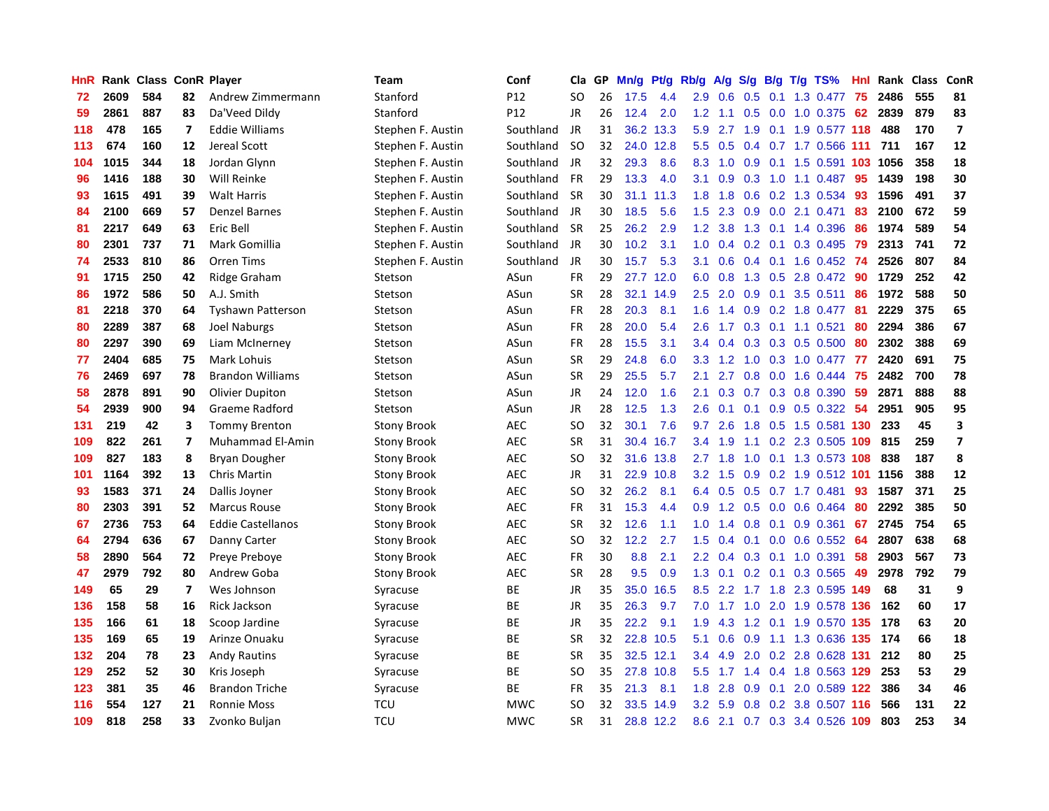| HnR | Rank | Class | ConR | Player | Team | Conf | Cla | GP | Mn/g | Pt/g | Rb/g | A/g | S/g | B/g | T/g | TS% | Hnl | Rank | Class | ConR |
|---|---|---|---|---|---|---|---|---|---|---|---|---|---|---|---|---|---|---|---|---|
| 72 | 2609 | 584 | 82 | Andrew Zimmermann | Stanford | P12 | SO | 26 | 17.5 | 4.4 | 2.9 | 0.6 | 0.5 | 0.1 | 1.3 | 0.477 | 75 | 2486 | 555 | 81 |
| 59 | 2861 | 887 | 83 | Da'Veed Dildy | Stanford | P12 | JR | 26 | 12.4 | 2.0 | 1.2 | 1.1 | 0.5 | 0.0 | 1.0 | 0.375 | 62 | 2839 | 879 | 83 |
| 118 | 478 | 165 | 7 | Eddie Williams | Stephen F. Austin | Southland | JR | 31 | 36.2 | 13.3 | 5.9 | 2.7 | 1.9 | 0.1 | 1.9 | 0.577 | 118 | 488 | 170 | 7 |
| 113 | 674 | 160 | 12 | Jereal Scott | Stephen F. Austin | Southland | SO | 32 | 24.0 | 12.8 | 5.5 | 0.5 | 0.4 | 0.7 | 1.7 | 0.566 | 111 | 711 | 167 | 12 |
| 104 | 1015 | 344 | 18 | Jordan Glynn | Stephen F. Austin | Southland | JR | 32 | 29.3 | 8.6 | 8.3 | 1.0 | 0.9 | 0.1 | 1.5 | 0.591 | 103 | 1056 | 358 | 18 |
| 96 | 1416 | 188 | 30 | Will Reinke | Stephen F. Austin | Southland | FR | 29 | 13.3 | 4.0 | 3.1 | 0.9 | 0.3 | 1.0 | 1.1 | 0.487 | 95 | 1439 | 198 | 30 |
| 93 | 1615 | 491 | 39 | Walt Harris | Stephen F. Austin | Southland | SR | 30 | 31.1 | 11.3 | 1.8 | 1.8 | 0.6 | 0.2 | 1.3 | 0.534 | 93 | 1596 | 491 | 37 |
| 84 | 2100 | 669 | 57 | Denzel Barnes | Stephen F. Austin | Southland | JR | 30 | 18.5 | 5.6 | 1.5 | 2.3 | 0.9 | 0.0 | 2.1 | 0.471 | 83 | 2100 | 672 | 59 |
| 81 | 2217 | 649 | 63 | Eric Bell | Stephen F. Austin | Southland | SR | 25 | 26.2 | 2.9 | 1.2 | 3.8 | 1.3 | 0.1 | 1.4 | 0.396 | 86 | 1974 | 589 | 54 |
| 80 | 2301 | 737 | 71 | Mark Gomillia | Stephen F. Austin | Southland | JR | 30 | 10.2 | 3.1 | 1.0 | 0.4 | 0.2 | 0.1 | 0.3 | 0.495 | 79 | 2313 | 741 | 72 |
| 74 | 2533 | 810 | 86 | Orren Tims | Stephen F. Austin | Southland | JR | 30 | 15.7 | 5.3 | 3.1 | 0.6 | 0.4 | 0.1 | 1.6 | 0.452 | 74 | 2526 | 807 | 84 |
| 91 | 1715 | 250 | 42 | Ridge Graham | Stetson | ASun | FR | 29 | 27.7 | 12.0 | 6.0 | 0.8 | 1.3 | 0.5 | 2.8 | 0.472 | 90 | 1729 | 252 | 42 |
| 86 | 1972 | 586 | 50 | A.J. Smith | Stetson | ASun | SR | 28 | 32.1 | 14.9 | 2.5 | 2.0 | 0.9 | 0.1 | 3.5 | 0.511 | 86 | 1972 | 588 | 50 |
| 81 | 2218 | 370 | 64 | Tyshawn Patterson | Stetson | ASun | FR | 28 | 20.3 | 8.1 | 1.6 | 1.4 | 0.9 | 0.2 | 1.8 | 0.477 | 81 | 2229 | 375 | 65 |
| 80 | 2289 | 387 | 68 | Joel Naburgs | Stetson | ASun | FR | 28 | 20.0 | 5.4 | 2.6 | 1.7 | 0.3 | 0.1 | 1.1 | 0.521 | 80 | 2294 | 386 | 67 |
| 80 | 2297 | 390 | 69 | Liam McInerney | Stetson | ASun | FR | 28 | 15.5 | 3.1 | 3.4 | 0.4 | 0.3 | 0.3 | 0.5 | 0.500 | 80 | 2302 | 388 | 69 |
| 77 | 2404 | 685 | 75 | Mark Lohuis | Stetson | ASun | SR | 29 | 24.8 | 6.0 | 3.3 | 1.2 | 1.0 | 0.3 | 1.0 | 0.477 | 77 | 2420 | 691 | 75 |
| 76 | 2469 | 697 | 78 | Brandon Williams | Stetson | ASun | SR | 29 | 25.5 | 5.7 | 2.1 | 2.7 | 0.8 | 0.0 | 1.6 | 0.444 | 75 | 2482 | 700 | 78 |
| 58 | 2878 | 891 | 90 | Olivier Dupiton | Stetson | ASun | JR | 24 | 12.0 | 1.6 | 2.1 | 0.3 | 0.7 | 0.3 | 0.8 | 0.390 | 59 | 2871 | 888 | 88 |
| 54 | 2939 | 900 | 94 | Graeme Radford | Stetson | ASun | JR | 28 | 12.5 | 1.3 | 2.6 | 0.1 | 0.1 | 0.9 | 0.5 | 0.322 | 54 | 2951 | 905 | 95 |
| 131 | 219 | 42 | 3 | Tommy Brenton | Stony Brook | AEC | SO | 32 | 30.1 | 7.6 | 9.7 | 2.6 | 1.8 | 0.5 | 1.5 | 0.581 | 130 | 233 | 45 | 3 |
| 109 | 822 | 261 | 7 | Muhammad El-Amin | Stony Brook | AEC | SR | 31 | 30.4 | 16.7 | 3.4 | 1.9 | 1.1 | 0.2 | 2.3 | 0.505 | 109 | 815 | 259 | 7 |
| 109 | 827 | 183 | 8 | Bryan Dougher | Stony Brook | AEC | SO | 32 | 31.6 | 13.8 | 2.7 | 1.8 | 1.0 | 0.1 | 1.3 | 0.573 | 108 | 838 | 187 | 8 |
| 101 | 1164 | 392 | 13 | Chris Martin | Stony Brook | AEC | JR | 31 | 22.9 | 10.8 | 3.2 | 1.5 | 0.9 | 0.2 | 1.9 | 0.512 | 101 | 1156 | 388 | 12 |
| 93 | 1583 | 371 | 24 | Dallis Joyner | Stony Brook | AEC | SO | 32 | 26.2 | 8.1 | 6.4 | 0.5 | 0.5 | 0.7 | 1.7 | 0.481 | 93 | 1587 | 371 | 25 |
| 80 | 2303 | 391 | 52 | Marcus Rouse | Stony Brook | AEC | FR | 31 | 15.3 | 4.4 | 0.9 | 1.2 | 0.5 | 0.0 | 0.6 | 0.464 | 80 | 2292 | 385 | 50 |
| 67 | 2736 | 753 | 64 | Eddie Castellanos | Stony Brook | AEC | SR | 32 | 12.6 | 1.1 | 1.0 | 1.4 | 0.8 | 0.1 | 0.9 | 0.361 | 67 | 2745 | 754 | 65 |
| 64 | 2794 | 636 | 67 | Danny Carter | Stony Brook | AEC | SO | 32 | 12.2 | 2.7 | 1.5 | 0.4 | 0.1 | 0.0 | 0.6 | 0.552 | 64 | 2807 | 638 | 68 |
| 58 | 2890 | 564 | 72 | Preye Preboye | Stony Brook | AEC | FR | 30 | 8.8 | 2.1 | 2.2 | 0.4 | 0.3 | 0.1 | 1.0 | 0.391 | 58 | 2903 | 567 | 73 |
| 47 | 2979 | 792 | 80 | Andrew Goba | Stony Brook | AEC | SR | 28 | 9.5 | 0.9 | 1.3 | 0.1 | 0.2 | 0.1 | 0.3 | 0.565 | 49 | 2978 | 792 | 79 |
| 149 | 65 | 29 | 7 | Wes Johnson | Syracuse | BE | JR | 35 | 35.0 | 16.5 | 8.5 | 2.2 | 1.7 | 1.8 | 2.3 | 0.595 | 149 | 68 | 31 | 9 |
| 136 | 158 | 58 | 16 | Rick Jackson | Syracuse | BE | JR | 35 | 26.3 | 9.7 | 7.0 | 1.7 | 1.0 | 2.0 | 1.9 | 0.578 | 136 | 162 | 60 | 17 |
| 135 | 166 | 61 | 18 | Scoop Jardine | Syracuse | BE | JR | 35 | 22.2 | 9.1 | 1.9 | 4.3 | 1.2 | 0.1 | 1.9 | 0.570 | 135 | 178 | 63 | 20 |
| 135 | 169 | 65 | 19 | Arinze Onuaku | Syracuse | BE | SR | 32 | 22.8 | 10.5 | 5.1 | 0.6 | 0.9 | 1.1 | 1.3 | 0.636 | 135 | 174 | 66 | 18 |
| 132 | 204 | 78 | 23 | Andy Rautins | Syracuse | BE | SR | 35 | 32.5 | 12.1 | 3.4 | 4.9 | 2.0 | 0.2 | 2.8 | 0.628 | 131 | 212 | 80 | 25 |
| 129 | 252 | 52 | 30 | Kris Joseph | Syracuse | BE | SO | 35 | 27.8 | 10.8 | 5.5 | 1.7 | 1.4 | 0.4 | 1.8 | 0.563 | 129 | 253 | 53 | 29 |
| 123 | 381 | 35 | 46 | Brandon Triche | Syracuse | BE | FR | 35 | 21.3 | 8.1 | 1.8 | 2.8 | 0.9 | 0.1 | 2.0 | 0.589 | 122 | 386 | 34 | 46 |
| 116 | 554 | 127 | 21 | Ronnie Moss | TCU | MWC | SO | 32 | 33.5 | 14.9 | 3.2 | 5.9 | 0.8 | 0.2 | 3.8 | 0.507 | 116 | 566 | 131 | 22 |
| 109 | 818 | 258 | 33 | Zvonko Buljan | TCU | MWC | SR | 31 | 28.8 | 12.2 | 8.6 | 2.1 | 0.7 | 0.3 | 3.4 | 0.526 | 109 | 803 | 253 | 34 |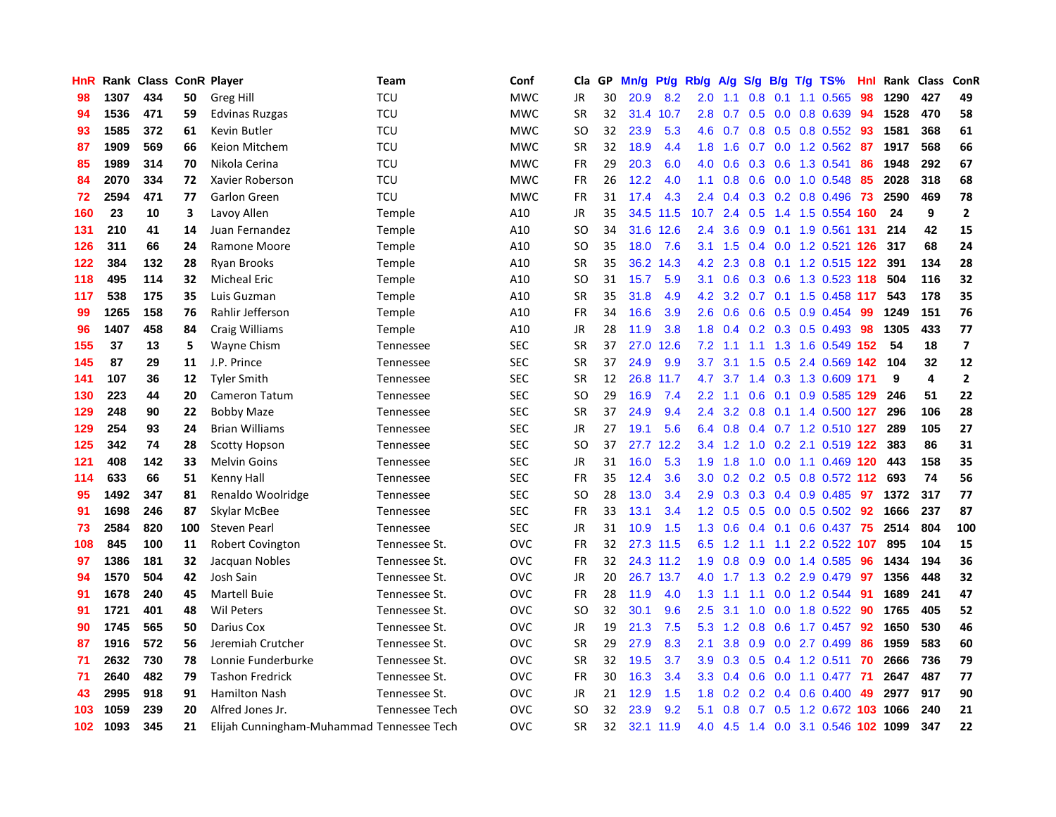| HnR | Rank | Class | ConR | Player | Team | Conf | Cla | GP | Mn/g | Pt/g | Rb/g | A/g | S/g | B/g | T/g | TS% | HnI | Rank | Class | ConR |
|---|---|---|---|---|---|---|---|---|---|---|---|---|---|---|---|---|---|---|---|---|
| 98 | 1307 | 434 | 50 | Greg Hill | TCU | MWC | JR | 30 | 20.9 | 8.2 | 2.0 | 1.1 | 0.8 | 0.1 | 1.1 | 0.565 | 98 | 1290 | 427 | 49 |
| 94 | 1536 | 471 | 59 | Edvinas Ruzgas | TCU | MWC | SR | 32 | 31.4 | 10.7 | 2.8 | 0.7 | 0.5 | 0.0 | 0.8 | 0.639 | 94 | 1528 | 470 | 58 |
| 93 | 1585 | 372 | 61 | Kevin Butler | TCU | MWC | SO | 32 | 23.9 | 5.3 | 4.6 | 0.7 | 0.8 | 0.5 | 0.8 | 0.552 | 93 | 1581 | 368 | 61 |
| 87 | 1909 | 569 | 66 | Keion Mitchem | TCU | MWC | SR | 32 | 18.9 | 4.4 | 1.8 | 1.6 | 0.7 | 0.0 | 1.2 | 0.562 | 87 | 1917 | 568 | 66 |
| 85 | 1989 | 314 | 70 | Nikola Cerina | TCU | MWC | FR | 29 | 20.3 | 6.0 | 4.0 | 0.6 | 0.3 | 0.6 | 1.3 | 0.541 | 86 | 1948 | 292 | 67 |
| 84 | 2070 | 334 | 72 | Xavier Roberson | TCU | MWC | FR | 26 | 12.2 | 4.0 | 1.1 | 0.8 | 0.6 | 0.0 | 1.0 | 0.548 | 85 | 2028 | 318 | 68 |
| 72 | 2594 | 471 | 77 | Garlon Green | TCU | MWC | FR | 31 | 17.4 | 4.3 | 2.4 | 0.4 | 0.3 | 0.2 | 0.8 | 0.496 | 73 | 2590 | 469 | 78 |
| 160 | 23 | 10 | 3 | Lavoy Allen | Temple | A10 | JR | 35 | 34.5 | 11.5 | 10.7 | 2.4 | 0.5 | 1.4 | 1.5 | 0.554 | 160 | 24 | 9 | 2 |
| 131 | 210 | 41 | 14 | Juan Fernandez | Temple | A10 | SO | 34 | 31.6 | 12.6 | 2.4 | 3.6 | 0.9 | 0.1 | 1.9 | 0.561 | 131 | 214 | 42 | 15 |
| 126 | 311 | 66 | 24 | Ramone Moore | Temple | A10 | SO | 35 | 18.0 | 7.6 | 3.1 | 1.5 | 0.4 | 0.0 | 1.2 | 0.521 | 126 | 317 | 68 | 24 |
| 122 | 384 | 132 | 28 | Ryan Brooks | Temple | A10 | SR | 35 | 36.2 | 14.3 | 4.2 | 2.3 | 0.8 | 0.1 | 1.2 | 0.515 | 122 | 391 | 134 | 28 |
| 118 | 495 | 114 | 32 | Micheal Eric | Temple | A10 | SO | 31 | 15.7 | 5.9 | 3.1 | 0.6 | 0.3 | 0.6 | 1.3 | 0.523 | 118 | 504 | 116 | 32 |
| 117 | 538 | 175 | 35 | Luis Guzman | Temple | A10 | SR | 35 | 31.8 | 4.9 | 4.2 | 3.2 | 0.7 | 0.1 | 1.5 | 0.458 | 117 | 543 | 178 | 35 |
| 99 | 1265 | 158 | 76 | Rahlir Jefferson | Temple | A10 | FR | 34 | 16.6 | 3.9 | 2.6 | 0.6 | 0.6 | 0.5 | 0.9 | 0.454 | 99 | 1249 | 151 | 76 |
| 96 | 1407 | 458 | 84 | Craig Williams | Temple | A10 | JR | 28 | 11.9 | 3.8 | 1.8 | 0.4 | 0.2 | 0.3 | 0.5 | 0.493 | 98 | 1305 | 433 | 77 |
| 155 | 37 | 13 | 5 | Wayne Chism | Tennessee | SEC | SR | 37 | 27.0 | 12.6 | 7.2 | 1.1 | 1.1 | 1.3 | 1.6 | 0.549 | 152 | 54 | 18 | 7 |
| 145 | 87 | 29 | 11 | J.P. Prince | Tennessee | SEC | SR | 37 | 24.9 | 9.9 | 3.7 | 3.1 | 1.5 | 0.5 | 2.4 | 0.569 | 142 | 104 | 32 | 12 |
| 141 | 107 | 36 | 12 | Tyler Smith | Tennessee | SEC | SR | 12 | 26.8 | 11.7 | 4.7 | 3.7 | 1.4 | 0.3 | 1.3 | 0.609 | 171 | 9 | 4 | 2 |
| 130 | 223 | 44 | 20 | Cameron Tatum | Tennessee | SEC | SO | 29 | 16.9 | 7.4 | 2.2 | 1.1 | 0.6 | 0.1 | 0.9 | 0.585 | 129 | 246 | 51 | 22 |
| 129 | 248 | 90 | 22 | Bobby Maze | Tennessee | SEC | SR | 37 | 24.9 | 9.4 | 2.4 | 3.2 | 0.8 | 0.1 | 1.4 | 0.500 | 127 | 296 | 106 | 28 |
| 129 | 254 | 93 | 24 | Brian Williams | Tennessee | SEC | JR | 27 | 19.1 | 5.6 | 6.4 | 0.8 | 0.4 | 0.7 | 1.2 | 0.510 | 127 | 289 | 105 | 27 |
| 125 | 342 | 74 | 28 | Scotty Hopson | Tennessee | SEC | SO | 37 | 27.7 | 12.2 | 3.4 | 1.2 | 1.0 | 0.2 | 2.1 | 0.519 | 122 | 383 | 86 | 31 |
| 121 | 408 | 142 | 33 | Melvin Goins | Tennessee | SEC | JR | 31 | 16.0 | 5.3 | 1.9 | 1.8 | 1.0 | 0.0 | 1.1 | 0.469 | 120 | 443 | 158 | 35 |
| 114 | 633 | 66 | 51 | Kenny Hall | Tennessee | SEC | FR | 35 | 12.4 | 3.6 | 3.0 | 0.2 | 0.2 | 0.5 | 0.8 | 0.572 | 112 | 693 | 74 | 56 |
| 95 | 1492 | 347 | 81 | Renaldo Woolridge | Tennessee | SEC | SO | 28 | 13.0 | 3.4 | 2.9 | 0.3 | 0.3 | 0.4 | 0.9 | 0.485 | 97 | 1372 | 317 | 77 |
| 91 | 1698 | 246 | 87 | Skylar McBee | Tennessee | SEC | FR | 33 | 13.1 | 3.4 | 1.2 | 0.5 | 0.5 | 0.0 | 0.5 | 0.502 | 92 | 1666 | 237 | 87 |
| 73 | 2584 | 820 | 100 | Steven Pearl | Tennessee | SEC | JR | 31 | 10.9 | 1.5 | 1.3 | 0.6 | 0.4 | 0.1 | 0.6 | 0.437 | 75 | 2514 | 804 | 100 |
| 108 | 845 | 100 | 11 | Robert Covington | Tennessee St. | OVC | FR | 32 | 27.3 | 11.5 | 6.5 | 1.2 | 1.1 | 1.1 | 2.2 | 0.522 | 107 | 895 | 104 | 15 |
| 97 | 1386 | 181 | 32 | Jacquan Nobles | Tennessee St. | OVC | FR | 32 | 24.3 | 11.2 | 1.9 | 0.8 | 0.9 | 0.0 | 1.4 | 0.585 | 96 | 1434 | 194 | 36 |
| 94 | 1570 | 504 | 42 | Josh Sain | Tennessee St. | OVC | JR | 20 | 26.7 | 13.7 | 4.0 | 1.7 | 1.3 | 0.2 | 2.9 | 0.479 | 97 | 1356 | 448 | 32 |
| 91 | 1678 | 240 | 45 | Martell Buie | Tennessee St. | OVC | FR | 28 | 11.9 | 4.0 | 1.3 | 1.1 | 1.1 | 0.0 | 1.2 | 0.544 | 91 | 1689 | 241 | 47 |
| 91 | 1721 | 401 | 48 | Wil Peters | Tennessee St. | OVC | SO | 32 | 30.1 | 9.6 | 2.5 | 3.1 | 1.0 | 0.0 | 1.8 | 0.522 | 90 | 1765 | 405 | 52 |
| 90 | 1745 | 565 | 50 | Darius Cox | Tennessee St. | OVC | JR | 19 | 21.3 | 7.5 | 5.3 | 1.2 | 0.8 | 0.6 | 1.7 | 0.457 | 92 | 1650 | 530 | 46 |
| 87 | 1916 | 572 | 56 | Jeremiah Crutcher | Tennessee St. | OVC | SR | 29 | 27.9 | 8.3 | 2.1 | 3.8 | 0.9 | 0.0 | 2.7 | 0.499 | 86 | 1959 | 583 | 60 |
| 71 | 2632 | 730 | 78 | Lonnie Funderburke | Tennessee St. | OVC | SR | 32 | 19.5 | 3.7 | 3.9 | 0.3 | 0.5 | 0.4 | 1.2 | 0.511 | 70 | 2666 | 736 | 79 |
| 71 | 2640 | 482 | 79 | Tashon Fredrick | Tennessee St. | OVC | FR | 30 | 16.3 | 3.4 | 3.3 | 0.4 | 0.6 | 0.0 | 1.1 | 0.477 | 71 | 2647 | 487 | 77 |
| 43 | 2995 | 918 | 91 | Hamilton Nash | Tennessee St. | OVC | JR | 21 | 12.9 | 1.5 | 1.8 | 0.2 | 0.2 | 0.4 | 0.6 | 0.400 | 49 | 2977 | 917 | 90 |
| 103 | 1059 | 239 | 20 | Alfred Jones Jr. | Tennessee Tech | OVC | SO | 32 | 23.9 | 9.2 | 5.1 | 0.8 | 0.7 | 0.5 | 1.2 | 0.672 | 103 | 1066 | 240 | 21 |
| 102 | 1093 | 345 | 21 | Elijah Cunningham-Muhammad | Tennessee Tech | OVC | SR | 32 | 32.1 | 11.9 | 4.0 | 4.5 | 1.4 | 0.0 | 3.1 | 0.546 | 102 | 1099 | 347 | 22 |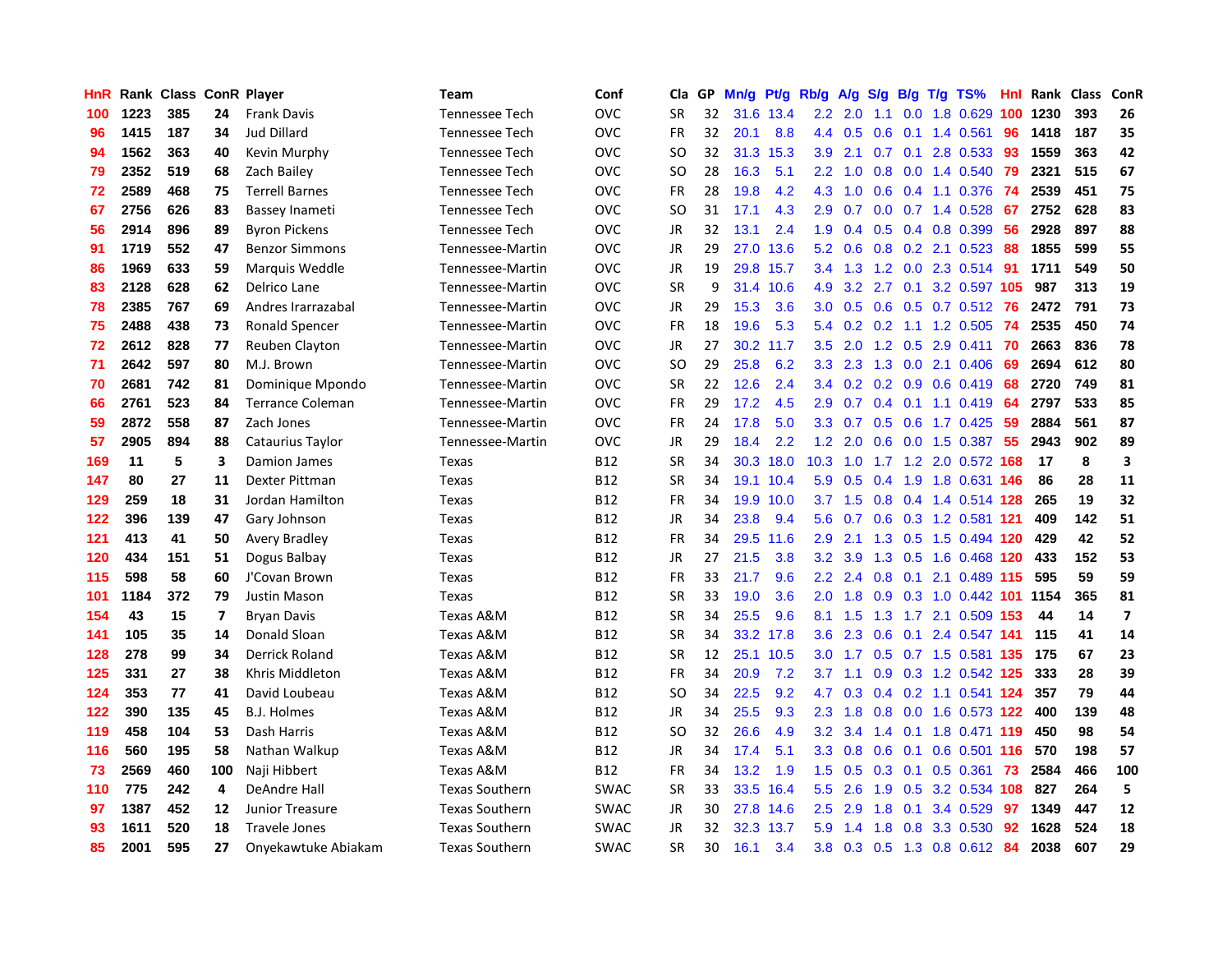| HnR | Rank | Class | ConR | Player | Team | Conf | Cla | GP | Mn/g | Pt/g | Rb/g | A/g | S/g | B/g | T/g | TS% | HnI | Rank | Class | ConR |
|---|---|---|---|---|---|---|---|---|---|---|---|---|---|---|---|---|---|---|---|---|
| 100 | 1223 | 385 | 24 | Frank Davis | Tennessee Tech | OVC | SR | 32 | 31.6 | 13.4 | 2.2 | 2.0 | 1.1 | 0.0 | 1.8 | 0.629 | 100 | 1230 | 393 | 26 |
| 96 | 1415 | 187 | 34 | Jud Dillard | Tennessee Tech | OVC | FR | 32 | 20.1 | 8.8 | 4.4 | 0.5 | 0.6 | 0.1 | 1.4 | 0.561 | 96 | 1418 | 187 | 35 |
| 94 | 1562 | 363 | 40 | Kevin Murphy | Tennessee Tech | OVC | SO | 32 | 31.3 | 15.3 | 3.9 | 2.1 | 0.7 | 0.1 | 2.8 | 0.533 | 93 | 1559 | 363 | 42 |
| 79 | 2352 | 519 | 68 | Zach Bailey | Tennessee Tech | OVC | SO | 28 | 16.3 | 5.1 | 2.2 | 1.0 | 0.8 | 0.0 | 1.4 | 0.540 | 79 | 2321 | 515 | 67 |
| 72 | 2589 | 468 | 75 | Terrell Barnes | Tennessee Tech | OVC | FR | 28 | 19.8 | 4.2 | 4.3 | 1.0 | 0.6 | 0.4 | 1.1 | 0.376 | 74 | 2539 | 451 | 75 |
| 67 | 2756 | 626 | 83 | Bassey Inameti | Tennessee Tech | OVC | SO | 31 | 17.1 | 4.3 | 2.9 | 0.7 | 0.0 | 0.7 | 1.4 | 0.528 | 67 | 2752 | 628 | 83 |
| 56 | 2914 | 896 | 89 | Byron Pickens | Tennessee Tech | OVC | JR | 32 | 13.1 | 2.4 | 1.9 | 0.4 | 0.5 | 0.4 | 0.8 | 0.399 | 56 | 2928 | 897 | 88 |
| 91 | 1719 | 552 | 47 | Benzor Simmons | Tennessee-Martin | OVC | JR | 29 | 27.0 | 13.6 | 5.2 | 0.6 | 0.8 | 0.2 | 2.1 | 0.523 | 88 | 1855 | 599 | 55 |
| 86 | 1969 | 633 | 59 | Marquis Weddle | Tennessee-Martin | OVC | JR | 19 | 29.8 | 15.7 | 3.4 | 1.3 | 1.2 | 0.0 | 2.3 | 0.514 | 91 | 1711 | 549 | 50 |
| 83 | 2128 | 628 | 62 | Delrico Lane | Tennessee-Martin | OVC | SR | 9 | 31.4 | 10.6 | 4.9 | 3.2 | 2.7 | 0.1 | 3.2 | 0.597 | 105 | 987 | 313 | 19 |
| 78 | 2385 | 767 | 69 | Andres Irarrazabal | Tennessee-Martin | OVC | JR | 29 | 15.3 | 3.6 | 3.0 | 0.5 | 0.6 | 0.5 | 0.7 | 0.512 | 76 | 2472 | 791 | 73 |
| 75 | 2488 | 438 | 73 | Ronald Spencer | Tennessee-Martin | OVC | FR | 18 | 19.6 | 5.3 | 5.4 | 0.2 | 0.2 | 1.1 | 1.2 | 0.505 | 74 | 2535 | 450 | 74 |
| 72 | 2612 | 828 | 77 | Reuben Clayton | Tennessee-Martin | OVC | JR | 27 | 30.2 | 11.7 | 3.5 | 2.0 | 1.2 | 0.5 | 2.9 | 0.411 | 70 | 2663 | 836 | 78 |
| 71 | 2642 | 597 | 80 | M.J. Brown | Tennessee-Martin | OVC | SO | 29 | 25.8 | 6.2 | 3.3 | 2.3 | 1.3 | 0.0 | 2.1 | 0.406 | 69 | 2694 | 612 | 80 |
| 70 | 2681 | 742 | 81 | Dominique Mpondo | Tennessee-Martin | OVC | SR | 22 | 12.6 | 2.4 | 3.4 | 0.2 | 0.2 | 0.9 | 0.6 | 0.419 | 68 | 2720 | 749 | 81 |
| 66 | 2761 | 523 | 84 | Terrance Coleman | Tennessee-Martin | OVC | FR | 29 | 17.2 | 4.5 | 2.9 | 0.7 | 0.4 | 0.1 | 1.1 | 0.419 | 64 | 2797 | 533 | 85 |
| 59 | 2872 | 558 | 87 | Zach Jones | Tennessee-Martin | OVC | FR | 24 | 17.8 | 5.0 | 3.3 | 0.7 | 0.5 | 0.6 | 1.7 | 0.425 | 59 | 2884 | 561 | 87 |
| 57 | 2905 | 894 | 88 | Cataurius Taylor | Tennessee-Martin | OVC | JR | 29 | 18.4 | 2.2 | 1.2 | 2.0 | 0.6 | 0.0 | 1.5 | 0.387 | 55 | 2943 | 902 | 89 |
| 169 | 11 | 5 | 3 | Damion James | Texas | B12 | SR | 34 | 30.3 | 18.0 | 10.3 | 1.0 | 1.7 | 1.2 | 2.0 | 0.572 | 168 | 17 | 8 | 3 |
| 147 | 80 | 27 | 11 | Dexter Pittman | Texas | B12 | SR | 34 | 19.1 | 10.4 | 5.9 | 0.5 | 0.4 | 1.9 | 1.8 | 0.631 | 146 | 86 | 28 | 11 |
| 129 | 259 | 18 | 31 | Jordan Hamilton | Texas | B12 | FR | 34 | 19.9 | 10.0 | 3.7 | 1.5 | 0.8 | 0.4 | 1.4 | 0.514 | 128 | 265 | 19 | 32 |
| 122 | 396 | 139 | 47 | Gary Johnson | Texas | B12 | JR | 34 | 23.8 | 9.4 | 5.6 | 0.7 | 0.6 | 0.3 | 1.2 | 0.581 | 121 | 409 | 142 | 51 |
| 121 | 413 | 41 | 50 | Avery Bradley | Texas | B12 | FR | 34 | 29.5 | 11.6 | 2.9 | 2.1 | 1.3 | 0.5 | 1.5 | 0.494 | 120 | 429 | 42 | 52 |
| 120 | 434 | 151 | 51 | Dogus Balbay | Texas | B12 | JR | 27 | 21.5 | 3.8 | 3.2 | 3.9 | 1.3 | 0.5 | 1.6 | 0.468 | 120 | 433 | 152 | 53 |
| 115 | 598 | 58 | 60 | J'Covan Brown | Texas | B12 | FR | 33 | 21.7 | 9.6 | 2.2 | 2.4 | 0.8 | 0.1 | 2.1 | 0.489 | 115 | 595 | 59 | 59 |
| 101 | 1184 | 372 | 79 | Justin Mason | Texas | B12 | SR | 33 | 19.0 | 3.6 | 2.0 | 1.8 | 0.9 | 0.3 | 1.0 | 0.442 | 101 | 1154 | 365 | 81 |
| 154 | 43 | 15 | 7 | Bryan Davis | Texas A&M | B12 | SR | 34 | 25.5 | 9.6 | 8.1 | 1.5 | 1.3 | 1.7 | 2.1 | 0.509 | 153 | 44 | 14 | 7 |
| 141 | 105 | 35 | 14 | Donald Sloan | Texas A&M | B12 | SR | 34 | 33.2 | 17.8 | 3.6 | 2.3 | 0.6 | 0.1 | 2.4 | 0.547 | 141 | 115 | 41 | 14 |
| 128 | 278 | 99 | 34 | Derrick Roland | Texas A&M | B12 | SR | 12 | 25.1 | 10.5 | 3.0 | 1.7 | 0.5 | 0.7 | 1.5 | 0.581 | 135 | 175 | 67 | 23 |
| 125 | 331 | 27 | 38 | Khris Middleton | Texas A&M | B12 | FR | 34 | 20.9 | 7.2 | 3.7 | 1.1 | 0.9 | 0.3 | 1.2 | 0.542 | 125 | 333 | 28 | 39 |
| 124 | 353 | 77 | 41 | David Loubeau | Texas A&M | B12 | SO | 34 | 22.5 | 9.2 | 4.7 | 0.3 | 0.4 | 0.2 | 1.1 | 0.541 | 124 | 357 | 79 | 44 |
| 122 | 390 | 135 | 45 | B.J. Holmes | Texas A&M | B12 | JR | 34 | 25.5 | 9.3 | 2.3 | 1.8 | 0.8 | 0.0 | 1.6 | 0.573 | 122 | 400 | 139 | 48 |
| 119 | 458 | 104 | 53 | Dash Harris | Texas A&M | B12 | SO | 32 | 26.6 | 4.9 | 3.2 | 3.4 | 1.4 | 0.1 | 1.8 | 0.471 | 119 | 450 | 98 | 54 |
| 116 | 560 | 195 | 58 | Nathan Walkup | Texas A&M | B12 | JR | 34 | 17.4 | 5.1 | 3.3 | 0.8 | 0.6 | 0.1 | 0.6 | 0.501 | 116 | 570 | 198 | 57 |
| 73 | 2569 | 460 | 100 | Naji Hibbert | Texas A&M | B12 | FR | 34 | 13.2 | 1.9 | 1.5 | 0.5 | 0.3 | 0.1 | 0.5 | 0.361 | 73 | 2584 | 466 | 100 |
| 110 | 775 | 242 | 4 | DeAndre Hall | Texas Southern | SWAC | SR | 33 | 33.5 | 16.4 | 5.5 | 2.6 | 1.9 | 0.5 | 3.2 | 0.534 | 108 | 827 | 264 | 5 |
| 97 | 1387 | 452 | 12 | Junior Treasure | Texas Southern | SWAC | JR | 30 | 27.8 | 14.6 | 2.5 | 2.9 | 1.8 | 0.1 | 3.4 | 0.529 | 97 | 1349 | 447 | 12 |
| 93 | 1611 | 520 | 18 | Travele Jones | Texas Southern | SWAC | JR | 32 | 32.3 | 13.7 | 5.9 | 1.4 | 1.8 | 0.8 | 3.3 | 0.530 | 92 | 1628 | 524 | 18 |
| 85 | 2001 | 595 | 27 | Onyekawtuke Abiakam | Texas Southern | SWAC | SR | 30 | 16.1 | 3.4 | 3.8 | 0.3 | 0.5 | 1.3 | 0.8 | 0.612 | 84 | 2038 | 607 | 29 |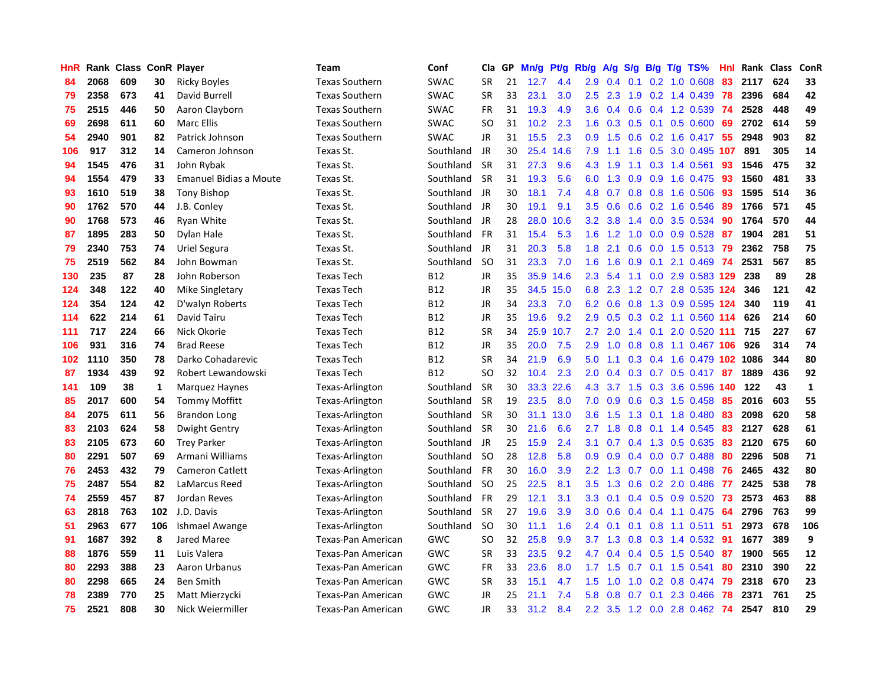| HnR | Rank | Class | ConR | Player | Team | Conf | Cla | GP | Mn/g | Pt/g | Rb/g | A/g | S/g | B/g | T/g | TS% | HnI | Rank | Class | ConR |
|---|---|---|---|---|---|---|---|---|---|---|---|---|---|---|---|---|---|---|---|---|
| 84 | 2068 | 609 | 30 | Ricky Boyles | Texas Southern | SWAC | SR | 21 | 12.7 | 4.4 | 2.9 | 0.4 | 0.1 | 0.2 | 1.0 | 0.608 | 83 | 2117 | 624 | 33 |
| 79 | 2358 | 673 | 41 | David Burrell | Texas Southern | SWAC | SR | 33 | 23.1 | 3.0 | 2.5 | 2.3 | 1.9 | 0.2 | 1.4 | 0.439 | 78 | 2396 | 684 | 42 |
| 75 | 2515 | 446 | 50 | Aaron Clayborn | Texas Southern | SWAC | FR | 31 | 19.3 | 4.9 | 3.6 | 0.4 | 0.6 | 0.4 | 1.2 | 0.539 | 74 | 2528 | 448 | 49 |
| 69 | 2698 | 611 | 60 | Marc Ellis | Texas Southern | SWAC | SO | 31 | 10.2 | 2.3 | 1.6 | 0.3 | 0.5 | 0.1 | 0.5 | 0.600 | 69 | 2702 | 614 | 59 |
| 54 | 2940 | 901 | 82 | Patrick Johnson | Texas Southern | SWAC | JR | 31 | 15.5 | 2.3 | 0.9 | 1.5 | 0.6 | 0.2 | 1.6 | 0.417 | 55 | 2948 | 903 | 82 |
| 106 | 917 | 312 | 14 | Cameron Johnson | Texas St. | Southland | JR | 30 | 25.4 | 14.6 | 7.9 | 1.1 | 1.6 | 0.5 | 3.0 | 0.495 | 107 | 891 | 305 | 14 |
| 94 | 1545 | 476 | 31 | John Rybak | Texas St. | Southland | SR | 31 | 27.3 | 9.6 | 4.3 | 1.9 | 1.1 | 0.3 | 1.4 | 0.561 | 93 | 1546 | 475 | 32 |
| 94 | 1554 | 479 | 33 | Emanuel Bidias a Moute | Texas St. | Southland | SR | 31 | 19.3 | 5.6 | 6.0 | 1.3 | 0.9 | 0.9 | 1.6 | 0.475 | 93 | 1560 | 481 | 33 |
| 93 | 1610 | 519 | 38 | Tony Bishop | Texas St. | Southland | JR | 30 | 18.1 | 7.4 | 4.8 | 0.7 | 0.8 | 0.8 | 1.6 | 0.506 | 93 | 1595 | 514 | 36 |
| 90 | 1762 | 570 | 44 | J.B. Conley | Texas St. | Southland | JR | 30 | 19.1 | 9.1 | 3.5 | 0.6 | 0.6 | 0.2 | 1.6 | 0.546 | 89 | 1766 | 571 | 45 |
| 90 | 1768 | 573 | 46 | Ryan White | Texas St. | Southland | JR | 28 | 28.0 | 10.6 | 3.2 | 3.8 | 1.4 | 0.0 | 3.5 | 0.534 | 90 | 1764 | 570 | 44 |
| 87 | 1895 | 283 | 50 | Dylan Hale | Texas St. | Southland | FR | 31 | 15.4 | 5.3 | 1.6 | 1.2 | 1.0 | 0.0 | 0.9 | 0.528 | 87 | 1904 | 281 | 51 |
| 79 | 2340 | 753 | 74 | Uriel Segura | Texas St. | Southland | JR | 31 | 20.3 | 5.8 | 1.8 | 2.1 | 0.6 | 0.0 | 1.5 | 0.513 | 79 | 2362 | 758 | 75 |
| 75 | 2519 | 562 | 84 | John Bowman | Texas St. | Southland | SO | 31 | 23.3 | 7.0 | 1.6 | 1.6 | 0.9 | 0.1 | 2.1 | 0.469 | 74 | 2531 | 567 | 85 |
| 130 | 235 | 87 | 28 | John Roberson | Texas Tech | B12 | JR | 35 | 35.9 | 14.6 | 2.3 | 5.4 | 1.1 | 0.0 | 2.9 | 0.583 | 129 | 238 | 89 | 28 |
| 124 | 348 | 122 | 40 | Mike Singletary | Texas Tech | B12 | JR | 35 | 34.5 | 15.0 | 6.8 | 2.3 | 1.2 | 0.7 | 2.8 | 0.535 | 124 | 346 | 121 | 42 |
| 124 | 354 | 124 | 42 | D'walyn Roberts | Texas Tech | B12 | JR | 34 | 23.3 | 7.0 | 6.2 | 0.6 | 0.8 | 1.3 | 0.9 | 0.595 | 124 | 340 | 119 | 41 |
| 114 | 622 | 214 | 61 | David Tairu | Texas Tech | B12 | JR | 35 | 19.6 | 9.2 | 2.9 | 0.5 | 0.3 | 0.2 | 1.1 | 0.560 | 114 | 626 | 214 | 60 |
| 111 | 717 | 224 | 66 | Nick Okorie | Texas Tech | B12 | SR | 34 | 25.9 | 10.7 | 2.7 | 2.0 | 1.4 | 0.1 | 2.0 | 0.520 | 111 | 715 | 227 | 67 |
| 106 | 931 | 316 | 74 | Brad Reese | Texas Tech | B12 | JR | 35 | 20.0 | 7.5 | 2.9 | 1.0 | 0.8 | 0.8 | 1.1 | 0.467 | 106 | 926 | 314 | 74 |
| 102 | 1110 | 350 | 78 | Darko Cohadarevic | Texas Tech | B12 | SR | 34 | 21.9 | 6.9 | 5.0 | 1.1 | 0.3 | 0.4 | 1.6 | 0.479 | 102 | 1086 | 344 | 80 |
| 87 | 1934 | 439 | 92 | Robert Lewandowski | Texas Tech | B12 | SO | 32 | 10.4 | 2.3 | 2.0 | 0.4 | 0.3 | 0.7 | 0.5 | 0.417 | 87 | 1889 | 436 | 92 |
| 141 | 109 | 38 | 1 | Marquez Haynes | Texas-Arlington | Southland | SR | 30 | 33.3 | 22.6 | 4.3 | 3.7 | 1.5 | 0.3 | 3.6 | 0.596 | 140 | 122 | 43 | 1 |
| 85 | 2017 | 600 | 54 | Tommy Moffitt | Texas-Arlington | Southland | SR | 19 | 23.5 | 8.0 | 7.0 | 0.9 | 0.6 | 0.3 | 1.5 | 0.458 | 85 | 2016 | 603 | 55 |
| 84 | 2075 | 611 | 56 | Brandon Long | Texas-Arlington | Southland | SR | 30 | 31.1 | 13.0 | 3.6 | 1.5 | 1.3 | 0.1 | 1.8 | 0.480 | 83 | 2098 | 620 | 58 |
| 83 | 2103 | 624 | 58 | Dwight Gentry | Texas-Arlington | Southland | SR | 30 | 21.6 | 6.6 | 2.7 | 1.8 | 0.8 | 0.1 | 1.4 | 0.545 | 83 | 2127 | 628 | 61 |
| 83 | 2105 | 673 | 60 | Trey Parker | Texas-Arlington | Southland | JR | 25 | 15.9 | 2.4 | 3.1 | 0.7 | 0.4 | 1.3 | 0.5 | 0.635 | 83 | 2120 | 675 | 60 |
| 80 | 2291 | 507 | 69 | Armani Williams | Texas-Arlington | Southland | SO | 28 | 12.8 | 5.8 | 0.9 | 0.9 | 0.4 | 0.0 | 0.7 | 0.488 | 80 | 2296 | 508 | 71 |
| 76 | 2453 | 432 | 79 | Cameron Catlett | Texas-Arlington | Southland | FR | 30 | 16.0 | 3.9 | 2.2 | 1.3 | 0.7 | 0.0 | 1.1 | 0.498 | 76 | 2465 | 432 | 80 |
| 75 | 2487 | 554 | 82 | LaMarcus Reed | Texas-Arlington | Southland | SO | 25 | 22.5 | 8.1 | 3.5 | 1.3 | 0.6 | 0.2 | 2.0 | 0.486 | 77 | 2425 | 538 | 78 |
| 74 | 2559 | 457 | 87 | Jordan Reves | Texas-Arlington | Southland | FR | 29 | 12.1 | 3.1 | 3.3 | 0.1 | 0.4 | 0.5 | 0.9 | 0.520 | 73 | 2573 | 463 | 88 |
| 63 | 2818 | 763 | 102 | J.D. Davis | Texas-Arlington | Southland | SR | 27 | 19.6 | 3.9 | 3.0 | 0.6 | 0.4 | 0.4 | 1.1 | 0.475 | 64 | 2796 | 763 | 99 |
| 51 | 2963 | 677 | 106 | Ishmael Awange | Texas-Arlington | Southland | SO | 30 | 11.1 | 1.6 | 2.4 | 0.1 | 0.1 | 0.8 | 1.1 | 0.511 | 51 | 2973 | 678 | 106 |
| 91 | 1687 | 392 | 8 | Jared Maree | Texas-Pan American | GWC | SO | 32 | 25.8 | 9.9 | 3.7 | 1.3 | 0.8 | 0.3 | 1.4 | 0.532 | 91 | 1677 | 389 | 9 |
| 88 | 1876 | 559 | 11 | Luis Valera | Texas-Pan American | GWC | SR | 33 | 23.5 | 9.2 | 4.7 | 0.4 | 0.4 | 0.5 | 1.5 | 0.540 | 87 | 1900 | 565 | 12 |
| 80 | 2293 | 388 | 23 | Aaron Urbanus | Texas-Pan American | GWC | FR | 33 | 23.6 | 8.0 | 1.7 | 1.5 | 0.7 | 0.1 | 1.5 | 0.541 | 80 | 2310 | 390 | 22 |
| 80 | 2298 | 665 | 24 | Ben Smith | Texas-Pan American | GWC | SR | 33 | 15.1 | 4.7 | 1.5 | 1.0 | 1.0 | 0.2 | 0.8 | 0.474 | 79 | 2318 | 670 | 23 |
| 78 | 2389 | 770 | 25 | Matt Mierzycki | Texas-Pan American | GWC | JR | 25 | 21.1 | 7.4 | 5.8 | 0.8 | 0.7 | 0.1 | 2.3 | 0.466 | 78 | 2371 | 761 | 25 |
| 75 | 2521 | 808 | 30 | Nick Weiermiller | Texas-Pan American | GWC | JR | 33 | 31.2 | 8.4 | 2.2 | 3.5 | 1.2 | 0.0 | 2.8 | 0.462 | 74 | 2547 | 810 | 29 |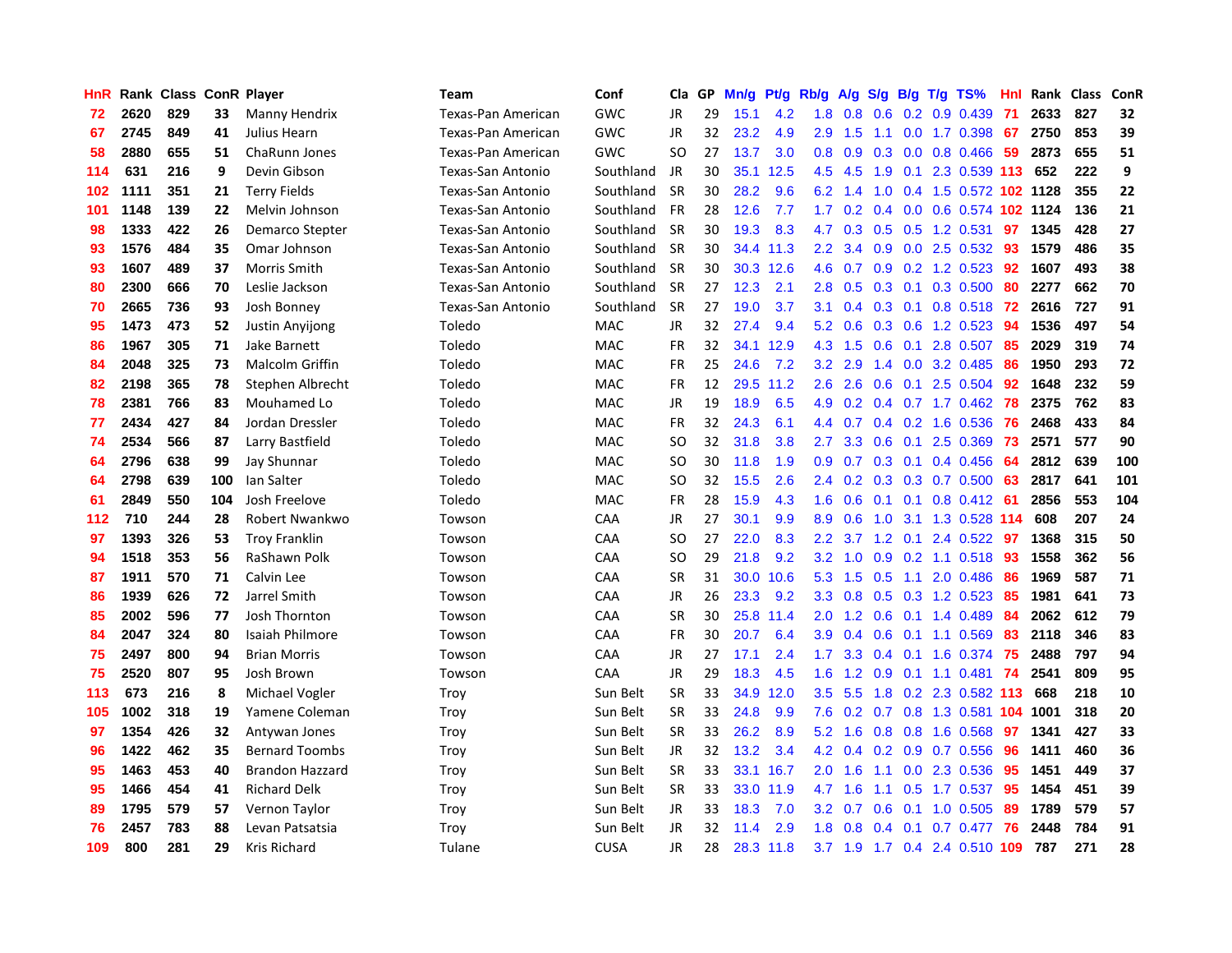| HnR | Rank | Class | ConR | Player | Team | Conf | Cla | GP | Mn/g | Pt/g | Rb/g | A/g | S/g | B/g | T/g | TS% | HnI | Rank | Class | ConR |
|---|---|---|---|---|---|---|---|---|---|---|---|---|---|---|---|---|---|---|---|---|
| 72 | 2620 | 829 | 33 | Manny Hendrix | Texas-Pan American | GWC | JR | 29 | 15.1 | 4.2 | 1.8 | 0.8 | 0.6 | 0.2 | 0.9 | 0.439 | 71 | 2633 | 827 | 32 |
| 67 | 2745 | 849 | 41 | Julius Hearn | Texas-Pan American | GWC | JR | 32 | 23.2 | 4.9 | 2.9 | 1.5 | 1.1 | 0.0 | 1.7 | 0.398 | 67 | 2750 | 853 | 39 |
| 58 | 2880 | 655 | 51 | ChaRunn Jones | Texas-Pan American | GWC | SO | 27 | 13.7 | 3.0 | 0.8 | 0.9 | 0.3 | 0.0 | 0.8 | 0.466 | 59 | 2873 | 655 | 51 |
| 114 | 631 | 216 | 9 | Devin Gibson | Texas-San Antonio | Southland | JR | 30 | 35.1 | 12.5 | 4.5 | 4.5 | 1.9 | 0.1 | 2.3 | 0.539 | 113 | 652 | 222 | 9 |
| 102 | 1111 | 351 | 21 | Terry Fields | Texas-San Antonio | Southland | SR | 30 | 28.2 | 9.6 | 6.2 | 1.4 | 1.0 | 0.4 | 1.5 | 0.572 | 102 | 1128 | 355 | 22 |
| 101 | 1148 | 139 | 22 | Melvin Johnson | Texas-San Antonio | Southland | FR | 28 | 12.6 | 7.7 | 1.7 | 0.2 | 0.4 | 0.0 | 0.6 | 0.574 | 102 | 1124 | 136 | 21 |
| 98 | 1333 | 422 | 26 | Demarco Stepter | Texas-San Antonio | Southland | SR | 30 | 19.3 | 8.3 | 4.7 | 0.3 | 0.5 | 0.5 | 1.2 | 0.531 | 97 | 1345 | 428 | 27 |
| 93 | 1576 | 484 | 35 | Omar Johnson | Texas-San Antonio | Southland | SR | 30 | 34.4 | 11.3 | 2.2 | 3.4 | 0.9 | 0.0 | 2.5 | 0.532 | 93 | 1579 | 486 | 35 |
| 93 | 1607 | 489 | 37 | Morris Smith | Texas-San Antonio | Southland | SR | 30 | 30.3 | 12.6 | 4.6 | 0.7 | 0.9 | 0.2 | 1.2 | 0.523 | 92 | 1607 | 493 | 38 |
| 80 | 2300 | 666 | 70 | Leslie Jackson | Texas-San Antonio | Southland | SR | 27 | 12.3 | 2.1 | 2.8 | 0.5 | 0.3 | 0.1 | 0.3 | 0.500 | 80 | 2277 | 662 | 70 |
| 70 | 2665 | 736 | 93 | Josh Bonney | Texas-San Antonio | Southland | SR | 27 | 19.0 | 3.7 | 3.1 | 0.4 | 0.3 | 0.1 | 0.8 | 0.518 | 72 | 2616 | 727 | 91 |
| 95 | 1473 | 473 | 52 | Justin Anyijong | Toledo | MAC | JR | 32 | 27.4 | 9.4 | 5.2 | 0.6 | 0.3 | 0.6 | 1.2 | 0.523 | 94 | 1536 | 497 | 54 |
| 86 | 1967 | 305 | 71 | Jake Barnett | Toledo | MAC | FR | 32 | 34.1 | 12.9 | 4.3 | 1.5 | 0.6 | 0.1 | 2.8 | 0.507 | 85 | 2029 | 319 | 74 |
| 84 | 2048 | 325 | 73 | Malcolm Griffin | Toledo | MAC | FR | 25 | 24.6 | 7.2 | 3.2 | 2.9 | 1.4 | 0.0 | 3.2 | 0.485 | 86 | 1950 | 293 | 72 |
| 82 | 2198 | 365 | 78 | Stephen Albrecht | Toledo | MAC | FR | 12 | 29.5 | 11.2 | 2.6 | 2.6 | 0.6 | 0.1 | 2.5 | 0.504 | 92 | 1648 | 232 | 59 |
| 78 | 2381 | 766 | 83 | Mouhamed Lo | Toledo | MAC | JR | 19 | 18.9 | 6.5 | 4.9 | 0.2 | 0.4 | 0.7 | 1.7 | 0.462 | 78 | 2375 | 762 | 83 |
| 77 | 2434 | 427 | 84 | Jordan Dressler | Toledo | MAC | FR | 32 | 24.3 | 6.1 | 4.4 | 0.7 | 0.4 | 0.2 | 1.6 | 0.536 | 76 | 2468 | 433 | 84 |
| 74 | 2534 | 566 | 87 | Larry Bastfield | Toledo | MAC | SO | 32 | 31.8 | 3.8 | 2.7 | 3.3 | 0.6 | 0.1 | 2.5 | 0.369 | 73 | 2571 | 577 | 90 |
| 64 | 2796 | 638 | 99 | Jay Shunnar | Toledo | MAC | SO | 30 | 11.8 | 1.9 | 0.9 | 0.7 | 0.3 | 0.1 | 0.4 | 0.456 | 64 | 2812 | 639 | 100 |
| 64 | 2798 | 639 | 100 | Ian Salter | Toledo | MAC | SO | 32 | 15.5 | 2.6 | 2.4 | 0.2 | 0.3 | 0.3 | 0.7 | 0.500 | 63 | 2817 | 641 | 101 |
| 61 | 2849 | 550 | 104 | Josh Freelove | Toledo | MAC | FR | 28 | 15.9 | 4.3 | 1.6 | 0.6 | 0.1 | 0.1 | 0.8 | 0.412 | 61 | 2856 | 553 | 104 |
| 112 | 710 | 244 | 28 | Robert Nwankwo | Towson | CAA | JR | 27 | 30.1 | 9.9 | 8.9 | 0.6 | 1.0 | 3.1 | 1.3 | 0.528 | 114 | 608 | 207 | 24 |
| 97 | 1393 | 326 | 53 | Troy Franklin | Towson | CAA | SO | 27 | 22.0 | 8.3 | 2.2 | 3.7 | 1.2 | 0.1 | 2.4 | 0.522 | 97 | 1368 | 315 | 50 |
| 94 | 1518 | 353 | 56 | RaShawn Polk | Towson | CAA | SO | 29 | 21.8 | 9.2 | 3.2 | 1.0 | 0.9 | 0.2 | 1.1 | 0.518 | 93 | 1558 | 362 | 56 |
| 87 | 1911 | 570 | 71 | Calvin Lee | Towson | CAA | SR | 31 | 30.0 | 10.6 | 5.3 | 1.5 | 0.5 | 1.1 | 2.0 | 0.486 | 86 | 1969 | 587 | 71 |
| 86 | 1939 | 626 | 72 | Jarrel Smith | Towson | CAA | JR | 26 | 23.3 | 9.2 | 3.3 | 0.8 | 0.5 | 0.3 | 1.2 | 0.523 | 85 | 1981 | 641 | 73 |
| 85 | 2002 | 596 | 77 | Josh Thornton | Towson | CAA | SR | 30 | 25.8 | 11.4 | 2.0 | 1.2 | 0.6 | 0.1 | 1.4 | 0.489 | 84 | 2062 | 612 | 79 |
| 84 | 2047 | 324 | 80 | Isaiah Philmore | Towson | CAA | FR | 30 | 20.7 | 6.4 | 3.9 | 0.4 | 0.6 | 0.1 | 1.1 | 0.569 | 83 | 2118 | 346 | 83 |
| 75 | 2497 | 800 | 94 | Brian Morris | Towson | CAA | JR | 27 | 17.1 | 2.4 | 1.7 | 3.3 | 0.4 | 0.1 | 1.6 | 0.374 | 75 | 2488 | 797 | 94 |
| 75 | 2520 | 807 | 95 | Josh Brown | Towson | CAA | JR | 29 | 18.3 | 4.5 | 1.6 | 1.2 | 0.9 | 0.1 | 1.1 | 0.481 | 74 | 2541 | 809 | 95 |
| 113 | 673 | 216 | 8 | Michael Vogler | Troy | Sun Belt | SR | 33 | 34.9 | 12.0 | 3.5 | 5.5 | 1.8 | 0.2 | 2.3 | 0.582 | 113 | 668 | 218 | 10 |
| 105 | 1002 | 318 | 19 | Yamene Coleman | Troy | Sun Belt | SR | 33 | 24.8 | 9.9 | 7.6 | 0.2 | 0.7 | 0.8 | 1.3 | 0.581 | 104 | 1001 | 318 | 20 |
| 97 | 1354 | 426 | 32 | Antywan Jones | Troy | Sun Belt | SR | 33 | 26.2 | 8.9 | 5.2 | 1.6 | 0.8 | 0.8 | 1.6 | 0.568 | 97 | 1341 | 427 | 33 |
| 96 | 1422 | 462 | 35 | Bernard Toombs | Troy | Sun Belt | JR | 32 | 13.2 | 3.4 | 4.2 | 0.4 | 0.2 | 0.9 | 0.7 | 0.556 | 96 | 1411 | 460 | 36 |
| 95 | 1463 | 453 | 40 | Brandon Hazzard | Troy | Sun Belt | SR | 33 | 33.1 | 16.7 | 2.0 | 1.6 | 1.1 | 0.0 | 2.3 | 0.536 | 95 | 1451 | 449 | 37 |
| 95 | 1466 | 454 | 41 | Richard Delk | Troy | Sun Belt | SR | 33 | 33.0 | 11.9 | 4.7 | 1.6 | 1.1 | 0.5 | 1.7 | 0.537 | 95 | 1454 | 451 | 39 |
| 89 | 1795 | 579 | 57 | Vernon Taylor | Troy | Sun Belt | JR | 33 | 18.3 | 7.0 | 3.2 | 0.7 | 0.6 | 0.1 | 1.0 | 0.505 | 89 | 1789 | 579 | 57 |
| 76 | 2457 | 783 | 88 | Levan Patsatsia | Troy | Sun Belt | JR | 32 | 11.4 | 2.9 | 1.8 | 0.8 | 0.4 | 0.1 | 0.7 | 0.477 | 76 | 2448 | 784 | 91 |
| 109 | 800 | 281 | 29 | Kris Richard | Tulane | CUSA | JR | 28 | 28.3 | 11.8 | 3.7 | 1.9 | 1.7 | 0.4 | 2.4 | 0.510 | 109 | 787 | 271 | 28 |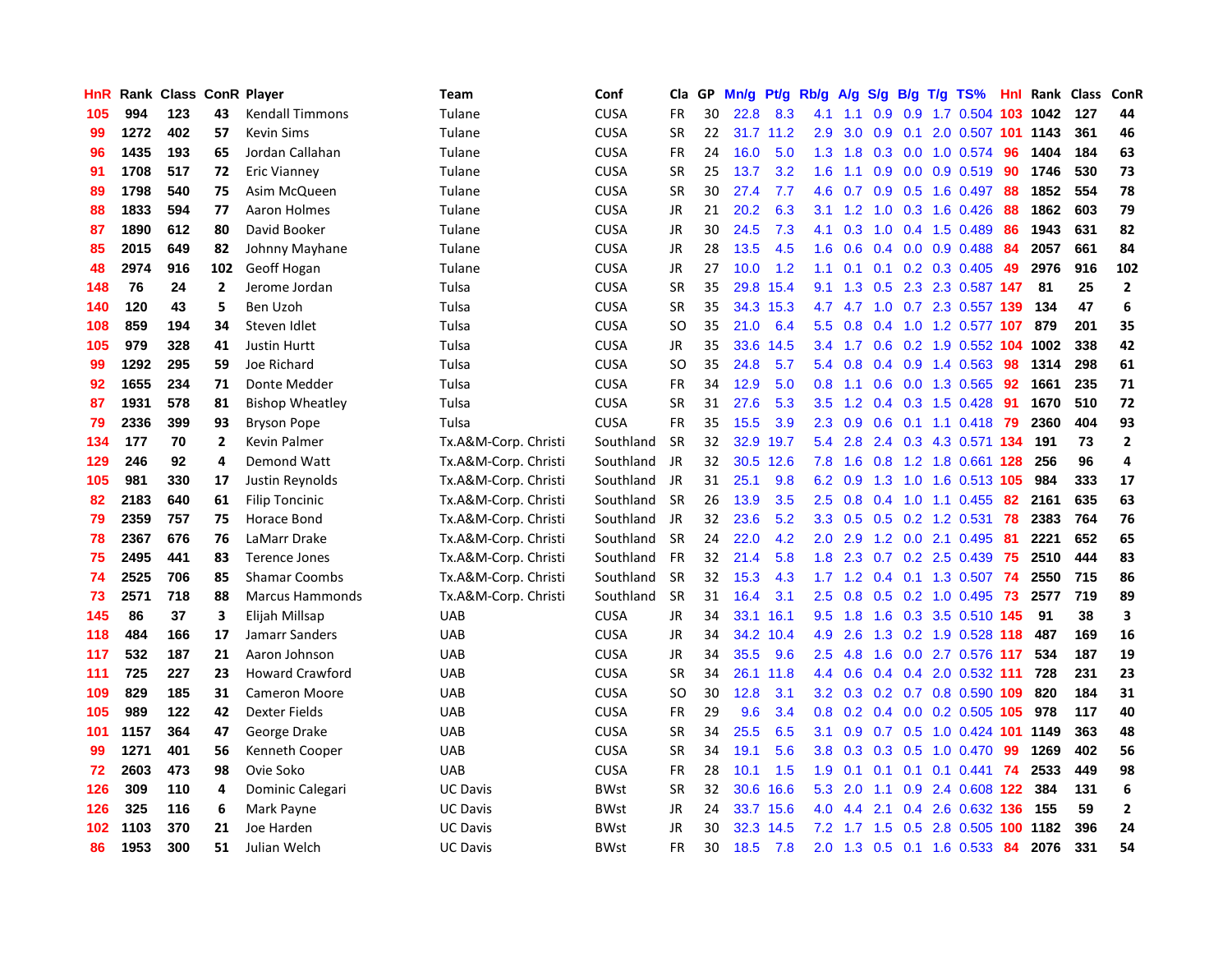| HnR | Rank | Class | ConR | Player | Team | Conf | Cla | GP | Mn/g | Pt/g | Rb/g | A/g | S/g | B/g | T/g | TS% | HnI | Rank | Class | ConR |
|---|---|---|---|---|---|---|---|---|---|---|---|---|---|---|---|---|---|---|---|---|
| 105 | 994 | 123 | 43 | Kendall Timmons | Tulane | CUSA | FR | 30 | 22.8 | 8.3 | 4.1 | 1.1 | 0.9 | 0.9 | 1.7 | 0.504 | 103 | 1042 | 127 | 44 |
| 99 | 1272 | 402 | 57 | Kevin Sims | Tulane | CUSA | SR | 22 | 31.7 | 11.2 | 2.9 | 3.0 | 0.9 | 0.1 | 2.0 | 0.507 | 101 | 1143 | 361 | 46 |
| 96 | 1435 | 193 | 65 | Jordan Callahan | Tulane | CUSA | FR | 24 | 16.0 | 5.0 | 1.3 | 1.8 | 0.3 | 0.0 | 1.0 | 0.574 | 96 | 1404 | 184 | 63 |
| 91 | 1708 | 517 | 72 | Eric Vianney | Tulane | CUSA | SR | 25 | 13.7 | 3.2 | 1.6 | 1.1 | 0.9 | 0.0 | 0.9 | 0.519 | 90 | 1746 | 530 | 73 |
| 89 | 1798 | 540 | 75 | Asim McQueen | Tulane | CUSA | SR | 30 | 27.4 | 7.7 | 4.6 | 0.7 | 0.9 | 0.5 | 1.6 | 0.497 | 88 | 1852 | 554 | 78 |
| 88 | 1833 | 594 | 77 | Aaron Holmes | Tulane | CUSA | JR | 21 | 20.2 | 6.3 | 3.1 | 1.2 | 1.0 | 0.3 | 1.6 | 0.426 | 88 | 1862 | 603 | 79 |
| 87 | 1890 | 612 | 80 | David Booker | Tulane | CUSA | JR | 30 | 24.5 | 7.3 | 4.1 | 0.3 | 1.0 | 0.4 | 1.5 | 0.489 | 86 | 1943 | 631 | 82 |
| 85 | 2015 | 649 | 82 | Johnny Mayhane | Tulane | CUSA | JR | 28 | 13.5 | 4.5 | 1.6 | 0.6 | 0.4 | 0.0 | 0.9 | 0.488 | 84 | 2057 | 661 | 84 |
| 48 | 2974 | 916 | 102 | Geoff Hogan | Tulane | CUSA | JR | 27 | 10.0 | 1.2 | 1.1 | 0.1 | 0.1 | 0.2 | 0.3 | 0.405 | 49 | 2976 | 916 | 102 |
| 148 | 76 | 24 | 2 | Jerome Jordan | Tulsa | CUSA | SR | 35 | 29.8 | 15.4 | 9.1 | 1.3 | 0.5 | 2.3 | 2.3 | 0.587 | 147 | 81 | 25 | 2 |
| 140 | 120 | 43 | 5 | Ben Uzoh | Tulsa | CUSA | SR | 35 | 34.3 | 15.3 | 4.7 | 4.7 | 1.0 | 0.7 | 2.3 | 0.557 | 139 | 134 | 47 | 6 |
| 108 | 859 | 194 | 34 | Steven Idlet | Tulsa | CUSA | SO | 35 | 21.0 | 6.4 | 5.5 | 0.8 | 0.4 | 1.0 | 1.2 | 0.577 | 107 | 879 | 201 | 35 |
| 105 | 979 | 328 | 41 | Justin Hurtt | Tulsa | CUSA | JR | 35 | 33.6 | 14.5 | 3.4 | 1.7 | 0.6 | 0.2 | 1.9 | 0.552 | 104 | 1002 | 338 | 42 |
| 99 | 1292 | 295 | 59 | Joe Richard | Tulsa | CUSA | SO | 35 | 24.8 | 5.7 | 5.4 | 0.8 | 0.4 | 0.9 | 1.4 | 0.563 | 98 | 1314 | 298 | 61 |
| 92 | 1655 | 234 | 71 | Donte Medder | Tulsa | CUSA | FR | 34 | 12.9 | 5.0 | 0.8 | 1.1 | 0.6 | 0.0 | 1.3 | 0.565 | 92 | 1661 | 235 | 71 |
| 87 | 1931 | 578 | 81 | Bishop Wheatley | Tulsa | CUSA | SR | 31 | 27.6 | 5.3 | 3.5 | 1.2 | 0.4 | 0.3 | 1.5 | 0.428 | 91 | 1670 | 510 | 72 |
| 79 | 2336 | 399 | 93 | Bryson Pope | Tulsa | CUSA | FR | 35 | 15.5 | 3.9 | 2.3 | 0.9 | 0.6 | 0.1 | 1.1 | 0.418 | 79 | 2360 | 404 | 93 |
| 134 | 177 | 70 | 2 | Kevin Palmer | Tx.A&M-Corp. Christi | Southland | SR | 32 | 32.9 | 19.7 | 5.4 | 2.8 | 2.4 | 0.3 | 4.3 | 0.571 | 134 | 191 | 73 | 2 |
| 129 | 246 | 92 | 4 | Demond Watt | Tx.A&M-Corp. Christi | Southland | JR | 32 | 30.5 | 12.6 | 7.8 | 1.6 | 0.8 | 1.2 | 1.8 | 0.661 | 128 | 256 | 96 | 4 |
| 105 | 981 | 330 | 17 | Justin Reynolds | Tx.A&M-Corp. Christi | Southland | JR | 31 | 25.1 | 9.8 | 6.2 | 0.9 | 1.3 | 1.0 | 1.6 | 0.513 | 105 | 984 | 333 | 17 |
| 82 | 2183 | 640 | 61 | Filip Toncinic | Tx.A&M-Corp. Christi | Southland | SR | 26 | 13.9 | 3.5 | 2.5 | 0.8 | 0.4 | 1.0 | 1.1 | 0.455 | 82 | 2161 | 635 | 63 |
| 79 | 2359 | 757 | 75 | Horace Bond | Tx.A&M-Corp. Christi | Southland | JR | 32 | 23.6 | 5.2 | 3.3 | 0.5 | 0.5 | 0.2 | 1.2 | 0.531 | 78 | 2383 | 764 | 76 |
| 78 | 2367 | 676 | 76 | LaMarr Drake | Tx.A&M-Corp. Christi | Southland | SR | 24 | 22.0 | 4.2 | 2.0 | 2.9 | 1.2 | 0.0 | 2.1 | 0.495 | 81 | 2221 | 652 | 65 |
| 75 | 2495 | 441 | 83 | Terence Jones | Tx.A&M-Corp. Christi | Southland | FR | 32 | 21.4 | 5.8 | 1.8 | 2.3 | 0.7 | 0.2 | 2.5 | 0.439 | 75 | 2510 | 444 | 83 |
| 74 | 2525 | 706 | 85 | Shamar Coombs | Tx.A&M-Corp. Christi | Southland | SR | 32 | 15.3 | 4.3 | 1.7 | 1.2 | 0.4 | 0.1 | 1.3 | 0.507 | 74 | 2550 | 715 | 86 |
| 73 | 2571 | 718 | 88 | Marcus Hammonds | Tx.A&M-Corp. Christi | Southland | SR | 31 | 16.4 | 3.1 | 2.5 | 0.8 | 0.5 | 0.2 | 1.0 | 0.495 | 73 | 2577 | 719 | 89 |
| 145 | 86 | 37 | 3 | Elijah Millsap | UAB | CUSA | JR | 34 | 33.1 | 16.1 | 9.5 | 1.8 | 1.6 | 0.3 | 3.5 | 0.510 | 145 | 91 | 38 | 3 |
| 118 | 484 | 166 | 17 | Jamarr Sanders | UAB | CUSA | JR | 34 | 34.2 | 10.4 | 4.9 | 2.6 | 1.3 | 0.2 | 1.9 | 0.528 | 118 | 487 | 169 | 16 |
| 117 | 532 | 187 | 21 | Aaron Johnson | UAB | CUSA | JR | 34 | 35.5 | 9.6 | 2.5 | 4.8 | 1.6 | 0.0 | 2.7 | 0.576 | 117 | 534 | 187 | 19 |
| 111 | 725 | 227 | 23 | Howard Crawford | UAB | CUSA | SR | 34 | 26.1 | 11.8 | 4.4 | 0.6 | 0.4 | 0.4 | 2.0 | 0.532 | 111 | 728 | 231 | 23 |
| 109 | 829 | 185 | 31 | Cameron Moore | UAB | CUSA | SO | 30 | 12.8 | 3.1 | 3.2 | 0.3 | 0.2 | 0.7 | 0.8 | 0.590 | 109 | 820 | 184 | 31 |
| 105 | 989 | 122 | 42 | Dexter Fields | UAB | CUSA | FR | 29 | 9.6 | 3.4 | 0.8 | 0.2 | 0.4 | 0.0 | 0.2 | 0.505 | 105 | 978 | 117 | 40 |
| 101 | 1157 | 364 | 47 | George Drake | UAB | CUSA | SR | 34 | 25.5 | 6.5 | 3.1 | 0.9 | 0.7 | 0.5 | 1.0 | 0.424 | 101 | 1149 | 363 | 48 |
| 99 | 1271 | 401 | 56 | Kenneth Cooper | UAB | CUSA | SR | 34 | 19.1 | 5.6 | 3.8 | 0.3 | 0.3 | 0.5 | 1.0 | 0.470 | 99 | 1269 | 402 | 56 |
| 72 | 2603 | 473 | 98 | Ovie Soko | UAB | CUSA | FR | 28 | 10.1 | 1.5 | 1.9 | 0.1 | 0.1 | 0.1 | 0.1 | 0.441 | 74 | 2533 | 449 | 98 |
| 126 | 309 | 110 | 4 | Dominic Calegari | UC Davis | BWst | SR | 32 | 30.6 | 16.6 | 5.3 | 2.0 | 1.1 | 0.9 | 2.4 | 0.608 | 122 | 384 | 131 | 6 |
| 126 | 325 | 116 | 6 | Mark Payne | UC Davis | BWst | JR | 24 | 33.7 | 15.6 | 4.0 | 4.4 | 2.1 | 0.4 | 2.6 | 0.632 | 136 | 155 | 59 | 2 |
| 102 | 1103 | 370 | 21 | Joe Harden | UC Davis | BWst | JR | 30 | 32.3 | 14.5 | 7.2 | 1.7 | 1.5 | 0.5 | 2.8 | 0.505 | 100 | 1182 | 396 | 24 |
| 86 | 1953 | 300 | 51 | Julian Welch | UC Davis | BWst | FR | 30 | 18.5 | 7.8 | 2.0 | 1.3 | 0.5 | 0.1 | 1.6 | 0.533 | 84 | 2076 | 331 | 54 |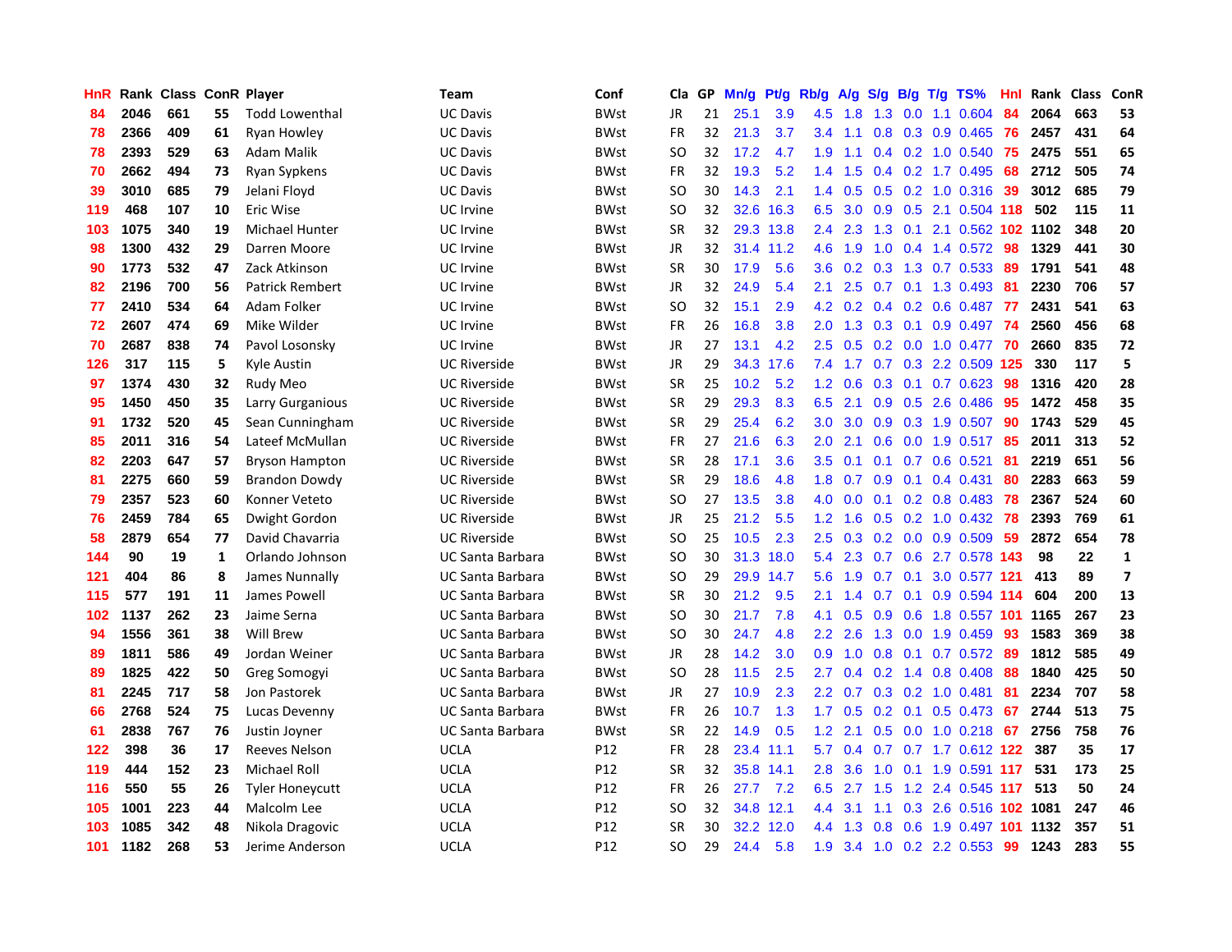| HnR | Rank | Class | ConR | Player | Team | Conf | Cla | GP | Mn/g | Pt/g | Rb/g | A/g | S/g | B/g | T/g | TS% | HnI | Rank | Class | ConR |
|---|---|---|---|---|---|---|---|---|---|---|---|---|---|---|---|---|---|---|---|---|
| 84 | 2046 | 661 | 55 | Todd Lowenthal | UC Davis | BWst | JR | 21 | 25.1 | 3.9 | 4.5 | 1.8 | 1.3 | 0.0 | 1.1 | 0.604 | 84 | 2064 | 663 | 53 |
| 78 | 2366 | 409 | 61 | Ryan Howley | UC Davis | BWst | FR | 32 | 21.3 | 3.7 | 3.4 | 1.1 | 0.8 | 0.3 | 0.9 | 0.465 | 76 | 2457 | 431 | 64 |
| 78 | 2393 | 529 | 63 | Adam Malik | UC Davis | BWst | SO | 32 | 17.2 | 4.7 | 1.9 | 1.1 | 0.4 | 0.2 | 1.0 | 0.540 | 75 | 2475 | 551 | 65 |
| 70 | 2662 | 494 | 73 | Ryan Sypkens | UC Davis | BWst | FR | 32 | 19.3 | 5.2 | 1.4 | 1.5 | 0.4 | 0.2 | 1.7 | 0.495 | 68 | 2712 | 505 | 74 |
| 39 | 3010 | 685 | 79 | Jelani Floyd | UC Davis | BWst | SO | 30 | 14.3 | 2.1 | 1.4 | 0.5 | 0.5 | 0.2 | 1.0 | 0.316 | 39 | 3012 | 685 | 79 |
| 119 | 468 | 107 | 10 | Eric Wise | UC Irvine | BWst | SO | 32 | 32.6 | 16.3 | 6.5 | 3.0 | 0.9 | 0.5 | 2.1 | 0.504 | 118 | 502 | 115 | 11 |
| 103 | 1075 | 340 | 19 | Michael Hunter | UC Irvine | BWst | SR | 32 | 29.3 | 13.8 | 2.4 | 2.3 | 1.3 | 0.1 | 2.1 | 0.562 | 102 | 1102 | 348 | 20 |
| 98 | 1300 | 432 | 29 | Darren Moore | UC Irvine | BWst | JR | 32 | 31.4 | 11.2 | 4.6 | 1.9 | 1.0 | 0.4 | 1.4 | 0.572 | 98 | 1329 | 441 | 30 |
| 90 | 1773 | 532 | 47 | Zack Atkinson | UC Irvine | BWst | SR | 30 | 17.9 | 5.6 | 3.6 | 0.2 | 0.3 | 1.3 | 0.7 | 0.533 | 89 | 1791 | 541 | 48 |
| 82 | 2196 | 700 | 56 | Patrick Rembert | UC Irvine | BWst | JR | 32 | 24.9 | 5.4 | 2.1 | 2.5 | 0.7 | 0.1 | 1.3 | 0.493 | 81 | 2230 | 706 | 57 |
| 77 | 2410 | 534 | 64 | Adam Folker | UC Irvine | BWst | SO | 32 | 15.1 | 2.9 | 4.2 | 0.2 | 0.4 | 0.2 | 0.6 | 0.487 | 77 | 2431 | 541 | 63 |
| 72 | 2607 | 474 | 69 | Mike Wilder | UC Irvine | BWst | FR | 26 | 16.8 | 3.8 | 2.0 | 1.3 | 0.3 | 0.1 | 0.9 | 0.497 | 74 | 2560 | 456 | 68 |
| 70 | 2687 | 838 | 74 | Pavol Losonsky | UC Irvine | BWst | JR | 27 | 13.1 | 4.2 | 2.5 | 0.5 | 0.2 | 0.0 | 1.0 | 0.477 | 70 | 2660 | 835 | 72 |
| 126 | 317 | 115 | 5 | Kyle Austin | UC Riverside | BWst | JR | 29 | 34.3 | 17.6 | 7.4 | 1.7 | 0.7 | 0.3 | 2.2 | 0.509 | 125 | 330 | 117 | 5 |
| 97 | 1374 | 430 | 32 | Rudy Meo | UC Riverside | BWst | SR | 25 | 10.2 | 5.2 | 1.2 | 0.6 | 0.3 | 0.1 | 0.7 | 0.623 | 98 | 1316 | 420 | 28 |
| 95 | 1450 | 450 | 35 | Larry Gurganious | UC Riverside | BWst | SR | 29 | 29.3 | 8.3 | 6.5 | 2.1 | 0.9 | 0.5 | 2.6 | 0.486 | 95 | 1472 | 458 | 35 |
| 91 | 1732 | 520 | 45 | Sean Cunningham | UC Riverside | BWst | SR | 29 | 25.4 | 6.2 | 3.0 | 3.0 | 0.9 | 0.3 | 1.9 | 0.507 | 90 | 1743 | 529 | 45 |
| 85 | 2011 | 316 | 54 | Lateef McMullan | UC Riverside | BWst | FR | 27 | 21.6 | 6.3 | 2.0 | 2.1 | 0.6 | 0.0 | 1.9 | 0.517 | 85 | 2011 | 313 | 52 |
| 82 | 2203 | 647 | 57 | Bryson Hampton | UC Riverside | BWst | SR | 28 | 17.1 | 3.6 | 3.5 | 0.1 | 0.1 | 0.7 | 0.6 | 0.521 | 81 | 2219 | 651 | 56 |
| 81 | 2275 | 660 | 59 | Brandon Dowdy | UC Riverside | BWst | SR | 29 | 18.6 | 4.8 | 1.8 | 0.7 | 0.9 | 0.1 | 0.4 | 0.431 | 80 | 2283 | 663 | 59 |
| 79 | 2357 | 523 | 60 | Konner Veteto | UC Riverside | BWst | SO | 27 | 13.5 | 3.8 | 4.0 | 0.0 | 0.1 | 0.2 | 0.8 | 0.483 | 78 | 2367 | 524 | 60 |
| 76 | 2459 | 784 | 65 | Dwight Gordon | UC Riverside | BWst | JR | 25 | 21.2 | 5.5 | 1.2 | 1.6 | 0.5 | 0.2 | 1.0 | 0.432 | 78 | 2393 | 769 | 61 |
| 58 | 2879 | 654 | 77 | David Chavarria | UC Riverside | BWst | SO | 25 | 10.5 | 2.3 | 2.5 | 0.3 | 0.2 | 0.0 | 0.9 | 0.509 | 59 | 2872 | 654 | 78 |
| 144 | 90 | 19 | 1 | Orlando Johnson | UC Santa Barbara | BWst | SO | 30 | 31.3 | 18.0 | 5.4 | 2.3 | 0.7 | 0.6 | 2.7 | 0.578 | 143 | 98 | 22 | 1 |
| 121 | 404 | 86 | 8 | James Nunnally | UC Santa Barbara | BWst | SO | 29 | 29.9 | 14.7 | 5.6 | 1.9 | 0.7 | 0.1 | 3.0 | 0.577 | 121 | 413 | 89 | 7 |
| 115 | 577 | 191 | 11 | James Powell | UC Santa Barbara | BWst | SR | 30 | 21.2 | 9.5 | 2.1 | 1.4 | 0.7 | 0.1 | 0.9 | 0.594 | 114 | 604 | 200 | 13 |
| 102 | 1137 | 262 | 23 | Jaime Serna | UC Santa Barbara | BWst | SO | 30 | 21.7 | 7.8 | 4.1 | 0.5 | 0.9 | 0.6 | 1.8 | 0.557 | 101 | 1165 | 267 | 23 |
| 94 | 1556 | 361 | 38 | Will Brew | UC Santa Barbara | BWst | SO | 30 | 24.7 | 4.8 | 2.2 | 2.6 | 1.3 | 0.0 | 1.9 | 0.459 | 93 | 1583 | 369 | 38 |
| 89 | 1811 | 586 | 49 | Jordan Weiner | UC Santa Barbara | BWst | JR | 28 | 14.2 | 3.0 | 0.9 | 1.0 | 0.8 | 0.1 | 0.7 | 0.572 | 89 | 1812 | 585 | 49 |
| 89 | 1825 | 422 | 50 | Greg Somogyi | UC Santa Barbara | BWst | SO | 28 | 11.5 | 2.5 | 2.7 | 0.4 | 0.2 | 1.4 | 0.8 | 0.408 | 88 | 1840 | 425 | 50 |
| 81 | 2245 | 717 | 58 | Jon Pastorek | UC Santa Barbara | BWst | JR | 27 | 10.9 | 2.3 | 2.2 | 0.7 | 0.3 | 0.2 | 1.0 | 0.481 | 81 | 2234 | 707 | 58 |
| 66 | 2768 | 524 | 75 | Lucas Devenny | UC Santa Barbara | BWst | FR | 26 | 10.7 | 1.3 | 1.7 | 0.5 | 0.2 | 0.1 | 0.5 | 0.473 | 67 | 2744 | 513 | 75 |
| 61 | 2838 | 767 | 76 | Justin Joyner | UC Santa Barbara | BWst | SR | 22 | 14.9 | 0.5 | 1.2 | 2.1 | 0.5 | 0.0 | 1.0 | 0.218 | 67 | 2756 | 758 | 76 |
| 122 | 398 | 36 | 17 | Reeves Nelson | UCLA | P12 | FR | 28 | 23.4 | 11.1 | 5.7 | 0.4 | 0.7 | 0.7 | 1.7 | 0.612 | 122 | 387 | 35 | 17 |
| 119 | 444 | 152 | 23 | Michael Roll | UCLA | P12 | SR | 32 | 35.8 | 14.1 | 2.8 | 3.6 | 1.0 | 0.1 | 1.9 | 0.591 | 117 | 531 | 173 | 25 |
| 116 | 550 | 55 | 26 | Tyler Honeycutt | UCLA | P12 | FR | 26 | 27.7 | 7.2 | 6.5 | 2.7 | 1.5 | 1.2 | 2.4 | 0.545 | 117 | 513 | 50 | 24 |
| 105 | 1001 | 223 | 44 | Malcolm Lee | UCLA | P12 | SO | 32 | 34.8 | 12.1 | 4.4 | 3.1 | 1.1 | 0.3 | 2.6 | 0.516 | 102 | 1081 | 247 | 46 |
| 103 | 1085 | 342 | 48 | Nikola Dragovic | UCLA | P12 | SR | 30 | 32.2 | 12.0 | 4.4 | 1.3 | 0.8 | 0.6 | 1.9 | 0.497 | 101 | 1132 | 357 | 51 |
| 101 | 1182 | 268 | 53 | Jerime Anderson | UCLA | P12 | SO | 29 | 24.4 | 5.8 | 1.9 | 3.4 | 1.0 | 0.2 | 2.2 | 0.553 | 99 | 1243 | 283 | 55 |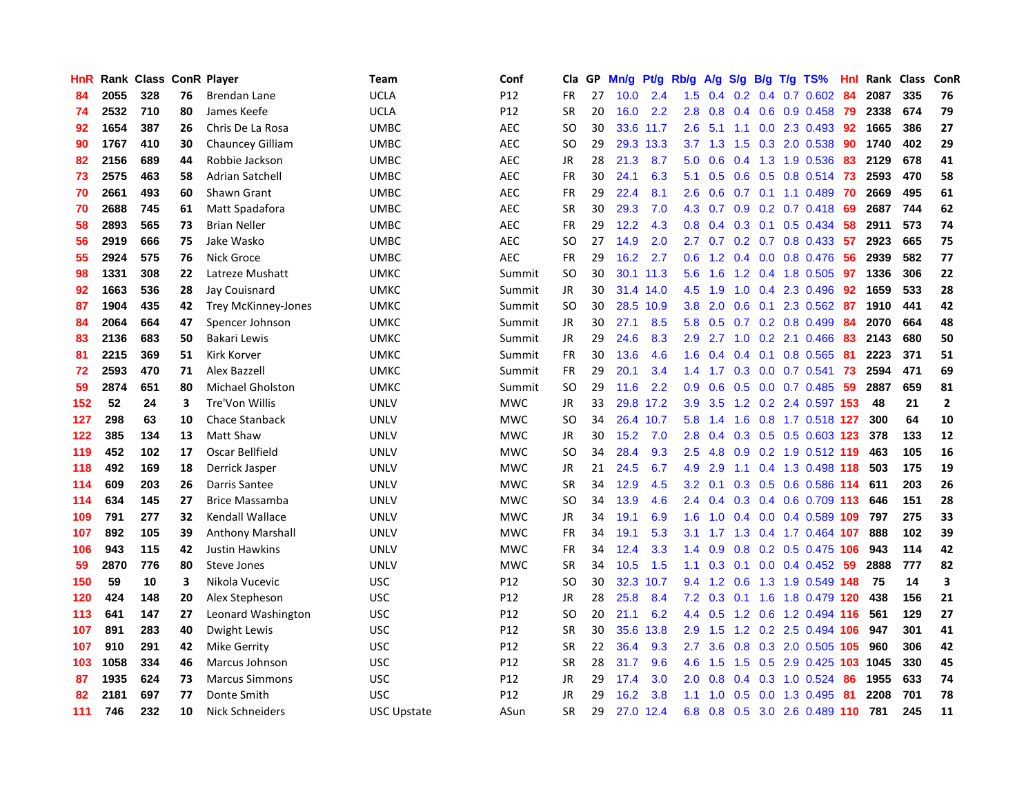| HnR | Rank | Class | ConR | Player | Team | Conf | Cla | GP | Mn/g | Pt/g | Rb/g | A/g | S/g | B/g | T/g | TS% | HnI | Rank | Class | ConR |
|---|---|---|---|---|---|---|---|---|---|---|---|---|---|---|---|---|---|---|---|---|
| 84 | 2055 | 328 | 76 | Brendan Lane | UCLA | P12 | FR | 27 | 10.0 | 2.4 | 1.5 | 0.4 | 0.2 | 0.4 | 0.7 | 0.602 | 84 | 2087 | 335 | 76 |
| 74 | 2532 | 710 | 80 | James Keefe | UCLA | P12 | SR | 20 | 16.0 | 2.2 | 2.8 | 0.8 | 0.4 | 0.6 | 0.9 | 0.458 | 79 | 2338 | 674 | 79 |
| 92 | 1654 | 387 | 26 | Chris De La Rosa | UMBC | AEC | SO | 30 | 33.6 | 11.7 | 2.6 | 5.1 | 1.1 | 0.0 | 2.3 | 0.493 | 92 | 1665 | 386 | 27 |
| 90 | 1767 | 410 | 30 | Chauncey Gilliam | UMBC | AEC | SO | 29 | 29.3 | 13.3 | 3.7 | 1.3 | 1.5 | 0.3 | 2.0 | 0.538 | 90 | 1740 | 402 | 29 |
| 82 | 2156 | 689 | 44 | Robbie Jackson | UMBC | AEC | JR | 28 | 21.3 | 8.7 | 5.0 | 0.6 | 0.4 | 1.3 | 1.9 | 0.536 | 83 | 2129 | 678 | 41 |
| 73 | 2575 | 463 | 58 | Adrian Satchell | UMBC | AEC | FR | 30 | 24.1 | 6.3 | 5.1 | 0.5 | 0.6 | 0.5 | 0.8 | 0.514 | 73 | 2593 | 470 | 58 |
| 70 | 2661 | 493 | 60 | Shawn Grant | UMBC | AEC | FR | 29 | 22.4 | 8.1 | 2.6 | 0.6 | 0.7 | 0.1 | 1.1 | 0.489 | 70 | 2669 | 495 | 61 |
| 70 | 2688 | 745 | 61 | Matt Spadafora | UMBC | AEC | SR | 30 | 29.3 | 7.0 | 4.3 | 0.7 | 0.9 | 0.2 | 0.7 | 0.418 | 69 | 2687 | 744 | 62 |
| 58 | 2893 | 565 | 73 | Brian Neller | UMBC | AEC | FR | 29 | 12.2 | 4.3 | 0.8 | 0.4 | 0.3 | 0.1 | 0.5 | 0.434 | 58 | 2911 | 573 | 74 |
| 56 | 2919 | 666 | 75 | Jake Wasko | UMBC | AEC | SO | 27 | 14.9 | 2.0 | 2.7 | 0.7 | 0.2 | 0.7 | 0.8 | 0.433 | 57 | 2923 | 665 | 75 |
| 55 | 2924 | 575 | 76 | Nick Groce | UMBC | AEC | FR | 29 | 16.2 | 2.7 | 0.6 | 1.2 | 0.4 | 0.0 | 0.8 | 0.476 | 56 | 2939 | 582 | 77 |
| 98 | 1331 | 308 | 22 | Latreze Mushatt | UMKC | Summit | SO | 30 | 30.1 | 11.3 | 5.6 | 1.6 | 1.2 | 0.4 | 1.8 | 0.505 | 97 | 1336 | 306 | 22 |
| 92 | 1663 | 536 | 28 | Jay Couisnard | UMKC | Summit | JR | 30 | 31.4 | 14.0 | 4.5 | 1.9 | 1.0 | 0.4 | 2.3 | 0.496 | 92 | 1659 | 533 | 28 |
| 87 | 1904 | 435 | 42 | Trey McKinney-Jones | UMKC | Summit | SO | 30 | 28.5 | 10.9 | 3.8 | 2.0 | 0.6 | 0.1 | 2.3 | 0.562 | 87 | 1910 | 441 | 42 |
| 84 | 2064 | 664 | 47 | Spencer Johnson | UMKC | Summit | JR | 30 | 27.1 | 8.5 | 5.8 | 0.5 | 0.7 | 0.2 | 0.8 | 0.499 | 84 | 2070 | 664 | 48 |
| 83 | 2136 | 683 | 50 | Bakari Lewis | UMKC | Summit | JR | 29 | 24.6 | 8.3 | 2.9 | 2.7 | 1.0 | 0.2 | 2.1 | 0.466 | 83 | 2143 | 680 | 50 |
| 81 | 2215 | 369 | 51 | Kirk Korver | UMKC | Summit | FR | 30 | 13.6 | 4.6 | 1.6 | 0.4 | 0.4 | 0.1 | 0.8 | 0.565 | 81 | 2223 | 371 | 51 |
| 72 | 2593 | 470 | 71 | Alex Bazzell | UMKC | Summit | FR | 29 | 20.1 | 3.4 | 1.4 | 1.7 | 0.3 | 0.0 | 0.7 | 0.541 | 73 | 2594 | 471 | 69 |
| 59 | 2874 | 651 | 80 | Michael Gholston | UMKC | Summit | SO | 29 | 11.6 | 2.2 | 0.9 | 0.6 | 0.5 | 0.0 | 0.7 | 0.485 | 59 | 2887 | 659 | 81 |
| 152 | 52 | 24 | 3 | Tre'Von Willis | UNLV | MWC | JR | 33 | 29.8 | 17.2 | 3.9 | 3.5 | 1.2 | 0.2 | 2.4 | 0.597 | 153 | 48 | 21 | 2 |
| 127 | 298 | 63 | 10 | Chace Stanback | UNLV | MWC | SO | 34 | 26.4 | 10.7 | 5.8 | 1.4 | 1.6 | 0.8 | 1.7 | 0.518 | 127 | 300 | 64 | 10 |
| 122 | 385 | 134 | 13 | Matt Shaw | UNLV | MWC | JR | 30 | 15.2 | 7.0 | 2.8 | 0.4 | 0.3 | 0.5 | 0.5 | 0.603 | 123 | 378 | 133 | 12 |
| 119 | 452 | 102 | 17 | Oscar Bellfield | UNLV | MWC | SO | 34 | 28.4 | 9.3 | 2.5 | 4.8 | 0.9 | 0.2 | 1.9 | 0.512 | 119 | 463 | 105 | 16 |
| 118 | 492 | 169 | 18 | Derrick Jasper | UNLV | MWC | JR | 21 | 24.5 | 6.7 | 4.9 | 2.9 | 1.1 | 0.4 | 1.3 | 0.498 | 118 | 503 | 175 | 19 |
| 114 | 609 | 203 | 26 | Darris Santee | UNLV | MWC | SR | 34 | 12.9 | 4.5 | 3.2 | 0.1 | 0.3 | 0.5 | 0.6 | 0.586 | 114 | 611 | 203 | 26 |
| 114 | 634 | 145 | 27 | Brice Massamba | UNLV | MWC | SO | 34 | 13.9 | 4.6 | 2.4 | 0.4 | 0.3 | 0.4 | 0.6 | 0.709 | 113 | 646 | 151 | 28 |
| 109 | 791 | 277 | 32 | Kendall Wallace | UNLV | MWC | JR | 34 | 19.1 | 6.9 | 1.6 | 1.0 | 0.4 | 0.0 | 0.4 | 0.589 | 109 | 797 | 275 | 33 |
| 107 | 892 | 105 | 39 | Anthony Marshall | UNLV | MWC | FR | 34 | 19.1 | 5.3 | 3.1 | 1.7 | 1.3 | 0.4 | 1.7 | 0.464 | 107 | 888 | 102 | 39 |
| 106 | 943 | 115 | 42 | Justin Hawkins | UNLV | MWC | FR | 34 | 12.4 | 3.3 | 1.4 | 0.9 | 0.8 | 0.2 | 0.5 | 0.475 | 106 | 943 | 114 | 42 |
| 59 | 2870 | 776 | 80 | Steve Jones | UNLV | MWC | SR | 34 | 10.5 | 1.5 | 1.1 | 0.3 | 0.1 | 0.0 | 0.4 | 0.452 | 59 | 2888 | 777 | 82 |
| 150 | 59 | 10 | 3 | Nikola Vucevic | USC | P12 | SO | 30 | 32.3 | 10.7 | 9.4 | 1.2 | 0.6 | 1.3 | 1.9 | 0.549 | 148 | 75 | 14 | 3 |
| 120 | 424 | 148 | 20 | Alex Stephenson | USC | P12 | JR | 28 | 25.8 | 8.4 | 7.2 | 0.3 | 0.1 | 1.6 | 1.8 | 0.479 | 120 | 438 | 156 | 21 |
| 113 | 641 | 147 | 27 | Leonard Washington | USC | P12 | SO | 20 | 21.1 | 6.2 | 4.4 | 0.5 | 1.2 | 0.6 | 1.2 | 0.494 | 116 | 561 | 129 | 27 |
| 107 | 891 | 283 | 40 | Dwight Lewis | USC | P12 | SR | 30 | 35.6 | 13.8 | 2.9 | 1.5 | 1.2 | 0.2 | 2.5 | 0.494 | 106 | 947 | 301 | 41 |
| 107 | 910 | 291 | 42 | Mike Gerrity | USC | P12 | SR | 22 | 36.4 | 9.3 | 2.7 | 3.6 | 0.8 | 0.3 | 2.0 | 0.505 | 105 | 960 | 306 | 42 |
| 103 | 1058 | 334 | 46 | Marcus Johnson | USC | P12 | SR | 28 | 31.7 | 9.6 | 4.6 | 1.5 | 1.5 | 0.5 | 2.9 | 0.425 | 103 | 1045 | 330 | 45 |
| 87 | 1935 | 624 | 73 | Marcus Simmons | USC | P12 | JR | 29 | 17.4 | 3.0 | 2.0 | 0.8 | 0.4 | 0.3 | 1.0 | 0.524 | 86 | 1955 | 633 | 74 |
| 82 | 2181 | 697 | 77 | Donte Smith | USC | P12 | JR | 29 | 16.2 | 3.8 | 1.1 | 1.0 | 0.5 | 0.0 | 1.3 | 0.495 | 81 | 2208 | 701 | 78 |
| 111 | 746 | 232 | 10 | Nick Schneiders | USC Upstate | ASun | SR | 29 | 27.0 | 12.4 | 6.8 | 0.8 | 0.5 | 3.0 | 2.6 | 0.489 | 110 | 781 | 245 | 11 |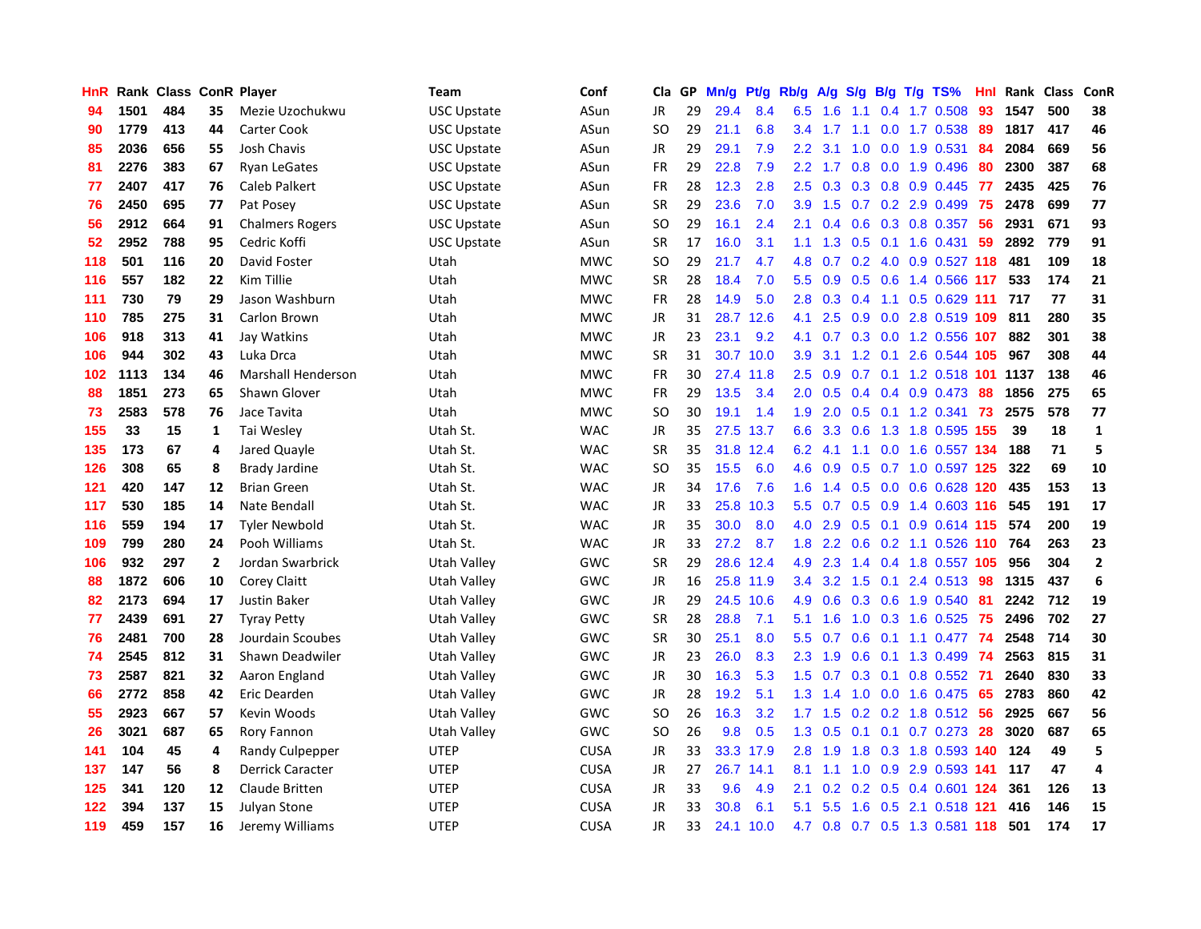| HnR | Rank | Class | ConR | Player | Team | Conf | Cla | GP | Mn/g | Pt/g | Rb/g | A/g | S/g | B/g | T/g | TS% | HnI | Rank | Class | ConR |
|---|---|---|---|---|---|---|---|---|---|---|---|---|---|---|---|---|---|---|---|---|
| 94 | 1501 | 484 | 35 | Mezie Uzochukwu | USC Upstate | ASun | JR | 29 | 29.4 | 8.4 | 6.5 | 1.6 | 1.1 | 0.4 | 1.7 | 0.508 | 93 | 1547 | 500 | 38 |
| 90 | 1779 | 413 | 44 | Carter Cook | USC Upstate | ASun | SO | 29 | 21.1 | 6.8 | 3.4 | 1.7 | 1.1 | 0.0 | 1.7 | 0.538 | 89 | 1817 | 417 | 46 |
| 85 | 2036 | 656 | 55 | Josh Chavis | USC Upstate | ASun | JR | 29 | 29.1 | 7.9 | 2.2 | 3.1 | 1.0 | 0.0 | 1.9 | 0.531 | 84 | 2084 | 669 | 56 |
| 81 | 2276 | 383 | 67 | Ryan LeGates | USC Upstate | ASun | FR | 29 | 22.8 | 7.9 | 2.2 | 1.7 | 0.8 | 0.0 | 1.9 | 0.496 | 80 | 2300 | 387 | 68 |
| 77 | 2407 | 417 | 76 | Caleb Palkert | USC Upstate | ASun | FR | 28 | 12.3 | 2.8 | 2.5 | 0.3 | 0.3 | 0.8 | 0.9 | 0.445 | 77 | 2435 | 425 | 76 |
| 76 | 2450 | 695 | 77 | Pat Posey | USC Upstate | ASun | SR | 29 | 23.6 | 7.0 | 3.9 | 1.5 | 0.7 | 0.2 | 2.9 | 0.499 | 75 | 2478 | 699 | 77 |
| 56 | 2912 | 664 | 91 | Chalmers Rogers | USC Upstate | ASun | SO | 29 | 16.1 | 2.4 | 2.1 | 0.4 | 0.6 | 0.3 | 0.8 | 0.357 | 56 | 2931 | 671 | 93 |
| 52 | 2952 | 788 | 95 | Cedric Koffi | USC Upstate | ASun | SR | 17 | 16.0 | 3.1 | 1.1 | 1.3 | 0.5 | 0.1 | 1.6 | 0.431 | 59 | 2892 | 779 | 91 |
| 118 | 501 | 116 | 20 | David Foster | Utah | MWC | SO | 29 | 21.7 | 4.7 | 4.8 | 0.7 | 0.2 | 4.0 | 0.9 | 0.527 | 118 | 481 | 109 | 18 |
| 116 | 557 | 182 | 22 | Kim Tillie | Utah | MWC | SR | 28 | 18.4 | 7.0 | 5.5 | 0.9 | 0.5 | 0.6 | 1.4 | 0.566 | 117 | 533 | 174 | 21 |
| 111 | 730 | 79 | 29 | Jason Washburn | Utah | MWC | FR | 28 | 14.9 | 5.0 | 2.8 | 0.3 | 0.4 | 1.1 | 0.5 | 0.629 | 111 | 717 | 77 | 31 |
| 110 | 785 | 275 | 31 | Carlon Brown | Utah | MWC | JR | 31 | 28.7 | 12.6 | 4.1 | 2.5 | 0.9 | 0.0 | 2.8 | 0.519 | 109 | 811 | 280 | 35 |
| 106 | 918 | 313 | 41 | Jay Watkins | Utah | MWC | JR | 23 | 23.1 | 9.2 | 4.1 | 0.7 | 0.3 | 0.0 | 1.2 | 0.556 | 107 | 882 | 301 | 38 |
| 106 | 944 | 302 | 43 | Luka Drca | Utah | MWC | SR | 31 | 30.7 | 10.0 | 3.9 | 3.1 | 1.2 | 0.1 | 2.6 | 0.544 | 105 | 967 | 308 | 44 |
| 102 | 1113 | 134 | 46 | Marshall Henderson | Utah | MWC | FR | 30 | 27.4 | 11.8 | 2.5 | 0.9 | 0.7 | 0.1 | 1.2 | 0.518 | 101 | 1137 | 138 | 46 |
| 88 | 1851 | 273 | 65 | Shawn Glover | Utah | MWC | FR | 29 | 13.5 | 3.4 | 2.0 | 0.5 | 0.4 | 0.4 | 0.9 | 0.473 | 88 | 1856 | 275 | 65 |
| 73 | 2583 | 578 | 76 | Jace Tavita | Utah | MWC | SO | 30 | 19.1 | 1.4 | 1.9 | 2.0 | 0.5 | 0.1 | 1.2 | 0.341 | 73 | 2575 | 578 | 77 |
| 155 | 33 | 15 | 1 | Tai Wesley | Utah St. | WAC | JR | 35 | 27.5 | 13.7 | 6.6 | 3.3 | 0.6 | 1.3 | 1.8 | 0.595 | 155 | 39 | 18 | 1 |
| 135 | 173 | 67 | 4 | Jared Quayle | Utah St. | WAC | SR | 35 | 31.8 | 12.4 | 6.2 | 4.1 | 1.1 | 0.0 | 1.6 | 0.557 | 134 | 188 | 71 | 5 |
| 126 | 308 | 65 | 8 | Brady Jardine | Utah St. | WAC | SO | 35 | 15.5 | 6.0 | 4.6 | 0.9 | 0.5 | 0.7 | 1.0 | 0.597 | 125 | 322 | 69 | 10 |
| 121 | 420 | 147 | 12 | Brian Green | Utah St. | WAC | JR | 34 | 17.6 | 7.6 | 1.6 | 1.4 | 0.5 | 0.0 | 0.6 | 0.628 | 120 | 435 | 153 | 13 |
| 117 | 530 | 185 | 14 | Nate Bendall | Utah St. | WAC | JR | 33 | 25.8 | 10.3 | 5.5 | 0.7 | 0.5 | 0.9 | 1.4 | 0.603 | 116 | 545 | 191 | 17 |
| 116 | 559 | 194 | 17 | Tyler Newbold | Utah St. | WAC | JR | 35 | 30.0 | 8.0 | 4.0 | 2.9 | 0.5 | 0.1 | 0.9 | 0.614 | 115 | 574 | 200 | 19 |
| 109 | 799 | 280 | 24 | Pooh Williams | Utah St. | WAC | JR | 33 | 27.2 | 8.7 | 1.8 | 2.2 | 0.6 | 0.2 | 1.1 | 0.526 | 110 | 764 | 263 | 23 |
| 106 | 932 | 297 | 2 | Jordan Swarbrick | Utah Valley | GWC | SR | 29 | 28.6 | 12.4 | 4.9 | 2.3 | 1.4 | 0.4 | 1.8 | 0.557 | 105 | 956 | 304 | 2 |
| 88 | 1872 | 606 | 10 | Corey Claitt | Utah Valley | GWC | JR | 16 | 25.8 | 11.9 | 3.4 | 3.2 | 1.5 | 0.1 | 2.4 | 0.513 | 98 | 1315 | 437 | 6 |
| 82 | 2173 | 694 | 17 | Justin Baker | Utah Valley | GWC | JR | 29 | 24.5 | 10.6 | 4.9 | 0.6 | 0.3 | 0.6 | 1.9 | 0.540 | 81 | 2242 | 712 | 19 |
| 77 | 2439 | 691 | 27 | Tyray Petty | Utah Valley | GWC | SR | 28 | 28.8 | 7.1 | 5.1 | 1.6 | 1.0 | 0.3 | 1.6 | 0.525 | 75 | 2496 | 702 | 27 |
| 76 | 2481 | 700 | 28 | Jourdain Scoubes | Utah Valley | GWC | SR | 30 | 25.1 | 8.0 | 5.5 | 0.7 | 0.6 | 0.1 | 1.1 | 0.477 | 74 | 2548 | 714 | 30 |
| 74 | 2545 | 812 | 31 | Shawn Deadwiler | Utah Valley | GWC | JR | 23 | 26.0 | 8.3 | 2.3 | 1.9 | 0.6 | 0.1 | 1.3 | 0.499 | 74 | 2563 | 815 | 31 |
| 73 | 2587 | 821 | 32 | Aaron England | Utah Valley | GWC | JR | 30 | 16.3 | 5.3 | 1.5 | 0.7 | 0.3 | 0.1 | 0.8 | 0.552 | 71 | 2640 | 830 | 33 |
| 66 | 2772 | 858 | 42 | Eric Dearden | Utah Valley | GWC | JR | 28 | 19.2 | 5.1 | 1.3 | 1.4 | 1.0 | 0.0 | 1.6 | 0.475 | 65 | 2783 | 860 | 42 |
| 55 | 2923 | 667 | 57 | Kevin Woods | Utah Valley | GWC | SO | 26 | 16.3 | 3.2 | 1.7 | 1.5 | 0.2 | 0.2 | 1.8 | 0.512 | 56 | 2925 | 667 | 56 |
| 26 | 3021 | 687 | 65 | Rory Fannon | Utah Valley | GWC | SO | 26 | 9.8 | 0.5 | 1.3 | 0.5 | 0.1 | 0.1 | 0.7 | 0.273 | 28 | 3020 | 687 | 65 |
| 141 | 104 | 45 | 4 | Randy Culpepper | UTEP | CUSA | JR | 33 | 33.3 | 17.9 | 2.8 | 1.9 | 1.8 | 0.3 | 1.8 | 0.593 | 140 | 124 | 49 | 5 |
| 137 | 147 | 56 | 8 | Derrick Caracter | UTEP | CUSA | JR | 27 | 26.7 | 14.1 | 8.1 | 1.1 | 1.0 | 0.9 | 2.9 | 0.593 | 141 | 117 | 47 | 4 |
| 125 | 341 | 120 | 12 | Claude Britten | UTEP | CUSA | JR | 33 | 9.6 | 4.9 | 2.1 | 0.2 | 0.2 | 0.5 | 0.4 | 0.601 | 124 | 361 | 126 | 13 |
| 122 | 394 | 137 | 15 | Julyan Stone | UTEP | CUSA | JR | 33 | 30.8 | 6.1 | 5.1 | 5.5 | 1.6 | 0.5 | 2.1 | 0.518 | 121 | 416 | 146 | 15 |
| 119 | 459 | 157 | 16 | Jeremy Williams | UTEP | CUSA | JR | 33 | 24.1 | 10.0 | 4.7 | 0.8 | 0.7 | 0.5 | 1.3 | 0.581 | 118 | 501 | 174 | 17 |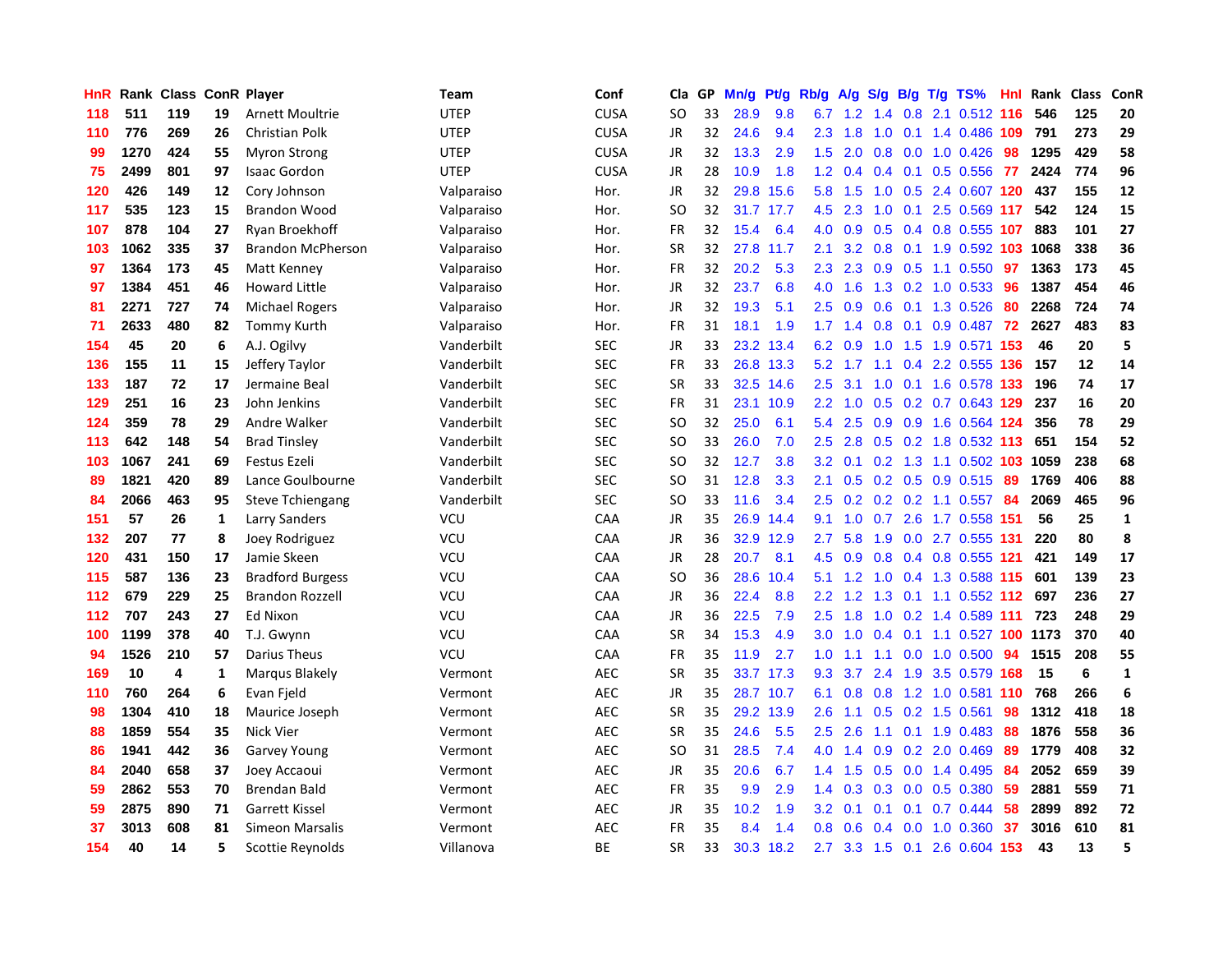| HnR | Rank | Class | ConR | Player | Team | Conf | Cla | GP | Mn/g | Pt/g | Rb/g | A/g | S/g | B/g | T/g | TS% | Hnl | Rank | Class | ConR |
|---|---|---|---|---|---|---|---|---|---|---|---|---|---|---|---|---|---|---|---|---|
| 118 | 511 | 119 | 19 | Arnett Moultrie | UTEP | CUSA | SO | 33 | 28.9 | 9.8 | 6.7 | 1.2 | 1.4 | 0.8 | 2.1 | 0.512 | 116 | 546 | 125 | 20 |
| 110 | 776 | 269 | 26 | Christian Polk | UTEP | CUSA | JR | 32 | 24.6 | 9.4 | 2.3 | 1.8 | 1.0 | 0.1 | 1.4 | 0.486 | 109 | 791 | 273 | 29 |
| 99 | 1270 | 424 | 55 | Myron Strong | UTEP | CUSA | JR | 32 | 13.3 | 2.9 | 1.5 | 2.0 | 0.8 | 0.0 | 1.0 | 0.426 | 98 | 1295 | 429 | 58 |
| 75 | 2499 | 801 | 97 | Isaac Gordon | UTEP | CUSA | JR | 28 | 10.9 | 1.8 | 1.2 | 0.4 | 0.4 | 0.1 | 0.5 | 0.556 | 77 | 2424 | 774 | 96 |
| 120 | 426 | 149 | 12 | Cory Johnson | Valparaiso | Hor. | JR | 32 | 29.8 | 15.6 | 5.8 | 1.5 | 1.0 | 0.5 | 2.4 | 0.607 | 120 | 437 | 155 | 12 |
| 117 | 535 | 123 | 15 | Brandon Wood | Valparaiso | Hor. | SO | 32 | 31.7 | 17.7 | 4.5 | 2.3 | 1.0 | 0.1 | 2.5 | 0.569 | 117 | 542 | 124 | 15 |
| 107 | 878 | 104 | 27 | Ryan Broekhoff | Valparaiso | Hor. | FR | 32 | 15.4 | 6.4 | 4.0 | 0.9 | 0.5 | 0.4 | 0.8 | 0.555 | 107 | 883 | 101 | 27 |
| 103 | 1062 | 335 | 37 | Brandon McPherson | Valparaiso | Hor. | SR | 32 | 27.8 | 11.7 | 2.1 | 3.2 | 0.8 | 0.1 | 1.9 | 0.592 | 103 | 1068 | 338 | 36 |
| 97 | 1364 | 173 | 45 | Matt Kenney | Valparaiso | Hor. | FR | 32 | 20.2 | 5.3 | 2.3 | 2.3 | 0.9 | 0.5 | 1.1 | 0.550 | 97 | 1363 | 173 | 45 |
| 97 | 1384 | 451 | 46 | Howard Little | Valparaiso | Hor. | JR | 32 | 23.7 | 6.8 | 4.0 | 1.6 | 1.3 | 0.2 | 1.0 | 0.533 | 96 | 1387 | 454 | 46 |
| 81 | 2271 | 727 | 74 | Michael Rogers | Valparaiso | Hor. | JR | 32 | 19.3 | 5.1 | 2.5 | 0.9 | 0.6 | 0.1 | 1.3 | 0.526 | 80 | 2268 | 724 | 74 |
| 71 | 2633 | 480 | 82 | Tommy Kurth | Valparaiso | Hor. | FR | 31 | 18.1 | 1.9 | 1.7 | 1.4 | 0.8 | 0.1 | 0.9 | 0.487 | 72 | 2627 | 483 | 83 |
| 154 | 45 | 20 | 6 | A.J. Ogilvy | Vanderbilt | SEC | JR | 33 | 23.2 | 13.4 | 6.2 | 0.9 | 1.0 | 1.5 | 1.9 | 0.571 | 153 | 46 | 20 | 5 |
| 136 | 155 | 11 | 15 | Jeffery Taylor | Vanderbilt | SEC | FR | 33 | 26.8 | 13.3 | 5.2 | 1.7 | 1.1 | 0.4 | 2.2 | 0.555 | 136 | 157 | 12 | 14 |
| 133 | 187 | 72 | 17 | Jermaine Beal | Vanderbilt | SEC | SR | 33 | 32.5 | 14.6 | 2.5 | 3.1 | 1.0 | 0.1 | 1.6 | 0.578 | 133 | 196 | 74 | 17 |
| 129 | 251 | 16 | 23 | John Jenkins | Vanderbilt | SEC | FR | 31 | 23.1 | 10.9 | 2.2 | 1.0 | 0.5 | 0.2 | 0.7 | 0.643 | 129 | 237 | 16 | 20 |
| 124 | 359 | 78 | 29 | Andre Walker | Vanderbilt | SEC | SO | 32 | 25.0 | 6.1 | 5.4 | 2.5 | 0.9 | 0.9 | 1.6 | 0.564 | 124 | 356 | 78 | 29 |
| 113 | 642 | 148 | 54 | Brad Tinsley | Vanderbilt | SEC | SO | 33 | 26.0 | 7.0 | 2.5 | 2.8 | 0.5 | 0.2 | 1.8 | 0.532 | 113 | 651 | 154 | 52 |
| 103 | 1067 | 241 | 69 | Festus Ezeli | Vanderbilt | SEC | SO | 32 | 12.7 | 3.8 | 3.2 | 0.1 | 0.2 | 1.3 | 1.1 | 0.502 | 103 | 1059 | 238 | 68 |
| 89 | 1821 | 420 | 89 | Lance Goulbourne | Vanderbilt | SEC | SO | 31 | 12.8 | 3.3 | 2.1 | 0.5 | 0.2 | 0.5 | 0.9 | 0.515 | 89 | 1769 | 406 | 88 |
| 84 | 2066 | 463 | 95 | Steve Tchiengang | Vanderbilt | SEC | SO | 33 | 11.6 | 3.4 | 2.5 | 0.2 | 0.2 | 0.2 | 1.1 | 0.557 | 84 | 2069 | 465 | 96 |
| 151 | 57 | 26 | 1 | Larry Sanders | VCU | CAA | JR | 35 | 26.9 | 14.4 | 9.1 | 1.0 | 0.7 | 2.6 | 1.7 | 0.558 | 151 | 56 | 25 | 1 |
| 132 | 207 | 77 | 8 | Joey Rodriguez | VCU | CAA | JR | 36 | 32.9 | 12.9 | 2.7 | 5.8 | 1.9 | 0.0 | 2.7 | 0.555 | 131 | 220 | 80 | 8 |
| 120 | 431 | 150 | 17 | Jamie Skeen | VCU | CAA | JR | 28 | 20.7 | 8.1 | 4.5 | 0.9 | 0.8 | 0.4 | 0.8 | 0.555 | 121 | 421 | 149 | 17 |
| 115 | 587 | 136 | 23 | Bradford Burgess | VCU | CAA | SO | 36 | 28.6 | 10.4 | 5.1 | 1.2 | 1.0 | 0.4 | 1.3 | 0.588 | 115 | 601 | 139 | 23 |
| 112 | 679 | 229 | 25 | Brandon Rozzell | VCU | CAA | JR | 36 | 22.4 | 8.8 | 2.2 | 1.2 | 1.3 | 0.1 | 1.1 | 0.552 | 112 | 697 | 236 | 27 |
| 112 | 707 | 243 | 27 | Ed Nixon | VCU | CAA | JR | 36 | 22.5 | 7.9 | 2.5 | 1.8 | 1.0 | 0.2 | 1.4 | 0.589 | 111 | 723 | 248 | 29 |
| 100 | 1199 | 378 | 40 | T.J. Gwynn | VCU | CAA | SR | 34 | 15.3 | 4.9 | 3.0 | 1.0 | 0.4 | 0.1 | 1.1 | 0.527 | 100 | 1173 | 370 | 40 |
| 94 | 1526 | 210 | 57 | Darius Theus | VCU | CAA | FR | 35 | 11.9 | 2.7 | 1.0 | 1.1 | 1.1 | 0.0 | 1.0 | 0.500 | 94 | 1515 | 208 | 55 |
| 169 | 10 | 4 | 1 | Marqus Blakely | Vermont | AEC | SR | 35 | 33.7 | 17.3 | 9.3 | 3.7 | 2.4 | 1.9 | 3.5 | 0.579 | 168 | 15 | 6 | 1 |
| 110 | 760 | 264 | 6 | Evan Fjeld | Vermont | AEC | JR | 35 | 28.7 | 10.7 | 6.1 | 0.8 | 0.8 | 1.2 | 1.0 | 0.581 | 110 | 768 | 266 | 6 |
| 98 | 1304 | 410 | 18 | Maurice Joseph | Vermont | AEC | SR | 35 | 29.2 | 13.9 | 2.6 | 1.1 | 0.5 | 0.2 | 1.5 | 0.561 | 98 | 1312 | 418 | 18 |
| 88 | 1859 | 554 | 35 | Nick Vier | Vermont | AEC | SR | 35 | 24.6 | 5.5 | 2.5 | 2.6 | 1.1 | 0.1 | 1.9 | 0.483 | 88 | 1876 | 558 | 36 |
| 86 | 1941 | 442 | 36 | Garvey Young | Vermont | AEC | SO | 31 | 28.5 | 7.4 | 4.0 | 1.4 | 0.9 | 0.2 | 2.0 | 0.469 | 89 | 1779 | 408 | 32 |
| 84 | 2040 | 658 | 37 | Joey Accaoui | Vermont | AEC | JR | 35 | 20.6 | 6.7 | 1.4 | 1.5 | 0.5 | 0.0 | 1.4 | 0.495 | 84 | 2052 | 659 | 39 |
| 59 | 2862 | 553 | 70 | Brendan Bald | Vermont | AEC | FR | 35 | 9.9 | 2.9 | 1.4 | 0.3 | 0.3 | 0.0 | 0.5 | 0.380 | 59 | 2881 | 559 | 71 |
| 59 | 2875 | 890 | 71 | Garrett Kissel | Vermont | AEC | JR | 35 | 10.2 | 1.9 | 3.2 | 0.1 | 0.1 | 0.1 | 0.7 | 0.444 | 58 | 2899 | 892 | 72 |
| 37 | 3013 | 608 | 81 | Simeon Marsalis | Vermont | AEC | FR | 35 | 8.4 | 1.4 | 0.8 | 0.6 | 0.4 | 0.0 | 1.0 | 0.360 | 37 | 3016 | 610 | 81 |
| 154 | 40 | 14 | 5 | Scottie Reynolds | Villanova | BE | SR | 33 | 30.3 | 18.2 | 2.7 | 3.3 | 1.5 | 0.1 | 2.6 | 0.604 | 153 | 43 | 13 | 5 |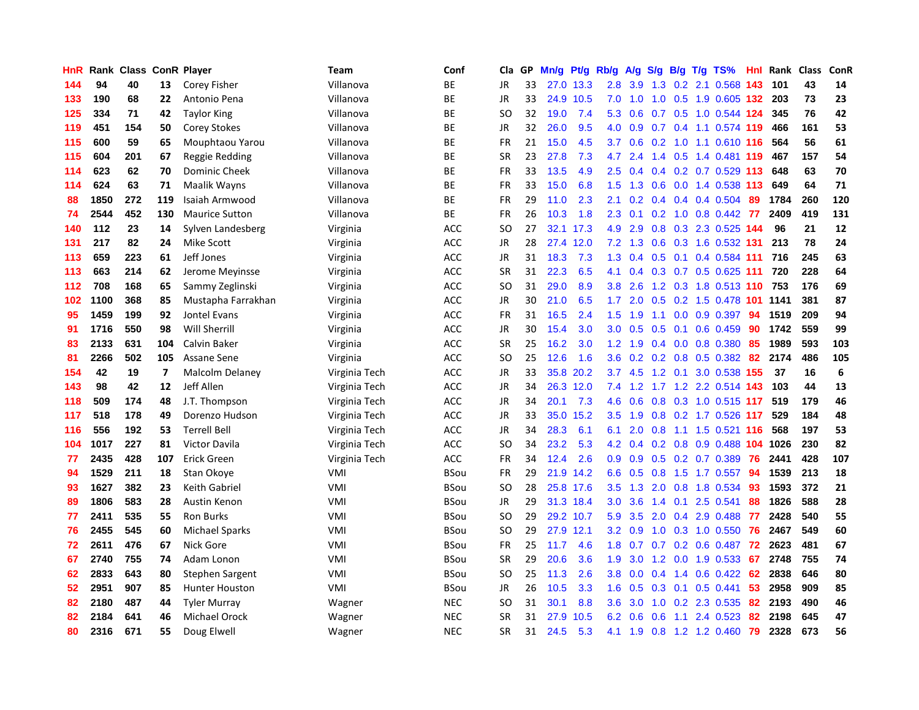| HnR | Rank | Class | ConR | Player | Team | Conf | Cla | GP | Mn/g | Pt/g | Rb/g | A/g | S/g | B/g | T/g | TS% | HnI | Rank | Class | ConR |
|---|---|---|---|---|---|---|---|---|---|---|---|---|---|---|---|---|---|---|---|---|
| 144 | 94 | 40 | 13 | Corey Fisher | Villanova | BE | JR | 33 | 27.0 | 13.3 | 2.8 | 3.9 | 1.3 | 0.2 | 2.1 | 0.568 | 143 | 101 | 43 | 14 |
| 133 | 190 | 68 | 22 | Antonio Pena | Villanova | BE | JR | 33 | 24.9 | 10.5 | 7.0 | 1.0 | 1.0 | 0.5 | 1.9 | 0.605 | 132 | 203 | 73 | 23 |
| 125 | 334 | 71 | 42 | Taylor King | Villanova | BE | SO | 32 | 19.0 | 7.4 | 5.3 | 0.6 | 0.7 | 0.5 | 1.0 | 0.544 | 124 | 345 | 76 | 42 |
| 119 | 451 | 154 | 50 | Corey Stokes | Villanova | BE | JR | 32 | 26.0 | 9.5 | 4.0 | 0.9 | 0.7 | 0.4 | 1.1 | 0.574 | 119 | 466 | 161 | 53 |
| 115 | 600 | 59 | 65 | Mouphtaou Yarou | Villanova | BE | FR | 21 | 15.0 | 4.5 | 3.7 | 0.6 | 0.2 | 1.0 | 1.1 | 0.610 | 116 | 564 | 56 | 61 |
| 115 | 604 | 201 | 67 | Reggie Redding | Villanova | BE | SR | 23 | 27.8 | 7.3 | 4.7 | 2.4 | 1.4 | 0.5 | 1.4 | 0.481 | 119 | 467 | 157 | 54 |
| 114 | 623 | 62 | 70 | Dominic Cheek | Villanova | BE | FR | 33 | 13.5 | 4.9 | 2.5 | 0.4 | 0.4 | 0.2 | 0.7 | 0.529 | 113 | 648 | 63 | 70 |
| 114 | 624 | 63 | 71 | Maalik Wayns | Villanova | BE | FR | 33 | 15.0 | 6.8 | 1.5 | 1.3 | 0.6 | 0.0 | 1.4 | 0.538 | 113 | 649 | 64 | 71 |
| 88 | 1850 | 272 | 119 | Isaiah Armwood | Villanova | BE | FR | 29 | 11.0 | 2.3 | 2.1 | 0.2 | 0.4 | 0.4 | 0.4 | 0.504 | 89 | 1784 | 260 | 120 |
| 74 | 2544 | 452 | 130 | Maurice Sutton | Villanova | BE | FR | 26 | 10.3 | 1.8 | 2.3 | 0.1 | 0.2 | 1.0 | 0.8 | 0.442 | 77 | 2409 | 419 | 131 |
| 140 | 112 | 23 | 14 | Sylven Landesberg | Virginia | ACC | SO | 27 | 32.1 | 17.3 | 4.9 | 2.9 | 0.8 | 0.3 | 2.3 | 0.525 | 144 | 96 | 21 | 12 |
| 131 | 217 | 82 | 24 | Mike Scott | Virginia | ACC | JR | 28 | 27.4 | 12.0 | 7.2 | 1.3 | 0.6 | 0.3 | 1.6 | 0.532 | 131 | 213 | 78 | 24 |
| 113 | 659 | 223 | 61 | Jeff Jones | Virginia | ACC | JR | 31 | 18.3 | 7.3 | 1.3 | 0.4 | 0.5 | 0.1 | 0.4 | 0.584 | 111 | 716 | 245 | 63 |
| 113 | 663 | 214 | 62 | Jerome Meyinsse | Virginia | ACC | SR | 31 | 22.3 | 6.5 | 4.1 | 0.4 | 0.3 | 0.7 | 0.5 | 0.625 | 111 | 720 | 228 | 64 |
| 112 | 708 | 168 | 65 | Sammy Zeglinski | Virginia | ACC | SO | 31 | 29.0 | 8.9 | 3.8 | 2.6 | 1.2 | 0.3 | 1.8 | 0.513 | 110 | 753 | 176 | 69 |
| 102 | 1100 | 368 | 85 | Mustapha Farrakhan | Virginia | ACC | JR | 30 | 21.0 | 6.5 | 1.7 | 2.0 | 0.5 | 0.2 | 1.5 | 0.478 | 101 | 1141 | 381 | 87 |
| 95 | 1459 | 199 | 92 | Jontel Evans | Virginia | ACC | FR | 31 | 16.5 | 2.4 | 1.5 | 1.9 | 1.1 | 0.0 | 0.9 | 0.397 | 94 | 1519 | 209 | 94 |
| 91 | 1716 | 550 | 98 | Will Sherrill | Virginia | ACC | JR | 30 | 15.4 | 3.0 | 3.0 | 0.5 | 0.5 | 0.1 | 0.6 | 0.459 | 90 | 1742 | 559 | 99 |
| 83 | 2133 | 631 | 104 | Calvin Baker | Virginia | ACC | SR | 25 | 16.2 | 3.0 | 1.2 | 1.9 | 0.4 | 0.0 | 0.8 | 0.380 | 85 | 1989 | 593 | 103 |
| 81 | 2266 | 502 | 105 | Assane Sene | Virginia | ACC | SO | 25 | 12.6 | 1.6 | 3.6 | 0.2 | 0.2 | 0.8 | 0.5 | 0.382 | 82 | 2174 | 486 | 105 |
| 154 | 42 | 19 | 7 | Malcolm Delaney | Virginia Tech | ACC | JR | 33 | 35.8 | 20.2 | 3.7 | 4.5 | 1.2 | 0.1 | 3.0 | 0.538 | 155 | 37 | 16 | 6 |
| 143 | 98 | 42 | 12 | Jeff Allen | Virginia Tech | ACC | JR | 34 | 26.3 | 12.0 | 7.4 | 1.2 | 1.7 | 1.2 | 2.2 | 0.514 | 143 | 103 | 44 | 13 |
| 118 | 509 | 174 | 48 | J.T. Thompson | Virginia Tech | ACC | JR | 34 | 20.1 | 7.3 | 4.6 | 0.6 | 0.8 | 0.3 | 1.0 | 0.515 | 117 | 519 | 179 | 46 |
| 117 | 518 | 178 | 49 | Dorenzo Hudson | Virginia Tech | ACC | JR | 33 | 35.0 | 15.2 | 3.5 | 1.9 | 0.8 | 0.2 | 1.7 | 0.526 | 117 | 529 | 184 | 48 |
| 116 | 556 | 192 | 53 | Terrell Bell | Virginia Tech | ACC | JR | 34 | 28.3 | 6.1 | 6.1 | 2.0 | 0.8 | 1.1 | 1.5 | 0.521 | 116 | 568 | 197 | 53 |
| 104 | 1017 | 227 | 81 | Victor Davila | Virginia Tech | ACC | SO | 34 | 23.2 | 5.3 | 4.2 | 0.4 | 0.2 | 0.8 | 0.9 | 0.488 | 104 | 1026 | 230 | 82 |
| 77 | 2435 | 428 | 107 | Erick Green | Virginia Tech | ACC | FR | 34 | 12.4 | 2.6 | 0.9 | 0.9 | 0.5 | 0.2 | 0.7 | 0.389 | 76 | 2441 | 428 | 107 |
| 94 | 1529 | 211 | 18 | Stan Okoye | VMI | BSou | FR | 29 | 21.9 | 14.2 | 6.6 | 0.5 | 0.8 | 1.5 | 1.7 | 0.557 | 94 | 1539 | 213 | 18 |
| 93 | 1627 | 382 | 23 | Keith Gabriel | VMI | BSou | SO | 28 | 25.8 | 17.6 | 3.5 | 1.3 | 2.0 | 0.8 | 1.8 | 0.534 | 93 | 1593 | 372 | 21 |
| 89 | 1806 | 583 | 28 | Austin Kenon | VMI | BSou | JR | 29 | 31.3 | 18.4 | 3.0 | 3.6 | 1.4 | 0.1 | 2.5 | 0.541 | 88 | 1826 | 588 | 28 |
| 77 | 2411 | 535 | 55 | Ron Burks | VMI | BSou | SO | 29 | 29.2 | 10.7 | 5.9 | 3.5 | 2.0 | 0.4 | 2.9 | 0.488 | 77 | 2428 | 540 | 55 |
| 76 | 2455 | 545 | 60 | Michael Sparks | VMI | BSou | SO | 29 | 27.9 | 12.1 | 3.2 | 0.9 | 1.0 | 0.3 | 1.0 | 0.550 | 76 | 2467 | 549 | 60 |
| 72 | 2611 | 476 | 67 | Nick Gore | VMI | BSou | FR | 25 | 11.7 | 4.6 | 1.8 | 0.7 | 0.7 | 0.2 | 0.6 | 0.487 | 72 | 2623 | 481 | 67 |
| 67 | 2740 | 755 | 74 | Adam Lonon | VMI | BSou | SR | 29 | 20.6 | 3.6 | 1.9 | 3.0 | 1.2 | 0.0 | 1.9 | 0.533 | 67 | 2748 | 755 | 74 |
| 62 | 2833 | 643 | 80 | Stephen Sargent | VMI | BSou | SO | 25 | 11.3 | 2.6 | 3.8 | 0.0 | 0.4 | 1.4 | 0.6 | 0.422 | 62 | 2838 | 646 | 80 |
| 52 | 2951 | 907 | 85 | Hunter Houston | VMI | BSou | JR | 26 | 10.5 | 3.3 | 1.6 | 0.5 | 0.3 | 0.1 | 0.5 | 0.441 | 53 | 2958 | 909 | 85 |
| 82 | 2180 | 487 | 44 | Tyler Murray | Wagner | NEC | SO | 31 | 30.1 | 8.8 | 3.6 | 3.0 | 1.0 | 0.2 | 2.3 | 0.535 | 82 | 2193 | 490 | 46 |
| 82 | 2184 | 641 | 46 | Michael Orock | Wagner | NEC | SR | 31 | 27.9 | 10.5 | 6.2 | 0.6 | 0.6 | 1.1 | 2.4 | 0.523 | 82 | 2198 | 645 | 47 |
| 80 | 2316 | 671 | 55 | Doug Elwell | Wagner | NEC | SR | 31 | 24.5 | 5.3 | 4.1 | 1.9 | 0.8 | 1.2 | 1.2 | 0.460 | 79 | 2328 | 673 | 56 |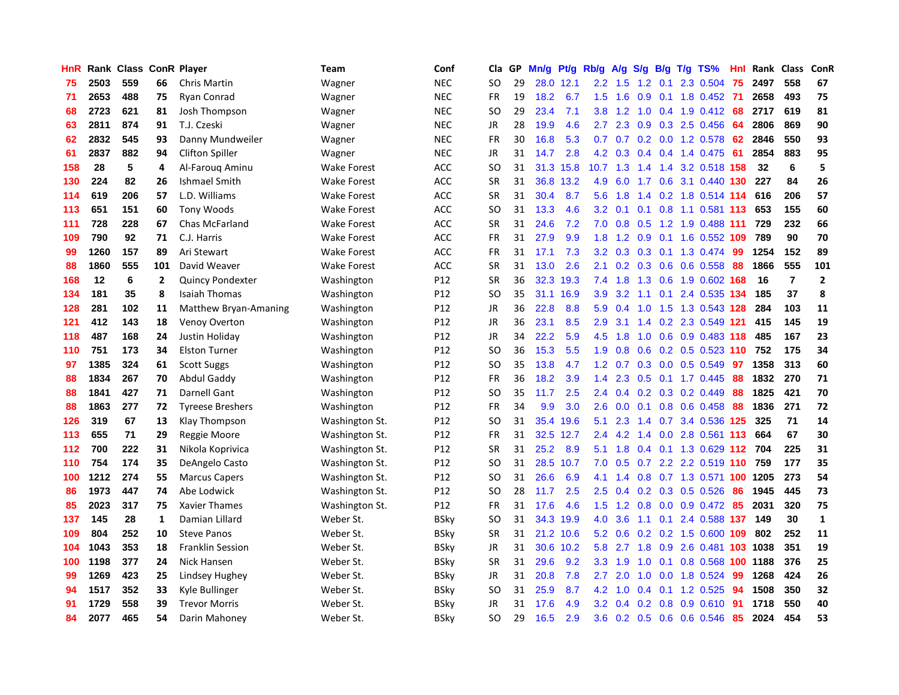| HnR | Rank | Class | ConR | Player | Team | Conf | Cla | GP | Mn/g | Pt/g | Rb/g | A/g | S/g | B/g | T/g | TS% | HnI | Rank | Class | ConR |
|---|---|---|---|---|---|---|---|---|---|---|---|---|---|---|---|---|---|---|---|---|
| 75 | 2503 | 559 | 66 | Chris Martin | Wagner | NEC | SO | 29 | 28.0 | 12.1 | 2.2 | 1.5 | 1.2 | 0.1 | 2.3 | 0.504 | 75 | 2497 | 558 | 67 |
| 71 | 2653 | 488 | 75 | Ryan Conrad | Wagner | NEC | FR | 19 | 18.2 | 6.7 | 1.5 | 1.6 | 0.9 | 0.1 | 1.8 | 0.452 | 71 | 2658 | 493 | 75 |
| 68 | 2723 | 621 | 81 | Josh Thompson | Wagner | NEC | SO | 29 | 23.4 | 7.1 | 3.8 | 1.2 | 1.0 | 0.4 | 1.9 | 0.412 | 68 | 2717 | 619 | 81 |
| 63 | 2811 | 874 | 91 | T.J. Czeski | Wagner | NEC | JR | 28 | 19.9 | 4.6 | 2.7 | 2.3 | 0.9 | 0.3 | 2.5 | 0.456 | 64 | 2806 | 869 | 90 |
| 62 | 2832 | 545 | 93 | Danny Mundweiler | Wagner | NEC | FR | 30 | 16.8 | 5.3 | 0.7 | 0.7 | 0.2 | 0.0 | 1.2 | 0.578 | 62 | 2846 | 550 | 93 |
| 61 | 2837 | 882 | 94 | Clifton Spiller | Wagner | NEC | JR | 31 | 14.7 | 2.8 | 4.2 | 0.3 | 0.4 | 0.4 | 1.4 | 0.475 | 61 | 2854 | 883 | 95 |
| 158 | 28 | 5 | 4 | Al-Farouq Aminu | Wake Forest | ACC | SO | 31 | 31.3 | 15.8 | 10.7 | 1.3 | 1.4 | 1.4 | 3.2 | 0.518 | 158 | 32 | 6 | 5 |
| 130 | 224 | 82 | 26 | Ishmael Smith | Wake Forest | ACC | SR | 31 | 36.8 | 13.2 | 4.9 | 6.0 | 1.7 | 0.6 | 3.1 | 0.440 | 130 | 227 | 84 | 26 |
| 114 | 619 | 206 | 57 | L.D. Williams | Wake Forest | ACC | SR | 31 | 30.4 | 8.7 | 5.6 | 1.8 | 1.4 | 0.2 | 1.8 | 0.514 | 114 | 616 | 206 | 57 |
| 113 | 651 | 151 | 60 | Tony Woods | Wake Forest | ACC | SO | 31 | 13.3 | 4.6 | 3.2 | 0.1 | 0.1 | 0.8 | 1.1 | 0.581 | 113 | 653 | 155 | 60 |
| 111 | 728 | 228 | 67 | Chas McFarland | Wake Forest | ACC | SR | 31 | 24.6 | 7.2 | 7.0 | 0.8 | 0.5 | 1.2 | 1.9 | 0.488 | 111 | 729 | 232 | 66 |
| 109 | 790 | 92 | 71 | C.J. Harris | Wake Forest | ACC | FR | 31 | 27.9 | 9.9 | 1.8 | 1.2 | 0.9 | 0.1 | 1.6 | 0.552 | 109 | 789 | 90 | 70 |
| 99 | 1260 | 157 | 89 | Ari Stewart | Wake Forest | ACC | FR | 31 | 17.1 | 7.3 | 3.2 | 0.3 | 0.3 | 0.1 | 1.3 | 0.474 | 99 | 1254 | 152 | 89 |
| 88 | 1860 | 555 | 101 | David Weaver | Wake Forest | ACC | SR | 31 | 13.0 | 2.6 | 2.1 | 0.2 | 0.3 | 0.6 | 0.6 | 0.558 | 88 | 1866 | 555 | 101 |
| 168 | 12 | 6 | 2 | Quincy Pondexter | Washington | P12 | SR | 36 | 32.3 | 19.3 | 7.4 | 1.8 | 1.3 | 0.6 | 1.9 | 0.602 | 168 | 16 | 7 | 2 |
| 134 | 181 | 35 | 8 | Isaiah Thomas | Washington | P12 | SO | 35 | 31.1 | 16.9 | 3.9 | 3.2 | 1.1 | 0.1 | 2.4 | 0.535 | 134 | 185 | 37 | 8 |
| 128 | 281 | 102 | 11 | Matthew Bryan-Amaning | Washington | P12 | JR | 36 | 22.8 | 8.8 | 5.9 | 0.4 | 1.0 | 1.5 | 1.3 | 0.543 | 128 | 284 | 103 | 11 |
| 121 | 412 | 143 | 18 | Venoy Overton | Washington | P12 | JR | 36 | 23.1 | 8.5 | 2.9 | 3.1 | 1.4 | 0.2 | 2.3 | 0.549 | 121 | 415 | 145 | 19 |
| 118 | 487 | 168 | 24 | Justin Holiday | Washington | P12 | JR | 34 | 22.2 | 5.9 | 4.5 | 1.8 | 1.0 | 0.6 | 0.9 | 0.483 | 118 | 485 | 167 | 23 |
| 110 | 751 | 173 | 34 | Elston Turner | Washington | P12 | SO | 36 | 15.3 | 5.5 | 1.9 | 0.8 | 0.6 | 0.2 | 0.5 | 0.523 | 110 | 752 | 175 | 34 |
| 97 | 1385 | 324 | 61 | Scott Suggs | Washington | P12 | SO | 35 | 13.8 | 4.7 | 1.2 | 0.7 | 0.3 | 0.0 | 0.5 | 0.549 | 97 | 1358 | 313 | 60 |
| 88 | 1834 | 267 | 70 | Abdul Gaddy | Washington | P12 | FR | 36 | 18.2 | 3.9 | 1.4 | 2.3 | 0.5 | 0.1 | 1.7 | 0.445 | 88 | 1832 | 270 | 71 |
| 88 | 1841 | 427 | 71 | Darnell Gant | Washington | P12 | SO | 35 | 11.7 | 2.5 | 2.4 | 0.4 | 0.2 | 0.3 | 0.2 | 0.449 | 88 | 1825 | 421 | 70 |
| 88 | 1863 | 277 | 72 | Tyreese Breshers | Washington | P12 | FR | 34 | 9.9 | 3.0 | 2.6 | 0.0 | 0.1 | 0.8 | 0.6 | 0.458 | 88 | 1836 | 271 | 72 |
| 126 | 319 | 67 | 13 | Klay Thompson | Washington St. | P12 | SO | 31 | 35.4 | 19.6 | 5.1 | 2.3 | 1.4 | 0.7 | 3.4 | 0.536 | 125 | 325 | 71 | 14 |
| 113 | 655 | 71 | 29 | Reggie Moore | Washington St. | P12 | FR | 31 | 32.5 | 12.7 | 2.4 | 4.2 | 1.4 | 0.0 | 2.8 | 0.561 | 113 | 664 | 67 | 30 |
| 112 | 700 | 222 | 31 | Nikola Koprivica | Washington St. | P12 | SR | 31 | 25.2 | 8.9 | 5.1 | 1.8 | 0.4 | 0.1 | 1.3 | 0.629 | 112 | 704 | 225 | 31 |
| 110 | 754 | 174 | 35 | DeAngelo Casto | Washington St. | P12 | SO | 31 | 28.5 | 10.7 | 7.0 | 0.5 | 0.7 | 2.2 | 2.2 | 0.519 | 110 | 759 | 177 | 35 |
| 100 | 1212 | 274 | 55 | Marcus Capers | Washington St. | P12 | SO | 31 | 26.6 | 6.9 | 4.1 | 1.4 | 0.8 | 0.7 | 1.3 | 0.571 | 100 | 1205 | 273 | 54 |
| 86 | 1973 | 447 | 74 | Abe Lodwick | Washington St. | P12 | SO | 28 | 11.7 | 2.5 | 2.5 | 0.4 | 0.2 | 0.3 | 0.5 | 0.526 | 86 | 1945 | 445 | 73 |
| 85 | 2023 | 317 | 75 | Xavier Thames | Washington St. | P12 | FR | 31 | 17.6 | 4.6 | 1.5 | 1.2 | 0.8 | 0.0 | 0.9 | 0.472 | 85 | 2031 | 320 | 75 |
| 137 | 145 | 28 | 1 | Damian Lillard | Weber St. | BSky | SO | 31 | 34.3 | 19.9 | 4.0 | 3.6 | 1.1 | 0.1 | 2.4 | 0.588 | 137 | 149 | 30 | 1 |
| 109 | 804 | 252 | 10 | Steve Panos | Weber St. | BSky | SR | 31 | 21.2 | 10.6 | 5.2 | 0.6 | 0.2 | 0.2 | 1.5 | 0.600 | 109 | 802 | 252 | 11 |
| 104 | 1043 | 353 | 18 | Franklin Session | Weber St. | BSky | JR | 31 | 30.6 | 10.2 | 5.8 | 2.7 | 1.8 | 0.9 | 2.6 | 0.481 | 103 | 1038 | 351 | 19 |
| 100 | 1198 | 377 | 24 | Nick Hansen | Weber St. | BSky | SR | 31 | 29.6 | 9.2 | 3.3 | 1.9 | 1.0 | 0.1 | 0.8 | 0.568 | 100 | 1188 | 376 | 25 |
| 99 | 1269 | 423 | 25 | Lindsey Hughey | Weber St. | BSky | JR | 31 | 20.8 | 7.8 | 2.7 | 2.0 | 1.0 | 0.0 | 1.8 | 0.524 | 99 | 1268 | 424 | 26 |
| 94 | 1517 | 352 | 33 | Kyle Bullinger | Weber St. | BSky | SO | 31 | 25.9 | 8.7 | 4.2 | 1.0 | 0.4 | 0.1 | 1.2 | 0.525 | 94 | 1508 | 350 | 32 |
| 91 | 1729 | 558 | 39 | Trevor Morris | Weber St. | BSky | JR | 31 | 17.6 | 4.9 | 3.2 | 0.4 | 0.2 | 0.8 | 0.9 | 0.610 | 91 | 1718 | 550 | 40 |
| 84 | 2077 | 465 | 54 | Darin Mahoney | Weber St. | BSky | SO | 29 | 16.5 | 2.9 | 3.6 | 0.2 | 0.5 | 0.6 | 0.6 | 0.546 | 85 | 2024 | 454 | 53 |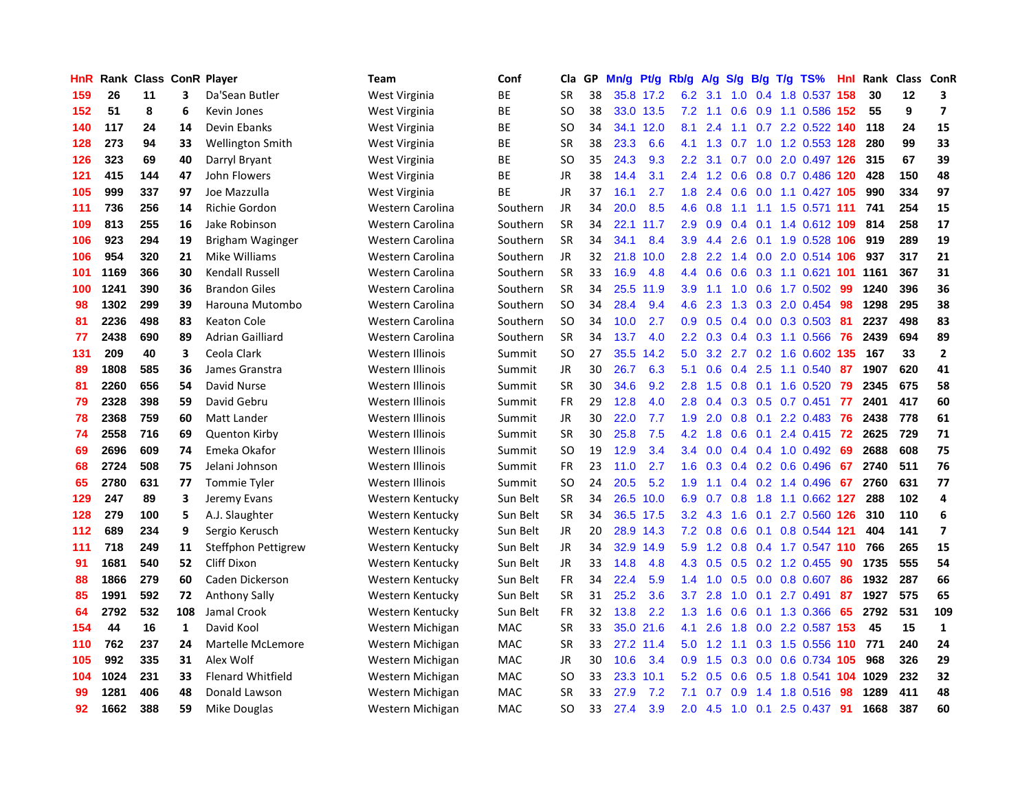| HnR | Rank | Class | ConR | Player | Team | Conf | Cla | GP | Mn/g | Pt/g | Rb/g | A/g | S/g | B/g | T/g | TS% | HnI | Rank | Class | ConR |
|---|---|---|---|---|---|---|---|---|---|---|---|---|---|---|---|---|---|---|---|---|
| 159 | 26 | 11 | 3 | Da'Sean Butler | West Virginia | BE | SR | 38 | 35.8 | 17.2 | 6.2 | 3.1 | 1.0 | 0.4 | 1.8 | 0.537 | 158 | 30 | 12 | 3 |
| 152 | 51 | 8 | 6 | Kevin Jones | West Virginia | BE | SO | 38 | 33.0 | 13.5 | 7.2 | 1.1 | 0.6 | 0.9 | 1.1 | 0.586 | 152 | 55 | 9 | 7 |
| 140 | 117 | 24 | 14 | Devin Ebanks | West Virginia | BE | SO | 34 | 34.1 | 12.0 | 8.1 | 2.4 | 1.1 | 0.7 | 2.2 | 0.522 | 140 | 118 | 24 | 15 |
| 128 | 273 | 94 | 33 | Wellington Smith | West Virginia | BE | SR | 38 | 23.3 | 6.6 | 4.1 | 1.3 | 0.7 | 1.0 | 1.2 | 0.553 | 128 | 280 | 99 | 33 |
| 126 | 323 | 69 | 40 | Darryl Bryant | West Virginia | BE | SO | 35 | 24.3 | 9.3 | 2.2 | 3.1 | 0.7 | 0.0 | 2.0 | 0.497 | 126 | 315 | 67 | 39 |
| 121 | 415 | 144 | 47 | John Flowers | West Virginia | BE | JR | 38 | 14.4 | 3.1 | 2.4 | 1.2 | 0.6 | 0.8 | 0.7 | 0.486 | 120 | 428 | 150 | 48 |
| 105 | 999 | 337 | 97 | Joe Mazzulla | West Virginia | BE | JR | 37 | 16.1 | 2.7 | 1.8 | 2.4 | 0.6 | 0.0 | 1.1 | 0.427 | 105 | 990 | 334 | 97 |
| 111 | 736 | 256 | 14 | Richie Gordon | Western Carolina | Southern | JR | 34 | 20.0 | 8.5 | 4.6 | 0.8 | 1.1 | 1.1 | 1.5 | 0.571 | 111 | 741 | 254 | 15 |
| 109 | 813 | 255 | 16 | Jake Robinson | Western Carolina | Southern | SR | 34 | 22.1 | 11.7 | 2.9 | 0.9 | 0.4 | 0.1 | 1.4 | 0.612 | 109 | 814 | 258 | 17 |
| 106 | 923 | 294 | 19 | Brigham Waginger | Western Carolina | Southern | SR | 34 | 34.1 | 8.4 | 3.9 | 4.4 | 2.6 | 0.1 | 1.9 | 0.528 | 106 | 919 | 289 | 19 |
| 106 | 954 | 320 | 21 | Mike Williams | Western Carolina | Southern | JR | 32 | 21.8 | 10.0 | 2.8 | 2.2 | 1.4 | 0.0 | 2.0 | 0.514 | 106 | 937 | 317 | 21 |
| 101 | 1169 | 366 | 30 | Kendall Russell | Western Carolina | Southern | SR | 33 | 16.9 | 4.8 | 4.4 | 0.6 | 0.6 | 0.3 | 1.1 | 0.621 | 101 | 1161 | 367 | 31 |
| 100 | 1241 | 390 | 36 | Brandon Giles | Western Carolina | Southern | SR | 34 | 25.5 | 11.9 | 3.9 | 1.1 | 1.0 | 0.6 | 1.7 | 0.502 | 99 | 1240 | 396 | 36 |
| 98 | 1302 | 299 | 39 | Harouna Mutombo | Western Carolina | Southern | SO | 34 | 28.4 | 9.4 | 4.6 | 2.3 | 1.3 | 0.3 | 2.0 | 0.454 | 98 | 1298 | 295 | 38 |
| 81 | 2236 | 498 | 83 | Keaton Cole | Western Carolina | Southern | SO | 34 | 10.0 | 2.7 | 0.9 | 0.5 | 0.4 | 0.0 | 0.3 | 0.503 | 81 | 2237 | 498 | 83 |
| 77 | 2438 | 690 | 89 | Adrian Gailliard | Western Carolina | Southern | SR | 34 | 13.7 | 4.0 | 2.2 | 0.3 | 0.4 | 0.3 | 1.1 | 0.566 | 76 | 2439 | 694 | 89 |
| 131 | 209 | 40 | 3 | Ceola Clark | Western Illinois | Summit | SO | 27 | 35.5 | 14.2 | 5.0 | 3.2 | 2.7 | 0.2 | 1.6 | 0.602 | 135 | 167 | 33 | 2 |
| 89 | 1808 | 585 | 36 | James Granstra | Western Illinois | Summit | JR | 30 | 26.7 | 6.3 | 5.1 | 0.6 | 0.4 | 2.5 | 1.1 | 0.540 | 87 | 1907 | 620 | 41 |
| 81 | 2260 | 656 | 54 | David Nurse | Western Illinois | Summit | SR | 30 | 34.6 | 9.2 | 2.8 | 1.5 | 0.8 | 0.1 | 1.6 | 0.520 | 79 | 2345 | 675 | 58 |
| 79 | 2328 | 398 | 59 | David Gebru | Western Illinois | Summit | FR | 29 | 12.8 | 4.0 | 2.8 | 0.4 | 0.3 | 0.5 | 0.7 | 0.451 | 77 | 2401 | 417 | 60 |
| 78 | 2368 | 759 | 60 | Matt Lander | Western Illinois | Summit | JR | 30 | 22.0 | 7.7 | 1.9 | 2.0 | 0.8 | 0.1 | 2.2 | 0.483 | 76 | 2438 | 778 | 61 |
| 74 | 2558 | 716 | 69 | Quenton Kirby | Western Illinois | Summit | SR | 30 | 25.8 | 7.5 | 4.2 | 1.8 | 0.6 | 0.1 | 2.4 | 0.415 | 72 | 2625 | 729 | 71 |
| 69 | 2696 | 609 | 74 | Emeka Okafor | Western Illinois | Summit | SO | 19 | 12.9 | 3.4 | 3.4 | 0.0 | 0.4 | 0.4 | 1.0 | 0.492 | 69 | 2688 | 608 | 75 |
| 68 | 2724 | 508 | 75 | Jelani Johnson | Western Illinois | Summit | FR | 23 | 11.0 | 2.7 | 1.6 | 0.3 | 0.4 | 0.2 | 0.6 | 0.496 | 67 | 2740 | 511 | 76 |
| 65 | 2780 | 631 | 77 | Tommie Tyler | Western Illinois | Summit | SO | 24 | 20.5 | 5.2 | 1.9 | 1.1 | 0.4 | 0.2 | 1.4 | 0.496 | 67 | 2760 | 631 | 77 |
| 129 | 247 | 89 | 3 | Jeremy Evans | Western Kentucky | Sun Belt | SR | 34 | 26.5 | 10.0 | 6.9 | 0.7 | 0.8 | 1.8 | 1.1 | 0.662 | 127 | 288 | 102 | 4 |
| 128 | 279 | 100 | 5 | A.J. Slaughter | Western Kentucky | Sun Belt | SR | 34 | 36.5 | 17.5 | 3.2 | 4.3 | 1.6 | 0.1 | 2.7 | 0.560 | 126 | 310 | 110 | 6 |
| 112 | 689 | 234 | 9 | Sergio Kerusch | Western Kentucky | Sun Belt | JR | 20 | 28.9 | 14.3 | 7.2 | 0.8 | 0.6 | 0.1 | 0.8 | 0.544 | 121 | 404 | 141 | 7 |
| 111 | 718 | 249 | 11 | Steffphon Pettigrew | Western Kentucky | Sun Belt | JR | 34 | 32.9 | 14.9 | 5.9 | 1.2 | 0.8 | 0.4 | 1.7 | 0.547 | 110 | 766 | 265 | 15 |
| 91 | 1681 | 540 | 52 | Cliff Dixon | Western Kentucky | Sun Belt | JR | 33 | 14.8 | 4.8 | 4.3 | 0.5 | 0.5 | 0.2 | 1.2 | 0.455 | 90 | 1735 | 555 | 54 |
| 88 | 1866 | 279 | 60 | Caden Dickerson | Western Kentucky | Sun Belt | FR | 34 | 22.4 | 5.9 | 1.4 | 1.0 | 0.5 | 0.0 | 0.8 | 0.607 | 86 | 1932 | 287 | 66 |
| 85 | 1991 | 592 | 72 | Anthony Sally | Western Kentucky | Sun Belt | SR | 31 | 25.2 | 3.6 | 3.7 | 2.8 | 1.0 | 0.1 | 2.7 | 0.491 | 87 | 1927 | 575 | 65 |
| 64 | 2792 | 532 | 108 | Jamal Crook | Western Kentucky | Sun Belt | FR | 32 | 13.8 | 2.2 | 1.3 | 1.6 | 0.6 | 0.1 | 1.3 | 0.366 | 65 | 2792 | 531 | 109 |
| 154 | 44 | 16 | 1 | David Kool | Western Michigan | MAC | SR | 33 | 35.0 | 21.6 | 4.1 | 2.6 | 1.8 | 0.0 | 2.2 | 0.587 | 153 | 45 | 15 | 1 |
| 110 | 762 | 237 | 24 | Martelle McLemore | Western Michigan | MAC | SR | 33 | 27.2 | 11.4 | 5.0 | 1.2 | 1.1 | 0.3 | 1.5 | 0.556 | 110 | 771 | 240 | 24 |
| 105 | 992 | 335 | 31 | Alex Wolf | Western Michigan | MAC | JR | 30 | 10.6 | 3.4 | 0.9 | 1.5 | 0.3 | 0.0 | 0.6 | 0.734 | 105 | 968 | 326 | 29 |
| 104 | 1024 | 231 | 33 | Flenard Whitfield | Western Michigan | MAC | SO | 33 | 23.3 | 10.1 | 5.2 | 0.5 | 0.6 | 0.5 | 1.8 | 0.541 | 104 | 1029 | 232 | 32 |
| 99 | 1281 | 406 | 48 | Donald Lawson | Western Michigan | MAC | SR | 33 | 27.9 | 7.2 | 7.1 | 0.7 | 0.9 | 1.4 | 1.8 | 0.516 | 98 | 1289 | 411 | 48 |
| 92 | 1662 | 388 | 59 | Mike Douglas | Western Michigan | MAC | SO | 33 | 27.4 | 3.9 | 2.0 | 4.5 | 1.0 | 0.1 | 2.5 | 0.437 | 91 | 1668 | 387 | 60 |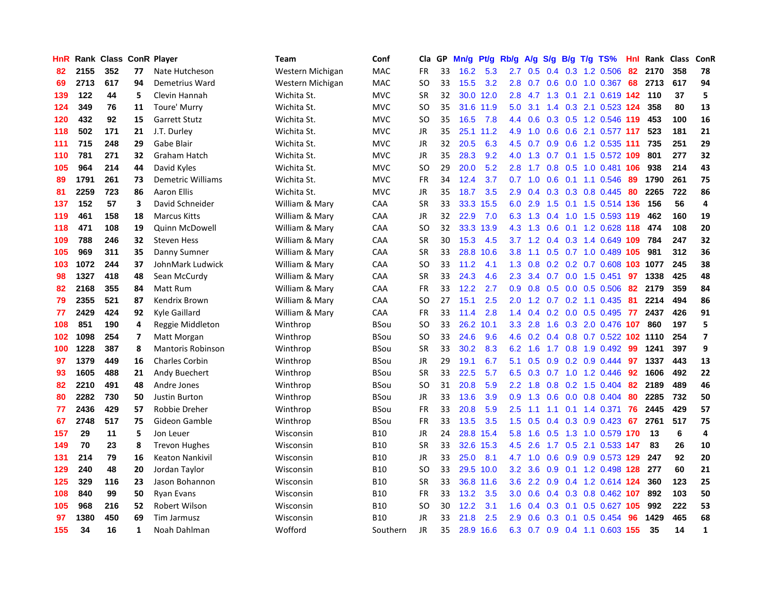| HnR | Rank | Class | ConR | Player | Team | Conf | Cla | GP | Mn/g | Pt/g | Rb/g | A/g | S/g | B/g | T/g | TS% | HnI | Rank | Class | ConR |
|---|---|---|---|---|---|---|---|---|---|---|---|---|---|---|---|---|---|---|---|---|
| 82 | 2155 | 352 | 77 | Nate Hutcheson | Western Michigan | MAC | FR | 33 | 16.2 | 5.3 | 2.7 | 0.5 | 0.4 | 0.3 | 1.2 | 0.506 | 82 | 2170 | 358 | 78 |
| 69 | 2713 | 617 | 94 | Demetrius Ward | Western Michigan | MAC | SO | 33 | 15.5 | 3.2 | 2.8 | 0.7 | 0.6 | 0.0 | 1.0 | 0.367 | 68 | 2713 | 617 | 94 |
| 139 | 122 | 44 | 5 | Clevin Hannah | Wichita St. | MVC | SR | 32 | 30.0 | 12.0 | 2.8 | 4.7 | 1.3 | 0.1 | 2.1 | 0.619 | 142 | 110 | 37 | 5 |
| 124 | 349 | 76 | 11 | Toure' Murry | Wichita St. | MVC | SO | 35 | 31.6 | 11.9 | 5.0 | 3.1 | 1.4 | 0.3 | 2.1 | 0.523 | 124 | 358 | 80 | 13 |
| 120 | 432 | 92 | 15 | Garrett Stutz | Wichita St. | MVC | SO | 35 | 16.5 | 7.8 | 4.4 | 0.6 | 0.3 | 0.5 | 1.2 | 0.546 | 119 | 453 | 100 | 16 |
| 118 | 502 | 171 | 21 | J.T. Durley | Wichita St. | MVC | JR | 35 | 25.1 | 11.2 | 4.9 | 1.0 | 0.6 | 0.6 | 2.1 | 0.577 | 117 | 523 | 181 | 21 |
| 111 | 715 | 248 | 29 | Gabe Blair | Wichita St. | MVC | JR | 32 | 20.5 | 6.3 | 4.5 | 0.7 | 0.9 | 0.6 | 1.2 | 0.535 | 111 | 735 | 251 | 29 |
| 110 | 781 | 271 | 32 | Graham Hatch | Wichita St. | MVC | JR | 35 | 28.3 | 9.2 | 4.0 | 1.3 | 0.7 | 0.1 | 1.5 | 0.572 | 109 | 801 | 277 | 32 |
| 105 | 964 | 214 | 44 | David Kyles | Wichita St. | MVC | SO | 29 | 20.0 | 5.2 | 2.8 | 1.7 | 0.8 | 0.5 | 1.0 | 0.481 | 106 | 938 | 214 | 43 |
| 89 | 1791 | 261 | 73 | Demetric Williams | Wichita St. | MVC | FR | 34 | 12.4 | 3.7 | 0.7 | 1.0 | 0.6 | 0.1 | 1.1 | 0.546 | 89 | 1790 | 261 | 75 |
| 81 | 2259 | 723 | 86 | Aaron Ellis | Wichita St. | MVC | JR | 35 | 18.7 | 3.5 | 2.9 | 0.4 | 0.3 | 0.3 | 0.8 | 0.445 | 80 | 2265 | 722 | 86 |
| 137 | 152 | 57 | 3 | David Schneider | William & Mary | CAA | SR | 33 | 33.3 | 15.5 | 6.0 | 2.9 | 1.5 | 0.1 | 1.5 | 0.514 | 136 | 156 | 56 | 4 |
| 119 | 461 | 158 | 18 | Marcus Kitts | William & Mary | CAA | JR | 32 | 22.9 | 7.0 | 6.3 | 1.3 | 0.4 | 1.0 | 1.5 | 0.593 | 119 | 462 | 160 | 19 |
| 118 | 471 | 108 | 19 | Quinn McDowell | William & Mary | CAA | SO | 32 | 33.3 | 13.9 | 4.3 | 1.3 | 0.6 | 0.1 | 1.2 | 0.628 | 118 | 474 | 108 | 20 |
| 109 | 788 | 246 | 32 | Steven Hess | William & Mary | CAA | SR | 30 | 15.3 | 4.5 | 3.7 | 1.2 | 0.4 | 0.3 | 1.4 | 0.649 | 109 | 784 | 247 | 32 |
| 105 | 969 | 311 | 35 | Danny Sumner | William & Mary | CAA | SR | 33 | 28.8 | 10.6 | 3.8 | 1.1 | 0.5 | 0.7 | 1.0 | 0.489 | 105 | 981 | 312 | 36 |
| 103 | 1072 | 244 | 37 | JohnMark Ludwick | William & Mary | CAA | SO | 33 | 11.2 | 4.1 | 1.3 | 0.8 | 0.2 | 0.2 | 0.7 | 0.608 | 103 | 1077 | 245 | 38 |
| 98 | 1327 | 418 | 48 | Sean McCurdy | William & Mary | CAA | SR | 33 | 24.3 | 4.6 | 2.3 | 3.4 | 0.7 | 0.0 | 1.5 | 0.451 | 97 | 1338 | 425 | 48 |
| 82 | 2168 | 355 | 84 | Matt Rum | William & Mary | CAA | FR | 33 | 12.2 | 2.7 | 0.9 | 0.8 | 0.5 | 0.0 | 0.5 | 0.506 | 82 | 2179 | 359 | 84 |
| 79 | 2355 | 521 | 87 | Kendrix Brown | William & Mary | CAA | SO | 27 | 15.1 | 2.5 | 2.0 | 1.2 | 0.7 | 0.2 | 1.1 | 0.435 | 81 | 2214 | 494 | 86 |
| 77 | 2429 | 424 | 92 | Kyle Gaillard | William & Mary | CAA | FR | 33 | 11.4 | 2.8 | 1.4 | 0.4 | 0.2 | 0.0 | 0.5 | 0.495 | 77 | 2437 | 426 | 91 |
| 108 | 851 | 190 | 4 | Reggie Middleton | Winthrop | BSou | SO | 33 | 26.2 | 10.1 | 3.3 | 2.8 | 1.6 | 0.3 | 2.0 | 0.476 | 107 | 860 | 197 | 5 |
| 102 | 1098 | 254 | 7 | Matt Morgan | Winthrop | BSou | SO | 33 | 24.6 | 9.6 | 4.6 | 0.2 | 0.4 | 0.8 | 0.7 | 0.522 | 102 | 1110 | 254 | 7 |
| 100 | 1228 | 387 | 8 | Mantoris Robinson | Winthrop | BSou | SR | 33 | 30.2 | 8.3 | 6.2 | 1.6 | 1.7 | 0.8 | 1.9 | 0.492 | 99 | 1241 | 397 | 9 |
| 97 | 1379 | 449 | 16 | Charles Corbin | Winthrop | BSou | JR | 29 | 19.1 | 6.7 | 5.1 | 0.5 | 0.9 | 0.2 | 0.9 | 0.444 | 97 | 1337 | 443 | 13 |
| 93 | 1605 | 488 | 21 | Andy Buechert | Winthrop | BSou | SR | 33 | 22.5 | 5.7 | 6.5 | 0.3 | 0.7 | 1.0 | 1.2 | 0.446 | 92 | 1606 | 492 | 22 |
| 82 | 2210 | 491 | 48 | Andre Jones | Winthrop | BSou | SO | 31 | 20.8 | 5.9 | 2.2 | 1.8 | 0.8 | 0.2 | 1.5 | 0.404 | 82 | 2189 | 489 | 46 |
| 80 | 2282 | 730 | 50 | Justin Burton | Winthrop | BSou | JR | 33 | 13.6 | 3.9 | 0.9 | 1.3 | 0.6 | 0.0 | 0.8 | 0.404 | 80 | 2285 | 732 | 50 |
| 77 | 2436 | 429 | 57 | Robbie Dreher | Winthrop | BSou | FR | 33 | 20.8 | 5.9 | 2.5 | 1.1 | 1.1 | 0.1 | 1.4 | 0.371 | 76 | 2445 | 429 | 57 |
| 67 | 2748 | 517 | 75 | Gideon Gamble | Winthrop | BSou | FR | 33 | 13.5 | 3.5 | 1.5 | 0.5 | 0.4 | 0.3 | 0.9 | 0.423 | 67 | 2761 | 517 | 75 |
| 157 | 29 | 11 | 5 | Jon Leuer | Wisconsin | B10 | JR | 24 | 28.8 | 15.4 | 5.8 | 1.6 | 0.5 | 1.3 | 1.0 | 0.579 | 170 | 13 | 6 | 4 |
| 149 | 70 | 23 | 8 | Trevon Hughes | Wisconsin | B10 | SR | 33 | 32.6 | 15.3 | 4.5 | 2.6 | 1.7 | 0.5 | 2.1 | 0.533 | 147 | 83 | 26 | 10 |
| 131 | 214 | 79 | 16 | Keaton Nankivil | Wisconsin | B10 | JR | 33 | 25.0 | 8.1 | 4.7 | 1.0 | 0.6 | 0.9 | 0.9 | 0.573 | 129 | 247 | 92 | 20 |
| 129 | 240 | 48 | 20 | Jordan Taylor | Wisconsin | B10 | SO | 33 | 29.5 | 10.0 | 3.2 | 3.6 | 0.9 | 0.1 | 1.2 | 0.498 | 128 | 277 | 60 | 21 |
| 125 | 329 | 116 | 23 | Jason Bohannon | Wisconsin | B10 | SR | 33 | 36.8 | 11.6 | 3.6 | 2.2 | 0.9 | 0.4 | 1.2 | 0.614 | 124 | 360 | 123 | 25 |
| 108 | 840 | 99 | 50 | Ryan Evans | Wisconsin | B10 | FR | 33 | 13.2 | 3.5 | 3.0 | 0.6 | 0.4 | 0.3 | 0.8 | 0.462 | 107 | 892 | 103 | 50 |
| 105 | 968 | 216 | 52 | Robert Wilson | Wisconsin | B10 | SO | 30 | 12.2 | 3.1 | 1.6 | 0.4 | 0.3 | 0.1 | 0.5 | 0.627 | 105 | 992 | 222 | 53 |
| 97 | 1380 | 450 | 69 | Tim Jarmusz | Wisconsin | B10 | JR | 33 | 21.8 | 2.5 | 2.9 | 0.6 | 0.3 | 0.1 | 0.5 | 0.454 | 96 | 1429 | 465 | 68 |
| 155 | 34 | 16 | 1 | Noah Dahlman | Wofford | Southern | JR | 35 | 28.9 | 16.6 | 6.3 | 0.7 | 0.9 | 0.4 | 1.1 | 0.603 | 155 | 35 | 14 | 1 |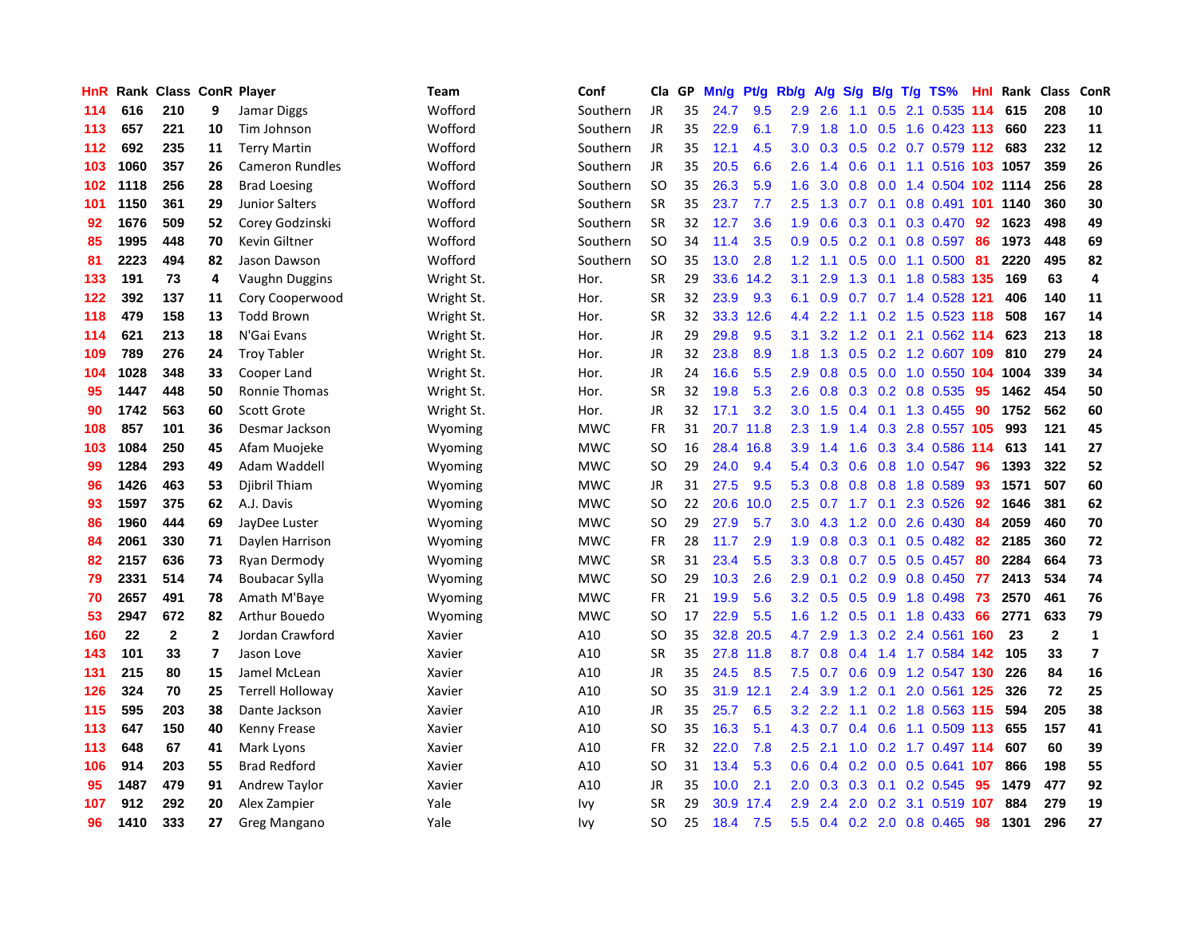| HnR | Rank | Class | ConR | Player | Team | Conf | Cla | GP | Mn/g | Pt/g | Rb/g | A/g | S/g | B/g | T/g | TS% | HnI | Rank | Class | ConR |
|---|---|---|---|---|---|---|---|---|---|---|---|---|---|---|---|---|---|---|---|---|
| 114 | 616 | 210 | 9 | Jamar Diggs | Wofford | Southern | JR | 35 | 24.7 | 9.5 | 2.9 | 2.6 | 1.1 | 0.5 | 2.1 | 0.535 | 114 | 615 | 208 | 10 |
| 113 | 657 | 221 | 10 | Tim Johnson | Wofford | Southern | JR | 35 | 22.9 | 6.1 | 7.9 | 1.8 | 1.0 | 0.5 | 1.6 | 0.423 | 113 | 660 | 223 | 11 |
| 112 | 692 | 235 | 11 | Terry Martin | Wofford | Southern | JR | 35 | 12.1 | 4.5 | 3.0 | 0.3 | 0.5 | 0.2 | 0.7 | 0.579 | 112 | 683 | 232 | 12 |
| 103 | 1060 | 357 | 26 | Cameron Rundles | Wofford | Southern | JR | 35 | 20.5 | 6.6 | 2.6 | 1.4 | 0.6 | 0.1 | 1.1 | 0.516 | 103 | 1057 | 359 | 26 |
| 102 | 1118 | 256 | 28 | Brad Loesing | Wofford | Southern | SO | 35 | 26.3 | 5.9 | 1.6 | 3.0 | 0.8 | 0.0 | 1.4 | 0.504 | 102 | 1114 | 256 | 28 |
| 101 | 1150 | 361 | 29 | Junior Salters | Wofford | Southern | SR | 35 | 23.7 | 7.7 | 2.5 | 1.3 | 0.7 | 0.1 | 0.8 | 0.491 | 101 | 1140 | 360 | 30 |
| 92 | 1676 | 509 | 52 | Corey Godzinski | Wofford | Southern | SR | 32 | 12.7 | 3.6 | 1.9 | 0.6 | 0.3 | 0.1 | 0.3 | 0.470 | 92 | 1623 | 498 | 49 |
| 85 | 1995 | 448 | 70 | Kevin Giltner | Wofford | Southern | SO | 34 | 11.4 | 3.5 | 0.9 | 0.5 | 0.2 | 0.1 | 0.8 | 0.597 | 86 | 1973 | 448 | 69 |
| 81 | 2223 | 494 | 82 | Jason Dawson | Wofford | Southern | SO | 35 | 13.0 | 2.8 | 1.2 | 1.1 | 0.5 | 0.0 | 1.1 | 0.500 | 81 | 2220 | 495 | 82 |
| 133 | 191 | 73 | 4 | Vaughn Duggins | Wright St. | Hor. | SR | 29 | 33.6 | 14.2 | 3.1 | 2.9 | 1.3 | 0.1 | 1.8 | 0.583 | 135 | 169 | 63 | 4 |
| 122 | 392 | 137 | 11 | Cory Cooperwood | Wright St. | Hor. | SR | 32 | 23.9 | 9.3 | 6.1 | 0.9 | 0.7 | 0.7 | 1.4 | 0.528 | 121 | 406 | 140 | 11 |
| 118 | 479 | 158 | 13 | Todd Brown | Wright St. | Hor. | SR | 32 | 33.3 | 12.6 | 4.4 | 2.2 | 1.1 | 0.2 | 1.5 | 0.523 | 118 | 508 | 167 | 14 |
| 114 | 621 | 213 | 18 | N'Gai Evans | Wright St. | Hor. | JR | 29 | 29.8 | 9.5 | 3.1 | 3.2 | 1.2 | 0.1 | 2.1 | 0.562 | 114 | 623 | 213 | 18 |
| 109 | 789 | 276 | 24 | Troy Tabler | Wright St. | Hor. | JR | 32 | 23.8 | 8.9 | 1.8 | 1.3 | 0.5 | 0.2 | 1.2 | 0.607 | 109 | 810 | 279 | 24 |
| 104 | 1028 | 348 | 33 | Cooper Land | Wright St. | Hor. | JR | 24 | 16.6 | 5.5 | 2.9 | 0.8 | 0.5 | 0.0 | 1.0 | 0.550 | 104 | 1004 | 339 | 34 |
| 95 | 1447 | 448 | 50 | Ronnie Thomas | Wright St. | Hor. | SR | 32 | 19.8 | 5.3 | 2.6 | 0.8 | 0.3 | 0.2 | 0.8 | 0.535 | 95 | 1462 | 454 | 50 |
| 90 | 1742 | 563 | 60 | Scott Grote | Wright St. | Hor. | JR | 32 | 17.1 | 3.2 | 3.0 | 1.5 | 0.4 | 0.1 | 1.3 | 0.455 | 90 | 1752 | 562 | 60 |
| 108 | 857 | 101 | 36 | Desmar Jackson | Wyoming | MWC | FR | 31 | 20.7 | 11.8 | 2.3 | 1.9 | 1.4 | 0.3 | 2.8 | 0.557 | 105 | 993 | 121 | 45 |
| 103 | 1084 | 250 | 45 | Afam Muojeke | Wyoming | MWC | SO | 16 | 28.4 | 16.8 | 3.9 | 1.4 | 1.6 | 0.3 | 3.4 | 0.586 | 114 | 613 | 141 | 27 |
| 99 | 1284 | 293 | 49 | Adam Waddell | Wyoming | MWC | SO | 29 | 24.0 | 9.4 | 5.4 | 0.3 | 0.6 | 0.8 | 1.0 | 0.547 | 96 | 1393 | 322 | 52 |
| 96 | 1426 | 463 | 53 | Djibril Thiam | Wyoming | MWC | JR | 31 | 27.5 | 9.5 | 5.3 | 0.8 | 0.8 | 0.8 | 1.8 | 0.589 | 93 | 1571 | 507 | 60 |
| 93 | 1597 | 375 | 62 | A.J. Davis | Wyoming | MWC | SO | 22 | 20.6 | 10.0 | 2.5 | 0.7 | 1.7 | 0.1 | 2.3 | 0.526 | 92 | 1646 | 381 | 62 |
| 86 | 1960 | 444 | 69 | JayDee Luster | Wyoming | MWC | SO | 29 | 27.9 | 5.7 | 3.0 | 4.3 | 1.2 | 0.0 | 2.6 | 0.430 | 84 | 2059 | 460 | 70 |
| 84 | 2061 | 330 | 71 | Daylen Harrison | Wyoming | MWC | FR | 28 | 11.7 | 2.9 | 1.9 | 0.8 | 0.3 | 0.1 | 0.5 | 0.482 | 82 | 2185 | 360 | 72 |
| 82 | 2157 | 636 | 73 | Ryan Dermody | Wyoming | MWC | SR | 31 | 23.4 | 5.5 | 3.3 | 0.8 | 0.7 | 0.5 | 0.5 | 0.457 | 80 | 2284 | 664 | 73 |
| 79 | 2331 | 514 | 74 | Boubacar Sylla | Wyoming | MWC | SO | 29 | 10.3 | 2.6 | 2.9 | 0.1 | 0.2 | 0.9 | 0.8 | 0.450 | 77 | 2413 | 534 | 74 |
| 70 | 2657 | 491 | 78 | Amath M'Baye | Wyoming | MWC | FR | 21 | 19.9 | 5.6 | 3.2 | 0.5 | 0.5 | 0.9 | 1.8 | 0.498 | 73 | 2570 | 461 | 76 |
| 53 | 2947 | 672 | 82 | Arthur Bouedo | Wyoming | MWC | SO | 17 | 22.9 | 5.5 | 1.6 | 1.2 | 0.5 | 0.1 | 1.8 | 0.433 | 66 | 2771 | 633 | 79 |
| 160 | 22 | 2 | 2 | Jordan Crawford | Xavier | A10 | SO | 35 | 32.8 | 20.5 | 4.7 | 2.9 | 1.3 | 0.2 | 2.4 | 0.561 | 160 | 23 | 2 | 1 |
| 143 | 101 | 33 | 7 | Jason Love | Xavier | A10 | SR | 35 | 27.8 | 11.8 | 8.7 | 0.8 | 0.4 | 1.4 | 1.7 | 0.584 | 142 | 105 | 33 | 7 |
| 131 | 215 | 80 | 15 | Jamel McLean | Xavier | A10 | JR | 35 | 24.5 | 8.5 | 7.5 | 0.7 | 0.6 | 0.9 | 1.2 | 0.547 | 130 | 226 | 84 | 16 |
| 126 | 324 | 70 | 25 | Terrell Holloway | Xavier | A10 | SO | 35 | 31.9 | 12.1 | 2.4 | 3.9 | 1.2 | 0.1 | 2.0 | 0.561 | 125 | 326 | 72 | 25 |
| 115 | 595 | 203 | 38 | Dante Jackson | Xavier | A10 | JR | 35 | 25.7 | 6.5 | 3.2 | 2.2 | 1.1 | 0.2 | 1.8 | 0.563 | 115 | 594 | 205 | 38 |
| 113 | 647 | 150 | 40 | Kenny Frease | Xavier | A10 | SO | 35 | 16.3 | 5.1 | 4.3 | 0.7 | 0.4 | 0.6 | 1.1 | 0.509 | 113 | 655 | 157 | 41 |
| 113 | 648 | 67 | 41 | Mark Lyons | Xavier | A10 | FR | 32 | 22.0 | 7.8 | 2.5 | 2.1 | 1.0 | 0.2 | 1.7 | 0.497 | 114 | 607 | 60 | 39 |
| 106 | 914 | 203 | 55 | Brad Redford | Xavier | A10 | SO | 31 | 13.4 | 5.3 | 0.6 | 0.4 | 0.2 | 0.0 | 0.5 | 0.641 | 107 | 866 | 198 | 55 |
| 95 | 1487 | 479 | 91 | Andrew Taylor | Xavier | A10 | JR | 35 | 10.0 | 2.1 | 2.0 | 0.3 | 0.3 | 0.1 | 0.2 | 0.545 | 95 | 1479 | 477 | 92 |
| 107 | 912 | 292 | 20 | Alex Zampier | Yale | Ivy | SR | 29 | 30.9 | 17.4 | 2.9 | 2.4 | 2.0 | 0.2 | 3.1 | 0.519 | 107 | 884 | 279 | 19 |
| 96 | 1410 | 333 | 27 | Greg Mangano | Yale | Ivy | SO | 25 | 18.4 | 7.5 | 5.5 | 0.4 | 0.2 | 2.0 | 0.8 | 0.465 | 98 | 1301 | 296 | 27 |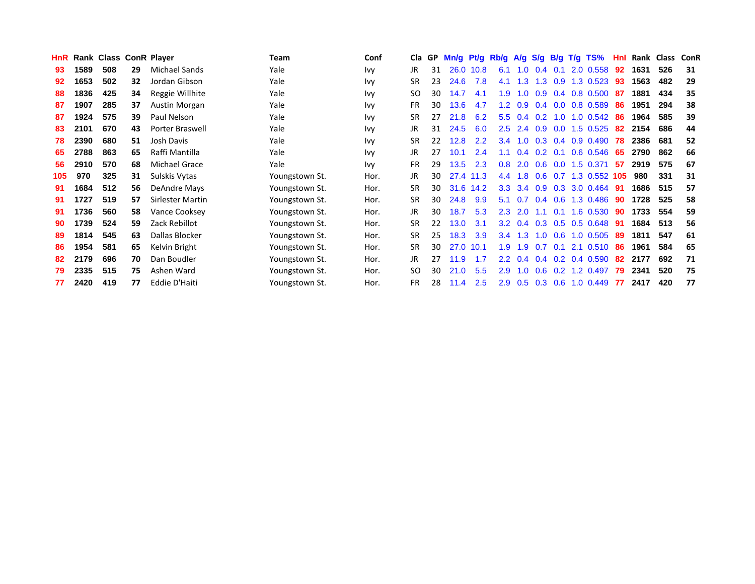| HnR | Rank | Class | ConR | Player | Team | Conf | Cla | GP | Mn/g | Pt/g | Rb/g | A/g | S/g | B/g | T/g | TS% | HnI | Rank | Class | ConR |
|---|---|---|---|---|---|---|---|---|---|---|---|---|---|---|---|---|---|---|---|---|
| 93 | 1589 | 508 | 29 | Michael Sands | Yale | Ivy | JR | 31 | 26.0 | 10.8 | 6.1 | 1.0 | 0.4 | 0.1 | 2.0 | 0.558 | 92 | 1631 | 526 | 31 |
| 92 | 1653 | 502 | 32 | Jordan Gibson | Yale | Ivy | SR | 23 | 24.6 | 7.8 | 4.1 | 1.3 | 1.3 | 0.9 | 1.3 | 0.523 | 93 | 1563 | 482 | 29 |
| 88 | 1836 | 425 | 34 | Reggie Willhite | Yale | Ivy | SO | 30 | 14.7 | 4.1 | 1.9 | 1.0 | 0.9 | 0.4 | 0.8 | 0.500 | 87 | 1881 | 434 | 35 |
| 87 | 1907 | 285 | 37 | Austin Morgan | Yale | Ivy | FR | 30 | 13.6 | 4.7 | 1.2 | 0.9 | 0.4 | 0.0 | 0.8 | 0.589 | 86 | 1951 | 294 | 38 |
| 87 | 1924 | 575 | 39 | Paul Nelson | Yale | Ivy | SR | 27 | 21.8 | 6.2 | 5.5 | 0.4 | 0.2 | 1.0 | 1.0 | 0.542 | 86 | 1964 | 585 | 39 |
| 83 | 2101 | 670 | 43 | Porter Braswell | Yale | Ivy | JR | 31 | 24.5 | 6.0 | 2.5 | 2.4 | 0.9 | 0.0 | 1.5 | 0.525 | 82 | 2154 | 686 | 44 |
| 78 | 2390 | 680 | 51 | Josh Davis | Yale | Ivy | SR | 22 | 12.8 | 2.2 | 3.4 | 1.0 | 0.3 | 0.4 | 0.9 | 0.490 | 78 | 2386 | 681 | 52 |
| 65 | 2788 | 863 | 65 | Raffi Mantilla | Yale | Ivy | JR | 27 | 10.1 | 2.4 | 1.1 | 0.4 | 0.2 | 0.1 | 0.6 | 0.546 | 65 | 2790 | 862 | 66 |
| 56 | 2910 | 570 | 68 | Michael Grace | Yale | Ivy | FR | 29 | 13.5 | 2.3 | 0.8 | 2.0 | 0.6 | 0.0 | 1.5 | 0.371 | 57 | 2919 | 575 | 67 |
| 105 | 970 | 325 | 31 | Sulskis Vytas | Youngstown St. | Hor. | JR | 30 | 27.4 | 11.3 | 4.4 | 1.8 | 0.6 | 0.7 | 1.3 | 0.552 | 105 | 980 | 331 | 31 |
| 91 | 1684 | 512 | 56 | DeAndre Mays | Youngstown St. | Hor. | SR | 30 | 31.6 | 14.2 | 3.3 | 3.4 | 0.9 | 0.3 | 3.0 | 0.464 | 91 | 1686 | 515 | 57 |
| 91 | 1727 | 519 | 57 | Sirlester Martin | Youngstown St. | Hor. | SR | 30 | 24.8 | 9.9 | 5.1 | 0.7 | 0.4 | 0.6 | 1.3 | 0.486 | 90 | 1728 | 525 | 58 |
| 91 | 1736 | 560 | 58 | Vance Cooksey | Youngstown St. | Hor. | JR | 30 | 18.7 | 5.3 | 2.3 | 2.0 | 1.1 | 0.1 | 1.6 | 0.530 | 90 | 1733 | 554 | 59 |
| 90 | 1739 | 524 | 59 | Zack Rebillot | Youngstown St. | Hor. | SR | 22 | 13.0 | 3.1 | 3.2 | 0.4 | 0.3 | 0.5 | 0.5 | 0.648 | 91 | 1684 | 513 | 56 |
| 89 | 1814 | 545 | 63 | Dallas Blocker | Youngstown St. | Hor. | SR | 25 | 18.3 | 3.9 | 3.4 | 1.3 | 1.0 | 0.6 | 1.0 | 0.505 | 89 | 1811 | 547 | 61 |
| 86 | 1954 | 581 | 65 | Kelvin Bright | Youngstown St. | Hor. | SR | 30 | 27.0 | 10.1 | 1.9 | 1.9 | 0.7 | 0.1 | 2.1 | 0.510 | 86 | 1961 | 584 | 65 |
| 82 | 2179 | 696 | 70 | Dan Boudler | Youngstown St. | Hor. | JR | 27 | 11.9 | 1.7 | 2.2 | 0.4 | 0.4 | 0.2 | 0.4 | 0.590 | 82 | 2177 | 692 | 71 |
| 79 | 2335 | 515 | 75 | Ashen Ward | Youngstown St. | Hor. | SO | 30 | 21.0 | 5.5 | 2.9 | 1.0 | 0.6 | 0.2 | 1.2 | 0.497 | 79 | 2341 | 520 | 75 |
| 77 | 2420 | 419 | 77 | Eddie D'Haiti | Youngstown St. | Hor. | FR | 28 | 11.4 | 2.5 | 2.9 | 0.5 | 0.3 | 0.6 | 1.0 | 0.449 | 77 | 2417 | 420 | 77 |